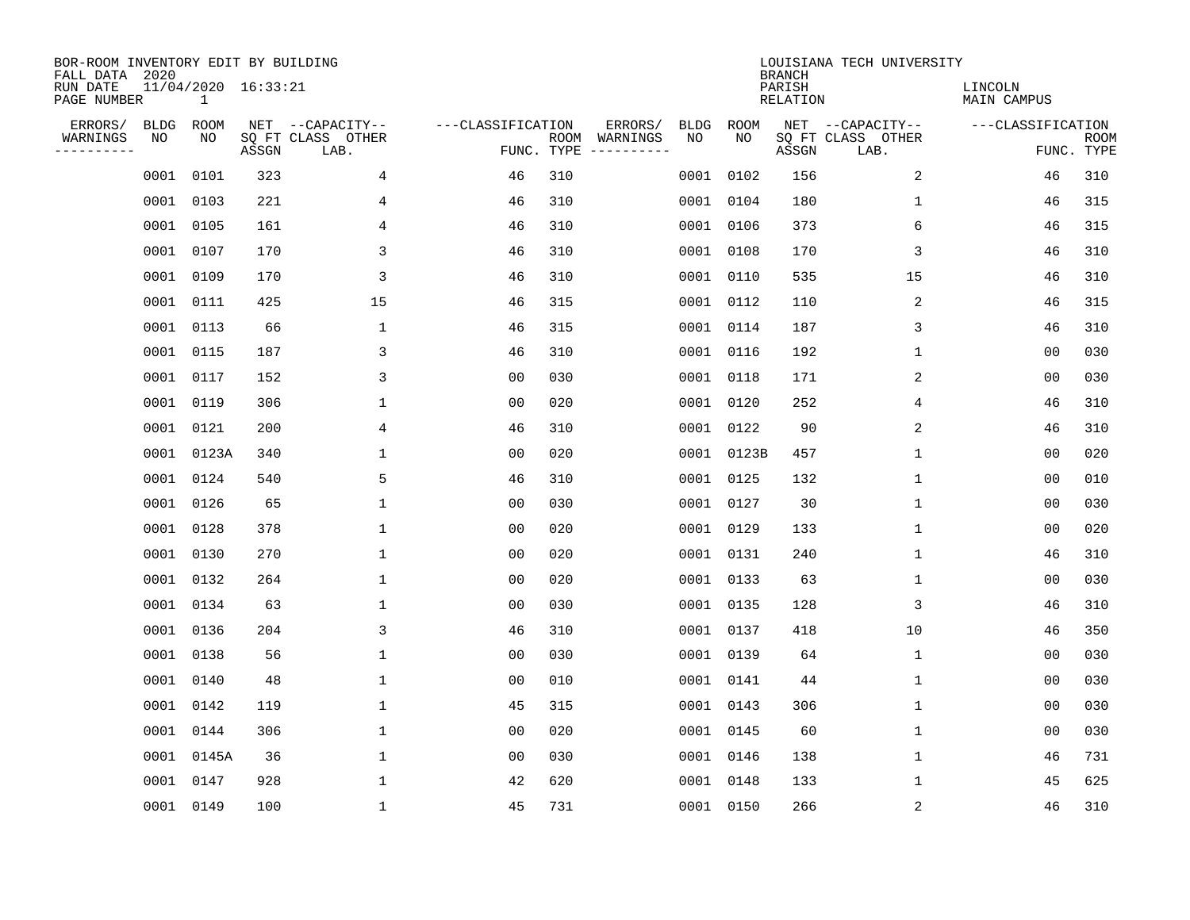BOR-ROOM INVENTORY EDIT BY BUILDING
FALL DATA 2020
RUN DATE 11/04/2020 16:33:21
PAGE NUMBER 1

LOUISIANA TECH UNIVERSITY
BRANCH
PARISH LINCOLN
RELATION MAIN CAMPUS

| ERRORS/ WARNINGS | BLDG NO | ROOM NO | NET SQ FT ASSGN | CAPACITY CLASS | CAPACITY OTHER LAB. | CLASSIFICATION FUNC. | ROOM TYPE | ERRORS/ WARNINGS | BLDG NO | ROOM NO | NET SQ FT ASSGN | CAPACITY CLASS | CAPACITY OTHER LAB. | CLASSIFICATION FUNC. | ROOM TYPE |
|---|---|---|---|---|---|---|---|---|---|---|---|---|---|---|---|
| | 0001 | 0101 | 323 | | 4 | 46 | 310 | | 0001 | 0102 | 156 | | 2 | 46 | 310 |
| | 0001 | 0103 | 221 | | 4 | 46 | 310 | | 0001 | 0104 | 180 | | 1 | 46 | 315 |
| | 0001 | 0105 | 161 | | 4 | 46 | 310 | | 0001 | 0106 | 373 | | 6 | 46 | 315 |
| | 0001 | 0107 | 170 | | 3 | 46 | 310 | | 0001 | 0108 | 170 | | 3 | 46 | 310 |
| | 0001 | 0109 | 170 | | 3 | 46 | 310 | | 0001 | 0110 | 535 | | 15 | 46 | 310 |
| | 0001 | 0111 | 425 | | 15 | 46 | 315 | | 0001 | 0112 | 110 | | 2 | 46 | 315 |
| | 0001 | 0113 | 66 | | 1 | 46 | 315 | | 0001 | 0114 | 187 | | 3 | 46 | 310 |
| | 0001 | 0115 | 187 | | 3 | 46 | 310 | | 0001 | 0116 | 192 | | 1 | 00 | 030 |
| | 0001 | 0117 | 152 | | 3 | 00 | 030 | | 0001 | 0118 | 171 | | 2 | 00 | 030 |
| | 0001 | 0119 | 306 | | 1 | 00 | 020 | | 0001 | 0120 | 252 | | 4 | 46 | 310 |
| | 0001 | 0121 | 200 | | 4 | 46 | 310 | | 0001 | 0122 | 90 | | 2 | 46 | 310 |
| | 0001 | 0123A | 340 | | 1 | 00 | 020 | | 0001 | 0123B | 457 | | 1 | 00 | 020 |
| | 0001 | 0124 | 540 | | 5 | 46 | 310 | | 0001 | 0125 | 132 | | 1 | 00 | 010 |
| | 0001 | 0126 | 65 | | 1 | 00 | 030 | | 0001 | 0127 | 30 | | 1 | 00 | 030 |
| | 0001 | 0128 | 378 | | 1 | 00 | 020 | | 0001 | 0129 | 133 | | 1 | 00 | 020 |
| | 0001 | 0130 | 270 | | 1 | 00 | 020 | | 0001 | 0131 | 240 | | 1 | 46 | 310 |
| | 0001 | 0132 | 264 | | 1 | 00 | 020 | | 0001 | 0133 | 63 | | 1 | 00 | 030 |
| | 0001 | 0134 | 63 | | 1 | 00 | 030 | | 0001 | 0135 | 128 | | 3 | 46 | 310 |
| | 0001 | 0136 | 204 | | 3 | 46 | 310 | | 0001 | 0137 | 418 | | 10 | 46 | 350 |
| | 0001 | 0138 | 56 | | 1 | 00 | 030 | | 0001 | 0139 | 64 | | 1 | 00 | 030 |
| | 0001 | 0140 | 48 | | 1 | 00 | 010 | | 0001 | 0141 | 44 | | 1 | 00 | 030 |
| | 0001 | 0142 | 119 | | 1 | 45 | 315 | | 0001 | 0143 | 306 | | 1 | 00 | 030 |
| | 0001 | 0144 | 306 | | 1 | 00 | 020 | | 0001 | 0145 | 60 | | 1 | 00 | 030 |
| | 0001 | 0145A | 36 | | 1 | 00 | 030 | | 0001 | 0146 | 138 | | 1 | 46 | 731 |
| | 0001 | 0147 | 928 | | 1 | 42 | 620 | | 0001 | 0148 | 133 | | 1 | 45 | 625 |
| | 0001 | 0149 | 100 | | 1 | 45 | 731 | | 0001 | 0150 | 266 | | 2 | 46 | 310 |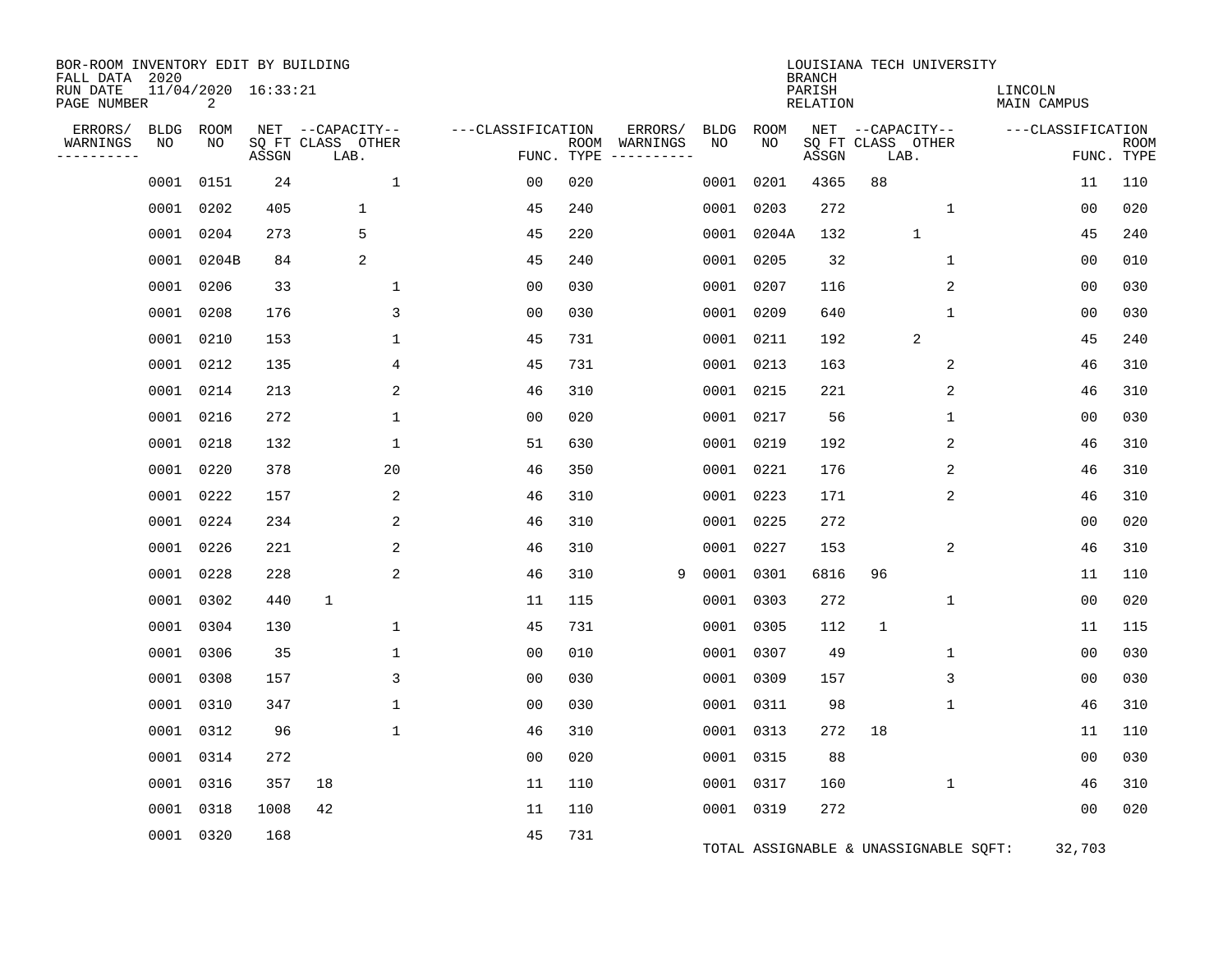BOR-ROOM INVENTORY EDIT BY BUILDING
FALL DATA 2020
RUN DATE 11/04/2020 16:33:21

LOUISIANA TECH UNIVERSITY
BRANCH
PARISH LINCOLN
RELATION MAIN CAMPUS

| ERRORS/ WARNINGS | BLDG NO | ROOM NO | NET SQ FT ASSGN | CAPACITY CLASS | CAPACITY LAB. | CAPACITY OTHER | CLASSIFICATION FUNC. | ROOM TYPE |
|---|---|---|---|---|---|---|---|---|
| | 0001 | 0151 | 24 | | | 1 | 00 | 020 |
| | 0001 | 0201 | 4365 | 88 | | | 11 | 110 |
| | 0001 | 0202 | 405 | | 1 | | 45 | 240 |
| | 0001 | 0203 | 272 | | | 1 | 00 | 020 |
| | 0001 | 0204 | 273 | | 5 | | 45 | 220 |
| | 0001 | 0204A | 132 | | 1 | | 45 | 240 |
| | 0001 | 0204B | 84 | | 2 | | 45 | 240 |
| | 0001 | 0205 | 32 | | | 1 | 00 | 010 |
| | 0001 | 0206 | 33 | | | 1 | 00 | 030 |
| | 0001 | 0207 | 116 | | | 2 | 00 | 030 |
| | 0001 | 0208 | 176 | | | 3 | 00 | 030 |
| | 0001 | 0209 | 640 | | | 1 | 00 | 030 |
| | 0001 | 0210 | 153 | | | 1 | 45 | 731 |
| | 0001 | 0211 | 192 | | 2 | | 45 | 240 |
| | 0001 | 0212 | 135 | | | 4 | 45 | 731 |
| | 0001 | 0213 | 163 | | | 2 | 46 | 310 |
| | 0001 | 0214 | 213 | | | 2 | 46 | 310 |
| | 0001 | 0215 | 221 | | | 2 | 46 | 310 |
| | 0001 | 0216 | 272 | | | 1 | 00 | 020 |
| | 0001 | 0217 | 56 | | | 1 | 00 | 030 |
| | 0001 | 0218 | 132 | | | 1 | 51 | 630 |
| | 0001 | 0219 | 192 | | | 2 | 46 | 310 |
| | 0001 | 0220 | 378 | | | 20 | 46 | 350 |
| | 0001 | 0221 | 176 | | | 2 | 46 | 310 |
| | 0001 | 0222 | 157 | | | 2 | 46 | 310 |
| | 0001 | 0223 | 171 | | | 2 | 46 | 310 |
| | 0001 | 0224 | 234 | | | 2 | 46 | 310 |
| | 0001 | 0225 | 272 | | | | 00 | 020 |
| | 0001 | 0226 | 221 | | | 2 | 46 | 310 |
| | 0001 | 0227 | 153 | | | 2 | 46 | 310 |
| | 0001 | 0228 | 228 | | | 2 | 46 | 310 |
| 9 | 0001 | 0301 | 6816 | 96 | | | 11 | 110 |
| | 0001 | 0302 | 440 | 1 | | | 11 | 115 |
| | 0001 | 0303 | 272 | | | 1 | 00 | 020 |
| | 0001 | 0304 | 130 | | | 1 | 45 | 731 |
| | 0001 | 0305 | 112 | 1 | | | 11 | 115 |
| | 0001 | 0306 | 35 | | | 1 | 00 | 010 |
| | 0001 | 0307 | 49 | | | 1 | 00 | 030 |
| | 0001 | 0308 | 157 | | | 3 | 00 | 030 |
| | 0001 | 0309 | 157 | | | 3 | 00 | 030 |
| | 0001 | 0310 | 347 | | | 1 | 00 | 030 |
| | 0001 | 0311 | 98 | | | 1 | 46 | 310 |
| | 0001 | 0312 | 96 | | | 1 | 46 | 310 |
| | 0001 | 0313 | 272 | 18 | | | 11 | 110 |
| | 0001 | 0314 | 272 | | | | 00 | 020 |
| | 0001 | 0315 | 88 | | | | 00 | 030 |
| | 0001 | 0316 | 357 | 18 | | | 11 | 110 |
| | 0001 | 0317 | 160 | | | 1 | 46 | 310 |
| | 0001 | 0318 | 1008 | 42 | | | 11 | 110 |
| | 0001 | 0319 | 272 | | | | 00 | 020 |
| | 0001 | 0320 | 168 | | | | 45 | 731 |

TOTAL ASSIGNABLE & UNASSIGNABLE SQFT: 32,703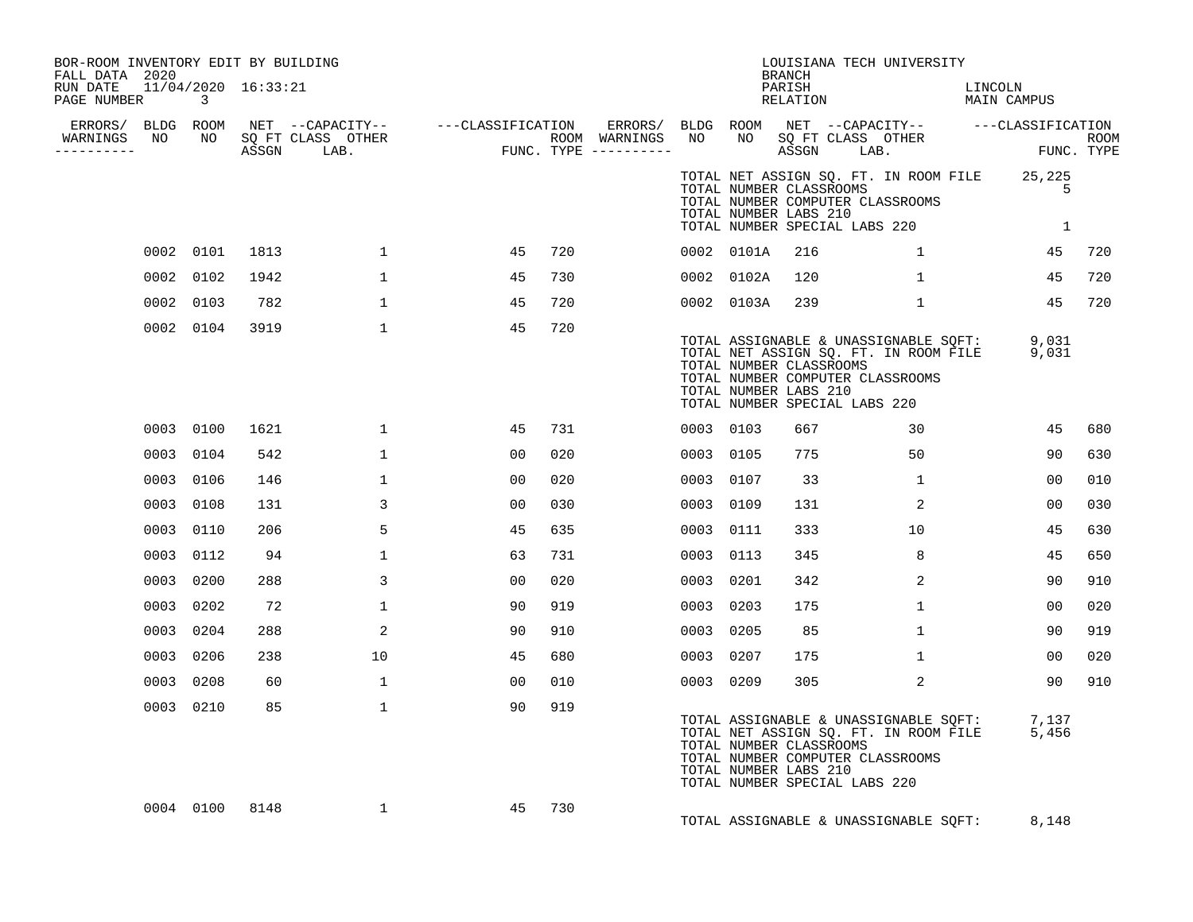BOR-ROOM INVENTORY EDIT BY BUILDING
FALL DATA 2020
RUN DATE 11/04/2020 16:33:21

LOUISIANA TECH UNIVERSITY
BRANCH
PARISH LINCOLN
RELATION MAIN CAMPUS

| ERRORS/ WARNINGS | BLDG NO | ROOM NO | NET SQ FT ASSGN | CAPACITY CLASS LAB. | CAPACITY OTHER | CLASSIFICATION FUNC. | ROOM TYPE | ERRORS/ WARNINGS | BLDG NO | ROOM NO | NET SQ FT ASSGN | CAPACITY CLASS LAB. | CAPACITY OTHER | CLASSIFICATION FUNC. | ROOM TYPE |
|---|---|---|---|---|---|---|---|---|---|---|---|---|---|---|---|
| | | | | | | | | | | | | | | | |

TOTAL NET ASSIGN SQ. FT. IN ROOM FILE 25,225
TOTAL NUMBER CLASSROOMS 5
TOTAL NUMBER COMPUTER CLASSROOMS
TOTAL NUMBER LABS 210
TOTAL NUMBER SPECIAL LABS 220 1

| ERRORS/ WARNINGS | BLDG NO | ROOM NO | NET SQ FT ASSGN | CAPACITY CLASS LAB. | CAPACITY OTHER | CLASSIFICATION FUNC. | ROOM TYPE | ERRORS/ WARNINGS | BLDG NO | ROOM NO | NET SQ FT ASSGN | CAPACITY CLASS LAB. | CAPACITY OTHER | CLASSIFICATION FUNC. | ROOM TYPE |
|---|---|---|---|---|---|---|---|---|---|---|---|---|---|---|---|
| | 0002 | 0101 | 1813 | | 1 | 45 | 720 | | 0002 | 0101A | 216 | | 1 | 45 | 720 |
| | 0002 | 0102 | 1942 | | 1 | 45 | 730 | | 0002 | 0102A | 120 | | 1 | 45 | 720 |
| | 0002 | 0103 | 782 | | 1 | 45 | 720 | | 0002 | 0103A | 239 | | 1 | 45 | 720 |
| | 0002 | 0104 | 3919 | | 1 | 45 | 720 | | | | | | | | |

TOTAL ASSIGNABLE & UNASSIGNABLE SQFT: 9,031
TOTAL NET ASSIGN SQ. FT. IN ROOM FILE 9,031
TOTAL NUMBER CLASSROOMS
TOTAL NUMBER COMPUTER CLASSROOMS
TOTAL NUMBER LABS 210
TOTAL NUMBER SPECIAL LABS 220

| ERRORS/ WARNINGS | BLDG NO | ROOM NO | NET SQ FT ASSGN | CAPACITY CLASS LAB. | CAPACITY OTHER | CLASSIFICATION FUNC. | ROOM TYPE | ERRORS/ WARNINGS | BLDG NO | ROOM NO | NET SQ FT ASSGN | CAPACITY CLASS LAB. | CAPACITY OTHER | CLASSIFICATION FUNC. | ROOM TYPE |
|---|---|---|---|---|---|---|---|---|---|---|---|---|---|---|---|
| | 0003 | 0100 | 1621 | | 1 | 45 | 731 | | 0003 | 0103 | 667 | | 30 | 45 | 680 |
| | 0003 | 0104 | 542 | | 1 | 00 | 020 | | 0003 | 0105 | 775 | | 50 | 90 | 630 |
| | 0003 | 0106 | 146 | | 1 | 00 | 020 | | 0003 | 0107 | 33 | | 1 | 00 | 010 |
| | 0003 | 0108 | 131 | | 3 | 00 | 030 | | 0003 | 0109 | 131 | | 2 | 00 | 030 |
| | 0003 | 0110 | 206 | | 5 | 45 | 635 | | 0003 | 0111 | 333 | | 10 | 45 | 630 |
| | 0003 | 0112 | 94 | | 1 | 63 | 731 | | 0003 | 0113 | 345 | | 8 | 45 | 650 |
| | 0003 | 0200 | 288 | | 3 | 00 | 020 | | 0003 | 0201 | 342 | | 2 | 90 | 910 |
| | 0003 | 0202 | 72 | | 1 | 90 | 919 | | 0003 | 0203 | 175 | | 1 | 00 | 020 |
| | 0003 | 0204 | 288 | | 2 | 90 | 910 | | 0003 | 0205 | 85 | | 1 | 90 | 919 |
| | 0003 | 0206 | 238 | | 10 | 45 | 680 | | 0003 | 0207 | 175 | | 1 | 00 | 020 |
| | 0003 | 0208 | 60 | | 1 | 00 | 010 | | 0003 | 0209 | 305 | | 2 | 90 | 910 |
| | 0003 | 0210 | 85 | | 1 | 90 | 919 | | | | | | | | |

TOTAL ASSIGNABLE & UNASSIGNABLE SQFT: 7,137
TOTAL NET ASSIGN SQ. FT. IN ROOM FILE 5,456
TOTAL NUMBER CLASSROOMS
TOTAL NUMBER COMPUTER CLASSROOMS
TOTAL NUMBER LABS 210
TOTAL NUMBER SPECIAL LABS 220

| ERRORS/ WARNINGS | BLDG NO | ROOM NO | NET SQ FT ASSGN | CAPACITY CLASS LAB. | CAPACITY OTHER | CLASSIFICATION FUNC. | ROOM TYPE |
|---|---|---|---|---|---|---|---|
| | 0004 | 0100 | 8148 | | 1 | 45 | 730 |

TOTAL ASSIGNABLE & UNASSIGNABLE SQFT: 8,148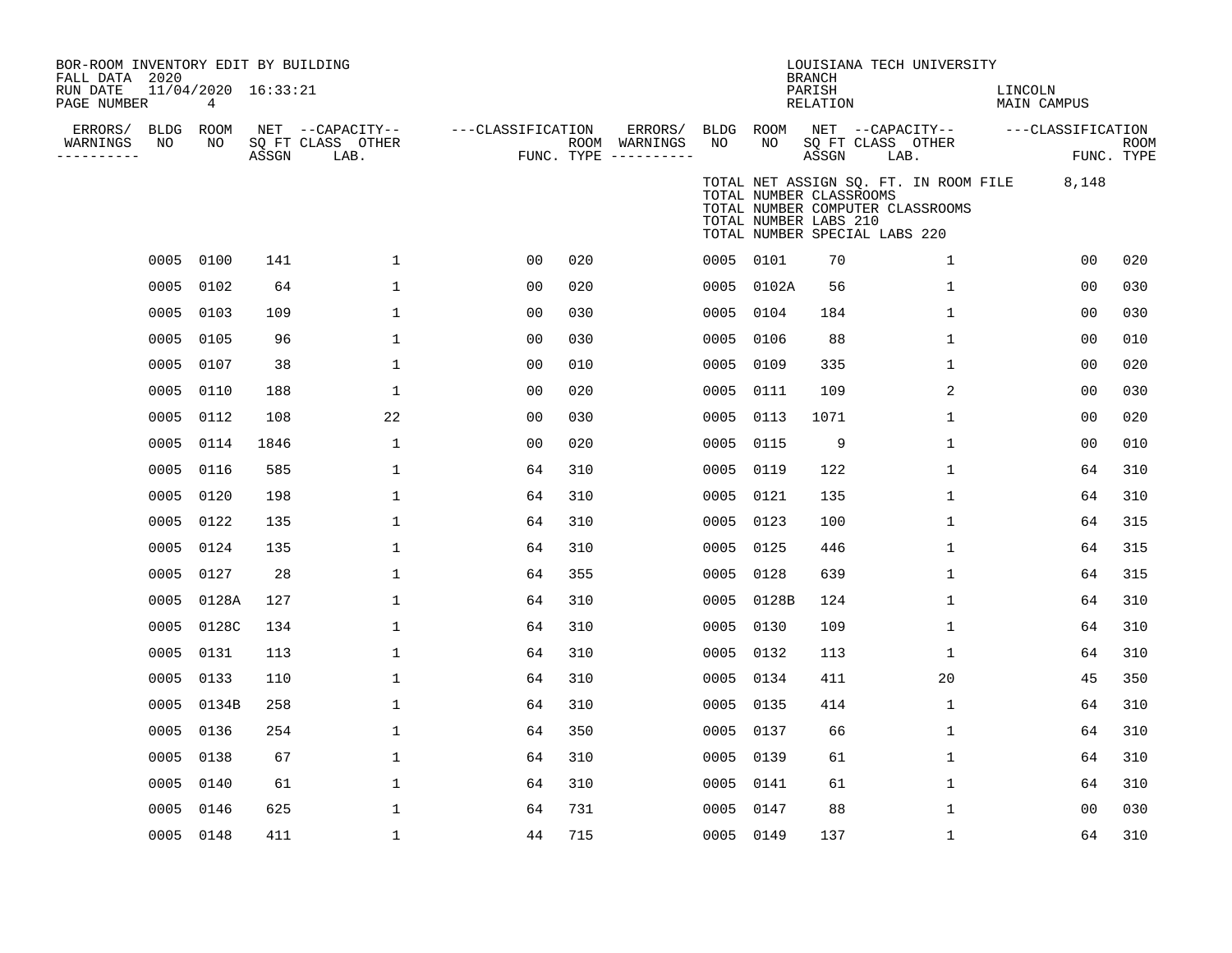BOR-ROOM INVENTORY EDIT BY BUILDING
FALL DATA 2020
RUN DATE 11/04/2020 16:33:21
PAGE NUMBER 4

LOUISIANA TECH UNIVERSITY
BRANCH
PARISH LINCOLN
RELATION MAIN CAMPUS

TOTAL NET ASSIGN SQ. FT. IN ROOM FILE 8,148
TOTAL NUMBER CLASSROOMS
TOTAL NUMBER COMPUTER CLASSROOMS
TOTAL NUMBER LABS 210
TOTAL NUMBER SPECIAL LABS 220

| ERRORS/ WARNINGS | BLDG NO | ROOM NO | NET SQ FT ASSGN | CAPACITY CLASS LAB. | CAPACITY OTHER | CLASSIFICATION FUNC. | ROOM TYPE | ERRORS/ WARNINGS | BLDG NO | ROOM NO | NET SQ FT ASSGN | CAPACITY CLASS LAB. | CAPACITY OTHER | CLASSIFICATION FUNC. | ROOM TYPE |
|---|---|---|---|---|---|---|---|---|---|---|---|---|---|---|---|
| | 0005 | 0100 | 141 | | 1 | 00 | 020 | | 0005 | 0101 | 70 | | 1 | 00 | 020 |
| | 0005 | 0102 | 64 | | 1 | 00 | 020 | | 0005 | 0102A | 56 | | 1 | 00 | 030 |
| | 0005 | 0103 | 109 | | 1 | 00 | 030 | | 0005 | 0104 | 184 | | 1 | 00 | 030 |
| | 0005 | 0105 | 96 | | 1 | 00 | 030 | | 0005 | 0106 | 88 | | 1 | 00 | 010 |
| | 0005 | 0107 | 38 | | 1 | 00 | 010 | | 0005 | 0109 | 335 | | 1 | 00 | 020 |
| | 0005 | 0110 | 188 | | 1 | 00 | 020 | | 0005 | 0111 | 109 | | 2 | 00 | 030 |
| | 0005 | 0112 | 108 | | 22 | 00 | 030 | | 0005 | 0113 | 1071 | | 1 | 00 | 020 |
| | 0005 | 0114 | 1846 | | 1 | 00 | 020 | | 0005 | 0115 | 9 | | 1 | 00 | 010 |
| | 0005 | 0116 | 585 | | 1 | 64 | 310 | | 0005 | 0119 | 122 | | 1 | 64 | 310 |
| | 0005 | 0120 | 198 | | 1 | 64 | 310 | | 0005 | 0121 | 135 | | 1 | 64 | 310 |
| | 0005 | 0122 | 135 | | 1 | 64 | 310 | | 0005 | 0123 | 100 | | 1 | 64 | 315 |
| | 0005 | 0124 | 135 | | 1 | 64 | 310 | | 0005 | 0125 | 446 | | 1 | 64 | 315 |
| | 0005 | 0127 | 28 | | 1 | 64 | 355 | | 0005 | 0128 | 639 | | 1 | 64 | 315 |
| | 0005 | 0128A | 127 | | 1 | 64 | 310 | | 0005 | 0128B | 124 | | 1 | 64 | 310 |
| | 0005 | 0128C | 134 | | 1 | 64 | 310 | | 0005 | 0130 | 109 | | 1 | 64 | 310 |
| | 0005 | 0131 | 113 | | 1 | 64 | 310 | | 0005 | 0132 | 113 | | 1 | 64 | 310 |
| | 0005 | 0133 | 110 | | 1 | 64 | 310 | | 0005 | 0134 | 411 | | 20 | 45 | 350 |
| | 0005 | 0134B | 258 | | 1 | 64 | 310 | | 0005 | 0135 | 414 | | 1 | 64 | 310 |
| | 0005 | 0136 | 254 | | 1 | 64 | 350 | | 0005 | 0137 | 66 | | 1 | 64 | 310 |
| | 0005 | 0138 | 67 | | 1 | 64 | 310 | | 0005 | 0139 | 61 | | 1 | 64 | 310 |
| | 0005 | 0140 | 61 | | 1 | 64 | 310 | | 0005 | 0141 | 61 | | 1 | 64 | 310 |
| | 0005 | 0146 | 625 | | 1 | 64 | 731 | | 0005 | 0147 | 88 | | 1 | 00 | 030 |
| | 0005 | 0148 | 411 | | 1 | 44 | 715 | | 0005 | 0149 | 137 | | 1 | 64 | 310 |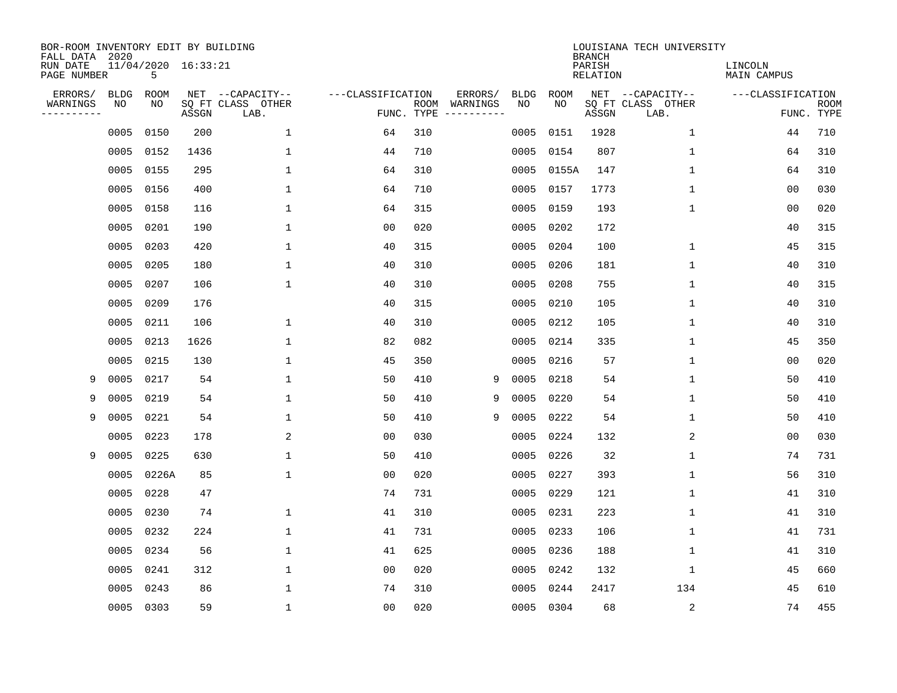BOR-ROOM INVENTORY EDIT BY BUILDING
FALL DATA 2020
RUN DATE 11/04/2020 16:33:21
PAGE NUMBER 5

LOUISIANA TECH UNIVERSITY
BRANCH
PARISH LINCOLN
RELATION MAIN CAMPUS

| ERRORS/ WARNINGS | BLDG NO | ROOM NO | NET SQ FT ASSGN | CAPACITY CLASS LAB. | CAPACITY OTHER | CLASSIFICATION FUNC. | ROOM TYPE | ERRORS/ WARNINGS | BLDG NO | ROOM NO | NET SQ FT ASSGN | CAPACITY CLASS LAB. | CAPACITY OTHER | CLASSIFICATION FUNC. | ROOM TYPE |
|---|---|---|---|---|---|---|---|---|---|---|---|---|---|---|---|
| | 0005 | 0150 | 200 | | 1 | 64 | 310 | | 0005 | 0151 | 1928 | | 1 | 44 | 710 |
| | 0005 | 0152 | 1436 | | 1 | 44 | 710 | | 0005 | 0154 | 807 | | 1 | 64 | 310 |
| | 0005 | 0155 | 295 | | 1 | 64 | 310 | | 0005 | 0155A | 147 | | 1 | 64 | 310 |
| | 0005 | 0156 | 400 | | 1 | 64 | 710 | | 0005 | 0157 | 1773 | | 1 | 00 | 030 |
| | 0005 | 0158 | 116 | | 1 | 64 | 315 | | 0005 | 0159 | 193 | | 1 | 00 | 020 |
| | 0005 | 0201 | 190 | | 1 | 00 | 020 | | 0005 | 0202 | 172 | | | 40 | 315 |
| | 0005 | 0203 | 420 | | 1 | 40 | 315 | | 0005 | 0204 | 100 | | 1 | 45 | 315 |
| | 0005 | 0205 | 180 | | 1 | 40 | 310 | | 0005 | 0206 | 181 | | 1 | 40 | 310 |
| | 0005 | 0207 | 106 | | 1 | 40 | 310 | | 0005 | 0208 | 755 | | 1 | 40 | 315 |
| | 0005 | 0209 | 176 | | | 40 | 315 | | 0005 | 0210 | 105 | | 1 | 40 | 310 |
| | 0005 | 0211 | 106 | | 1 | 40 | 310 | | 0005 | 0212 | 105 | | 1 | 40 | 310 |
| | 0005 | 0213 | 1626 | | 1 | 82 | 082 | | 0005 | 0214 | 335 | | 1 | 45 | 350 |
| | 0005 | 0215 | 130 | | 1 | 45 | 350 | | 0005 | 0216 | 57 | | 1 | 00 | 020 |
| 9 | 0005 | 0217 | 54 | | 1 | 50 | 410 | 9 | 0005 | 0218 | 54 | | 1 | 50 | 410 |
| 9 | 0005 | 0219 | 54 | | 1 | 50 | 410 | 9 | 0005 | 0220 | 54 | | 1 | 50 | 410 |
| 9 | 0005 | 0221 | 54 | | 1 | 50 | 410 | 9 | 0005 | 0222 | 54 | | 1 | 50 | 410 |
| | 0005 | 0223 | 178 | | 2 | 00 | 030 | | 0005 | 0224 | 132 | | 2 | 00 | 030 |
| 9 | 0005 | 0225 | 630 | | 1 | 50 | 410 | | 0005 | 0226 | 32 | | 1 | 74 | 731 |
| | 0005 | 0226A | 85 | | 1 | 00 | 020 | | 0005 | 0227 | 393 | | 1 | 56 | 310 |
| | 0005 | 0228 | 47 | | | 74 | 731 | | 0005 | 0229 | 121 | | 1 | 41 | 310 |
| | 0005 | 0230 | 74 | | 1 | 41 | 310 | | 0005 | 0231 | 223 | | 1 | 41 | 310 |
| | 0005 | 0232 | 224 | | 1 | 41 | 731 | | 0005 | 0233 | 106 | | 1 | 41 | 731 |
| | 0005 | 0234 | 56 | | 1 | 41 | 625 | | 0005 | 0236 | 188 | | 1 | 41 | 310 |
| | 0005 | 0241 | 312 | | 1 | 00 | 020 | | 0005 | 0242 | 132 | | 1 | 45 | 660 |
| | 0005 | 0243 | 86 | | 1 | 74 | 310 | | 0005 | 0244 | 2417 | | 134 | 45 | 610 |
| | 0005 | 0303 | 59 | | 1 | 00 | 020 | | 0005 | 0304 | 68 | | 2 | 74 | 455 |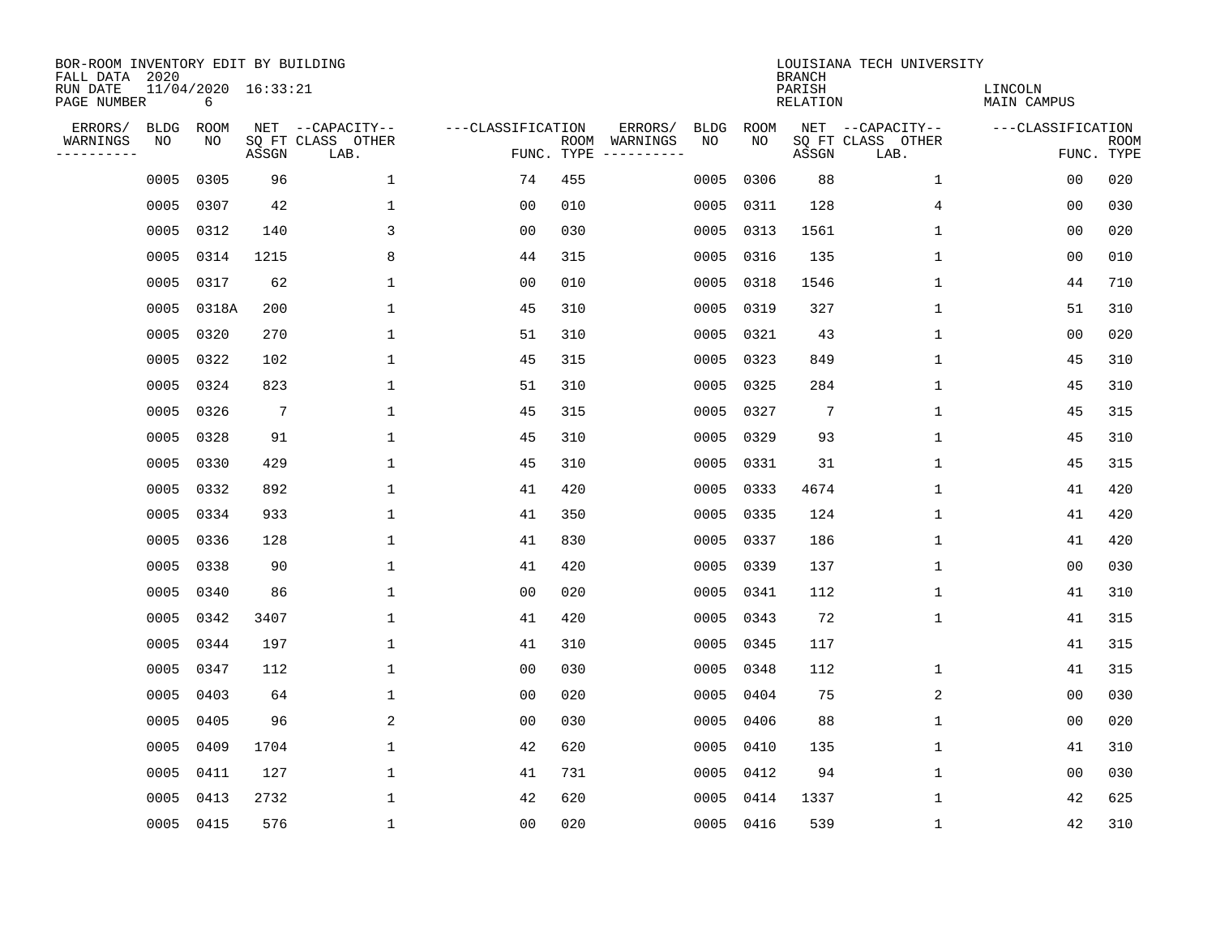BOR-ROOM INVENTORY EDIT BY BUILDING
FALL DATA 2020
RUN DATE 11/04/2020 16:33:21
PAGE NUMBER 6

LOUISIANA TECH UNIVERSITY
BRANCH
PARISH LINCOLN
RELATION MAIN CAMPUS

| ERRORS/ WARNINGS | BLDG NO | ROOM NO | NET SQ FT ASSGN | CAPACITY CLASS LAB. | CAPACITY OTHER | CLASSIFICATION FUNC. | ROOM TYPE | ERRORS/ WARNINGS | BLDG NO | ROOM NO | NET SQ FT ASSGN | CAPACITY CLASS LAB. | CAPACITY OTHER | CLASSIFICATION FUNC. | ROOM TYPE |
|---|---|---|---|---|---|---|---|---|---|---|---|---|---|---|---|
| | 0005 | 0305 | 96 | | 1 | 74 | 455 | | 0005 | 0306 | 88 | | 1 | 00 | 020 |
| | 0005 | 0307 | 42 | | 1 | 00 | 010 | | 0005 | 0311 | 128 | | 4 | 00 | 030 |
| | 0005 | 0312 | 140 | | 3 | 00 | 030 | | 0005 | 0313 | 1561 | | 1 | 00 | 020 |
| | 0005 | 0314 | 1215 | | 8 | 44 | 315 | | 0005 | 0316 | 135 | | 1 | 00 | 010 |
| | 0005 | 0317 | 62 | | 1 | 00 | 010 | | 0005 | 0318 | 1546 | | 1 | 44 | 710 |
| | 0005 | 0318A | 200 | | 1 | 45 | 310 | | 0005 | 0319 | 327 | | 1 | 51 | 310 |
| | 0005 | 0320 | 270 | | 1 | 51 | 310 | | 0005 | 0321 | 43 | | 1 | 00 | 020 |
| | 0005 | 0322 | 102 | | 1 | 45 | 315 | | 0005 | 0323 | 849 | | 1 | 45 | 310 |
| | 0005 | 0324 | 823 | | 1 | 51 | 310 | | 0005 | 0325 | 284 | | 1 | 45 | 310 |
| | 0005 | 0326 | 7 | | 1 | 45 | 315 | | 0005 | 0327 | 7 | | 1 | 45 | 315 |
| | 0005 | 0328 | 91 | | 1 | 45 | 310 | | 0005 | 0329 | 93 | | 1 | 45 | 310 |
| | 0005 | 0330 | 429 | | 1 | 45 | 310 | | 0005 | 0331 | 31 | | 1 | 45 | 315 |
| | 0005 | 0332 | 892 | | 1 | 41 | 420 | | 0005 | 0333 | 4674 | | 1 | 41 | 420 |
| | 0005 | 0334 | 933 | | 1 | 41 | 350 | | 0005 | 0335 | 124 | | 1 | 41 | 420 |
| | 0005 | 0336 | 128 | | 1 | 41 | 830 | | 0005 | 0337 | 186 | | 1 | 41 | 420 |
| | 0005 | 0338 | 90 | | 1 | 41 | 420 | | 0005 | 0339 | 137 | | 1 | 00 | 030 |
| | 0005 | 0340 | 86 | | 1 | 00 | 020 | | 0005 | 0341 | 112 | | 1 | 41 | 310 |
| | 0005 | 0342 | 3407 | | 1 | 41 | 420 | | 0005 | 0343 | 72 | | 1 | 41 | 315 |
| | 0005 | 0344 | 197 | | 1 | 41 | 310 | | 0005 | 0345 | 117 | | | 41 | 315 |
| | 0005 | 0347 | 112 | | 1 | 00 | 030 | | 0005 | 0348 | 112 | | 1 | 41 | 315 |
| | 0005 | 0403 | 64 | | 1 | 00 | 020 | | 0005 | 0404 | 75 | | 2 | 00 | 030 |
| | 0005 | 0405 | 96 | | 2 | 00 | 030 | | 0005 | 0406 | 88 | | 1 | 00 | 020 |
| | 0005 | 0409 | 1704 | | 1 | 42 | 620 | | 0005 | 0410 | 135 | | 1 | 41 | 310 |
| | 0005 | 0411 | 127 | | 1 | 41 | 731 | | 0005 | 0412 | 94 | | 1 | 00 | 030 |
| | 0005 | 0413 | 2732 | | 1 | 42 | 620 | | 0005 | 0414 | 1337 | | 1 | 42 | 625 |
| | 0005 | 0415 | 576 | | 1 | 00 | 020 | | 0005 | 0416 | 539 | | 1 | 42 | 310 |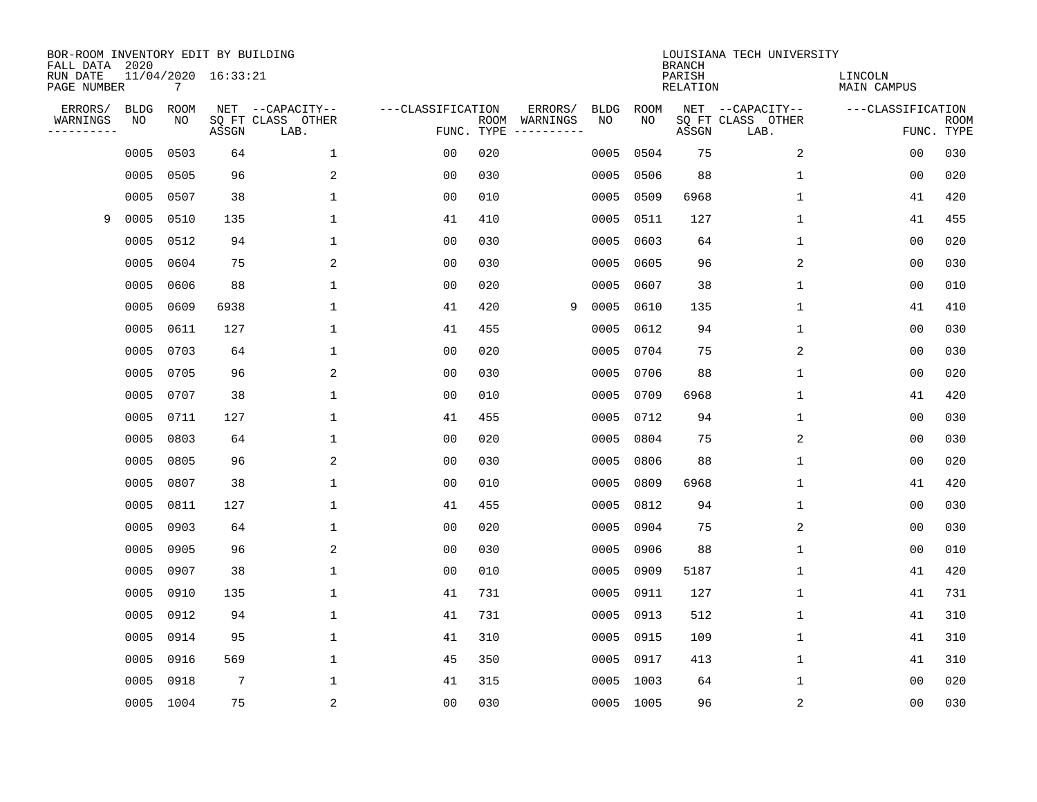BOR-ROOM INVENTORY EDIT BY BUILDING
FALL DATA 2020
RUN DATE 11/04/2020 16:33:21
PAGE NUMBER 7

LOUISIANA TECH UNIVERSITY
BRANCH
PARISH LINCOLN
RELATION MAIN CAMPUS

| ERRORS/ WARNINGS | BLDG NO | ROOM NO | NET SQ FT ASSGN | CAPACITY CLASS LAB. | CAPACITY OTHER | CLASSIFICATION FUNC. | ROOM TYPE | ERRORS/ WARNINGS | BLDG NO | ROOM NO | NET SQ FT ASSGN | CAPACITY CLASS LAB. | CAPACITY OTHER | CLASSIFICATION FUNC. | ROOM TYPE |
|---|---|---|---|---|---|---|---|---|---|---|---|---|---|---|---|
| | 0005 | 0503 | 64 | | 1 | 00 | 020 | | 0005 | 0504 | 75 | | 2 | 00 | 030 |
| | 0005 | 0505 | 96 | | 2 | 00 | 030 | | 0005 | 0506 | 88 | | 1 | 00 | 020 |
| | 0005 | 0507 | 38 | | 1 | 00 | 010 | | 0005 | 0509 | 6968 | | 1 | 41 | 420 |
| 9 | 0005 | 0510 | 135 | | 1 | 41 | 410 | | 0005 | 0511 | 127 | | 1 | 41 | 455 |
| | 0005 | 0512 | 94 | | 1 | 00 | 030 | | 0005 | 0603 | 64 | | 1 | 00 | 020 |
| | 0005 | 0604 | 75 | | 2 | 00 | 030 | | 0005 | 0605 | 96 | | 2 | 00 | 030 |
| | 0005 | 0606 | 88 | | 1 | 00 | 020 | | 0005 | 0607 | 38 | | 1 | 00 | 010 |
| | 0005 | 0609 | 6938 | | 1 | 41 | 420 | 9 | 0005 | 0610 | 135 | | 1 | 41 | 410 |
| | 0005 | 0611 | 127 | | 1 | 41 | 455 | | 0005 | 0612 | 94 | | 1 | 00 | 030 |
| | 0005 | 0703 | 64 | | 1 | 00 | 020 | | 0005 | 0704 | 75 | | 2 | 00 | 030 |
| | 0005 | 0705 | 96 | | 2 | 00 | 030 | | 0005 | 0706 | 88 | | 1 | 00 | 020 |
| | 0005 | 0707 | 38 | | 1 | 00 | 010 | | 0005 | 0709 | 6968 | | 1 | 41 | 420 |
| | 0005 | 0711 | 127 | | 1 | 41 | 455 | | 0005 | 0712 | 94 | | 1 | 00 | 030 |
| | 0005 | 0803 | 64 | | 1 | 00 | 020 | | 0005 | 0804 | 75 | | 2 | 00 | 030 |
| | 0005 | 0805 | 96 | | 2 | 00 | 030 | | 0005 | 0806 | 88 | | 1 | 00 | 020 |
| | 0005 | 0807 | 38 | | 1 | 00 | 010 | | 0005 | 0809 | 6968 | | 1 | 41 | 420 |
| | 0005 | 0811 | 127 | | 1 | 41 | 455 | | 0005 | 0812 | 94 | | 1 | 00 | 030 |
| | 0005 | 0903 | 64 | | 1 | 00 | 020 | | 0005 | 0904 | 75 | | 2 | 00 | 030 |
| | 0005 | 0905 | 96 | | 2 | 00 | 030 | | 0005 | 0906 | 88 | | 1 | 00 | 010 |
| | 0005 | 0907 | 38 | | 1 | 00 | 010 | | 0005 | 0909 | 5187 | | 1 | 41 | 420 |
| | 0005 | 0910 | 135 | | 1 | 41 | 731 | | 0005 | 0911 | 127 | | 1 | 41 | 731 |
| | 0005 | 0912 | 94 | | 1 | 41 | 731 | | 0005 | 0913 | 512 | | 1 | 41 | 310 |
| | 0005 | 0914 | 95 | | 1 | 41 | 310 | | 0005 | 0915 | 109 | | 1 | 41 | 310 |
| | 0005 | 0916 | 569 | | 1 | 45 | 350 | | 0005 | 0917 | 413 | | 1 | 41 | 310 |
| | 0005 | 0918 | 7 | | 1 | 41 | 315 | | 0005 | 1003 | 64 | | 1 | 00 | 020 |
| | 0005 | 1004 | 75 | | 2 | 00 | 030 | | 0005 | 1005 | 96 | | 2 | 00 | 030 |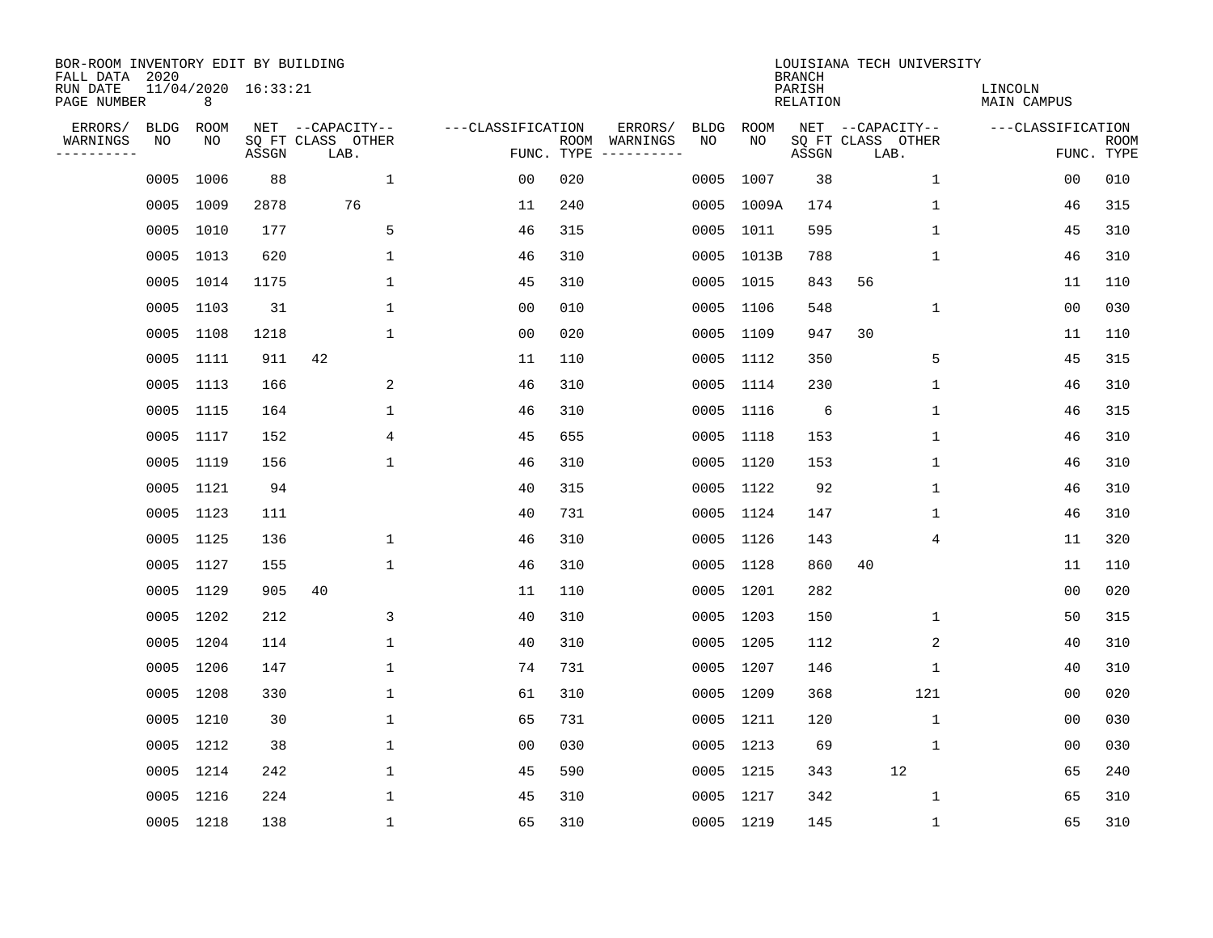BOR-ROOM INVENTORY EDIT BY BUILDING
FALL DATA 2020
RUN DATE 11/04/2020 16:33:21
PAGE NUMBER 8

LOUISIANA TECH UNIVERSITY
BRANCH
PARISH LINCOLN
RELATION MAIN CAMPUS

| ERRORS/ WARNINGS | BLDG NO | ROOM NO | NET SQ FT ASSGN | CAPACITY CLASS LAB. | CAPACITY OTHER | CLASSIFICATION FUNC. | ROOM TYPE | ERRORS/ WARNINGS | BLDG NO | ROOM NO | NET SQ FT ASSGN | CAPACITY CLASS LAB. | CAPACITY OTHER | CLASSIFICATION FUNC. | ROOM TYPE |
|---|---|---|---|---|---|---|---|---|---|---|---|---|---|---|---|
| | 0005 | 1006 | 88 | | 1 | 00 | 020 | | 0005 | 1007 | 38 | | 1 | 00 | 010 |
| | 0005 | 1009 | 2878 | 76 | | 11 | 240 | | 0005 | 1009A | 174 | | 1 | 46 | 315 |
| | 0005 | 1010 | 177 | | 5 | 46 | 315 | | 0005 | 1011 | 595 | | 1 | 45 | 310 |
| | 0005 | 1013 | 620 | | 1 | 46 | 310 | | 0005 | 1013B | 788 | | 1 | 46 | 310 |
| | 0005 | 1014 | 1175 | | 1 | 45 | 310 | | 0005 | 1015 | 843 | 56 | | 11 | 110 |
| | 0005 | 1103 | 31 | | 1 | 00 | 010 | | 0005 | 1106 | 548 | | 1 | 00 | 030 |
| | 0005 | 1108 | 1218 | | 1 | 00 | 020 | | 0005 | 1109 | 947 | 30 | | 11 | 110 |
| | 0005 | 1111 | 911 | 42 | | 11 | 110 | | 0005 | 1112 | 350 | | 5 | 45 | 315 |
| | 0005 | 1113 | 166 | | 2 | 46 | 310 | | 0005 | 1114 | 230 | | 1 | 46 | 310 |
| | 0005 | 1115 | 164 | | 1 | 46 | 310 | | 0005 | 1116 | 6 | | 1 | 46 | 315 |
| | 0005 | 1117 | 152 | | 4 | 45 | 655 | | 0005 | 1118 | 153 | | 1 | 46 | 310 |
| | 0005 | 1119 | 156 | | 1 | 46 | 310 | | 0005 | 1120 | 153 | | 1 | 46 | 310 |
| | 0005 | 1121 | 94 | | | 40 | 315 | | 0005 | 1122 | 92 | | 1 | 46 | 310 |
| | 0005 | 1123 | 111 | | | 40 | 731 | | 0005 | 1124 | 147 | | 1 | 46 | 310 |
| | 0005 | 1125 | 136 | | 1 | 46 | 310 | | 0005 | 1126 | 143 | | 4 | 11 | 320 |
| | 0005 | 1127 | 155 | | 1 | 46 | 310 | | 0005 | 1128 | 860 | 40 | | 11 | 110 |
| | 0005 | 1129 | 905 | 40 | | 11 | 110 | | 0005 | 1201 | 282 | | | 00 | 020 |
| | 0005 | 1202 | 212 | | 3 | 40 | 310 | | 0005 | 1203 | 150 | | 1 | 50 | 315 |
| | 0005 | 1204 | 114 | | 1 | 40 | 310 | | 0005 | 1205 | 112 | | 2 | 40 | 310 |
| | 0005 | 1206 | 147 | | 1 | 74 | 731 | | 0005 | 1207 | 146 | | 1 | 40 | 310 |
| | 0005 | 1208 | 330 | | 1 | 61 | 310 | | 0005 | 1209 | 368 | | 121 | 00 | 020 |
| | 0005 | 1210 | 30 | | 1 | 65 | 731 | | 0005 | 1211 | 120 | | 1 | 00 | 030 |
| | 0005 | 1212 | 38 | | 1 | 00 | 030 | | 0005 | 1213 | 69 | | 1 | 00 | 030 |
| | 0005 | 1214 | 242 | | 1 | 45 | 590 | | 0005 | 1215 | 343 | 12 | | 65 | 240 |
| | 0005 | 1216 | 224 | | 1 | 45 | 310 | | 0005 | 1217 | 342 | | 1 | 65 | 310 |
| | 0005 | 1218 | 138 | | 1 | 65 | 310 | | 0005 | 1219 | 145 | | 1 | 65 | 310 |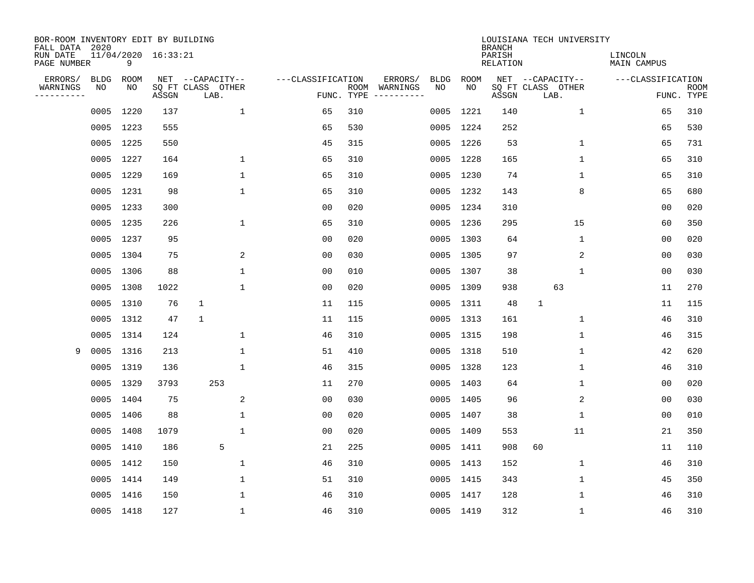BOR-ROOM INVENTORY EDIT BY BUILDING
FALL DATA 2020
RUN DATE 11/04/2020 16:33:21
PAGE NUMBER 9

LOUISIANA TECH UNIVERSITY
BRANCH
PARISH LINCOLN
RELATION MAIN CAMPUS

| ERRORS/ WARNINGS | BLDG NO | ROOM NO | NET SQ FT ASSGN | CAPACITY CLASS LAB. | CAPACITY OTHER | CLASSIFICATION FUNC. | ROOM TYPE | ERRORS/ WARNINGS | BLDG NO | ROOM NO | NET SQ FT ASSGN | CAPACITY CLASS LAB. | CAPACITY OTHER | CLASSIFICATION FUNC. | ROOM TYPE |
|---|---|---|---|---|---|---|---|---|---|---|---|---|---|---|---|
| | 0005 | 1220 | 137 | | 1 | 65 | 310 | | 0005 | 1221 | 140 | | 1 | 65 | 310 |
| | 0005 | 1223 | 555 | | | 65 | 530 | | 0005 | 1224 | 252 | | | 65 | 530 |
| | 0005 | 1225 | 550 | | | 45 | 315 | | 0005 | 1226 | 53 | | 1 | 65 | 731 |
| | 0005 | 1227 | 164 | | 1 | 65 | 310 | | 0005 | 1228 | 165 | | 1 | 65 | 310 |
| | 0005 | 1229 | 169 | | 1 | 65 | 310 | | 0005 | 1230 | 74 | | 1 | 65 | 310 |
| | 0005 | 1231 | 98 | | 1 | 65 | 310 | | 0005 | 1232 | 143 | | 8 | 65 | 680 |
| | 0005 | 1233 | 300 | | | 00 | 020 | | 0005 | 1234 | 310 | | | 00 | 020 |
| | 0005 | 1235 | 226 | | 1 | 65 | 310 | | 0005 | 1236 | 295 | | 15 | 60 | 350 |
| | 0005 | 1237 | 95 | | | 00 | 020 | | 0005 | 1303 | 64 | | 1 | 00 | 020 |
| | 0005 | 1304 | 75 | | 2 | 00 | 030 | | 0005 | 1305 | 97 | | 2 | 00 | 030 |
| | 0005 | 1306 | 88 | | 1 | 00 | 010 | | 0005 | 1307 | 38 | | 1 | 00 | 030 |
| | 0005 | 1308 | 1022 | | 1 | 00 | 020 | | 0005 | 1309 | 938 | 63 | | 11 | 270 |
| | 0005 | 1310 | 76 | 1 | | 11 | 115 | | 0005 | 1311 | 48 | 1 | | 11 | 115 |
| | 0005 | 1312 | 47 | 1 | | 11 | 115 | | 0005 | 1313 | 161 | | 1 | 46 | 310 |
| | 0005 | 1314 | 124 | | 1 | 46 | 310 | | 0005 | 1315 | 198 | | 1 | 46 | 315 |
| 9 | 0005 | 1316 | 213 | | 1 | 51 | 410 | | 0005 | 1318 | 510 | | 1 | 42 | 620 |
| | 0005 | 1319 | 136 | | 1 | 46 | 315 | | 0005 | 1328 | 123 | | 1 | 46 | 310 |
| | 0005 | 1329 | 3793 | 253 | | 11 | 270 | | 0005 | 1403 | 64 | | 1 | 00 | 020 |
| | 0005 | 1404 | 75 | | 2 | 00 | 030 | | 0005 | 1405 | 96 | | 2 | 00 | 030 |
| | 0005 | 1406 | 88 | | 1 | 00 | 020 | | 0005 | 1407 | 38 | | 1 | 00 | 010 |
| | 0005 | 1408 | 1079 | | 1 | 00 | 020 | | 0005 | 1409 | 553 | | 11 | 21 | 350 |
| | 0005 | 1410 | 186 | 5 | | 21 | 225 | | 0005 | 1411 | 908 | 60 | | 11 | 110 |
| | 0005 | 1412 | 150 | | 1 | 46 | 310 | | 0005 | 1413 | 152 | | 1 | 46 | 310 |
| | 0005 | 1414 | 149 | | 1 | 51 | 310 | | 0005 | 1415 | 343 | | 1 | 45 | 350 |
| | 0005 | 1416 | 150 | | 1 | 46 | 310 | | 0005 | 1417 | 128 | | 1 | 46 | 310 |
| | 0005 | 1418 | 127 | | 1 | 46 | 310 | | 0005 | 1419 | 312 | | 1 | 46 | 310 |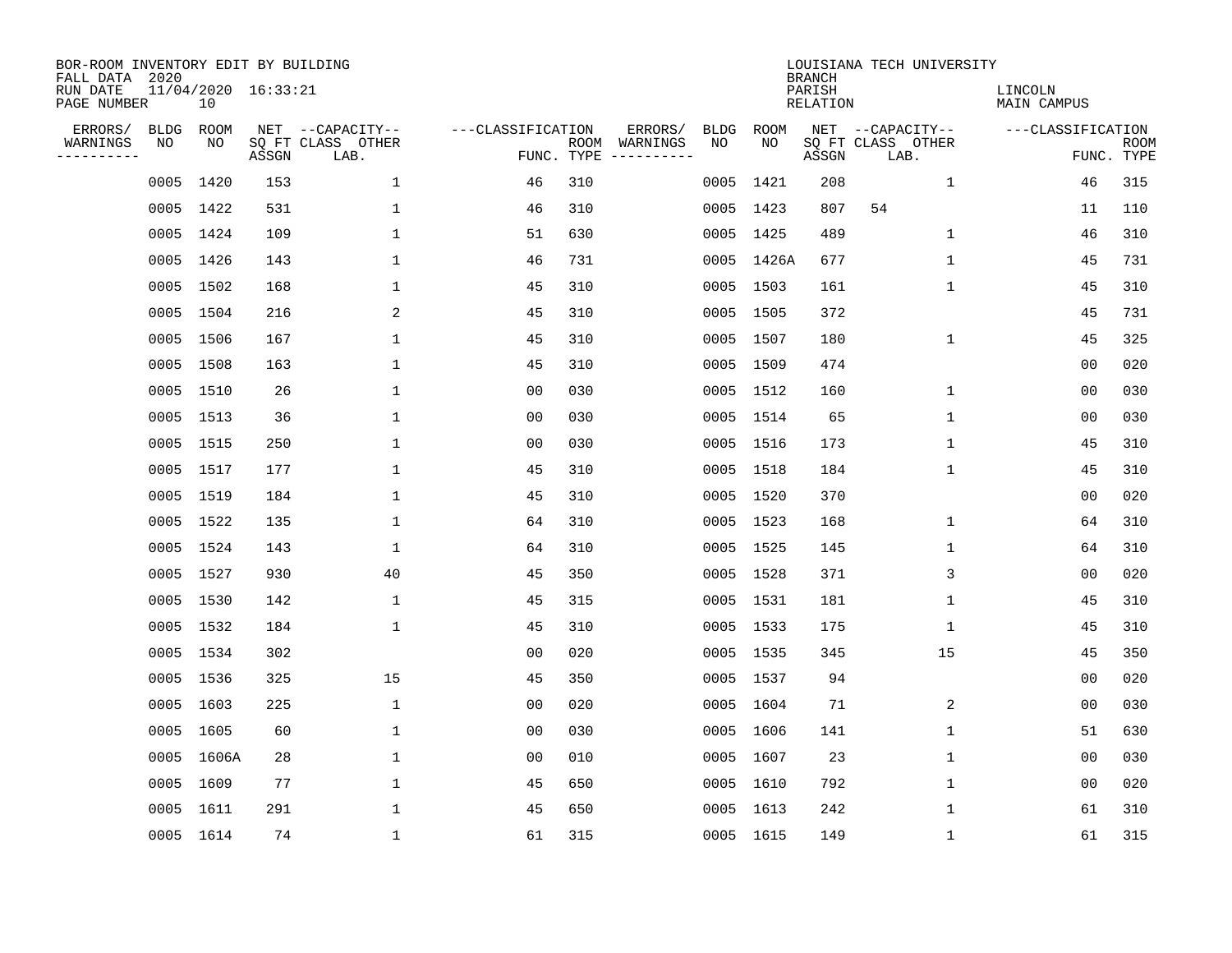BOR-ROOM INVENTORY EDIT BY BUILDING
FALL DATA 2020
RUN DATE 11/04/2020 16:33:21
PAGE NUMBER 10

LOUISIANA TECH UNIVERSITY
BRANCH
PARISH LINCOLN
RELATION MAIN CAMPUS

| ERRORS/ WARNINGS | BLDG NO | ROOM NO | NET SQ FT ASSGN | CAPACITY CLASS LAB. | CAPACITY OTHER | CLASSIFICATION FUNC. | ROOM TYPE | ERRORS/ WARNINGS | BLDG NO | ROOM NO | NET SQ FT ASSGN | CAPACITY CLASS LAB. | CAPACITY OTHER | CLASSIFICATION FUNC. | ROOM TYPE |
|---|---|---|---|---|---|---|---|---|---|---|---|---|---|---|---|
| | 0005 | 1420 | 153 | | 1 | 46 | 310 | | 0005 | 1421 | 208 | | 1 | 46 | 315 |
| | 0005 | 1422 | 531 | | 1 | 46 | 310 | | 0005 | 1423 | 807 | 54 | | 11 | 110 |
| | 0005 | 1424 | 109 | | 1 | 51 | 630 | | 0005 | 1425 | 489 | | 1 | 46 | 310 |
| | 0005 | 1426 | 143 | | 1 | 46 | 731 | | 0005 | 1426A | 677 | | 1 | 45 | 731 |
| | 0005 | 1502 | 168 | | 1 | 45 | 310 | | 0005 | 1503 | 161 | | 1 | 45 | 310 |
| | 0005 | 1504 | 216 | | 2 | 45 | 310 | | 0005 | 1505 | 372 | | | 45 | 731 |
| | 0005 | 1506 | 167 | | 1 | 45 | 310 | | 0005 | 1507 | 180 | | 1 | 45 | 325 |
| | 0005 | 1508 | 163 | | 1 | 45 | 310 | | 0005 | 1509 | 474 | | | 00 | 020 |
| | 0005 | 1510 | 26 | | 1 | 00 | 030 | | 0005 | 1512 | 160 | | 1 | 00 | 030 |
| | 0005 | 1513 | 36 | | 1 | 00 | 030 | | 0005 | 1514 | 65 | | 1 | 00 | 030 |
| | 0005 | 1515 | 250 | | 1 | 00 | 030 | | 0005 | 1516 | 173 | | 1 | 45 | 310 |
| | 0005 | 1517 | 177 | | 1 | 45 | 310 | | 0005 | 1518 | 184 | | 1 | 45 | 310 |
| | 0005 | 1519 | 184 | | 1 | 45 | 310 | | 0005 | 1520 | 370 | | | 00 | 020 |
| | 0005 | 1522 | 135 | | 1 | 64 | 310 | | 0005 | 1523 | 168 | | 1 | 64 | 310 |
| | 0005 | 1524 | 143 | | 1 | 64 | 310 | | 0005 | 1525 | 145 | | 1 | 64 | 310 |
| | 0005 | 1527 | 930 | | 40 | 45 | 350 | | 0005 | 1528 | 371 | | 3 | 00 | 020 |
| | 0005 | 1530 | 142 | | 1 | 45 | 315 | | 0005 | 1531 | 181 | | 1 | 45 | 310 |
| | 0005 | 1532 | 184 | | 1 | 45 | 310 | | 0005 | 1533 | 175 | | 1 | 45 | 310 |
| | 0005 | 1534 | 302 | | | 00 | 020 | | 0005 | 1535 | 345 | | 15 | 45 | 350 |
| | 0005 | 1536 | 325 | | 15 | 45 | 350 | | 0005 | 1537 | 94 | | | 00 | 020 |
| | 0005 | 1603 | 225 | | 1 | 00 | 020 | | 0005 | 1604 | 71 | | 2 | 00 | 030 |
| | 0005 | 1605 | 60 | | 1 | 00 | 030 | | 0005 | 1606 | 141 | | 1 | 51 | 630 |
| | 0005 | 1606A | 28 | | 1 | 00 | 010 | | 0005 | 1607 | 23 | | 1 | 00 | 030 |
| | 0005 | 1609 | 77 | | 1 | 45 | 650 | | 0005 | 1610 | 792 | | 1 | 00 | 020 |
| | 0005 | 1611 | 291 | | 1 | 45 | 650 | | 0005 | 1613 | 242 | | 1 | 61 | 310 |
| | 0005 | 1614 | 74 | | 1 | 61 | 315 | | 0005 | 1615 | 149 | | 1 | 61 | 315 |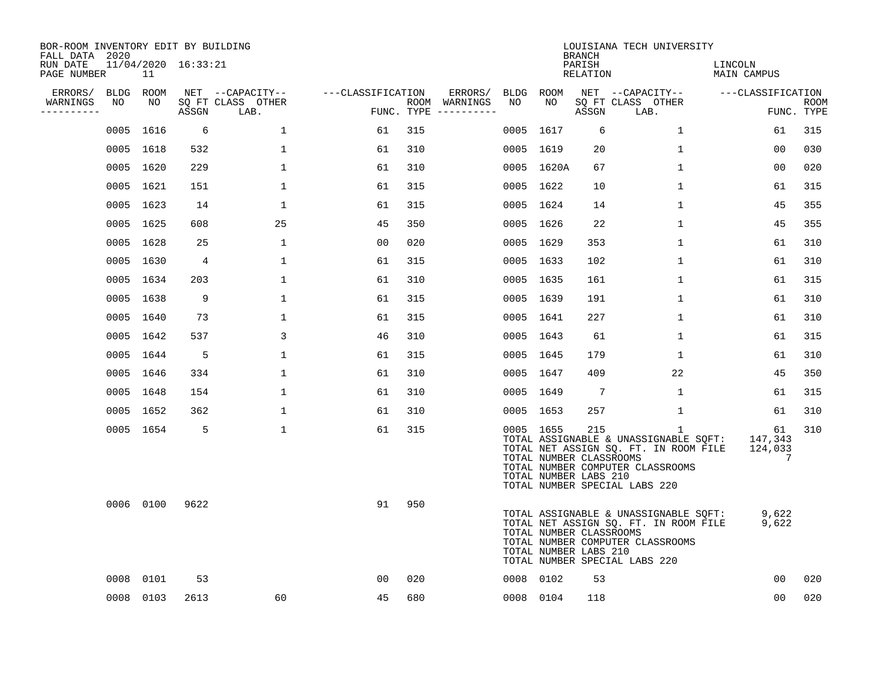BOR-ROOM INVENTORY EDIT BY BUILDING
FALL DATA 2020
RUN DATE 11/04/2020 16:33:21
PAGE NUMBER 11

LOUISIANA TECH UNIVERSITY
BRANCH
PARISH LINCOLN
RELATION MAIN CAMPUS

| ERRORS/ WARNINGS | BLDG NO | ROOM NO | NET SQ FT ASSGN | --CAPACITY-- CLASS LAB. | OTHER | ---CLASSIFICATION FUNC. | ROOM TYPE | ERRORS/ WARNINGS | BLDG NO | ROOM NO | NET SQ FT ASSGN | --CAPACITY-- CLASS LAB. | OTHER | ---CLASSIFICATION FUNC. | ROOM TYPE |
|---|---|---|---|---|---|---|---|---|---|---|---|---|---|---|---|
| | 0005 | 1616 | 6 | | 1 | 61 | 315 | | 0005 | 1617 | 6 | | 1 | 61 | 315 |
| | 0005 | 1618 | 532 | | 1 | 61 | 310 | | 0005 | 1619 | 20 | | 1 | 00 | 030 |
| | 0005 | 1620 | 229 | | 1 | 61 | 310 | | 0005 | 1620A | 67 | | 1 | 00 | 020 |
| | 0005 | 1621 | 151 | | 1 | 61 | 315 | | 0005 | 1622 | 10 | | 1 | 61 | 315 |
| | 0005 | 1623 | 14 | | 1 | 61 | 315 | | 0005 | 1624 | 14 | | 1 | 45 | 355 |
| | 0005 | 1625 | 608 | | 25 | 45 | 350 | | 0005 | 1626 | 22 | | 1 | 45 | 355 |
| | 0005 | 1628 | 25 | | 1 | 00 | 020 | | 0005 | 1629 | 353 | | 1 | 61 | 310 |
| | 0005 | 1630 | 4 | | 1 | 61 | 315 | | 0005 | 1633 | 102 | | 1 | 61 | 310 |
| | 0005 | 1634 | 203 | | 1 | 61 | 310 | | 0005 | 1635 | 161 | | 1 | 61 | 315 |
| | 0005 | 1638 | 9 | | 1 | 61 | 315 | | 0005 | 1639 | 191 | | 1 | 61 | 310 |
| | 0005 | 1640 | 73 | | 1 | 61 | 315 | | 0005 | 1641 | 227 | | 1 | 61 | 310 |
| | 0005 | 1642 | 537 | | 3 | 46 | 310 | | 0005 | 1643 | 61 | | 1 | 61 | 315 |
| | 0005 | 1644 | 5 | | 1 | 61 | 315 | | 0005 | 1645 | 179 | | 1 | 61 | 310 |
| | 0005 | 1646 | 334 | | 1 | 61 | 310 | | 0005 | 1647 | 409 | | 22 | 45 | 350 |
| | 0005 | 1648 | 154 | | 1 | 61 | 310 | | 0005 | 1649 | 7 | | 1 | 61 | 315 |
| | 0005 | 1652 | 362 | | 1 | 61 | 310 | | 0005 | 1653 | 257 | | 1 | 61 | 310 |
| | 0005 | 1654 | 5 | | 1 | 61 | 315 | | 0005 | 1655 | 215 | | 1 | 61 | 310 |

TOTAL ASSIGNABLE & UNASSIGNABLE SQFT: 147,343
TOTAL NET ASSIGN SQ. FT. IN ROOM FILE 124,033
TOTAL NUMBER CLASSROOMS 7
TOTAL NUMBER COMPUTER CLASSROOMS
TOTAL NUMBER LABS 210
TOTAL NUMBER SPECIAL LABS 220

| ERRORS/ WARNINGS | BLDG NO | ROOM NO | NET SQ FT ASSGN | --CAPACITY-- CLASS LAB. | OTHER | ---CLASSIFICATION FUNC. | ROOM TYPE |
|---|---|---|---|---|---|---|---|
| | 0006 | 0100 | 9622 | | | 91 | 950 |

TOTAL ASSIGNABLE & UNASSIGNABLE SQFT: 9,622
TOTAL NET ASSIGN SQ. FT. IN ROOM FILE 9,622
TOTAL NUMBER CLASSROOMS
TOTAL NUMBER COMPUTER CLASSROOMS
TOTAL NUMBER LABS 210
TOTAL NUMBER SPECIAL LABS 220

| ERRORS/ WARNINGS | BLDG NO | ROOM NO | NET SQ FT ASSGN | --CAPACITY-- CLASS LAB. | OTHER | ---CLASSIFICATION FUNC. | ROOM TYPE | ERRORS/ WARNINGS | BLDG NO | ROOM NO | NET SQ FT ASSGN | --CAPACITY-- CLASS LAB. | OTHER | ---CLASSIFICATION FUNC. | ROOM TYPE |
|---|---|---|---|---|---|---|---|---|---|---|---|---|---|---|---|
| | 0008 | 0101 | 53 | | | 00 | 020 | | 0008 | 0102 | 53 | | | 00 | 020 |
| | 0008 | 0103 | 2613 | | 60 | 45 | 680 | | 0008 | 0104 | 118 | | | 00 | 020 |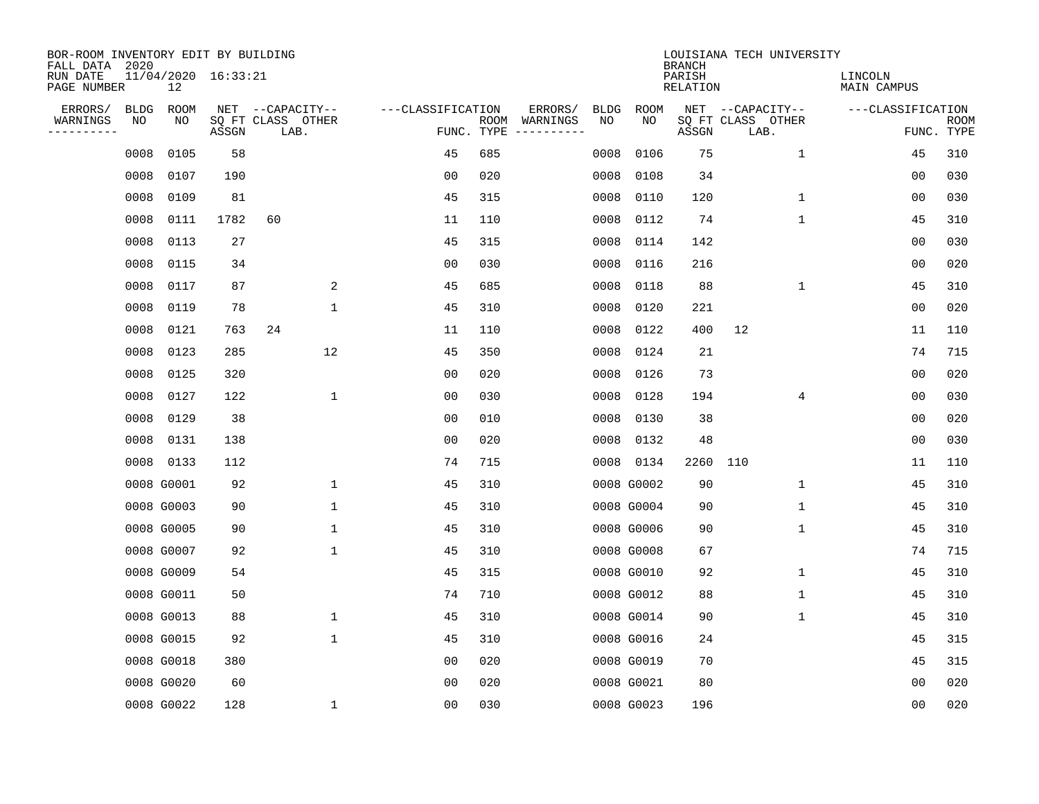BOR-ROOM INVENTORY EDIT BY BUILDING
FALL DATA 2020
RUN DATE 11/04/2020 16:33:21
PAGE NUMBER 12

LOUISIANA TECH UNIVERSITY
BRANCH
PARISH LINCOLN
RELATION MAIN CAMPUS

| ERRORS/ WARNINGS | BLDG NO | ROOM NO | NET SQ FT ASSGN | CAPACITY CLASS LAB. | CAPACITY OTHER | CLASSIFICATION FUNC. | ROOM TYPE | ERRORS/ WARNINGS | BLDG NO | ROOM NO | NET SQ FT ASSGN | CAPACITY CLASS LAB. | CAPACITY OTHER | CLASSIFICATION FUNC. | ROOM TYPE |
|---|---|---|---|---|---|---|---|---|---|---|---|---|---|---|---|
| | 0008 | 0105 | 58 | | | 45 | 685 | | 0008 | 0106 | 75 | | 1 | 45 | 310 |
| | 0008 | 0107 | 190 | | | 00 | 020 | | 0008 | 0108 | 34 | | | 00 | 030 |
| | 0008 | 0109 | 81 | | | 45 | 315 | | 0008 | 0110 | 120 | | 1 | 00 | 030 |
| | 0008 | 0111 | 1782 | 60 | | 11 | 110 | | 0008 | 0112 | 74 | | 1 | 45 | 310 |
| | 0008 | 0113 | 27 | | | 45 | 315 | | 0008 | 0114 | 142 | | | 00 | 030 |
| | 0008 | 0115 | 34 | | | 00 | 030 | | 0008 | 0116 | 216 | | | 00 | 020 |
| | 0008 | 0117 | 87 | | 2 | 45 | 685 | | 0008 | 0118 | 88 | | 1 | 45 | 310 |
| | 0008 | 0119 | 78 | | 1 | 45 | 310 | | 0008 | 0120 | 221 | | | 00 | 020 |
| | 0008 | 0121 | 763 | 24 | | 11 | 110 | | 0008 | 0122 | 400 | 12 | | 11 | 110 |
| | 0008 | 0123 | 285 | | 12 | 45 | 350 | | 0008 | 0124 | 21 | | | 74 | 715 |
| | 0008 | 0125 | 320 | | | 00 | 020 | | 0008 | 0126 | 73 | | | 00 | 020 |
| | 0008 | 0127 | 122 | | 1 | 00 | 030 | | 0008 | 0128 | 194 | | 4 | 00 | 030 |
| | 0008 | 0129 | 38 | | | 00 | 010 | | 0008 | 0130 | 38 | | | 00 | 020 |
| | 0008 | 0131 | 138 | | | 00 | 020 | | 0008 | 0132 | 48 | | | 00 | 030 |
| | 0008 | 0133 | 112 | | | 74 | 715 | | 0008 | 0134 | 2260 | 110 | | 11 | 110 |
| | 0008 | G0001 | 92 | | 1 | 45 | 310 | | 0008 | G0002 | 90 | | 1 | 45 | 310 |
| | 0008 | G0003 | 90 | | 1 | 45 | 310 | | 0008 | G0004 | 90 | | 1 | 45 | 310 |
| | 0008 | G0005 | 90 | | 1 | 45 | 310 | | 0008 | G0006 | 90 | | 1 | 45 | 310 |
| | 0008 | G0007 | 92 | | 1 | 45 | 310 | | 0008 | G0008 | 67 | | | 74 | 715 |
| | 0008 | G0009 | 54 | | | 45 | 315 | | 0008 | G0010 | 92 | | 1 | 45 | 310 |
| | 0008 | G0011 | 50 | | | 74 | 710 | | 0008 | G0012 | 88 | | 1 | 45 | 310 |
| | 0008 | G0013 | 88 | | 1 | 45 | 310 | | 0008 | G0014 | 90 | | 1 | 45 | 310 |
| | 0008 | G0015 | 92 | | 1 | 45 | 310 | | 0008 | G0016 | 24 | | | 45 | 315 |
| | 0008 | G0018 | 380 | | | 00 | 020 | | 0008 | G0019 | 70 | | | 45 | 315 |
| | 0008 | G0020 | 60 | | | 00 | 020 | | 0008 | G0021 | 80 | | | 00 | 020 |
| | 0008 | G0022 | 128 | | 1 | 00 | 030 | | 0008 | G0023 | 196 | | | 00 | 020 |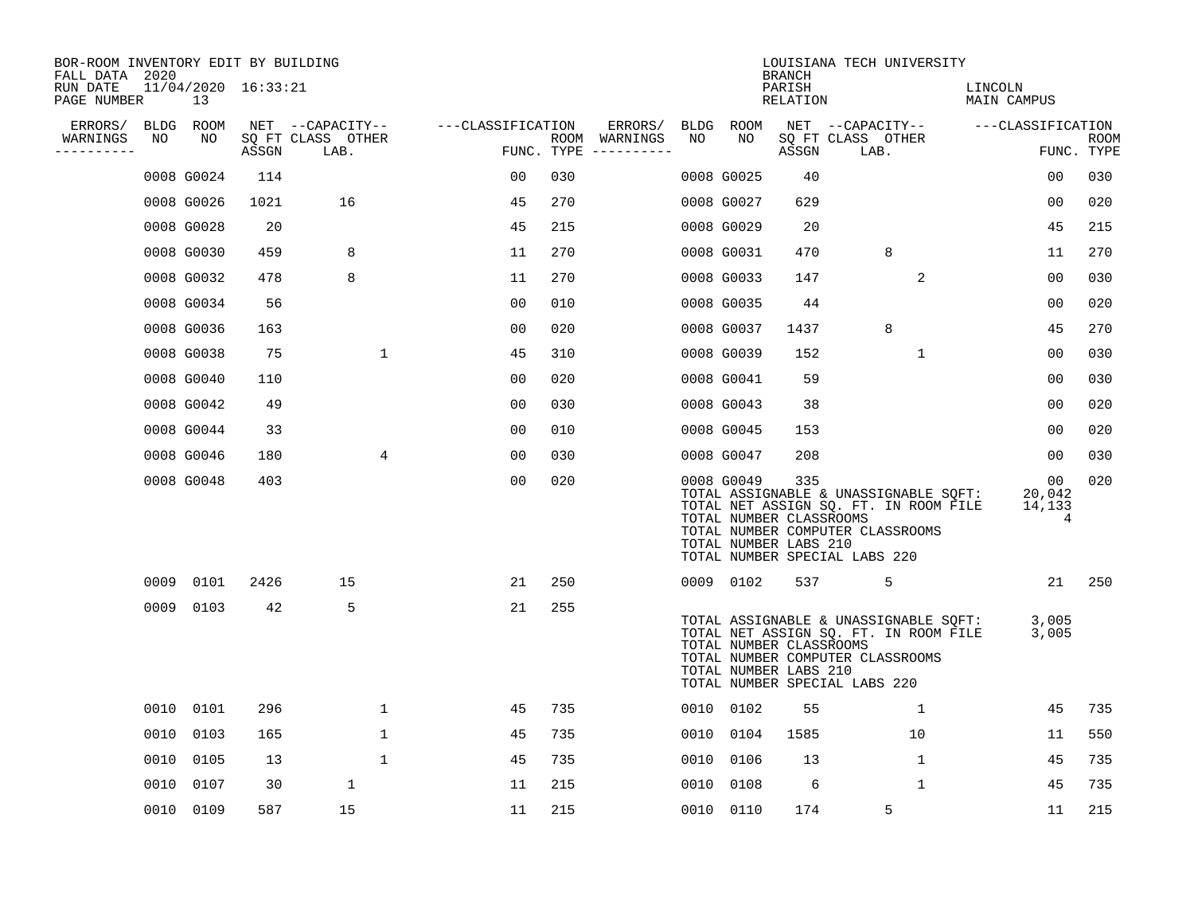BOR-ROOM INVENTORY EDIT BY BUILDING
FALL DATA 2020
RUN DATE 11/04/2020 16:33:21
PAGE NUMBER 13

LOUISIANA TECH UNIVERSITY
BRANCH
PARISH LINCOLN
RELATION MAIN CAMPUS

| ERRORS/ WARNINGS | BLDG NO | ROOM NO | NET SQ FT ASSGN | CAPACITY CLASS LAB. | CAPACITY OTHER | CLASSIFICATION FUNC. | ROOM TYPE | ERRORS/ WARNINGS | BLDG NO | ROOM NO | NET SQ FT ASSGN | CAPACITY CLASS LAB. | CAPACITY OTHER | CLASSIFICATION FUNC. | ROOM TYPE |
|---|---|---|---|---|---|---|---|---|---|---|---|---|---|---|---|
| | 0008 | G0024 | 114 | | | 00 | 030 | | 0008 | G0025 | 40 | | | 00 | 030 |
| | 0008 | G0026 | 1021 | 16 | | 45 | 270 | | 0008 | G0027 | 629 | | | 00 | 020 |
| | 0008 | G0028 | 20 | | | 45 | 215 | | 0008 | G0029 | 20 | | | 45 | 215 |
| | 0008 | G0030 | 459 | 8 | | 11 | 270 | | 0008 | G0031 | 470 | 8 | | 11 | 270 |
| | 0008 | G0032 | 478 | 8 | | 11 | 270 | | 0008 | G0033 | 147 | | 2 | 00 | 030 |
| | 0008 | G0034 | 56 | | | 00 | 010 | | 0008 | G0035 | 44 | | | 00 | 020 |
| | 0008 | G0036 | 163 | | | 00 | 020 | | 0008 | G0037 | 1437 | 8 | | 45 | 270 |
| | 0008 | G0038 | 75 | | 1 | 45 | 310 | | 0008 | G0039 | 152 | | 1 | 00 | 030 |
| | 0008 | G0040 | 110 | | | 00 | 020 | | 0008 | G0041 | 59 | | | 00 | 030 |
| | 0008 | G0042 | 49 | | | 00 | 030 | | 0008 | G0043 | 38 | | | 00 | 020 |
| | 0008 | G0044 | 33 | | | 00 | 010 | | 0008 | G0045 | 153 | | | 00 | 020 |
| | 0008 | G0046 | 180 | | 4 | 00 | 030 | | 0008 | G0047 | 208 | | | 00 | 030 |
| | 0008 | G0048 | 403 | | | 00 | 020 | | 0008 | G0049 | 335 | | | 00 | 020 |

TOTAL ASSIGNABLE & UNASSIGNABLE SQFT: 20,042
TOTAL NET ASSIGN SQ. FT. IN ROOM FILE 14,133
TOTAL NUMBER CLASSROOMS 4
TOTAL NUMBER COMPUTER CLASSROOMS
TOTAL NUMBER LABS 210
TOTAL NUMBER SPECIAL LABS 220

| ERRORS/ WARNINGS | BLDG NO | ROOM NO | NET SQ FT ASSGN | CAPACITY CLASS LAB. | CAPACITY OTHER | CLASSIFICATION FUNC. | ROOM TYPE | ERRORS/ WARNINGS | BLDG NO | ROOM NO | NET SQ FT ASSGN | CAPACITY CLASS LAB. | CAPACITY OTHER | CLASSIFICATION FUNC. | ROOM TYPE |
|---|---|---|---|---|---|---|---|---|---|---|---|---|---|---|---|
| | 0009 | 0101 | 2426 | 15 | | 21 | 250 | | 0009 | 0102 | 537 | 5 | | 21 | 250 |
| | 0009 | 0103 | 42 | 5 | | 21 | 255 | | | | | | | | |

TOTAL ASSIGNABLE & UNASSIGNABLE SQFT: 3,005
TOTAL NET ASSIGN SQ. FT. IN ROOM FILE 3,005
TOTAL NUMBER CLASSROOMS
TOTAL NUMBER COMPUTER CLASSROOMS
TOTAL NUMBER LABS 210
TOTAL NUMBER SPECIAL LABS 220

| ERRORS/ WARNINGS | BLDG NO | ROOM NO | NET SQ FT ASSGN | CAPACITY CLASS LAB. | CAPACITY OTHER | CLASSIFICATION FUNC. | ROOM TYPE | ERRORS/ WARNINGS | BLDG NO | ROOM NO | NET SQ FT ASSGN | CAPACITY CLASS LAB. | CAPACITY OTHER | CLASSIFICATION FUNC. | ROOM TYPE |
|---|---|---|---|---|---|---|---|---|---|---|---|---|---|---|---|
| | 0010 | 0101 | 296 | | 1 | 45 | 735 | | 0010 | 0102 | 55 | | 1 | 45 | 735 |
| | 0010 | 0103 | 165 | | 1 | 45 | 735 | | 0010 | 0104 | 1585 | | 10 | 11 | 550 |
| | 0010 | 0105 | 13 | | 1 | 45 | 735 | | 0010 | 0106 | 13 | | 1 | 45 | 735 |
| | 0010 | 0107 | 30 | 1 | | 11 | 215 | | 0010 | 0108 | 6 | | 1 | 45 | 735 |
| | 0010 | 0109 | 587 | 15 | | 11 | 215 | | 0010 | 0110 | 174 | 5 | | 11 | 215 |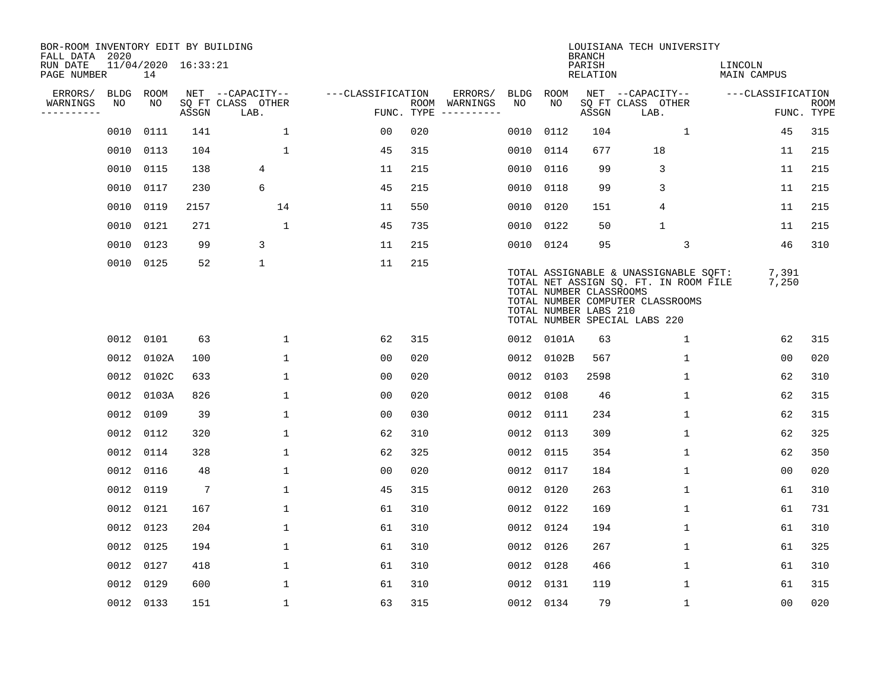BOR-ROOM INVENTORY EDIT BY BUILDING
FALL DATA 2020
RUN DATE 11/04/2020 16:33:21
PAGE NUMBER 14

LOUISIANA TECH UNIVERSITY
BRANCH
PARISH LINCOLN
RELATION MAIN CAMPUS

| ERRORS/ WARNINGS | BLDG NO | ROOM NO | NET SQ FT ASSGN | CAPACITY CLASS LAB. | CAPACITY OTHER | CLASSIFICATION FUNC. | ROOM TYPE | ERRORS/ WARNINGS | BLDG NO | ROOM NO | NET SQ FT ASSGN | CAPACITY CLASS LAB. | CAPACITY OTHER | CLASSIFICATION FUNC. | ROOM TYPE |
|---|---|---|---|---|---|---|---|---|---|---|---|---|---|---|---|
| | 0010 | 0111 | 141 | | 1 | 00 | 020 | | 0010 | 0112 | 104 | | 1 | 45 | 315 |
| | 0010 | 0113 | 104 | | 1 | 45 | 315 | | 0010 | 0114 | 677 | 18 | | 11 | 215 |
| | 0010 | 0115 | 138 | 4 | | 11 | 215 | | 0010 | 0116 | 99 | 3 | | 11 | 215 |
| | 0010 | 0117 | 230 | 6 | | 45 | 215 | | 0010 | 0118 | 99 | 3 | | 11 | 215 |
| | 0010 | 0119 | 2157 | | 14 | 11 | 550 | | 0010 | 0120 | 151 | 4 | | 11 | 215 |
| | 0010 | 0121 | 271 | | 1 | 45 | 735 | | 0010 | 0122 | 50 | 1 | | 11 | 215 |
| | 0010 | 0123 | 99 | 3 | | 11 | 215 | | 0010 | 0124 | 95 | | 3 | 46 | 310 |
| | 0010 | 0125 | 52 | 1 | | 11 | 215 | | | | | | | | |

TOTAL ASSIGNABLE & UNASSIGNABLE SQFT: 7,391
TOTAL NET ASSIGN SQ. FT. IN ROOM FILE 7,250
TOTAL NUMBER CLASSROOMS
TOTAL NUMBER COMPUTER CLASSROOMS
TOTAL NUMBER LABS 210
TOTAL NUMBER SPECIAL LABS 220

| ERRORS/ WARNINGS | BLDG NO | ROOM NO | NET SQ FT ASSGN | CAPACITY CLASS LAB. | CAPACITY OTHER | CLASSIFICATION FUNC. | ROOM TYPE | ERRORS/ WARNINGS | BLDG NO | ROOM NO | NET SQ FT ASSGN | CAPACITY CLASS LAB. | CAPACITY OTHER | CLASSIFICATION FUNC. | ROOM TYPE |
|---|---|---|---|---|---|---|---|---|---|---|---|---|---|---|---|
| | 0012 | 0101 | 63 | | 1 | 62 | 315 | | 0012 | 0101A | 63 | | 1 | 62 | 315 |
| | 0012 | 0102A | 100 | | 1 | 00 | 020 | | 0012 | 0102B | 567 | | 1 | 00 | 020 |
| | 0012 | 0102C | 633 | | 1 | 00 | 020 | | 0012 | 0103 | 2598 | | 1 | 62 | 310 |
| | 0012 | 0103A | 826 | | 1 | 00 | 020 | | 0012 | 0108 | 46 | | 1 | 62 | 315 |
| | 0012 | 0109 | 39 | | 1 | 00 | 030 | | 0012 | 0111 | 234 | | 1 | 62 | 315 |
| | 0012 | 0112 | 320 | | 1 | 62 | 310 | | 0012 | 0113 | 309 | | 1 | 62 | 325 |
| | 0012 | 0114 | 328 | | 1 | 62 | 325 | | 0012 | 0115 | 354 | | 1 | 62 | 350 |
| | 0012 | 0116 | 48 | | 1 | 00 | 020 | | 0012 | 0117 | 184 | | 1 | 00 | 020 |
| | 0012 | 0119 | 7 | | 1 | 45 | 315 | | 0012 | 0120 | 263 | | 1 | 61 | 310 |
| | 0012 | 0121 | 167 | | 1 | 61 | 310 | | 0012 | 0122 | 169 | | 1 | 61 | 731 |
| | 0012 | 0123 | 204 | | 1 | 61 | 310 | | 0012 | 0124 | 194 | | 1 | 61 | 310 |
| | 0012 | 0125 | 194 | | 1 | 61 | 310 | | 0012 | 0126 | 267 | | 1 | 61 | 325 |
| | 0012 | 0127 | 418 | | 1 | 61 | 310 | | 0012 | 0128 | 466 | | 1 | 61 | 310 |
| | 0012 | 0129 | 600 | | 1 | 61 | 310 | | 0012 | 0131 | 119 | | 1 | 61 | 315 |
| | 0012 | 0133 | 151 | | 1 | 63 | 315 | | 0012 | 0134 | 79 | | 1 | 00 | 020 |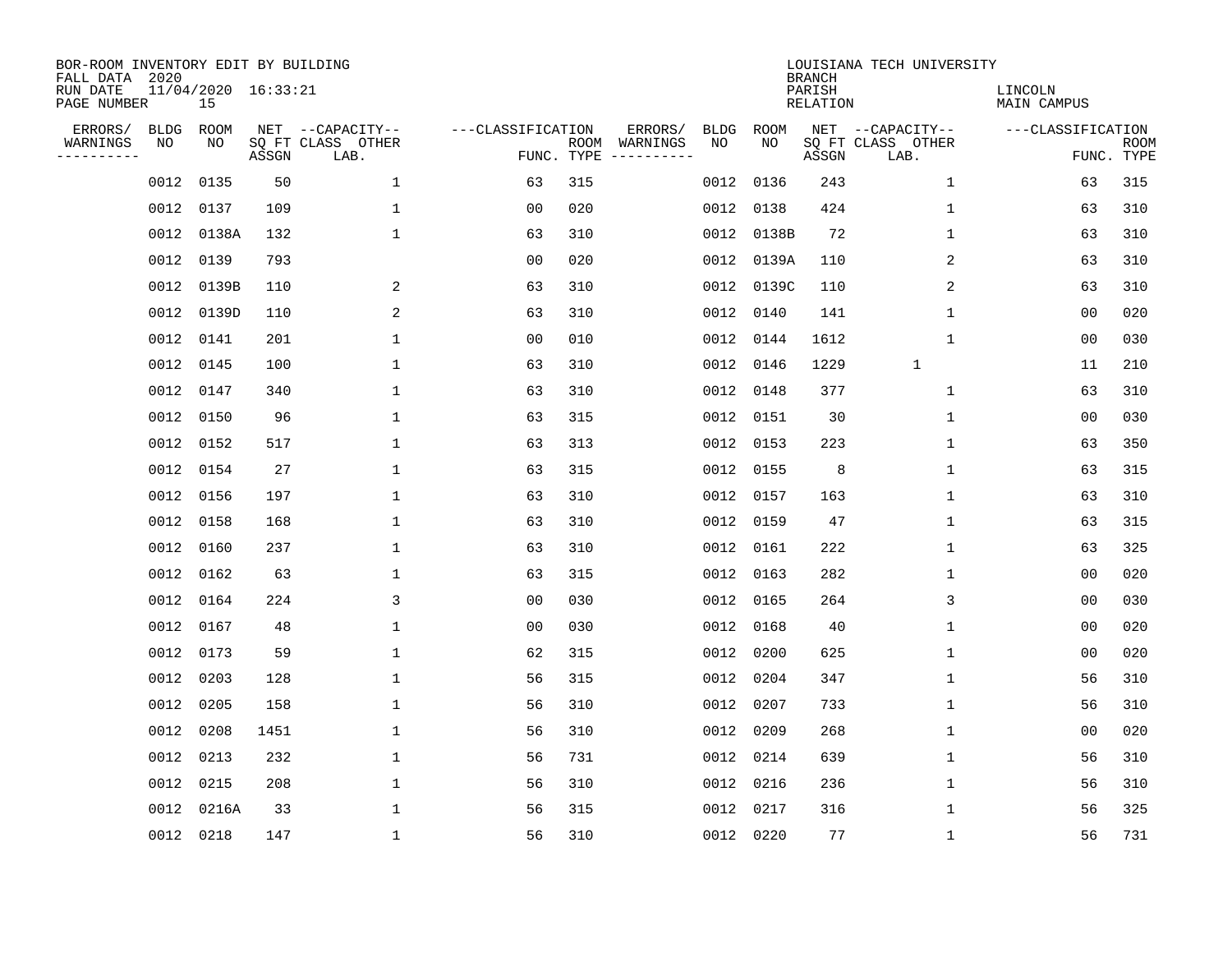BOR-ROOM INVENTORY EDIT BY BUILDING
FALL DATA 2020
RUN DATE 11/04/2020 16:33:21
PAGE NUMBER 15

LOUISIANA TECH UNIVERSITY
BRANCH
PARISH LINCOLN
RELATION MAIN CAMPUS

| ERRORS/ WARNINGS | BLDG NO | ROOM NO | NET SQ FT ASSGN | CAPACITY CLASS LAB. | CAPACITY OTHER | CLASSIFICATION FUNC. | ROOM TYPE | ERRORS/ WARNINGS | BLDG NO | ROOM NO | NET SQ FT ASSGN | CAPACITY CLASS LAB. | CAPACITY OTHER | CLASSIFICATION FUNC. | ROOM TYPE |
|---|---|---|---|---|---|---|---|---|---|---|---|---|---|---|---|
| | 0012 | 0135 | 50 | | 1 | 63 | 315 | | 0012 | 0136 | 243 | | 1 | 63 | 315 |
| | 0012 | 0137 | 109 | | 1 | 00 | 020 | | 0012 | 0138 | 424 | | 1 | 63 | 310 |
| | 0012 | 0138A | 132 | | 1 | 63 | 310 | | 0012 | 0138B | 72 | | 1 | 63 | 310 |
| | 0012 | 0139 | 793 | | | 00 | 020 | | 0012 | 0139A | 110 | | 2 | 63 | 310 |
| | 0012 | 0139B | 110 | | 2 | 63 | 310 | | 0012 | 0139C | 110 | | 2 | 63 | 310 |
| | 0012 | 0139D | 110 | | 2 | 63 | 310 | | 0012 | 0140 | 141 | | 1 | 00 | 020 |
| | 0012 | 0141 | 201 | | 1 | 00 | 010 | | 0012 | 0144 | 1612 | | 1 | 00 | 030 |
| | 0012 | 0145 | 100 | | 1 | 63 | 310 | | 0012 | 0146 | 1229 | 1 | | 11 | 210 |
| | 0012 | 0147 | 340 | | 1 | 63 | 310 | | 0012 | 0148 | 377 | | 1 | 63 | 310 |
| | 0012 | 0150 | 96 | | 1 | 63 | 315 | | 0012 | 0151 | 30 | | 1 | 00 | 030 |
| | 0012 | 0152 | 517 | | 1 | 63 | 313 | | 0012 | 0153 | 223 | | 1 | 63 | 350 |
| | 0012 | 0154 | 27 | | 1 | 63 | 315 | | 0012 | 0155 | 8 | | 1 | 63 | 315 |
| | 0012 | 0156 | 197 | | 1 | 63 | 310 | | 0012 | 0157 | 163 | | 1 | 63 | 310 |
| | 0012 | 0158 | 168 | | 1 | 63 | 310 | | 0012 | 0159 | 47 | | 1 | 63 | 315 |
| | 0012 | 0160 | 237 | | 1 | 63 | 310 | | 0012 | 0161 | 222 | | 1 | 63 | 325 |
| | 0012 | 0162 | 63 | | 1 | 63 | 315 | | 0012 | 0163 | 282 | | 1 | 00 | 020 |
| | 0012 | 0164 | 224 | | 3 | 00 | 030 | | 0012 | 0165 | 264 | | 3 | 00 | 030 |
| | 0012 | 0167 | 48 | | 1 | 00 | 030 | | 0012 | 0168 | 40 | | 1 | 00 | 020 |
| | 0012 | 0173 | 59 | | 1 | 62 | 315 | | 0012 | 0200 | 625 | | 1 | 00 | 020 |
| | 0012 | 0203 | 128 | | 1 | 56 | 315 | | 0012 | 0204 | 347 | | 1 | 56 | 310 |
| | 0012 | 0205 | 158 | | 1 | 56 | 310 | | 0012 | 0207 | 733 | | 1 | 56 | 310 |
| | 0012 | 0208 | 1451 | | 1 | 56 | 310 | | 0012 | 0209 | 268 | | 1 | 00 | 020 |
| | 0012 | 0213 | 232 | | 1 | 56 | 731 | | 0012 | 0214 | 639 | | 1 | 56 | 310 |
| | 0012 | 0215 | 208 | | 1 | 56 | 310 | | 0012 | 0216 | 236 | | 1 | 56 | 310 |
| | 0012 | 0216A | 33 | | 1 | 56 | 315 | | 0012 | 0217 | 316 | | 1 | 56 | 325 |
| | 0012 | 0218 | 147 | | 1 | 56 | 310 | | 0012 | 0220 | 77 | | 1 | 56 | 731 |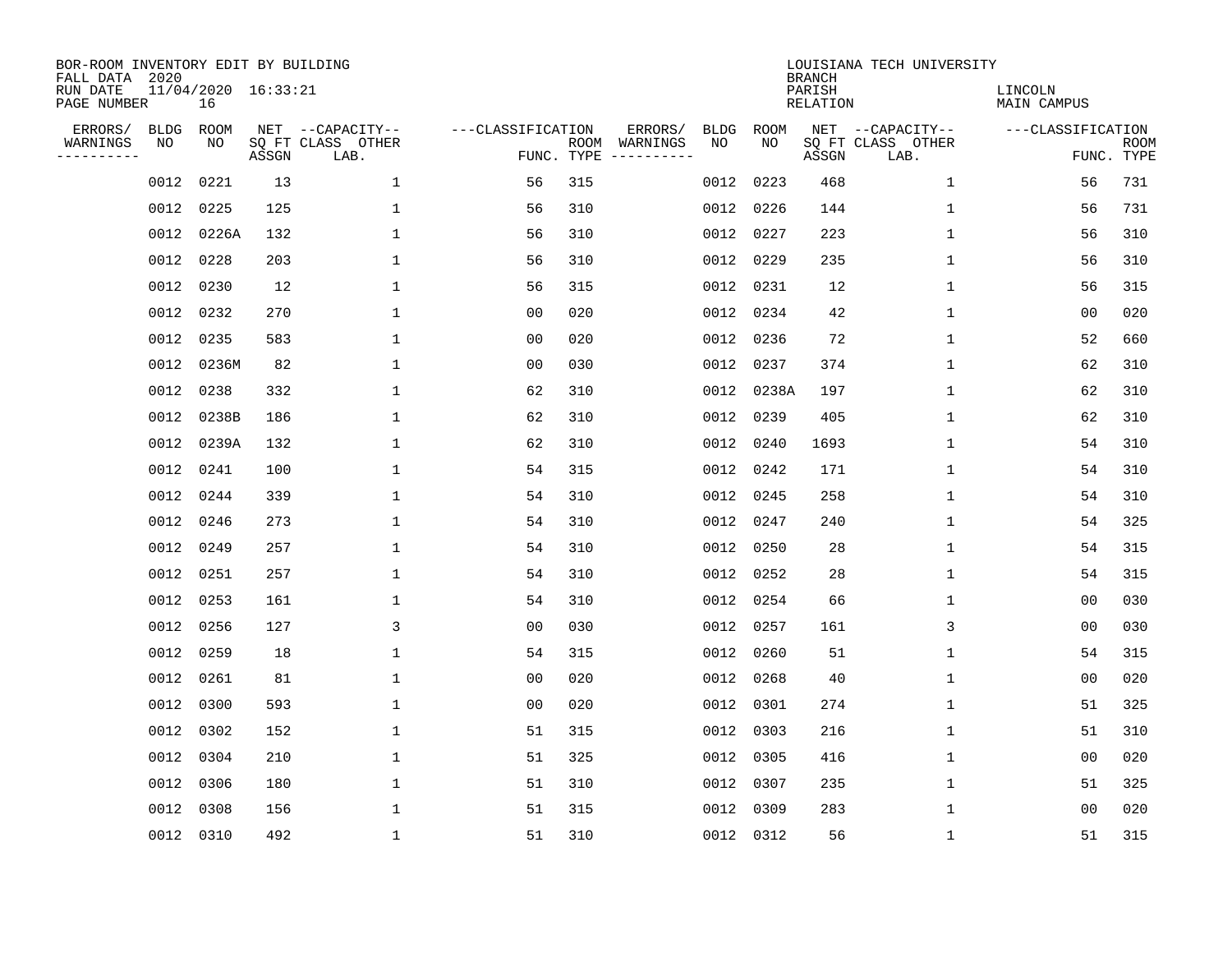BOR-ROOM INVENTORY EDIT BY BUILDING
FALL DATA 2020
RUN DATE 11/04/2020 16:33:21
PAGE NUMBER 16

LOUISIANA TECH UNIVERSITY
BRANCH
PARISH LINCOLN
RELATION MAIN CAMPUS

| ERRORS/ WARNINGS | BLDG NO | ROOM NO | NET SQ FT ASSGN | CAPACITY CLASS LAB. | CAPACITY OTHER | CLASSIFICATION FUNC. | ROOM TYPE | ERRORS/ WARNINGS | BLDG NO | ROOM NO | NET SQ FT ASSGN | CAPACITY CLASS LAB. | CAPACITY OTHER | CLASSIFICATION FUNC. | ROOM TYPE |
|---|---|---|---|---|---|---|---|---|---|---|---|---|---|---|---|
| | 0012 | 0221 | 13 | | 1 | 56 | 315 | | 0012 | 0223 | 468 | | 1 | 56 | 731 |
| | 0012 | 0225 | 125 | | 1 | 56 | 310 | | 0012 | 0226 | 144 | | 1 | 56 | 731 |
| | 0012 | 0226A | 132 | | 1 | 56 | 310 | | 0012 | 0227 | 223 | | 1 | 56 | 310 |
| | 0012 | 0228 | 203 | | 1 | 56 | 310 | | 0012 | 0229 | 235 | | 1 | 56 | 310 |
| | 0012 | 0230 | 12 | | 1 | 56 | 315 | | 0012 | 0231 | 12 | | 1 | 56 | 315 |
| | 0012 | 0232 | 270 | | 1 | 00 | 020 | | 0012 | 0234 | 42 | | 1 | 00 | 020 |
| | 0012 | 0235 | 583 | | 1 | 00 | 020 | | 0012 | 0236 | 72 | | 1 | 52 | 660 |
| | 0012 | 0236M | 82 | | 1 | 00 | 030 | | 0012 | 0237 | 374 | | 1 | 62 | 310 |
| | 0012 | 0238 | 332 | | 1 | 62 | 310 | | 0012 | 0238A | 197 | | 1 | 62 | 310 |
| | 0012 | 0238B | 186 | | 1 | 62 | 310 | | 0012 | 0239 | 405 | | 1 | 62 | 310 |
| | 0012 | 0239A | 132 | | 1 | 62 | 310 | | 0012 | 0240 | 1693 | | 1 | 54 | 310 |
| | 0012 | 0241 | 100 | | 1 | 54 | 315 | | 0012 | 0242 | 171 | | 1 | 54 | 310 |
| | 0012 | 0244 | 339 | | 1 | 54 | 310 | | 0012 | 0245 | 258 | | 1 | 54 | 310 |
| | 0012 | 0246 | 273 | | 1 | 54 | 310 | | 0012 | 0247 | 240 | | 1 | 54 | 325 |
| | 0012 | 0249 | 257 | | 1 | 54 | 310 | | 0012 | 0250 | 28 | | 1 | 54 | 315 |
| | 0012 | 0251 | 257 | | 1 | 54 | 310 | | 0012 | 0252 | 28 | | 1 | 54 | 315 |
| | 0012 | 0253 | 161 | | 1 | 54 | 310 | | 0012 | 0254 | 66 | | 1 | 00 | 030 |
| | 0012 | 0256 | 127 | | 3 | 00 | 030 | | 0012 | 0257 | 161 | | 3 | 00 | 030 |
| | 0012 | 0259 | 18 | | 1 | 54 | 315 | | 0012 | 0260 | 51 | | 1 | 54 | 315 |
| | 0012 | 0261 | 81 | | 1 | 00 | 020 | | 0012 | 0268 | 40 | | 1 | 00 | 020 |
| | 0012 | 0300 | 593 | | 1 | 00 | 020 | | 0012 | 0301 | 274 | | 1 | 51 | 325 |
| | 0012 | 0302 | 152 | | 1 | 51 | 315 | | 0012 | 0303 | 216 | | 1 | 51 | 310 |
| | 0012 | 0304 | 210 | | 1 | 51 | 325 | | 0012 | 0305 | 416 | | 1 | 00 | 020 |
| | 0012 | 0306 | 180 | | 1 | 51 | 310 | | 0012 | 0307 | 235 | | 1 | 51 | 325 |
| | 0012 | 0308 | 156 | | 1 | 51 | 315 | | 0012 | 0309 | 283 | | 1 | 00 | 020 |
| | 0012 | 0310 | 492 | | 1 | 51 | 310 | | 0012 | 0312 | 56 | | 1 | 51 | 315 |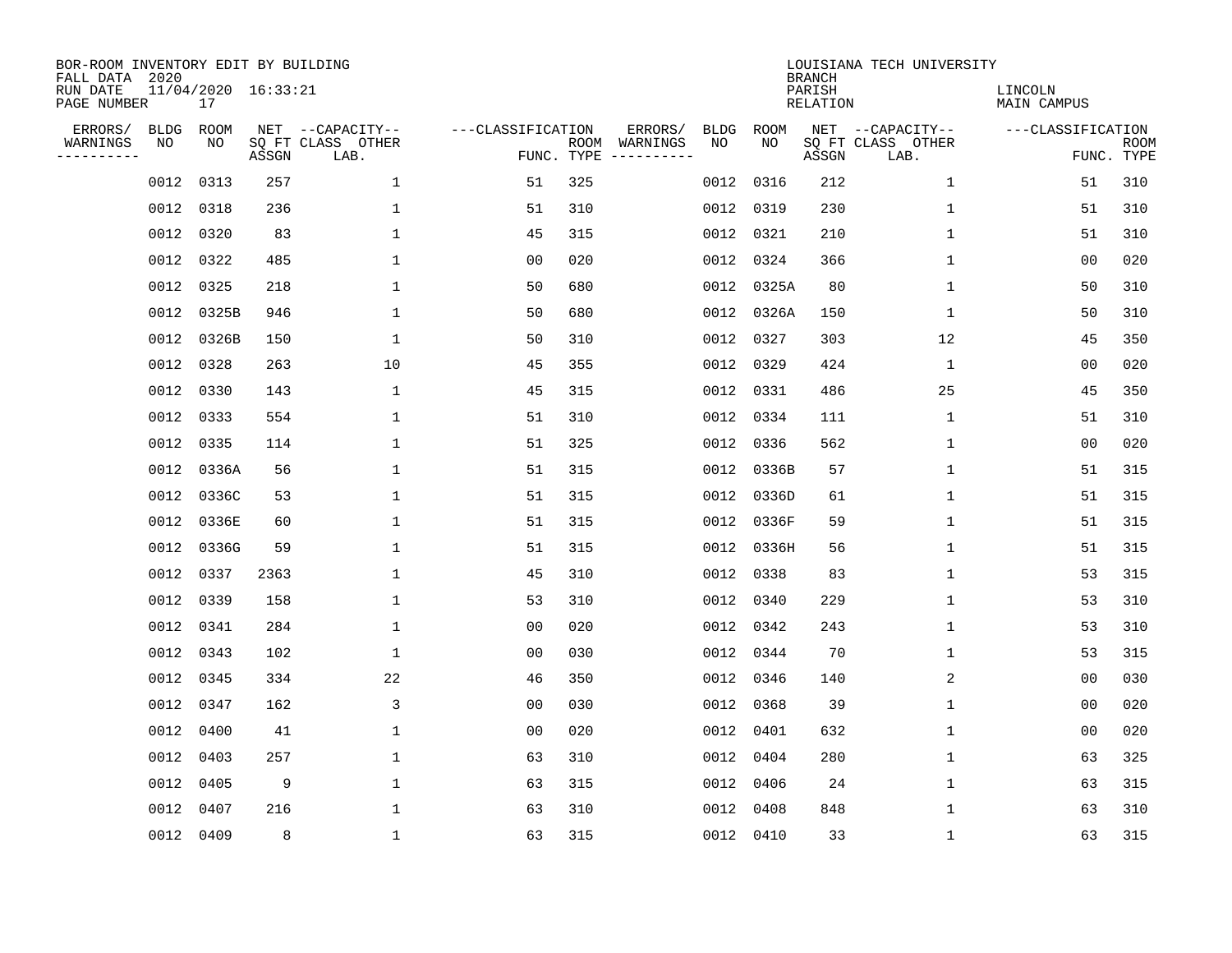BOR-ROOM INVENTORY EDIT BY BUILDING
FALL DATA 2020
RUN DATE 11/04/2020 16:33:21
PAGE NUMBER 17

LOUISIANA TECH UNIVERSITY
BRANCH
PARISH LINCOLN
RELATION MAIN CAMPUS

| ERRORS/ WARNINGS | BLDG NO | ROOM NO | NET SQ FT ASSGN | CAPACITY-- CLASS LAB. | OTHER | CLASSIFICATION FUNC. | ROOM TYPE | ERRORS/ WARNINGS | BLDG NO | ROOM NO | NET SQ FT ASSGN | CAPACITY-- CLASS LAB. | OTHER | CLASSIFICATION FUNC. | ROOM TYPE |
|---|---|---|---|---|---|---|---|---|---|---|---|---|---|---|---|
| | 0012 | 0313 | 257 | | 1 | 51 | 325 | | 0012 | 0316 | 212 | | 1 | 51 | 310 |
| | 0012 | 0318 | 236 | | 1 | 51 | 310 | | 0012 | 0319 | 230 | | 1 | 51 | 310 |
| | 0012 | 0320 | 83 | | 1 | 45 | 315 | | 0012 | 0321 | 210 | | 1 | 51 | 310 |
| | 0012 | 0322 | 485 | | 1 | 00 | 020 | | 0012 | 0324 | 366 | | 1 | 00 | 020 |
| | 0012 | 0325 | 218 | | 1 | 50 | 680 | | 0012 | 0325A | 80 | | 1 | 50 | 310 |
| | 0012 | 0325B | 946 | | 1 | 50 | 680 | | 0012 | 0326A | 150 | | 1 | 50 | 310 |
| | 0012 | 0326B | 150 | | 1 | 50 | 310 | | 0012 | 0327 | 303 | | 12 | 45 | 350 |
| | 0012 | 0328 | 263 | | 10 | 45 | 355 | | 0012 | 0329 | 424 | | 1 | 00 | 020 |
| | 0012 | 0330 | 143 | | 1 | 45 | 315 | | 0012 | 0331 | 486 | | 25 | 45 | 350 |
| | 0012 | 0333 | 554 | | 1 | 51 | 310 | | 0012 | 0334 | 111 | | 1 | 51 | 310 |
| | 0012 | 0335 | 114 | | 1 | 51 | 325 | | 0012 | 0336 | 562 | | 1 | 00 | 020 |
| | 0012 | 0336A | 56 | | 1 | 51 | 315 | | 0012 | 0336B | 57 | | 1 | 51 | 315 |
| | 0012 | 0336C | 53 | | 1 | 51 | 315 | | 0012 | 0336D | 61 | | 1 | 51 | 315 |
| | 0012 | 0336E | 60 | | 1 | 51 | 315 | | 0012 | 0336F | 59 | | 1 | 51 | 315 |
| | 0012 | 0336G | 59 | | 1 | 51 | 315 | | 0012 | 0336H | 56 | | 1 | 51 | 315 |
| | 0012 | 0337 | 2363 | | 1 | 45 | 310 | | 0012 | 0338 | 83 | | 1 | 53 | 315 |
| | 0012 | 0339 | 158 | | 1 | 53 | 310 | | 0012 | 0340 | 229 | | 1 | 53 | 310 |
| | 0012 | 0341 | 284 | | 1 | 00 | 020 | | 0012 | 0342 | 243 | | 1 | 53 | 310 |
| | 0012 | 0343 | 102 | | 1 | 00 | 030 | | 0012 | 0344 | 70 | | 1 | 53 | 315 |
| | 0012 | 0345 | 334 | | 22 | 46 | 350 | | 0012 | 0346 | 140 | | 2 | 00 | 030 |
| | 0012 | 0347 | 162 | | 3 | 00 | 030 | | 0012 | 0368 | 39 | | 1 | 00 | 020 |
| | 0012 | 0400 | 41 | | 1 | 00 | 020 | | 0012 | 0401 | 632 | | 1 | 00 | 020 |
| | 0012 | 0403 | 257 | | 1 | 63 | 310 | | 0012 | 0404 | 280 | | 1 | 63 | 325 |
| | 0012 | 0405 | 9 | | 1 | 63 | 315 | | 0012 | 0406 | 24 | | 1 | 63 | 315 |
| | 0012 | 0407 | 216 | | 1 | 63 | 310 | | 0012 | 0408 | 848 | | 1 | 63 | 310 |
| | 0012 | 0409 | 8 | | 1 | 63 | 315 | | 0012 | 0410 | 33 | | 1 | 63 | 315 |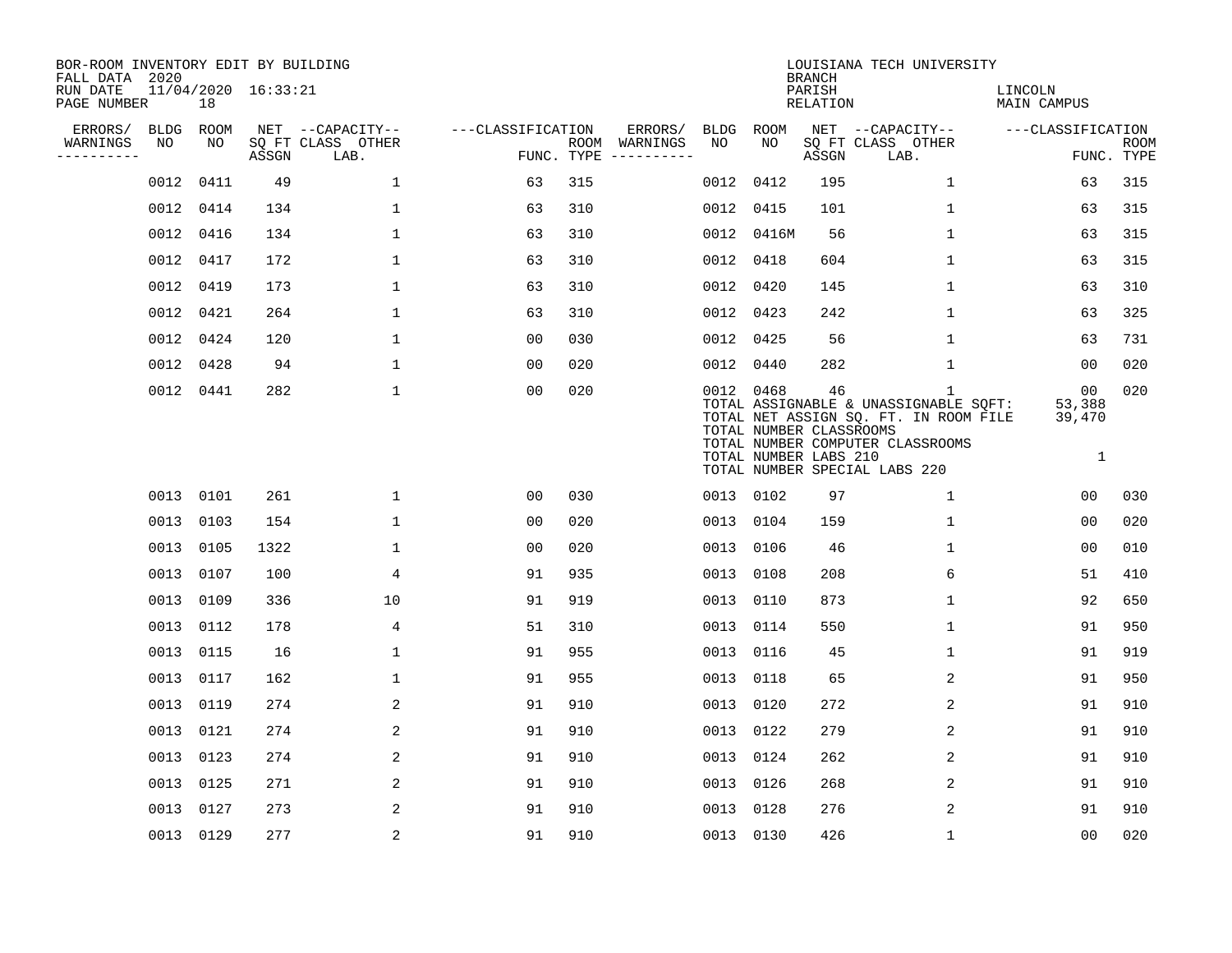BOR-ROOM INVENTORY EDIT BY BUILDING
FALL DATA 2020
RUN DATE 11/04/2020 16:33:21
PAGE NUMBER 18

LOUISIANA TECH UNIVERSITY
BRANCH
PARISH LINCOLN
RELATION MAIN CAMPUS

| ERRORS/ WARNINGS | BLDG NO | ROOM NO | NET SQ FT ASSGN | CAPACITY CLASS LAB. | CAPACITY OTHER | CLASSIFICATION FUNC. | ROOM TYPE | ERRORS/ WARNINGS | BLDG NO | ROOM NO | NET SQ FT ASSGN | CAPACITY CLASS LAB. | CAPACITY OTHER | CLASSIFICATION FUNC. | ROOM TYPE |
|---|---|---|---|---|---|---|---|---|---|---|---|---|---|---|---|
| | 0012 | 0411 | 49 | | 1 | 63 | 315 | | 0012 | 0412 | 195 | | 1 | 63 | 315 |
| | 0012 | 0414 | 134 | | 1 | 63 | 310 | | 0012 | 0415 | 101 | | 1 | 63 | 315 |
| | 0012 | 0416 | 134 | | 1 | 63 | 310 | | 0012 | 0416M | 56 | | 1 | 63 | 315 |
| | 0012 | 0417 | 172 | | 1 | 63 | 310 | | 0012 | 0418 | 604 | | 1 | 63 | 315 |
| | 0012 | 0419 | 173 | | 1 | 63 | 310 | | 0012 | 0420 | 145 | | 1 | 63 | 310 |
| | 0012 | 0421 | 264 | | 1 | 63 | 310 | | 0012 | 0423 | 242 | | 1 | 63 | 325 |
| | 0012 | 0424 | 120 | | 1 | 00 | 030 | | 0012 | 0425 | 56 | | 1 | 63 | 731 |
| | 0012 | 0428 | 94 | | 1 | 00 | 020 | | 0012 | 0440 | 282 | | 1 | 00 | 020 |
| | 0012 | 0441 | 282 | | 1 | 00 | 020 | | 0012 | 0468 | 46 | | 1 | 00 | 020 |

TOTAL ASSIGNABLE & UNASSIGNABLE SQFT: 53,388
TOTAL NET ASSIGN SQ. FT. IN ROOM FILE 39,470
TOTAL NUMBER CLASSROOMS
TOTAL NUMBER COMPUTER CLASSROOMS
TOTAL NUMBER LABS 210 1
TOTAL NUMBER SPECIAL LABS 220

| ERRORS/ WARNINGS | BLDG NO | ROOM NO | NET SQ FT ASSGN | CAPACITY CLASS LAB. | CAPACITY OTHER | CLASSIFICATION FUNC. | ROOM TYPE | ERRORS/ WARNINGS | BLDG NO | ROOM NO | NET SQ FT ASSGN | CAPACITY CLASS LAB. | CAPACITY OTHER | CLASSIFICATION FUNC. | ROOM TYPE |
|---|---|---|---|---|---|---|---|---|---|---|---|---|---|---|---|
| | 0013 | 0101 | 261 | | 1 | 00 | 030 | | 0013 | 0102 | 97 | | 1 | 00 | 030 |
| | 0013 | 0103 | 154 | | 1 | 00 | 020 | | 0013 | 0104 | 159 | | 1 | 00 | 020 |
| | 0013 | 0105 | 1322 | | 1 | 00 | 020 | | 0013 | 0106 | 46 | | 1 | 00 | 010 |
| | 0013 | 0107 | 100 | | 4 | 91 | 935 | | 0013 | 0108 | 208 | | 6 | 51 | 410 |
| | 0013 | 0109 | 336 | | 10 | 91 | 919 | | 0013 | 0110 | 873 | | 1 | 92 | 650 |
| | 0013 | 0112 | 178 | | 4 | 51 | 310 | | 0013 | 0114 | 550 | | 1 | 91 | 950 |
| | 0013 | 0115 | 16 | | 1 | 91 | 955 | | 0013 | 0116 | 45 | | 1 | 91 | 919 |
| | 0013 | 0117 | 162 | | 1 | 91 | 955 | | 0013 | 0118 | 65 | | 2 | 91 | 950 |
| | 0013 | 0119 | 274 | | 2 | 91 | 910 | | 0013 | 0120 | 272 | | 2 | 91 | 910 |
| | 0013 | 0121 | 274 | | 2 | 91 | 910 | | 0013 | 0122 | 279 | | 2 | 91 | 910 |
| | 0013 | 0123 | 274 | | 2 | 91 | 910 | | 0013 | 0124 | 262 | | 2 | 91 | 910 |
| | 0013 | 0125 | 271 | | 2 | 91 | 910 | | 0013 | 0126 | 268 | | 2 | 91 | 910 |
| | 0013 | 0127 | 273 | | 2 | 91 | 910 | | 0013 | 0128 | 276 | | 2 | 91 | 910 |
| | 0013 | 0129 | 277 | | 2 | 91 | 910 | | 0013 | 0130 | 426 | | 1 | 00 | 020 |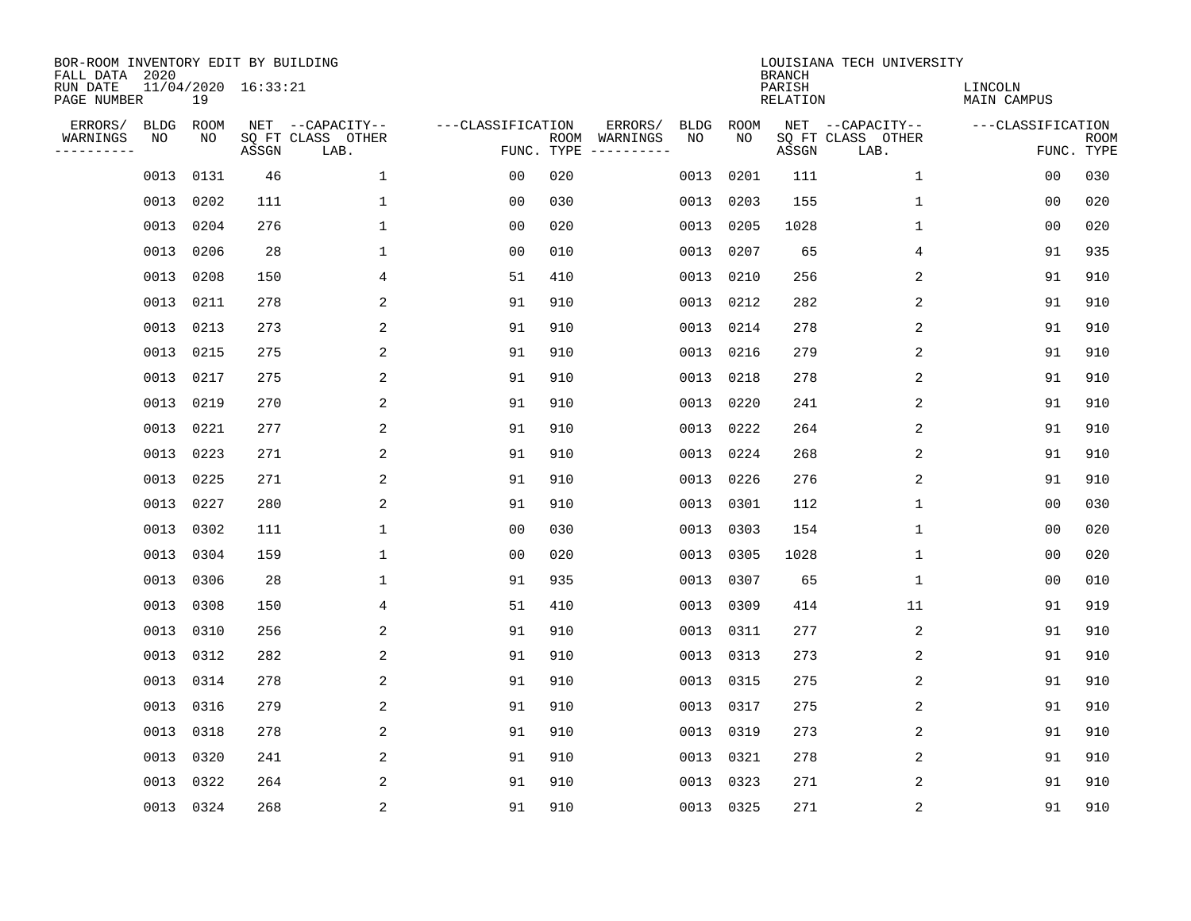BOR-ROOM INVENTORY EDIT BY BUILDING
FALL DATA 2020
RUN DATE 11/04/2020 16:33:21
PAGE NUMBER 19

LOUISIANA TECH UNIVERSITY
BRANCH
PARISH LINCOLN
RELATION MAIN CAMPUS

| ERRORS/ WARNINGS | BLDG NO | ROOM NO | NET SQ FT ASSGN | --CAPACITY-- CLASS LAB. | OTHER | ---CLASSIFICATION FUNC. | ROOM TYPE | ERRORS/ WARNINGS | BLDG NO | ROOM NO | NET SQ FT ASSGN | --CAPACITY-- CLASS LAB. | OTHER | ---CLASSIFICATION FUNC. | ROOM TYPE |
|---|---|---|---|---|---|---|---|---|---|---|---|---|---|---|---|
| | 0013 | 0131 | 46 | | 1 | 00 | 020 | | 0013 | 0201 | 111 | | 1 | 00 | 030 |
| | 0013 | 0202 | 111 | | 1 | 00 | 030 | | 0013 | 0203 | 155 | | 1 | 00 | 020 |
| | 0013 | 0204 | 276 | | 1 | 00 | 020 | | 0013 | 0205 | 1028 | | 1 | 00 | 020 |
| | 0013 | 0206 | 28 | | 1 | 00 | 010 | | 0013 | 0207 | 65 | | 4 | 91 | 935 |
| | 0013 | 0208 | 150 | | 4 | 51 | 410 | | 0013 | 0210 | 256 | | 2 | 91 | 910 |
| | 0013 | 0211 | 278 | | 2 | 91 | 910 | | 0013 | 0212 | 282 | | 2 | 91 | 910 |
| | 0013 | 0213 | 273 | | 2 | 91 | 910 | | 0013 | 0214 | 278 | | 2 | 91 | 910 |
| | 0013 | 0215 | 275 | | 2 | 91 | 910 | | 0013 | 0216 | 279 | | 2 | 91 | 910 |
| | 0013 | 0217 | 275 | | 2 | 91 | 910 | | 0013 | 0218 | 278 | | 2 | 91 | 910 |
| | 0013 | 0219 | 270 | | 2 | 91 | 910 | | 0013 | 0220 | 241 | | 2 | 91 | 910 |
| | 0013 | 0221 | 277 | | 2 | 91 | 910 | | 0013 | 0222 | 264 | | 2 | 91 | 910 |
| | 0013 | 0223 | 271 | | 2 | 91 | 910 | | 0013 | 0224 | 268 | | 2 | 91 | 910 |
| | 0013 | 0225 | 271 | | 2 | 91 | 910 | | 0013 | 0226 | 276 | | 2 | 91 | 910 |
| | 0013 | 0227 | 280 | | 2 | 91 | 910 | | 0013 | 0301 | 112 | | 1 | 00 | 030 |
| | 0013 | 0302 | 111 | | 1 | 00 | 030 | | 0013 | 0303 | 154 | | 1 | 00 | 020 |
| | 0013 | 0304 | 159 | | 1 | 00 | 020 | | 0013 | 0305 | 1028 | | 1 | 00 | 020 |
| | 0013 | 0306 | 28 | | 1 | 91 | 935 | | 0013 | 0307 | 65 | | 1 | 00 | 010 |
| | 0013 | 0308 | 150 | | 4 | 51 | 410 | | 0013 | 0309 | 414 | | 11 | 91 | 919 |
| | 0013 | 0310 | 256 | | 2 | 91 | 910 | | 0013 | 0311 | 277 | | 2 | 91 | 910 |
| | 0013 | 0312 | 282 | | 2 | 91 | 910 | | 0013 | 0313 | 273 | | 2 | 91 | 910 |
| | 0013 | 0314 | 278 | | 2 | 91 | 910 | | 0013 | 0315 | 275 | | 2 | 91 | 910 |
| | 0013 | 0316 | 279 | | 2 | 91 | 910 | | 0013 | 0317 | 275 | | 2 | 91 | 910 |
| | 0013 | 0318 | 278 | | 2 | 91 | 910 | | 0013 | 0319 | 273 | | 2 | 91 | 910 |
| | 0013 | 0320 | 241 | | 2 | 91 | 910 | | 0013 | 0321 | 278 | | 2 | 91 | 910 |
| | 0013 | 0322 | 264 | | 2 | 91 | 910 | | 0013 | 0323 | 271 | | 2 | 91 | 910 |
| | 0013 | 0324 | 268 | | 2 | 91 | 910 | | 0013 | 0325 | 271 | | 2 | 91 | 910 |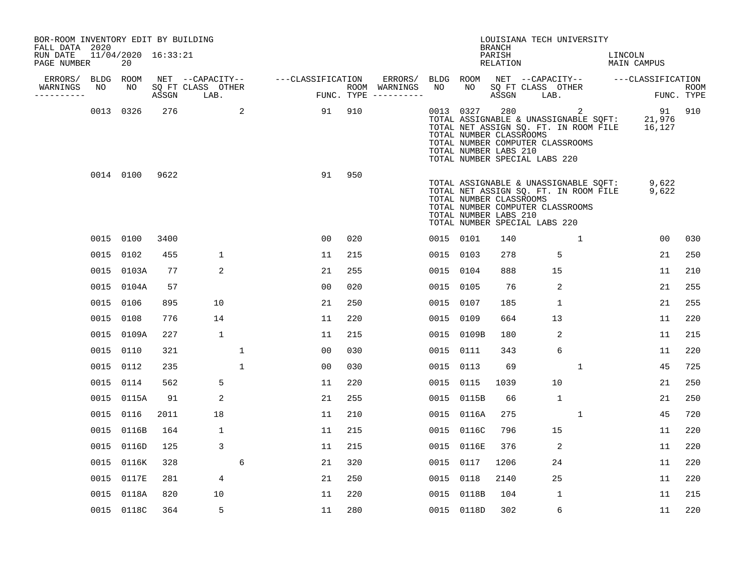BOR-ROOM INVENTORY EDIT BY BUILDING
FALL DATA 2020
RUN DATE 11/04/2020 16:33:21
PAGE NUMBER 20

LOUISIANA TECH UNIVERSITY
BRANCH
PARISH LINCOLN
RELATION MAIN CAMPUS

| ERRORS/ WARNINGS | BLDG NO | ROOM NO | NET SQ FT ASSGN | CAPACITY CLASS LAB. | CAPACITY OTHER | CLASSIFICATION FUNC. | ROOM TYPE | ERRORS/ WARNINGS | BLDG NO | ROOM NO | NET SQ FT ASSGN | CAPACITY CLASS LAB. | CAPACITY OTHER | CLASSIFICATION FUNC. | ROOM TYPE |
|---|---|---|---|---|---|---|---|---|---|---|---|---|---|---|---|
| | 0013 | 0326 | 276 | | 2 | 91 | 910 | | 0013 | 0327 | 280 | | 2 | 91 | 910 |

TOTAL ASSIGNABLE & UNASSIGNABLE SQFT: 21,976
TOTAL NET ASSIGN SQ. FT. IN ROOM FILE 16,127
TOTAL NUMBER CLASSROOMS
TOTAL NUMBER COMPUTER CLASSROOMS
TOTAL NUMBER LABS 210
TOTAL NUMBER SPECIAL LABS 220

| ERRORS/ WARNINGS | BLDG NO | ROOM NO | NET SQ FT ASSGN | CAPACITY CLASS LAB. | CAPACITY OTHER | CLASSIFICATION FUNC. | ROOM TYPE |
|---|---|---|---|---|---|---|---|
| | 0014 | 0100 | 9622 | | | 91 | 950 |

TOTAL ASSIGNABLE & UNASSIGNABLE SQFT: 9,622
TOTAL NET ASSIGN SQ. FT. IN ROOM FILE 9,622
TOTAL NUMBER CLASSROOMS
TOTAL NUMBER COMPUTER CLASSROOMS
TOTAL NUMBER LABS 210
TOTAL NUMBER SPECIAL LABS 220

| ERRORS/ WARNINGS | BLDG NO | ROOM NO | NET SQ FT ASSGN | CAPACITY CLASS LAB. | CAPACITY OTHER | CLASSIFICATION FUNC. | ROOM TYPE | ERRORS/ WARNINGS | BLDG NO | ROOM NO | NET SQ FT ASSGN | CAPACITY CLASS LAB. | CAPACITY OTHER | CLASSIFICATION FUNC. | ROOM TYPE |
|---|---|---|---|---|---|---|---|---|---|---|---|---|---|---|---|
| | 0015 | 0100 | 3400 | | | 00 | 020 | | 0015 | 0101 | 140 | | 1 | 00 | 030 |
| | 0015 | 0102 | 455 | 1 | | 11 | 215 | | 0015 | 0103 | 278 | 5 | | 21 | 250 |
| | 0015 | 0103A | 77 | 2 | | 21 | 255 | | 0015 | 0104 | 888 | 15 | | 11 | 210 |
| | 0015 | 0104A | 57 | | | 00 | 020 | | 0015 | 0105 | 76 | 2 | | 21 | 255 |
| | 0015 | 0106 | 895 | 10 | | 21 | 250 | | 0015 | 0107 | 185 | 1 | | 21 | 255 |
| | 0015 | 0108 | 776 | 14 | | 11 | 220 | | 0015 | 0109 | 664 | 13 | | 11 | 220 |
| | 0015 | 0109A | 227 | 1 | | 11 | 215 | | 0015 | 0109B | 180 | 2 | | 11 | 215 |
| | 0015 | 0110 | 321 | | 1 | 00 | 030 | | 0015 | 0111 | 343 | 6 | | 11 | 220 |
| | 0015 | 0112 | 235 | | 1 | 00 | 030 | | 0015 | 0113 | 69 | | 1 | 45 | 725 |
| | 0015 | 0114 | 562 | 5 | | 11 | 220 | | 0015 | 0115 | 1039 | 10 | | 21 | 250 |
| | 0015 | 0115A | 91 | 2 | | 21 | 255 | | 0015 | 0115B | 66 | 1 | | 21 | 250 |
| | 0015 | 0116 | 2011 | 18 | | 11 | 210 | | 0015 | 0116A | 275 | | 1 | 45 | 720 |
| | 0015 | 0116B | 164 | 1 | | 11 | 215 | | 0015 | 0116C | 796 | 15 | | 11 | 220 |
| | 0015 | 0116D | 125 | 3 | | 11 | 215 | | 0015 | 0116E | 376 | 2 | | 11 | 220 |
| | 0015 | 0116K | 328 | | 6 | 21 | 320 | | 0015 | 0117 | 1206 | 24 | | 11 | 220 |
| | 0015 | 0117E | 281 | 4 | | 21 | 250 | | 0015 | 0118 | 2140 | 25 | | 11 | 220 |
| | 0015 | 0118A | 820 | 10 | | 11 | 220 | | 0015 | 0118B | 104 | 1 | | 11 | 215 |
| | 0015 | 0118C | 364 | 5 | | 11 | 280 | | 0015 | 0118D | 302 | 6 | | 11 | 220 |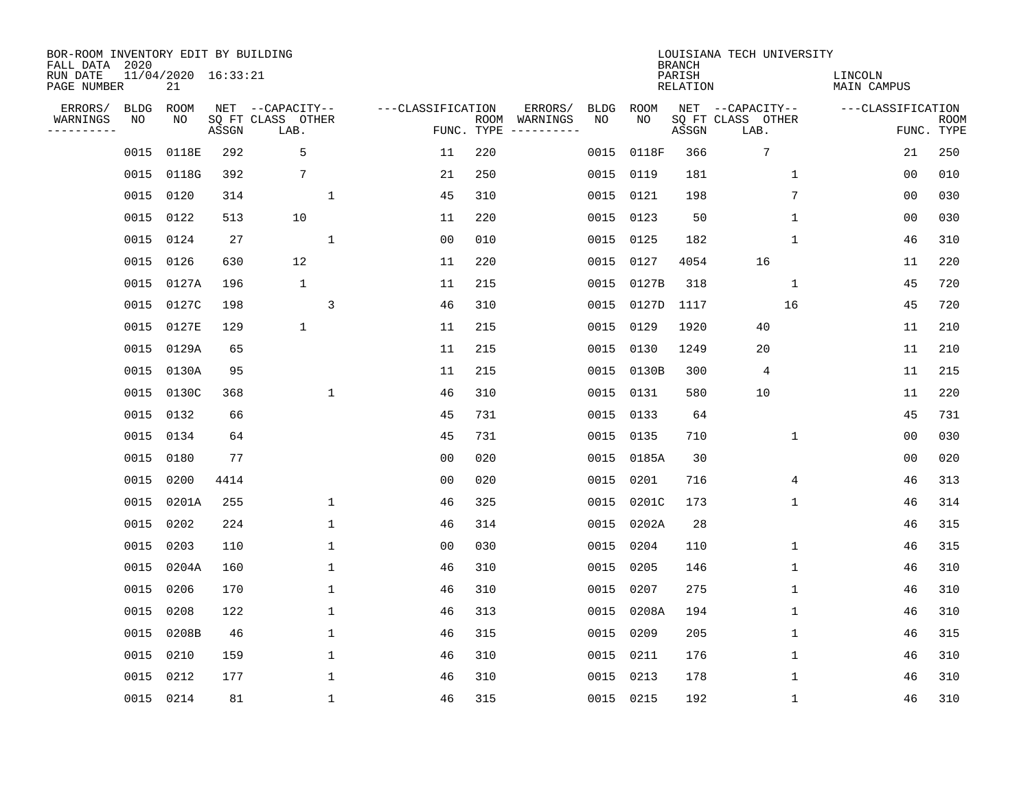BOR-ROOM INVENTORY EDIT BY BUILDING
FALL DATA 2020
RUN DATE 11/04/2020 16:33:21
PAGE NUMBER 21

LOUISIANA TECH UNIVERSITY
BRANCH
PARISH LINCOLN
RELATION MAIN CAMPUS

| ERRORS/ WARNINGS | BLDG NO | ROOM NO | NET SQ FT ASSGN | CAPACITY CLASS LAB. | CAPACITY OTHER | CLASSIFICATION FUNC. | ROOM TYPE | ERRORS/ WARNINGS | BLDG NO | ROOM NO | NET SQ FT ASSGN | CAPACITY CLASS LAB. | CAPACITY OTHER | CLASSIFICATION FUNC. | ROOM TYPE |
|---|---|---|---|---|---|---|---|---|---|---|---|---|---|---|---|
| | 0015 | 0118E | 292 | 5 | | 11 | 220 | | 0015 | 0118F | 366 | 7 | | 21 | 250 |
| | 0015 | 0118G | 392 | 7 | | 21 | 250 | | 0015 | 0119 | 181 | | 1 | 00 | 010 |
| | 0015 | 0120 | 314 | | 1 | 45 | 310 | | 0015 | 0121 | 198 | | 7 | 00 | 030 |
| | 0015 | 0122 | 513 | 10 | | 11 | 220 | | 0015 | 0123 | 50 | | 1 | 00 | 030 |
| | 0015 | 0124 | 27 | | 1 | 00 | 010 | | 0015 | 0125 | 182 | | 1 | 46 | 310 |
| | 0015 | 0126 | 630 | 12 | | 11 | 220 | | 0015 | 0127 | 4054 | 16 | | 11 | 220 |
| | 0015 | 0127A | 196 | 1 | | 11 | 215 | | 0015 | 0127B | 318 | | 1 | 45 | 720 |
| | 0015 | 0127C | 198 | | 3 | 46 | 310 | | 0015 | 0127D | 1117 | | 16 | 45 | 720 |
| | 0015 | 0127E | 129 | 1 | | 11 | 215 | | 0015 | 0129 | 1920 | 40 | | 11 | 210 |
| | 0015 | 0129A | 65 | | | 11 | 215 | | 0015 | 0130 | 1249 | 20 | | 11 | 210 |
| | 0015 | 0130A | 95 | | | 11 | 215 | | 0015 | 0130B | 300 | 4 | | 11 | 215 |
| | 0015 | 0130C | 368 | | 1 | 46 | 310 | | 0015 | 0131 | 580 | 10 | | 11 | 220 |
| | 0015 | 0132 | 66 | | | 45 | 731 | | 0015 | 0133 | 64 | | | 45 | 731 |
| | 0015 | 0134 | 64 | | | 45 | 731 | | 0015 | 0135 | 710 | | 1 | 00 | 030 |
| | 0015 | 0180 | 77 | | | 00 | 020 | | 0015 | 0185A | 30 | | | 00 | 020 |
| | 0015 | 0200 | 4414 | | | 00 | 020 | | 0015 | 0201 | 716 | | 4 | 46 | 313 |
| | 0015 | 0201A | 255 | | 1 | 46 | 325 | | 0015 | 0201C | 173 | | 1 | 46 | 314 |
| | 0015 | 0202 | 224 | | 1 | 46 | 314 | | 0015 | 0202A | 28 | | | 46 | 315 |
| | 0015 | 0203 | 110 | | 1 | 00 | 030 | | 0015 | 0204 | 110 | | 1 | 46 | 315 |
| | 0015 | 0204A | 160 | | 1 | 46 | 310 | | 0015 | 0205 | 146 | | 1 | 46 | 310 |
| | 0015 | 0206 | 170 | | 1 | 46 | 310 | | 0015 | 0207 | 275 | | 1 | 46 | 310 |
| | 0015 | 0208 | 122 | | 1 | 46 | 313 | | 0015 | 0208A | 194 | | 1 | 46 | 310 |
| | 0015 | 0208B | 46 | | 1 | 46 | 315 | | 0015 | 0209 | 205 | | 1 | 46 | 315 |
| | 0015 | 0210 | 159 | | 1 | 46 | 310 | | 0015 | 0211 | 176 | | 1 | 46 | 310 |
| | 0015 | 0212 | 177 | | 1 | 46 | 310 | | 0015 | 0213 | 178 | | 1 | 46 | 310 |
| | 0015 | 0214 | 81 | | 1 | 46 | 315 | | 0015 | 0215 | 192 | | 1 | 46 | 310 |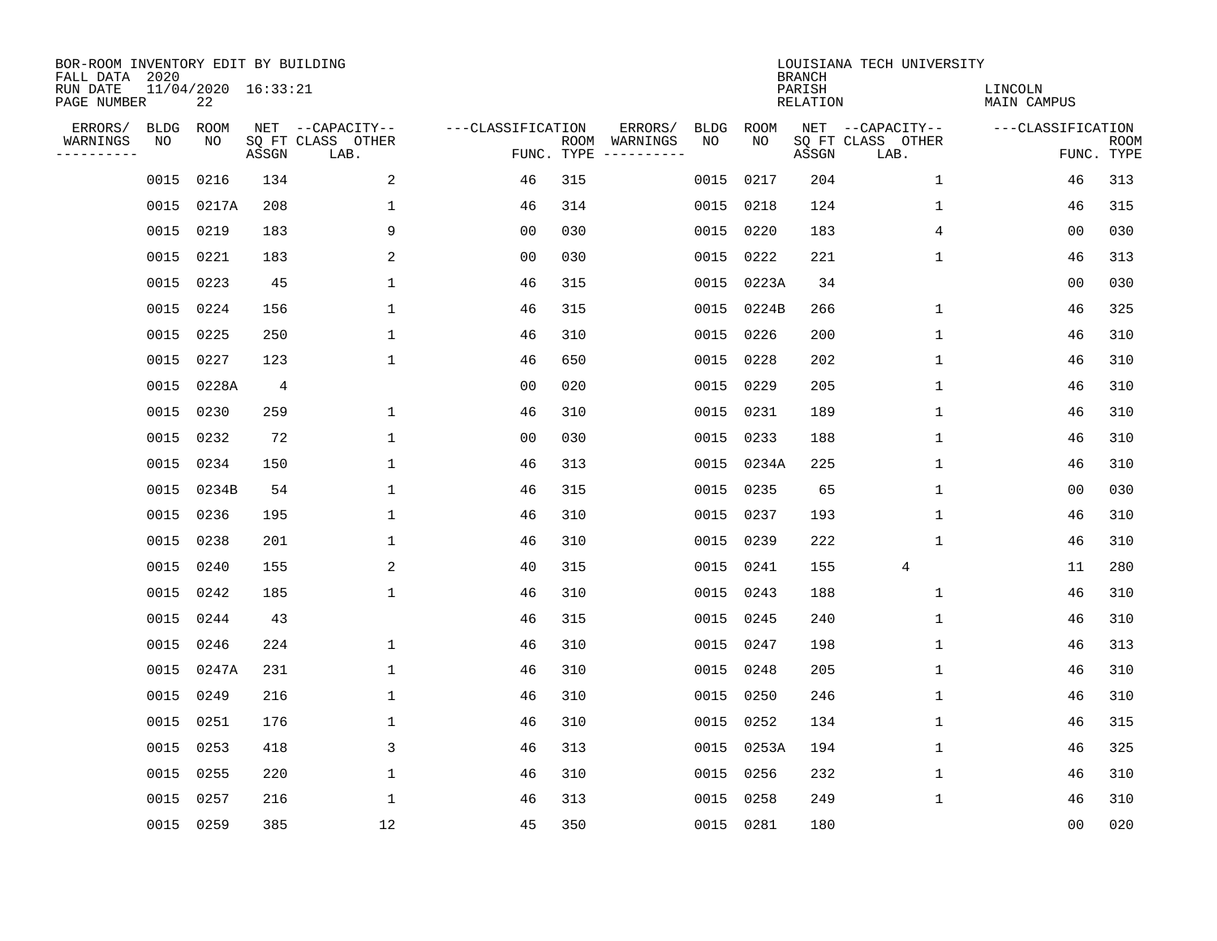BOR-ROOM INVENTORY EDIT BY BUILDING
FALL DATA 2020
RUN DATE 11/04/2020 16:33:21
PAGE NUMBER 22

LOUISIANA TECH UNIVERSITY
BRANCH
PARISH LINCOLN
RELATION MAIN CAMPUS

| ERRORS/ WARNINGS | BLDG NO | ROOM NO | NET SQ FT ASSGN | CAPACITY CLASS LAB. | CAPACITY OTHER | CLASSIFICATION FUNC. | ROOM TYPE | ERRORS/ WARNINGS | BLDG NO | ROOM NO | NET SQ FT ASSGN | CAPACITY CLASS LAB. | CAPACITY OTHER | CLASSIFICATION FUNC. | ROOM TYPE |
|---|---|---|---|---|---|---|---|---|---|---|---|---|---|---|---|
| | 0015 | 0216 | 134 | | 2 | 46 | 315 | | 0015 | 0217 | 204 | | 1 | 46 | 313 |
| | 0015 | 0217A | 208 | | 1 | 46 | 314 | | 0015 | 0218 | 124 | | 1 | 46 | 315 |
| | 0015 | 0219 | 183 | | 9 | 00 | 030 | | 0015 | 0220 | 183 | | 4 | 00 | 030 |
| | 0015 | 0221 | 183 | | 2 | 00 | 030 | | 0015 | 0222 | 221 | | 1 | 46 | 313 |
| | 0015 | 0223 | 45 | | 1 | 46 | 315 | | 0015 | 0223A | 34 | | | 00 | 030 |
| | 0015 | 0224 | 156 | | 1 | 46 | 315 | | 0015 | 0224B | 266 | | 1 | 46 | 325 |
| | 0015 | 0225 | 250 | | 1 | 46 | 310 | | 0015 | 0226 | 200 | | 1 | 46 | 310 |
| | 0015 | 0227 | 123 | | 1 | 46 | 650 | | 0015 | 0228 | 202 | | 1 | 46 | 310 |
| | 0015 | 0228A | 4 | | | 00 | 020 | | 0015 | 0229 | 205 | | 1 | 46 | 310 |
| | 0015 | 0230 | 259 | | 1 | 46 | 310 | | 0015 | 0231 | 189 | | 1 | 46 | 310 |
| | 0015 | 0232 | 72 | | 1 | 00 | 030 | | 0015 | 0233 | 188 | | 1 | 46 | 310 |
| | 0015 | 0234 | 150 | | 1 | 46 | 313 | | 0015 | 0234A | 225 | | 1 | 46 | 310 |
| | 0015 | 0234B | 54 | | 1 | 46 | 315 | | 0015 | 0235 | 65 | | 1 | 00 | 030 |
| | 0015 | 0236 | 195 | | 1 | 46 | 310 | | 0015 | 0237 | 193 | | 1 | 46 | 310 |
| | 0015 | 0238 | 201 | | 1 | 46 | 310 | | 0015 | 0239 | 222 | | 1 | 46 | 310 |
| | 0015 | 0240 | 155 | | 2 | 40 | 315 | | 0015 | 0241 | 155 | 4 | | 11 | 280 |
| | 0015 | 0242 | 185 | | 1 | 46 | 310 | | 0015 | 0243 | 188 | | 1 | 46 | 310 |
| | 0015 | 0244 | 43 | | | 46 | 315 | | 0015 | 0245 | 240 | | 1 | 46 | 310 |
| | 0015 | 0246 | 224 | | 1 | 46 | 310 | | 0015 | 0247 | 198 | | 1 | 46 | 313 |
| | 0015 | 0247A | 231 | | 1 | 46 | 310 | | 0015 | 0248 | 205 | | 1 | 46 | 310 |
| | 0015 | 0249 | 216 | | 1 | 46 | 310 | | 0015 | 0250 | 246 | | 1 | 46 | 310 |
| | 0015 | 0251 | 176 | | 1 | 46 | 310 | | 0015 | 0252 | 134 | | 1 | 46 | 315 |
| | 0015 | 0253 | 418 | | 3 | 46 | 313 | | 0015 | 0253A | 194 | | 1 | 46 | 325 |
| | 0015 | 0255 | 220 | | 1 | 46 | 310 | | 0015 | 0256 | 232 | | 1 | 46 | 310 |
| | 0015 | 0257 | 216 | | 1 | 46 | 313 | | 0015 | 0258 | 249 | | 1 | 46 | 310 |
| | 0015 | 0259 | 385 | | 12 | 45 | 350 | | 0015 | 0281 | 180 | | | 00 | 020 |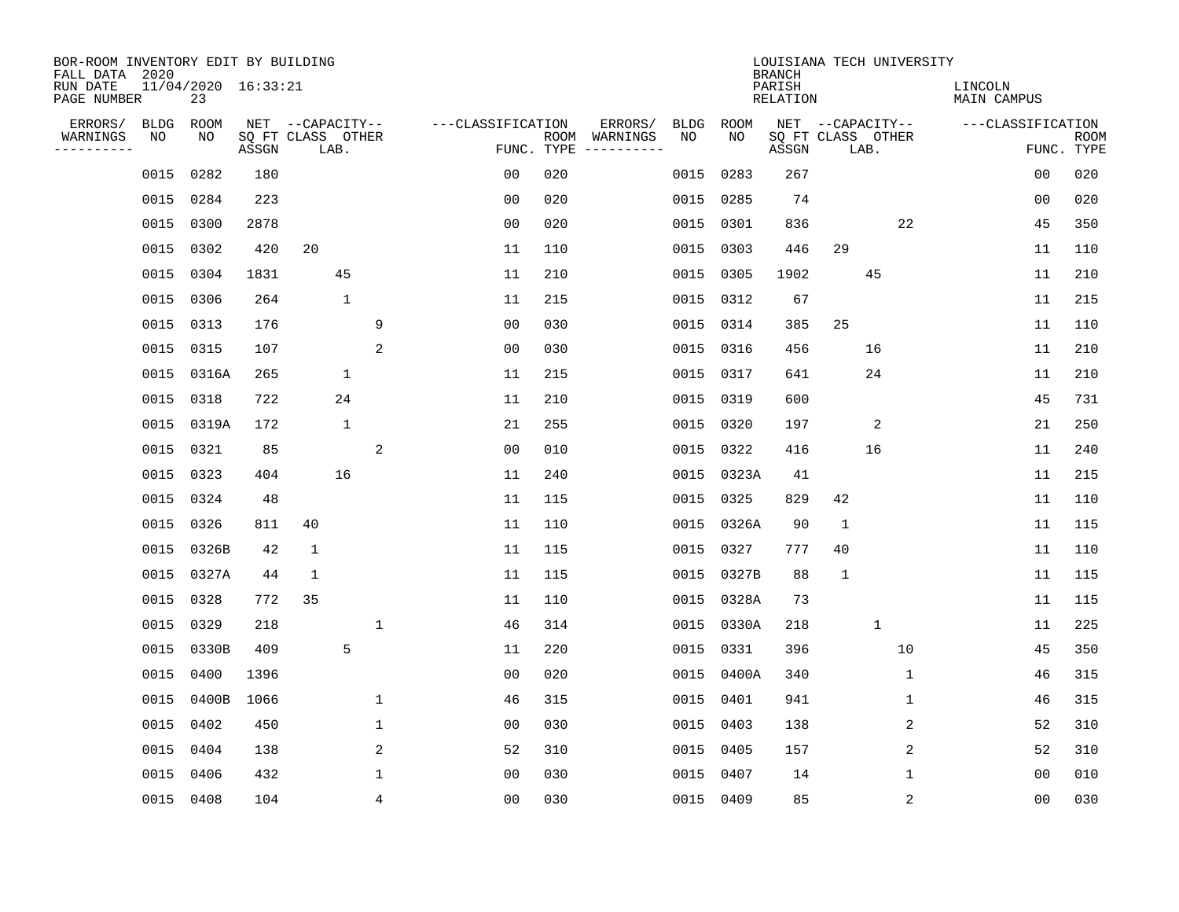BOR-ROOM INVENTORY EDIT BY BUILDING
FALL DATA 2020
RUN DATE 11/04/2020 16:33:21
PAGE NUMBER 23

LOUISIANA TECH UNIVERSITY
BRANCH
PARISH LINCOLN
RELATION MAIN CAMPUS

| ERRORS/ WARNINGS | BLDG NO | ROOM NO | NET SQ FT ASSGN | CAPACITY CLASS | CAPACITY LAB. | CAPACITY OTHER | CLASSIFICATION FUNC. | ROOM TYPE | ERRORS/ WARNINGS | BLDG NO | ROOM NO | NET SQ FT ASSGN | CAPACITY CLASS | CAPACITY LAB. | CAPACITY OTHER | CLASSIFICATION FUNC. | ROOM TYPE |
|---|---|---|---|---|---|---|---|---|---|---|---|---|---|---|---|---|---|
| | 0015 | 0282 | 180 | | | | 00 | 020 | | 0015 | 0283 | 267 | | | | 00 | 020 |
| | 0015 | 0284 | 223 | | | | 00 | 020 | | 0015 | 0285 | 74 | | | | 00 | 020 |
| | 0015 | 0300 | 2878 | | | | 00 | 020 | | 0015 | 0301 | 836 | | | 22 | 45 | 350 |
| | 0015 | 0302 | 420 | 20 | | | 11 | 110 | | 0015 | 0303 | 446 | 29 | | | 11 | 110 |
| | 0015 | 0304 | 1831 | | 45 | | 11 | 210 | | 0015 | 0305 | 1902 | | 45 | | 11 | 210 |
| | 0015 | 0306 | 264 | | 1 | | 11 | 215 | | 0015 | 0312 | 67 | | | | 11 | 215 |
| | 0015 | 0313 | 176 | | | 9 | 00 | 030 | | 0015 | 0314 | 385 | 25 | | | 11 | 110 |
| | 0015 | 0315 | 107 | | | 2 | 00 | 030 | | 0015 | 0316 | 456 | | 16 | | 11 | 210 |
| | 0015 | 0316A | 265 | | 1 | | 11 | 215 | | 0015 | 0317 | 641 | | 24 | | 11 | 210 |
| | 0015 | 0318 | 722 | | 24 | | 11 | 210 | | 0015 | 0319 | 600 | | | | 45 | 731 |
| | 0015 | 0319A | 172 | | 1 | | 21 | 255 | | 0015 | 0320 | 197 | | 2 | | 21 | 250 |
| | 0015 | 0321 | 85 | | | 2 | 00 | 010 | | 0015 | 0322 | 416 | | 16 | | 11 | 240 |
| | 0015 | 0323 | 404 | | 16 | | 11 | 240 | | 0015 | 0323A | 41 | | | | 11 | 215 |
| | 0015 | 0324 | 48 | | | | 11 | 115 | | 0015 | 0325 | 829 | 42 | | | 11 | 110 |
| | 0015 | 0326 | 811 | 40 | | | 11 | 110 | | 0015 | 0326A | 90 | 1 | | | 11 | 115 |
| | 0015 | 0326B | 42 | 1 | | | 11 | 115 | | 0015 | 0327 | 777 | 40 | | | 11 | 110 |
| | 0015 | 0327A | 44 | 1 | | | 11 | 115 | | 0015 | 0327B | 88 | 1 | | | 11 | 115 |
| | 0015 | 0328 | 772 | 35 | | | 11 | 110 | | 0015 | 0328A | 73 | | | | 11 | 115 |
| | 0015 | 0329 | 218 | | | 1 | 46 | 314 | | 0015 | 0330A | 218 | | 1 | | 11 | 225 |
| | 0015 | 0330B | 409 | | 5 | | 11 | 220 | | 0015 | 0331 | 396 | | | 10 | 45 | 350 |
| | 0015 | 0400 | 1396 | | | | 00 | 020 | | 0015 | 0400A | 340 | | | 1 | 46 | 315 |
| | 0015 | 0400B | 1066 | | | 1 | 46 | 315 | | 0015 | 0401 | 941 | | | 1 | 46 | 315 |
| | 0015 | 0402 | 450 | | | 1 | 00 | 030 | | 0015 | 0403 | 138 | | | 2 | 52 | 310 |
| | 0015 | 0404 | 138 | | | 2 | 52 | 310 | | 0015 | 0405 | 157 | | | 2 | 52 | 310 |
| | 0015 | 0406 | 432 | | | 1 | 00 | 030 | | 0015 | 0407 | 14 | | | 1 | 00 | 010 |
| | 0015 | 0408 | 104 | | | 4 | 00 | 030 | | 0015 | 0409 | 85 | | | 2 | 00 | 030 |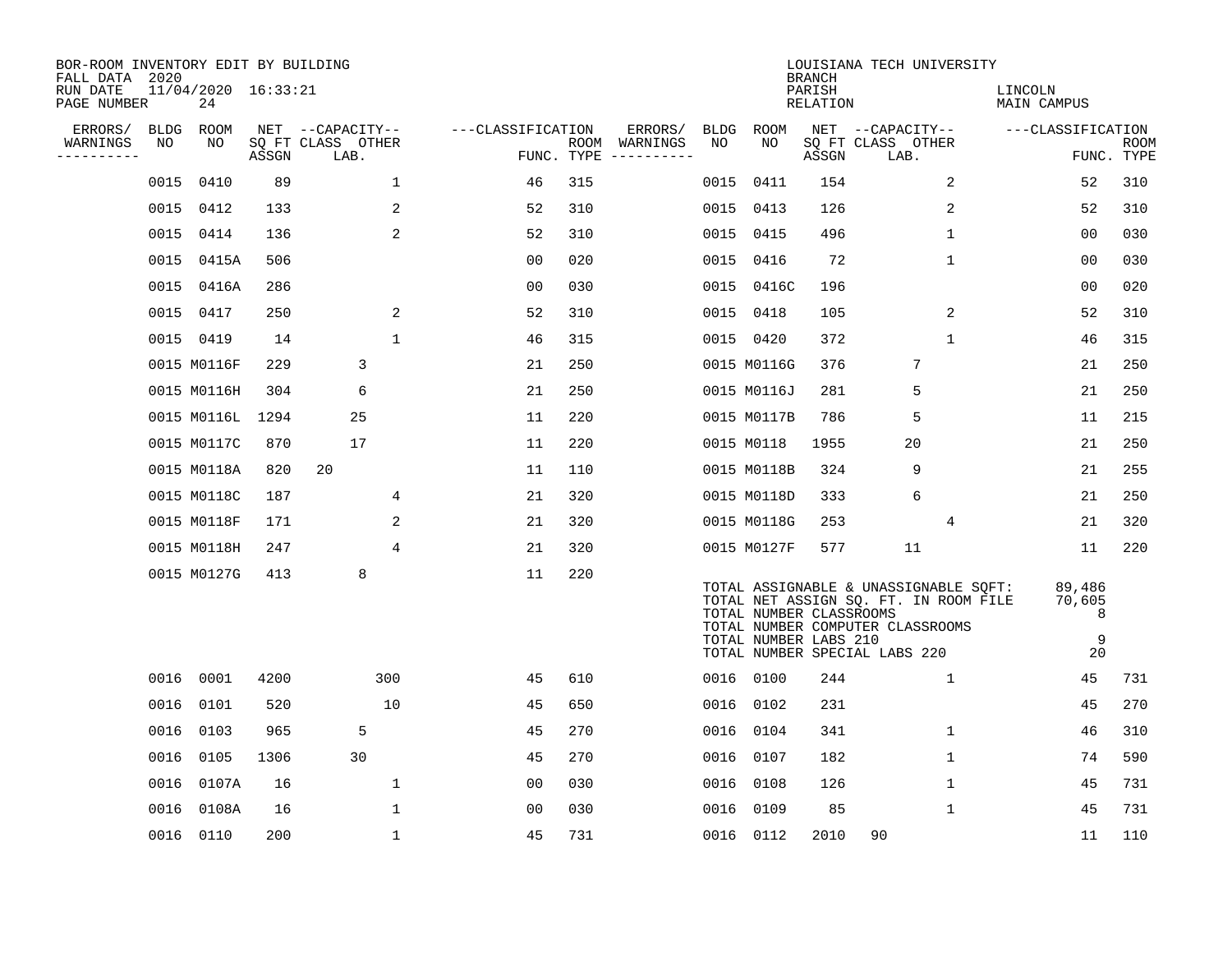BOR-ROOM INVENTORY EDIT BY BUILDING
FALL DATA 2020
RUN DATE 11/04/2020 16:33:21

LOUISIANA TECH UNIVERSITY
BRANCH
PARISH LINCOLN
RELATION MAIN CAMPUS

| ERRORS/ WARNINGS | BLDG NO | ROOM NO | NET SQ FT ASSGN | CAPACITY CLASS | LAB. | OTHER | CLASSIFICATION FUNC. | ROOM TYPE | ERRORS/ WARNINGS | BLDG NO | ROOM NO | NET SQ FT ASSGN | CAPACITY CLASS | LAB. | OTHER | CLASSIFICATION FUNC. | ROOM TYPE |
|---|---|---|---|---|---|---|---|---|---|---|---|---|---|---|---|---|---|
| | 0015 | 0410 | 89 | | | 1 | 46 | 315 | | 0015 | 0411 | 154 | | | 2 | 52 | 310 |
| | 0015 | 0412 | 133 | | | 2 | 52 | 310 | | 0015 | 0413 | 126 | | | 2 | 52 | 310 |
| | 0015 | 0414 | 136 | | | 2 | 52 | 310 | | 0015 | 0415 | 496 | | | 1 | 00 | 030 |
| | 0015 | 0415A | 506 | | | | 00 | 020 | | 0015 | 0416 | 72 | | | 1 | 00 | 030 |
| | 0015 | 0416A | 286 | | | | 00 | 030 | | 0015 | 0416C | 196 | | | | 00 | 020 |
| | 0015 | 0417 | 250 | | | 2 | 52 | 310 | | 0015 | 0418 | 105 | | | 2 | 52 | 310 |
| | 0015 | 0419 | 14 | | | 1 | 46 | 315 | | 0015 | 0420 | 372 | | | 1 | 46 | 315 |
| | 0015 | M0116F | 229 | | 3 | | 21 | 250 | | 0015 | M0116G | 376 | | 7 | | 21 | 250 |
| | 0015 | M0116H | 304 | | 6 | | 21 | 250 | | 0015 | M0116J | 281 | | 5 | | 21 | 250 |
| | 0015 | M0116L | 1294 | | 25 | | 11 | 220 | | 0015 | M0117B | 786 | | 5 | | 11 | 215 |
| | 0015 | M0117C | 870 | | 17 | | 11 | 220 | | 0015 | M0118 | 1955 | | 20 | | 21 | 250 |
| | 0015 | M0118A | 820 | 20 | | | 11 | 110 | | 0015 | M0118B | 324 | | 9 | | 21 | 255 |
| | 0015 | M0118C | 187 | | | 4 | 21 | 320 | | 0015 | M0118D | 333 | | 6 | | 21 | 250 |
| | 0015 | M0118F | 171 | | | 2 | 21 | 320 | | 0015 | M0118G | 253 | | | 4 | 21 | 320 |
| | 0015 | M0118H | 247 | | | 4 | 21 | 320 | | 0015 | M0127F | 577 | | 11 | | 11 | 220 |
| | 0015 | M0127G | 413 | | 8 | | 11 | 220 | | | | | | | | | |

TOTAL ASSIGNABLE & UNASSIGNABLE SQFT: 89,486
TOTAL NET ASSIGN SQ. FT. IN ROOM FILE 70,605
TOTAL NUMBER CLASSROOMS 8
TOTAL NUMBER COMPUTER CLASSROOMS
TOTAL NUMBER LABS 210 9
TOTAL NUMBER SPECIAL LABS 220 20

| ERRORS/ WARNINGS | BLDG NO | ROOM NO | NET SQ FT ASSGN | CAPACITY CLASS | LAB. | OTHER | CLASSIFICATION FUNC. | ROOM TYPE | ERRORS/ WARNINGS | BLDG NO | ROOM NO | NET SQ FT ASSGN | CAPACITY CLASS | LAB. | OTHER | CLASSIFICATION FUNC. | ROOM TYPE |
|---|---|---|---|---|---|---|---|---|---|---|---|---|---|---|---|---|---|
| | 0016 | 0001 | 4200 | | | 300 | 45 | 610 | | 0016 | 0100 | 244 | | | 1 | 45 | 731 |
| | 0016 | 0101 | 520 | | | 10 | 45 | 650 | | 0016 | 0102 | 231 | | | | 45 | 270 |
| | 0016 | 0103 | 965 | | 5 | | 45 | 270 | | 0016 | 0104 | 341 | | | 1 | 46 | 310 |
| | 0016 | 0105 | 1306 | | 30 | | 45 | 270 | | 0016 | 0107 | 182 | | | 1 | 74 | 590 |
| | 0016 | 0107A | 16 | | | 1 | 00 | 030 | | 0016 | 0108 | 126 | | | 1 | 45 | 731 |
| | 0016 | 0108A | 16 | | | 1 | 00 | 030 | | 0016 | 0109 | 85 | | | 1 | 45 | 731 |
| | 0016 | 0110 | 200 | | | 1 | 45 | 731 | | 0016 | 0112 | 2010 | 90 | | | 11 | 110 |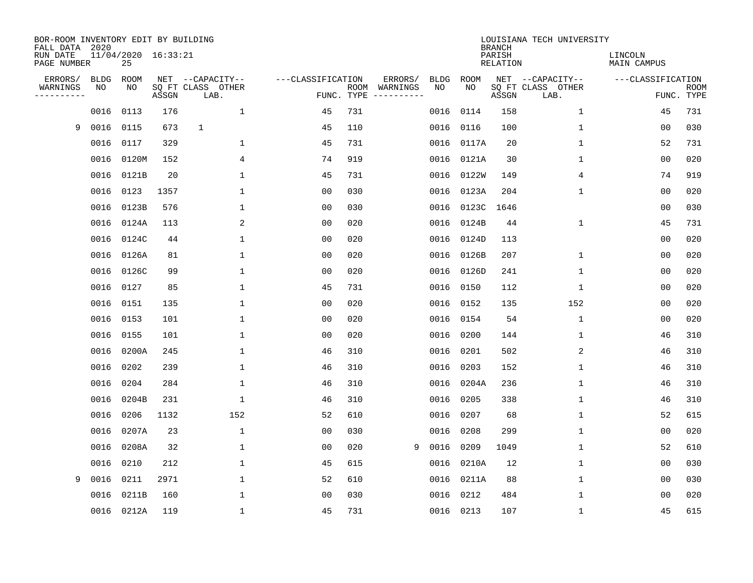BOR-ROOM INVENTORY EDIT BY BUILDING
FALL DATA 2020
RUN DATE 11/04/2020 16:33:21
PAGE NUMBER 25

LOUISIANA TECH UNIVERSITY
BRANCH
PARISH LINCOLN
RELATION MAIN CAMPUS

| ERRORS/ WARNINGS | BLDG NO | ROOM NO | NET SQ FT ASSGN | CAPACITY CLASS LAB. | CAPACITY OTHER | CLASSIFICATION FUNC. | ROOM TYPE | ERRORS/ WARNINGS | BLDG NO | ROOM NO | NET SQ FT ASSGN | CAPACITY CLASS LAB. | CAPACITY OTHER | CLASSIFICATION FUNC. | ROOM TYPE |
|---|---|---|---|---|---|---|---|---|---|---|---|---|---|---|---|
| | 0016 | 0113 | 176 | | 1 | 45 | 731 | | 0016 | 0114 | 158 | | 1 | 45 | 731 |
| 9 | 0016 | 0115 | 673 | 1 | | 45 | 110 | | 0016 | 0116 | 100 | | 1 | 00 | 030 |
| | 0016 | 0117 | 329 | | 1 | 45 | 731 | | 0016 | 0117A | 20 | | 1 | 52 | 731 |
| | 0016 | 0120M | 152 | | 4 | 74 | 919 | | 0016 | 0121A | 30 | | 1 | 00 | 020 |
| | 0016 | 0121B | 20 | | 1 | 45 | 731 | | 0016 | 0122W | 149 | | 4 | 74 | 919 |
| | 0016 | 0123 | 1357 | | 1 | 00 | 030 | | 0016 | 0123A | 204 | | 1 | 00 | 020 |
| | 0016 | 0123B | 576 | | 1 | 00 | 030 | | 0016 | 0123C | 1646 | | | 00 | 030 |
| | 0016 | 0124A | 113 | | 2 | 00 | 020 | | 0016 | 0124B | 44 | | 1 | 45 | 731 |
| | 0016 | 0124C | 44 | | 1 | 00 | 020 | | 0016 | 0124D | 113 | | | 00 | 020 |
| | 0016 | 0126A | 81 | | 1 | 00 | 020 | | 0016 | 0126B | 207 | | 1 | 00 | 020 |
| | 0016 | 0126C | 99 | | 1 | 00 | 020 | | 0016 | 0126D | 241 | | 1 | 00 | 020 |
| | 0016 | 0127 | 85 | | 1 | 45 | 731 | | 0016 | 0150 | 112 | | 1 | 00 | 020 |
| | 0016 | 0151 | 135 | | 1 | 00 | 020 | | 0016 | 0152 | 135 | | 152 | 00 | 020 |
| | 0016 | 0153 | 101 | | 1 | 00 | 020 | | 0016 | 0154 | 54 | | 1 | 00 | 020 |
| | 0016 | 0155 | 101 | | 1 | 00 | 020 | | 0016 | 0200 | 144 | | 1 | 46 | 310 |
| | 0016 | 0200A | 245 | | 1 | 46 | 310 | | 0016 | 0201 | 502 | | 2 | 46 | 310 |
| | 0016 | 0202 | 239 | | 1 | 46 | 310 | | 0016 | 0203 | 152 | | 1 | 46 | 310 |
| | 0016 | 0204 | 284 | | 1 | 46 | 310 | | 0016 | 0204A | 236 | | 1 | 46 | 310 |
| | 0016 | 0204B | 231 | | 1 | 46 | 310 | | 0016 | 0205 | 338 | | 1 | 46 | 310 |
| | 0016 | 0206 | 1132 | | 152 | 52 | 610 | | 0016 | 0207 | 68 | | 1 | 52 | 615 |
| | 0016 | 0207A | 23 | | 1 | 00 | 030 | | 0016 | 0208 | 299 | | 1 | 00 | 020 |
| | 0016 | 0208A | 32 | | 1 | 00 | 020 | 9 | 0016 | 0209 | 1049 | | 1 | 52 | 610 |
| | 0016 | 0210 | 212 | | 1 | 45 | 615 | | 0016 | 0210A | 12 | | 1 | 00 | 030 |
| 9 | 0016 | 0211 | 2971 | | 1 | 52 | 610 | | 0016 | 0211A | 88 | | 1 | 00 | 030 |
| | 0016 | 0211B | 160 | | 1 | 00 | 030 | | 0016 | 0212 | 484 | | 1 | 00 | 020 |
| | 0016 | 0212A | 119 | | 1 | 45 | 731 | | 0016 | 0213 | 107 | | 1 | 45 | 615 |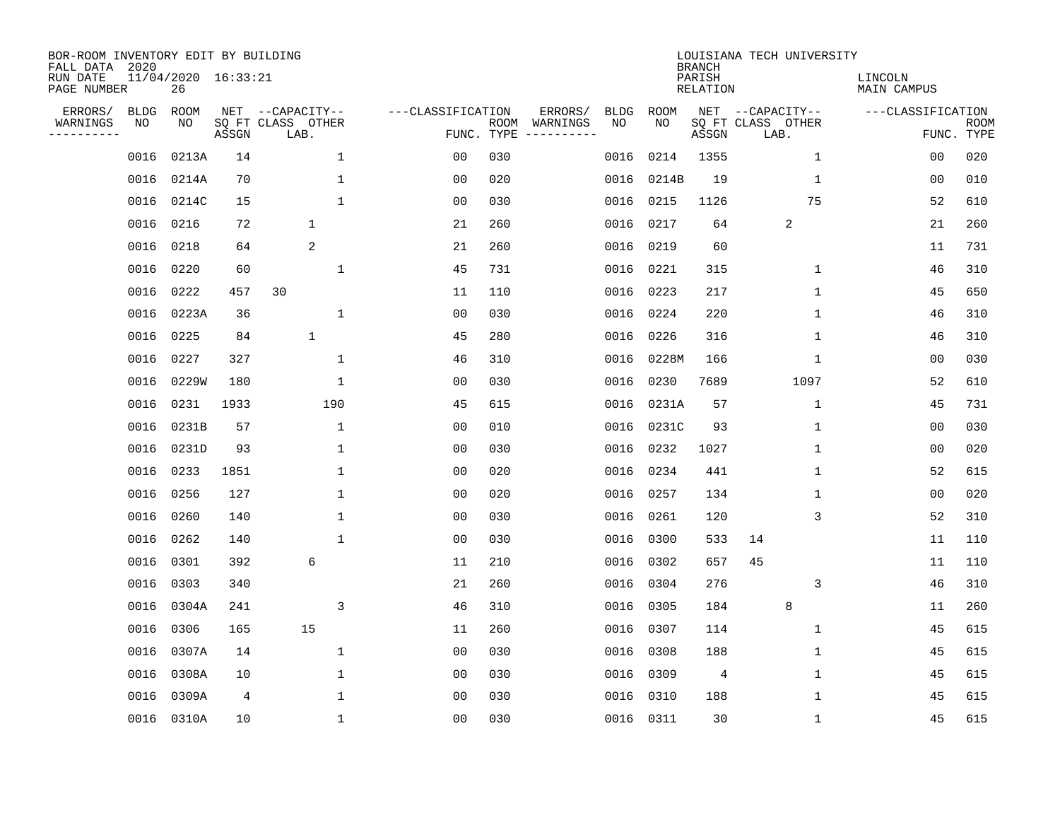BOR-ROOM INVENTORY EDIT BY BUILDING
FALL DATA 2020
RUN DATE 11/04/2020 16:33:21
PAGE NUMBER 26

LOUISIANA TECH UNIVERSITY
BRANCH
PARISH LINCOLN
RELATION MAIN CAMPUS

| ERRORS/ WARNINGS | BLDG NO | ROOM NO | NET SQ FT ASSGN | CAPACITY CLASS | CAPACITY LAB. | CAPACITY OTHER | CLASSIFICATION FUNC. | ROOM TYPE | ERRORS/ WARNINGS | BLDG NO | ROOM NO | NET SQ FT ASSGN | CAPACITY CLASS | CAPACITY LAB. | CAPACITY OTHER | CLASSIFICATION FUNC. | ROOM TYPE |
|---|---|---|---|---|---|---|---|---|---|---|---|---|---|---|---|---|---|
| | 0016 | 0213A | 14 | | | 1 | 00 | 030 | | 0016 | 0214 | 1355 | | | 1 | 00 | 020 |
| | 0016 | 0214A | 70 | | | 1 | 00 | 020 | | 0016 | 0214B | 19 | | | 1 | 00 | 010 |
| | 0016 | 0214C | 15 | | | 1 | 00 | 030 | | 0016 | 0215 | 1126 | | | 75 | 52 | 610 |
| | 0016 | 0216 | 72 | | 1 | | 21 | 260 | | 0016 | 0217 | 64 | | 2 | | 21 | 260 |
| | 0016 | 0218 | 64 | | 2 | | 21 | 260 | | 0016 | 0219 | 60 | | | | 11 | 731 |
| | 0016 | 0220 | 60 | | | 1 | 45 | 731 | | 0016 | 0221 | 315 | | | 1 | 46 | 310 |
| | 0016 | 0222 | 457 | 30 | | | 11 | 110 | | 0016 | 0223 | 217 | | | 1 | 45 | 650 |
| | 0016 | 0223A | 36 | | | 1 | 00 | 030 | | 0016 | 0224 | 220 | | | 1 | 46 | 310 |
| | 0016 | 0225 | 84 | | 1 | | 45 | 280 | | 0016 | 0226 | 316 | | | 1 | 46 | 310 |
| | 0016 | 0227 | 327 | | | 1 | 46 | 310 | | 0016 | 0228M | 166 | | | 1 | 00 | 030 |
| | 0016 | 0229W | 180 | | | 1 | 00 | 030 | | 0016 | 0230 | 7689 | | | 1097 | 52 | 610 |
| | 0016 | 0231 | 1933 | | | 190 | 45 | 615 | | 0016 | 0231A | 57 | | | 1 | 45 | 731 |
| | 0016 | 0231B | 57 | | | 1 | 00 | 010 | | 0016 | 0231C | 93 | | | 1 | 00 | 030 |
| | 0016 | 0231D | 93 | | | 1 | 00 | 030 | | 0016 | 0232 | 1027 | | | 1 | 00 | 020 |
| | 0016 | 0233 | 1851 | | | 1 | 00 | 020 | | 0016 | 0234 | 441 | | | 1 | 52 | 615 |
| | 0016 | 0256 | 127 | | | 1 | 00 | 020 | | 0016 | 0257 | 134 | | | 1 | 00 | 020 |
| | 0016 | 0260 | 140 | | | 1 | 00 | 030 | | 0016 | 0261 | 120 | | | 3 | 52 | 310 |
| | 0016 | 0262 | 140 | | | 1 | 00 | 030 | | 0016 | 0300 | 533 | 14 | | | 11 | 110 |
| | 0016 | 0301 | 392 | | 6 | | 11 | 210 | | 0016 | 0302 | 657 | 45 | | | 11 | 110 |
| | 0016 | 0303 | 340 | | | | 21 | 260 | | 0016 | 0304 | 276 | | | 3 | 46 | 310 |
| | 0016 | 0304A | 241 | | | 3 | 46 | 310 | | 0016 | 0305 | 184 | | 8 | | 11 | 260 |
| | 0016 | 0306 | 165 | | 15 | | 11 | 260 | | 0016 | 0307 | 114 | | | 1 | 45 | 615 |
| | 0016 | 0307A | 14 | | | 1 | 00 | 030 | | 0016 | 0308 | 188 | | | 1 | 45 | 615 |
| | 0016 | 0308A | 10 | | | 1 | 00 | 030 | | 0016 | 0309 | 4 | | | 1 | 45 | 615 |
| | 0016 | 0309A | 4 | | | 1 | 00 | 030 | | 0016 | 0310 | 188 | | | 1 | 45 | 615 |
| | 0016 | 0310A | 10 | | | 1 | 00 | 030 | | 0016 | 0311 | 30 | | | 1 | 45 | 615 |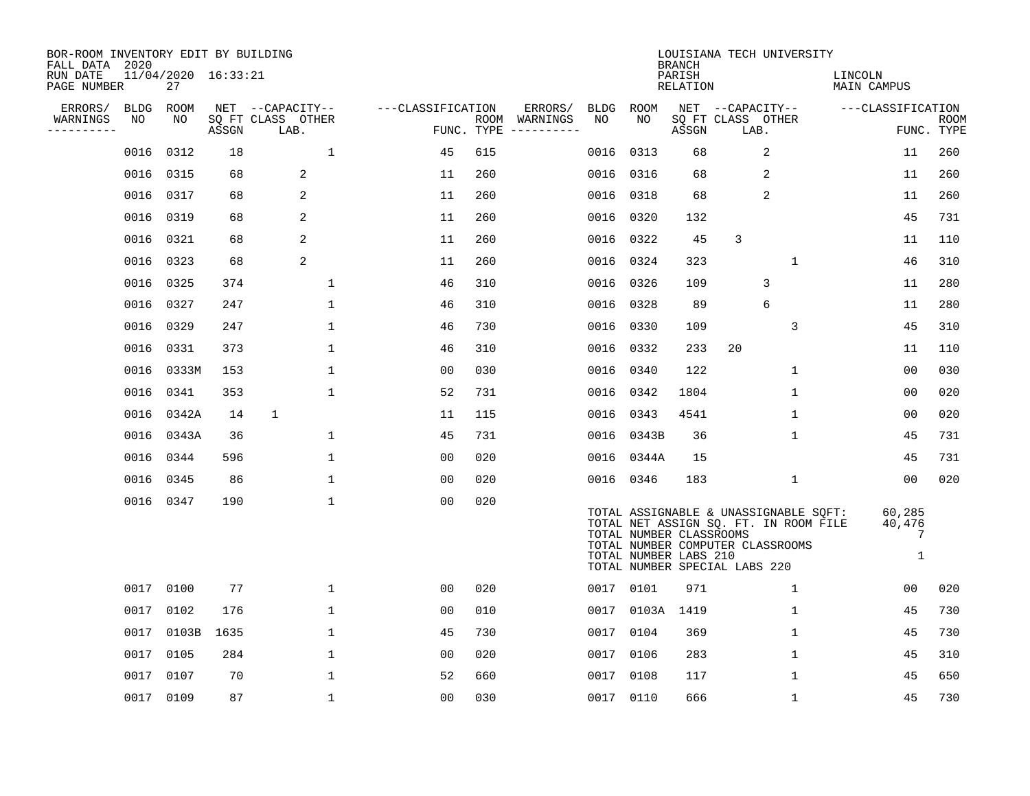BOR-ROOM INVENTORY EDIT BY BUILDING
FALL DATA 2020
RUN DATE 11/04/2020 16:33:21
PAGE NUMBER 27

LOUISIANA TECH UNIVERSITY
BRANCH
PARISH LINCOLN
RELATION MAIN CAMPUS

| ERRORS/ WARNINGS | BLDG NO | ROOM NO | NET SQ FT ASSGN | CAPACITY CLASS | CAPACITY LAB. | CAPACITY OTHER | CLASSIFICATION FUNC. | ROOM TYPE | ERRORS/ WARNINGS | BLDG NO | ROOM NO | NET SQ FT ASSGN | CAPACITY CLASS | CAPACITY LAB. | CAPACITY OTHER | CLASSIFICATION FUNC. | ROOM TYPE |
|---|---|---|---|---|---|---|---|---|---|---|---|---|---|---|---|---|---|
| | 0016 | 0312 | 18 | | | 1 | 45 | 615 | | 0016 | 0313 | 68 | | 2 | | 11 | 260 |
| | 0016 | 0315 | 68 | | 2 | | 11 | 260 | | 0016 | 0316 | 68 | | 2 | | 11 | 260 |
| | 0016 | 0317 | 68 | | 2 | | 11 | 260 | | 0016 | 0318 | 68 | | 2 | | 11 | 260 |
| | 0016 | 0319 | 68 | | 2 | | 11 | 260 | | 0016 | 0320 | 132 | | | | 45 | 731 |
| | 0016 | 0321 | 68 | | 2 | | 11 | 260 | | 0016 | 0322 | 45 | 3 | | | 11 | 110 |
| | 0016 | 0323 | 68 | | 2 | | 11 | 260 | | 0016 | 0324 | 323 | | | 1 | 46 | 310 |
| | 0016 | 0325 | 374 | | | 1 | 46 | 310 | | 0016 | 0326 | 109 | | 3 | | 11 | 280 |
| | 0016 | 0327 | 247 | | | 1 | 46 | 310 | | 0016 | 0328 | 89 | | 6 | | 11 | 280 |
| | 0016 | 0329 | 247 | | | 1 | 46 | 730 | | 0016 | 0330 | 109 | | | 3 | 45 | 310 |
| | 0016 | 0331 | 373 | | | 1 | 46 | 310 | | 0016 | 0332 | 233 | 20 | | | 11 | 110 |
| | 0016 | 0333M | 153 | | | 1 | 00 | 030 | | 0016 | 0340 | 122 | | | 1 | 00 | 030 |
| | 0016 | 0341 | 353 | | | 1 | 52 | 731 | | 0016 | 0342 | 1804 | | | 1 | 00 | 020 |
| | 0016 | 0342A | 14 | 1 | | | 11 | 115 | | 0016 | 0343 | 4541 | | | 1 | 00 | 020 |
| | 0016 | 0343A | 36 | | | 1 | 45 | 731 | | 0016 | 0343B | 36 | | | 1 | 45 | 731 |
| | 0016 | 0344 | 596 | | | 1 | 00 | 020 | | 0016 | 0344A | 15 | | | | 45 | 731 |
| | 0016 | 0345 | 86 | | | 1 | 00 | 020 | | 0016 | 0346 | 183 | | | 1 | 00 | 020 |
| | 0016 | 0347 | 190 | | | 1 | 00 | 020 | | | | | | | | | |

TOTAL ASSIGNABLE & UNASSIGNABLE SQFT: 60,285
TOTAL NET ASSIGN SQ. FT. IN ROOM FILE 40,476
TOTAL NUMBER CLASSROOMS 7
TOTAL NUMBER COMPUTER CLASSROOMS
TOTAL NUMBER LABS 210 1
TOTAL NUMBER SPECIAL LABS 220

| ERRORS/ WARNINGS | BLDG NO | ROOM NO | NET SQ FT ASSGN | CAPACITY CLASS | CAPACITY LAB. | CAPACITY OTHER | CLASSIFICATION FUNC. | ROOM TYPE | ERRORS/ WARNINGS | BLDG NO | ROOM NO | NET SQ FT ASSGN | CAPACITY CLASS | CAPACITY LAB. | CAPACITY OTHER | CLASSIFICATION FUNC. | ROOM TYPE |
|---|---|---|---|---|---|---|---|---|---|---|---|---|---|---|---|---|---|
| | 0017 | 0100 | 77 | | | 1 | 00 | 020 | | 0017 | 0101 | 971 | | | 1 | 00 | 020 |
| | 0017 | 0102 | 176 | | | 1 | 00 | 010 | | 0017 | 0103A | 1419 | | | 1 | 45 | 730 |
| | 0017 | 0103B | 1635 | | | 1 | 45 | 730 | | 0017 | 0104 | 369 | | | 1 | 45 | 730 |
| | 0017 | 0105 | 284 | | | 1 | 00 | 020 | | 0017 | 0106 | 283 | | | 1 | 45 | 310 |
| | 0017 | 0107 | 70 | | | 1 | 52 | 660 | | 0017 | 0108 | 117 | | | 1 | 45 | 650 |
| | 0017 | 0109 | 87 | | | 1 | 00 | 030 | | 0017 | 0110 | 666 | | | 1 | 45 | 730 |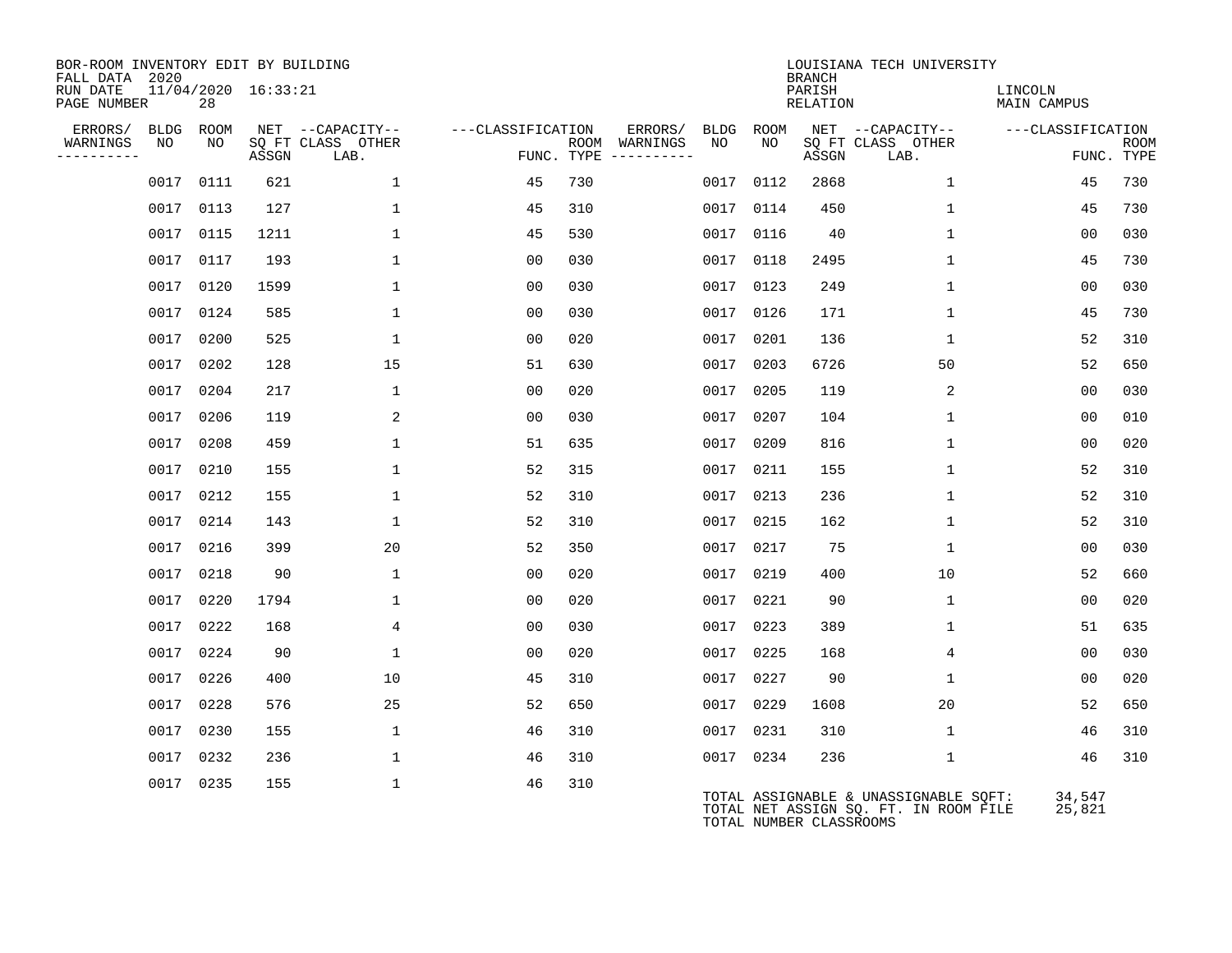BOR-ROOM INVENTORY EDIT BY BUILDING
FALL DATA 2020
RUN DATE 11/04/2020 16:33:21
PAGE NUMBER 28

LOUISIANA TECH UNIVERSITY
BRANCH
PARISH LINCOLN
RELATION MAIN CAMPUS

| ERRORS/ WARNINGS | BLDG NO | ROOM NO | NET SQ FT ASSGN | CAPACITY CLASS | CAPACITY OTHER LAB. | CLASSIFICATION FUNC. | ROOM TYPE | ERRORS/ WARNINGS | BLDG NO | ROOM NO | NET SQ FT ASSGN | CAPACITY CLASS | CAPACITY OTHER LAB. | CLASSIFICATION FUNC. | ROOM TYPE |
|---|---|---|---|---|---|---|---|---|---|---|---|---|---|---|---|
| | 0017 | 0111 | 621 | | 1 | 45 | 730 | | 0017 | 0112 | 2868 | | 1 | 45 | 730 |
| | 0017 | 0113 | 127 | | 1 | 45 | 310 | | 0017 | 0114 | 450 | | 1 | 45 | 730 |
| | 0017 | 0115 | 1211 | | 1 | 45 | 530 | | 0017 | 0116 | 40 | | 1 | 00 | 030 |
| | 0017 | 0117 | 193 | | 1 | 00 | 030 | | 0017 | 0118 | 2495 | | 1 | 45 | 730 |
| | 0017 | 0120 | 1599 | | 1 | 00 | 030 | | 0017 | 0123 | 249 | | 1 | 00 | 030 |
| | 0017 | 0124 | 585 | | 1 | 00 | 030 | | 0017 | 0126 | 171 | | 1 | 45 | 730 |
| | 0017 | 0200 | 525 | | 1 | 00 | 020 | | 0017 | 0201 | 136 | | 1 | 52 | 310 |
| | 0017 | 0202 | 128 | | 15 | 51 | 630 | | 0017 | 0203 | 6726 | | 50 | 52 | 650 |
| | 0017 | 0204 | 217 | | 1 | 00 | 020 | | 0017 | 0205 | 119 | | 2 | 00 | 030 |
| | 0017 | 0206 | 119 | | 2 | 00 | 030 | | 0017 | 0207 | 104 | | 1 | 00 | 010 |
| | 0017 | 0208 | 459 | | 1 | 51 | 635 | | 0017 | 0209 | 816 | | 1 | 00 | 020 |
| | 0017 | 0210 | 155 | | 1 | 52 | 315 | | 0017 | 0211 | 155 | | 1 | 52 | 310 |
| | 0017 | 0212 | 155 | | 1 | 52 | 310 | | 0017 | 0213 | 236 | | 1 | 52 | 310 |
| | 0017 | 0214 | 143 | | 1 | 52 | 310 | | 0017 | 0215 | 162 | | 1 | 52 | 310 |
| | 0017 | 0216 | 399 | | 20 | 52 | 350 | | 0017 | 0217 | 75 | | 1 | 00 | 030 |
| | 0017 | 0218 | 90 | | 1 | 00 | 020 | | 0017 | 0219 | 400 | | 10 | 52 | 660 |
| | 0017 | 0220 | 1794 | | 1 | 00 | 020 | | 0017 | 0221 | 90 | | 1 | 00 | 020 |
| | 0017 | 0222 | 168 | | 4 | 00 | 030 | | 0017 | 0223 | 389 | | 1 | 51 | 635 |
| | 0017 | 0224 | 90 | | 1 | 00 | 020 | | 0017 | 0225 | 168 | | 4 | 00 | 030 |
| | 0017 | 0226 | 400 | | 10 | 45 | 310 | | 0017 | 0227 | 90 | | 1 | 00 | 020 |
| | 0017 | 0228 | 576 | | 25 | 52 | 650 | | 0017 | 0229 | 1608 | | 20 | 52 | 650 |
| | 0017 | 0230 | 155 | | 1 | 46 | 310 | | 0017 | 0231 | 310 | | 1 | 46 | 310 |
| | 0017 | 0232 | 236 | | 1 | 46 | 310 | | 0017 | 0234 | 236 | | 1 | 46 | 310 |
| | 0017 | 0235 | 155 | | 1 | 46 | 310 | | | | | | | | |

TOTAL ASSIGNABLE & UNASSIGNABLE SQFT: 34,547
TOTAL NET ASSIGN SQ. FT. IN ROOM FILE 25,821
TOTAL NUMBER CLASSROOMS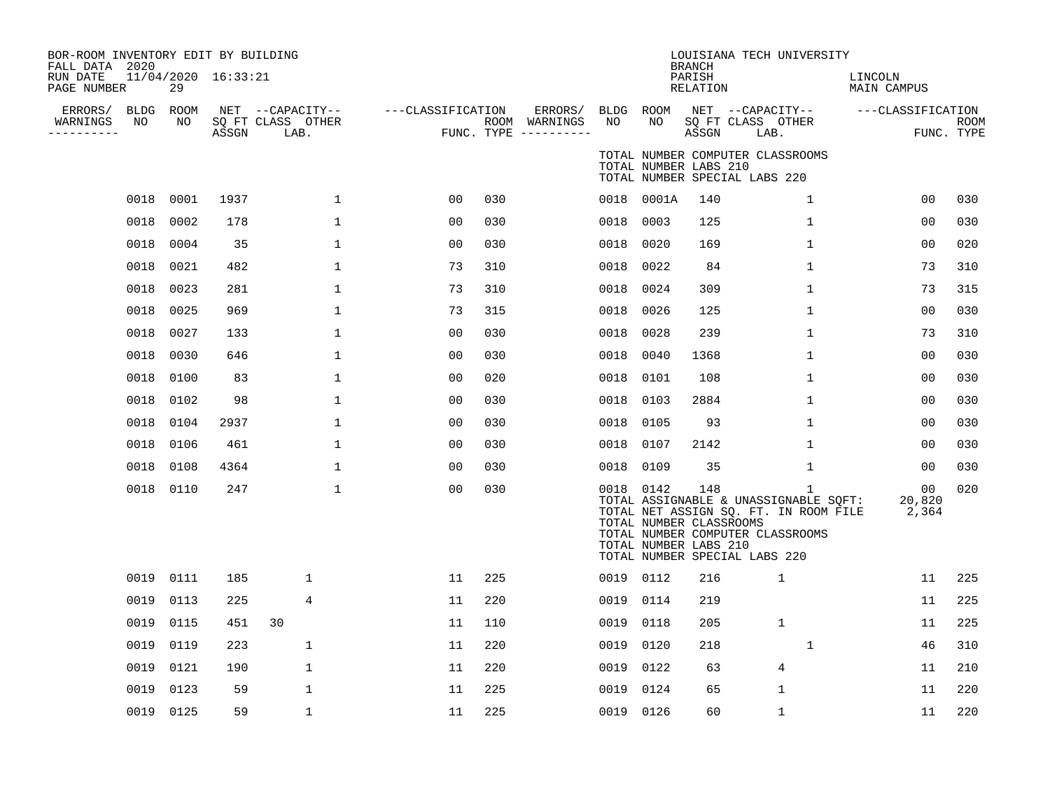BOR-ROOM INVENTORY EDIT BY BUILDING
FALL DATA 2020
RUN DATE 11/04/2020 16:33:21

LOUISIANA TECH UNIVERSITY
BRANCH
PARISH LINCOLN
RELATION MAIN CAMPUS

| ERRORS/ WARNINGS | BLDG NO | ROOM NO | NET SQ FT ASSGN | CAPACITY CLASS LAB. | CAPACITY OTHER | CLASSIFICATION FUNC. | ROOM TYPE | ERRORS/ WARNINGS | BLDG NO | ROOM NO | NET SQ FT ASSGN | CAPACITY CLASS LAB. | CAPACITY OTHER | CLASSIFICATION FUNC. | ROOM TYPE |
|---|---|---|---|---|---|---|---|---|---|---|---|---|---|---|---|
| | | | | | | | | | TOTAL NUMBER COMPUTER CLASSROOMS | | | | | | |
| | | | | | | | | | TOTAL NUMBER LABS 210 | | | | | | |
| | | | | | | | | | TOTAL NUMBER SPECIAL LABS 220 | | | | | | |
| | 0018 | 0001 | 1937 | | 1 | 00 | 030 | | 0018 | 0001A | 140 | | 1 | 00 | 030 |
| | 0018 | 0002 | 178 | | 1 | 00 | 030 | | 0018 | 0003 | 125 | | 1 | 00 | 030 |
| | 0018 | 0004 | 35 | | 1 | 00 | 030 | | 0018 | 0020 | 169 | | 1 | 00 | 020 |
| | 0018 | 0021 | 482 | | 1 | 73 | 310 | | 0018 | 0022 | 84 | | 1 | 73 | 310 |
| | 0018 | 0023 | 281 | | 1 | 73 | 310 | | 0018 | 0024 | 309 | | 1 | 73 | 315 |
| | 0018 | 0025 | 969 | | 1 | 73 | 315 | | 0018 | 0026 | 125 | | 1 | 00 | 030 |
| | 0018 | 0027 | 133 | | 1 | 00 | 030 | | 0018 | 0028 | 239 | | 1 | 73 | 310 |
| | 0018 | 0030 | 646 | | 1 | 00 | 030 | | 0018 | 0040 | 1368 | | 1 | 00 | 030 |
| | 0018 | 0100 | 83 | | 1 | 00 | 020 | | 0018 | 0101 | 108 | | 1 | 00 | 030 |
| | 0018 | 0102 | 98 | | 1 | 00 | 030 | | 0018 | 0103 | 2884 | | 1 | 00 | 030 |
| | 0018 | 0104 | 2937 | | 1 | 00 | 030 | | 0018 | 0105 | 93 | | 1 | 00 | 030 |
| | 0018 | 0106 | 461 | | 1 | 00 | 030 | | 0018 | 0107 | 2142 | | 1 | 00 | 030 |
| | 0018 | 0108 | 4364 | | 1 | 00 | 030 | | 0018 | 0109 | 35 | | 1 | 00 | 030 |
| | 0018 | 0110 | 247 | | 1 | 00 | 030 | | 0018 | 0142 | 148 | | 1 | 00 | 020 |
| | | | | | | | | | TOTAL ASSIGNABLE & UNASSIGNABLE SQFT: | | | | | 20,820 | |
| | | | | | | | | | TOTAL NET ASSIGN SQ. FT. IN ROOM FILE | | | | | 2,364 | |
| | | | | | | | | | TOTAL NUMBER CLASSROOMS | | | | | | |
| | | | | | | | | | TOTAL NUMBER COMPUTER CLASSROOMS | | | | | | |
| | | | | | | | | | TOTAL NUMBER LABS 210 | | | | | | |
| | | | | | | | | | TOTAL NUMBER SPECIAL LABS 220 | | | | | | |
| | 0019 | 0111 | 185 | 1 | | 11 | 225 | | 0019 | 0112 | 216 | 1 | | 11 | 225 |
| | 0019 | 0113 | 225 | 4 | | 11 | 220 | | 0019 | 0114 | 219 | | | 11 | 225 |
| | 0019 | 0115 | 451 | 30 | | 11 | 110 | | 0019 | 0118 | 205 | 1 | | 11 | 225 |
| | 0019 | 0119 | 223 | 1 | | 11 | 220 | | 0019 | 0120 | 218 | | 1 | 46 | 310 |
| | 0019 | 0121 | 190 | 1 | | 11 | 220 | | 0019 | 0122 | 63 | 4 | | 11 | 210 |
| | 0019 | 0123 | 59 | 1 | | 11 | 225 | | 0019 | 0124 | 65 | 1 | | 11 | 220 |
| | 0019 | 0125 | 59 | 1 | | 11 | 225 | | 0019 | 0126 | 60 | 1 | | 11 | 220 |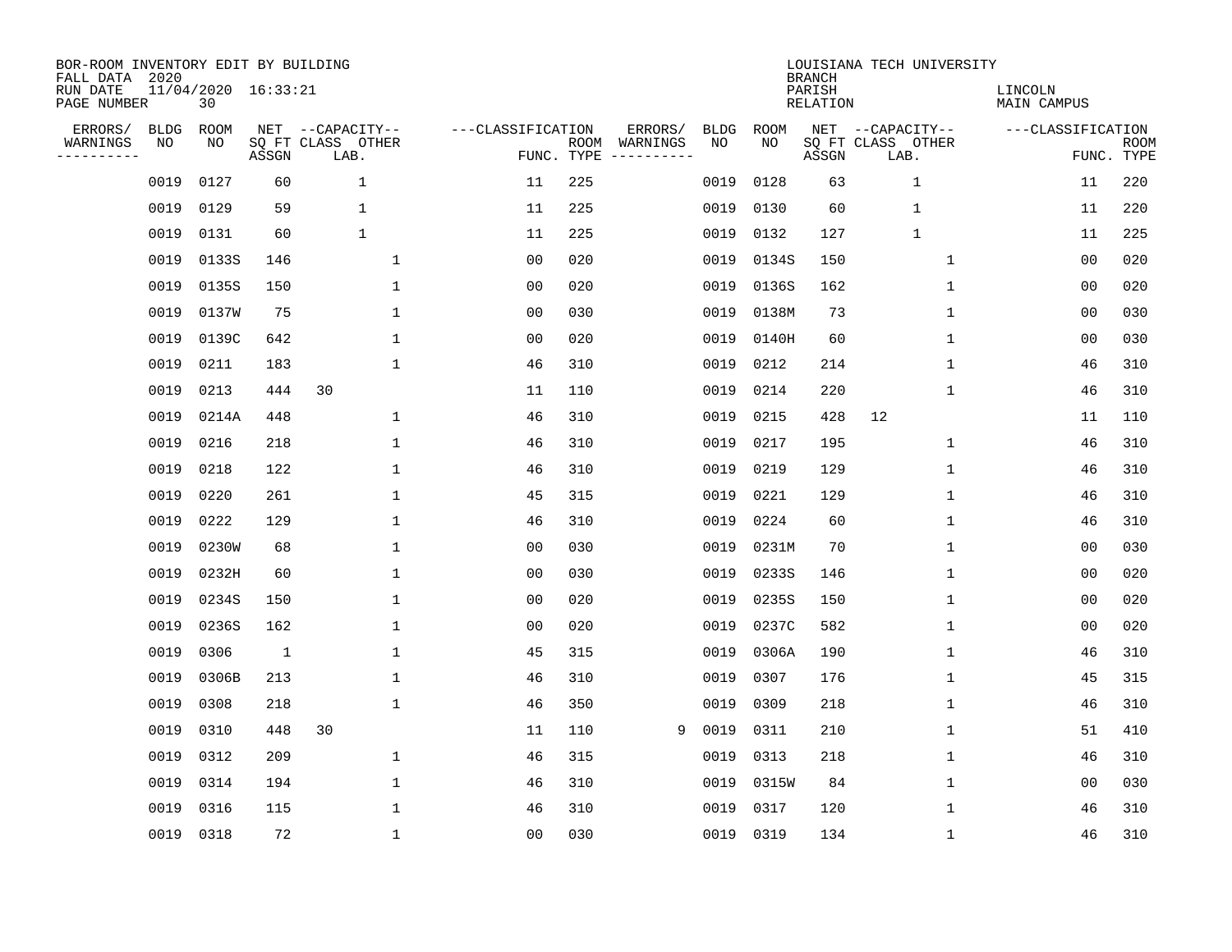BOR-ROOM INVENTORY EDIT BY BUILDING
FALL DATA 2020
RUN DATE 11/04/2020 16:33:21
PAGE NUMBER 30

LOUISIANA TECH UNIVERSITY
BRANCH
PARISH LINCOLN
RELATION MAIN CAMPUS

| ERRORS/ WARNINGS | BLDG NO | ROOM NO | NET SQ FT ASSGN | CAPACITY CLASS LAB. | CAPACITY OTHER | CLASSIFICATION FUNC. | ROOM TYPE | ERRORS/ WARNINGS | BLDG NO | ROOM NO | NET SQ FT ASSGN | CAPACITY CLASS LAB. | CAPACITY OTHER | CLASSIFICATION FUNC. | ROOM TYPE |
|---|---|---|---|---|---|---|---|---|---|---|---|---|---|---|---|
| | 0019 | 0127 | 60 | 1 | | 11 | 225 | | 0019 | 0128 | 63 | 1 | | 11 | 220 |
| | 0019 | 0129 | 59 | 1 | | 11 | 225 | | 0019 | 0130 | 60 | 1 | | 11 | 220 |
| | 0019 | 0131 | 60 | 1 | | 11 | 225 | | 0019 | 0132 | 127 | 1 | | 11 | 225 |
| | 0019 | 0133S | 146 | | 1 | 00 | 020 | | 0019 | 0134S | 150 | | 1 | 00 | 020 |
| | 0019 | 0135S | 150 | | 1 | 00 | 020 | | 0019 | 0136S | 162 | | 1 | 00 | 020 |
| | 0019 | 0137W | 75 | | 1 | 00 | 030 | | 0019 | 0138M | 73 | | 1 | 00 | 030 |
| | 0019 | 0139C | 642 | | 1 | 00 | 020 | | 0019 | 0140H | 60 | | 1 | 00 | 030 |
| | 0019 | 0211 | 183 | | 1 | 46 | 310 | | 0019 | 0212 | 214 | | 1 | 46 | 310 |
| | 0019 | 0213 | 444 | 30 | | 11 | 110 | | 0019 | 0214 | 220 | | 1 | 46 | 310 |
| | 0019 | 0214A | 448 | | 1 | 46 | 310 | | 0019 | 0215 | 428 | 12 | | 11 | 110 |
| | 0019 | 0216 | 218 | | 1 | 46 | 310 | | 0019 | 0217 | 195 | | 1 | 46 | 310 |
| | 0019 | 0218 | 122 | | 1 | 46 | 310 | | 0019 | 0219 | 129 | | 1 | 46 | 310 |
| | 0019 | 0220 | 261 | | 1 | 45 | 315 | | 0019 | 0221 | 129 | | 1 | 46 | 310 |
| | 0019 | 0222 | 129 | | 1 | 46 | 310 | | 0019 | 0224 | 60 | | 1 | 46 | 310 |
| | 0019 | 0230W | 68 | | 1 | 00 | 030 | | 0019 | 0231M | 70 | | 1 | 00 | 030 |
| | 0019 | 0232H | 60 | | 1 | 00 | 030 | | 0019 | 0233S | 146 | | 1 | 00 | 020 |
| | 0019 | 0234S | 150 | | 1 | 00 | 020 | | 0019 | 0235S | 150 | | 1 | 00 | 020 |
| | 0019 | 0236S | 162 | | 1 | 00 | 020 | | 0019 | 0237C | 582 | | 1 | 00 | 020 |
| | 0019 | 0306 | 1 | | 1 | 45 | 315 | | 0019 | 0306A | 190 | | 1 | 46 | 310 |
| | 0019 | 0306B | 213 | | 1 | 46 | 310 | | 0019 | 0307 | 176 | | 1 | 45 | 315 |
| | 0019 | 0308 | 218 | | 1 | 46 | 350 | | 0019 | 0309 | 218 | | 1 | 46 | 310 |
| | 0019 | 0310 | 448 | 30 | | 11 | 110 | 9 | 0019 | 0311 | 210 | | 1 | 51 | 410 |
| | 0019 | 0312 | 209 | | 1 | 46 | 315 | | 0019 | 0313 | 218 | | 1 | 46 | 310 |
| | 0019 | 0314 | 194 | | 1 | 46 | 310 | | 0019 | 0315W | 84 | | 1 | 00 | 030 |
| | 0019 | 0316 | 115 | | 1 | 46 | 310 | | 0019 | 0317 | 120 | | 1 | 46 | 310 |
| | 0019 | 0318 | 72 | | 1 | 00 | 030 | | 0019 | 0319 | 134 | | 1 | 46 | 310 |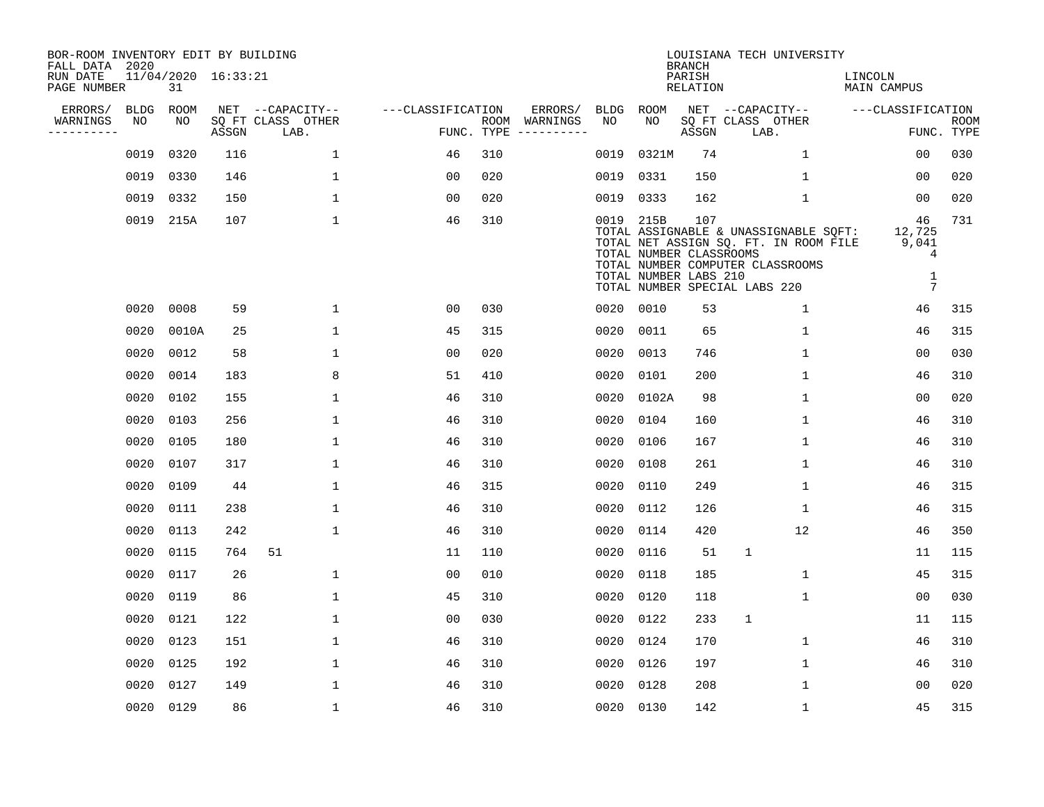BOR-ROOM INVENTORY EDIT BY BUILDING
FALL DATA 2020
RUN DATE 11/04/2020 16:33:21
PAGE NUMBER 31

LOUISIANA TECH UNIVERSITY
BRANCH
PARISH LINCOLN
RELATION MAIN CAMPUS

| ERRORS/ WARNINGS | BLDG NO | ROOM NO | NET SQ FT ASSGN | CAPACITY CLASS | CAPACITY OTHER LAB. | CLASSIFICATION FUNC. | ROOM TYPE | ERRORS/ WARNINGS | BLDG NO | ROOM NO | NET SQ FT ASSGN | CAPACITY CLASS | CAPACITY OTHER LAB. | CLASSIFICATION FUNC. | ROOM TYPE |
|---|---|---|---|---|---|---|---|---|---|---|---|---|---|---|---|
| | 0019 | 0320 | 116 | | 1 | 46 | 310 | | 0019 | 0321M | 74 | | 1 | 00 | 030 |
| | 0019 | 0330 | 146 | | 1 | 00 | 020 | | 0019 | 0331 | 150 | | 1 | 00 | 020 |
| | 0019 | 0332 | 150 | | 1 | 00 | 020 | | 0019 | 0333 | 162 | | 1 | 00 | 020 |
| | 0019 | 215A | 107 | | 1 | 46 | 310 | | 0019 | 215B | 107 | | | 46 | 731 |
| | | | | | | | | | TOTAL ASSIGNABLE & UNASSIGNABLE SQFT: | | | | | 12,725 | |
| | | | | | | | | | TOTAL NET ASSIGN SQ. FT. IN ROOM FILE | | | | | 9,041 | |
| | | | | | | | | | TOTAL NUMBER CLASSROOMS | | | | | 4 | |
| | | | | | | | | | TOTAL NUMBER COMPUTER CLASSROOMS | | | | | | |
| | | | | | | | | | TOTAL NUMBER LABS 210 | | | | | 1 | |
| | | | | | | | | | TOTAL NUMBER SPECIAL LABS 220 | | | | | 7 | |
| | 0020 | 0008 | 59 | | 1 | 00 | 030 | | 0020 | 0010 | 53 | | 1 | 46 | 315 |
| | 0020 | 0010A | 25 | | 1 | 45 | 315 | | 0020 | 0011 | 65 | | 1 | 46 | 315 |
| | 0020 | 0012 | 58 | | 1 | 00 | 020 | | 0020 | 0013 | 746 | | 1 | 00 | 030 |
| | 0020 | 0014 | 183 | | 8 | 51 | 410 | | 0020 | 0101 | 200 | | 1 | 46 | 310 |
| | 0020 | 0102 | 155 | | 1 | 46 | 310 | | 0020 | 0102A | 98 | | 1 | 00 | 020 |
| | 0020 | 0103 | 256 | | 1 | 46 | 310 | | 0020 | 0104 | 160 | | 1 | 46 | 310 |
| | 0020 | 0105 | 180 | | 1 | 46 | 310 | | 0020 | 0106 | 167 | | 1 | 46 | 310 |
| | 0020 | 0107 | 317 | | 1 | 46 | 310 | | 0020 | 0108 | 261 | | 1 | 46 | 310 |
| | 0020 | 0109 | 44 | | 1 | 46 | 315 | | 0020 | 0110 | 249 | | 1 | 46 | 315 |
| | 0020 | 0111 | 238 | | 1 | 46 | 310 | | 0020 | 0112 | 126 | | 1 | 46 | 315 |
| | 0020 | 0113 | 242 | | 1 | 46 | 310 | | 0020 | 0114 | 420 | | 12 | 46 | 350 |
| | 0020 | 0115 | 764 | 51 | | 11 | 110 | | 0020 | 0116 | 51 | 1 | | 11 | 115 |
| | 0020 | 0117 | 26 | | 1 | 00 | 010 | | 0020 | 0118 | 185 | | 1 | 45 | 315 |
| | 0020 | 0119 | 86 | | 1 | 45 | 310 | | 0020 | 0120 | 118 | | 1 | 00 | 030 |
| | 0020 | 0121 | 122 | | 1 | 00 | 030 | | 0020 | 0122 | 233 | 1 | | 11 | 115 |
| | 0020 | 0123 | 151 | | 1 | 46 | 310 | | 0020 | 0124 | 170 | | 1 | 46 | 310 |
| | 0020 | 0125 | 192 | | 1 | 46 | 310 | | 0020 | 0126 | 197 | | 1 | 46 | 310 |
| | 0020 | 0127 | 149 | | 1 | 46 | 310 | | 0020 | 0128 | 208 | | 1 | 00 | 020 |
| | 0020 | 0129 | 86 | | 1 | 46 | 310 | | 0020 | 0130 | 142 | | 1 | 45 | 315 |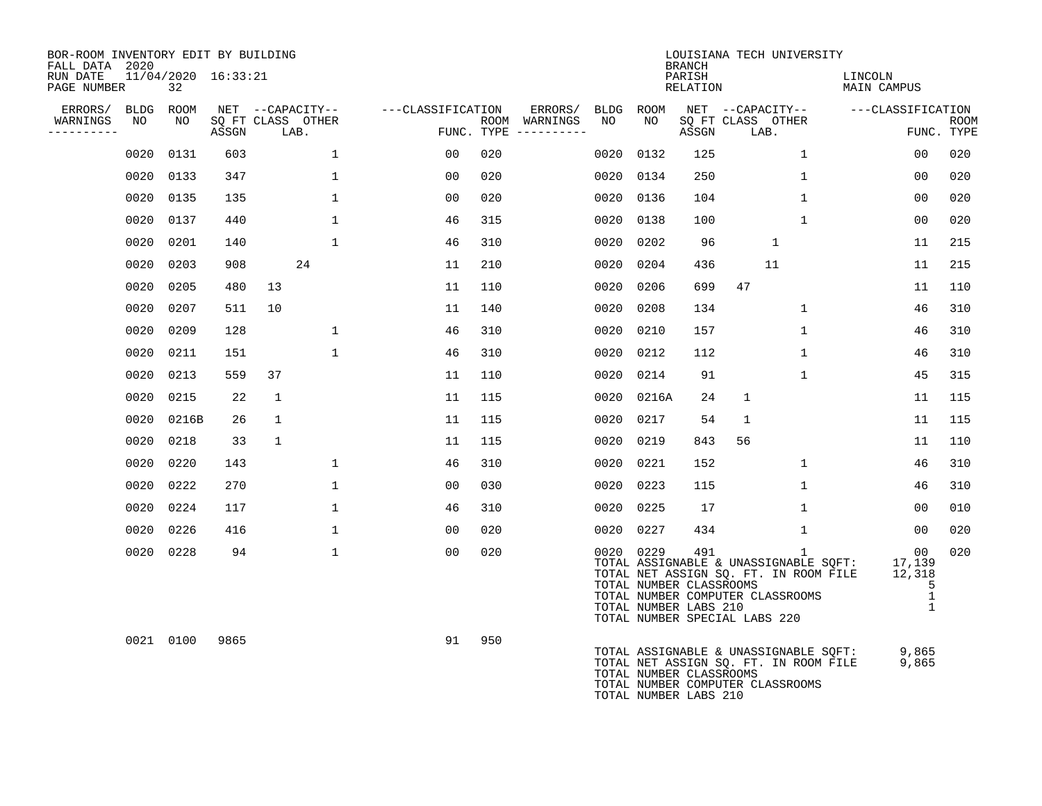BOR-ROOM INVENTORY EDIT BY BUILDING
FALL DATA 2020
RUN DATE 11/04/2020 16:33:21
PAGE NUMBER 32

LOUISIANA TECH UNIVERSITY
BRANCH
PARISH LINCOLN
RELATION MAIN CAMPUS

| ERRORS/ WARNINGS | BLDG NO | ROOM NO | NET SQ FT ASSGN | CAPACITY CLASS | CAPACITY LAB. | CAPACITY OTHER | CLASSIFICATION FUNC. | ROOM TYPE | ERRORS/ WARNINGS | BLDG NO | ROOM NO | NET SQ FT ASSGN | CAPACITY CLASS | CAPACITY LAB. | CAPACITY OTHER | CLASSIFICATION FUNC. | ROOM TYPE |
|---|---|---|---|---|---|---|---|---|---|---|---|---|---|---|---|---|---|
| | 0020 | 0131 | 603 | | | 1 | 00 | 020 | | 0020 | 0132 | 125 | | | 1 | 00 | 020 |
| | 0020 | 0133 | 347 | | | 1 | 00 | 020 | | 0020 | 0134 | 250 | | | 1 | 00 | 020 |
| | 0020 | 0135 | 135 | | | 1 | 00 | 020 | | 0020 | 0136 | 104 | | | 1 | 00 | 020 |
| | 0020 | 0137 | 440 | | | 1 | 46 | 315 | | 0020 | 0138 | 100 | | | 1 | 00 | 020 |
| | 0020 | 0201 | 140 | | | 1 | 46 | 310 | | 0020 | 0202 | 96 | | 1 | | 11 | 215 |
| | 0020 | 0203 | 908 | | 24 | | 11 | 210 | | 0020 | 0204 | 436 | | 11 | | 11 | 215 |
| | 0020 | 0205 | 480 | 13 | | | 11 | 110 | | 0020 | 0206 | 699 | 47 | | | 11 | 110 |
| | 0020 | 0207 | 511 | 10 | | | 11 | 140 | | 0020 | 0208 | 134 | | | 1 | 46 | 310 |
| | 0020 | 0209 | 128 | | | 1 | 46 | 310 | | 0020 | 0210 | 157 | | | 1 | 46 | 310 |
| | 0020 | 0211 | 151 | | | 1 | 46 | 310 | | 0020 | 0212 | 112 | | | 1 | 46 | 310 |
| | 0020 | 0213 | 559 | 37 | | | 11 | 110 | | 0020 | 0214 | 91 | | | 1 | 45 | 315 |
| | 0020 | 0215 | 22 | 1 | | | 11 | 115 | | 0020 | 0216A | 24 | 1 | | | 11 | 115 |
| | 0020 | 0216B | 26 | 1 | | | 11 | 115 | | 0020 | 0217 | 54 | 1 | | | 11 | 115 |
| | 0020 | 0218 | 33 | 1 | | | 11 | 115 | | 0020 | 0219 | 843 | 56 | | | 11 | 110 |
| | 0020 | 0220 | 143 | | | 1 | 46 | 310 | | 0020 | 0221 | 152 | | | 1 | 46 | 310 |
| | 0020 | 0222 | 270 | | | 1 | 00 | 030 | | 0020 | 0223 | 115 | | | 1 | 46 | 310 |
| | 0020 | 0224 | 117 | | | 1 | 46 | 310 | | 0020 | 0225 | 17 | | | 1 | 00 | 010 |
| | 0020 | 0226 | 416 | | | 1 | 00 | 020 | | 0020 | 0227 | 434 | | | 1 | 00 | 020 |
| | 0020 | 0228 | 94 | | | 1 | 00 | 020 | | 0020 | 0229 | 491 | | | 1 | 00 | 020 |

TOTAL ASSIGNABLE & UNASSIGNABLE SQFT: 17,139
TOTAL NET ASSIGN SQ. FT. IN ROOM FILE 12,318
TOTAL NUMBER CLASSROOMS 5
TOTAL NUMBER COMPUTER CLASSROOMS 1
TOTAL NUMBER LABS 210 1
TOTAL NUMBER SPECIAL LABS 220

| ERRORS/ WARNINGS | BLDG NO | ROOM NO | NET SQ FT ASSGN | CAPACITY CLASS | CAPACITY LAB. | CAPACITY OTHER | CLASSIFICATION FUNC. | ROOM TYPE |
|---|---|---|---|---|---|---|---|---|
| | 0021 | 0100 | 9865 | | | | 91 | 950 |

TOTAL ASSIGNABLE & UNASSIGNABLE SQFT: 9,865
TOTAL NET ASSIGN SQ. FT. IN ROOM FILE 9,865
TOTAL NUMBER CLASSROOMS
TOTAL NUMBER COMPUTER CLASSROOMS
TOTAL NUMBER LABS 210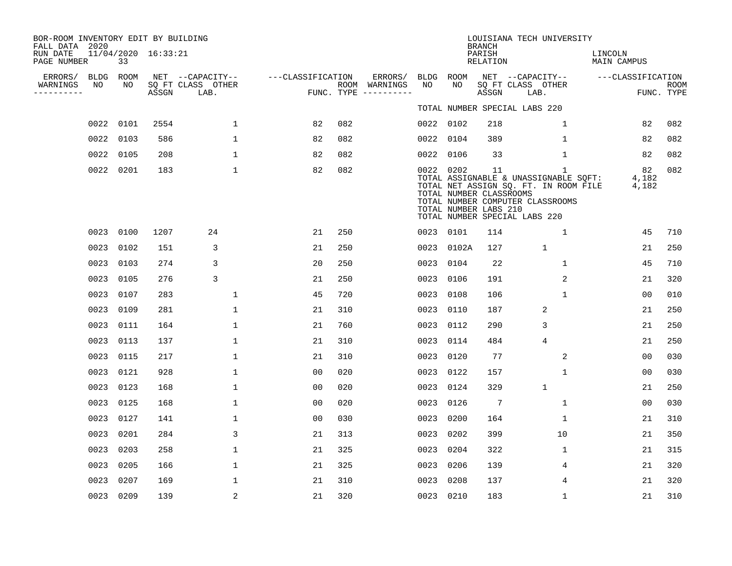BOR-ROOM INVENTORY EDIT BY BUILDING
FALL DATA 2020
RUN DATE 11/04/2020 16:33:21
PAGE NUMBER 33

LOUISIANA TECH UNIVERSITY
BRANCH
PARISH LINCOLN
RELATION MAIN CAMPUS

| ERRORS/ WARNINGS | BLDG NO | ROOM NO | NET SQ FT ASSGN | CAPACITY CLASS LAB. | CAPACITY OTHER | CLASSIFICATION FUNC. | ROOM TYPE | ERRORS/ WARNINGS | BLDG NO | ROOM NO | NET SQ FT ASSGN | CAPACITY CLASS LAB. | CAPACITY OTHER | CLASSIFICATION FUNC. | ROOM TYPE |
|---|---|---|---|---|---|---|---|---|---|---|---|---|---|---|---|
| | | | | | | | | | TOTAL NUMBER SPECIAL LABS 220 | | | | | | |
| | 0022 | 0101 | 2554 | | 1 | 82 | 082 | | 0022 | 0102 | 218 | | 1 | 82 | 082 |
| | 0022 | 0103 | 586 | | 1 | 82 | 082 | | 0022 | 0104 | 389 | | 1 | 82 | 082 |
| | 0022 | 0105 | 208 | | 1 | 82 | 082 | | 0022 | 0106 | 33 | | 1 | 82 | 082 |
| | 0022 | 0201 | 183 | | 1 | 82 | 082 | | 0022 | 0202 | 11 | | 1 | 82 | 082 |
| | | | | | | | | | TOTAL ASSIGNABLE & UNASSIGNABLE SQFT: | | | | | 4,182 | |
| | | | | | | | | | TOTAL NET ASSIGN SQ. FT. IN ROOM FILE | | | | | 4,182 | |
| | | | | | | | | | TOTAL NUMBER CLASSROOMS | | | | | | |
| | | | | | | | | | TOTAL NUMBER COMPUTER CLASSROOMS | | | | | | |
| | | | | | | | | | TOTAL NUMBER LABS 210 | | | | | | |
| | | | | | | | | | TOTAL NUMBER SPECIAL LABS 220 | | | | | | |
| | 0023 | 0100 | 1207 | 24 | | 21 | 250 | | 0023 | 0101 | 114 | | 1 | 45 | 710 |
| | 0023 | 0102 | 151 | 3 | | 21 | 250 | | 0023 | 0102A | 127 | 1 | | 21 | 250 |
| | 0023 | 0103 | 274 | 3 | | 20 | 250 | | 0023 | 0104 | 22 | | 1 | 45 | 710 |
| | 0023 | 0105 | 276 | 3 | | 21 | 250 | | 0023 | 0106 | 191 | | 2 | 21 | 320 |
| | 0023 | 0107 | 283 | | 1 | 45 | 720 | | 0023 | 0108 | 106 | | 1 | 00 | 010 |
| | 0023 | 0109 | 281 | | 1 | 21 | 310 | | 0023 | 0110 | 187 | 2 | | 21 | 250 |
| | 0023 | 0111 | 164 | | 1 | 21 | 760 | | 0023 | 0112 | 290 | 3 | | 21 | 250 |
| | 0023 | 0113 | 137 | | 1 | 21 | 310 | | 0023 | 0114 | 484 | 4 | | 21 | 250 |
| | 0023 | 0115 | 217 | | 1 | 21 | 310 | | 0023 | 0120 | 77 | | 2 | 00 | 030 |
| | 0023 | 0121 | 928 | | 1 | 00 | 020 | | 0023 | 0122 | 157 | | 1 | 00 | 030 |
| | 0023 | 0123 | 168 | | 1 | 00 | 020 | | 0023 | 0124 | 329 | 1 | | 21 | 250 |
| | 0023 | 0125 | 168 | | 1 | 00 | 020 | | 0023 | 0126 | 7 | | 1 | 00 | 030 |
| | 0023 | 0127 | 141 | | 1 | 00 | 030 | | 0023 | 0200 | 164 | | 1 | 21 | 310 |
| | 0023 | 0201 | 284 | | 3 | 21 | 313 | | 0023 | 0202 | 399 | | 10 | 21 | 350 |
| | 0023 | 0203 | 258 | | 1 | 21 | 325 | | 0023 | 0204 | 322 | | 1 | 21 | 315 |
| | 0023 | 0205 | 166 | | 1 | 21 | 325 | | 0023 | 0206 | 139 | | 4 | 21 | 320 |
| | 0023 | 0207 | 169 | | 1 | 21 | 310 | | 0023 | 0208 | 137 | | 4 | 21 | 320 |
| | 0023 | 0209 | 139 | | 2 | 21 | 320 | | 0023 | 0210 | 183 | | 1 | 21 | 310 |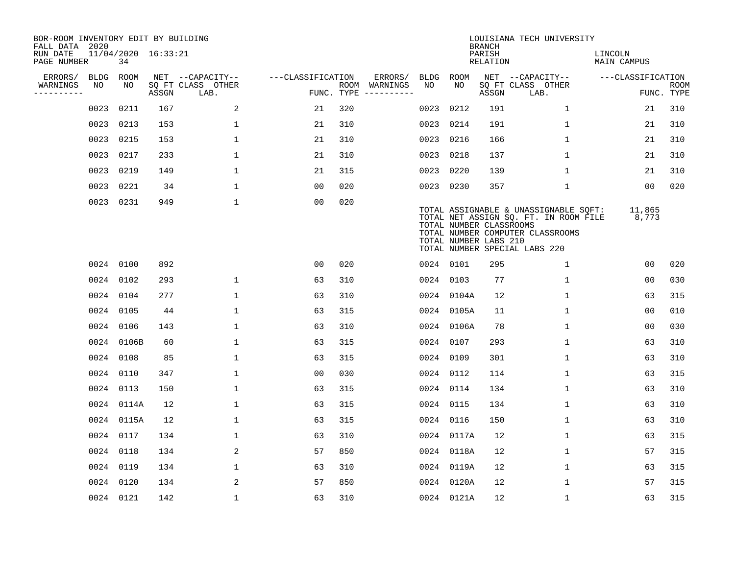BOR-ROOM INVENTORY EDIT BY BUILDING
FALL DATA 2020
RUN DATE 11/04/2020 16:33:21
PAGE NUMBER 34

LOUISIANA TECH UNIVERSITY
BRANCH
PARISH LINCOLN
RELATION MAIN CAMPUS

| ERRORS/ WARNINGS | BLDG NO | ROOM NO | NET SQ FT ASSGN | CAPACITY CLASS LAB. | CAPACITY OTHER | CLASSIFICATION FUNC. | ROOM TYPE | ERRORS/ WARNINGS | BLDG NO | ROOM NO | NET SQ FT ASSGN | CAPACITY CLASS LAB. | CAPACITY OTHER | CLASSIFICATION FUNC. | ROOM TYPE |
|---|---|---|---|---|---|---|---|---|---|---|---|---|---|---|---|
| | 0023 | 0211 | 167 | | 2 | 21 | 320 | | 0023 | 0212 | 191 | | 1 | 21 | 310 |
| | 0023 | 0213 | 153 | | 1 | 21 | 310 | | 0023 | 0214 | 191 | | 1 | 21 | 310 |
| | 0023 | 0215 | 153 | | 1 | 21 | 310 | | 0023 | 0216 | 166 | | 1 | 21 | 310 |
| | 0023 | 0217 | 233 | | 1 | 21 | 310 | | 0023 | 0218 | 137 | | 1 | 21 | 310 |
| | 0023 | 0219 | 149 | | 1 | 21 | 315 | | 0023 | 0220 | 139 | | 1 | 21 | 310 |
| | 0023 | 0221 | 34 | | 1 | 00 | 020 | | 0023 | 0230 | 357 | | 1 | 00 | 020 |
| | 0023 | 0231 | 949 | | 1 | 00 | 020 | | | | | | | | |

TOTAL ASSIGNABLE & UNASSIGNABLE SQFT: 11,865
TOTAL NET ASSIGN SQ. FT. IN ROOM FILE 8,773
TOTAL NUMBER CLASSROOMS
TOTAL NUMBER COMPUTER CLASSROOMS
TOTAL NUMBER LABS 210
TOTAL NUMBER SPECIAL LABS 220

| ERRORS/ WARNINGS | BLDG NO | ROOM NO | NET SQ FT ASSGN | CAPACITY CLASS LAB. | CAPACITY OTHER | CLASSIFICATION FUNC. | ROOM TYPE | ERRORS/ WARNINGS | BLDG NO | ROOM NO | NET SQ FT ASSGN | CAPACITY CLASS LAB. | CAPACITY OTHER | CLASSIFICATION FUNC. | ROOM TYPE |
|---|---|---|---|---|---|---|---|---|---|---|---|---|---|---|---|
| | 0024 | 0100 | 892 | | | 00 | 020 | | 0024 | 0101 | 295 | | 1 | 00 | 020 |
| | 0024 | 0102 | 293 | | 1 | 63 | 310 | | 0024 | 0103 | 77 | | 1 | 00 | 030 |
| | 0024 | 0104 | 277 | | 1 | 63 | 310 | | 0024 | 0104A | 12 | | 1 | 63 | 315 |
| | 0024 | 0105 | 44 | | 1 | 63 | 315 | | 0024 | 0105A | 11 | | 1 | 00 | 010 |
| | 0024 | 0106 | 143 | | 1 | 63 | 310 | | 0024 | 0106A | 78 | | 1 | 00 | 030 |
| | 0024 | 0106B | 60 | | 1 | 63 | 315 | | 0024 | 0107 | 293 | | 1 | 63 | 310 |
| | 0024 | 0108 | 85 | | 1 | 63 | 315 | | 0024 | 0109 | 301 | | 1 | 63 | 310 |
| | 0024 | 0110 | 347 | | 1 | 00 | 030 | | 0024 | 0112 | 114 | | 1 | 63 | 315 |
| | 0024 | 0113 | 150 | | 1 | 63 | 315 | | 0024 | 0114 | 134 | | 1 | 63 | 310 |
| | 0024 | 0114A | 12 | | 1 | 63 | 315 | | 0024 | 0115 | 134 | | 1 | 63 | 310 |
| | 0024 | 0115A | 12 | | 1 | 63 | 315 | | 0024 | 0116 | 150 | | 1 | 63 | 310 |
| | 0024 | 0117 | 134 | | 1 | 63 | 310 | | 0024 | 0117A | 12 | | 1 | 63 | 315 |
| | 0024 | 0118 | 134 | | 2 | 57 | 850 | | 0024 | 0118A | 12 | | 1 | 57 | 315 |
| | 0024 | 0119 | 134 | | 1 | 63 | 310 | | 0024 | 0119A | 12 | | 1 | 63 | 315 |
| | 0024 | 0120 | 134 | | 2 | 57 | 850 | | 0024 | 0120A | 12 | | 1 | 57 | 315 |
| | 0024 | 0121 | 142 | | 1 | 63 | 310 | | 0024 | 0121A | 12 | | 1 | 63 | 315 |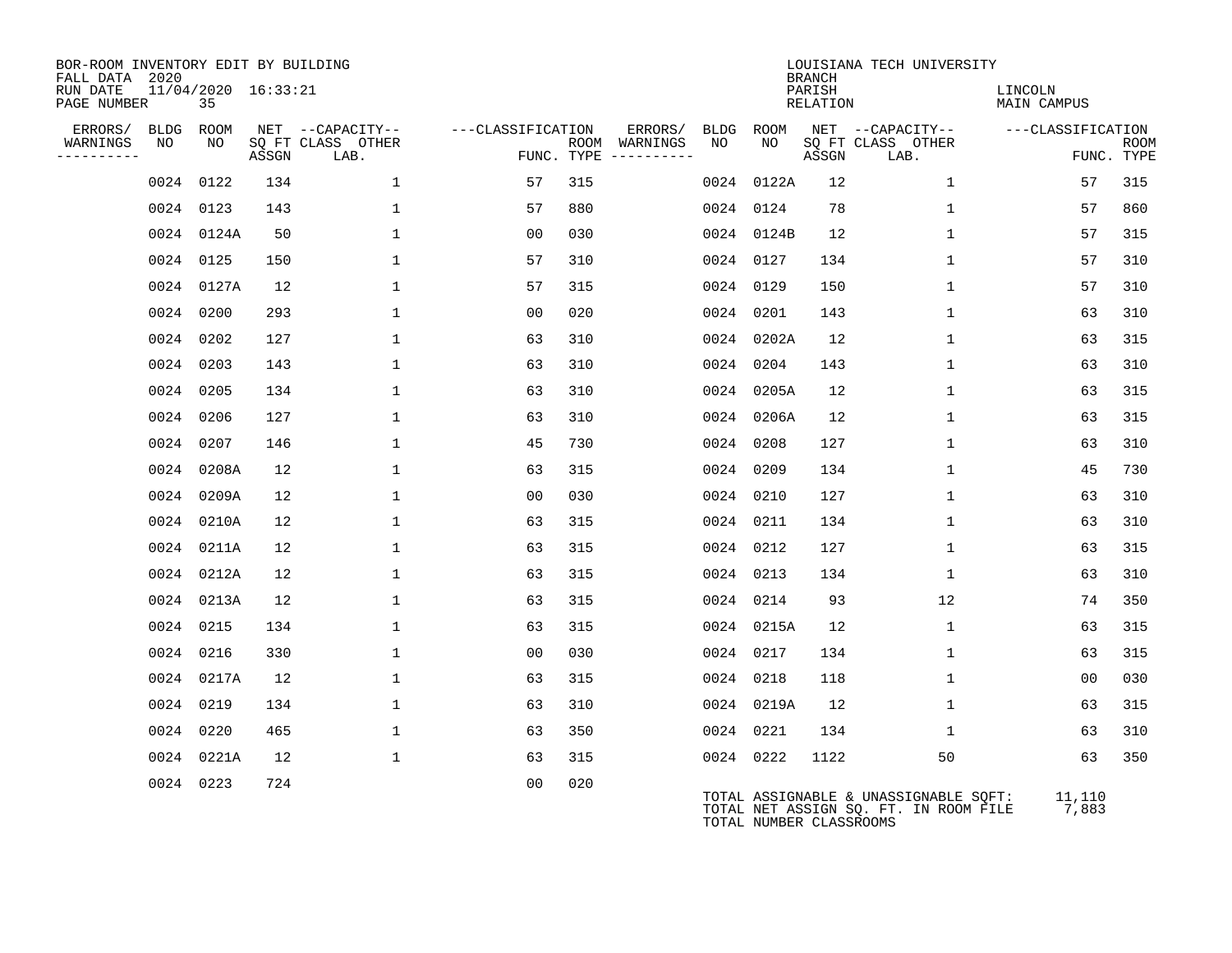BOR-ROOM INVENTORY EDIT BY BUILDING
FALL DATA 2020
RUN DATE 11/04/2020 16:33:21
PAGE NUMBER 35

LOUISIANA TECH UNIVERSITY
BRANCH
PARISH LINCOLN
RELATION MAIN CAMPUS

| ERRORS/ WARNINGS | BLDG NO | ROOM NO | NET SQ FT ASSGN | CAPACITY CLASS LAB. | CAPACITY OTHER | CLASSIFICATION FUNC. | ROOM TYPE | ERRORS/ WARNINGS | BLDG NO | ROOM NO | NET SQ FT ASSGN | CAPACITY CLASS LAB. | CAPACITY OTHER | CLASSIFICATION FUNC. | ROOM TYPE |
|---|---|---|---|---|---|---|---|---|---|---|---|---|---|---|---|
| | 0024 | 0122 | 134 | | 1 | 57 | 315 | | 0024 | 0122A | 12 | | 1 | 57 | 315 |
| | 0024 | 0123 | 143 | | 1 | 57 | 880 | | 0024 | 0124 | 78 | | 1 | 57 | 860 |
| | 0024 | 0124A | 50 | | 1 | 00 | 030 | | 0024 | 0124B | 12 | | 1 | 57 | 315 |
| | 0024 | 0125 | 150 | | 1 | 57 | 310 | | 0024 | 0127 | 134 | | 1 | 57 | 310 |
| | 0024 | 0127A | 12 | | 1 | 57 | 315 | | 0024 | 0129 | 150 | | 1 | 57 | 310 |
| | 0024 | 0200 | 293 | | 1 | 00 | 020 | | 0024 | 0201 | 143 | | 1 | 63 | 310 |
| | 0024 | 0202 | 127 | | 1 | 63 | 310 | | 0024 | 0202A | 12 | | 1 | 63 | 315 |
| | 0024 | 0203 | 143 | | 1 | 63 | 310 | | 0024 | 0204 | 143 | | 1 | 63 | 310 |
| | 0024 | 0205 | 134 | | 1 | 63 | 310 | | 0024 | 0205A | 12 | | 1 | 63 | 315 |
| | 0024 | 0206 | 127 | | 1 | 63 | 310 | | 0024 | 0206A | 12 | | 1 | 63 | 315 |
| | 0024 | 0207 | 146 | | 1 | 45 | 730 | | 0024 | 0208 | 127 | | 1 | 63 | 310 |
| | 0024 | 0208A | 12 | | 1 | 63 | 315 | | 0024 | 0209 | 134 | | 1 | 45 | 730 |
| | 0024 | 0209A | 12 | | 1 | 00 | 030 | | 0024 | 0210 | 127 | | 1 | 63 | 310 |
| | 0024 | 0210A | 12 | | 1 | 63 | 315 | | 0024 | 0211 | 134 | | 1 | 63 | 310 |
| | 0024 | 0211A | 12 | | 1 | 63 | 315 | | 0024 | 0212 | 127 | | 1 | 63 | 315 |
| | 0024 | 0212A | 12 | | 1 | 63 | 315 | | 0024 | 0213 | 134 | | 1 | 63 | 310 |
| | 0024 | 0213A | 12 | | 1 | 63 | 315 | | 0024 | 0214 | 93 | | 12 | 74 | 350 |
| | 0024 | 0215 | 134 | | 1 | 63 | 315 | | 0024 | 0215A | 12 | | 1 | 63 | 315 |
| | 0024 | 0216 | 330 | | 1 | 00 | 030 | | 0024 | 0217 | 134 | | 1 | 63 | 315 |
| | 0024 | 0217A | 12 | | 1 | 63 | 315 | | 0024 | 0218 | 118 | | 1 | 00 | 030 |
| | 0024 | 0219 | 134 | | 1 | 63 | 310 | | 0024 | 0219A | 12 | | 1 | 63 | 315 |
| | 0024 | 0220 | 465 | | 1 | 63 | 350 | | 0024 | 0221 | 134 | | 1 | 63 | 310 |
| | 0024 | 0221A | 12 | | 1 | 63 | 315 | | 0024 | 0222 | 1122 | | 50 | 63 | 350 |
| | 0024 | 0223 | 724 | | | 00 | 020 | | | | | | | | |

TOTAL ASSIGNABLE & UNASSIGNABLE SQFT: 11,110
TOTAL NET ASSIGN SQ. FT. IN ROOM FILE 7,883
TOTAL NUMBER CLASSROOMS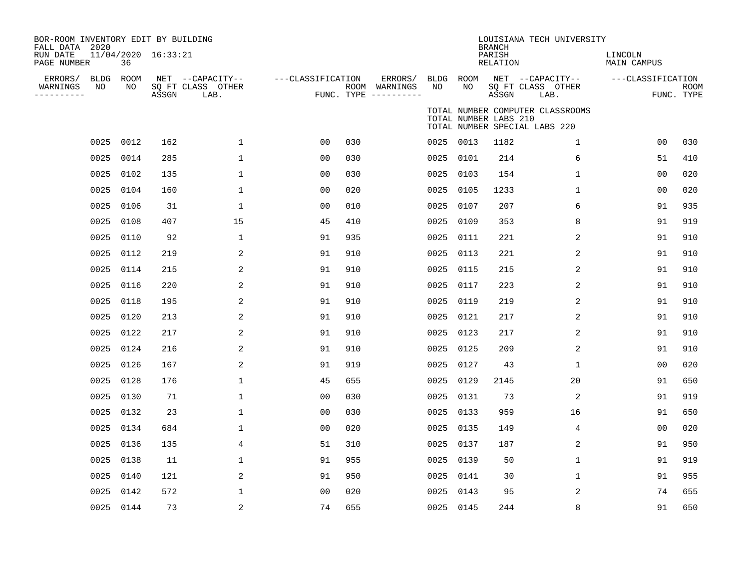BOR-ROOM INVENTORY EDIT BY BUILDING
FALL DATA 2020
RUN DATE 11/04/2020 16:33:21
PAGE NUMBER 36

LOUISIANA TECH UNIVERSITY
BRANCH
PARISH LINCOLN
RELATION MAIN CAMPUS

TOTAL NUMBER COMPUTER CLASSROOMS
TOTAL NUMBER LABS 210
TOTAL NUMBER SPECIAL LABS 220

| ERRORS/ WARNINGS | BLDG NO | ROOM NO | NET SQ FT ASSGN | CAPACITY CLASS LAB. | CAPACITY OTHER | CLASSIFICATION FUNC. | ROOM TYPE | ERRORS/ WARNINGS | BLDG NO | ROOM NO | NET SQ FT ASSGN | CAPACITY CLASS LAB. | CAPACITY OTHER | CLASSIFICATION FUNC. | ROOM TYPE |
|---|---|---|---|---|---|---|---|---|---|---|---|---|---|---|---|
| | 0025 | 0012 | 162 | | 1 | 00 | 030 | | 0025 | 0013 | 1182 | | 1 | 00 | 030 |
| | 0025 | 0014 | 285 | | 1 | 00 | 030 | | 0025 | 0101 | 214 | | 6 | 51 | 410 |
| | 0025 | 0102 | 135 | | 1 | 00 | 030 | | 0025 | 0103 | 154 | | 1 | 00 | 020 |
| | 0025 | 0104 | 160 | | 1 | 00 | 020 | | 0025 | 0105 | 1233 | | 1 | 00 | 020 |
| | 0025 | 0106 | 31 | | 1 | 00 | 010 | | 0025 | 0107 | 207 | | 6 | 91 | 935 |
| | 0025 | 0108 | 407 | | 15 | 45 | 410 | | 0025 | 0109 | 353 | | 8 | 91 | 919 |
| | 0025 | 0110 | 92 | | 1 | 91 | 935 | | 0025 | 0111 | 221 | | 2 | 91 | 910 |
| | 0025 | 0112 | 219 | | 2 | 91 | 910 | | 0025 | 0113 | 221 | | 2 | 91 | 910 |
| | 0025 | 0114 | 215 | | 2 | 91 | 910 | | 0025 | 0115 | 215 | | 2 | 91 | 910 |
| | 0025 | 0116 | 220 | | 2 | 91 | 910 | | 0025 | 0117 | 223 | | 2 | 91 | 910 |
| | 0025 | 0118 | 195 | | 2 | 91 | 910 | | 0025 | 0119 | 219 | | 2 | 91 | 910 |
| | 0025 | 0120 | 213 | | 2 | 91 | 910 | | 0025 | 0121 | 217 | | 2 | 91 | 910 |
| | 0025 | 0122 | 217 | | 2 | 91 | 910 | | 0025 | 0123 | 217 | | 2 | 91 | 910 |
| | 0025 | 0124 | 216 | | 2 | 91 | 910 | | 0025 | 0125 | 209 | | 2 | 91 | 910 |
| | 0025 | 0126 | 167 | | 2 | 91 | 919 | | 0025 | 0127 | 43 | | 1 | 00 | 020 |
| | 0025 | 0128 | 176 | | 1 | 45 | 655 | | 0025 | 0129 | 2145 | | 20 | 91 | 650 |
| | 0025 | 0130 | 71 | | 1 | 00 | 030 | | 0025 | 0131 | 73 | | 2 | 91 | 919 |
| | 0025 | 0132 | 23 | | 1 | 00 | 030 | | 0025 | 0133 | 959 | | 16 | 91 | 650 |
| | 0025 | 0134 | 684 | | 1 | 00 | 020 | | 0025 | 0135 | 149 | | 4 | 00 | 020 |
| | 0025 | 0136 | 135 | | 4 | 51 | 310 | | 0025 | 0137 | 187 | | 2 | 91 | 950 |
| | 0025 | 0138 | 11 | | 1 | 91 | 955 | | 0025 | 0139 | 50 | | 1 | 91 | 919 |
| | 0025 | 0140 | 121 | | 2 | 91 | 950 | | 0025 | 0141 | 30 | | 1 | 91 | 955 |
| | 0025 | 0142 | 572 | | 1 | 00 | 020 | | 0025 | 0143 | 95 | | 2 | 74 | 655 |
| | 0025 | 0144 | 73 | | 2 | 74 | 655 | | 0025 | 0145 | 244 | | 8 | 91 | 650 |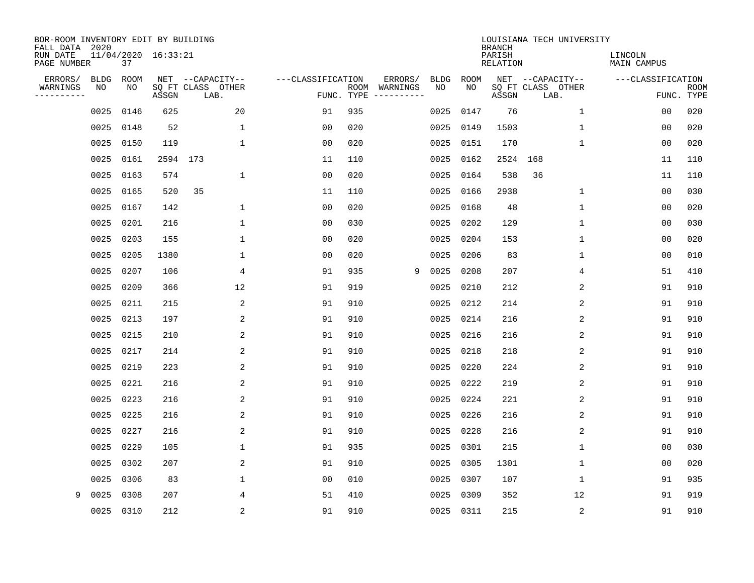BOR-ROOM INVENTORY EDIT BY BUILDING
FALL DATA 2020
RUN DATE 11/04/2020 16:33:21
PAGE NUMBER 37

LOUISIANA TECH UNIVERSITY
BRANCH
PARISH LINCOLN
RELATION MAIN CAMPUS

| ERRORS/ WARNINGS | BLDG NO | ROOM NO | NET SQ FT ASSGN | CAPACITY CLASS LAB. | CAPACITY OTHER | CLASSIFICATION FUNC. | ROOM TYPE | ERRORS/ WARNINGS | BLDG NO | ROOM NO | NET SQ FT ASSGN | CAPACITY CLASS LAB. | CAPACITY OTHER | CLASSIFICATION FUNC. | ROOM TYPE |
|---|---|---|---|---|---|---|---|---|---|---|---|---|---|---|---|
| | 0025 | 0146 | 625 | | 20 | 91 | 935 | | 0025 | 0147 | 76 | | 1 | 00 | 020 |
| | 0025 | 0148 | 52 | | 1 | 00 | 020 | | 0025 | 0149 | 1503 | | 1 | 00 | 020 |
| | 0025 | 0150 | 119 | | 1 | 00 | 020 | | 0025 | 0151 | 170 | | 1 | 00 | 020 |
| | 0025 | 0161 | 2594 | 173 | | 11 | 110 | | 0025 | 0162 | 2524 | 168 | | 11 | 110 |
| | 0025 | 0163 | 574 | | 1 | 00 | 020 | | 0025 | 0164 | 538 | 36 | | 11 | 110 |
| | 0025 | 0165 | 520 | 35 | | 11 | 110 | | 0025 | 0166 | 2938 | | 1 | 00 | 030 |
| | 0025 | 0167 | 142 | | 1 | 00 | 020 | | 0025 | 0168 | 48 | | 1 | 00 | 020 |
| | 0025 | 0201 | 216 | | 1 | 00 | 030 | | 0025 | 0202 | 129 | | 1 | 00 | 030 |
| | 0025 | 0203 | 155 | | 1 | 00 | 020 | | 0025 | 0204 | 153 | | 1 | 00 | 020 |
| | 0025 | 0205 | 1380 | | 1 | 00 | 020 | | 0025 | 0206 | 83 | | 1 | 00 | 010 |
| | 0025 | 0207 | 106 | | 4 | 91 | 935 | 9 | 0025 | 0208 | 207 | | 4 | 51 | 410 |
| | 0025 | 0209 | 366 | | 12 | 91 | 919 | | 0025 | 0210 | 212 | | 2 | 91 | 910 |
| | 0025 | 0211 | 215 | | 2 | 91 | 910 | | 0025 | 0212 | 214 | | 2 | 91 | 910 |
| | 0025 | 0213 | 197 | | 2 | 91 | 910 | | 0025 | 0214 | 216 | | 2 | 91 | 910 |
| | 0025 | 0215 | 210 | | 2 | 91 | 910 | | 0025 | 0216 | 216 | | 2 | 91 | 910 |
| | 0025 | 0217 | 214 | | 2 | 91 | 910 | | 0025 | 0218 | 218 | | 2 | 91 | 910 |
| | 0025 | 0219 | 223 | | 2 | 91 | 910 | | 0025 | 0220 | 224 | | 2 | 91 | 910 |
| | 0025 | 0221 | 216 | | 2 | 91 | 910 | | 0025 | 0222 | 219 | | 2 | 91 | 910 |
| | 0025 | 0223 | 216 | | 2 | 91 | 910 | | 0025 | 0224 | 221 | | 2 | 91 | 910 |
| | 0025 | 0225 | 216 | | 2 | 91 | 910 | | 0025 | 0226 | 216 | | 2 | 91 | 910 |
| | 0025 | 0227 | 216 | | 2 | 91 | 910 | | 0025 | 0228 | 216 | | 2 | 91 | 910 |
| | 0025 | 0229 | 105 | | 1 | 91 | 935 | | 0025 | 0301 | 215 | | 1 | 00 | 030 |
| | 0025 | 0302 | 207 | | 2 | 91 | 910 | | 0025 | 0305 | 1301 | | 1 | 00 | 020 |
| | 0025 | 0306 | 83 | | 1 | 00 | 010 | | 0025 | 0307 | 107 | | 1 | 91 | 935 |
| 9 | 0025 | 0308 | 207 | | 4 | 51 | 410 | | 0025 | 0309 | 352 | | 12 | 91 | 919 |
| | 0025 | 0310 | 212 | | 2 | 91 | 910 | | 0025 | 0311 | 215 | | 2 | 91 | 910 |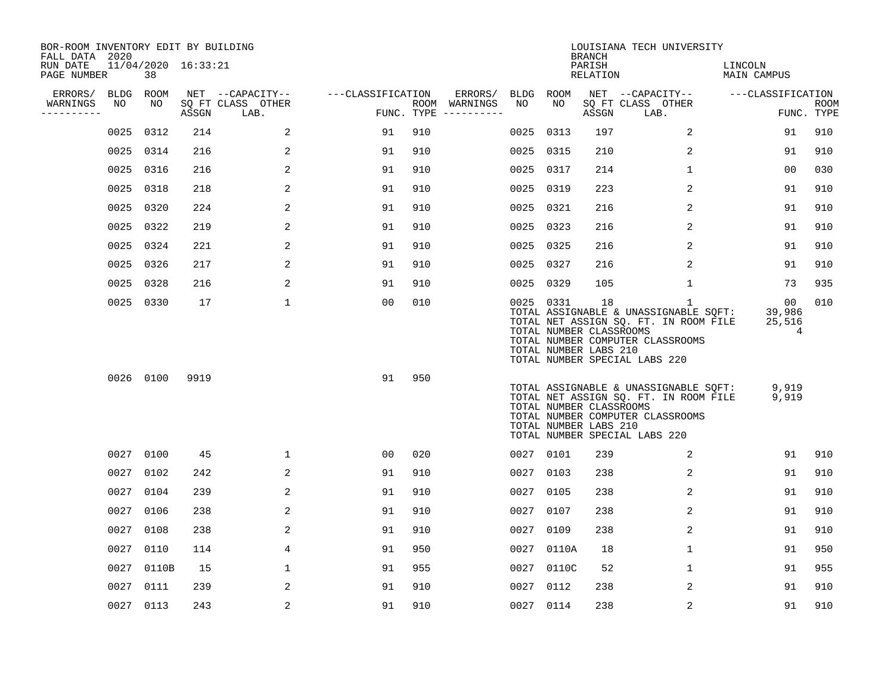BOR-ROOM INVENTORY EDIT BY BUILDING
FALL DATA 2020
RUN DATE 11/04/2020 16:33:21
PAGE NUMBER 38

LOUISIANA TECH UNIVERSITY
BRANCH
PARISH LINCOLN
RELATION MAIN CAMPUS

| ERRORS/ WARNINGS | BLDG NO | ROOM NO | NET SQ FT ASSGN | CAPACITY CLASS LAB. | OTHER | CLASSIFICATION FUNC. | ROOM TYPE | ERRORS/ WARNINGS | BLDG NO | ROOM NO | NET SQ FT ASSGN | CAPACITY CLASS LAB. | OTHER | CLASSIFICATION FUNC. | ROOM TYPE |
|---|---|---|---|---|---|---|---|---|---|---|---|---|---|---|---|
| | 0025 | 0312 | 214 | | 2 | 91 | 910 | | 0025 | 0313 | 197 | | 2 | 91 | 910 |
| | 0025 | 0314 | 216 | | 2 | 91 | 910 | | 0025 | 0315 | 210 | | 2 | 91 | 910 |
| | 0025 | 0316 | 216 | | 2 | 91 | 910 | | 0025 | 0317 | 214 | | 1 | 00 | 030 |
| | 0025 | 0318 | 218 | | 2 | 91 | 910 | | 0025 | 0319 | 223 | | 2 | 91 | 910 |
| | 0025 | 0320 | 224 | | 2 | 91 | 910 | | 0025 | 0321 | 216 | | 2 | 91 | 910 |
| | 0025 | 0322 | 219 | | 2 | 91 | 910 | | 0025 | 0323 | 216 | | 2 | 91 | 910 |
| | 0025 | 0324 | 221 | | 2 | 91 | 910 | | 0025 | 0325 | 216 | | 2 | 91 | 910 |
| | 0025 | 0326 | 217 | | 2 | 91 | 910 | | 0025 | 0327 | 216 | | 2 | 91 | 910 |
| | 0025 | 0328 | 216 | | 2 | 91 | 910 | | 0025 | 0329 | 105 | | 1 | 73 | 935 |
| | 0025 | 0330 | 17 | | 1 | 00 | 010 | | 0025 | 0331 | 18 | | 1 | 00 | 010 |

TOTAL ASSIGNABLE & UNASSIGNABLE SQFT: 39,986
TOTAL NET ASSIGN SQ. FT. IN ROOM FILE 25,516
TOTAL NUMBER CLASSROOMS 4
TOTAL NUMBER COMPUTER CLASSROOMS
TOTAL NUMBER LABS 210
TOTAL NUMBER SPECIAL LABS 220

| ERRORS/ WARNINGS | BLDG NO | ROOM NO | NET SQ FT ASSGN | CAPACITY CLASS LAB. | OTHER | CLASSIFICATION FUNC. | ROOM TYPE |
|---|---|---|---|---|---|---|---|
| | 0026 | 0100 | 9919 | | | 91 | 950 |

TOTAL ASSIGNABLE & UNASSIGNABLE SQFT: 9,919
TOTAL NET ASSIGN SQ. FT. IN ROOM FILE 9,919
TOTAL NUMBER CLASSROOMS
TOTAL NUMBER COMPUTER CLASSROOMS
TOTAL NUMBER LABS 210
TOTAL NUMBER SPECIAL LABS 220

| ERRORS/ WARNINGS | BLDG NO | ROOM NO | NET SQ FT ASSGN | CAPACITY CLASS LAB. | OTHER | CLASSIFICATION FUNC. | ROOM TYPE | ERRORS/ WARNINGS | BLDG NO | ROOM NO | NET SQ FT ASSGN | CAPACITY CLASS LAB. | OTHER | CLASSIFICATION FUNC. | ROOM TYPE |
|---|---|---|---|---|---|---|---|---|---|---|---|---|---|---|---|
| | 0027 | 0100 | 45 | | 1 | 00 | 020 | | 0027 | 0101 | 239 | | 2 | 91 | 910 |
| | 0027 | 0102 | 242 | | 2 | 91 | 910 | | 0027 | 0103 | 238 | | 2 | 91 | 910 |
| | 0027 | 0104 | 239 | | 2 | 91 | 910 | | 0027 | 0105 | 238 | | 2 | 91 | 910 |
| | 0027 | 0106 | 238 | | 2 | 91 | 910 | | 0027 | 0107 | 238 | | 2 | 91 | 910 |
| | 0027 | 0108 | 238 | | 2 | 91 | 910 | | 0027 | 0109 | 238 | | 2 | 91 | 910 |
| | 0027 | 0110 | 114 | | 4 | 91 | 950 | | 0027 | 0110A | 18 | | 1 | 91 | 950 |
| | 0027 | 0110B | 15 | | 1 | 91 | 955 | | 0027 | 0110C | 52 | | 1 | 91 | 955 |
| | 0027 | 0111 | 239 | | 2 | 91 | 910 | | 0027 | 0112 | 238 | | 2 | 91 | 910 |
| | 0027 | 0113 | 243 | | 2 | 91 | 910 | | 0027 | 0114 | 238 | | 2 | 91 | 910 |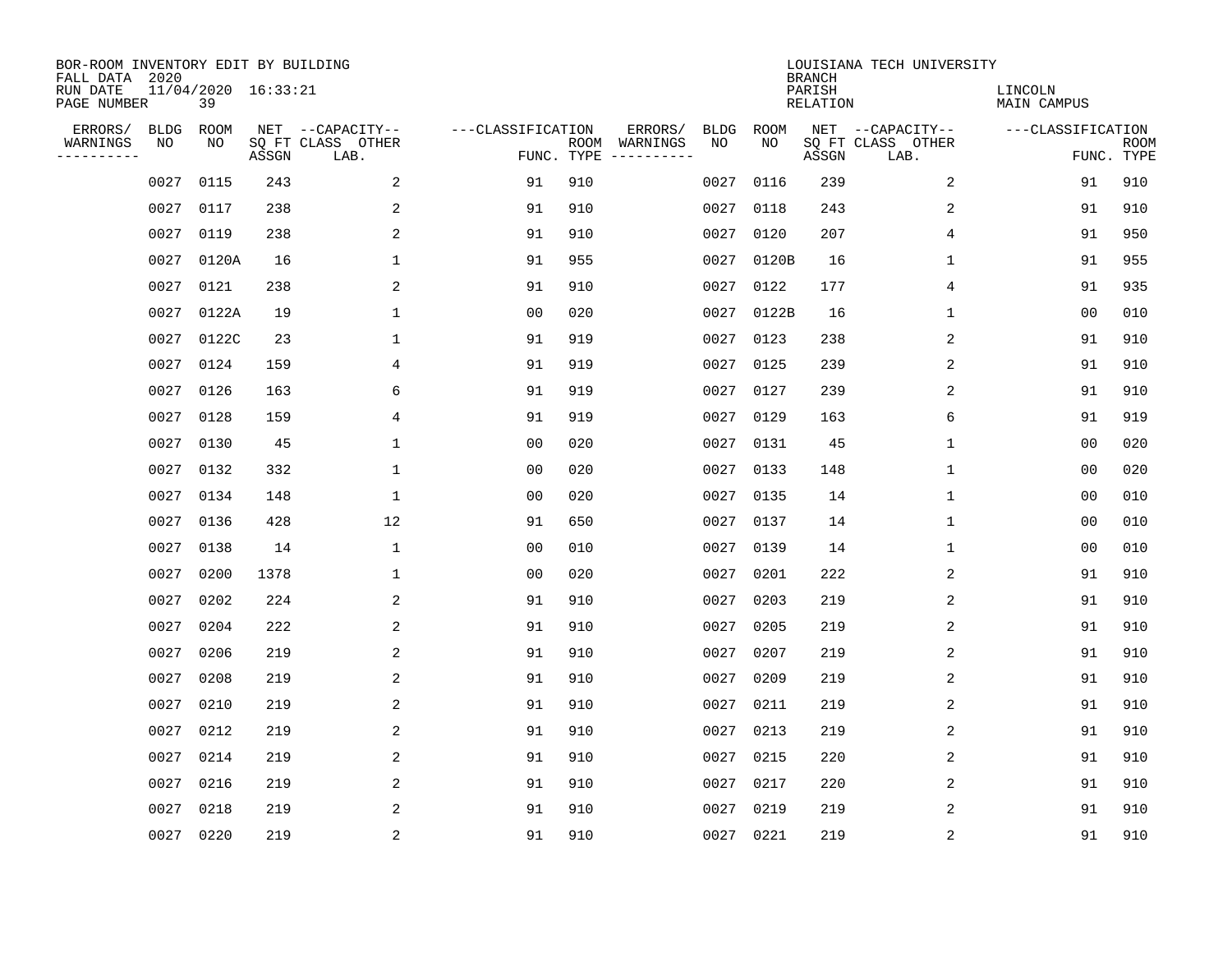BOR-ROOM INVENTORY EDIT BY BUILDING
FALL DATA 2020
RUN DATE 11/04/2020 16:33:21
PAGE NUMBER 39

LOUISIANA TECH UNIVERSITY
BRANCH
PARISH LINCOLN
RELATION MAIN CAMPUS

| ERRORS/ WARNINGS | BLDG NO | ROOM NO | NET SQ FT ASSGN | CAPACITY CLASS LAB. | CAPACITY OTHER | CLASSIFICATION FUNC. | ROOM TYPE | ERRORS/ WARNINGS | BLDG NO | ROOM NO | NET SQ FT ASSGN | CAPACITY CLASS LAB. | CAPACITY OTHER | CLASSIFICATION FUNC. | ROOM TYPE |
|---|---|---|---|---|---|---|---|---|---|---|---|---|---|---|---|
| | 0027 | 0115 | 243 | | 2 | 91 | 910 | | 0027 | 0116 | 239 | | 2 | 91 | 910 |
| | 0027 | 0117 | 238 | | 2 | 91 | 910 | | 0027 | 0118 | 243 | | 2 | 91 | 910 |
| | 0027 | 0119 | 238 | | 2 | 91 | 910 | | 0027 | 0120 | 207 | | 4 | 91 | 950 |
| | 0027 | 0120A | 16 | | 1 | 91 | 955 | | 0027 | 0120B | 16 | | 1 | 91 | 955 |
| | 0027 | 0121 | 238 | | 2 | 91 | 910 | | 0027 | 0122 | 177 | | 4 | 91 | 935 |
| | 0027 | 0122A | 19 | | 1 | 00 | 020 | | 0027 | 0122B | 16 | | 1 | 00 | 010 |
| | 0027 | 0122C | 23 | | 1 | 91 | 919 | | 0027 | 0123 | 238 | | 2 | 91 | 910 |
| | 0027 | 0124 | 159 | | 4 | 91 | 919 | | 0027 | 0125 | 239 | | 2 | 91 | 910 |
| | 0027 | 0126 | 163 | | 6 | 91 | 919 | | 0027 | 0127 | 239 | | 2 | 91 | 910 |
| | 0027 | 0128 | 159 | | 4 | 91 | 919 | | 0027 | 0129 | 163 | | 6 | 91 | 919 |
| | 0027 | 0130 | 45 | | 1 | 00 | 020 | | 0027 | 0131 | 45 | | 1 | 00 | 020 |
| | 0027 | 0132 | 332 | | 1 | 00 | 020 | | 0027 | 0133 | 148 | | 1 | 00 | 020 |
| | 0027 | 0134 | 148 | | 1 | 00 | 020 | | 0027 | 0135 | 14 | | 1 | 00 | 010 |
| | 0027 | 0136 | 428 | | 12 | 91 | 650 | | 0027 | 0137 | 14 | | 1 | 00 | 010 |
| | 0027 | 0138 | 14 | | 1 | 00 | 010 | | 0027 | 0139 | 14 | | 1 | 00 | 010 |
| | 0027 | 0200 | 1378 | | 1 | 00 | 020 | | 0027 | 0201 | 222 | | 2 | 91 | 910 |
| | 0027 | 0202 | 224 | | 2 | 91 | 910 | | 0027 | 0203 | 219 | | 2 | 91 | 910 |
| | 0027 | 0204 | 222 | | 2 | 91 | 910 | | 0027 | 0205 | 219 | | 2 | 91 | 910 |
| | 0027 | 0206 | 219 | | 2 | 91 | 910 | | 0027 | 0207 | 219 | | 2 | 91 | 910 |
| | 0027 | 0208 | 219 | | 2 | 91 | 910 | | 0027 | 0209 | 219 | | 2 | 91 | 910 |
| | 0027 | 0210 | 219 | | 2 | 91 | 910 | | 0027 | 0211 | 219 | | 2 | 91 | 910 |
| | 0027 | 0212 | 219 | | 2 | 91 | 910 | | 0027 | 0213 | 219 | | 2 | 91 | 910 |
| | 0027 | 0214 | 219 | | 2 | 91 | 910 | | 0027 | 0215 | 220 | | 2 | 91 | 910 |
| | 0027 | 0216 | 219 | | 2 | 91 | 910 | | 0027 | 0217 | 220 | | 2 | 91 | 910 |
| | 0027 | 0218 | 219 | | 2 | 91 | 910 | | 0027 | 0219 | 219 | | 2 | 91 | 910 |
| | 0027 | 0220 | 219 | | 2 | 91 | 910 | | 0027 | 0221 | 219 | | 2 | 91 | 910 |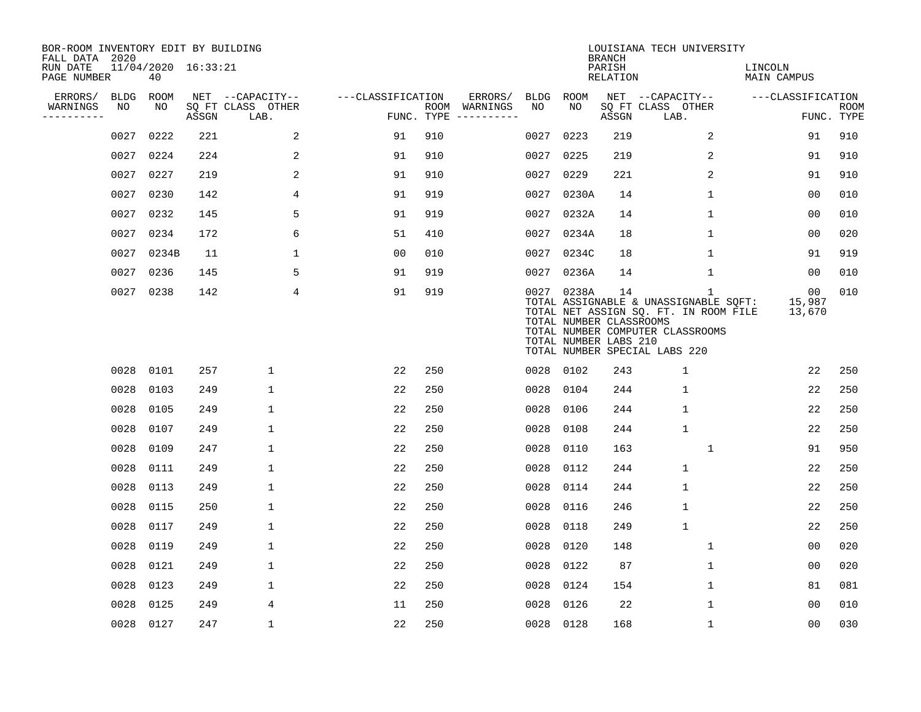BOR-ROOM INVENTORY EDIT BY BUILDING
FALL DATA 2020
RUN DATE 11/04/2020 16:33:21
PAGE NUMBER 40

LOUISIANA TECH UNIVERSITY
BRANCH
PARISH LINCOLN
RELATION MAIN CAMPUS

| ERRORS/ WARNINGS | BLDG NO | ROOM NO | NET SQ FT ASSGN | CAPACITY CLASS LAB. | CAPACITY OTHER | CLASSIFICATION FUNC. | ROOM TYPE | ERRORS/ WARNINGS | BLDG NO | ROOM NO | NET SQ FT ASSGN | CAPACITY CLASS LAB. | CAPACITY OTHER | CLASSIFICATION FUNC. | ROOM TYPE |
|---|---|---|---|---|---|---|---|---|---|---|---|---|---|---|---|
| | 0027 | 0222 | 221 | | 2 | 91 | 910 | | 0027 | 0223 | 219 | | 2 | 91 | 910 |
| | 0027 | 0224 | 224 | | 2 | 91 | 910 | | 0027 | 0225 | 219 | | 2 | 91 | 910 |
| | 0027 | 0227 | 219 | | 2 | 91 | 910 | | 0027 | 0229 | 221 | | 2 | 91 | 910 |
| | 0027 | 0230 | 142 | | 4 | 91 | 919 | | 0027 | 0230A | 14 | | 1 | 00 | 010 |
| | 0027 | 0232 | 145 | | 5 | 91 | 919 | | 0027 | 0232A | 14 | | 1 | 00 | 010 |
| | 0027 | 0234 | 172 | | 6 | 51 | 410 | | 0027 | 0234A | 18 | | 1 | 00 | 020 |
| | 0027 | 0234B | 11 | | 1 | 00 | 010 | | 0027 | 0234C | 18 | | 1 | 91 | 919 |
| | 0027 | 0236 | 145 | | 5 | 91 | 919 | | 0027 | 0236A | 14 | | 1 | 00 | 010 |
| | 0027 | 0238 | 142 | | 4 | 91 | 919 | | 0027 | 0238A | 14 | | 1 | 00 | 010 |

TOTAL ASSIGNABLE & UNASSIGNABLE SQFT: 15,987
TOTAL NET ASSIGN SQ. FT. IN ROOM FILE 13,670
TOTAL NUMBER CLASSROOMS
TOTAL NUMBER COMPUTER CLASSROOMS
TOTAL NUMBER LABS 210
TOTAL NUMBER SPECIAL LABS 220

| ERRORS/ WARNINGS | BLDG NO | ROOM NO | NET SQ FT ASSGN | CAPACITY CLASS LAB. | CAPACITY OTHER | CLASSIFICATION FUNC. | ROOM TYPE | ERRORS/ WARNINGS | BLDG NO | ROOM NO | NET SQ FT ASSGN | CAPACITY CLASS LAB. | CAPACITY OTHER | CLASSIFICATION FUNC. | ROOM TYPE |
|---|---|---|---|---|---|---|---|---|---|---|---|---|---|---|---|
| | 0028 | 0101 | 257 | 1 | | 22 | 250 | | 0028 | 0102 | 243 | 1 | | 22 | 250 |
| | 0028 | 0103 | 249 | 1 | | 22 | 250 | | 0028 | 0104 | 244 | 1 | | 22 | 250 |
| | 0028 | 0105 | 249 | 1 | | 22 | 250 | | 0028 | 0106 | 244 | 1 | | 22 | 250 |
| | 0028 | 0107 | 249 | 1 | | 22 | 250 | | 0028 | 0108 | 244 | 1 | | 22 | 250 |
| | 0028 | 0109 | 247 | 1 | | 22 | 250 | | 0028 | 0110 | 163 | | 1 | 91 | 950 |
| | 0028 | 0111 | 249 | 1 | | 22 | 250 | | 0028 | 0112 | 244 | 1 | | 22 | 250 |
| | 0028 | 0113 | 249 | 1 | | 22 | 250 | | 0028 | 0114 | 244 | 1 | | 22 | 250 |
| | 0028 | 0115 | 250 | 1 | | 22 | 250 | | 0028 | 0116 | 246 | 1 | | 22 | 250 |
| | 0028 | 0117 | 249 | 1 | | 22 | 250 | | 0028 | 0118 | 249 | 1 | | 22 | 250 |
| | 0028 | 0119 | 249 | 1 | | 22 | 250 | | 0028 | 0120 | 148 | | 1 | 00 | 020 |
| | 0028 | 0121 | 249 | 1 | | 22 | 250 | | 0028 | 0122 | 87 | | 1 | 00 | 020 |
| | 0028 | 0123 | 249 | 1 | | 22 | 250 | | 0028 | 0124 | 154 | | 1 | 81 | 081 |
| | 0028 | 0125 | 249 | 4 | | 11 | 250 | | 0028 | 0126 | 22 | | 1 | 00 | 010 |
| | 0028 | 0127 | 247 | 1 | | 22 | 250 | | 0028 | 0128 | 168 | | 1 | 00 | 030 |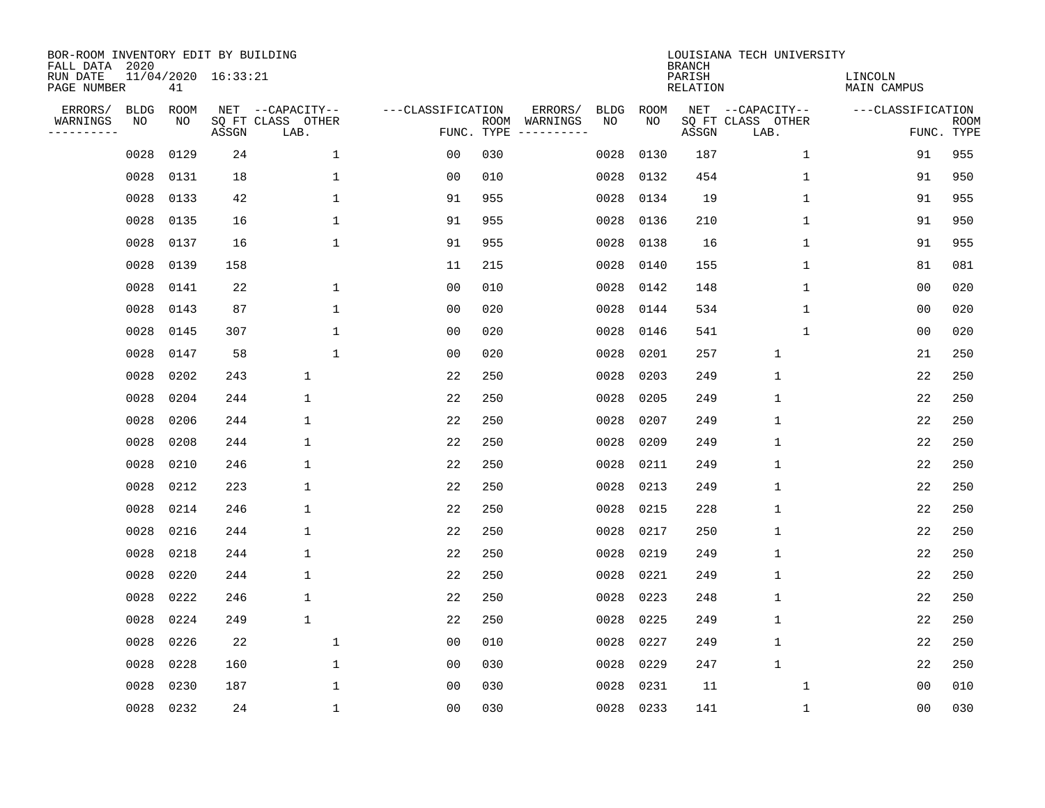BOR-ROOM INVENTORY EDIT BY BUILDING
FALL DATA 2020
RUN DATE 11/04/2020 16:33:21
PAGE NUMBER 41

LOUISIANA TECH UNIVERSITY
BRANCH
PARISH LINCOLN
RELATION MAIN CAMPUS

| ERRORS/ WARNINGS | BLDG NO | ROOM NO | NET SQ FT ASSGN | CAPACITY CLASS LAB. | CAPACITY OTHER | CLASSIFICATION FUNC. | ROOM TYPE | ERRORS/ WARNINGS | BLDG NO | ROOM NO | NET SQ FT ASSGN | CAPACITY CLASS LAB. | CAPACITY OTHER | CLASSIFICATION FUNC. | ROOM TYPE |
|---|---|---|---|---|---|---|---|---|---|---|---|---|---|---|---|
| | 0028 | 0129 | 24 | | 1 | 00 | 030 | | 0028 | 0130 | 187 | | 1 | 91 | 955 |
| | 0028 | 0131 | 18 | | 1 | 00 | 010 | | 0028 | 0132 | 454 | | 1 | 91 | 950 |
| | 0028 | 0133 | 42 | | 1 | 91 | 955 | | 0028 | 0134 | 19 | | 1 | 91 | 955 |
| | 0028 | 0135 | 16 | | 1 | 91 | 955 | | 0028 | 0136 | 210 | | 1 | 91 | 950 |
| | 0028 | 0137 | 16 | | 1 | 91 | 955 | | 0028 | 0138 | 16 | | 1 | 91 | 955 |
| | 0028 | 0139 | 158 | | | 11 | 215 | | 0028 | 0140 | 155 | | 1 | 81 | 081 |
| | 0028 | 0141 | 22 | | 1 | 00 | 010 | | 0028 | 0142 | 148 | | 1 | 00 | 020 |
| | 0028 | 0143 | 87 | | 1 | 00 | 020 | | 0028 | 0144 | 534 | | 1 | 00 | 020 |
| | 0028 | 0145 | 307 | | 1 | 00 | 020 | | 0028 | 0146 | 541 | | 1 | 00 | 020 |
| | 0028 | 0147 | 58 | | 1 | 00 | 020 | | 0028 | 0201 | 257 | 1 | | 21 | 250 |
| | 0028 | 0202 | 243 | 1 | | 22 | 250 | | 0028 | 0203 | 249 | 1 | | 22 | 250 |
| | 0028 | 0204 | 244 | 1 | | 22 | 250 | | 0028 | 0205 | 249 | 1 | | 22 | 250 |
| | 0028 | 0206 | 244 | 1 | | 22 | 250 | | 0028 | 0207 | 249 | 1 | | 22 | 250 |
| | 0028 | 0208 | 244 | 1 | | 22 | 250 | | 0028 | 0209 | 249 | 1 | | 22 | 250 |
| | 0028 | 0210 | 246 | 1 | | 22 | 250 | | 0028 | 0211 | 249 | 1 | | 22 | 250 |
| | 0028 | 0212 | 223 | 1 | | 22 | 250 | | 0028 | 0213 | 249 | 1 | | 22 | 250 |
| | 0028 | 0214 | 246 | 1 | | 22 | 250 | | 0028 | 0215 | 228 | 1 | | 22 | 250 |
| | 0028 | 0216 | 244 | 1 | | 22 | 250 | | 0028 | 0217 | 250 | 1 | | 22 | 250 |
| | 0028 | 0218 | 244 | 1 | | 22 | 250 | | 0028 | 0219 | 249 | 1 | | 22 | 250 |
| | 0028 | 0220 | 244 | 1 | | 22 | 250 | | 0028 | 0221 | 249 | 1 | | 22 | 250 |
| | 0028 | 0222 | 246 | 1 | | 22 | 250 | | 0028 | 0223 | 248 | 1 | | 22 | 250 |
| | 0028 | 0224 | 249 | 1 | | 22 | 250 | | 0028 | 0225 | 249 | 1 | | 22 | 250 |
| | 0028 | 0226 | 22 | | 1 | 00 | 010 | | 0028 | 0227 | 249 | 1 | | 22 | 250 |
| | 0028 | 0228 | 160 | | 1 | 00 | 030 | | 0028 | 0229 | 247 | 1 | | 22 | 250 |
| | 0028 | 0230 | 187 | | 1 | 00 | 030 | | 0028 | 0231 | 11 | | 1 | 00 | 010 |
| | 0028 | 0232 | 24 | | 1 | 00 | 030 | | 0028 | 0233 | 141 | | 1 | 00 | 030 |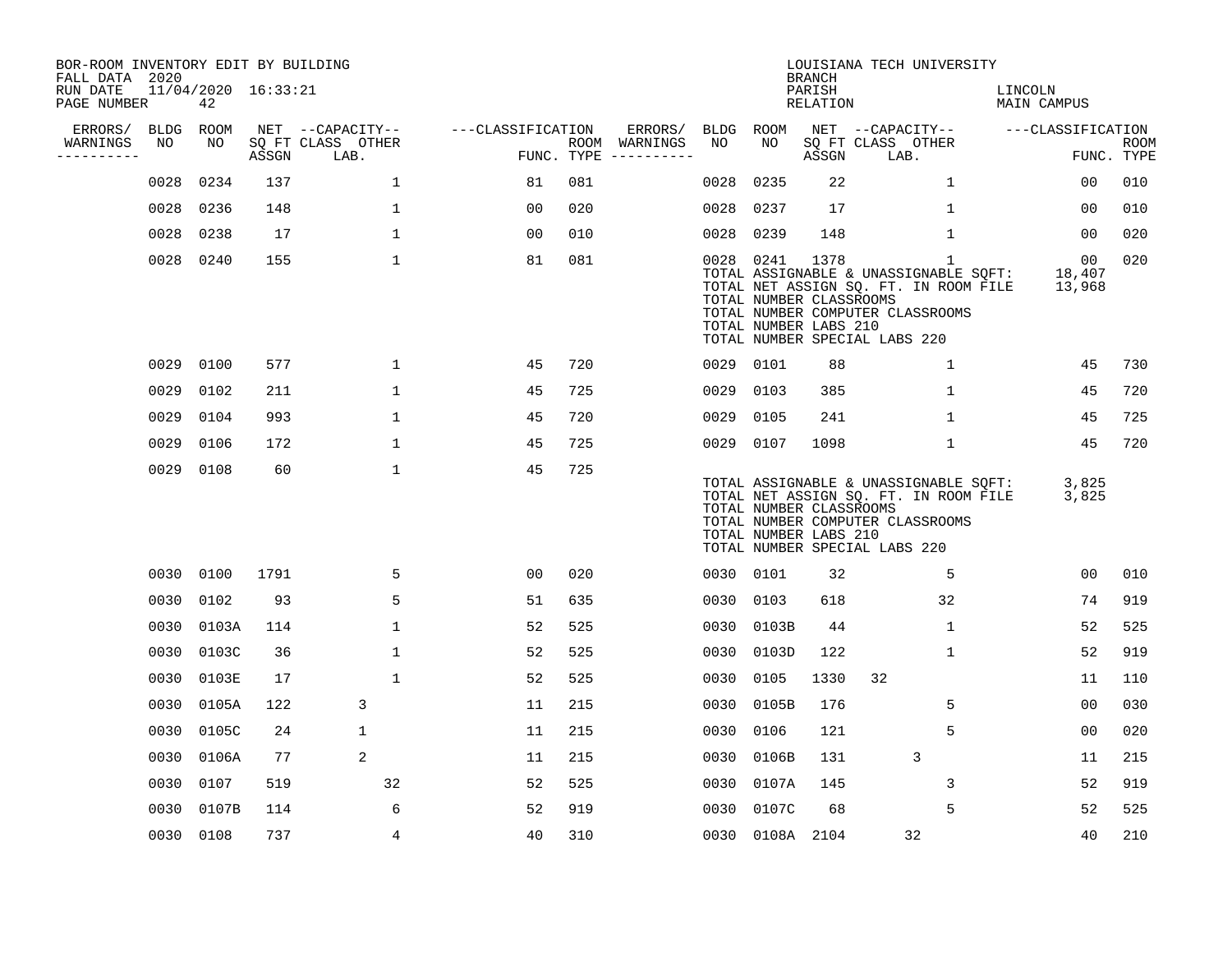BOR-ROOM INVENTORY EDIT BY BUILDING
FALL DATA 2020
RUN DATE 11/04/2020 16:33:21
PAGE NUMBER 42

LOUISIANA TECH UNIVERSITY
BRANCH
PARISH LINCOLN
RELATION MAIN CAMPUS

| ERRORS/ WARNINGS | BLDG NO | ROOM NO | NET SQ FT ASSGN | CAPACITY CLASS LAB. | CAPACITY OTHER | CLASSIFICATION FUNC. | ROOM TYPE | ERRORS/ WARNINGS | BLDG NO | ROOM NO | NET SQ FT ASSGN | CAPACITY CLASS LAB. | CAPACITY OTHER | CLASSIFICATION FUNC. | ROOM TYPE |
|---|---|---|---|---|---|---|---|---|---|---|---|---|---|---|---|
| | 0028 | 0234 | 137 | | 1 | 81 | 081 | | 0028 | 0235 | 22 | | 1 | 00 | 010 |
| | 0028 | 0236 | 148 | | 1 | 00 | 020 | | 0028 | 0237 | 17 | | 1 | 00 | 010 |
| | 0028 | 0238 | 17 | | 1 | 00 | 010 | | 0028 | 0239 | 148 | | 1 | 00 | 020 |
| | 0028 | 0240 | 155 | | 1 | 81 | 081 | | 0028 | 0241 | 1378 | | 1 | 00 | 020 |

TOTAL ASSIGNABLE & UNASSIGNABLE SQFT: 18,407
TOTAL NET ASSIGN SQ. FT. IN ROOM FILE 13,968
TOTAL NUMBER CLASSROOMS
TOTAL NUMBER COMPUTER CLASSROOMS
TOTAL NUMBER LABS 210
TOTAL NUMBER SPECIAL LABS 220

| ERRORS/ WARNINGS | BLDG NO | ROOM NO | NET SQ FT ASSGN | CAPACITY CLASS LAB. | CAPACITY OTHER | CLASSIFICATION FUNC. | ROOM TYPE | ERRORS/ WARNINGS | BLDG NO | ROOM NO | NET SQ FT ASSGN | CAPACITY CLASS LAB. | CAPACITY OTHER | CLASSIFICATION FUNC. | ROOM TYPE |
|---|---|---|---|---|---|---|---|---|---|---|---|---|---|---|---|
| | 0029 | 0100 | 577 | | 1 | 45 | 720 | | 0029 | 0101 | 88 | | 1 | 45 | 730 |
| | 0029 | 0102 | 211 | | 1 | 45 | 725 | | 0029 | 0103 | 385 | | 1 | 45 | 720 |
| | 0029 | 0104 | 993 | | 1 | 45 | 720 | | 0029 | 0105 | 241 | | 1 | 45 | 725 |
| | 0029 | 0106 | 172 | | 1 | 45 | 725 | | 0029 | 0107 | 1098 | | 1 | 45 | 720 |
| | 0029 | 0108 | 60 | | 1 | 45 | 725 | | | | | | | | |

TOTAL ASSIGNABLE & UNASSIGNABLE SQFT: 3,825
TOTAL NET ASSIGN SQ. FT. IN ROOM FILE 3,825
TOTAL NUMBER CLASSROOMS
TOTAL NUMBER COMPUTER CLASSROOMS
TOTAL NUMBER LABS 210
TOTAL NUMBER SPECIAL LABS 220

| ERRORS/ WARNINGS | BLDG NO | ROOM NO | NET SQ FT ASSGN | CAPACITY CLASS LAB. | CAPACITY OTHER | CLASSIFICATION FUNC. | ROOM TYPE | ERRORS/ WARNINGS | BLDG NO | ROOM NO | NET SQ FT ASSGN | CAPACITY CLASS LAB. | CAPACITY OTHER | CLASSIFICATION FUNC. | ROOM TYPE |
|---|---|---|---|---|---|---|---|---|---|---|---|---|---|---|---|
| | 0030 | 0100 | 1791 | | 5 | 00 | 020 | | 0030 | 0101 | 32 | | 5 | 00 | 010 |
| | 0030 | 0102 | 93 | | 5 | 51 | 635 | | 0030 | 0103 | 618 | | 32 | 74 | 919 |
| | 0030 | 0103A | 114 | | 1 | 52 | 525 | | 0030 | 0103B | 44 | | 1 | 52 | 525 |
| | 0030 | 0103C | 36 | | 1 | 52 | 525 | | 0030 | 0103D | 122 | | 1 | 52 | 919 |
| | 0030 | 0103E | 17 | | 1 | 52 | 525 | | 0030 | 0105 | 1330 | 32 | | 11 | 110 |
| | 0030 | 0105A | 122 | 3 | | 11 | 215 | | 0030 | 0105B | 176 | | 5 | 00 | 030 |
| | 0030 | 0105C | 24 | 1 | | 11 | 215 | | 0030 | 0106 | 121 | | 5 | 00 | 020 |
| | 0030 | 0106A | 77 | 2 | | 11 | 215 | | 0030 | 0106B | 131 | 3 | | 11 | 215 |
| | 0030 | 0107 | 519 | | 32 | 52 | 525 | | 0030 | 0107A | 145 | | 3 | 52 | 919 |
| | 0030 | 0107B | 114 | | 6 | 52 | 919 | | 0030 | 0107C | 68 | | 5 | 52 | 525 |
| | 0030 | 0108 | 737 | | 4 | 40 | 310 | | 0030 | 0108A | 2104 | 32 | | 40 | 210 |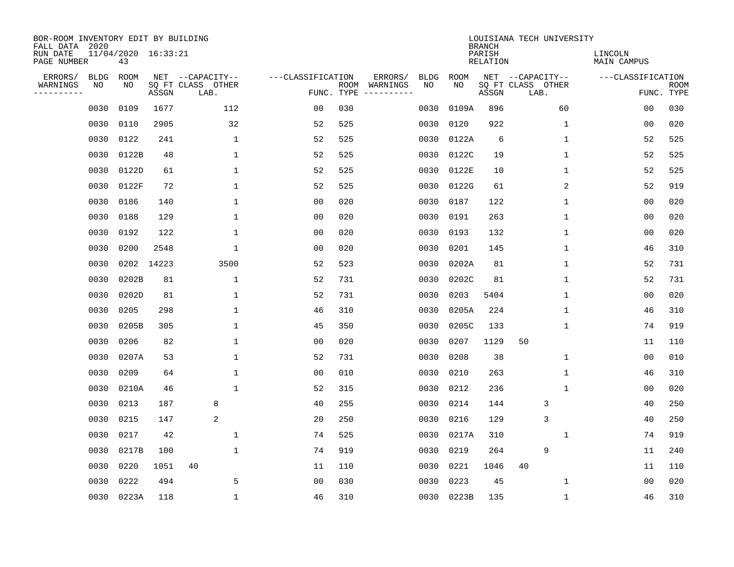BOR-ROOM INVENTORY EDIT BY BUILDING
FALL DATA 2020
RUN DATE 11/04/2020 16:33:21
PAGE NUMBER 43

LOUISIANA TECH UNIVERSITY
BRANCH
PARISH LINCOLN
RELATION MAIN CAMPUS

| ERRORS/ WARNINGS | BLDG NO | ROOM NO | NET SQ FT ASSGN | CAPACITY CLASS | CAPACITY OTHER LAB. | CLASSIFICATION FUNC. | ROOM TYPE | ERRORS/ WARNINGS | BLDG NO | ROOM NO | NET SQ FT ASSGN | CAPACITY CLASS | CAPACITY OTHER LAB. | CLASSIFICATION FUNC. | ROOM TYPE |
|---|---|---|---|---|---|---|---|---|---|---|---|---|---|---|---|
| | 0030 | 0109 | 1677 | | 112 | 00 | 030 | | 0030 | 0109A | 896 | | 60 | 00 | 030 |
| | 0030 | 0110 | 2905 | | 32 | 52 | 525 | | 0030 | 0120 | 922 | | 1 | 00 | 020 |
| | 0030 | 0122 | 241 | | 1 | 52 | 525 | | 0030 | 0122A | 6 | | 1 | 52 | 525 |
| | 0030 | 0122B | 48 | | 1 | 52 | 525 | | 0030 | 0122C | 19 | | 1 | 52 | 525 |
| | 0030 | 0122D | 61 | | 1 | 52 | 525 | | 0030 | 0122E | 10 | | 1 | 52 | 525 |
| | 0030 | 0122F | 72 | | 1 | 52 | 525 | | 0030 | 0122G | 61 | | 2 | 52 | 919 |
| | 0030 | 0186 | 140 | | 1 | 00 | 020 | | 0030 | 0187 | 122 | | 1 | 00 | 020 |
| | 0030 | 0188 | 129 | | 1 | 00 | 020 | | 0030 | 0191 | 263 | | 1 | 00 | 020 |
| | 0030 | 0192 | 122 | | 1 | 00 | 020 | | 0030 | 0193 | 132 | | 1 | 00 | 020 |
| | 0030 | 0200 | 2548 | | 1 | 00 | 020 | | 0030 | 0201 | 145 | | 1 | 46 | 310 |
| | 0030 | 0202 | 14223 | | 3500 | 52 | 523 | | 0030 | 0202A | 81 | | 1 | 52 | 731 |
| | 0030 | 0202B | 81 | | 1 | 52 | 731 | | 0030 | 0202C | 81 | | 1 | 52 | 731 |
| | 0030 | 0202D | 81 | | 1 | 52 | 731 | | 0030 | 0203 | 5404 | | 1 | 00 | 020 |
| | 0030 | 0205 | 298 | | 1 | 46 | 310 | | 0030 | 0205A | 224 | | 1 | 46 | 310 |
| | 0030 | 0205B | 305 | | 1 | 45 | 350 | | 0030 | 0205C | 133 | | 1 | 74 | 919 |
| | 0030 | 0206 | 82 | | 1 | 00 | 020 | | 0030 | 0207 | 1129 | 50 | | 11 | 110 |
| | 0030 | 0207A | 53 | | 1 | 52 | 731 | | 0030 | 0208 | 38 | | 1 | 00 | 010 |
| | 0030 | 0209 | 64 | | 1 | 00 | 010 | | 0030 | 0210 | 263 | | 1 | 46 | 310 |
| | 0030 | 0210A | 46 | | 1 | 52 | 315 | | 0030 | 0212 | 236 | | 1 | 00 | 020 |
| | 0030 | 0213 | 187 | | 8 | 40 | 255 | | 0030 | 0214 | 144 | | 3 | 40 | 250 |
| | 0030 | 0215 | 147 | | 2 | 20 | 250 | | 0030 | 0216 | 129 | | 3 | 40 | 250 |
| | 0030 | 0217 | 42 | | 1 | 74 | 525 | | 0030 | 0217A | 310 | | 1 | 74 | 919 |
| | 0030 | 0217B | 100 | | 1 | 74 | 919 | | 0030 | 0219 | 264 | | 9 | 11 | 240 |
| | 0030 | 0220 | 1051 | 40 | | 11 | 110 | | 0030 | 0221 | 1046 | 40 | | 11 | 110 |
| | 0030 | 0222 | 494 | | 5 | 00 | 030 | | 0030 | 0223 | 45 | | 1 | 00 | 020 |
| | 0030 | 0223A | 118 | | 1 | 46 | 310 | | 0030 | 0223B | 135 | | 1 | 46 | 310 |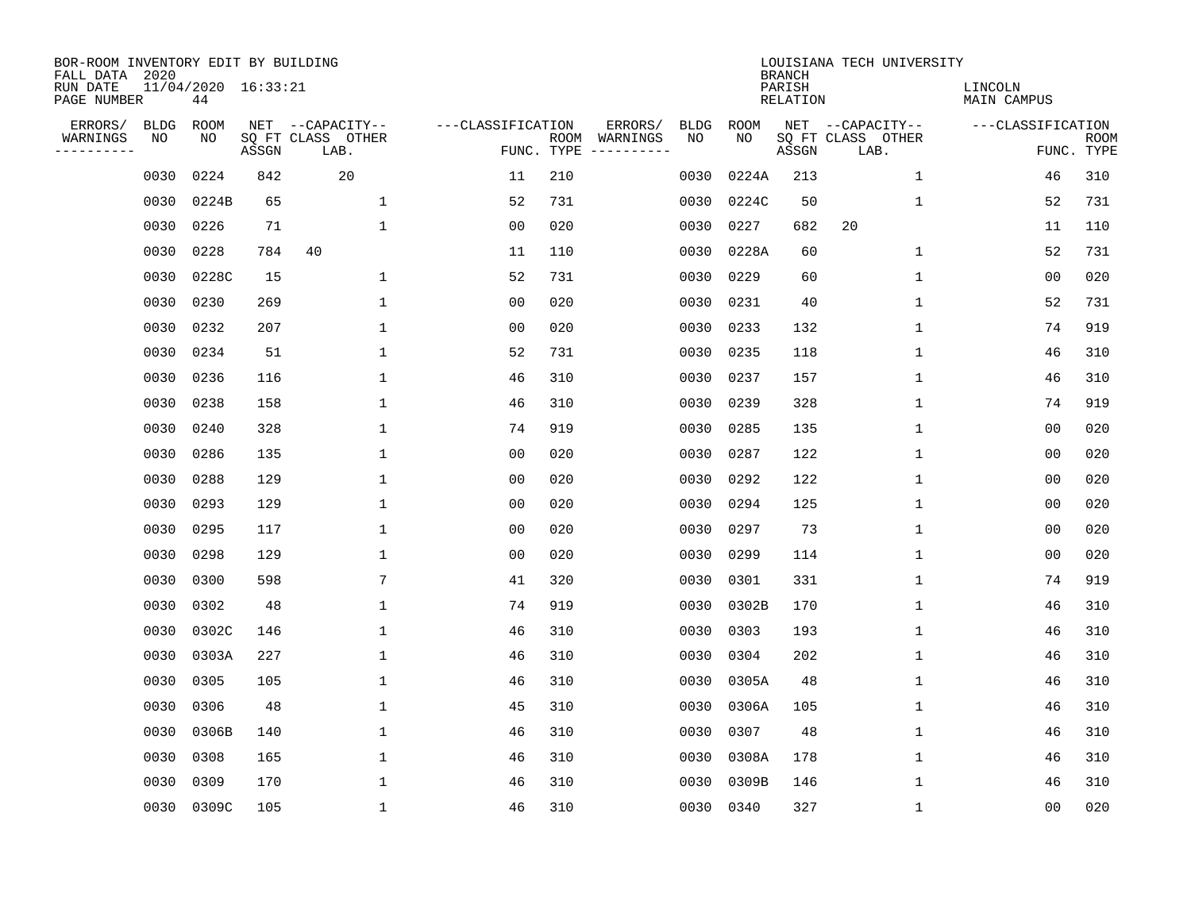BOR-ROOM INVENTORY EDIT BY BUILDING
FALL DATA 2020
RUN DATE 11/04/2020 16:33:21
PAGE NUMBER 44

LOUISIANA TECH UNIVERSITY
BRANCH
PARISH LINCOLN
RELATION MAIN CAMPUS

| ERRORS/ WARNINGS | BLDG NO | ROOM NO | NET SQ FT ASSGN | CAPACITY CLASS LAB. | CAPACITY OTHER | CLASSIFICATION FUNC. | ROOM TYPE | ERRORS/ WARNINGS | BLDG NO | ROOM NO | NET SQ FT ASSGN | CAPACITY CLASS LAB. | CAPACITY OTHER | CLASSIFICATION FUNC. | ROOM TYPE |
|---|---|---|---|---|---|---|---|---|---|---|---|---|---|---|---|
| | 0030 | 0224 | 842 | 20 | | 11 | 210 | | 0030 | 0224A | 213 | | 1 | 46 | 310 |
| | 0030 | 0224B | 65 | | 1 | 52 | 731 | | 0030 | 0224C | 50 | | 1 | 52 | 731 |
| | 0030 | 0226 | 71 | | 1 | 00 | 020 | | 0030 | 0227 | 682 | 20 | | 11 | 110 |
| | 0030 | 0228 | 784 | 40 | | 11 | 110 | | 0030 | 0228A | 60 | | 1 | 52 | 731 |
| | 0030 | 0228C | 15 | | 1 | 52 | 731 | | 0030 | 0229 | 60 | | 1 | 00 | 020 |
| | 0030 | 0230 | 269 | | 1 | 00 | 020 | | 0030 | 0231 | 40 | | 1 | 52 | 731 |
| | 0030 | 0232 | 207 | | 1 | 00 | 020 | | 0030 | 0233 | 132 | | 1 | 74 | 919 |
| | 0030 | 0234 | 51 | | 1 | 52 | 731 | | 0030 | 0235 | 118 | | 1 | 46 | 310 |
| | 0030 | 0236 | 116 | | 1 | 46 | 310 | | 0030 | 0237 | 157 | | 1 | 46 | 310 |
| | 0030 | 0238 | 158 | | 1 | 46 | 310 | | 0030 | 0239 | 328 | | 1 | 74 | 919 |
| | 0030 | 0240 | 328 | | 1 | 74 | 919 | | 0030 | 0285 | 135 | | 1 | 00 | 020 |
| | 0030 | 0286 | 135 | | 1 | 00 | 020 | | 0030 | 0287 | 122 | | 1 | 00 | 020 |
| | 0030 | 0288 | 129 | | 1 | 00 | 020 | | 0030 | 0292 | 122 | | 1 | 00 | 020 |
| | 0030 | 0293 | 129 | | 1 | 00 | 020 | | 0030 | 0294 | 125 | | 1 | 00 | 020 |
| | 0030 | 0295 | 117 | | 1 | 00 | 020 | | 0030 | 0297 | 73 | | 1 | 00 | 020 |
| | 0030 | 0298 | 129 | | 1 | 00 | 020 | | 0030 | 0299 | 114 | | 1 | 00 | 020 |
| | 0030 | 0300 | 598 | | 7 | 41 | 320 | | 0030 | 0301 | 331 | | 1 | 74 | 919 |
| | 0030 | 0302 | 48 | | 1 | 74 | 919 | | 0030 | 0302B | 170 | | 1 | 46 | 310 |
| | 0030 | 0302C | 146 | | 1 | 46 | 310 | | 0030 | 0303 | 193 | | 1 | 46 | 310 |
| | 0030 | 0303A | 227 | | 1 | 46 | 310 | | 0030 | 0304 | 202 | | 1 | 46 | 310 |
| | 0030 | 0305 | 105 | | 1 | 46 | 310 | | 0030 | 0305A | 48 | | 1 | 46 | 310 |
| | 0030 | 0306 | 48 | | 1 | 45 | 310 | | 0030 | 0306A | 105 | | 1 | 46 | 310 |
| | 0030 | 0306B | 140 | | 1 | 46 | 310 | | 0030 | 0307 | 48 | | 1 | 46 | 310 |
| | 0030 | 0308 | 165 | | 1 | 46 | 310 | | 0030 | 0308A | 178 | | 1 | 46 | 310 |
| | 0030 | 0309 | 170 | | 1 | 46 | 310 | | 0030 | 0309B | 146 | | 1 | 46 | 310 |
| | 0030 | 0309C | 105 | | 1 | 46 | 310 | | 0030 | 0340 | 327 | | 1 | 00 | 020 |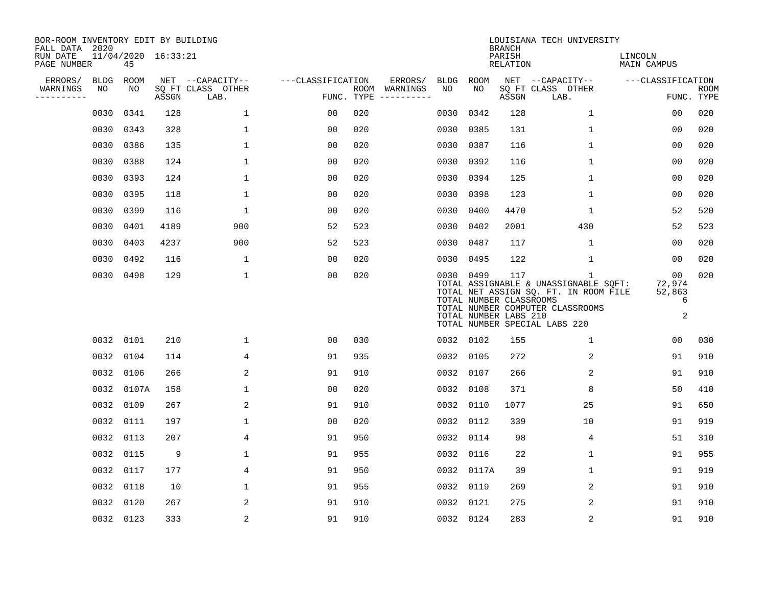BOR-ROOM INVENTORY EDIT BY BUILDING
FALL DATA 2020
RUN DATE 11/04/2020 16:33:21
PAGE NUMBER 45

LOUISIANA TECH UNIVERSITY
BRANCH
PARISH LINCOLN
RELATION MAIN CAMPUS

| ERRORS/ WARNINGS | BLDG NO | ROOM NO | NET SQ FT ASSGN | CAPACITY CLASS LAB. | CAPACITY OTHER | CLASSIFICATION FUNC. | ROOM TYPE | ERRORS/ WARNINGS | BLDG NO | ROOM NO | NET SQ FT ASSGN | CAPACITY CLASS LAB. | CAPACITY OTHER | CLASSIFICATION FUNC. | ROOM TYPE |
|---|---|---|---|---|---|---|---|---|---|---|---|---|---|---|---|
| | 0030 | 0341 | 128 | | 1 | 00 | 020 | | 0030 | 0342 | 128 | | 1 | 00 | 020 |
| | 0030 | 0343 | 328 | | 1 | 00 | 020 | | 0030 | 0385 | 131 | | 1 | 00 | 020 |
| | 0030 | 0386 | 135 | | 1 | 00 | 020 | | 0030 | 0387 | 116 | | 1 | 00 | 020 |
| | 0030 | 0388 | 124 | | 1 | 00 | 020 | | 0030 | 0392 | 116 | | 1 | 00 | 020 |
| | 0030 | 0393 | 124 | | 1 | 00 | 020 | | 0030 | 0394 | 125 | | 1 | 00 | 020 |
| | 0030 | 0395 | 118 | | 1 | 00 | 020 | | 0030 | 0398 | 123 | | 1 | 00 | 020 |
| | 0030 | 0399 | 116 | | 1 | 00 | 020 | | 0030 | 0400 | 4470 | | 1 | 52 | 520 |
| | 0030 | 0401 | 4189 | | 900 | 52 | 523 | | 0030 | 0402 | 2001 | | 430 | 52 | 523 |
| | 0030 | 0403 | 4237 | | 900 | 52 | 523 | | 0030 | 0487 | 117 | | 1 | 00 | 020 |
| | 0030 | 0492 | 116 | | 1 | 00 | 020 | | 0030 | 0495 | 122 | | 1 | 00 | 020 |
| | 0030 | 0498 | 129 | | 1 | 00 | 020 | | 0030 | 0499 | 117 | | 1 | 00 | 020 |

TOTAL ASSIGNABLE & UNASSIGNABLE SQFT: 72,974
TOTAL NET ASSIGN SQ. FT. IN ROOM FILE 52,863
TOTAL NUMBER CLASSROOMS 6
TOTAL NUMBER COMPUTER CLASSROOMS
TOTAL NUMBER LABS 210 2
TOTAL NUMBER SPECIAL LABS 220

| ERRORS/ WARNINGS | BLDG NO | ROOM NO | NET SQ FT ASSGN | CAPACITY CLASS LAB. | CAPACITY OTHER | CLASSIFICATION FUNC. | ROOM TYPE | ERRORS/ WARNINGS | BLDG NO | ROOM NO | NET SQ FT ASSGN | CAPACITY CLASS LAB. | CAPACITY OTHER | CLASSIFICATION FUNC. | ROOM TYPE |
|---|---|---|---|---|---|---|---|---|---|---|---|---|---|---|---|
| | 0032 | 0101 | 210 | | 1 | 00 | 030 | | 0032 | 0102 | 155 | | 1 | 00 | 030 |
| | 0032 | 0104 | 114 | | 4 | 91 | 935 | | 0032 | 0105 | 272 | | 2 | 91 | 910 |
| | 0032 | 0106 | 266 | | 2 | 91 | 910 | | 0032 | 0107 | 266 | | 2 | 91 | 910 |
| | 0032 | 0107A | 158 | | 1 | 00 | 020 | | 0032 | 0108 | 371 | | 8 | 50 | 410 |
| | 0032 | 0109 | 267 | | 2 | 91 | 910 | | 0032 | 0110 | 1077 | | 25 | 91 | 650 |
| | 0032 | 0111 | 197 | | 1 | 00 | 020 | | 0032 | 0112 | 339 | | 10 | 91 | 919 |
| | 0032 | 0113 | 207 | | 4 | 91 | 950 | | 0032 | 0114 | 98 | | 4 | 51 | 310 |
| | 0032 | 0115 | 9 | | 1 | 91 | 955 | | 0032 | 0116 | 22 | | 1 | 91 | 955 |
| | 0032 | 0117 | 177 | | 4 | 91 | 950 | | 0032 | 0117A | 39 | | 1 | 91 | 919 |
| | 0032 | 0118 | 10 | | 1 | 91 | 955 | | 0032 | 0119 | 269 | | 2 | 91 | 910 |
| | 0032 | 0120 | 267 | | 2 | 91 | 910 | | 0032 | 0121 | 275 | | 2 | 91 | 910 |
| | 0032 | 0123 | 333 | | 2 | 91 | 910 | | 0032 | 0124 | 283 | | 2 | 91 | 910 |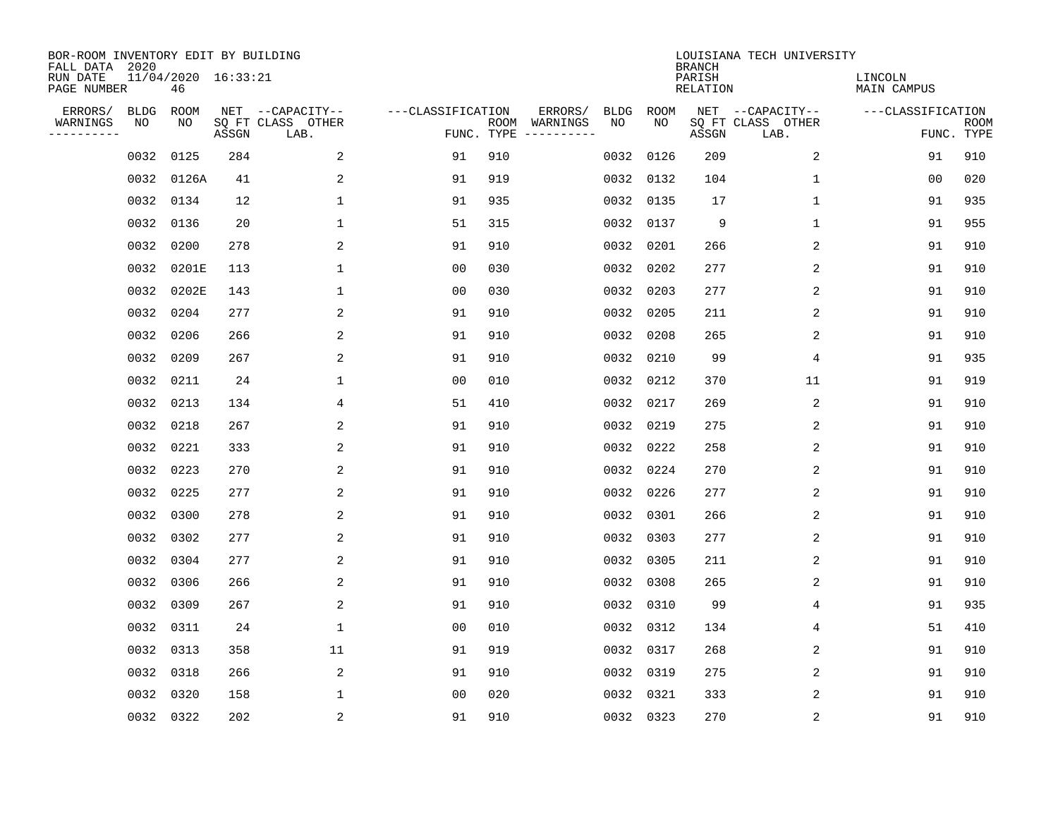BOR-ROOM INVENTORY EDIT BY BUILDING
FALL DATA 2020
RUN DATE 11/04/2020 16:33:21
PAGE NUMBER 46

LOUISIANA TECH UNIVERSITY
BRANCH
PARISH LINCOLN
RELATION MAIN CAMPUS

| ERRORS/ WARNINGS | BLDG NO | ROOM NO | NET SQ FT ASSGN | CAPACITY CLASS | CAPACITY OTHER LAB. | CLASSIFICATION FUNC. | ROOM TYPE | ERRORS/ WARNINGS | BLDG NO | ROOM NO | NET SQ FT ASSGN | CAPACITY CLASS | CAPACITY OTHER LAB. | CLASSIFICATION FUNC. | ROOM TYPE |
|---|---|---|---|---|---|---|---|---|---|---|---|---|---|---|---|
| | 0032 | 0125 | 284 | | 2 | 91 | 910 | | 0032 | 0126 | 209 | | 2 | 91 | 910 |
| | 0032 | 0126A | 41 | | 2 | 91 | 919 | | 0032 | 0132 | 104 | | 1 | 00 | 020 |
| | 0032 | 0134 | 12 | | 1 | 91 | 935 | | 0032 | 0135 | 17 | | 1 | 91 | 935 |
| | 0032 | 0136 | 20 | | 1 | 51 | 315 | | 0032 | 0137 | 9 | | 1 | 91 | 955 |
| | 0032 | 0200 | 278 | | 2 | 91 | 910 | | 0032 | 0201 | 266 | | 2 | 91 | 910 |
| | 0032 | 0201E | 113 | | 1 | 00 | 030 | | 0032 | 0202 | 277 | | 2 | 91 | 910 |
| | 0032 | 0202E | 143 | | 1 | 00 | 030 | | 0032 | 0203 | 277 | | 2 | 91 | 910 |
| | 0032 | 0204 | 277 | | 2 | 91 | 910 | | 0032 | 0205 | 211 | | 2 | 91 | 910 |
| | 0032 | 0206 | 266 | | 2 | 91 | 910 | | 0032 | 0208 | 265 | | 2 | 91 | 910 |
| | 0032 | 0209 | 267 | | 2 | 91 | 910 | | 0032 | 0210 | 99 | | 4 | 91 | 935 |
| | 0032 | 0211 | 24 | | 1 | 00 | 010 | | 0032 | 0212 | 370 | | 11 | 91 | 919 |
| | 0032 | 0213 | 134 | | 4 | 51 | 410 | | 0032 | 0217 | 269 | | 2 | 91 | 910 |
| | 0032 | 0218 | 267 | | 2 | 91 | 910 | | 0032 | 0219 | 275 | | 2 | 91 | 910 |
| | 0032 | 0221 | 333 | | 2 | 91 | 910 | | 0032 | 0222 | 258 | | 2 | 91 | 910 |
| | 0032 | 0223 | 270 | | 2 | 91 | 910 | | 0032 | 0224 | 270 | | 2 | 91 | 910 |
| | 0032 | 0225 | 277 | | 2 | 91 | 910 | | 0032 | 0226 | 277 | | 2 | 91 | 910 |
| | 0032 | 0300 | 278 | | 2 | 91 | 910 | | 0032 | 0301 | 266 | | 2 | 91 | 910 |
| | 0032 | 0302 | 277 | | 2 | 91 | 910 | | 0032 | 0303 | 277 | | 2 | 91 | 910 |
| | 0032 | 0304 | 277 | | 2 | 91 | 910 | | 0032 | 0305 | 211 | | 2 | 91 | 910 |
| | 0032 | 0306 | 266 | | 2 | 91 | 910 | | 0032 | 0308 | 265 | | 2 | 91 | 910 |
| | 0032 | 0309 | 267 | | 2 | 91 | 910 | | 0032 | 0310 | 99 | | 4 | 91 | 935 |
| | 0032 | 0311 | 24 | | 1 | 00 | 010 | | 0032 | 0312 | 134 | | 4 | 51 | 410 |
| | 0032 | 0313 | 358 | | 11 | 91 | 919 | | 0032 | 0317 | 268 | | 2 | 91 | 910 |
| | 0032 | 0318 | 266 | | 2 | 91 | 910 | | 0032 | 0319 | 275 | | 2 | 91 | 910 |
| | 0032 | 0320 | 158 | | 1 | 00 | 020 | | 0032 | 0321 | 333 | | 2 | 91 | 910 |
| | 0032 | 0322 | 202 | | 2 | 91 | 910 | | 0032 | 0323 | 270 | | 2 | 91 | 910 |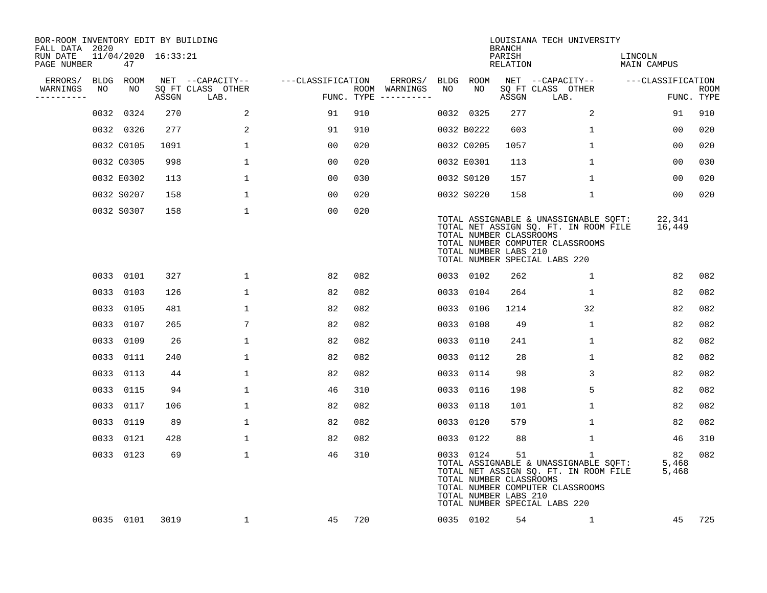BOR-ROOM INVENTORY EDIT BY BUILDING
FALL DATA 2020
RUN DATE 11/04/2020 16:33:21
PAGE NUMBER 47

LOUISIANA TECH UNIVERSITY
BRANCH
PARISH LINCOLN
RELATION MAIN CAMPUS

| ERRORS/ WARNINGS | BLDG NO | ROOM NO | NET SQ FT ASSGN | CAPACITY CLASS LAB. | CAPACITY OTHER | CLASSIFICATION FUNC. | ROOM TYPE | ERRORS/ WARNINGS | BLDG NO | ROOM NO | NET SQ FT ASSGN | CAPACITY CLASS LAB. | CAPACITY OTHER | CLASSIFICATION FUNC. | ROOM TYPE |
|---|---|---|---|---|---|---|---|---|---|---|---|---|---|---|---|
| | 0032 | 0324 | 270 | | 2 | 91 | 910 | | 0032 | 0325 | 277 | | 2 | 91 | 910 |
| | 0032 | 0326 | 277 | | 2 | 91 | 910 | | 0032 | B0222 | 603 | | 1 | 00 | 020 |
| | 0032 | C0105 | 1091 | | 1 | 00 | 020 | | 0032 | C0205 | 1057 | | 1 | 00 | 020 |
| | 0032 | C0305 | 998 | | 1 | 00 | 020 | | 0032 | E0301 | 113 | | 1 | 00 | 030 |
| | 0032 | E0302 | 113 | | 1 | 00 | 030 | | 0032 | S0120 | 157 | | 1 | 00 | 020 |
| | 0032 | S0207 | 158 | | 1 | 00 | 020 | | 0032 | S0220 | 158 | | 1 | 00 | 020 |
| | 0032 | S0307 | 158 | | 1 | 00 | 020 | | | | | | | | |

TOTAL ASSIGNABLE & UNASSIGNABLE SQFT: 22,341
TOTAL NET ASSIGN SQ. FT. IN ROOM FILE 16,449
TOTAL NUMBER CLASSROOMS
TOTAL NUMBER COMPUTER CLASSROOMS
TOTAL NUMBER LABS 210
TOTAL NUMBER SPECIAL LABS 220

| ERRORS/ WARNINGS | BLDG NO | ROOM NO | NET SQ FT ASSGN | CAPACITY CLASS LAB. | CAPACITY OTHER | CLASSIFICATION FUNC. | ROOM TYPE | ERRORS/ WARNINGS | BLDG NO | ROOM NO | NET SQ FT ASSGN | CAPACITY CLASS LAB. | CAPACITY OTHER | CLASSIFICATION FUNC. | ROOM TYPE |
|---|---|---|---|---|---|---|---|---|---|---|---|---|---|---|---|
| | 0033 | 0101 | 327 | | 1 | 82 | 082 | | 0033 | 0102 | 262 | | 1 | 82 | 082 |
| | 0033 | 0103 | 126 | | 1 | 82 | 082 | | 0033 | 0104 | 264 | | 1 | 82 | 082 |
| | 0033 | 0105 | 481 | | 1 | 82 | 082 | | 0033 | 0106 | 1214 | | 32 | 82 | 082 |
| | 0033 | 0107 | 265 | | 7 | 82 | 082 | | 0033 | 0108 | 49 | | 1 | 82 | 082 |
| | 0033 | 0109 | 26 | | 1 | 82 | 082 | | 0033 | 0110 | 241 | | 1 | 82 | 082 |
| | 0033 | 0111 | 240 | | 1 | 82 | 082 | | 0033 | 0112 | 28 | | 1 | 82 | 082 |
| | 0033 | 0113 | 44 | | 1 | 82 | 082 | | 0033 | 0114 | 98 | | 3 | 82 | 082 |
| | 0033 | 0115 | 94 | | 1 | 46 | 310 | | 0033 | 0116 | 198 | | 5 | 82 | 082 |
| | 0033 | 0117 | 106 | | 1 | 82 | 082 | | 0033 | 0118 | 101 | | 1 | 82 | 082 |
| | 0033 | 0119 | 89 | | 1 | 82 | 082 | | 0033 | 0120 | 579 | | 1 | 82 | 082 |
| | 0033 | 0121 | 428 | | 1 | 82 | 082 | | 0033 | 0122 | 88 | | 1 | 46 | 310 |
| | 0033 | 0123 | 69 | | 1 | 46 | 310 | | 0033 | 0124 | 51 | | 1 | 82 | 082 |

TOTAL ASSIGNABLE & UNASSIGNABLE SQFT: 5,468
TOTAL NET ASSIGN SQ. FT. IN ROOM FILE 5,468
TOTAL NUMBER CLASSROOMS
TOTAL NUMBER COMPUTER CLASSROOMS
TOTAL NUMBER LABS 210
TOTAL NUMBER SPECIAL LABS 220

| ERRORS/ WARNINGS | BLDG NO | ROOM NO | NET SQ FT ASSGN | CAPACITY CLASS LAB. | CAPACITY OTHER | CLASSIFICATION FUNC. | ROOM TYPE | ERRORS/ WARNINGS | BLDG NO | ROOM NO | NET SQ FT ASSGN | CAPACITY CLASS LAB. | CAPACITY OTHER | CLASSIFICATION FUNC. | ROOM TYPE |
|---|---|---|---|---|---|---|---|---|---|---|---|---|---|---|---|
| | 0035 | 0101 | 3019 | | 1 | 45 | 720 | | 0035 | 0102 | 54 | | 1 | 45 | 725 |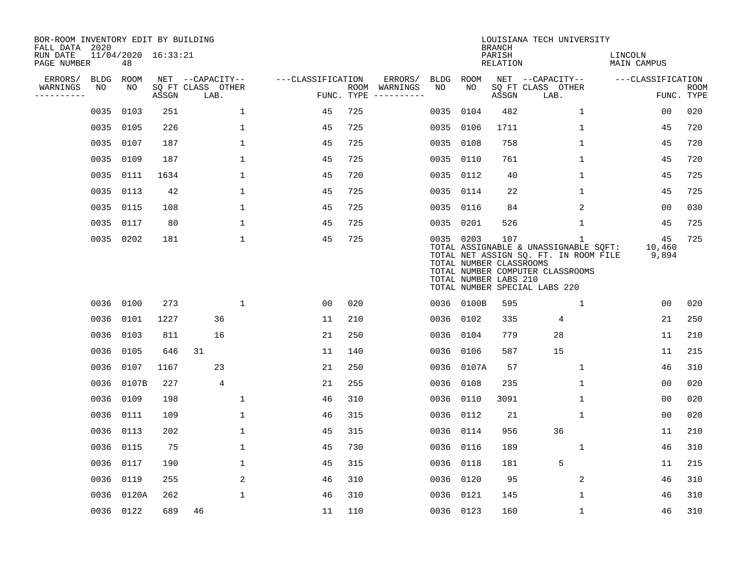BOR-ROOM INVENTORY EDIT BY BUILDING
FALL DATA 2020
RUN DATE 11/04/2020 16:33:21
PAGE NUMBER 48

LOUISIANA TECH UNIVERSITY
BRANCH
PARISH LINCOLN
RELATION MAIN CAMPUS

| ERRORS/ WARNINGS | BLDG NO | ROOM NO | NET ASSGN SQ FT | CAPACITY CLASS LAB. | CAPACITY OTHER | CLASSIFICATION FUNC. | ROOM TYPE | ERRORS/ WARNINGS | BLDG NO | ROOM NO | NET ASSGN SQ FT | CAPACITY CLASS LAB. | CAPACITY OTHER | CLASSIFICATION FUNC. | ROOM TYPE |
|---|---|---|---|---|---|---|---|---|---|---|---|---|---|---|---|
| | 0035 | 0103 | 251 | | 1 | 45 | 725 | | 0035 | 0104 | 482 | | 1 | 00 | 020 |
| | 0035 | 0105 | 226 | | 1 | 45 | 725 | | 0035 | 0106 | 1711 | | 1 | 45 | 720 |
| | 0035 | 0107 | 187 | | 1 | 45 | 725 | | 0035 | 0108 | 758 | | 1 | 45 | 720 |
| | 0035 | 0109 | 187 | | 1 | 45 | 725 | | 0035 | 0110 | 761 | | 1 | 45 | 720 |
| | 0035 | 0111 | 1634 | | 1 | 45 | 720 | | 0035 | 0112 | 40 | | 1 | 45 | 725 |
| | 0035 | 0113 | 42 | | 1 | 45 | 725 | | 0035 | 0114 | 22 | | 1 | 45 | 725 |
| | 0035 | 0115 | 108 | | 1 | 45 | 725 | | 0035 | 0116 | 84 | | 2 | 00 | 030 |
| | 0035 | 0117 | 80 | | 1 | 45 | 725 | | 0035 | 0201 | 526 | | 1 | 45 | 725 |
| | 0035 | 0202 | 181 | | 1 | 45 | 725 | | 0035 | 0203 | 107 | | 1 | 45 | 725 |

TOTAL ASSIGNABLE & UNASSIGNABLE SQFT: 10,460
TOTAL NET ASSIGN SQ. FT. IN ROOM FILE 9,894
TOTAL NUMBER CLASSROOMS
TOTAL NUMBER COMPUTER CLASSROOMS
TOTAL NUMBER LABS 210
TOTAL NUMBER SPECIAL LABS 220

| ERRORS/ WARNINGS | BLDG NO | ROOM NO | NET ASSGN SQ FT | CAPACITY CLASS LAB. | CAPACITY OTHER | CLASSIFICATION FUNC. | ROOM TYPE | ERRORS/ WARNINGS | BLDG NO | ROOM NO | NET ASSGN SQ FT | CAPACITY CLASS LAB. | CAPACITY OTHER | CLASSIFICATION FUNC. | ROOM TYPE |
|---|---|---|---|---|---|---|---|---|---|---|---|---|---|---|---|
| | 0036 | 0100 | 273 | | 1 | 00 | 020 | | 0036 | 0100B | 595 | | 1 | 00 | 020 |
| | 0036 | 0101 | 1227 | 36 | | 11 | 210 | | 0036 | 0102 | 335 | 4 | | 21 | 250 |
| | 0036 | 0103 | 811 | 16 | | 21 | 250 | | 0036 | 0104 | 779 | 28 | | 11 | 210 |
| | 0036 | 0105 | 646 | 31 | | 11 | 140 | | 0036 | 0106 | 587 | 15 | | 11 | 215 |
| | 0036 | 0107 | 1167 | 23 | | 21 | 250 | | 0036 | 0107A | 57 | | 1 | 46 | 310 |
| | 0036 | 0107B | 227 | 4 | | 21 | 255 | | 0036 | 0108 | 235 | | 1 | 00 | 020 |
| | 0036 | 0109 | 198 | | 1 | 46 | 310 | | 0036 | 0110 | 3091 | | 1 | 00 | 020 |
| | 0036 | 0111 | 109 | | 1 | 46 | 315 | | 0036 | 0112 | 21 | | 1 | 00 | 020 |
| | 0036 | 0113 | 202 | | 1 | 45 | 315 | | 0036 | 0114 | 956 | 36 | | 11 | 210 |
| | 0036 | 0115 | 75 | | 1 | 45 | 730 | | 0036 | 0116 | 189 | | 1 | 46 | 310 |
| | 0036 | 0117 | 190 | | 1 | 45 | 315 | | 0036 | 0118 | 181 | 5 | | 11 | 215 |
| | 0036 | 0119 | 255 | | 2 | 46 | 310 | | 0036 | 0120 | 95 | | 2 | 46 | 310 |
| | 0036 | 0120A | 262 | | 1 | 46 | 310 | | 0036 | 0121 | 145 | | 1 | 46 | 310 |
| | 0036 | 0122 | 689 | 46 | | 11 | 110 | | 0036 | 0123 | 160 | | 1 | 46 | 310 |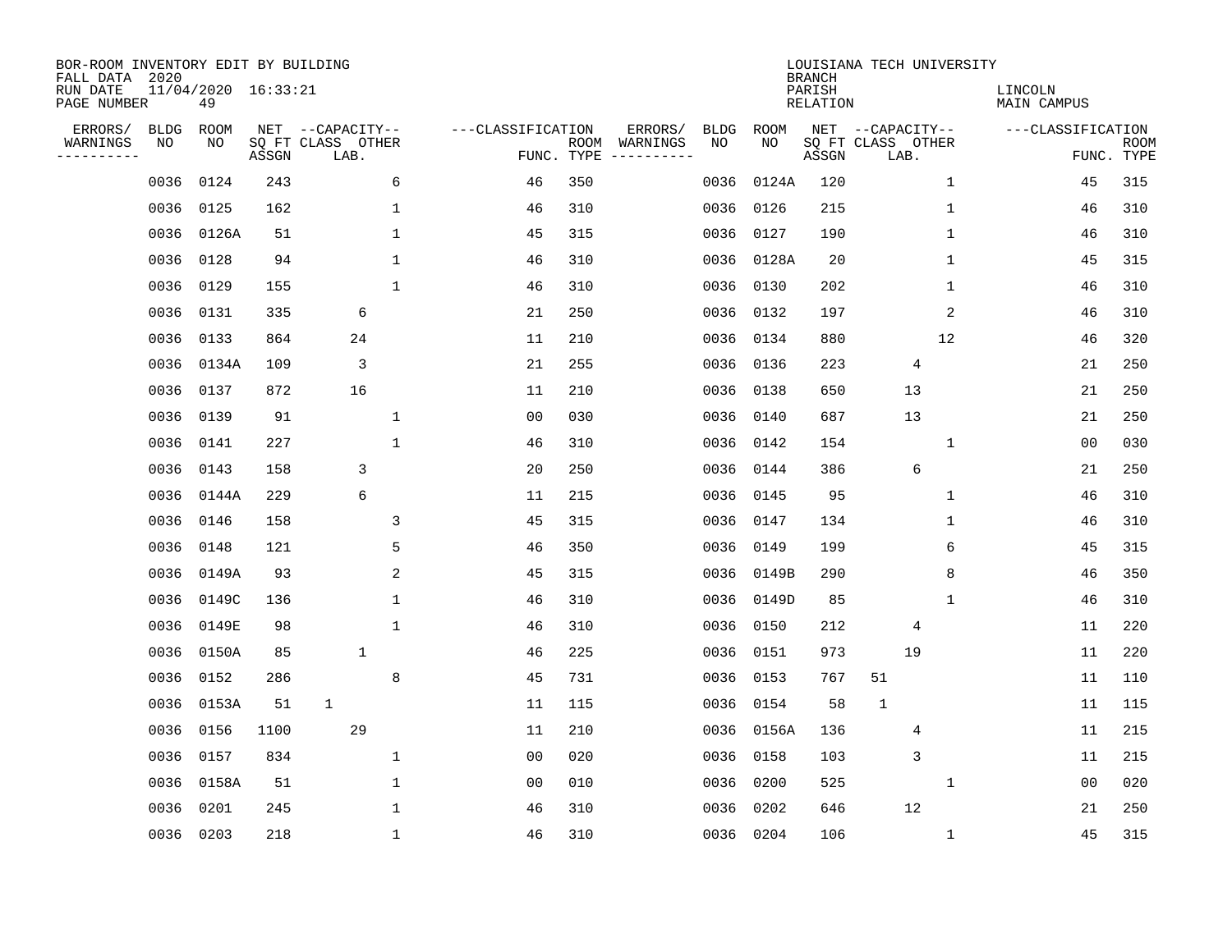BOR-ROOM INVENTORY EDIT BY BUILDING
FALL DATA 2020
RUN DATE 11/04/2020 16:33:21
PAGE NUMBER 49

LOUISIANA TECH UNIVERSITY
BRANCH
PARISH LINCOLN
RELATION MAIN CAMPUS

| ERRORS/ WARNINGS | BLDG NO | ROOM NO | NET SQ FT ASSGN | CAPACITY CLASS LAB. | CAPACITY OTHER | CLASSIFICATION FUNC. | ROOM TYPE | ERRORS/ WARNINGS | BLDG NO | ROOM NO | NET SQ FT ASSGN | CAPACITY CLASS LAB. | CAPACITY OTHER | CLASSIFICATION FUNC. | ROOM TYPE |
|---|---|---|---|---|---|---|---|---|---|---|---|---|---|---|---|
| | 0036 | 0124 | 243 | | 6 | 46 | 350 | | 0036 | 0124A | 120 | | 1 | 45 | 315 |
| | 0036 | 0125 | 162 | | 1 | 46 | 310 | | 0036 | 0126 | 215 | | 1 | 46 | 310 |
| | 0036 | 0126A | 51 | | 1 | 45 | 315 | | 0036 | 0127 | 190 | | 1 | 46 | 310 |
| | 0036 | 0128 | 94 | | 1 | 46 | 310 | | 0036 | 0128A | 20 | | 1 | 45 | 315 |
| | 0036 | 0129 | 155 | | 1 | 46 | 310 | | 0036 | 0130 | 202 | | 1 | 46 | 310 |
| | 0036 | 0131 | 335 | 6 | | 21 | 250 | | 0036 | 0132 | 197 | | 2 | 46 | 310 |
| | 0036 | 0133 | 864 | 24 | | 11 | 210 | | 0036 | 0134 | 880 | | 12 | 46 | 320 |
| | 0036 | 0134A | 109 | 3 | | 21 | 255 | | 0036 | 0136 | 223 | 4 | | 21 | 250 |
| | 0036 | 0137 | 872 | 16 | | 11 | 210 | | 0036 | 0138 | 650 | 13 | | 21 | 250 |
| | 0036 | 0139 | 91 | | 1 | 00 | 030 | | 0036 | 0140 | 687 | 13 | | 21 | 250 |
| | 0036 | 0141 | 227 | | 1 | 46 | 310 | | 0036 | 0142 | 154 | | 1 | 00 | 030 |
| | 0036 | 0143 | 158 | 3 | | 20 | 250 | | 0036 | 0144 | 386 | 6 | | 21 | 250 |
| | 0036 | 0144A | 229 | 6 | | 11 | 215 | | 0036 | 0145 | 95 | | 1 | 46 | 310 |
| | 0036 | 0146 | 158 | | 3 | 45 | 315 | | 0036 | 0147 | 134 | | 1 | 46 | 310 |
| | 0036 | 0148 | 121 | | 5 | 46 | 350 | | 0036 | 0149 | 199 | | 6 | 45 | 315 |
| | 0036 | 0149A | 93 | | 2 | 45 | 315 | | 0036 | 0149B | 290 | | 8 | 46 | 350 |
| | 0036 | 0149C | 136 | | 1 | 46 | 310 | | 0036 | 0149D | 85 | | 1 | 46 | 310 |
| | 0036 | 0149E | 98 | | 1 | 46 | 310 | | 0036 | 0150 | 212 | 4 | | 11 | 220 |
| | 0036 | 0150A | 85 | 1 | | 46 | 225 | | 0036 | 0151 | 973 | 19 | | 11 | 220 |
| | 0036 | 0152 | 286 | | 8 | 45 | 731 | | 0036 | 0153 | 767 | 51 | | 11 | 110 |
| | 0036 | 0153A | 51 | 1 | | 11 | 115 | | 0036 | 0154 | 58 | 1 | | 11 | 115 |
| | 0036 | 0156 | 1100 | 29 | | 11 | 210 | | 0036 | 0156A | 136 | 4 | | 11 | 215 |
| | 0036 | 0157 | 834 | | 1 | 00 | 020 | | 0036 | 0158 | 103 | 3 | | 11 | 215 |
| | 0036 | 0158A | 51 | | 1 | 00 | 010 | | 0036 | 0200 | 525 | | 1 | 00 | 020 |
| | 0036 | 0201 | 245 | | 1 | 46 | 310 | | 0036 | 0202 | 646 | 12 | | 21 | 250 |
| | 0036 | 0203 | 218 | | 1 | 46 | 310 | | 0036 | 0204 | 106 | | 1 | 45 | 315 |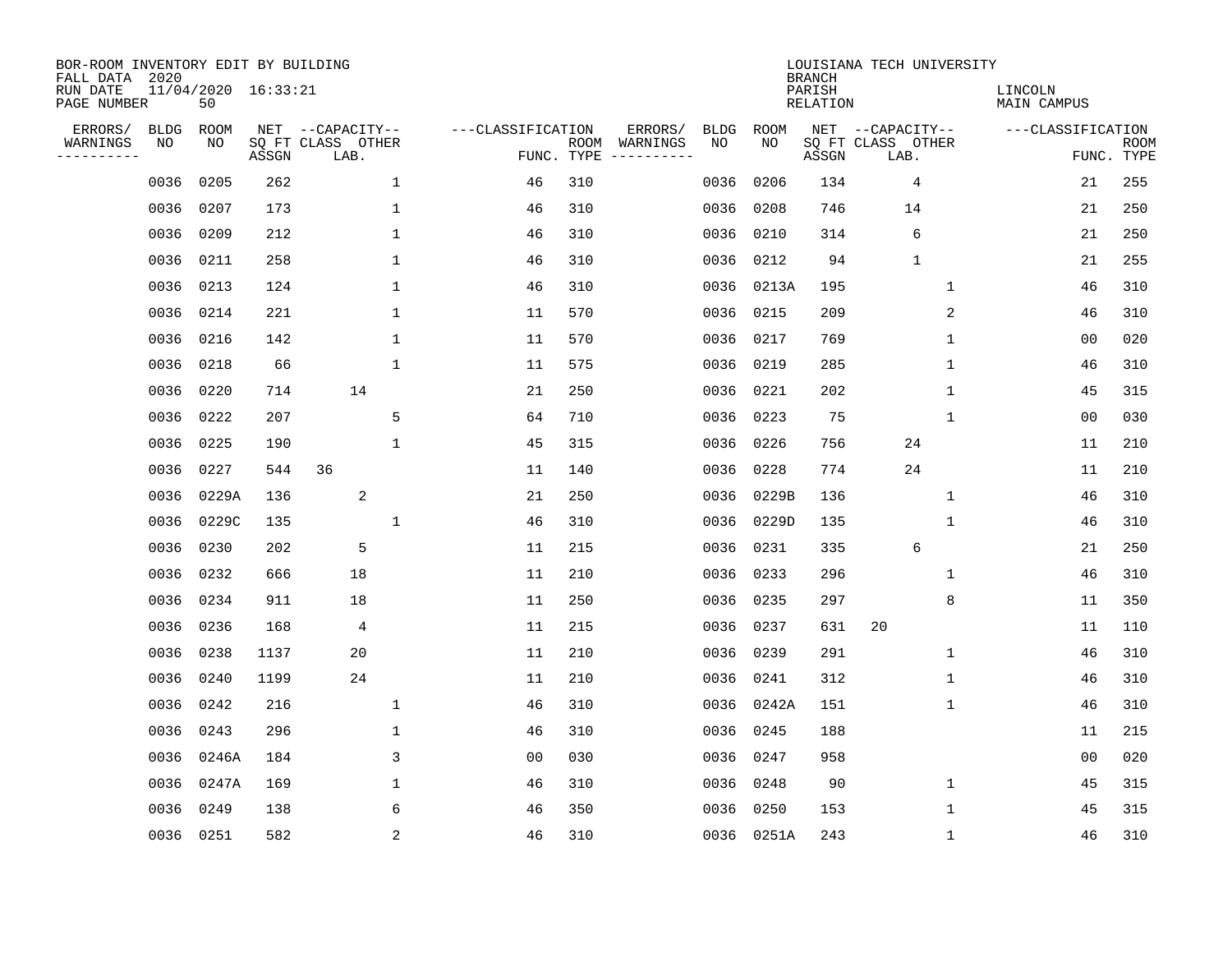BOR-ROOM INVENTORY EDIT BY BUILDING
FALL DATA 2020
RUN DATE 11/04/2020 16:33:21
PAGE NUMBER 50

LOUISIANA TECH UNIVERSITY
BRANCH
PARISH LINCOLN
RELATION MAIN CAMPUS

| ERRORS/ WARNINGS | BLDG NO | ROOM NO | NET SQ FT ASSGN | CAPACITY CLASS | CAPACITY LAB. | CAPACITY OTHER | CLASSIFICATION FUNC. | ROOM TYPE | ERRORS/ WARNINGS | BLDG NO | ROOM NO | NET SQ FT ASSGN | CAPACITY CLASS | CAPACITY LAB. | CAPACITY OTHER | CLASSIFICATION FUNC. | ROOM TYPE |
|---|---|---|---|---|---|---|---|---|---|---|---|---|---|---|---|---|---|
| | 0036 | 0205 | 262 | | | 1 | 46 | 310 | | 0036 | 0206 | 134 | | 4 | | 21 | 255 |
| | 0036 | 0207 | 173 | | | 1 | 46 | 310 | | 0036 | 0208 | 746 | | 14 | | 21 | 250 |
| | 0036 | 0209 | 212 | | | 1 | 46 | 310 | | 0036 | 0210 | 314 | | 6 | | 21 | 250 |
| | 0036 | 0211 | 258 | | | 1 | 46 | 310 | | 0036 | 0212 | 94 | | 1 | | 21 | 255 |
| | 0036 | 0213 | 124 | | | 1 | 46 | 310 | | 0036 | 0213A | 195 | | | 1 | 46 | 310 |
| | 0036 | 0214 | 221 | | | 1 | 11 | 570 | | 0036 | 0215 | 209 | | | 2 | 46 | 310 |
| | 0036 | 0216 | 142 | | | 1 | 11 | 570 | | 0036 | 0217 | 769 | | | 1 | 00 | 020 |
| | 0036 | 0218 | 66 | | | 1 | 11 | 575 | | 0036 | 0219 | 285 | | | 1 | 46 | 310 |
| | 0036 | 0220 | 714 | | 14 | | 21 | 250 | | 0036 | 0221 | 202 | | | 1 | 45 | 315 |
| | 0036 | 0222 | 207 | | | 5 | 64 | 710 | | 0036 | 0223 | 75 | | | 1 | 00 | 030 |
| | 0036 | 0225 | 190 | | | 1 | 45 | 315 | | 0036 | 0226 | 756 | | 24 | | 11 | 210 |
| | 0036 | 0227 | 544 | 36 | | | 11 | 140 | | 0036 | 0228 | 774 | | 24 | | 11 | 210 |
| | 0036 | 0229A | 136 | | 2 | | 21 | 250 | | 0036 | 0229B | 136 | | | 1 | 46 | 310 |
| | 0036 | 0229C | 135 | | | 1 | 46 | 310 | | 0036 | 0229D | 135 | | | 1 | 46 | 310 |
| | 0036 | 0230 | 202 | | 5 | | 11 | 215 | | 0036 | 0231 | 335 | | 6 | | 21 | 250 |
| | 0036 | 0232 | 666 | | 18 | | 11 | 210 | | 0036 | 0233 | 296 | | | 1 | 46 | 310 |
| | 0036 | 0234 | 911 | | 18 | | 11 | 250 | | 0036 | 0235 | 297 | | | 8 | 11 | 350 |
| | 0036 | 0236 | 168 | | 4 | | 11 | 215 | | 0036 | 0237 | 631 | 20 | | | 11 | 110 |
| | 0036 | 0238 | 1137 | | 20 | | 11 | 210 | | 0036 | 0239 | 291 | | | 1 | 46 | 310 |
| | 0036 | 0240 | 1199 | | 24 | | 11 | 210 | | 0036 | 0241 | 312 | | | 1 | 46 | 310 |
| | 0036 | 0242 | 216 | | | 1 | 46 | 310 | | 0036 | 0242A | 151 | | | 1 | 46 | 310 |
| | 0036 | 0243 | 296 | | | 1 | 46 | 310 | | 0036 | 0245 | 188 | | | | 11 | 215 |
| | 0036 | 0246A | 184 | | | 3 | 00 | 030 | | 0036 | 0247 | 958 | | | | 00 | 020 |
| | 0036 | 0247A | 169 | | | 1 | 46 | 310 | | 0036 | 0248 | 90 | | | 1 | 45 | 315 |
| | 0036 | 0249 | 138 | | | 6 | 46 | 350 | | 0036 | 0250 | 153 | | | 1 | 45 | 315 |
| | 0036 | 0251 | 582 | | | 2 | 46 | 310 | | 0036 | 0251A | 243 | | | 1 | 46 | 310 |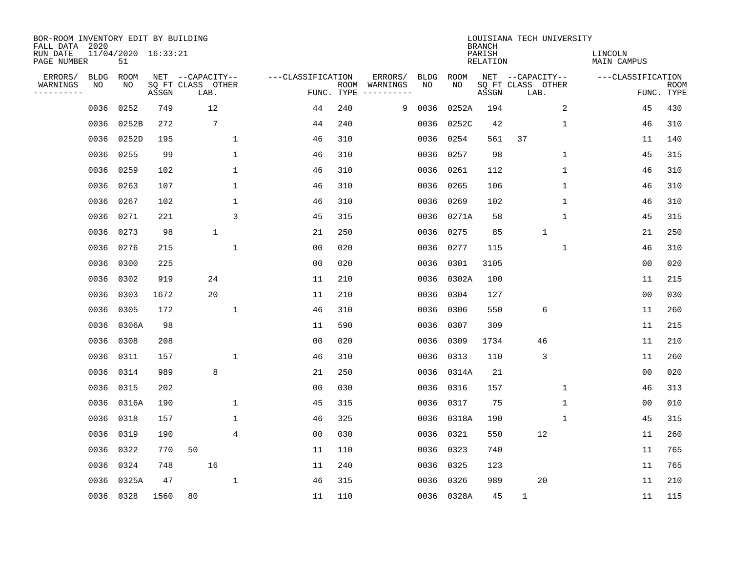BOR-ROOM INVENTORY EDIT BY BUILDING
FALL DATA 2020
RUN DATE 11/04/2020 16:33:21
PAGE NUMBER 51

LOUISIANA TECH UNIVERSITY
BRANCH
PARISH LINCOLN
RELATION MAIN CAMPUS

| ERRORS/ WARNINGS | BLDG NO | ROOM NO | NET SQ FT ASSGN | CAPACITY CLASS | CAPACITY LAB. | CAPACITY OTHER | FUNC. | ROOM TYPE | ERRORS/ WARNINGS | BLDG NO | ROOM NO | NET SQ FT ASSGN | CAPACITY CLASS | CAPACITY LAB. | CAPACITY OTHER | FUNC. | ROOM TYPE |
|---|---|---|---|---|---|---|---|---|---|---|---|---|---|---|---|---|---|
| | 0036 | 0252 | 749 | | 12 | | 44 | 240 | 9 | 0036 | 0252A | 194 | | | 2 | 45 | 430 |
| | 0036 | 0252B | 272 | | 7 | | 44 | 240 | | 0036 | 0252C | 42 | | | 1 | 46 | 310 |
| | 0036 | 0252D | 195 | | | 1 | 46 | 310 | | 0036 | 0254 | 561 | 37 | | | 11 | 140 |
| | 0036 | 0255 | 99 | | | 1 | 46 | 310 | | 0036 | 0257 | 98 | | | 1 | 45 | 315 |
| | 0036 | 0259 | 102 | | | 1 | 46 | 310 | | 0036 | 0261 | 112 | | | 1 | 46 | 310 |
| | 0036 | 0263 | 107 | | | 1 | 46 | 310 | | 0036 | 0265 | 106 | | | 1 | 46 | 310 |
| | 0036 | 0267 | 102 | | | 1 | 46 | 310 | | 0036 | 0269 | 102 | | | 1 | 46 | 310 |
| | 0036 | 0271 | 221 | | | 3 | 45 | 315 | | 0036 | 0271A | 58 | | | 1 | 45 | 315 |
| | 0036 | 0273 | 98 | | 1 | | 21 | 250 | | 0036 | 0275 | 85 | | 1 | | 21 | 250 |
| | 0036 | 0276 | 215 | | | 1 | 00 | 020 | | 0036 | 0277 | 115 | | | 1 | 46 | 310 |
| | 0036 | 0300 | 225 | | | | 00 | 020 | | 0036 | 0301 | 3105 | | | | 00 | 020 |
| | 0036 | 0302 | 919 | | 24 | | 11 | 210 | | 0036 | 0302A | 100 | | | | 11 | 215 |
| | 0036 | 0303 | 1672 | | 20 | | 11 | 210 | | 0036 | 0304 | 127 | | | | 00 | 030 |
| | 0036 | 0305 | 172 | | | 1 | 46 | 310 | | 0036 | 0306 | 550 | | 6 | | 11 | 260 |
| | 0036 | 0306A | 98 | | | | 11 | 590 | | 0036 | 0307 | 309 | | | | 11 | 215 |
| | 0036 | 0308 | 208 | | | | 00 | 020 | | 0036 | 0309 | 1734 | | 46 | | 11 | 210 |
| | 0036 | 0311 | 157 | | | 1 | 46 | 310 | | 0036 | 0313 | 110 | | 3 | | 11 | 260 |
| | 0036 | 0314 | 989 | | 8 | | 21 | 250 | | 0036 | 0314A | 21 | | | | 00 | 020 |
| | 0036 | 0315 | 202 | | | | 00 | 030 | | 0036 | 0316 | 157 | | | 1 | 46 | 313 |
| | 0036 | 0316A | 190 | | | 1 | 45 | 315 | | 0036 | 0317 | 75 | | | 1 | 00 | 010 |
| | 0036 | 0318 | 157 | | | 1 | 46 | 325 | | 0036 | 0318A | 190 | | | 1 | 45 | 315 |
| | 0036 | 0319 | 190 | | | 4 | 00 | 030 | | 0036 | 0321 | 550 | | 12 | | 11 | 260 |
| | 0036 | 0322 | 770 | 50 | | | 11 | 110 | | 0036 | 0323 | 740 | | | | 11 | 765 |
| | 0036 | 0324 | 748 | | 16 | | 11 | 240 | | 0036 | 0325 | 123 | | | | 11 | 765 |
| | 0036 | 0325A | 47 | | | 1 | 46 | 315 | | 0036 | 0326 | 989 | | 20 | | 11 | 210 |
| | 0036 | 0328 | 1560 | 80 | | | 11 | 110 | | 0036 | 0328A | 45 | 1 | | | 11 | 115 |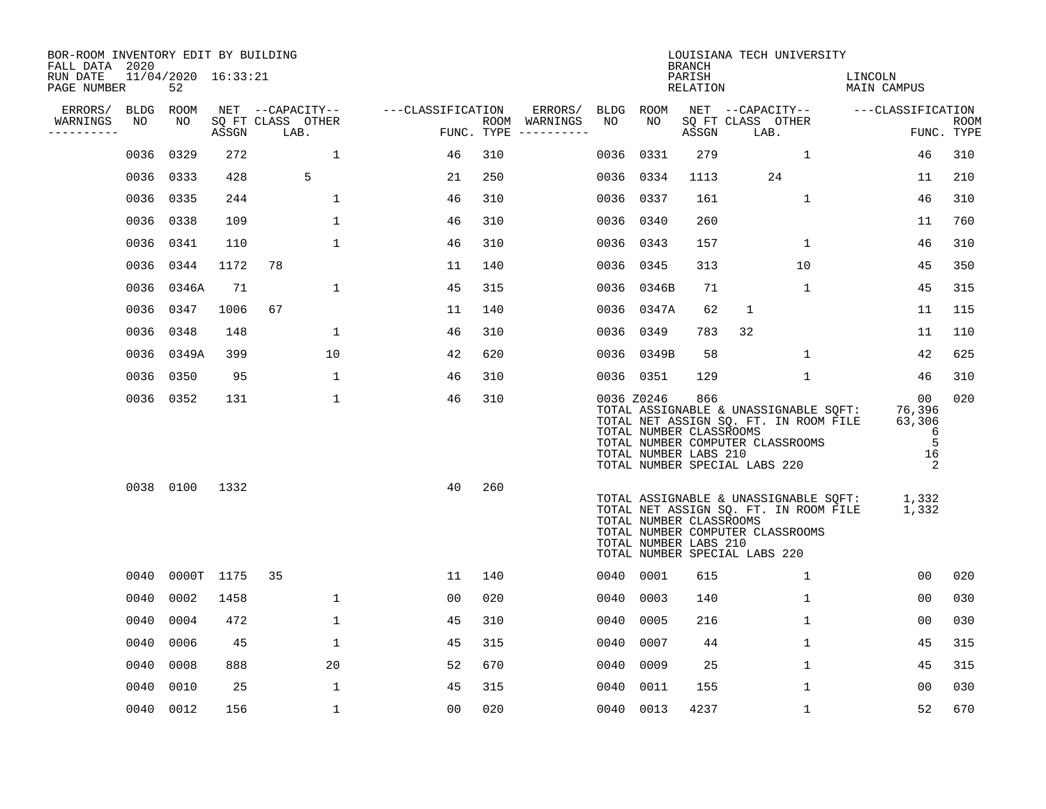BOR-ROOM INVENTORY EDIT BY BUILDING
FALL DATA 2020
RUN DATE 11/04/2020 16:33:21
PAGE NUMBER 52

LOUISIANA TECH UNIVERSITY
BRANCH
PARISH LINCOLN
RELATION MAIN CAMPUS

| ERRORS/ WARNINGS | BLDG NO | ROOM NO | NET ASSGN SQ FT | CAPACITY CLASS LAB. | CAPACITY OTHER | CLASSIFICATION FUNC. | ROOM TYPE | ERRORS/ WARNINGS | BLDG NO | ROOM NO | NET ASSGN SQ FT | CAPACITY CLASS LAB. | CAPACITY OTHER | CLASSIFICATION FUNC. | ROOM TYPE |
|---|---|---|---|---|---|---|---|---|---|---|---|---|---|---|---|
| | 0036 | 0329 | 272 | | 1 | 46 | 310 | | 0036 | 0331 | 279 | | 1 | 46 | 310 |
| | 0036 | 0333 | 428 | 5 | | 21 | 250 | | 0036 | 0334 | 1113 | 24 | | 11 | 210 |
| | 0036 | 0335 | 244 | | 1 | 46 | 310 | | 0036 | 0337 | 161 | | 1 | 46 | 310 |
| | 0036 | 0338 | 109 | | 1 | 46 | 310 | | 0036 | 0340 | 260 | | | 11 | 760 |
| | 0036 | 0341 | 110 | | 1 | 46 | 310 | | 0036 | 0343 | 157 | | 1 | 46 | 310 |
| | 0036 | 0344 | 1172 | 78 | | 11 | 140 | | 0036 | 0345 | 313 | | 10 | 45 | 350 |
| | 0036 | 0346A | 71 | | 1 | 45 | 315 | | 0036 | 0346B | 71 | | 1 | 45 | 315 |
| | 0036 | 0347 | 1006 | 67 | | 11 | 140 | | 0036 | 0347A | 62 | 1 | | 11 | 115 |
| | 0036 | 0348 | 148 | | 1 | 46 | 310 | | 0036 | 0349 | 783 | 32 | | 11 | 110 |
| | 0036 | 0349A | 399 | | 10 | 42 | 620 | | 0036 | 0349B | 58 | | 1 | 42 | 625 |
| | 0036 | 0350 | 95 | | 1 | 46 | 310 | | 0036 | 0351 | 129 | | 1 | 46 | 310 |
| | 0036 | 0352 | 131 | | 1 | 46 | 310 | | 0036 | Z0246 | 866 | | | 00 | 020 |

TOTAL ASSIGNABLE & UNASSIGNABLE SQFT: 76,396
TOTAL NET ASSIGN SQ. FT. IN ROOM FILE 63,306
TOTAL NUMBER CLASSROOMS 6
TOTAL NUMBER COMPUTER CLASSROOMS 5
TOTAL NUMBER LABS 210 16
TOTAL NUMBER SPECIAL LABS 220 2

| ERRORS/ WARNINGS | BLDG NO | ROOM NO | NET ASSGN SQ FT | CAPACITY CLASS LAB. | CAPACITY OTHER | CLASSIFICATION FUNC. | ROOM TYPE |
|---|---|---|---|---|---|---|---|
| | 0038 | 0100 | 1332 | | | 40 | 260 |

TOTAL ASSIGNABLE & UNASSIGNABLE SQFT: 1,332
TOTAL NET ASSIGN SQ. FT. IN ROOM FILE 1,332
TOTAL NUMBER CLASSROOMS
TOTAL NUMBER COMPUTER CLASSROOMS
TOTAL NUMBER LABS 210
TOTAL NUMBER SPECIAL LABS 220

| ERRORS/ WARNINGS | BLDG NO | ROOM NO | NET ASSGN SQ FT | CAPACITY CLASS LAB. | CAPACITY OTHER | CLASSIFICATION FUNC. | ROOM TYPE | ERRORS/ WARNINGS | BLDG NO | ROOM NO | NET ASSGN SQ FT | CAPACITY CLASS LAB. | CAPACITY OTHER | CLASSIFICATION FUNC. | ROOM TYPE |
|---|---|---|---|---|---|---|---|---|---|---|---|---|---|---|---|
| | 0040 | 0000T | 1175 | 35 | | 11 | 140 | | 0040 | 0001 | 615 | | 1 | 00 | 020 |
| | 0040 | 0002 | 1458 | | 1 | 00 | 020 | | 0040 | 0003 | 140 | | 1 | 00 | 030 |
| | 0040 | 0004 | 472 | | 1 | 45 | 310 | | 0040 | 0005 | 216 | | 1 | 00 | 030 |
| | 0040 | 0006 | 45 | | 1 | 45 | 315 | | 0040 | 0007 | 44 | | 1 | 45 | 315 |
| | 0040 | 0008 | 888 | | 20 | 52 | 670 | | 0040 | 0009 | 25 | | 1 | 45 | 315 |
| | 0040 | 0010 | 25 | | 1 | 45 | 315 | | 0040 | 0011 | 155 | | 1 | 00 | 030 |
| | 0040 | 0012 | 156 | | 1 | 00 | 020 | | 0040 | 0013 | 4237 | | 1 | 52 | 670 |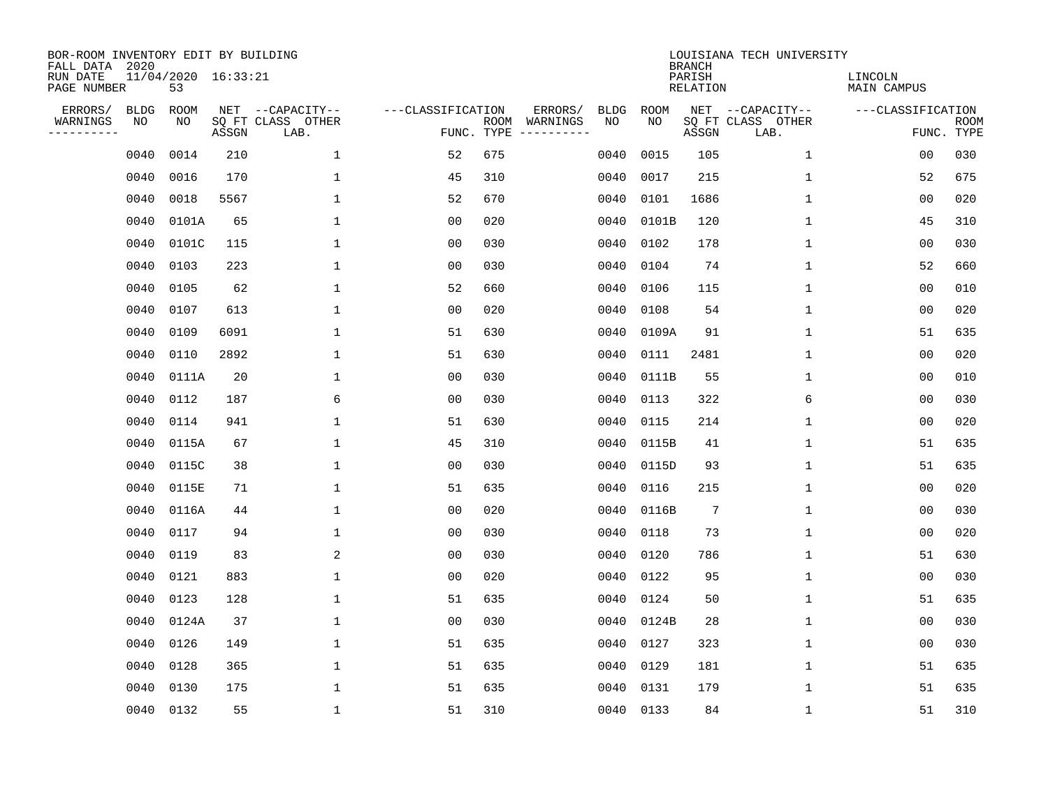BOR-ROOM INVENTORY EDIT BY BUILDING
FALL DATA 2020
RUN DATE 11/04/2020 16:33:21
PAGE NUMBER 53

LOUISIANA TECH UNIVERSITY
BRANCH
PARISH LINCOLN
RELATION MAIN CAMPUS

| ERRORS/ WARNINGS | BLDG NO | ROOM NO | NET SQ FT ASSGN | CAPACITY CLASS LAB. | CAPACITY OTHER | CLASSIFICATION FUNC. | ROOM TYPE | ERRORS/ WARNINGS | BLDG NO | ROOM NO | NET SQ FT ASSGN | CAPACITY CLASS LAB. | CAPACITY OTHER | CLASSIFICATION FUNC. | ROOM TYPE |
|---|---|---|---|---|---|---|---|---|---|---|---|---|---|---|---|
| | 0040 | 0014 | 210 | | 1 | 52 | 675 | | 0040 | 0015 | 105 | | 1 | 00 | 030 |
| | 0040 | 0016 | 170 | | 1 | 45 | 310 | | 0040 | 0017 | 215 | | 1 | 52 | 675 |
| | 0040 | 0018 | 5567 | | 1 | 52 | 670 | | 0040 | 0101 | 1686 | | 1 | 00 | 020 |
| | 0040 | 0101A | 65 | | 1 | 00 | 020 | | 0040 | 0101B | 120 | | 1 | 45 | 310 |
| | 0040 | 0101C | 115 | | 1 | 00 | 030 | | 0040 | 0102 | 178 | | 1 | 00 | 030 |
| | 0040 | 0103 | 223 | | 1 | 00 | 030 | | 0040 | 0104 | 74 | | 1 | 52 | 660 |
| | 0040 | 0105 | 62 | | 1 | 52 | 660 | | 0040 | 0106 | 115 | | 1 | 00 | 010 |
| | 0040 | 0107 | 613 | | 1 | 00 | 020 | | 0040 | 0108 | 54 | | 1 | 00 | 020 |
| | 0040 | 0109 | 6091 | | 1 | 51 | 630 | | 0040 | 0109A | 91 | | 1 | 51 | 635 |
| | 0040 | 0110 | 2892 | | 1 | 51 | 630 | | 0040 | 0111 | 2481 | | 1 | 00 | 020 |
| | 0040 | 0111A | 20 | | 1 | 00 | 030 | | 0040 | 0111B | 55 | | 1 | 00 | 010 |
| | 0040 | 0112 | 187 | | 6 | 00 | 030 | | 0040 | 0113 | 322 | | 6 | 00 | 030 |
| | 0040 | 0114 | 941 | | 1 | 51 | 630 | | 0040 | 0115 | 214 | | 1 | 00 | 020 |
| | 0040 | 0115A | 67 | | 1 | 45 | 310 | | 0040 | 0115B | 41 | | 1 | 51 | 635 |
| | 0040 | 0115C | 38 | | 1 | 00 | 030 | | 0040 | 0115D | 93 | | 1 | 51 | 635 |
| | 0040 | 0115E | 71 | | 1 | 51 | 635 | | 0040 | 0116 | 215 | | 1 | 00 | 020 |
| | 0040 | 0116A | 44 | | 1 | 00 | 020 | | 0040 | 0116B | 7 | | 1 | 00 | 030 |
| | 0040 | 0117 | 94 | | 1 | 00 | 030 | | 0040 | 0118 | 73 | | 1 | 00 | 020 |
| | 0040 | 0119 | 83 | | 2 | 00 | 030 | | 0040 | 0120 | 786 | | 1 | 51 | 630 |
| | 0040 | 0121 | 883 | | 1 | 00 | 020 | | 0040 | 0122 | 95 | | 1 | 00 | 030 |
| | 0040 | 0123 | 128 | | 1 | 51 | 635 | | 0040 | 0124 | 50 | | 1 | 51 | 635 |
| | 0040 | 0124A | 37 | | 1 | 00 | 030 | | 0040 | 0124B | 28 | | 1 | 00 | 030 |
| | 0040 | 0126 | 149 | | 1 | 51 | 635 | | 0040 | 0127 | 323 | | 1 | 00 | 030 |
| | 0040 | 0128 | 365 | | 1 | 51 | 635 | | 0040 | 0129 | 181 | | 1 | 51 | 635 |
| | 0040 | 0130 | 175 | | 1 | 51 | 635 | | 0040 | 0131 | 179 | | 1 | 51 | 635 |
| | 0040 | 0132 | 55 | | 1 | 51 | 310 | | 0040 | 0133 | 84 | | 1 | 51 | 310 |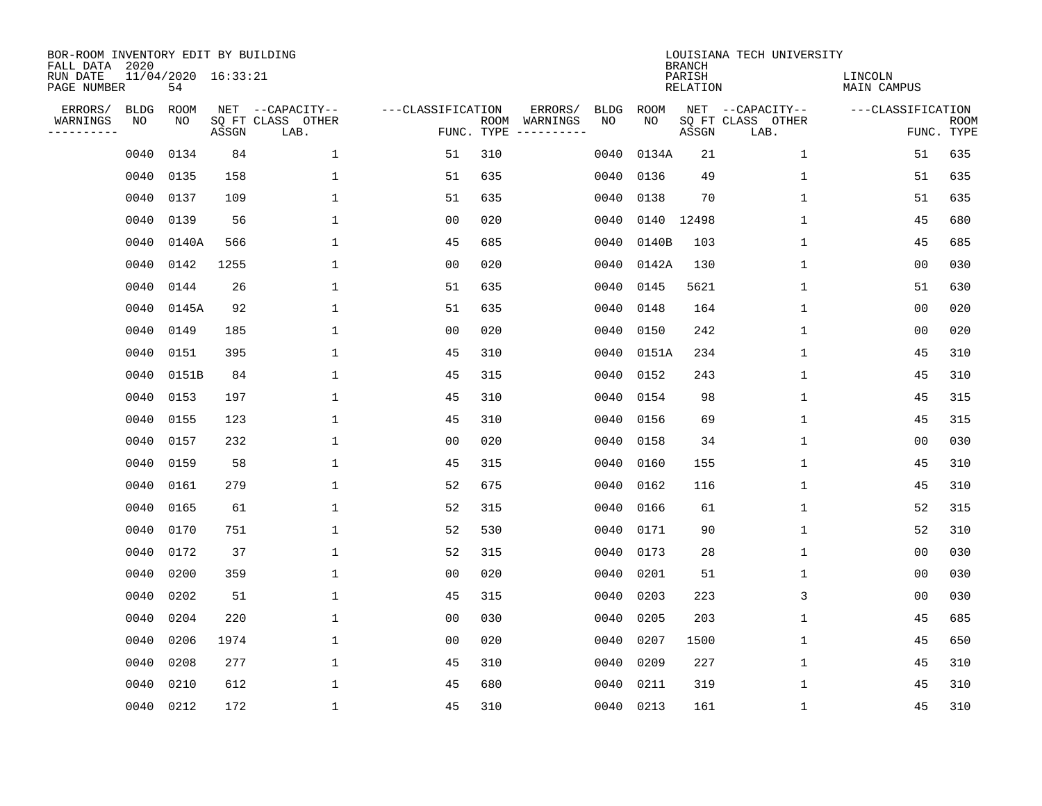BOR-ROOM INVENTORY EDIT BY BUILDING
FALL DATA 2020
RUN DATE 11/04/2020 16:33:21

LOUISIANA TECH UNIVERSITY
BRANCH
PARISH LINCOLN
RELATION MAIN CAMPUS

| ERRORS/ WARNINGS | BLDG NO | ROOM NO | NET SQ FT ASSGN | CAPACITY CLASS LAB. | CAPACITY OTHER | CLASSIFICATION FUNC. | ROOM TYPE | ERRORS/ WARNINGS | BLDG NO | ROOM NO | NET SQ FT ASSGN | CAPACITY CLASS LAB. | CAPACITY OTHER | CLASSIFICATION FUNC. | ROOM TYPE |
|---|---|---|---|---|---|---|---|---|---|---|---|---|---|---|---|
| | 0040 | 0134 | 84 | | 1 | 51 | 310 | | 0040 | 0134A | 21 | | 1 | 51 | 635 |
| | 0040 | 0135 | 158 | | 1 | 51 | 635 | | 0040 | 0136 | 49 | | 1 | 51 | 635 |
| | 0040 | 0137 | 109 | | 1 | 51 | 635 | | 0040 | 0138 | 70 | | 1 | 51 | 635 |
| | 0040 | 0139 | 56 | | 1 | 00 | 020 | | 0040 | 0140 | 12498 | | 1 | 45 | 680 |
| | 0040 | 0140A | 566 | | 1 | 45 | 685 | | 0040 | 0140B | 103 | | 1 | 45 | 685 |
| | 0040 | 0142 | 1255 | | 1 | 00 | 020 | | 0040 | 0142A | 130 | | 1 | 00 | 030 |
| | 0040 | 0144 | 26 | | 1 | 51 | 635 | | 0040 | 0145 | 5621 | | 1 | 51 | 630 |
| | 0040 | 0145A | 92 | | 1 | 51 | 635 | | 0040 | 0148 | 164 | | 1 | 00 | 020 |
| | 0040 | 0149 | 185 | | 1 | 00 | 020 | | 0040 | 0150 | 242 | | 1 | 00 | 020 |
| | 0040 | 0151 | 395 | | 1 | 45 | 310 | | 0040 | 0151A | 234 | | 1 | 45 | 310 |
| | 0040 | 0151B | 84 | | 1 | 45 | 315 | | 0040 | 0152 | 243 | | 1 | 45 | 310 |
| | 0040 | 0153 | 197 | | 1 | 45 | 310 | | 0040 | 0154 | 98 | | 1 | 45 | 315 |
| | 0040 | 0155 | 123 | | 1 | 45 | 310 | | 0040 | 0156 | 69 | | 1 | 45 | 315 |
| | 0040 | 0157 | 232 | | 1 | 00 | 020 | | 0040 | 0158 | 34 | | 1 | 00 | 030 |
| | 0040 | 0159 | 58 | | 1 | 45 | 315 | | 0040 | 0160 | 155 | | 1 | 45 | 310 |
| | 0040 | 0161 | 279 | | 1 | 52 | 675 | | 0040 | 0162 | 116 | | 1 | 45 | 310 |
| | 0040 | 0165 | 61 | | 1 | 52 | 315 | | 0040 | 0166 | 61 | | 1 | 52 | 315 |
| | 0040 | 0170 | 751 | | 1 | 52 | 530 | | 0040 | 0171 | 90 | | 1 | 52 | 310 |
| | 0040 | 0172 | 37 | | 1 | 52 | 315 | | 0040 | 0173 | 28 | | 1 | 00 | 030 |
| | 0040 | 0200 | 359 | | 1 | 00 | 020 | | 0040 | 0201 | 51 | | 1 | 00 | 030 |
| | 0040 | 0202 | 51 | | 1 | 45 | 315 | | 0040 | 0203 | 223 | | 3 | 00 | 030 |
| | 0040 | 0204 | 220 | | 1 | 00 | 030 | | 0040 | 0205 | 203 | | 1 | 45 | 685 |
| | 0040 | 0206 | 1974 | | 1 | 00 | 020 | | 0040 | 0207 | 1500 | | 1 | 45 | 650 |
| | 0040 | 0208 | 277 | | 1 | 45 | 310 | | 0040 | 0209 | 227 | | 1 | 45 | 310 |
| | 0040 | 0210 | 612 | | 1 | 45 | 680 | | 0040 | 0211 | 319 | | 1 | 45 | 310 |
| | 0040 | 0212 | 172 | | 1 | 45 | 310 | | 0040 | 0213 | 161 | | 1 | 45 | 310 |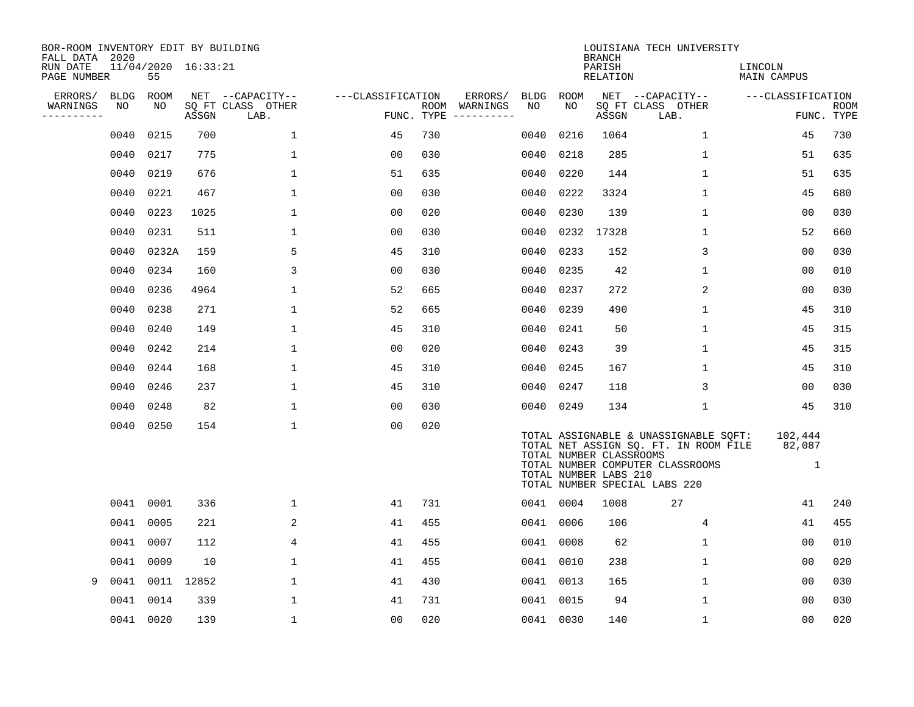BOR-ROOM INVENTORY EDIT BY BUILDING
FALL DATA 2020
RUN DATE 11/04/2020 16:33:21
PAGE NUMBER 55

LOUISIANA TECH UNIVERSITY
BRANCH
PARISH LINCOLN
RELATION MAIN CAMPUS

| ERRORS/ WARNINGS | BLDG NO | ROOM NO | NET SQ FT ASSGN | CAPACITY CLASS LAB. | CAPACITY OTHER | CLASSIFICATION FUNC. | ROOM TYPE | ERRORS/ WARNINGS | BLDG NO | ROOM NO | NET SQ FT ASSGN | CAPACITY CLASS LAB. | CAPACITY OTHER | CLASSIFICATION FUNC. | ROOM TYPE |
|---|---|---|---|---|---|---|---|---|---|---|---|---|---|---|---|
| | 0040 | 0215 | 700 | | 1 | 45 | 730 | | 0040 | 0216 | 1064 | | 1 | 45 | 730 |
| | 0040 | 0217 | 775 | | 1 | 00 | 030 | | 0040 | 0218 | 285 | | 1 | 51 | 635 |
| | 0040 | 0219 | 676 | | 1 | 51 | 635 | | 0040 | 0220 | 144 | | 1 | 51 | 635 |
| | 0040 | 0221 | 467 | | 1 | 00 | 030 | | 0040 | 0222 | 3324 | | 1 | 45 | 680 |
| | 0040 | 0223 | 1025 | | 1 | 00 | 020 | | 0040 | 0230 | 139 | | 1 | 00 | 030 |
| | 0040 | 0231 | 511 | | 1 | 00 | 030 | | 0040 | 0232 | 17328 | | 1 | 52 | 660 |
| | 0040 | 0232A | 159 | | 5 | 45 | 310 | | 0040 | 0233 | 152 | | 3 | 00 | 030 |
| | 0040 | 0234 | 160 | | 3 | 00 | 030 | | 0040 | 0235 | 42 | | 1 | 00 | 010 |
| | 0040 | 0236 | 4964 | | 1 | 52 | 665 | | 0040 | 0237 | 272 | | 2 | 00 | 030 |
| | 0040 | 0238 | 271 | | 1 | 52 | 665 | | 0040 | 0239 | 490 | | 1 | 45 | 310 |
| | 0040 | 0240 | 149 | | 1 | 45 | 310 | | 0040 | 0241 | 50 | | 1 | 45 | 315 |
| | 0040 | 0242 | 214 | | 1 | 00 | 020 | | 0040 | 0243 | 39 | | 1 | 45 | 315 |
| | 0040 | 0244 | 168 | | 1 | 45 | 310 | | 0040 | 0245 | 167 | | 1 | 45 | 310 |
| | 0040 | 0246 | 237 | | 1 | 45 | 310 | | 0040 | 0247 | 118 | | 3 | 00 | 030 |
| | 0040 | 0248 | 82 | | 1 | 00 | 030 | | 0040 | 0249 | 134 | | 1 | 45 | 310 |
| | 0040 | 0250 | 154 | | 1 | 00 | 020 | | | | | | | | |

TOTAL ASSIGNABLE & UNASSIGNABLE SQFT: 102,444
TOTAL NET ASSIGN SQ. FT. IN ROOM FILE 82,087
TOTAL NUMBER CLASSROOMS
TOTAL NUMBER COMPUTER CLASSROOMS 1
TOTAL NUMBER LABS 210
TOTAL NUMBER SPECIAL LABS 220

| ERRORS/ WARNINGS | BLDG NO | ROOM NO | NET SQ FT ASSGN | CAPACITY CLASS LAB. | CAPACITY OTHER | CLASSIFICATION FUNC. | ROOM TYPE | ERRORS/ WARNINGS | BLDG NO | ROOM NO | NET SQ FT ASSGN | CAPACITY CLASS LAB. | CAPACITY OTHER | CLASSIFICATION FUNC. | ROOM TYPE |
|---|---|---|---|---|---|---|---|---|---|---|---|---|---|---|---|
| | 0041 | 0001 | 336 | | 1 | 41 | 731 | | 0041 | 0004 | 1008 | 27 | | 41 | 240 |
| | 0041 | 0005 | 221 | | 2 | 41 | 455 | | 0041 | 0006 | 106 | | 4 | 41 | 455 |
| | 0041 | 0007 | 112 | | 4 | 41 | 455 | | 0041 | 0008 | 62 | | 1 | 00 | 010 |
| | 0041 | 0009 | 10 | | 1 | 41 | 455 | | 0041 | 0010 | 238 | | 1 | 00 | 020 |
| 9 | 0041 | 0011 | 12852 | | 1 | 41 | 430 | | 0041 | 0013 | 165 | | 1 | 00 | 030 |
| | 0041 | 0014 | 339 | | 1 | 41 | 731 | | 0041 | 0015 | 94 | | 1 | 00 | 030 |
| | 0041 | 0020 | 139 | | 1 | 00 | 020 | | 0041 | 0030 | 140 | | 1 | 00 | 020 |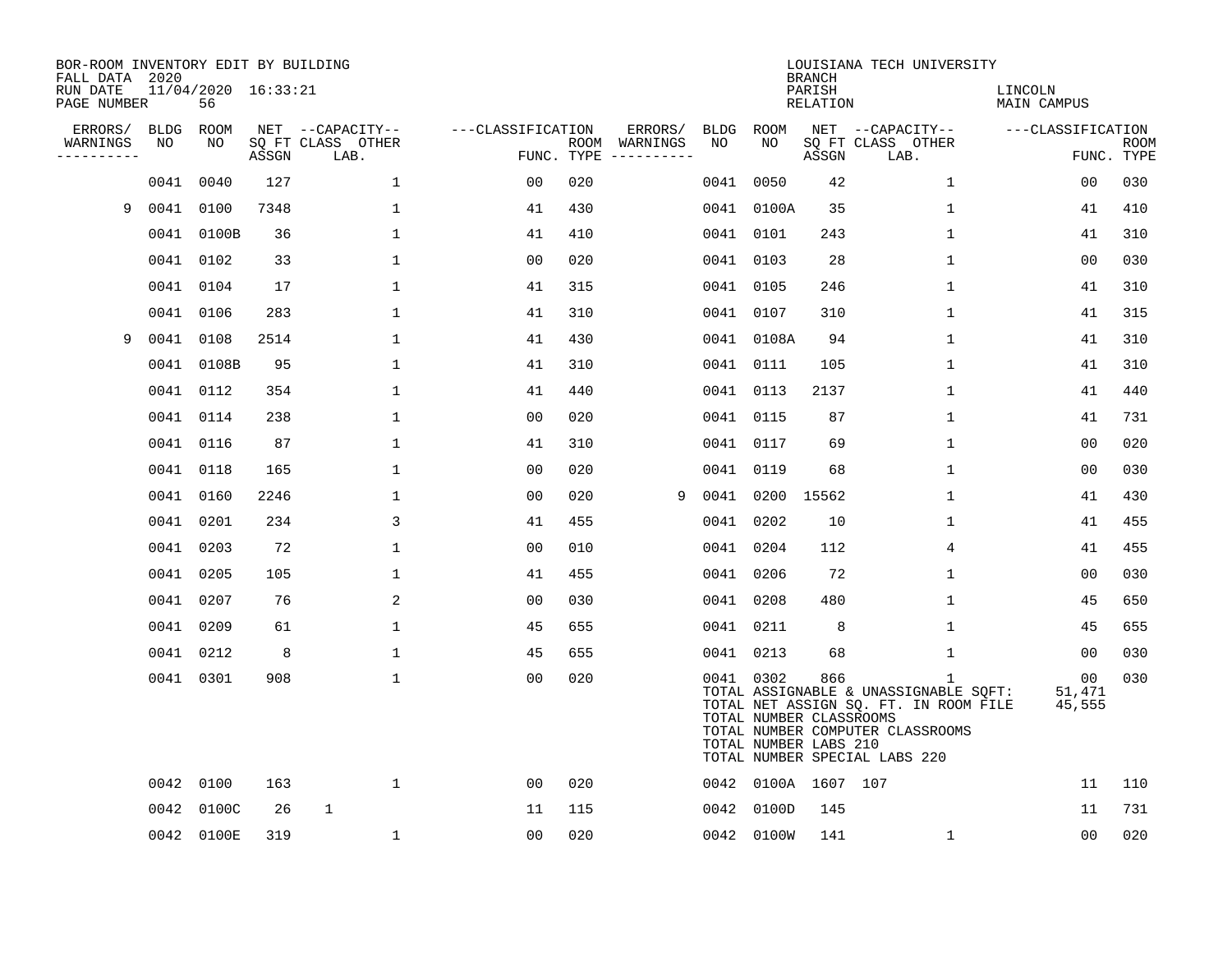BOR-ROOM INVENTORY EDIT BY BUILDING
FALL DATA 2020
RUN DATE 11/04/2020 16:33:21
PAGE NUMBER 56

LOUISIANA TECH UNIVERSITY
BRANCH
PARISH LINCOLN
RELATION MAIN CAMPUS

| ERRORS/ WARNINGS | BLDG NO | ROOM NO | NET SQ FT ASSGN | CAPACITY CLASS LAB. | CAPACITY OTHER | CLASSIFICATION FUNC. | ROOM TYPE | ERRORS/ WARNINGS | BLDG NO | ROOM NO | NET SQ FT ASSGN | CAPACITY CLASS LAB. | CAPACITY OTHER | CLASSIFICATION FUNC. | ROOM TYPE |
|---|---|---|---|---|---|---|---|---|---|---|---|---|---|---|---|
| | 0041 | 0040 | 127 | | 1 | 00 | 020 | | 0041 | 0050 | 42 | | 1 | 00 | 030 |
| 9 | 0041 | 0100 | 7348 | | 1 | 41 | 430 | | 0041 | 0100A | 35 | | 1 | 41 | 410 |
| | 0041 | 0100B | 36 | | 1 | 41 | 410 | | 0041 | 0101 | 243 | | 1 | 41 | 310 |
| | 0041 | 0102 | 33 | | 1 | 00 | 020 | | 0041 | 0103 | 28 | | 1 | 00 | 030 |
| | 0041 | 0104 | 17 | | 1 | 41 | 315 | | 0041 | 0105 | 246 | | 1 | 41 | 310 |
| | 0041 | 0106 | 283 | | 1 | 41 | 310 | | 0041 | 0107 | 310 | | 1 | 41 | 315 |
| 9 | 0041 | 0108 | 2514 | | 1 | 41 | 430 | | 0041 | 0108A | 94 | | 1 | 41 | 310 |
| | 0041 | 0108B | 95 | | 1 | 41 | 310 | | 0041 | 0111 | 105 | | 1 | 41 | 310 |
| | 0041 | 0112 | 354 | | 1 | 41 | 440 | | 0041 | 0113 | 2137 | | 1 | 41 | 440 |
| | 0041 | 0114 | 238 | | 1 | 00 | 020 | | 0041 | 0115 | 87 | | 1 | 41 | 731 |
| | 0041 | 0116 | 87 | | 1 | 41 | 310 | | 0041 | 0117 | 69 | | 1 | 00 | 020 |
| | 0041 | 0118 | 165 | | 1 | 00 | 020 | | 0041 | 0119 | 68 | | 1 | 00 | 030 |
| | 0041 | 0160 | 2246 | | 1 | 00 | 020 | 9 | 0041 | 0200 | 15562 | | 1 | 41 | 430 |
| | 0041 | 0201 | 234 | | 3 | 41 | 455 | | 0041 | 0202 | 10 | | 1 | 41 | 455 |
| | 0041 | 0203 | 72 | | 1 | 00 | 010 | | 0041 | 0204 | 112 | | 4 | 41 | 455 |
| | 0041 | 0205 | 105 | | 1 | 41 | 455 | | 0041 | 0206 | 72 | | 1 | 00 | 030 |
| | 0041 | 0207 | 76 | | 2 | 00 | 030 | | 0041 | 0208 | 480 | | 1 | 45 | 650 |
| | 0041 | 0209 | 61 | | 1 | 45 | 655 | | 0041 | 0211 | 8 | | 1 | 45 | 655 |
| | 0041 | 0212 | 8 | | 1 | 45 | 655 | | 0041 | 0213 | 68 | | 1 | 00 | 030 |
| | 0041 | 0301 | 908 | | 1 | 00 | 020 | | 0041 | 0302 | 866 | | 1 | 00 | 030 |
| | | | | | | | | | TOTAL ASSIGNABLE & UNASSIGNABLE SQFT: | | | | | 51,471 | |
| | | | | | | | | | TOTAL NET ASSIGN SQ. FT. IN ROOM FILE | | | | | 45,555 | |
| | | | | | | | | | TOTAL NUMBER CLASSROOMS | | | | | | |
| | | | | | | | | | TOTAL NUMBER COMPUTER CLASSROOMS | | | | | | |
| | | | | | | | | | TOTAL NUMBER LABS 210 | | | | | | |
| | | | | | | | | | TOTAL NUMBER SPECIAL LABS 220 | | | | | | |
| | 0042 | 0100 | 163 | | 1 | 00 | 020 | | 0042 | 0100A | 1607 | 107 | | 11 | 110 |
| | 0042 | 0100C | 26 | 1 | | 11 | 115 | | 0042 | 0100D | 145 | | | 11 | 731 |
| | 0042 | 0100E | 319 | | 1 | 00 | 020 | | 0042 | 0100W | 141 | | 1 | 00 | 020 |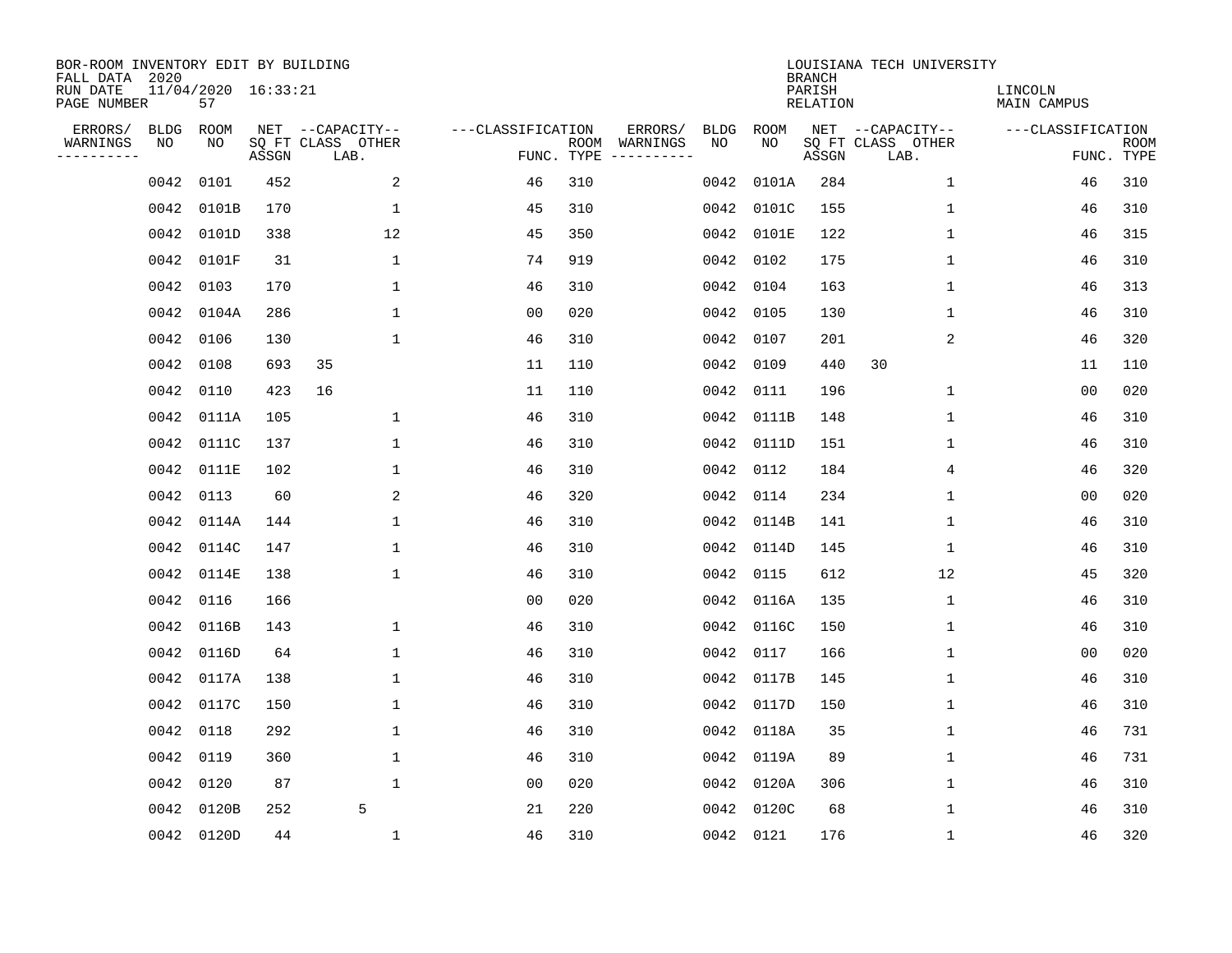BOR-ROOM INVENTORY EDIT BY BUILDING
FALL DATA 2020
RUN DATE 11/04/2020 16:33:21
PAGE NUMBER 57

LOUISIANA TECH UNIVERSITY
BRANCH
PARISH LINCOLN
RELATION MAIN CAMPUS

| ERRORS/ WARNINGS | BLDG NO | ROOM NO | NET SQ FT ASSGN | CAPACITY CLASS LAB. | CAPACITY OTHER | CLASSIFICATION FUNC. | ROOM TYPE | ERRORS/ WARNINGS | BLDG NO | ROOM NO | NET SQ FT ASSGN | CAPACITY CLASS LAB. | CAPACITY OTHER | CLASSIFICATION FUNC. | ROOM TYPE |
|---|---|---|---|---|---|---|---|---|---|---|---|---|---|---|---|
| | 0042 | 0101 | 452 | | 2 | 46 | 310 | | 0042 | 0101A | 284 | | 1 | 46 | 310 |
| | 0042 | 0101B | 170 | | 1 | 45 | 310 | | 0042 | 0101C | 155 | | 1 | 46 | 310 |
| | 0042 | 0101D | 338 | | 12 | 45 | 350 | | 0042 | 0101E | 122 | | 1 | 46 | 315 |
| | 0042 | 0101F | 31 | | 1 | 74 | 919 | | 0042 | 0102 | 175 | | 1 | 46 | 310 |
| | 0042 | 0103 | 170 | | 1 | 46 | 310 | | 0042 | 0104 | 163 | | 1 | 46 | 313 |
| | 0042 | 0104A | 286 | | 1 | 00 | 020 | | 0042 | 0105 | 130 | | 1 | 46 | 310 |
| | 0042 | 0106 | 130 | | 1 | 46 | 310 | | 0042 | 0107 | 201 | | 2 | 46 | 320 |
| | 0042 | 0108 | 693 | 35 | | 11 | 110 | | 0042 | 0109 | 440 | 30 | | 11 | 110 |
| | 0042 | 0110 | 423 | 16 | | 11 | 110 | | 0042 | 0111 | 196 | | 1 | 00 | 020 |
| | 0042 | 0111A | 105 | | 1 | 46 | 310 | | 0042 | 0111B | 148 | | 1 | 46 | 310 |
| | 0042 | 0111C | 137 | | 1 | 46 | 310 | | 0042 | 0111D | 151 | | 1 | 46 | 310 |
| | 0042 | 0111E | 102 | | 1 | 46 | 310 | | 0042 | 0112 | 184 | | 4 | 46 | 320 |
| | 0042 | 0113 | 60 | | 2 | 46 | 320 | | 0042 | 0114 | 234 | | 1 | 00 | 020 |
| | 0042 | 0114A | 144 | | 1 | 46 | 310 | | 0042 | 0114B | 141 | | 1 | 46 | 310 |
| | 0042 | 0114C | 147 | | 1 | 46 | 310 | | 0042 | 0114D | 145 | | 1 | 46 | 310 |
| | 0042 | 0114E | 138 | | 1 | 46 | 310 | | 0042 | 0115 | 612 | | 12 | 45 | 320 |
| | 0042 | 0116 | 166 | | | 00 | 020 | | 0042 | 0116A | 135 | | 1 | 46 | 310 |
| | 0042 | 0116B | 143 | | 1 | 46 | 310 | | 0042 | 0116C | 150 | | 1 | 46 | 310 |
| | 0042 | 0116D | 64 | | 1 | 46 | 310 | | 0042 | 0117 | 166 | | 1 | 00 | 020 |
| | 0042 | 0117A | 138 | | 1 | 46 | 310 | | 0042 | 0117B | 145 | | 1 | 46 | 310 |
| | 0042 | 0117C | 150 | | 1 | 46 | 310 | | 0042 | 0117D | 150 | | 1 | 46 | 310 |
| | 0042 | 0118 | 292 | | 1 | 46 | 310 | | 0042 | 0118A | 35 | | 1 | 46 | 731 |
| | 0042 | 0119 | 360 | | 1 | 46 | 310 | | 0042 | 0119A | 89 | | 1 | 46 | 731 |
| | 0042 | 0120 | 87 | | 1 | 00 | 020 | | 0042 | 0120A | 306 | | 1 | 46 | 310 |
| | 0042 | 0120B | 252 | | 5 | 21 | 220 | | 0042 | 0120C | 68 | | 1 | 46 | 310 |
| | 0042 | 0120D | 44 | | 1 | 46 | 310 | | 0042 | 0121 | 176 | | 1 | 46 | 320 |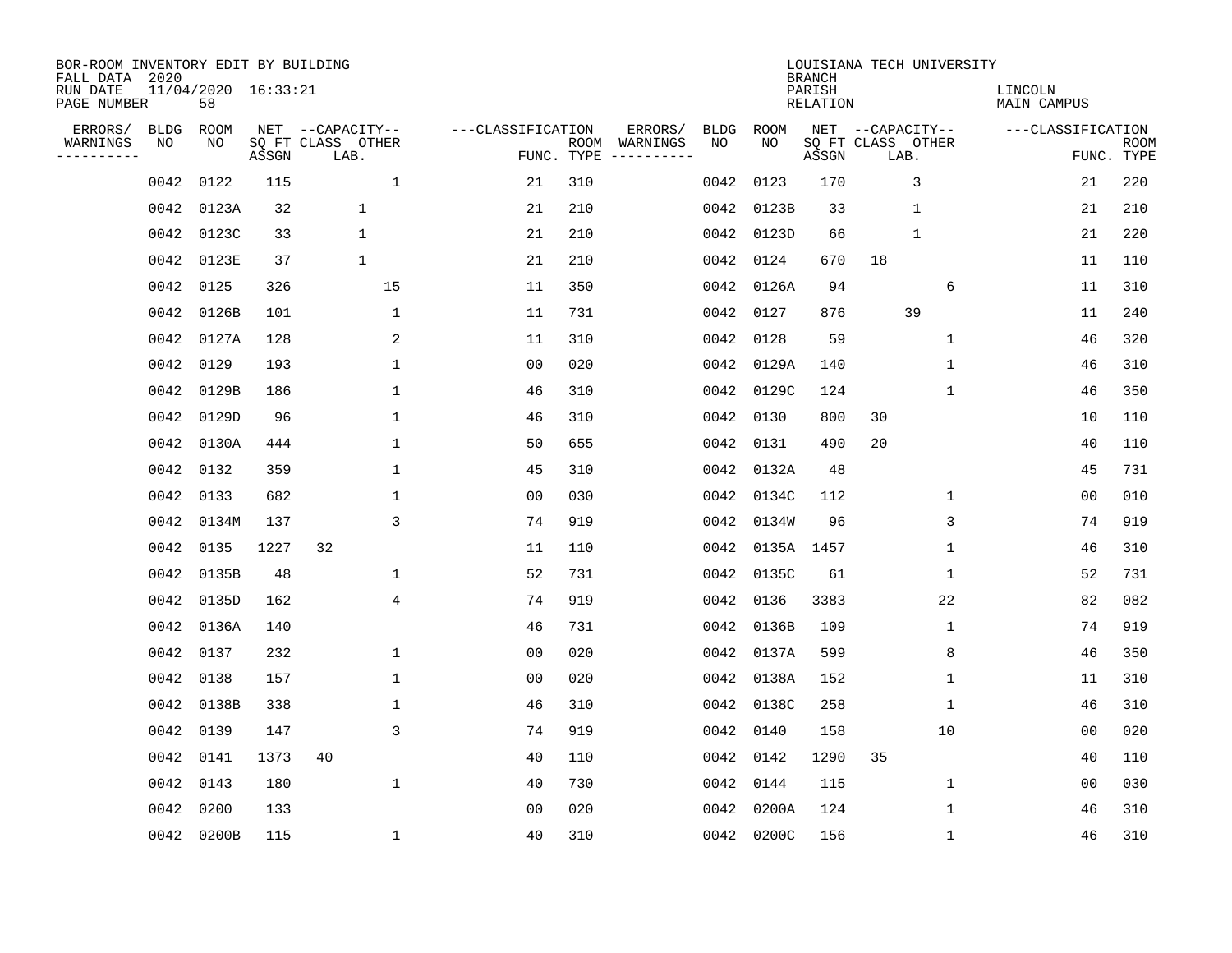BOR-ROOM INVENTORY EDIT BY BUILDING
FALL DATA 2020
RUN DATE 11/04/2020 16:33:21
PAGE NUMBER 58

LOUISIANA TECH UNIVERSITY
BRANCH
PARISH LINCOLN
RELATION MAIN CAMPUS

| ERRORS/ WARNINGS | BLDG NO | ROOM NO | NET SQ FT ASSGN | CAPACITY CLASS LAB. | CAPACITY OTHER | FUNC. | ROOM TYPE | ERRORS/ WARNINGS | BLDG NO | ROOM NO | NET SQ FT ASSGN | CAPACITY CLASS LAB. | CAPACITY OTHER | FUNC. | ROOM TYPE |
|---|---|---|---|---|---|---|---|---|---|---|---|---|---|---|---|
| | 0042 | 0122 | 115 | | 1 | 21 | 310 | | 0042 | 0123 | 170 | 3 | | 21 | 220 |
| | 0042 | 0123A | 32 | 1 | | 21 | 210 | | 0042 | 0123B | 33 | 1 | | 21 | 210 |
| | 0042 | 0123C | 33 | 1 | | 21 | 210 | | 0042 | 0123D | 66 | 1 | | 21 | 220 |
| | 0042 | 0123E | 37 | 1 | | 21 | 210 | | 0042 | 0124 | 670 | 18 | | 11 | 110 |
| | 0042 | 0125 | 326 | | 15 | 11 | 350 | | 0042 | 0126A | 94 | | 6 | 11 | 310 |
| | 0042 | 0126B | 101 | | 1 | 11 | 731 | | 0042 | 0127 | 876 | 39 | | 11 | 240 |
| | 0042 | 0127A | 128 | | 2 | 11 | 310 | | 0042 | 0128 | 59 | | 1 | 46 | 320 |
| | 0042 | 0129 | 193 | | 1 | 00 | 020 | | 0042 | 0129A | 140 | | 1 | 46 | 310 |
| | 0042 | 0129B | 186 | | 1 | 46 | 310 | | 0042 | 0129C | 124 | | 1 | 46 | 350 |
| | 0042 | 0129D | 96 | | 1 | 46 | 310 | | 0042 | 0130 | 800 | 30 | | 10 | 110 |
| | 0042 | 0130A | 444 | | 1 | 50 | 655 | | 0042 | 0131 | 490 | 20 | | 40 | 110 |
| | 0042 | 0132 | 359 | | 1 | 45 | 310 | | 0042 | 0132A | 48 | | | 45 | 731 |
| | 0042 | 0133 | 682 | | 1 | 00 | 030 | | 0042 | 0134C | 112 | | 1 | 00 | 010 |
| | 0042 | 0134M | 137 | | 3 | 74 | 919 | | 0042 | 0134W | 96 | | 3 | 74 | 919 |
| | 0042 | 0135 | 1227 | 32 | | 11 | 110 | | 0042 | 0135A | 1457 | | 1 | 46 | 310 |
| | 0042 | 0135B | 48 | | 1 | 52 | 731 | | 0042 | 0135C | 61 | | 1 | 52 | 731 |
| | 0042 | 0135D | 162 | | 4 | 74 | 919 | | 0042 | 0136 | 3383 | | 22 | 82 | 082 |
| | 0042 | 0136A | 140 | | | 46 | 731 | | 0042 | 0136B | 109 | | 1 | 74 | 919 |
| | 0042 | 0137 | 232 | | 1 | 00 | 020 | | 0042 | 0137A | 599 | | 8 | 46 | 350 |
| | 0042 | 0138 | 157 | | 1 | 00 | 020 | | 0042 | 0138A | 152 | | 1 | 11 | 310 |
| | 0042 | 0138B | 338 | | 1 | 46 | 310 | | 0042 | 0138C | 258 | | 1 | 46 | 310 |
| | 0042 | 0139 | 147 | | 3 | 74 | 919 | | 0042 | 0140 | 158 | | 10 | 00 | 020 |
| | 0042 | 0141 | 1373 | 40 | | 40 | 110 | | 0042 | 0142 | 1290 | 35 | | 40 | 110 |
| | 0042 | 0143 | 180 | | 1 | 40 | 730 | | 0042 | 0144 | 115 | | 1 | 00 | 030 |
| | 0042 | 0200 | 133 | | | 00 | 020 | | 0042 | 0200A | 124 | | 1 | 46 | 310 |
| | 0042 | 0200B | 115 | | 1 | 40 | 310 | | 0042 | 0200C | 156 | | 1 | 46 | 310 |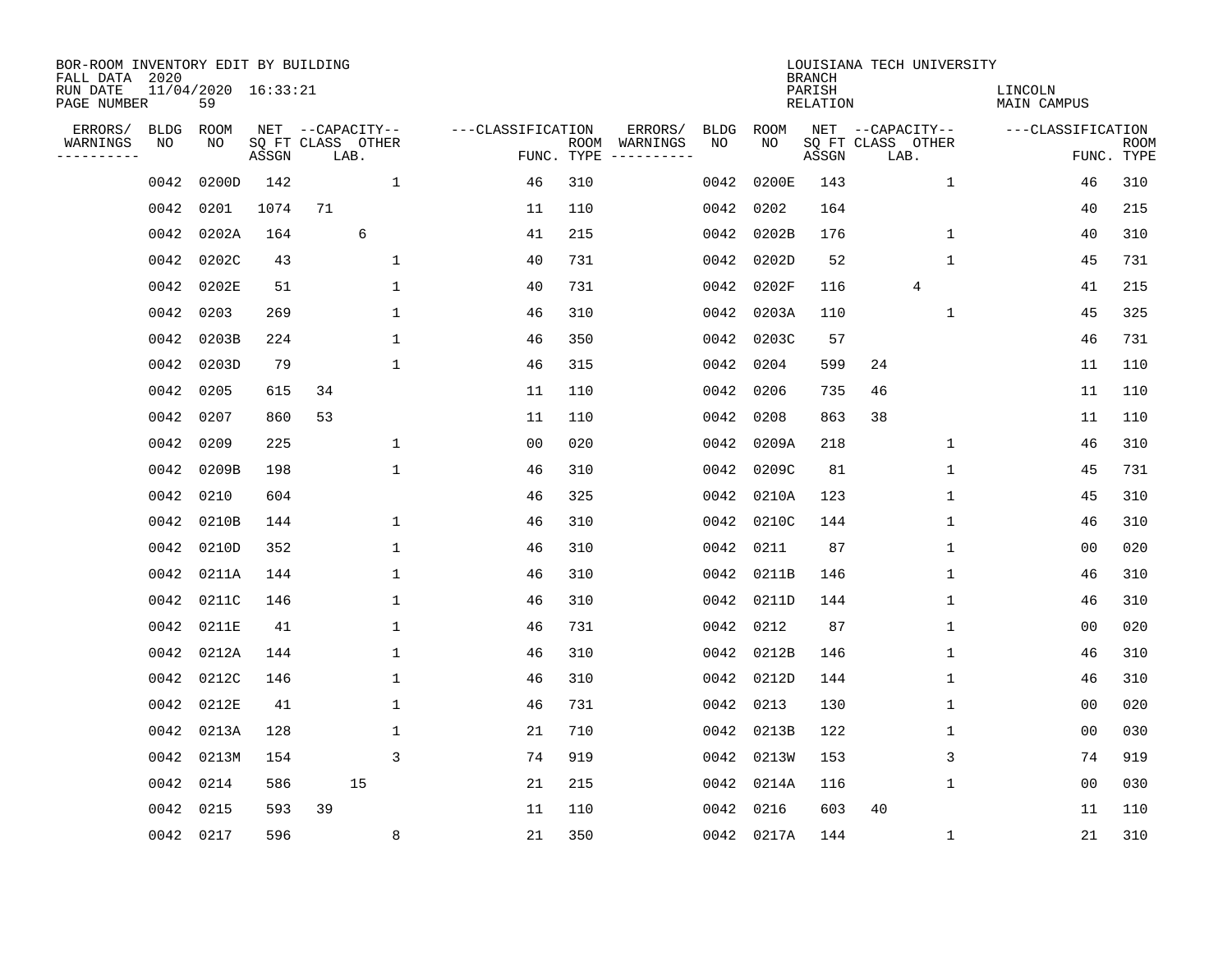BOR-ROOM INVENTORY EDIT BY BUILDING
FALL DATA 2020
RUN DATE 11/04/2020 16:33:21
PAGE NUMBER 59

LOUISIANA TECH UNIVERSITY
BRANCH
PARISH LINCOLN
RELATION MAIN CAMPUS

| ERRORS/ WARNINGS | BLDG NO | ROOM NO | NET ASSGN SQ FT | CAPACITY CLASS | CAPACITY LAB. | CAPACITY OTHER | CLASSIFICATION FUNC. | ROOM TYPE | ERRORS/ WARNINGS | BLDG NO | ROOM NO | NET ASSGN SQ FT | CAPACITY CLASS | CAPACITY LAB. | CAPACITY OTHER | CLASSIFICATION FUNC. | ROOM TYPE |
|---|---|---|---|---|---|---|---|---|---|---|---|---|---|---|---|---|---|
| | 0042 | 0200D | 142 | | | 1 | 46 | 310 | | 0042 | 0200E | 143 | | | 1 | 46 | 310 |
| | 0042 | 0201 | 1074 | 71 | | | 11 | 110 | | 0042 | 0202 | 164 | | | | 40 | 215 |
| | 0042 | 0202A | 164 | | 6 | | 41 | 215 | | 0042 | 0202B | 176 | | | 1 | 40 | 310 |
| | 0042 | 0202C | 43 | | | 1 | 40 | 731 | | 0042 | 0202D | 52 | | | 1 | 45 | 731 |
| | 0042 | 0202E | 51 | | | 1 | 40 | 731 | | 0042 | 0202F | 116 | | 4 | | 41 | 215 |
| | 0042 | 0203 | 269 | | | 1 | 46 | 310 | | 0042 | 0203A | 110 | | | 1 | 45 | 325 |
| | 0042 | 0203B | 224 | | | 1 | 46 | 350 | | 0042 | 0203C | 57 | | | | 46 | 731 |
| | 0042 | 0203D | 79 | | | 1 | 46 | 315 | | 0042 | 0204 | 599 | 24 | | | 11 | 110 |
| | 0042 | 0205 | 615 | 34 | | | 11 | 110 | | 0042 | 0206 | 735 | 46 | | | 11 | 110 |
| | 0042 | 0207 | 860 | 53 | | | 11 | 110 | | 0042 | 0208 | 863 | 38 | | | 11 | 110 |
| | 0042 | 0209 | 225 | | | 1 | 00 | 020 | | 0042 | 0209A | 218 | | | 1 | 46 | 310 |
| | 0042 | 0209B | 198 | | | 1 | 46 | 310 | | 0042 | 0209C | 81 | | | 1 | 45 | 731 |
| | 0042 | 0210 | 604 | | | | 46 | 325 | | 0042 | 0210A | 123 | | | 1 | 45 | 310 |
| | 0042 | 0210B | 144 | | | 1 | 46 | 310 | | 0042 | 0210C | 144 | | | 1 | 46 | 310 |
| | 0042 | 0210D | 352 | | | 1 | 46 | 310 | | 0042 | 0211 | 87 | | | 1 | 00 | 020 |
| | 0042 | 0211A | 144 | | | 1 | 46 | 310 | | 0042 | 0211B | 146 | | | 1 | 46 | 310 |
| | 0042 | 0211C | 146 | | | 1 | 46 | 310 | | 0042 | 0211D | 144 | | | 1 | 46 | 310 |
| | 0042 | 0211E | 41 | | | 1 | 46 | 731 | | 0042 | 0212 | 87 | | | 1 | 00 | 020 |
| | 0042 | 0212A | 144 | | | 1 | 46 | 310 | | 0042 | 0212B | 146 | | | 1 | 46 | 310 |
| | 0042 | 0212C | 146 | | | 1 | 46 | 310 | | 0042 | 0212D | 144 | | | 1 | 46 | 310 |
| | 0042 | 0212E | 41 | | | 1 | 46 | 731 | | 0042 | 0213 | 130 | | | 1 | 00 | 020 |
| | 0042 | 0213A | 128 | | | 1 | 21 | 710 | | 0042 | 0213B | 122 | | | 1 | 00 | 030 |
| | 0042 | 0213M | 154 | | | 3 | 74 | 919 | | 0042 | 0213W | 153 | | | 3 | 74 | 919 |
| | 0042 | 0214 | 586 | | 15 | | 21 | 215 | | 0042 | 0214A | 116 | | | 1 | 00 | 030 |
| | 0042 | 0215 | 593 | 39 | | | 11 | 110 | | 0042 | 0216 | 603 | 40 | | | 11 | 110 |
| | 0042 | 0217 | 596 | | | 8 | 21 | 350 | | 0042 | 0217A | 144 | | | 1 | 21 | 310 |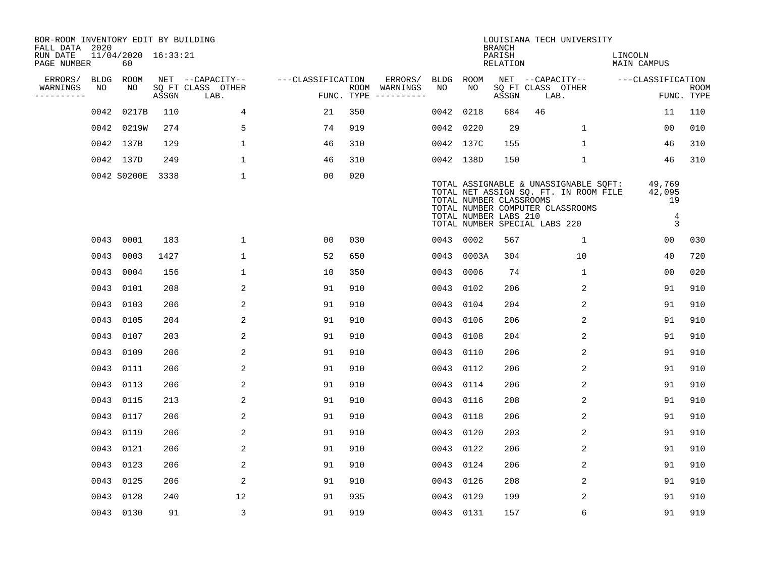BOR-ROOM INVENTORY EDIT BY BUILDING
FALL DATA 2020
RUN DATE 11/04/2020 16:33:21
PAGE NUMBER 60

LOUISIANA TECH UNIVERSITY
BRANCH
PARISH LINCOLN
RELATION MAIN CAMPUS

| ERRORS/ WARNINGS | BLDG NO | ROOM NO | NET SQ FT ASSGN | CAPACITY CLASS LAB. | CAPACITY OTHER | CLASSIFICATION FUNC. | ROOM TYPE | ERRORS/ WARNINGS | BLDG NO | ROOM NO | NET SQ FT ASSGN | CAPACITY CLASS LAB. | CAPACITY OTHER | CLASSIFICATION FUNC. | ROOM TYPE |
|---|---|---|---|---|---|---|---|---|---|---|---|---|---|---|---|
| | 0042 | 0217B | 110 | | 4 | 21 | 350 | | 0042 | 0218 | 684 | 46 | | 11 | 110 |
| | 0042 | 0219W | 274 | | 5 | 74 | 919 | | 0042 | 0220 | 29 | | 1 | 00 | 010 |
| | 0042 | 137B | 129 | | 1 | 46 | 310 | | 0042 | 137C | 155 | | 1 | 46 | 310 |
| | 0042 | 137D | 249 | | 1 | 46 | 310 | | 0042 | 138D | 150 | | 1 | 46 | 310 |
| | 0042 | S0200E | 3338 | | 1 | 00 | 020 | | | | | | | | |

TOTAL ASSIGNABLE & UNASSIGNABLE SQFT: 49,769
TOTAL NET ASSIGN SQ. FT. IN ROOM FILE 42,095
TOTAL NUMBER CLASSROOMS 19
TOTAL NUMBER COMPUTER CLASSROOMS
TOTAL NUMBER LABS 210 4
TOTAL NUMBER SPECIAL LABS 220 3

| ERRORS/ WARNINGS | BLDG NO | ROOM NO | NET SQ FT ASSGN | CAPACITY CLASS LAB. | CAPACITY OTHER | CLASSIFICATION FUNC. | ROOM TYPE | ERRORS/ WARNINGS | BLDG NO | ROOM NO | NET SQ FT ASSGN | CAPACITY CLASS LAB. | CAPACITY OTHER | CLASSIFICATION FUNC. | ROOM TYPE |
|---|---|---|---|---|---|---|---|---|---|---|---|---|---|---|---|
| | 0043 | 0001 | 183 | | 1 | 00 | 030 | | 0043 | 0002 | 567 | | 1 | 00 | 030 |
| | 0043 | 0003 | 1427 | | 1 | 52 | 650 | | 0043 | 0003A | 304 | | 10 | 40 | 720 |
| | 0043 | 0004 | 156 | | 1 | 10 | 350 | | 0043 | 0006 | 74 | | 1 | 00 | 020 |
| | 0043 | 0101 | 208 | | 2 | 91 | 910 | | 0043 | 0102 | 206 | | 2 | 91 | 910 |
| | 0043 | 0103 | 206 | | 2 | 91 | 910 | | 0043 | 0104 | 204 | | 2 | 91 | 910 |
| | 0043 | 0105 | 204 | | 2 | 91 | 910 | | 0043 | 0106 | 206 | | 2 | 91 | 910 |
| | 0043 | 0107 | 203 | | 2 | 91 | 910 | | 0043 | 0108 | 204 | | 2 | 91 | 910 |
| | 0043 | 0109 | 206 | | 2 | 91 | 910 | | 0043 | 0110 | 206 | | 2 | 91 | 910 |
| | 0043 | 0111 | 206 | | 2 | 91 | 910 | | 0043 | 0112 | 206 | | 2 | 91 | 910 |
| | 0043 | 0113 | 206 | | 2 | 91 | 910 | | 0043 | 0114 | 206 | | 2 | 91 | 910 |
| | 0043 | 0115 | 213 | | 2 | 91 | 910 | | 0043 | 0116 | 208 | | 2 | 91 | 910 |
| | 0043 | 0117 | 206 | | 2 | 91 | 910 | | 0043 | 0118 | 206 | | 2 | 91 | 910 |
| | 0043 | 0119 | 206 | | 2 | 91 | 910 | | 0043 | 0120 | 203 | | 2 | 91 | 910 |
| | 0043 | 0121 | 206 | | 2 | 91 | 910 | | 0043 | 0122 | 206 | | 2 | 91 | 910 |
| | 0043 | 0123 | 206 | | 2 | 91 | 910 | | 0043 | 0124 | 206 | | 2 | 91 | 910 |
| | 0043 | 0125 | 206 | | 2 | 91 | 910 | | 0043 | 0126 | 208 | | 2 | 91 | 910 |
| | 0043 | 0128 | 240 | | 12 | 91 | 935 | | 0043 | 0129 | 199 | | 2 | 91 | 910 |
| | 0043 | 0130 | 91 | | 3 | 91 | 919 | | 0043 | 0131 | 157 | | 6 | 91 | 919 |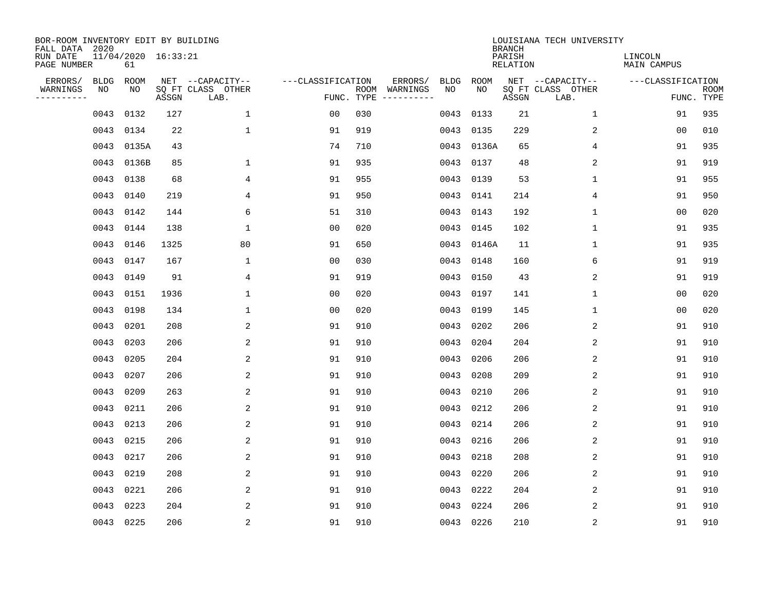BOR-ROOM INVENTORY EDIT BY BUILDING
FALL DATA 2020
RUN DATE 11/04/2020 16:33:21
PAGE NUMBER 61

LOUISIANA TECH UNIVERSITY
BRANCH
PARISH LINCOLN
RELATION MAIN CAMPUS

| ERRORS/ WARNINGS | BLDG NO | ROOM NO | NET SQ FT ASSGN | CAPACITY CLASS LAB. | CAPACITY OTHER | CLASSIFICATION FUNC. | ROOM TYPE | ERRORS/ WARNINGS | BLDG NO | ROOM NO | NET SQ FT ASSGN | CAPACITY CLASS LAB. | CAPACITY OTHER | CLASSIFICATION FUNC. | ROOM TYPE |
|---|---|---|---|---|---|---|---|---|---|---|---|---|---|---|---|
| | 0043 | 0132 | 127 | | 1 | 00 | 030 | | 0043 | 0133 | 21 | | 1 | 91 | 935 |
| | 0043 | 0134 | 22 | | 1 | 91 | 919 | | 0043 | 0135 | 229 | | 2 | 00 | 010 |
| | 0043 | 0135A | 43 | | | 74 | 710 | | 0043 | 0136A | 65 | | 4 | 91 | 935 |
| | 0043 | 0136B | 85 | | 1 | 91 | 935 | | 0043 | 0137 | 48 | | 2 | 91 | 919 |
| | 0043 | 0138 | 68 | | 4 | 91 | 955 | | 0043 | 0139 | 53 | | 1 | 91 | 955 |
| | 0043 | 0140 | 219 | | 4 | 91 | 950 | | 0043 | 0141 | 214 | | 4 | 91 | 950 |
| | 0043 | 0142 | 144 | | 6 | 51 | 310 | | 0043 | 0143 | 192 | | 1 | 00 | 020 |
| | 0043 | 0144 | 138 | | 1 | 00 | 020 | | 0043 | 0145 | 102 | | 1 | 91 | 935 |
| | 0043 | 0146 | 1325 | | 80 | 91 | 650 | | 0043 | 0146A | 11 | | 1 | 91 | 935 |
| | 0043 | 0147 | 167 | | 1 | 00 | 030 | | 0043 | 0148 | 160 | | 6 | 91 | 919 |
| | 0043 | 0149 | 91 | | 4 | 91 | 919 | | 0043 | 0150 | 43 | | 2 | 91 | 919 |
| | 0043 | 0151 | 1936 | | 1 | 00 | 020 | | 0043 | 0197 | 141 | | 1 | 00 | 020 |
| | 0043 | 0198 | 134 | | 1 | 00 | 020 | | 0043 | 0199 | 145 | | 1 | 00 | 020 |
| | 0043 | 0201 | 208 | | 2 | 91 | 910 | | 0043 | 0202 | 206 | | 2 | 91 | 910 |
| | 0043 | 0203 | 206 | | 2 | 91 | 910 | | 0043 | 0204 | 204 | | 2 | 91 | 910 |
| | 0043 | 0205 | 204 | | 2 | 91 | 910 | | 0043 | 0206 | 206 | | 2 | 91 | 910 |
| | 0043 | 0207 | 206 | | 2 | 91 | 910 | | 0043 | 0208 | 209 | | 2 | 91 | 910 |
| | 0043 | 0209 | 263 | | 2 | 91 | 910 | | 0043 | 0210 | 206 | | 2 | 91 | 910 |
| | 0043 | 0211 | 206 | | 2 | 91 | 910 | | 0043 | 0212 | 206 | | 2 | 91 | 910 |
| | 0043 | 0213 | 206 | | 2 | 91 | 910 | | 0043 | 0214 | 206 | | 2 | 91 | 910 |
| | 0043 | 0215 | 206 | | 2 | 91 | 910 | | 0043 | 0216 | 206 | | 2 | 91 | 910 |
| | 0043 | 0217 | 206 | | 2 | 91 | 910 | | 0043 | 0218 | 208 | | 2 | 91 | 910 |
| | 0043 | 0219 | 208 | | 2 | 91 | 910 | | 0043 | 0220 | 206 | | 2 | 91 | 910 |
| | 0043 | 0221 | 206 | | 2 | 91 | 910 | | 0043 | 0222 | 204 | | 2 | 91 | 910 |
| | 0043 | 0223 | 204 | | 2 | 91 | 910 | | 0043 | 0224 | 206 | | 2 | 91 | 910 |
| | 0043 | 0225 | 206 | | 2 | 91 | 910 | | 0043 | 0226 | 210 | | 2 | 91 | 910 |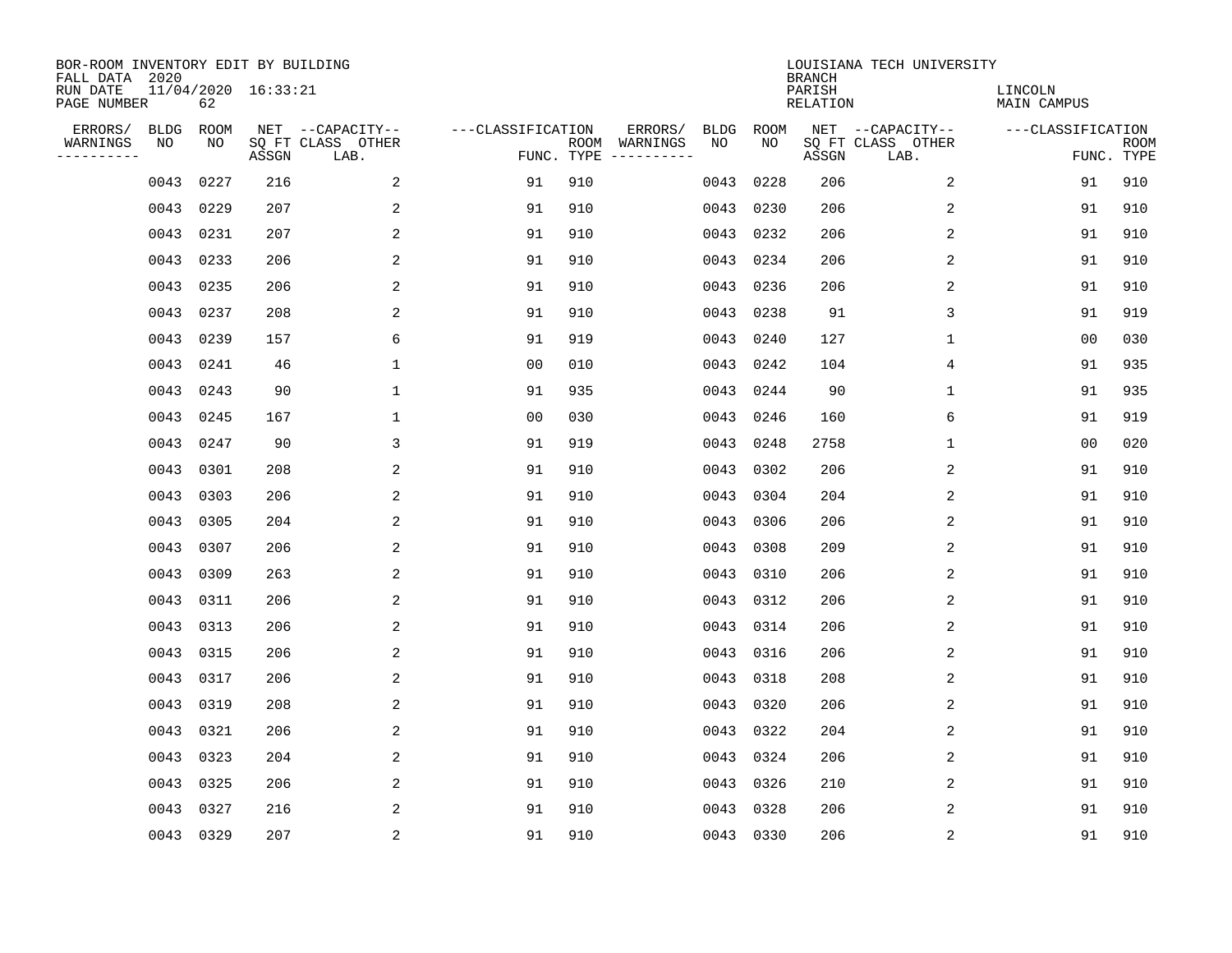BOR-ROOM INVENTORY EDIT BY BUILDING
FALL DATA 2020
RUN DATE 11/04/2020 16:33:21
PAGE NUMBER 62

LOUISIANA TECH UNIVERSITY
BRANCH
PARISH LINCOLN
RELATION MAIN CAMPUS

| ERRORS/ WARNINGS | BLDG NO | ROOM NO | NET SQ FT ASSGN | CAPACITY CLASS LAB. | CAPACITY OTHER | CLASSIFICATION FUNC. | ROOM TYPE | ERRORS/ WARNINGS | BLDG NO | ROOM NO | NET SQ FT ASSGN | CAPACITY CLASS LAB. | CAPACITY OTHER | CLASSIFICATION FUNC. | ROOM TYPE |
|---|---|---|---|---|---|---|---|---|---|---|---|---|---|---|---|
| | 0043 | 0227 | 216 | | 2 | 91 | 910 | | 0043 | 0228 | 206 | | 2 | 91 | 910 |
| | 0043 | 0229 | 207 | | 2 | 91 | 910 | | 0043 | 0230 | 206 | | 2 | 91 | 910 |
| | 0043 | 0231 | 207 | | 2 | 91 | 910 | | 0043 | 0232 | 206 | | 2 | 91 | 910 |
| | 0043 | 0233 | 206 | | 2 | 91 | 910 | | 0043 | 0234 | 206 | | 2 | 91 | 910 |
| | 0043 | 0235 | 206 | | 2 | 91 | 910 | | 0043 | 0236 | 206 | | 2 | 91 | 910 |
| | 0043 | 0237 | 208 | | 2 | 91 | 910 | | 0043 | 0238 | 91 | | 3 | 91 | 919 |
| | 0043 | 0239 | 157 | | 6 | 91 | 919 | | 0043 | 0240 | 127 | | 1 | 00 | 030 |
| | 0043 | 0241 | 46 | | 1 | 00 | 010 | | 0043 | 0242 | 104 | | 4 | 91 | 935 |
| | 0043 | 0243 | 90 | | 1 | 91 | 935 | | 0043 | 0244 | 90 | | 1 | 91 | 935 |
| | 0043 | 0245 | 167 | | 1 | 00 | 030 | | 0043 | 0246 | 160 | | 6 | 91 | 919 |
| | 0043 | 0247 | 90 | | 3 | 91 | 919 | | 0043 | 0248 | 2758 | | 1 | 00 | 020 |
| | 0043 | 0301 | 208 | | 2 | 91 | 910 | | 0043 | 0302 | 206 | | 2 | 91 | 910 |
| | 0043 | 0303 | 206 | | 2 | 91 | 910 | | 0043 | 0304 | 204 | | 2 | 91 | 910 |
| | 0043 | 0305 | 204 | | 2 | 91 | 910 | | 0043 | 0306 | 206 | | 2 | 91 | 910 |
| | 0043 | 0307 | 206 | | 2 | 91 | 910 | | 0043 | 0308 | 209 | | 2 | 91 | 910 |
| | 0043 | 0309 | 263 | | 2 | 91 | 910 | | 0043 | 0310 | 206 | | 2 | 91 | 910 |
| | 0043 | 0311 | 206 | | 2 | 91 | 910 | | 0043 | 0312 | 206 | | 2 | 91 | 910 |
| | 0043 | 0313 | 206 | | 2 | 91 | 910 | | 0043 | 0314 | 206 | | 2 | 91 | 910 |
| | 0043 | 0315 | 206 | | 2 | 91 | 910 | | 0043 | 0316 | 206 | | 2 | 91 | 910 |
| | 0043 | 0317 | 206 | | 2 | 91 | 910 | | 0043 | 0318 | 208 | | 2 | 91 | 910 |
| | 0043 | 0319 | 208 | | 2 | 91 | 910 | | 0043 | 0320 | 206 | | 2 | 91 | 910 |
| | 0043 | 0321 | 206 | | 2 | 91 | 910 | | 0043 | 0322 | 204 | | 2 | 91 | 910 |
| | 0043 | 0323 | 204 | | 2 | 91 | 910 | | 0043 | 0324 | 206 | | 2 | 91 | 910 |
| | 0043 | 0325 | 206 | | 2 | 91 | 910 | | 0043 | 0326 | 210 | | 2 | 91 | 910 |
| | 0043 | 0327 | 216 | | 2 | 91 | 910 | | 0043 | 0328 | 206 | | 2 | 91 | 910 |
| | 0043 | 0329 | 207 | | 2 | 91 | 910 | | 0043 | 0330 | 206 | | 2 | 91 | 910 |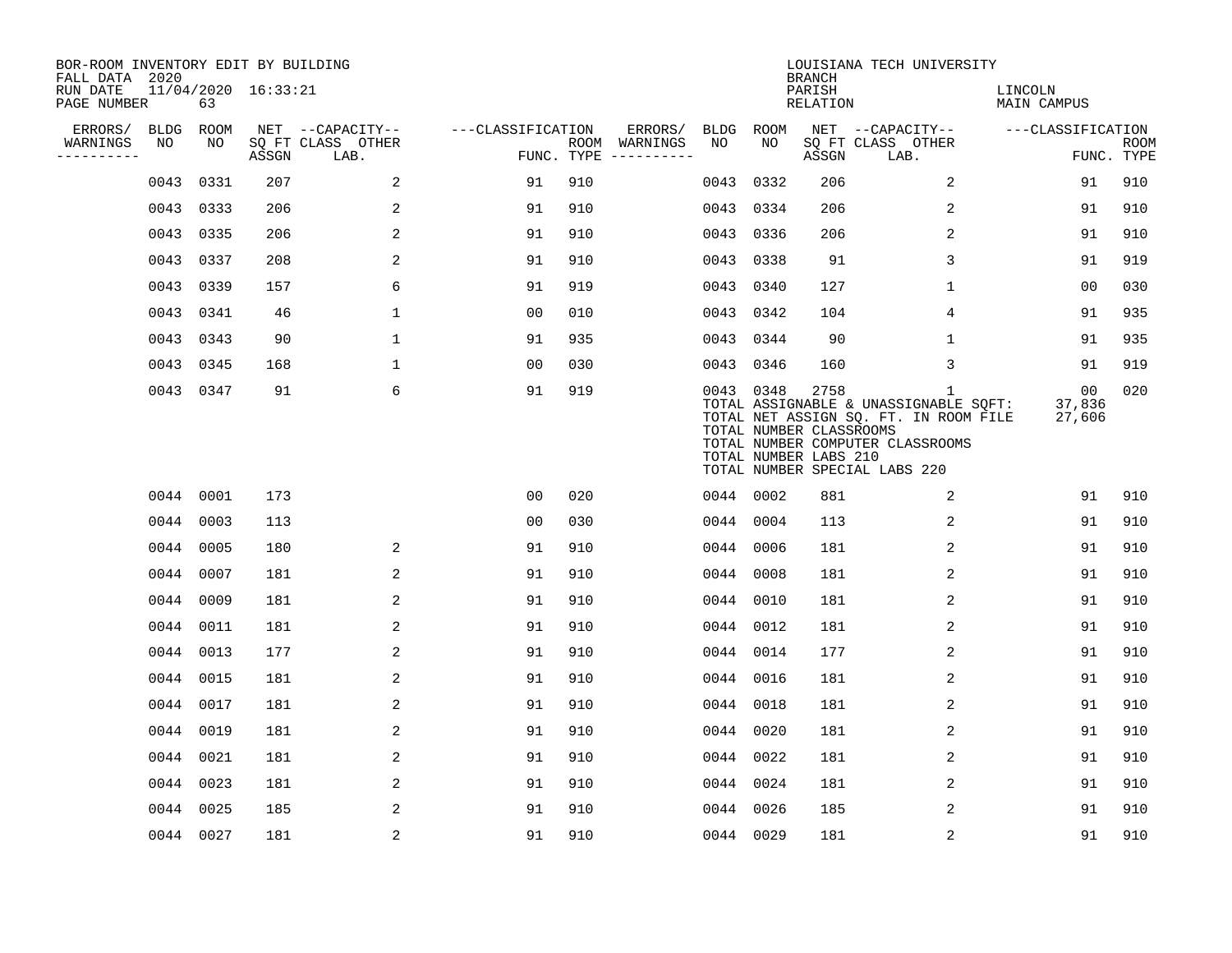BOR-ROOM INVENTORY EDIT BY BUILDING
FALL DATA 2020
RUN DATE 11/04/2020 16:33:21
PAGE NUMBER 63

LOUISIANA TECH UNIVERSITY
BRANCH
PARISH LINCOLN
RELATION MAIN CAMPUS

| ERRORS/ WARNINGS | BLDG NO | ROOM NO | NET SQ FT ASSGN | CAPACITY CLASS LAB. | CAPACITY OTHER | CLASSIFICATION FUNC. | ROOM TYPE | ERRORS/ WARNINGS | BLDG NO | ROOM NO | NET SQ FT ASSGN | CAPACITY CLASS LAB. | CAPACITY OTHER | CLASSIFICATION FUNC. | ROOM TYPE |
|---|---|---|---|---|---|---|---|---|---|---|---|---|---|---|---|
| | 0043 | 0331 | 207 | | 2 | 91 | 910 | | 0043 | 0332 | 206 | | 2 | 91 | 910 |
| | 0043 | 0333 | 206 | | 2 | 91 | 910 | | 0043 | 0334 | 206 | | 2 | 91 | 910 |
| | 0043 | 0335 | 206 | | 2 | 91 | 910 | | 0043 | 0336 | 206 | | 2 | 91 | 910 |
| | 0043 | 0337 | 208 | | 2 | 91 | 910 | | 0043 | 0338 | 91 | | 3 | 91 | 919 |
| | 0043 | 0339 | 157 | | 6 | 91 | 919 | | 0043 | 0340 | 127 | | 1 | 00 | 030 |
| | 0043 | 0341 | 46 | | 1 | 00 | 010 | | 0043 | 0342 | 104 | | 4 | 91 | 935 |
| | 0043 | 0343 | 90 | | 1 | 91 | 935 | | 0043 | 0344 | 90 | | 1 | 91 | 935 |
| | 0043 | 0345 | 168 | | 1 | 00 | 030 | | 0043 | 0346 | 160 | | 3 | 91 | 919 |
| | 0043 | 0347 | 91 | | 6 | 91 | 919 | | 0043 | 0348 | 2758 | | 1 | 00 | 020 |

TOTAL ASSIGNABLE & UNASSIGNABLE SQFT: 37,836
TOTAL NET ASSIGN SQ. FT. IN ROOM FILE 27,606
TOTAL NUMBER CLASSROOMS
TOTAL NUMBER COMPUTER CLASSROOMS
TOTAL NUMBER LABS 210
TOTAL NUMBER SPECIAL LABS 220

| ERRORS/ WARNINGS | BLDG NO | ROOM NO | NET SQ FT ASSGN | CAPACITY CLASS LAB. | CAPACITY OTHER | CLASSIFICATION FUNC. | ROOM TYPE | ERRORS/ WARNINGS | BLDG NO | ROOM NO | NET SQ FT ASSGN | CAPACITY CLASS LAB. | CAPACITY OTHER | CLASSIFICATION FUNC. | ROOM TYPE |
|---|---|---|---|---|---|---|---|---|---|---|---|---|---|---|---|
| | 0044 | 0001 | 173 | | | 00 | 020 | | 0044 | 0002 | 881 | | 2 | 91 | 910 |
| | 0044 | 0003 | 113 | | | 00 | 030 | | 0044 | 0004 | 113 | | 2 | 91 | 910 |
| | 0044 | 0005 | 180 | | 2 | 91 | 910 | | 0044 | 0006 | 181 | | 2 | 91 | 910 |
| | 0044 | 0007 | 181 | | 2 | 91 | 910 | | 0044 | 0008 | 181 | | 2 | 91 | 910 |
| | 0044 | 0009 | 181 | | 2 | 91 | 910 | | 0044 | 0010 | 181 | | 2 | 91 | 910 |
| | 0044 | 0011 | 181 | | 2 | 91 | 910 | | 0044 | 0012 | 181 | | 2 | 91 | 910 |
| | 0044 | 0013 | 177 | | 2 | 91 | 910 | | 0044 | 0014 | 177 | | 2 | 91 | 910 |
| | 0044 | 0015 | 181 | | 2 | 91 | 910 | | 0044 | 0016 | 181 | | 2 | 91 | 910 |
| | 0044 | 0017 | 181 | | 2 | 91 | 910 | | 0044 | 0018 | 181 | | 2 | 91 | 910 |
| | 0044 | 0019 | 181 | | 2 | 91 | 910 | | 0044 | 0020 | 181 | | 2 | 91 | 910 |
| | 0044 | 0021 | 181 | | 2 | 91 | 910 | | 0044 | 0022 | 181 | | 2 | 91 | 910 |
| | 0044 | 0023 | 181 | | 2 | 91 | 910 | | 0044 | 0024 | 181 | | 2 | 91 | 910 |
| | 0044 | 0025 | 185 | | 2 | 91 | 910 | | 0044 | 0026 | 185 | | 2 | 91 | 910 |
| | 0044 | 0027 | 181 | | 2 | 91 | 910 | | 0044 | 0029 | 181 | | 2 | 91 | 910 |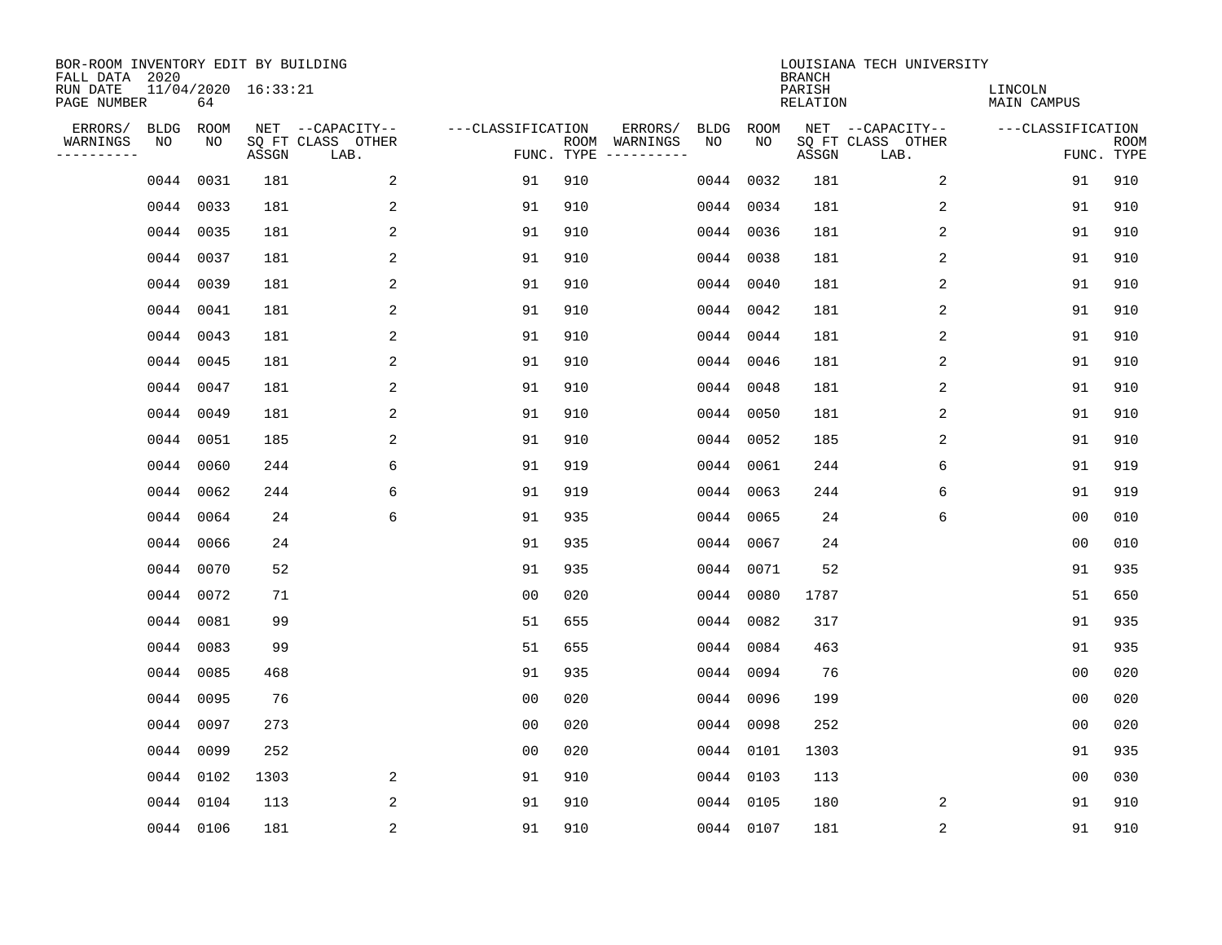BOR-ROOM INVENTORY EDIT BY BUILDING
FALL DATA 2020
RUN DATE 11/04/2020 16:33:21
PAGE NUMBER 64

LOUISIANA TECH UNIVERSITY
BRANCH
PARISH LINCOLN
RELATION MAIN CAMPUS

| ERRORS/ WARNINGS | BLDG NO | ROOM NO | NET SQ FT ASSGN | CAPACITY CLASS LAB. | CAPACITY OTHER | CLASSIFICATION FUNC. | ROOM TYPE | ERRORS/ WARNINGS | BLDG NO | ROOM NO | NET SQ FT ASSGN | CAPACITY CLASS LAB. | CAPACITY OTHER | CLASSIFICATION FUNC. | ROOM TYPE |
|---|---|---|---|---|---|---|---|---|---|---|---|---|---|---|---|
| | 0044 | 0031 | 181 | | 2 | 91 | 910 | | 0044 | 0032 | 181 | | 2 | 91 | 910 |
| | 0044 | 0033 | 181 | | 2 | 91 | 910 | | 0044 | 0034 | 181 | | 2 | 91 | 910 |
| | 0044 | 0035 | 181 | | 2 | 91 | 910 | | 0044 | 0036 | 181 | | 2 | 91 | 910 |
| | 0044 | 0037 | 181 | | 2 | 91 | 910 | | 0044 | 0038 | 181 | | 2 | 91 | 910 |
| | 0044 | 0039 | 181 | | 2 | 91 | 910 | | 0044 | 0040 | 181 | | 2 | 91 | 910 |
| | 0044 | 0041 | 181 | | 2 | 91 | 910 | | 0044 | 0042 | 181 | | 2 | 91 | 910 |
| | 0044 | 0043 | 181 | | 2 | 91 | 910 | | 0044 | 0044 | 181 | | 2 | 91 | 910 |
| | 0044 | 0045 | 181 | | 2 | 91 | 910 | | 0044 | 0046 | 181 | | 2 | 91 | 910 |
| | 0044 | 0047 | 181 | | 2 | 91 | 910 | | 0044 | 0048 | 181 | | 2 | 91 | 910 |
| | 0044 | 0049 | 181 | | 2 | 91 | 910 | | 0044 | 0050 | 181 | | 2 | 91 | 910 |
| | 0044 | 0051 | 185 | | 2 | 91 | 910 | | 0044 | 0052 | 185 | | 2 | 91 | 910 |
| | 0044 | 0060 | 244 | | 6 | 91 | 919 | | 0044 | 0061 | 244 | | 6 | 91 | 919 |
| | 0044 | 0062 | 244 | | 6 | 91 | 919 | | 0044 | 0063 | 244 | | 6 | 91 | 919 |
| | 0044 | 0064 | 24 | | 6 | 91 | 935 | | 0044 | 0065 | 24 | | 6 | 00 | 010 |
| | 0044 | 0066 | 24 | | | 91 | 935 | | 0044 | 0067 | 24 | | | 00 | 010 |
| | 0044 | 0070 | 52 | | | 91 | 935 | | 0044 | 0071 | 52 | | | 91 | 935 |
| | 0044 | 0072 | 71 | | | 00 | 020 | | 0044 | 0080 | 1787 | | | 51 | 650 |
| | 0044 | 0081 | 99 | | | 51 | 655 | | 0044 | 0082 | 317 | | | 91 | 935 |
| | 0044 | 0083 | 99 | | | 51 | 655 | | 0044 | 0084 | 463 | | | 91 | 935 |
| | 0044 | 0085 | 468 | | | 91 | 935 | | 0044 | 0094 | 76 | | | 00 | 020 |
| | 0044 | 0095 | 76 | | | 00 | 020 | | 0044 | 0096 | 199 | | | 00 | 020 |
| | 0044 | 0097 | 273 | | | 00 | 020 | | 0044 | 0098 | 252 | | | 00 | 020 |
| | 0044 | 0099 | 252 | | | 00 | 020 | | 0044 | 0101 | 1303 | | | 91 | 935 |
| | 0044 | 0102 | 1303 | | 2 | 91 | 910 | | 0044 | 0103 | 113 | | | 00 | 030 |
| | 0044 | 0104 | 113 | | 2 | 91 | 910 | | 0044 | 0105 | 180 | | 2 | 91 | 910 |
| | 0044 | 0106 | 181 | | 2 | 91 | 910 | | 0044 | 0107 | 181 | | 2 | 91 | 910 |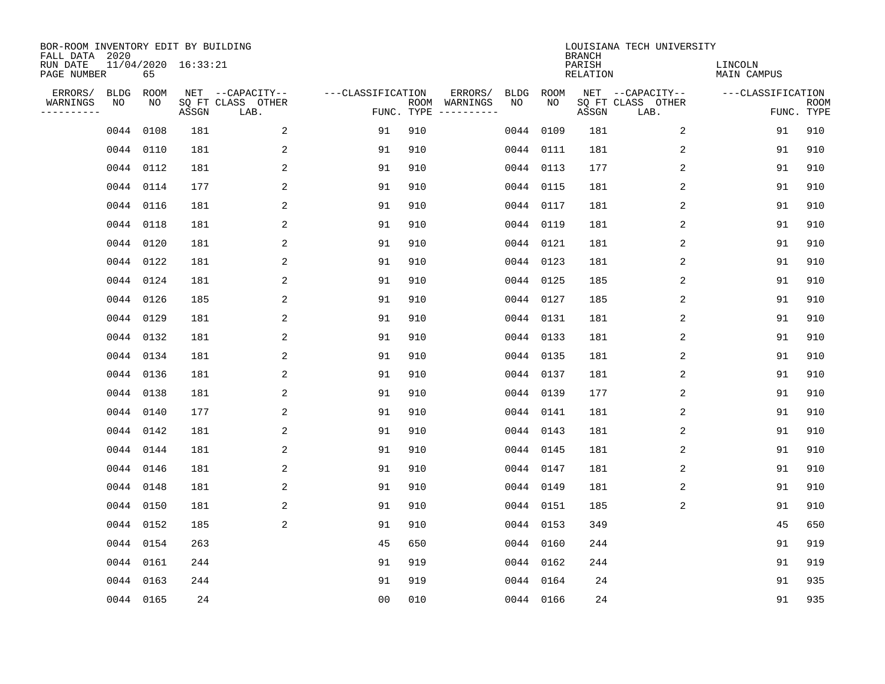BOR-ROOM INVENTORY EDIT BY BUILDING
FALL DATA 2020
RUN DATE 11/04/2020 16:33:21
PAGE NUMBER 65

LOUISIANA TECH UNIVERSITY
BRANCH
PARISH LINCOLN
RELATION MAIN CAMPUS

| ERRORS/ WARNINGS | BLDG NO | ROOM NO | NET SQ FT ASSGN | CAPACITY CLASS LAB. | CAPACITY OTHER | CLASSIFICATION FUNC. | ROOM TYPE | ERRORS/ WARNINGS | BLDG NO | ROOM NO | NET SQ FT ASSGN | CAPACITY CLASS LAB. | CAPACITY OTHER | CLASSIFICATION FUNC. | ROOM TYPE |
|---|---|---|---|---|---|---|---|---|---|---|---|---|---|---|---|
| | 0044 | 0108 | 181 | | 2 | 91 | 910 | | 0044 | 0109 | 181 | | 2 | 91 | 910 |
| | 0044 | 0110 | 181 | | 2 | 91 | 910 | | 0044 | 0111 | 181 | | 2 | 91 | 910 |
| | 0044 | 0112 | 181 | | 2 | 91 | 910 | | 0044 | 0113 | 177 | | 2 | 91 | 910 |
| | 0044 | 0114 | 177 | | 2 | 91 | 910 | | 0044 | 0115 | 181 | | 2 | 91 | 910 |
| | 0044 | 0116 | 181 | | 2 | 91 | 910 | | 0044 | 0117 | 181 | | 2 | 91 | 910 |
| | 0044 | 0118 | 181 | | 2 | 91 | 910 | | 0044 | 0119 | 181 | | 2 | 91 | 910 |
| | 0044 | 0120 | 181 | | 2 | 91 | 910 | | 0044 | 0121 | 181 | | 2 | 91 | 910 |
| | 0044 | 0122 | 181 | | 2 | 91 | 910 | | 0044 | 0123 | 181 | | 2 | 91 | 910 |
| | 0044 | 0124 | 181 | | 2 | 91 | 910 | | 0044 | 0125 | 185 | | 2 | 91 | 910 |
| | 0044 | 0126 | 185 | | 2 | 91 | 910 | | 0044 | 0127 | 185 | | 2 | 91 | 910 |
| | 0044 | 0129 | 181 | | 2 | 91 | 910 | | 0044 | 0131 | 181 | | 2 | 91 | 910 |
| | 0044 | 0132 | 181 | | 2 | 91 | 910 | | 0044 | 0133 | 181 | | 2 | 91 | 910 |
| | 0044 | 0134 | 181 | | 2 | 91 | 910 | | 0044 | 0135 | 181 | | 2 | 91 | 910 |
| | 0044 | 0136 | 181 | | 2 | 91 | 910 | | 0044 | 0137 | 181 | | 2 | 91 | 910 |
| | 0044 | 0138 | 181 | | 2 | 91 | 910 | | 0044 | 0139 | 177 | | 2 | 91 | 910 |
| | 0044 | 0140 | 177 | | 2 | 91 | 910 | | 0044 | 0141 | 181 | | 2 | 91 | 910 |
| | 0044 | 0142 | 181 | | 2 | 91 | 910 | | 0044 | 0143 | 181 | | 2 | 91 | 910 |
| | 0044 | 0144 | 181 | | 2 | 91 | 910 | | 0044 | 0145 | 181 | | 2 | 91 | 910 |
| | 0044 | 0146 | 181 | | 2 | 91 | 910 | | 0044 | 0147 | 181 | | 2 | 91 | 910 |
| | 0044 | 0148 | 181 | | 2 | 91 | 910 | | 0044 | 0149 | 181 | | 2 | 91 | 910 |
| | 0044 | 0150 | 181 | | 2 | 91 | 910 | | 0044 | 0151 | 185 | | 2 | 91 | 910 |
| | 0044 | 0152 | 185 | | 2 | 91 | 910 | | 0044 | 0153 | 349 | | | 45 | 650 |
| | 0044 | 0154 | 263 | | | 45 | 650 | | 0044 | 0160 | 244 | | | 91 | 919 |
| | 0044 | 0161 | 244 | | | 91 | 919 | | 0044 | 0162 | 244 | | | 91 | 919 |
| | 0044 | 0163 | 244 | | | 91 | 919 | | 0044 | 0164 | 24 | | | 91 | 935 |
| | 0044 | 0165 | 24 | | | 00 | 010 | | 0044 | 0166 | 24 | | | 91 | 935 |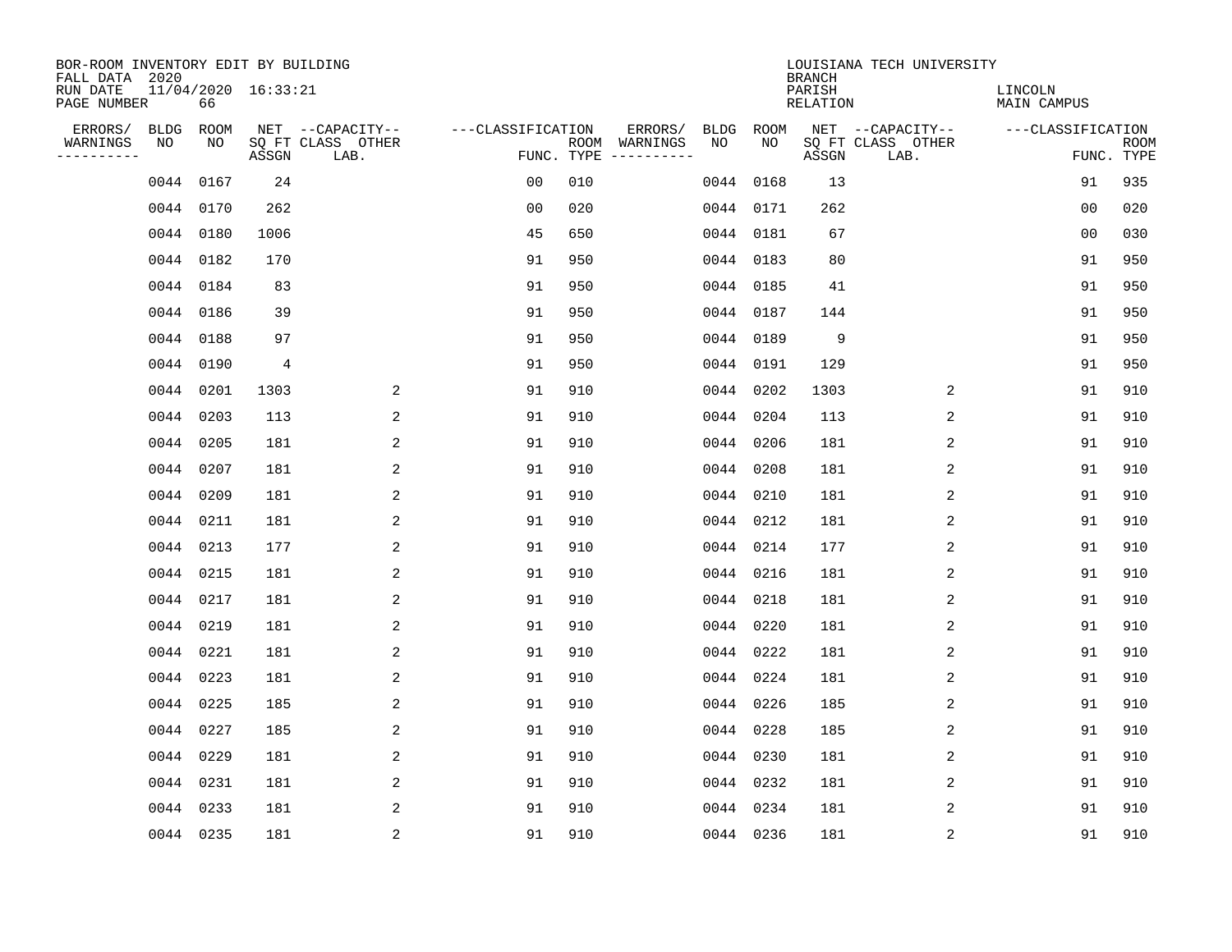BOR-ROOM INVENTORY EDIT BY BUILDING
FALL DATA 2020
RUN DATE 11/04/2020 16:33:21
PAGE NUMBER 66

LOUISIANA TECH UNIVERSITY
BRANCH
PARISH LINCOLN
RELATION MAIN CAMPUS

| ERRORS/ WARNINGS | BLDG NO | ROOM NO | NET SQ FT ASSGN | CAPACITY CLASS LAB. | CAPACITY OTHER | CLASSIFICATION FUNC. | ROOM TYPE | ERRORS/ WARNINGS | BLDG NO | ROOM NO | NET SQ FT ASSGN | CAPACITY CLASS LAB. | CAPACITY OTHER | CLASSIFICATION FUNC. | ROOM TYPE |
|---|---|---|---|---|---|---|---|---|---|---|---|---|---|---|---|
| | 0044 | 0167 | 24 | | | 00 | 010 | | 0044 | 0168 | 13 | | | 91 | 935 |
| | 0044 | 0170 | 262 | | | 00 | 020 | | 0044 | 0171 | 262 | | | 00 | 020 |
| | 0044 | 0180 | 1006 | | | 45 | 650 | | 0044 | 0181 | 67 | | | 00 | 030 |
| | 0044 | 0182 | 170 | | | 91 | 950 | | 0044 | 0183 | 80 | | | 91 | 950 |
| | 0044 | 0184 | 83 | | | 91 | 950 | | 0044 | 0185 | 41 | | | 91 | 950 |
| | 0044 | 0186 | 39 | | | 91 | 950 | | 0044 | 0187 | 144 | | | 91 | 950 |
| | 0044 | 0188 | 97 | | | 91 | 950 | | 0044 | 0189 | 9 | | | 91 | 950 |
| | 0044 | 0190 | 4 | | | 91 | 950 | | 0044 | 0191 | 129 | | | 91 | 950 |
| | 0044 | 0201 | 1303 | | 2 | 91 | 910 | | 0044 | 0202 | 1303 | | 2 | 91 | 910 |
| | 0044 | 0203 | 113 | | 2 | 91 | 910 | | 0044 | 0204 | 113 | | 2 | 91 | 910 |
| | 0044 | 0205 | 181 | | 2 | 91 | 910 | | 0044 | 0206 | 181 | | 2 | 91 | 910 |
| | 0044 | 0207 | 181 | | 2 | 91 | 910 | | 0044 | 0208 | 181 | | 2 | 91 | 910 |
| | 0044 | 0209 | 181 | | 2 | 91 | 910 | | 0044 | 0210 | 181 | | 2 | 91 | 910 |
| | 0044 | 0211 | 181 | | 2 | 91 | 910 | | 0044 | 0212 | 181 | | 2 | 91 | 910 |
| | 0044 | 0213 | 177 | | 2 | 91 | 910 | | 0044 | 0214 | 177 | | 2 | 91 | 910 |
| | 0044 | 0215 | 181 | | 2 | 91 | 910 | | 0044 | 0216 | 181 | | 2 | 91 | 910 |
| | 0044 | 0217 | 181 | | 2 | 91 | 910 | | 0044 | 0218 | 181 | | 2 | 91 | 910 |
| | 0044 | 0219 | 181 | | 2 | 91 | 910 | | 0044 | 0220 | 181 | | 2 | 91 | 910 |
| | 0044 | 0221 | 181 | | 2 | 91 | 910 | | 0044 | 0222 | 181 | | 2 | 91 | 910 |
| | 0044 | 0223 | 181 | | 2 | 91 | 910 | | 0044 | 0224 | 181 | | 2 | 91 | 910 |
| | 0044 | 0225 | 185 | | 2 | 91 | 910 | | 0044 | 0226 | 185 | | 2 | 91 | 910 |
| | 0044 | 0227 | 185 | | 2 | 91 | 910 | | 0044 | 0228 | 185 | | 2 | 91 | 910 |
| | 0044 | 0229 | 181 | | 2 | 91 | 910 | | 0044 | 0230 | 181 | | 2 | 91 | 910 |
| | 0044 | 0231 | 181 | | 2 | 91 | 910 | | 0044 | 0232 | 181 | | 2 | 91 | 910 |
| | 0044 | 0233 | 181 | | 2 | 91 | 910 | | 0044 | 0234 | 181 | | 2 | 91 | 910 |
| | 0044 | 0235 | 181 | | 2 | 91 | 910 | | 0044 | 0236 | 181 | | 2 | 91 | 910 |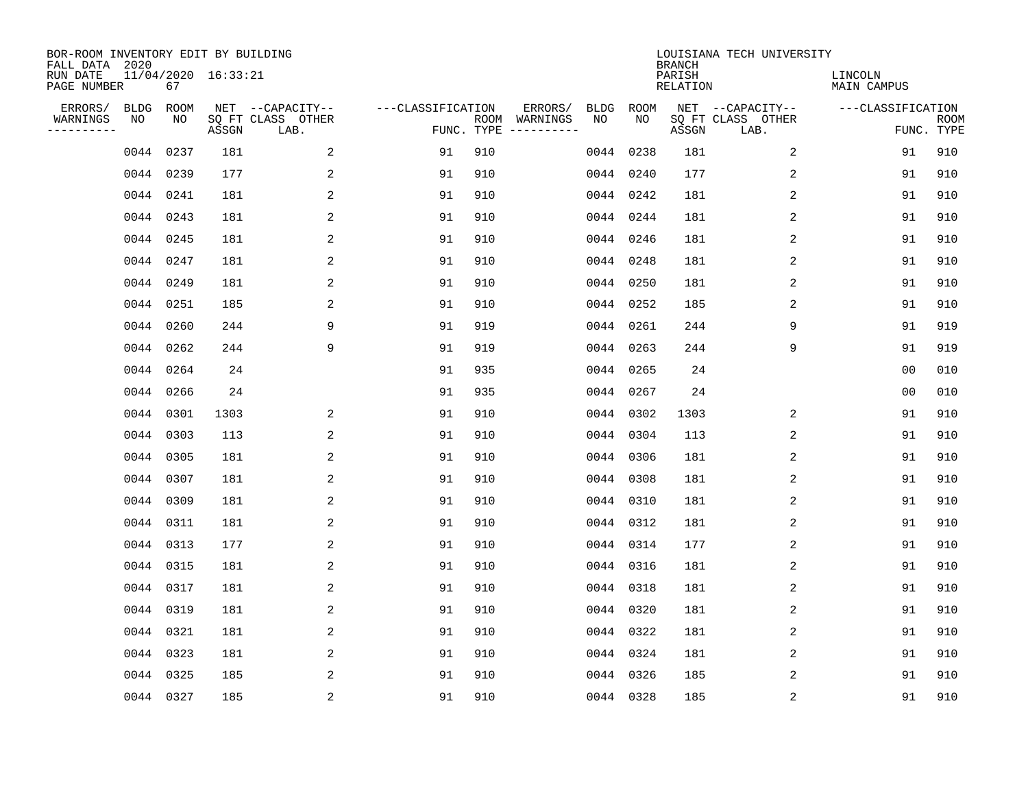BOR-ROOM INVENTORY EDIT BY BUILDING
FALL DATA 2020
RUN DATE 11/04/2020 16:33:21
PAGE NUMBER 67

LOUISIANA TECH UNIVERSITY
BRANCH
PARISH LINCOLN
RELATION MAIN CAMPUS

| ERRORS/ WARNINGS | BLDG NO | ROOM NO | NET SQ FT ASSGN | CAPACITY CLASS LAB. | CAPACITY OTHER | CLASSIFICATION FUNC. | ROOM TYPE | ERRORS/ WARNINGS | BLDG NO | ROOM NO | NET SQ FT ASSGN | CAPACITY CLASS LAB. | CAPACITY OTHER | CLASSIFICATION FUNC. | ROOM TYPE |
|---|---|---|---|---|---|---|---|---|---|---|---|---|---|---|---|
| | 0044 | 0237 | 181 | | 2 | 91 | 910 | | 0044 | 0238 | 181 | | 2 | 91 | 910 |
| | 0044 | 0239 | 177 | | 2 | 91 | 910 | | 0044 | 0240 | 177 | | 2 | 91 | 910 |
| | 0044 | 0241 | 181 | | 2 | 91 | 910 | | 0044 | 0242 | 181 | | 2 | 91 | 910 |
| | 0044 | 0243 | 181 | | 2 | 91 | 910 | | 0044 | 0244 | 181 | | 2 | 91 | 910 |
| | 0044 | 0245 | 181 | | 2 | 91 | 910 | | 0044 | 0246 | 181 | | 2 | 91 | 910 |
| | 0044 | 0247 | 181 | | 2 | 91 | 910 | | 0044 | 0248 | 181 | | 2 | 91 | 910 |
| | 0044 | 0249 | 181 | | 2 | 91 | 910 | | 0044 | 0250 | 181 | | 2 | 91 | 910 |
| | 0044 | 0251 | 185 | | 2 | 91 | 910 | | 0044 | 0252 | 185 | | 2 | 91 | 910 |
| | 0044 | 0260 | 244 | | 9 | 91 | 919 | | 0044 | 0261 | 244 | | 9 | 91 | 919 |
| | 0044 | 0262 | 244 | | 9 | 91 | 919 | | 0044 | 0263 | 244 | | 9 | 91 | 919 |
| | 0044 | 0264 | 24 | | | 91 | 935 | | 0044 | 0265 | 24 | | | 00 | 010 |
| | 0044 | 0266 | 24 | | | 91 | 935 | | 0044 | 0267 | 24 | | | 00 | 010 |
| | 0044 | 0301 | 1303 | | 2 | 91 | 910 | | 0044 | 0302 | 1303 | | 2 | 91 | 910 |
| | 0044 | 0303 | 113 | | 2 | 91 | 910 | | 0044 | 0304 | 113 | | 2 | 91 | 910 |
| | 0044 | 0305 | 181 | | 2 | 91 | 910 | | 0044 | 0306 | 181 | | 2 | 91 | 910 |
| | 0044 | 0307 | 181 | | 2 | 91 | 910 | | 0044 | 0308 | 181 | | 2 | 91 | 910 |
| | 0044 | 0309 | 181 | | 2 | 91 | 910 | | 0044 | 0310 | 181 | | 2 | 91 | 910 |
| | 0044 | 0311 | 181 | | 2 | 91 | 910 | | 0044 | 0312 | 181 | | 2 | 91 | 910 |
| | 0044 | 0313 | 177 | | 2 | 91 | 910 | | 0044 | 0314 | 177 | | 2 | 91 | 910 |
| | 0044 | 0315 | 181 | | 2 | 91 | 910 | | 0044 | 0316 | 181 | | 2 | 91 | 910 |
| | 0044 | 0317 | 181 | | 2 | 91 | 910 | | 0044 | 0318 | 181 | | 2 | 91 | 910 |
| | 0044 | 0319 | 181 | | 2 | 91 | 910 | | 0044 | 0320 | 181 | | 2 | 91 | 910 |
| | 0044 | 0321 | 181 | | 2 | 91 | 910 | | 0044 | 0322 | 181 | | 2 | 91 | 910 |
| | 0044 | 0323 | 181 | | 2 | 91 | 910 | | 0044 | 0324 | 181 | | 2 | 91 | 910 |
| | 0044 | 0325 | 185 | | 2 | 91 | 910 | | 0044 | 0326 | 185 | | 2 | 91 | 910 |
| | 0044 | 0327 | 185 | | 2 | 91 | 910 | | 0044 | 0328 | 185 | | 2 | 91 | 910 |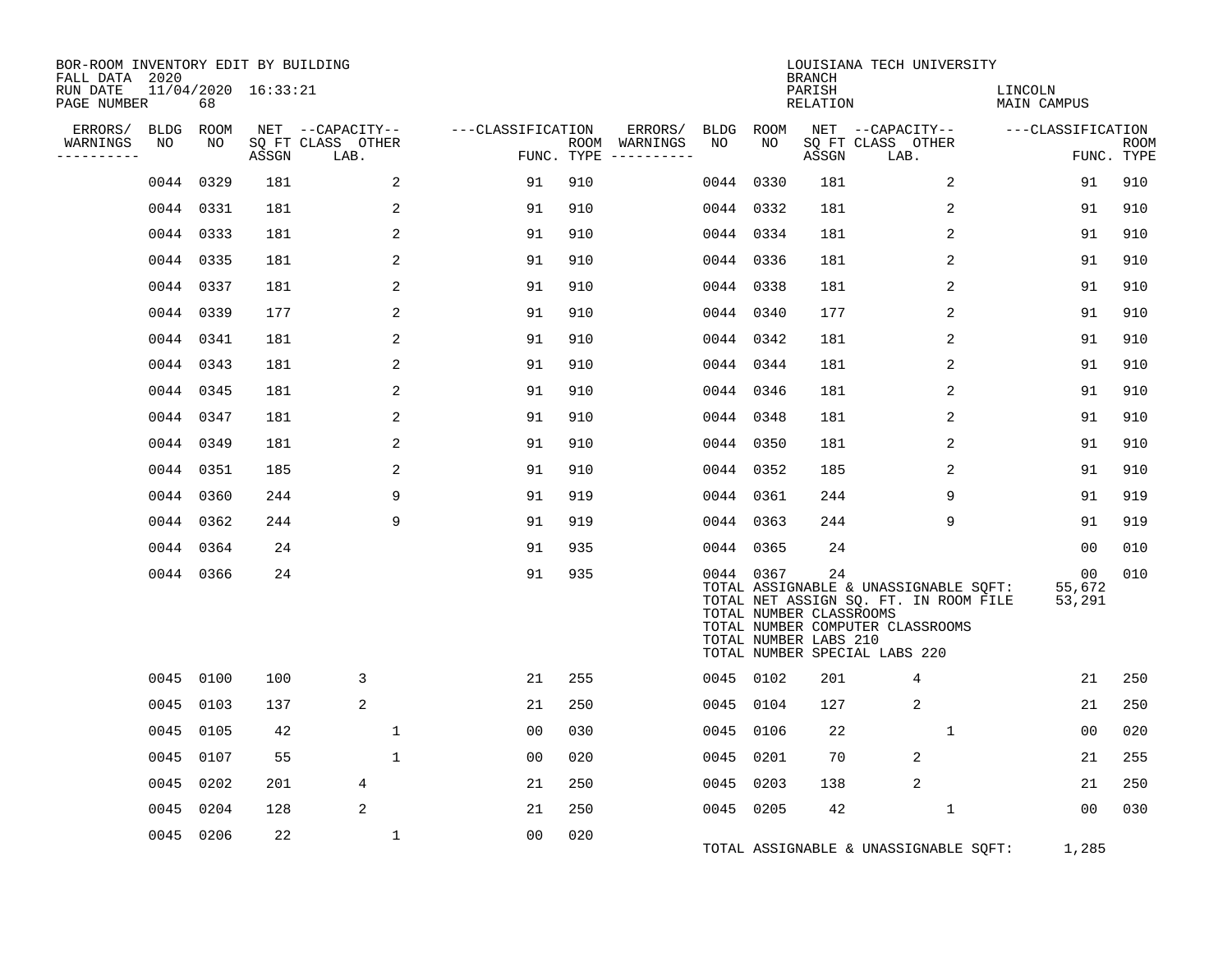BOR-ROOM INVENTORY EDIT BY BUILDING
FALL DATA 2020
RUN DATE 11/04/2020 16:33:21
PAGE NUMBER 68

LOUISIANA TECH UNIVERSITY
BRANCH
PARISH LINCOLN
RELATION MAIN CAMPUS

| ERRORS/ WARNINGS | BLDG NO | ROOM NO | NET SQ FT ASSGN | CAPACITY CLASS LAB. | CAPACITY OTHER | CLASSIFICATION FUNC. | ROOM TYPE | ERRORS/ WARNINGS | BLDG NO | ROOM NO | NET SQ FT ASSGN | CAPACITY CLASS LAB. | CAPACITY OTHER | CLASSIFICATION FUNC. | ROOM TYPE |
|---|---|---|---|---|---|---|---|---|---|---|---|---|---|---|---|
| | 0044 | 0329 | 181 | | 2 | 91 | 910 | | 0044 | 0330 | 181 | | 2 | 91 | 910 |
| | 0044 | 0331 | 181 | | 2 | 91 | 910 | | 0044 | 0332 | 181 | | 2 | 91 | 910 |
| | 0044 | 0333 | 181 | | 2 | 91 | 910 | | 0044 | 0334 | 181 | | 2 | 91 | 910 |
| | 0044 | 0335 | 181 | | 2 | 91 | 910 | | 0044 | 0336 | 181 | | 2 | 91 | 910 |
| | 0044 | 0337 | 181 | | 2 | 91 | 910 | | 0044 | 0338 | 181 | | 2 | 91 | 910 |
| | 0044 | 0339 | 177 | | 2 | 91 | 910 | | 0044 | 0340 | 177 | | 2 | 91 | 910 |
| | 0044 | 0341 | 181 | | 2 | 91 | 910 | | 0044 | 0342 | 181 | | 2 | 91 | 910 |
| | 0044 | 0343 | 181 | | 2 | 91 | 910 | | 0044 | 0344 | 181 | | 2 | 91 | 910 |
| | 0044 | 0345 | 181 | | 2 | 91 | 910 | | 0044 | 0346 | 181 | | 2 | 91 | 910 |
| | 0044 | 0347 | 181 | | 2 | 91 | 910 | | 0044 | 0348 | 181 | | 2 | 91 | 910 |
| | 0044 | 0349 | 181 | | 2 | 91 | 910 | | 0044 | 0350 | 181 | | 2 | 91 | 910 |
| | 0044 | 0351 | 185 | | 2 | 91 | 910 | | 0044 | 0352 | 185 | | 2 | 91 | 910 |
| | 0044 | 0360 | 244 | | 9 | 91 | 919 | | 0044 | 0361 | 244 | | 9 | 91 | 919 |
| | 0044 | 0362 | 244 | | 9 | 91 | 919 | | 0044 | 0363 | 244 | | 9 | 91 | 919 |
| | 0044 | 0364 | 24 | | | 91 | 935 | | 0044 | 0365 | 24 | | | 00 | 010 |
| | 0044 | 0366 | 24 | | | 91 | 935 | | 0044 | 0367 | 24 | | | 00 | 010 |

TOTAL ASSIGNABLE & UNASSIGNABLE SQFT: 55,672
TOTAL NET ASSIGN SQ. FT. IN ROOM FILE 53,291
TOTAL NUMBER CLASSROOMS
TOTAL NUMBER COMPUTER CLASSROOMS
TOTAL NUMBER LABS 210
TOTAL NUMBER SPECIAL LABS 220

| ERRORS/ WARNINGS | BLDG NO | ROOM NO | NET SQ FT ASSGN | CAPACITY CLASS LAB. | CAPACITY OTHER | CLASSIFICATION FUNC. | ROOM TYPE | ERRORS/ WARNINGS | BLDG NO | ROOM NO | NET SQ FT ASSGN | CAPACITY CLASS LAB. | CAPACITY OTHER | CLASSIFICATION FUNC. | ROOM TYPE |
|---|---|---|---|---|---|---|---|---|---|---|---|---|---|---|---|
| | 0045 | 0100 | 100 | 3 | | 21 | 255 | | 0045 | 0102 | 201 | 4 | | 21 | 250 |
| | 0045 | 0103 | 137 | 2 | | 21 | 250 | | 0045 | 0104 | 127 | 2 | | 21 | 250 |
| | 0045 | 0105 | 42 | | 1 | 00 | 030 | | 0045 | 0106 | 22 | | 1 | 00 | 020 |
| | 0045 | 0107 | 55 | | 1 | 00 | 020 | | 0045 | 0201 | 70 | 2 | | 21 | 255 |
| | 0045 | 0202 | 201 | 4 | | 21 | 250 | | 0045 | 0203 | 138 | 2 | | 21 | 250 |
| | 0045 | 0204 | 128 | 2 | | 21 | 250 | | 0045 | 0205 | 42 | | 1 | 00 | 030 |
| | 0045 | 0206 | 22 | | 1 | 00 | 020 | | | | | | | | |

TOTAL ASSIGNABLE & UNASSIGNABLE SQFT: 1,285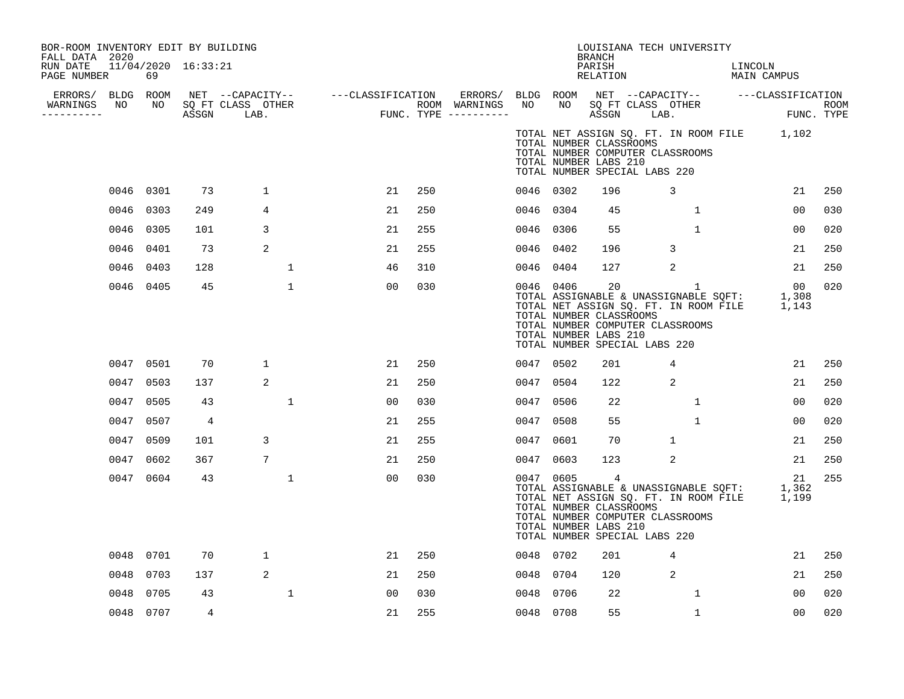BOR-ROOM INVENTORY EDIT BY BUILDING
FALL DATA 2020
RUN DATE 11/04/2020 16:33:21
PAGE NUMBER 69

LOUISIANA TECH UNIVERSITY
BRANCH
PARISH LINCOLN
RELATION MAIN CAMPUS

| ERRORS/ WARNINGS | BLDG NO | ROOM NO | NET SQ FT ASSGN | CAPACITY CLASS LAB. | CAPACITY OTHER | CLASSIFICATION FUNC. | ROOM TYPE | ERRORS/ WARNINGS | BLDG NO | ROOM NO | NET SQ FT ASSGN | CAPACITY CLASS LAB. | CAPACITY OTHER | CLASSIFICATION FUNC. | ROOM TYPE |
|---|---|---|---|---|---|---|---|---|---|---|---|---|---|---|---|
| | | | | | | | | | TOTAL NET ASSIGN SQ. FT. IN ROOM FILE | | | | | 1,102 | |
| | | | | | | | | | TOTAL NUMBER CLASSROOMS | | | | | | |
| | | | | | | | | | TOTAL NUMBER COMPUTER CLASSROOMS | | | | | | |
| | | | | | | | | | TOTAL NUMBER LABS 210 | | | | | | |
| | | | | | | | | | TOTAL NUMBER SPECIAL LABS 220 | | | | | | |
| | 0046 | 0301 | 73 | 1 | | 21 | 250 | | 0046 | 0302 | 196 | 3 | | 21 | 250 |
| | 0046 | 0303 | 249 | 4 | | 21 | 250 | | 0046 | 0304 | 45 | | 1 | 00 | 030 |
| | 0046 | 0305 | 101 | 3 | | 21 | 255 | | 0046 | 0306 | 55 | | 1 | 00 | 020 |
| | 0046 | 0401 | 73 | 2 | | 21 | 255 | | 0046 | 0402 | 196 | 3 | | 21 | 250 |
| | 0046 | 0403 | 128 | | 1 | 46 | 310 | | 0046 | 0404 | 127 | 2 | | 21 | 250 |
| | 0046 | 0405 | 45 | | 1 | 00 | 030 | | 0046 | 0406 | 20 | | 1 | 00 | 020 |
| | | | | | | | | | TOTAL ASSIGNABLE & UNASSIGNABLE SQFT: | | | | | 1,308 | |
| | | | | | | | | | TOTAL NET ASSIGN SQ. FT. IN ROOM FILE | | | | | 1,143 | |
| | | | | | | | | | TOTAL NUMBER CLASSROOMS | | | | | | |
| | | | | | | | | | TOTAL NUMBER COMPUTER CLASSROOMS | | | | | | |
| | | | | | | | | | TOTAL NUMBER LABS 210 | | | | | | |
| | | | | | | | | | TOTAL NUMBER SPECIAL LABS 220 | | | | | | |
| | 0047 | 0501 | 70 | 1 | | 21 | 250 | | 0047 | 0502 | 201 | 4 | | 21 | 250 |
| | 0047 | 0503 | 137 | 2 | | 21 | 250 | | 0047 | 0504 | 122 | 2 | | 21 | 250 |
| | 0047 | 0505 | 43 | | 1 | 00 | 030 | | 0047 | 0506 | 22 | | 1 | 00 | 020 |
| | 0047 | 0507 | 4 | | | 21 | 255 | | 0047 | 0508 | 55 | | 1 | 00 | 020 |
| | 0047 | 0509 | 101 | 3 | | 21 | 255 | | 0047 | 0601 | 70 | 1 | | 21 | 250 |
| | 0047 | 0602 | 367 | 7 | | 21 | 250 | | 0047 | 0603 | 123 | 2 | | 21 | 250 |
| | 0047 | 0604 | 43 | | 1 | 00 | 030 | | 0047 | 0605 | 4 | | | 21 | 255 |
| | | | | | | | | | TOTAL ASSIGNABLE & UNASSIGNABLE SQFT: | | | | | 1,362 | |
| | | | | | | | | | TOTAL NET ASSIGN SQ. FT. IN ROOM FILE | | | | | 1,199 | |
| | | | | | | | | | TOTAL NUMBER CLASSROOMS | | | | | | |
| | | | | | | | | | TOTAL NUMBER COMPUTER CLASSROOMS | | | | | | |
| | | | | | | | | | TOTAL NUMBER LABS 210 | | | | | | |
| | | | | | | | | | TOTAL NUMBER SPECIAL LABS 220 | | | | | | |
| | 0048 | 0701 | 70 | 1 | | 21 | 250 | | 0048 | 0702 | 201 | 4 | | 21 | 250 |
| | 0048 | 0703 | 137 | 2 | | 21 | 250 | | 0048 | 0704 | 120 | 2 | | 21 | 250 |
| | 0048 | 0705 | 43 | | 1 | 00 | 030 | | 0048 | 0706 | 22 | | 1 | 00 | 020 |
| | 0048 | 0707 | 4 | | | 21 | 255 | | 0048 | 0708 | 55 | | 1 | 00 | 020 |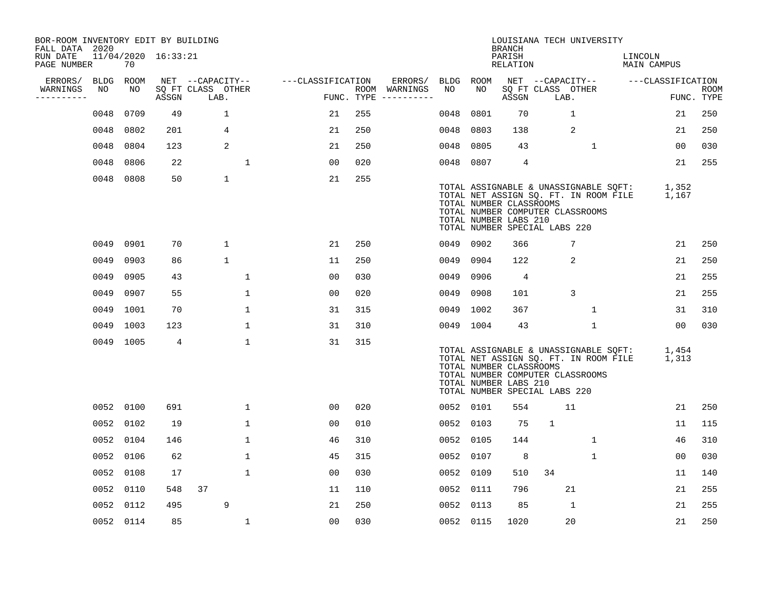BOR-ROOM INVENTORY EDIT BY BUILDING
FALL DATA 2020
RUN DATE 11/04/2020 16:33:21
PAGE NUMBER 70

LOUISIANA TECH UNIVERSITY
BRANCH
PARISH LINCOLN
RELATION MAIN CAMPUS

| ERRORS/ WARNINGS | BLDG NO | ROOM NO | NET SQ FT ASSGN | CAPACITY CLASS LAB. | CAPACITY OTHER | CLASSIFICATION FUNC. | ROOM TYPE | ERRORS/ WARNINGS | BLDG NO | ROOM NO | NET SQ FT ASSGN | CAPACITY CLASS LAB. | CAPACITY OTHER | CLASSIFICATION FUNC. | ROOM TYPE |
|---|---|---|---|---|---|---|---|---|---|---|---|---|---|---|---|
| | 0048 | 0709 | 49 | 1 | | 21 | 255 | | 0048 | 0801 | 70 | 1 | | 21 | 250 |
| | 0048 | 0802 | 201 | 4 | | 21 | 250 | | 0048 | 0803 | 138 | 2 | | 21 | 250 |
| | 0048 | 0804 | 123 | 2 | | 21 | 250 | | 0048 | 0805 | 43 | | 1 | 00 | 030 |
| | 0048 | 0806 | 22 | | 1 | 00 | 020 | | 0048 | 0807 | 4 | | | 21 | 255 |
| | 0048 | 0808 | 50 | 1 | | 21 | 255 | | | | | | | | |

TOTAL ASSIGNABLE & UNASSIGNABLE SQFT: 1,352
TOTAL NET ASSIGN SQ. FT. IN ROOM FILE 1,167
TOTAL NUMBER CLASSROOMS
TOTAL NUMBER COMPUTER CLASSROOMS
TOTAL NUMBER LABS 210
TOTAL NUMBER SPECIAL LABS 220

| ERRORS/ WARNINGS | BLDG NO | ROOM NO | NET SQ FT ASSGN | CAPACITY CLASS LAB. | CAPACITY OTHER | CLASSIFICATION FUNC. | ROOM TYPE | ERRORS/ WARNINGS | BLDG NO | ROOM NO | NET SQ FT ASSGN | CAPACITY CLASS LAB. | CAPACITY OTHER | CLASSIFICATION FUNC. | ROOM TYPE |
|---|---|---|---|---|---|---|---|---|---|---|---|---|---|---|---|
| | 0049 | 0901 | 70 | 1 | | 21 | 250 | | 0049 | 0902 | 366 | 7 | | 21 | 250 |
| | 0049 | 0903 | 86 | 1 | | 11 | 250 | | 0049 | 0904 | 122 | 2 | | 21 | 250 |
| | 0049 | 0905 | 43 | | 1 | 00 | 030 | | 0049 | 0906 | 4 | | | 21 | 255 |
| | 0049 | 0907 | 55 | | 1 | 00 | 020 | | 0049 | 0908 | 101 | 3 | | 21 | 255 |
| | 0049 | 1001 | 70 | | 1 | 31 | 315 | | 0049 | 1002 | 367 | | 1 | 31 | 310 |
| | 0049 | 1003 | 123 | | 1 | 31 | 310 | | 0049 | 1004 | 43 | | 1 | 00 | 030 |
| | 0049 | 1005 | 4 | | 1 | 31 | 315 | | | | | | | | |

TOTAL ASSIGNABLE & UNASSIGNABLE SQFT: 1,454
TOTAL NET ASSIGN SQ. FT. IN ROOM FILE 1,313
TOTAL NUMBER CLASSROOMS
TOTAL NUMBER COMPUTER CLASSROOMS
TOTAL NUMBER LABS 210
TOTAL NUMBER SPECIAL LABS 220

| ERRORS/ WARNINGS | BLDG NO | ROOM NO | NET SQ FT ASSGN | CAPACITY CLASS LAB. | CAPACITY OTHER | CLASSIFICATION FUNC. | ROOM TYPE | ERRORS/ WARNINGS | BLDG NO | ROOM NO | NET SQ FT ASSGN | CAPACITY CLASS LAB. | CAPACITY OTHER | CLASSIFICATION FUNC. | ROOM TYPE |
|---|---|---|---|---|---|---|---|---|---|---|---|---|---|---|---|
| | 0052 | 0100 | 691 | | 1 | 00 | 020 | | 0052 | 0101 | 554 | 11 | | 21 | 250 |
| | 0052 | 0102 | 19 | | 1 | 00 | 010 | | 0052 | 0103 | 75 | 1 | | 11 | 115 |
| | 0052 | 0104 | 146 | | 1 | 46 | 310 | | 0052 | 0105 | 144 | | 1 | 46 | 310 |
| | 0052 | 0106 | 62 | | 1 | 45 | 315 | | 0052 | 0107 | 8 | | 1 | 00 | 030 |
| | 0052 | 0108 | 17 | | 1 | 00 | 030 | | 0052 | 0109 | 510 | 34 | | 11 | 140 |
| | 0052 | 0110 | 548 | 37 | | 11 | 110 | | 0052 | 0111 | 796 | 21 | | 21 | 255 |
| | 0052 | 0112 | 495 | 9 | | 21 | 250 | | 0052 | 0113 | 85 | 1 | | 21 | 255 |
| | 0052 | 0114 | 85 | | 1 | 00 | 030 | | 0052 | 0115 | 1020 | 20 | | 21 | 250 |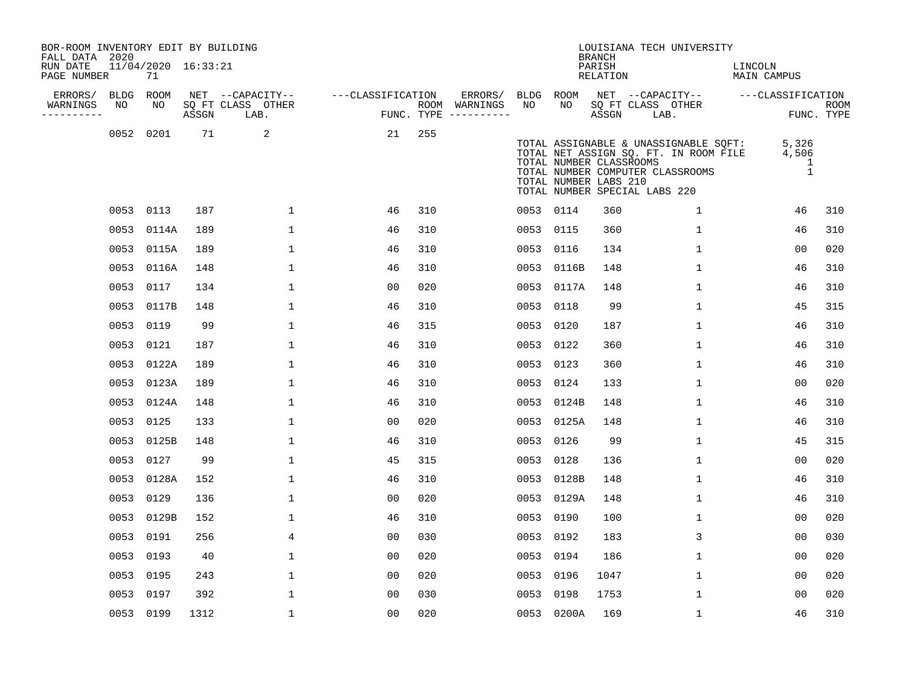BOR-ROOM INVENTORY EDIT BY BUILDING
FALL DATA 2020
RUN DATE 11/04/2020 16:33:21
PAGE NUMBER 71

LOUISIANA TECH UNIVERSITY
BRANCH
PARISH LINCOLN
RELATION MAIN CAMPUS

| ERRORS/ WARNINGS | BLDG NO | ROOM NO | NET SQ FT ASSGN | CAPACITY CLASS LAB. | CAPACITY OTHER | CLASSIFICATION FUNC. | ROOM TYPE | ERRORS/ WARNINGS | BLDG NO | ROOM NO | NET SQ FT ASSGN | CAPACITY CLASS LAB. | CAPACITY OTHER | CLASSIFICATION FUNC. | ROOM TYPE |
|---|---|---|---|---|---|---|---|---|---|---|---|---|---|---|---|
| | 0052 | 0201 | 71 | | 2 | 21 | 255 | | | | | | | | |

TOTAL ASSIGNABLE & UNASSIGNABLE SQFT: 5,326
TOTAL NET ASSIGN SQ. FT. IN ROOM FILE 4,506
TOTAL NUMBER CLASSROOMS 1
TOTAL NUMBER COMPUTER CLASSROOMS 1
TOTAL NUMBER LABS 210
TOTAL NUMBER SPECIAL LABS 220

| ERRORS/ WARNINGS | BLDG NO | ROOM NO | NET SQ FT ASSGN | CAPACITY CLASS LAB. | CAPACITY OTHER | CLASSIFICATION FUNC. | ROOM TYPE | ERRORS/ WARNINGS | BLDG NO | ROOM NO | NET SQ FT ASSGN | CAPACITY CLASS LAB. | CAPACITY OTHER | CLASSIFICATION FUNC. | ROOM TYPE |
|---|---|---|---|---|---|---|---|---|---|---|---|---|---|---|---|
| | 0053 | 0113 | 187 | | 1 | 46 | 310 | | 0053 | 0114 | 360 | | 1 | 46 | 310 |
| | 0053 | 0114A | 189 | | 1 | 46 | 310 | | 0053 | 0115 | 360 | | 1 | 46 | 310 |
| | 0053 | 0115A | 189 | | 1 | 46 | 310 | | 0053 | 0116 | 134 | | 1 | 00 | 020 |
| | 0053 | 0116A | 148 | | 1 | 46 | 310 | | 0053 | 0116B | 148 | | 1 | 46 | 310 |
| | 0053 | 0117 | 134 | | 1 | 00 | 020 | | 0053 | 0117A | 148 | | 1 | 46 | 310 |
| | 0053 | 0117B | 148 | | 1 | 46 | 310 | | 0053 | 0118 | 99 | | 1 | 45 | 315 |
| | 0053 | 0119 | 99 | | 1 | 46 | 315 | | 0053 | 0120 | 187 | | 1 | 46 | 310 |
| | 0053 | 0121 | 187 | | 1 | 46 | 310 | | 0053 | 0122 | 360 | | 1 | 46 | 310 |
| | 0053 | 0122A | 189 | | 1 | 46 | 310 | | 0053 | 0123 | 360 | | 1 | 46 | 310 |
| | 0053 | 0123A | 189 | | 1 | 46 | 310 | | 0053 | 0124 | 133 | | 1 | 00 | 020 |
| | 0053 | 0124A | 148 | | 1 | 46 | 310 | | 0053 | 0124B | 148 | | 1 | 46 | 310 |
| | 0053 | 0125 | 133 | | 1 | 00 | 020 | | 0053 | 0125A | 148 | | 1 | 46 | 310 |
| | 0053 | 0125B | 148 | | 1 | 46 | 310 | | 0053 | 0126 | 99 | | 1 | 45 | 315 |
| | 0053 | 0127 | 99 | | 1 | 45 | 315 | | 0053 | 0128 | 136 | | 1 | 00 | 020 |
| | 0053 | 0128A | 152 | | 1 | 46 | 310 | | 0053 | 0128B | 148 | | 1 | 46 | 310 |
| | 0053 | 0129 | 136 | | 1 | 00 | 020 | | 0053 | 0129A | 148 | | 1 | 46 | 310 |
| | 0053 | 0129B | 152 | | 1 | 46 | 310 | | 0053 | 0190 | 100 | | 1 | 00 | 020 |
| | 0053 | 0191 | 256 | | 4 | 00 | 030 | | 0053 | 0192 | 183 | | 3 | 00 | 030 |
| | 0053 | 0193 | 40 | | 1 | 00 | 020 | | 0053 | 0194 | 186 | | 1 | 00 | 020 |
| | 0053 | 0195 | 243 | | 1 | 00 | 020 | | 0053 | 0196 | 1047 | | 1 | 00 | 020 |
| | 0053 | 0197 | 392 | | 1 | 00 | 030 | | 0053 | 0198 | 1753 | | 1 | 00 | 020 |
| | 0053 | 0199 | 1312 | | 1 | 00 | 020 | | 0053 | 0200A | 169 | | 1 | 46 | 310 |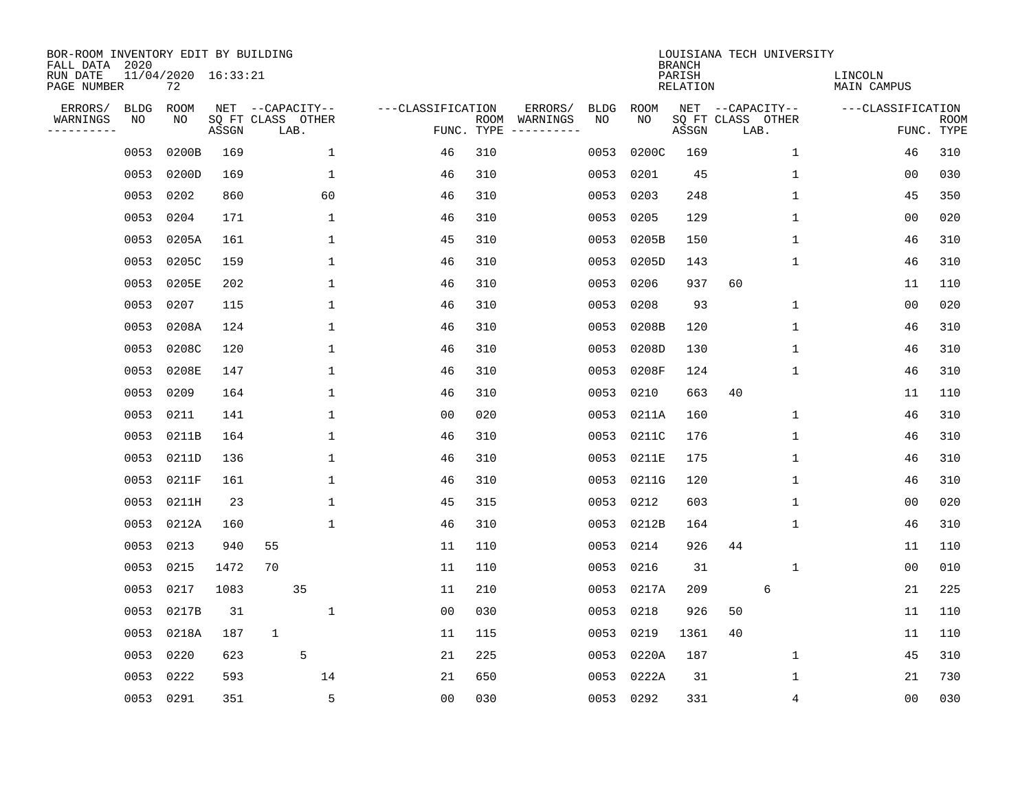BOR-ROOM INVENTORY EDIT BY BUILDING
FALL DATA 2020
RUN DATE 11/04/2020 16:33:21
PAGE NUMBER 72

LOUISIANA TECH UNIVERSITY
BRANCH
PARISH LINCOLN
RELATION MAIN CAMPUS

| ERRORS/ WARNINGS | BLDG NO | ROOM NO | NET SQ FT ASSGN | CAPACITY CLASS | CAPACITY OTHER LAB. | CLASSIFICATION FUNC. | ROOM TYPE | ERRORS/ WARNINGS | BLDG NO | ROOM NO | NET SQ FT ASSGN | CAPACITY CLASS | CAPACITY OTHER LAB. | CLASSIFICATION FUNC. | ROOM TYPE |
|---|---|---|---|---|---|---|---|---|---|---|---|---|---|---|---|
| | 0053 | 0200B | 169 | | 1 | 46 | 310 | | 0053 | 0200C | 169 | | 1 | 46 | 310 |
| | 0053 | 0200D | 169 | | 1 | 46 | 310 | | 0053 | 0201 | 45 | | 1 | 00 | 030 |
| | 0053 | 0202 | 860 | | 60 | 46 | 310 | | 0053 | 0203 | 248 | | 1 | 45 | 350 |
| | 0053 | 0204 | 171 | | 1 | 46 | 310 | | 0053 | 0205 | 129 | | 1 | 00 | 020 |
| | 0053 | 0205A | 161 | | 1 | 45 | 310 | | 0053 | 0205B | 150 | | 1 | 46 | 310 |
| | 0053 | 0205C | 159 | | 1 | 46 | 310 | | 0053 | 0205D | 143 | | 1 | 46 | 310 |
| | 0053 | 0205E | 202 | | 1 | 46 | 310 | | 0053 | 0206 | 937 | 60 | | 11 | 110 |
| | 0053 | 0207 | 115 | | 1 | 46 | 310 | | 0053 | 0208 | 93 | | 1 | 00 | 020 |
| | 0053 | 0208A | 124 | | 1 | 46 | 310 | | 0053 | 0208B | 120 | | 1 | 46 | 310 |
| | 0053 | 0208C | 120 | | 1 | 46 | 310 | | 0053 | 0208D | 130 | | 1 | 46 | 310 |
| | 0053 | 0208E | 147 | | 1 | 46 | 310 | | 0053 | 0208F | 124 | | 1 | 46 | 310 |
| | 0053 | 0209 | 164 | | 1 | 46 | 310 | | 0053 | 0210 | 663 | 40 | | 11 | 110 |
| | 0053 | 0211 | 141 | | 1 | 00 | 020 | | 0053 | 0211A | 160 | | 1 | 46 | 310 |
| | 0053 | 0211B | 164 | | 1 | 46 | 310 | | 0053 | 0211C | 176 | | 1 | 46 | 310 |
| | 0053 | 0211D | 136 | | 1 | 46 | 310 | | 0053 | 0211E | 175 | | 1 | 46 | 310 |
| | 0053 | 0211F | 161 | | 1 | 46 | 310 | | 0053 | 0211G | 120 | | 1 | 46 | 310 |
| | 0053 | 0211H | 23 | | 1 | 45 | 315 | | 0053 | 0212 | 603 | | 1 | 00 | 020 |
| | 0053 | 0212A | 160 | | 1 | 46 | 310 | | 0053 | 0212B | 164 | | 1 | 46 | 310 |
| | 0053 | 0213 | 940 | 55 | | 11 | 110 | | 0053 | 0214 | 926 | 44 | | 11 | 110 |
| | 0053 | 0215 | 1472 | 70 | | 11 | 110 | | 0053 | 0216 | 31 | | 1 | 00 | 010 |
| | 0053 | 0217 | 1083 | | 35 | 11 | 210 | | 0053 | 0217A | 209 | | 6 | 21 | 225 |
| | 0053 | 0217B | 31 | | 1 | 00 | 030 | | 0053 | 0218 | 926 | 50 | | 11 | 110 |
| | 0053 | 0218A | 187 | 1 | | 11 | 115 | | 0053 | 0219 | 1361 | 40 | | 11 | 110 |
| | 0053 | 0220 | 623 | | 5 | 21 | 225 | | 0053 | 0220A | 187 | | 1 | 45 | 310 |
| | 0053 | 0222 | 593 | | 14 | 21 | 650 | | 0053 | 0222A | 31 | | 1 | 21 | 730 |
| | 0053 | 0291 | 351 | | 5 | 00 | 030 | | 0053 | 0292 | 331 | | 4 | 00 | 030 |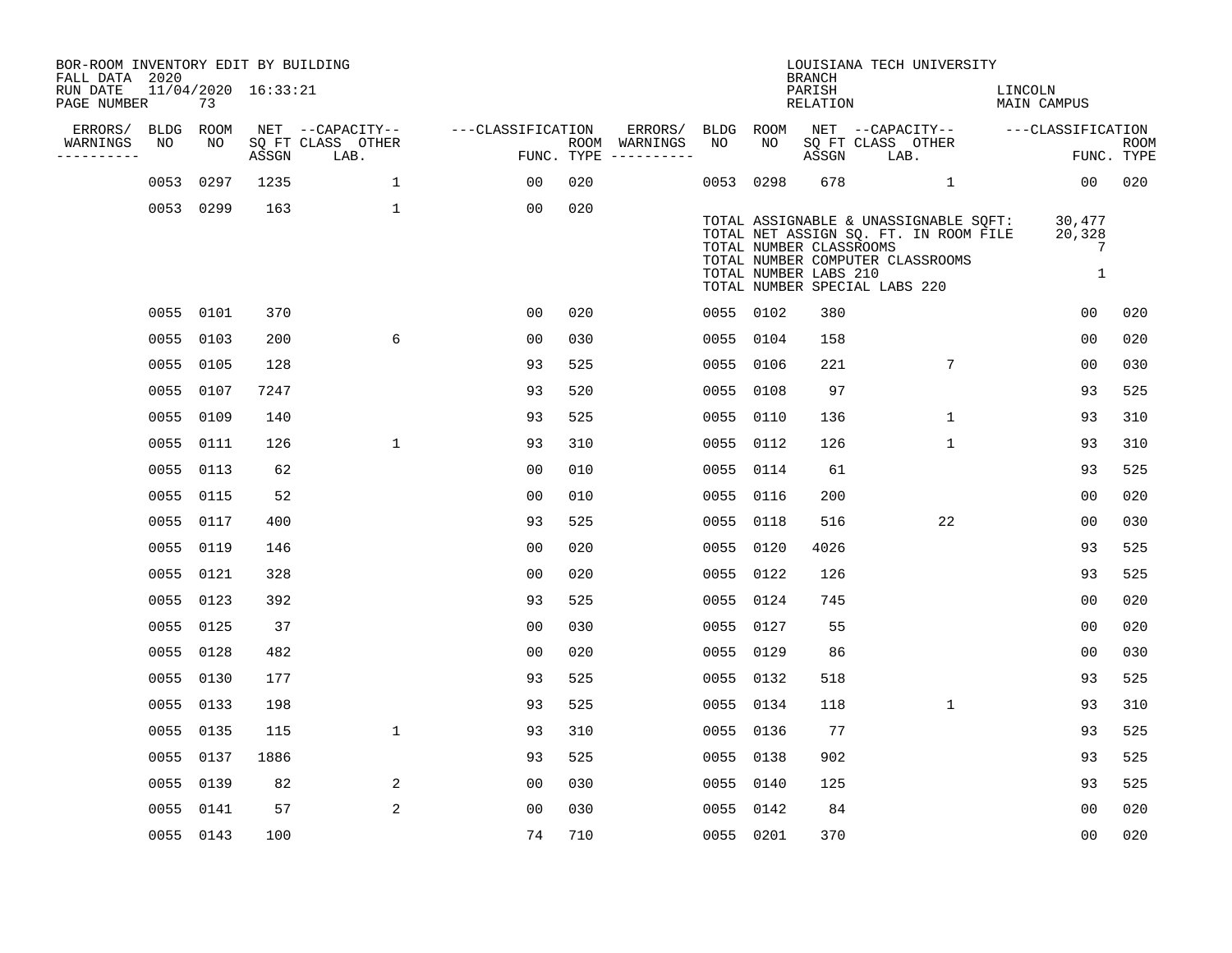BOR-ROOM INVENTORY EDIT BY BUILDING
FALL DATA 2020
RUN DATE 11/04/2020 16:33:21
PAGE NUMBER 73

LOUISIANA TECH UNIVERSITY
BRANCH
PARISH LINCOLN
RELATION MAIN CAMPUS

| ERRORS/ WARNINGS | BLDG NO | ROOM NO | NET SQ FT ASSGN | CAPACITY CLASS LAB. | CAPACITY OTHER | CLASSIFICATION FUNC. | ROOM TYPE | ERRORS/ WARNINGS | BLDG NO | ROOM NO | NET SQ FT ASSGN | CAPACITY CLASS LAB. | CAPACITY OTHER | CLASSIFICATION FUNC. | ROOM TYPE |
|---|---|---|---|---|---|---|---|---|---|---|---|---|---|---|---|
| | 0053 | 0297 | 1235 | | 1 | 00 | 020 | | 0053 | 0298 | 678 | | 1 | 00 | 020 |
| | 0053 | 0299 | 163 | | 1 | 00 | 020 | | | | | | | | |

TOTAL ASSIGNABLE & UNASSIGNABLE SQFT: 30,477
TOTAL NET ASSIGN SQ. FT. IN ROOM FILE 20,328
TOTAL NUMBER CLASSROOMS 7
TOTAL NUMBER COMPUTER CLASSROOMS
TOTAL NUMBER LABS 210 1
TOTAL NUMBER SPECIAL LABS 220

| ERRORS/ WARNINGS | BLDG NO | ROOM NO | NET SQ FT ASSGN | CAPACITY CLASS LAB. | CAPACITY OTHER | CLASSIFICATION FUNC. | ROOM TYPE | ERRORS/ WARNINGS | BLDG NO | ROOM NO | NET SQ FT ASSGN | CAPACITY CLASS LAB. | CAPACITY OTHER | CLASSIFICATION FUNC. | ROOM TYPE |
|---|---|---|---|---|---|---|---|---|---|---|---|---|---|---|---|
| | 0055 | 0101 | 370 | | | 00 | 020 | | 0055 | 0102 | 380 | | | 00 | 020 |
| | 0055 | 0103 | 200 | | 6 | 00 | 030 | | 0055 | 0104 | 158 | | | 00 | 020 |
| | 0055 | 0105 | 128 | | | 93 | 525 | | 0055 | 0106 | 221 | | 7 | 00 | 030 |
| | 0055 | 0107 | 7247 | | | 93 | 520 | | 0055 | 0108 | 97 | | | 93 | 525 |
| | 0055 | 0109 | 140 | | | 93 | 525 | | 0055 | 0110 | 136 | | 1 | 93 | 310 |
| | 0055 | 0111 | 126 | | 1 | 93 | 310 | | 0055 | 0112 | 126 | | 1 | 93 | 310 |
| | 0055 | 0113 | 62 | | | 00 | 010 | | 0055 | 0114 | 61 | | | 93 | 525 |
| | 0055 | 0115 | 52 | | | 00 | 010 | | 0055 | 0116 | 200 | | | 00 | 020 |
| | 0055 | 0117 | 400 | | | 93 | 525 | | 0055 | 0118 | 516 | | 22 | 00 | 030 |
| | 0055 | 0119 | 146 | | | 00 | 020 | | 0055 | 0120 | 4026 | | | 93 | 525 |
| | 0055 | 0121 | 328 | | | 00 | 020 | | 0055 | 0122 | 126 | | | 93 | 525 |
| | 0055 | 0123 | 392 | | | 93 | 525 | | 0055 | 0124 | 745 | | | 00 | 020 |
| | 0055 | 0125 | 37 | | | 00 | 030 | | 0055 | 0127 | 55 | | | 00 | 020 |
| | 0055 | 0128 | 482 | | | 00 | 020 | | 0055 | 0129 | 86 | | | 00 | 030 |
| | 0055 | 0130 | 177 | | | 93 | 525 | | 0055 | 0132 | 518 | | | 93 | 525 |
| | 0055 | 0133 | 198 | | | 93 | 525 | | 0055 | 0134 | 118 | | 1 | 93 | 310 |
| | 0055 | 0135 | 115 | | 1 | 93 | 310 | | 0055 | 0136 | 77 | | | 93 | 525 |
| | 0055 | 0137 | 1886 | | | 93 | 525 | | 0055 | 0138 | 902 | | | 93 | 525 |
| | 0055 | 0139 | 82 | | 2 | 00 | 030 | | 0055 | 0140 | 125 | | | 93 | 525 |
| | 0055 | 0141 | 57 | | 2 | 00 | 030 | | 0055 | 0142 | 84 | | | 00 | 020 |
| | 0055 | 0143 | 100 | | | 74 | 710 | | 0055 | 0201 | 370 | | | 00 | 020 |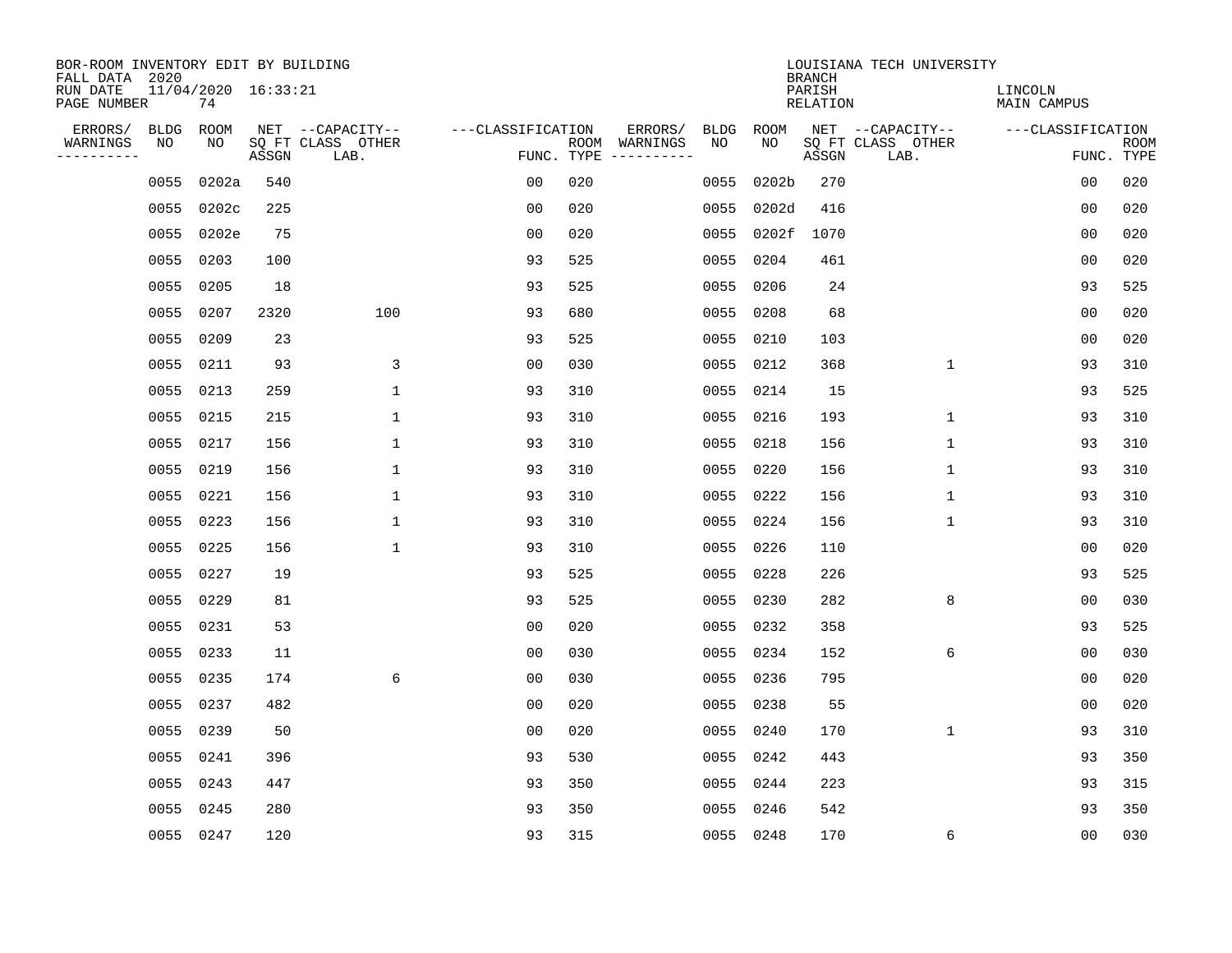BOR-ROOM INVENTORY EDIT BY BUILDING
FALL DATA 2020
RUN DATE 11/04/2020 16:33:21
PAGE NUMBER 74

LOUISIANA TECH UNIVERSITY
BRANCH
PARISH LINCOLN
RELATION MAIN CAMPUS

| ERRORS/ WARNINGS | BLDG NO | ROOM NO | NET SQ FT ASSGN | CAPACITY CLASS LAB. | CAPACITY OTHER | CLASSIFICATION FUNC. | ROOM TYPE | ERRORS/ WARNINGS | BLDG NO | ROOM NO | NET SQ FT ASSGN | CAPACITY CLASS LAB. | CAPACITY OTHER | CLASSIFICATION FUNC. | ROOM TYPE |
|---|---|---|---|---|---|---|---|---|---|---|---|---|---|---|---|
| | 0055 | 0202a | 540 | | | 00 | 020 | | 0055 | 0202b | 270 | | | 00 | 020 |
| | 0055 | 0202c | 225 | | | 00 | 020 | | 0055 | 0202d | 416 | | | 00 | 020 |
| | 0055 | 0202e | 75 | | | 00 | 020 | | 0055 | 0202f | 1070 | | | 00 | 020 |
| | 0055 | 0203 | 100 | | | 93 | 525 | | 0055 | 0204 | 461 | | | 00 | 020 |
| | 0055 | 0205 | 18 | | | 93 | 525 | | 0055 | 0206 | 24 | | | 93 | 525 |
| | 0055 | 0207 | 2320 | | 100 | 93 | 680 | | 0055 | 0208 | 68 | | | 00 | 020 |
| | 0055 | 0209 | 23 | | | 93 | 525 | | 0055 | 0210 | 103 | | | 00 | 020 |
| | 0055 | 0211 | 93 | | 3 | 00 | 030 | | 0055 | 0212 | 368 | | 1 | 93 | 310 |
| | 0055 | 0213 | 259 | | 1 | 93 | 310 | | 0055 | 0214 | 15 | | | 93 | 525 |
| | 0055 | 0215 | 215 | | 1 | 93 | 310 | | 0055 | 0216 | 193 | | 1 | 93 | 310 |
| | 0055 | 0217 | 156 | | 1 | 93 | 310 | | 0055 | 0218 | 156 | | 1 | 93 | 310 |
| | 0055 | 0219 | 156 | | 1 | 93 | 310 | | 0055 | 0220 | 156 | | 1 | 93 | 310 |
| | 0055 | 0221 | 156 | | 1 | 93 | 310 | | 0055 | 0222 | 156 | | 1 | 93 | 310 |
| | 0055 | 0223 | 156 | | 1 | 93 | 310 | | 0055 | 0224 | 156 | | 1 | 93 | 310 |
| | 0055 | 0225 | 156 | | 1 | 93 | 310 | | 0055 | 0226 | 110 | | | 00 | 020 |
| | 0055 | 0227 | 19 | | | 93 | 525 | | 0055 | 0228 | 226 | | | 93 | 525 |
| | 0055 | 0229 | 81 | | | 93 | 525 | | 0055 | 0230 | 282 | | 8 | 00 | 030 |
| | 0055 | 0231 | 53 | | | 00 | 020 | | 0055 | 0232 | 358 | | | 93 | 525 |
| | 0055 | 0233 | 11 | | | 00 | 030 | | 0055 | 0234 | 152 | | 6 | 00 | 030 |
| | 0055 | 0235 | 174 | | 6 | 00 | 030 | | 0055 | 0236 | 795 | | | 00 | 020 |
| | 0055 | 0237 | 482 | | | 00 | 020 | | 0055 | 0238 | 55 | | | 00 | 020 |
| | 0055 | 0239 | 50 | | | 00 | 020 | | 0055 | 0240 | 170 | | 1 | 93 | 310 |
| | 0055 | 0241 | 396 | | | 93 | 530 | | 0055 | 0242 | 443 | | | 93 | 350 |
| | 0055 | 0243 | 447 | | | 93 | 350 | | 0055 | 0244 | 223 | | | 93 | 315 |
| | 0055 | 0245 | 280 | | | 93 | 350 | | 0055 | 0246 | 542 | | | 93 | 350 |
| | 0055 | 0247 | 120 | | | 93 | 315 | | 0055 | 0248 | 170 | | 6 | 00 | 030 |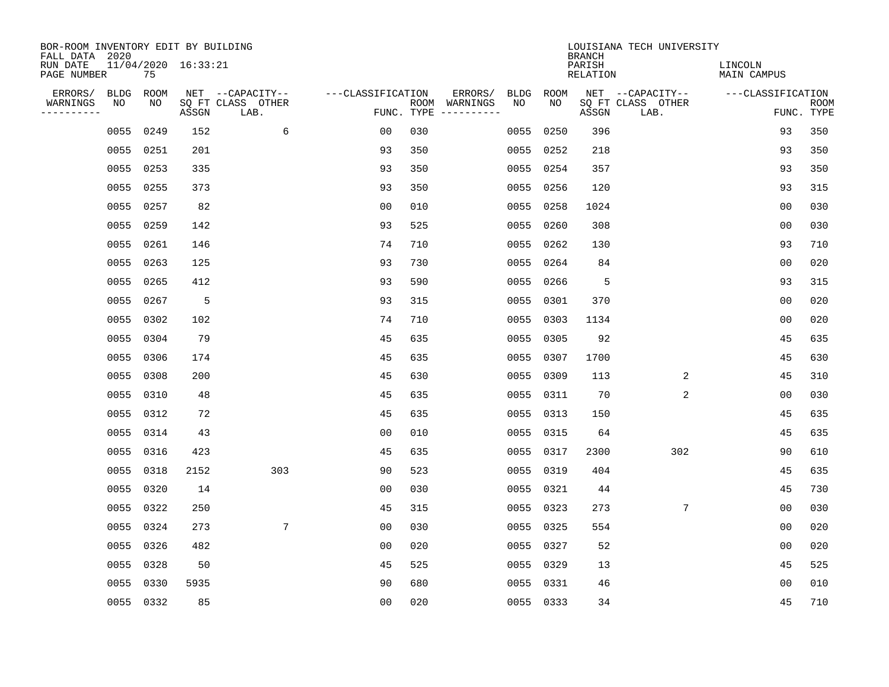BOR-ROOM INVENTORY EDIT BY BUILDING
FALL DATA 2020
RUN DATE 11/04/2020 16:33:21

LOUISIANA TECH UNIVERSITY
BRANCH
PARISH LINCOLN
RELATION MAIN CAMPUS

| ERRORS/ WARNINGS | BLDG NO | ROOM NO | NET SQ FT ASSGN | CAPACITY CLASS LAB. | CAPACITY OTHER | CLASSIFICATION FUNC. | ROOM TYPE | ERRORS/ WARNINGS | BLDG NO | ROOM NO | NET SQ FT ASSGN | CAPACITY CLASS LAB. | CAPACITY OTHER | CLASSIFICATION FUNC. | ROOM TYPE |
|---|---|---|---|---|---|---|---|---|---|---|---|---|---|---|---|
| | 0055 | 0249 | 152 | | 6 | 00 | 030 | | 0055 | 0250 | 396 | | | 93 | 350 |
| | 0055 | 0251 | 201 | | | 93 | 350 | | 0055 | 0252 | 218 | | | 93 | 350 |
| | 0055 | 0253 | 335 | | | 93 | 350 | | 0055 | 0254 | 357 | | | 93 | 350 |
| | 0055 | 0255 | 373 | | | 93 | 350 | | 0055 | 0256 | 120 | | | 93 | 315 |
| | 0055 | 0257 | 82 | | | 00 | 010 | | 0055 | 0258 | 1024 | | | 00 | 030 |
| | 0055 | 0259 | 142 | | | 93 | 525 | | 0055 | 0260 | 308 | | | 00 | 030 |
| | 0055 | 0261 | 146 | | | 74 | 710 | | 0055 | 0262 | 130 | | | 93 | 710 |
| | 0055 | 0263 | 125 | | | 93 | 730 | | 0055 | 0264 | 84 | | | 00 | 020 |
| | 0055 | 0265 | 412 | | | 93 | 590 | | 0055 | 0266 | 5 | | | 93 | 315 |
| | 0055 | 0267 | 5 | | | 93 | 315 | | 0055 | 0301 | 370 | | | 00 | 020 |
| | 0055 | 0302 | 102 | | | 74 | 710 | | 0055 | 0303 | 1134 | | | 00 | 020 |
| | 0055 | 0304 | 79 | | | 45 | 635 | | 0055 | 0305 | 92 | | | 45 | 635 |
| | 0055 | 0306 | 174 | | | 45 | 635 | | 0055 | 0307 | 1700 | | | 45 | 630 |
| | 0055 | 0308 | 200 | | | 45 | 630 | | 0055 | 0309 | 113 | | 2 | 45 | 310 |
| | 0055 | 0310 | 48 | | | 45 | 635 | | 0055 | 0311 | 70 | | 2 | 00 | 030 |
| | 0055 | 0312 | 72 | | | 45 | 635 | | 0055 | 0313 | 150 | | | 45 | 635 |
| | 0055 | 0314 | 43 | | | 00 | 010 | | 0055 | 0315 | 64 | | | 45 | 635 |
| | 0055 | 0316 | 423 | | | 45 | 635 | | 0055 | 0317 | 2300 | | 302 | 90 | 610 |
| | 0055 | 0318 | 2152 | | 303 | 90 | 523 | | 0055 | 0319 | 404 | | | 45 | 635 |
| | 0055 | 0320 | 14 | | | 00 | 030 | | 0055 | 0321 | 44 | | | 45 | 730 |
| | 0055 | 0322 | 250 | | | 45 | 315 | | 0055 | 0323 | 273 | | 7 | 00 | 030 |
| | 0055 | 0324 | 273 | | 7 | 00 | 030 | | 0055 | 0325 | 554 | | | 00 | 020 |
| | 0055 | 0326 | 482 | | | 00 | 020 | | 0055 | 0327 | 52 | | | 00 | 020 |
| | 0055 | 0328 | 50 | | | 45 | 525 | | 0055 | 0329 | 13 | | | 45 | 525 |
| | 0055 | 0330 | 5935 | | | 90 | 680 | | 0055 | 0331 | 46 | | | 00 | 010 |
| | 0055 | 0332 | 85 | | | 00 | 020 | | 0055 | 0333 | 34 | | | 45 | 710 |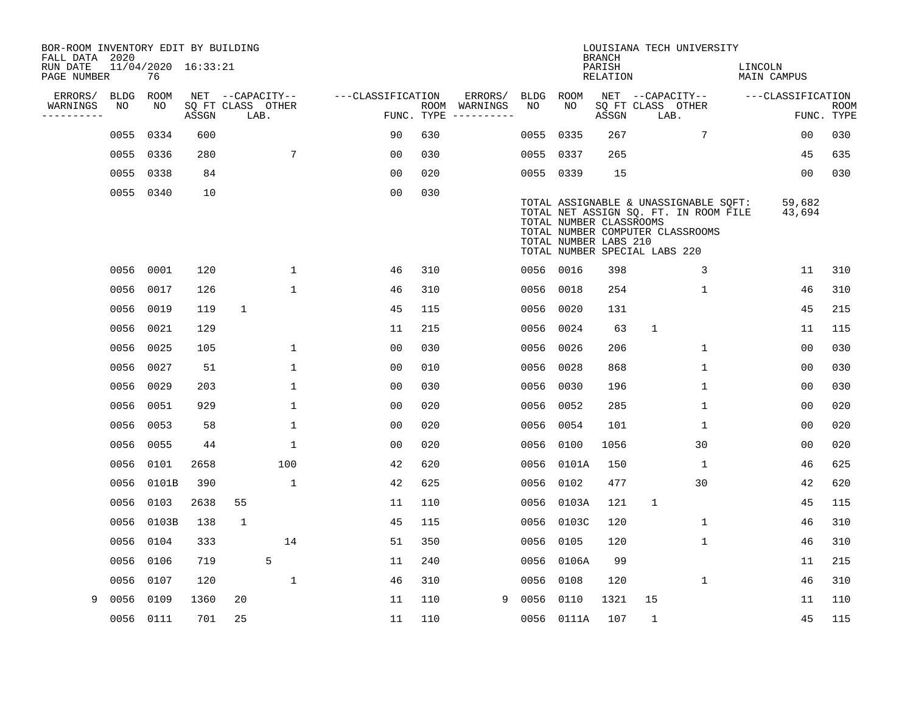BOR-ROOM INVENTORY EDIT BY BUILDING
FALL DATA 2020
RUN DATE 11/04/2020 16:33:21
PAGE NUMBER 76

LOUISIANA TECH UNIVERSITY
BRANCH
PARISH LINCOLN
RELATION MAIN CAMPUS

| ERRORS/ WARNINGS | BLDG NO | ROOM NO | NET SQ FT ASSGN | CAPACITY CLASS | CAPACITY LAB. | CAPACITY OTHER | CLASSIFICATION FUNC. | ROOM TYPE | ERRORS/ WARNINGS | BLDG NO | ROOM NO | NET SQ FT ASSGN | CAPACITY CLASS | CAPACITY LAB. | CAPACITY OTHER | CLASSIFICATION FUNC. | ROOM TYPE |
|---|---|---|---|---|---|---|---|---|---|---|---|---|---|---|---|---|---|
| | 0055 | 0334 | 600 | | | | 90 | 630 | | 0055 | 0335 | 267 | | | 7 | 00 | 030 |
| | 0055 | 0336 | 280 | | | 7 | 00 | 030 | | 0055 | 0337 | 265 | | | | 45 | 635 |
| | 0055 | 0338 | 84 | | | | 00 | 020 | | 0055 | 0339 | 15 | | | | 00 | 030 |
| | 0055 | 0340 | 10 | | | | 00 | 030 | | | | | | | | | |

TOTAL ASSIGNABLE & UNASSIGNABLE SQFT: 59,682
TOTAL NET ASSIGN SQ. FT. IN ROOM FILE 43,694
TOTAL NUMBER CLASSROOMS
TOTAL NUMBER COMPUTER CLASSROOMS
TOTAL NUMBER LABS 210
TOTAL NUMBER SPECIAL LABS 220

| ERRORS/ WARNINGS | BLDG NO | ROOM NO | NET SQ FT ASSGN | CAPACITY CLASS | CAPACITY LAB. | CAPACITY OTHER | CLASSIFICATION FUNC. | ROOM TYPE | ERRORS/ WARNINGS | BLDG NO | ROOM NO | NET SQ FT ASSGN | CAPACITY CLASS | CAPACITY LAB. | CAPACITY OTHER | CLASSIFICATION FUNC. | ROOM TYPE |
|---|---|---|---|---|---|---|---|---|---|---|---|---|---|---|---|---|---|
| | 0056 | 0001 | 120 | | | 1 | 46 | 310 | | 0056 | 0016 | 398 | | | 3 | 11 | 310 |
| | 0056 | 0017 | 126 | | | 1 | 46 | 310 | | 0056 | 0018 | 254 | | | 1 | 46 | 310 |
| | 0056 | 0019 | 119 | 1 | | | 45 | 115 | | 0056 | 0020 | 131 | | | | 45 | 215 |
| | 0056 | 0021 | 129 | | | | 11 | 215 | | 0056 | 0024 | 63 | 1 | | | 11 | 115 |
| | 0056 | 0025 | 105 | | | 1 | 00 | 030 | | 0056 | 0026 | 206 | | | 1 | 00 | 030 |
| | 0056 | 0027 | 51 | | | 1 | 00 | 010 | | 0056 | 0028 | 868 | | | 1 | 00 | 030 |
| | 0056 | 0029 | 203 | | | 1 | 00 | 030 | | 0056 | 0030 | 196 | | | 1 | 00 | 030 |
| | 0056 | 0051 | 929 | | | 1 | 00 | 020 | | 0056 | 0052 | 285 | | | 1 | 00 | 020 |
| | 0056 | 0053 | 58 | | | 1 | 00 | 020 | | 0056 | 0054 | 101 | | | 1 | 00 | 020 |
| | 0056 | 0055 | 44 | | | 1 | 00 | 020 | | 0056 | 0100 | 1056 | | | 30 | 00 | 020 |
| | 0056 | 0101 | 2658 | | | 100 | 42 | 620 | | 0056 | 0101A | 150 | | | 1 | 46 | 625 |
| | 0056 | 0101B | 390 | | | 1 | 42 | 625 | | 0056 | 0102 | 477 | | | 30 | 42 | 620 |
| | 0056 | 0103 | 2638 | 55 | | | 11 | 110 | | 0056 | 0103A | 121 | 1 | | | 45 | 115 |
| | 0056 | 0103B | 138 | 1 | | | 45 | 115 | | 0056 | 0103C | 120 | | | 1 | 46 | 310 |
| | 0056 | 0104 | 333 | | | 14 | 51 | 350 | | 0056 | 0105 | 120 | | | 1 | 46 | 310 |
| | 0056 | 0106 | 719 | | 5 | | 11 | 240 | | 0056 | 0106A | 99 | | | | 11 | 215 |
| | 0056 | 0107 | 120 | | | 1 | 46 | 310 | | 0056 | 0108 | 120 | | | 1 | 46 | 310 |
| 9 | 0056 | 0109 | 1360 | 20 | | | 11 | 110 | 9 | 0056 | 0110 | 1321 | 15 | | | 11 | 110 |
| | 0056 | 0111 | 701 | 25 | | | 11 | 110 | | 0056 | 0111A | 107 | 1 | | | 45 | 115 |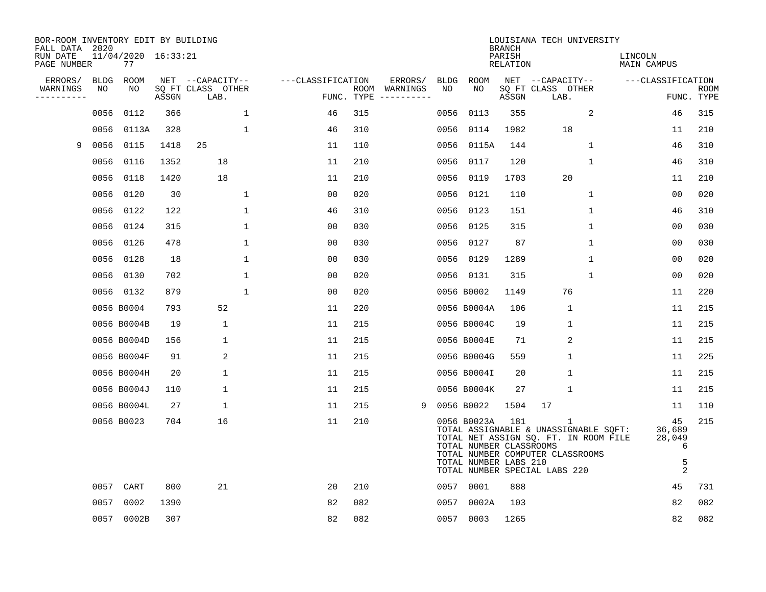BOR-ROOM INVENTORY EDIT BY BUILDING
FALL DATA 2020
RUN DATE 11/04/2020 16:33:21
PAGE NUMBER 77

LOUISIANA TECH UNIVERSITY
BRANCH
PARISH LINCOLN
RELATION MAIN CAMPUS

| ERRORS/ WARNINGS | BLDG NO | ROOM NO | NET SQ FT ASSGN | CAPACITY CLASS LAB. | CAPACITY OTHER | CLASSIFICATION FUNC. | ROOM TYPE | ERRORS/ WARNINGS | BLDG NO | ROOM NO | NET SQ FT ASSGN | CAPACITY CLASS LAB. | CAPACITY OTHER | CLASSIFICATION FUNC. | ROOM TYPE |
|---|---|---|---|---|---|---|---|---|---|---|---|---|---|---|---|
| | 0056 | 0112 | 366 | | 1 | 46 | 315 | | 0056 | 0113 | 355 | | 2 | 46 | 315 |
| | 0056 | 0113A | 328 | | 1 | 46 | 310 | | 0056 | 0114 | 1982 | 18 | | 11 | 210 |
| 9 | 0056 | 0115 | 1418 | 25 | | 11 | 110 | | 0056 | 0115A | 144 | | 1 | 46 | 310 |
| | 0056 | 0116 | 1352 | 18 | | 11 | 210 | | 0056 | 0117 | 120 | | 1 | 46 | 310 |
| | 0056 | 0118 | 1420 | 18 | | 11 | 210 | | 0056 | 0119 | 1703 | 20 | | 11 | 210 |
| | 0056 | 0120 | 30 | | 1 | 00 | 020 | | 0056 | 0121 | 110 | | 1 | 00 | 020 |
| | 0056 | 0122 | 122 | | 1 | 46 | 310 | | 0056 | 0123 | 151 | | 1 | 46 | 310 |
| | 0056 | 0124 | 315 | | 1 | 00 | 030 | | 0056 | 0125 | 315 | | 1 | 00 | 030 |
| | 0056 | 0126 | 478 | | 1 | 00 | 030 | | 0056 | 0127 | 87 | | 1 | 00 | 030 |
| | 0056 | 0128 | 18 | | 1 | 00 | 030 | | 0056 | 0129 | 1289 | | 1 | 00 | 020 |
| | 0056 | 0130 | 702 | | 1 | 00 | 020 | | 0056 | 0131 | 315 | | 1 | 00 | 020 |
| | 0056 | 0132 | 879 | | 1 | 00 | 020 | | 0056 | B0002 | 1149 | 76 | | 11 | 220 |
| | 0056 | B0004 | 793 | 52 | | 11 | 220 | | 0056 | B0004A | 106 | 1 | | 11 | 215 |
| | 0056 | B0004B | 19 | 1 | | 11 | 215 | | 0056 | B0004C | 19 | 1 | | 11 | 215 |
| | 0056 | B0004D | 156 | 1 | | 11 | 215 | | 0056 | B0004E | 71 | 2 | | 11 | 215 |
| | 0056 | B0004F | 91 | 2 | | 11 | 215 | | 0056 | B0004G | 559 | 1 | | 11 | 225 |
| | 0056 | B0004H | 20 | 1 | | 11 | 215 | | 0056 | B0004I | 20 | 1 | | 11 | 215 |
| | 0056 | B0004J | 110 | 1 | | 11 | 215 | | 0056 | B0004K | 27 | 1 | | 11 | 215 |
| | 0056 | B0004L | 27 | 1 | | 11 | 215 | 9 | 0056 | B0022 | 1504 | 17 | | 11 | 110 |
| | 0056 | B0023 | 704 | 16 | | 11 | 210 | | 0056 | B0023A | 181 | 1 | | 45 | 215 |

TOTAL ASSIGNABLE & UNASSIGNABLE SQFT: 36,689
TOTAL NET ASSIGN SQ. FT. IN ROOM FILE 28,049
TOTAL NUMBER CLASSROOMS 6
TOTAL NUMBER COMPUTER CLASSROOMS
TOTAL NUMBER LABS 210 5
TOTAL NUMBER SPECIAL LABS 220 2

| ERRORS/ WARNINGS | BLDG NO | ROOM NO | NET SQ FT ASSGN | CAPACITY CLASS LAB. | CAPACITY OTHER | CLASSIFICATION FUNC. | ROOM TYPE | ERRORS/ WARNINGS | BLDG NO | ROOM NO | NET SQ FT ASSGN | CAPACITY CLASS LAB. | CAPACITY OTHER | CLASSIFICATION FUNC. | ROOM TYPE |
|---|---|---|---|---|---|---|---|---|---|---|---|---|---|---|---|
| | 0057 | CART | 800 | 21 | | 20 | 210 | | 0057 | 0001 | 888 | | | 45 | 731 |
| | 0057 | 0002 | 1390 | | | 82 | 082 | | 0057 | 0002A | 103 | | | 82 | 082 |
| | 0057 | 0002B | 307 | | | 82 | 082 | | 0057 | 0003 | 1265 | | | 82 | 082 |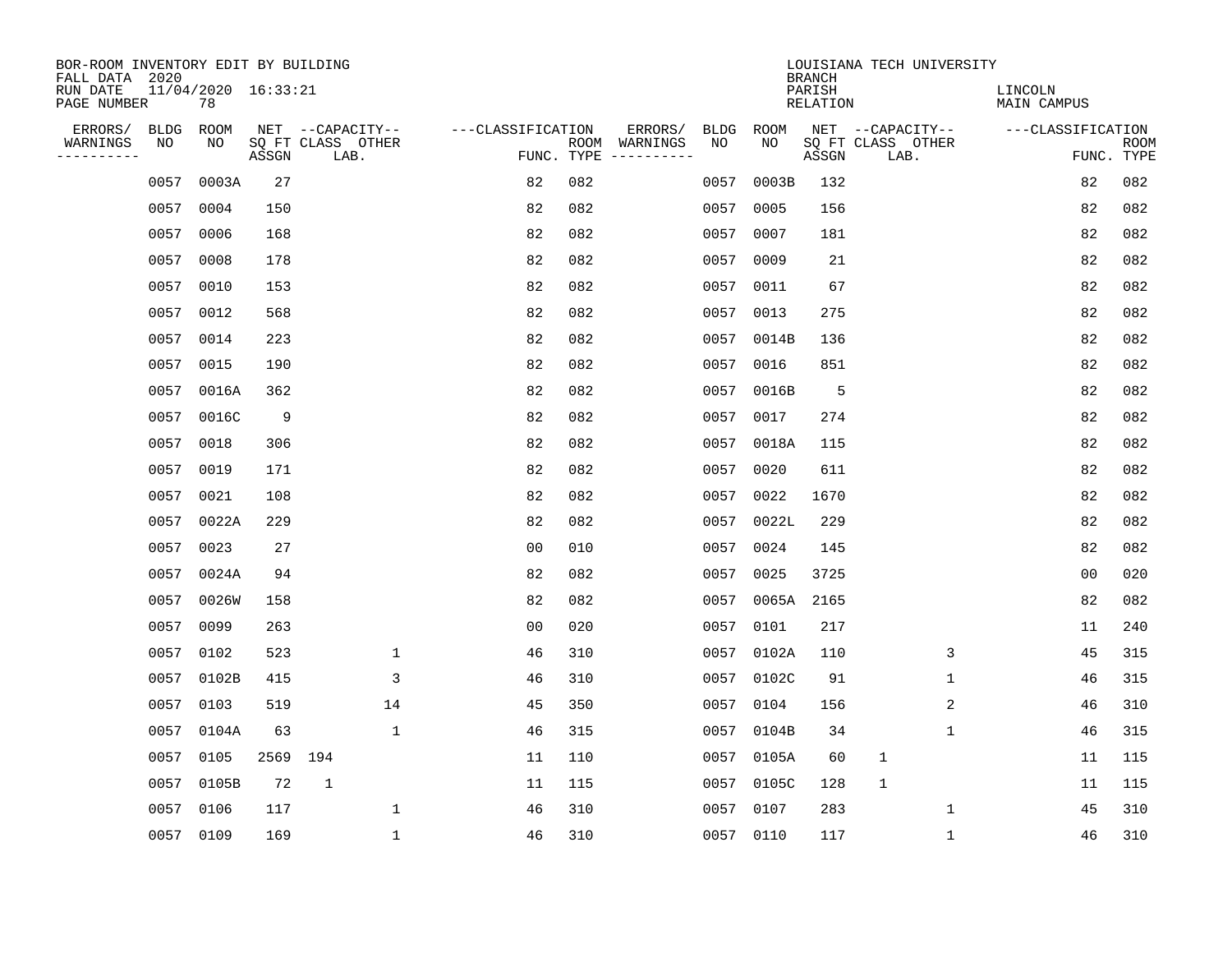BOR-ROOM INVENTORY EDIT BY BUILDING
FALL DATA 2020
RUN DATE 11/04/2020 16:33:21
PAGE NUMBER 78

LOUISIANA TECH UNIVERSITY
BRANCH
PARISH LINCOLN
RELATION MAIN CAMPUS

| ERRORS/ WARNINGS | BLDG NO | ROOM NO | NET SQ FT ASSGN | CAPACITY CLASS | CAPACITY OTHER LAB. | CLASSIFICATION FUNC. | ROOM TYPE | ERRORS/ WARNINGS | BLDG NO | ROOM NO | NET SQ FT ASSGN | CAPACITY CLASS | CAPACITY OTHER LAB. | CLASSIFICATION FUNC. | ROOM TYPE |
|---|---|---|---|---|---|---|---|---|---|---|---|---|---|---|---|
| | 0057 | 0003A | 27 | | | 82 | 082 | | 0057 | 0003B | 132 | | | 82 | 082 |
| | 0057 | 0004 | 150 | | | 82 | 082 | | 0057 | 0005 | 156 | | | 82 | 082 |
| | 0057 | 0006 | 168 | | | 82 | 082 | | 0057 | 0007 | 181 | | | 82 | 082 |
| | 0057 | 0008 | 178 | | | 82 | 082 | | 0057 | 0009 | 21 | | | 82 | 082 |
| | 0057 | 0010 | 153 | | | 82 | 082 | | 0057 | 0011 | 67 | | | 82 | 082 |
| | 0057 | 0012 | 568 | | | 82 | 082 | | 0057 | 0013 | 275 | | | 82 | 082 |
| | 0057 | 0014 | 223 | | | 82 | 082 | | 0057 | 0014B | 136 | | | 82 | 082 |
| | 0057 | 0015 | 190 | | | 82 | 082 | | 0057 | 0016 | 851 | | | 82 | 082 |
| | 0057 | 0016A | 362 | | | 82 | 082 | | 0057 | 0016B | 5 | | | 82 | 082 |
| | 0057 | 0016C | 9 | | | 82 | 082 | | 0057 | 0017 | 274 | | | 82 | 082 |
| | 0057 | 0018 | 306 | | | 82 | 082 | | 0057 | 0018A | 115 | | | 82 | 082 |
| | 0057 | 0019 | 171 | | | 82 | 082 | | 0057 | 0020 | 611 | | | 82 | 082 |
| | 0057 | 0021 | 108 | | | 82 | 082 | | 0057 | 0022 | 1670 | | | 82 | 082 |
| | 0057 | 0022A | 229 | | | 82 | 082 | | 0057 | 0022L | 229 | | | 82 | 082 |
| | 0057 | 0023 | 27 | | | 00 | 010 | | 0057 | 0024 | 145 | | | 82 | 082 |
| | 0057 | 0024A | 94 | | | 82 | 082 | | 0057 | 0025 | 3725 | | | 00 | 020 |
| | 0057 | 0026W | 158 | | | 82 | 082 | | 0057 | 0065A | 2165 | | | 82 | 082 |
| | 0057 | 0099 | 263 | | | 00 | 020 | | 0057 | 0101 | 217 | | | 11 | 240 |
| | 0057 | 0102 | 523 | | 1 | 46 | 310 | | 0057 | 0102A | 110 | | 3 | 45 | 315 |
| | 0057 | 0102B | 415 | | 3 | 46 | 310 | | 0057 | 0102C | 91 | | 1 | 46 | 315 |
| | 0057 | 0103 | 519 | | 14 | 45 | 350 | | 0057 | 0104 | 156 | | 2 | 46 | 310 |
| | 0057 | 0104A | 63 | | 1 | 46 | 315 | | 0057 | 0104B | 34 | | 1 | 46 | 315 |
| | 0057 | 0105 | 2569 | 194 | | 11 | 110 | | 0057 | 0105A | 60 | 1 | | 11 | 115 |
| | 0057 | 0105B | 72 | 1 | | 11 | 115 | | 0057 | 0105C | 128 | 1 | | 11 | 115 |
| | 0057 | 0106 | 117 | | 1 | 46 | 310 | | 0057 | 0107 | 283 | | 1 | 45 | 310 |
| | 0057 | 0109 | 169 | | 1 | 46 | 310 | | 0057 | 0110 | 117 | | 1 | 46 | 310 |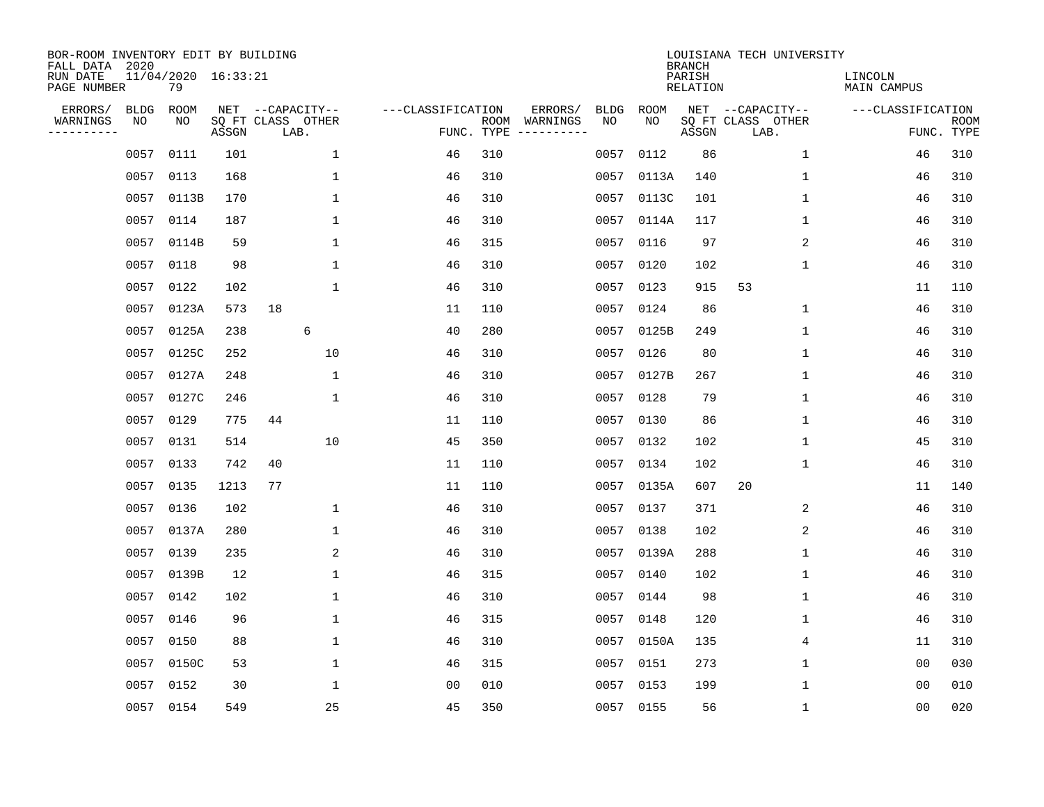BOR-ROOM INVENTORY EDIT BY BUILDING
FALL DATA 2020
RUN DATE 11/04/2020 16:33:21
PAGE NUMBER 79

LOUISIANA TECH UNIVERSITY
BRANCH
PARISH LINCOLN
RELATION MAIN CAMPUS

| ERRORS/ WARNINGS | BLDG NO | ROOM NO | NET SQ FT ASSGN | CAPACITY CLASS | CAPACITY LAB. | CAPACITY OTHER | CLASSIFICATION FUNC. | ROOM TYPE | ERRORS/ WARNINGS | BLDG NO | ROOM NO | NET SQ FT ASSGN | CAPACITY CLASS | CAPACITY LAB. | CAPACITY OTHER | CLASSIFICATION FUNC. | ROOM TYPE |
|---|---|---|---|---|---|---|---|---|---|---|---|---|---|---|---|---|---|
| | 0057 | 0111 | 101 | | | 1 | 46 | 310 | | 0057 | 0112 | 86 | | | 1 | 46 | 310 |
| | 0057 | 0113 | 168 | | | 1 | 46 | 310 | | 0057 | 0113A | 140 | | | 1 | 46 | 310 |
| | 0057 | 0113B | 170 | | | 1 | 46 | 310 | | 0057 | 0113C | 101 | | | 1 | 46 | 310 |
| | 0057 | 0114 | 187 | | | 1 | 46 | 310 | | 0057 | 0114A | 117 | | | 1 | 46 | 310 |
| | 0057 | 0114B | 59 | | | 1 | 46 | 315 | | 0057 | 0116 | 97 | | | 2 | 46 | 310 |
| | 0057 | 0118 | 98 | | | 1 | 46 | 310 | | 0057 | 0120 | 102 | | | 1 | 46 | 310 |
| | 0057 | 0122 | 102 | | | 1 | 46 | 310 | | 0057 | 0123 | 915 | 53 | | | 11 | 110 |
| | 0057 | 0123A | 573 | 18 | | | 11 | 110 | | 0057 | 0124 | 86 | | | 1 | 46 | 310 |
| | 0057 | 0125A | 238 | | 6 | | 40 | 280 | | 0057 | 0125B | 249 | | | 1 | 46 | 310 |
| | 0057 | 0125C | 252 | | | 10 | 46 | 310 | | 0057 | 0126 | 80 | | | 1 | 46 | 310 |
| | 0057 | 0127A | 248 | | | 1 | 46 | 310 | | 0057 | 0127B | 267 | | | 1 | 46 | 310 |
| | 0057 | 0127C | 246 | | | 1 | 46 | 310 | | 0057 | 0128 | 79 | | | 1 | 46 | 310 |
| | 0057 | 0129 | 775 | 44 | | | 11 | 110 | | 0057 | 0130 | 86 | | | 1 | 46 | 310 |
| | 0057 | 0131 | 514 | | | 10 | 45 | 350 | | 0057 | 0132 | 102 | | | 1 | 45 | 310 |
| | 0057 | 0133 | 742 | 40 | | | 11 | 110 | | 0057 | 0134 | 102 | | | 1 | 46 | 310 |
| | 0057 | 0135 | 1213 | 77 | | | 11 | 110 | | 0057 | 0135A | 607 | 20 | | | 11 | 140 |
| | 0057 | 0136 | 102 | | | 1 | 46 | 310 | | 0057 | 0137 | 371 | | | 2 | 46 | 310 |
| | 0057 | 0137A | 280 | | | 1 | 46 | 310 | | 0057 | 0138 | 102 | | | 2 | 46 | 310 |
| | 0057 | 0139 | 235 | | | 2 | 46 | 310 | | 0057 | 0139A | 288 | | | 1 | 46 | 310 |
| | 0057 | 0139B | 12 | | | 1 | 46 | 315 | | 0057 | 0140 | 102 | | | 1 | 46 | 310 |
| | 0057 | 0142 | 102 | | | 1 | 46 | 310 | | 0057 | 0144 | 98 | | | 1 | 46 | 310 |
| | 0057 | 0146 | 96 | | | 1 | 46 | 315 | | 0057 | 0148 | 120 | | | 1 | 46 | 310 |
| | 0057 | 0150 | 88 | | | 1 | 46 | 310 | | 0057 | 0150A | 135 | | | 4 | 11 | 310 |
| | 0057 | 0150C | 53 | | | 1 | 46 | 315 | | 0057 | 0151 | 273 | | | 1 | 00 | 030 |
| | 0057 | 0152 | 30 | | | 1 | 00 | 010 | | 0057 | 0153 | 199 | | | 1 | 00 | 010 |
| | 0057 | 0154 | 549 | | | 25 | 45 | 350 | | 0057 | 0155 | 56 | | | 1 | 00 | 020 |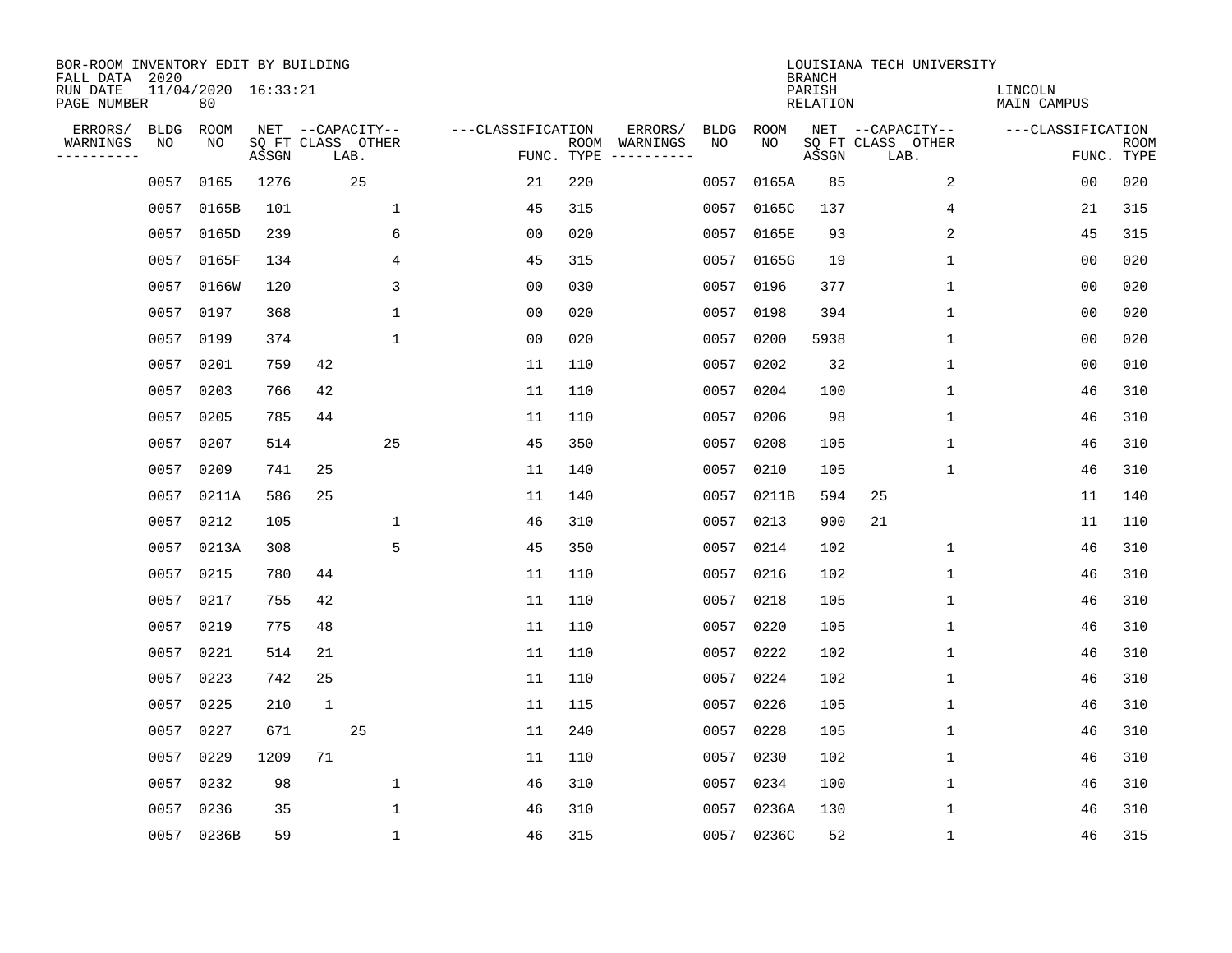BOR-ROOM INVENTORY EDIT BY BUILDING
FALL DATA 2020
RUN DATE 11/04/2020 16:33:21
PAGE NUMBER 80

LOUISIANA TECH UNIVERSITY
BRANCH
PARISH LINCOLN
RELATION MAIN CAMPUS

| ERRORS/ WARNINGS | BLDG NO | ROOM NO | NET SQ FT ASSGN | CAPACITY CLASS | CAPACITY LAB. | CAPACITY OTHER | CLASSIFICATION FUNC. | ROOM TYPE | ERRORS/ WARNINGS | BLDG NO | ROOM NO | NET SQ FT ASSGN | CAPACITY CLASS | CAPACITY LAB. | CAPACITY OTHER | CLASSIFICATION FUNC. | ROOM TYPE |
|---|---|---|---|---|---|---|---|---|---|---|---|---|---|---|---|---|---|
| | 0057 | 0165 | 1276 | | 25 | | 21 | 220 | | 0057 | 0165A | 85 | | | 2 | 00 | 020 |
| | 0057 | 0165B | 101 | | | 1 | 45 | 315 | | 0057 | 0165C | 137 | | | 4 | 21 | 315 |
| | 0057 | 0165D | 239 | | | 6 | 00 | 020 | | 0057 | 0165E | 93 | | | 2 | 45 | 315 |
| | 0057 | 0165F | 134 | | | 4 | 45 | 315 | | 0057 | 0165G | 19 | | | 1 | 00 | 020 |
| | 0057 | 0166W | 120 | | | 3 | 00 | 030 | | 0057 | 0196 | 377 | | | 1 | 00 | 020 |
| | 0057 | 0197 | 368 | | | 1 | 00 | 020 | | 0057 | 0198 | 394 | | | 1 | 00 | 020 |
| | 0057 | 0199 | 374 | | | 1 | 00 | 020 | | 0057 | 0200 | 5938 | | | 1 | 00 | 020 |
| | 0057 | 0201 | 759 | 42 | | | 11 | 110 | | 0057 | 0202 | 32 | | | 1 | 00 | 010 |
| | 0057 | 0203 | 766 | 42 | | | 11 | 110 | | 0057 | 0204 | 100 | | | 1 | 46 | 310 |
| | 0057 | 0205 | 785 | 44 | | | 11 | 110 | | 0057 | 0206 | 98 | | | 1 | 46 | 310 |
| | 0057 | 0207 | 514 | | | 25 | 45 | 350 | | 0057 | 0208 | 105 | | | 1 | 46 | 310 |
| | 0057 | 0209 | 741 | 25 | | | 11 | 140 | | 0057 | 0210 | 105 | | | 1 | 46 | 310 |
| | 0057 | 0211A | 586 | 25 | | | 11 | 140 | | 0057 | 0211B | 594 | 25 | | | 11 | 140 |
| | 0057 | 0212 | 105 | | | 1 | 46 | 310 | | 0057 | 0213 | 900 | 21 | | | 11 | 110 |
| | 0057 | 0213A | 308 | | | 5 | 45 | 350 | | 0057 | 0214 | 102 | | | 1 | 46 | 310 |
| | 0057 | 0215 | 780 | 44 | | | 11 | 110 | | 0057 | 0216 | 102 | | | 1 | 46 | 310 |
| | 0057 | 0217 | 755 | 42 | | | 11 | 110 | | 0057 | 0218 | 105 | | | 1 | 46 | 310 |
| | 0057 | 0219 | 775 | 48 | | | 11 | 110 | | 0057 | 0220 | 105 | | | 1 | 46 | 310 |
| | 0057 | 0221 | 514 | 21 | | | 11 | 110 | | 0057 | 0222 | 102 | | | 1 | 46 | 310 |
| | 0057 | 0223 | 742 | 25 | | | 11 | 110 | | 0057 | 0224 | 102 | | | 1 | 46 | 310 |
| | 0057 | 0225 | 210 | 1 | | | 11 | 115 | | 0057 | 0226 | 105 | | | 1 | 46 | 310 |
| | 0057 | 0227 | 671 | | 25 | | 11 | 240 | | 0057 | 0228 | 105 | | | 1 | 46 | 310 |
| | 0057 | 0229 | 1209 | 71 | | | 11 | 110 | | 0057 | 0230 | 102 | | | 1 | 46 | 310 |
| | 0057 | 0232 | 98 | | | 1 | 46 | 310 | | 0057 | 0234 | 100 | | | 1 | 46 | 310 |
| | 0057 | 0236 | 35 | | | 1 | 46 | 310 | | 0057 | 0236A | 130 | | | 1 | 46 | 310 |
| | 0057 | 0236B | 59 | | | 1 | 46 | 315 | | 0057 | 0236C | 52 | | | 1 | 46 | 315 |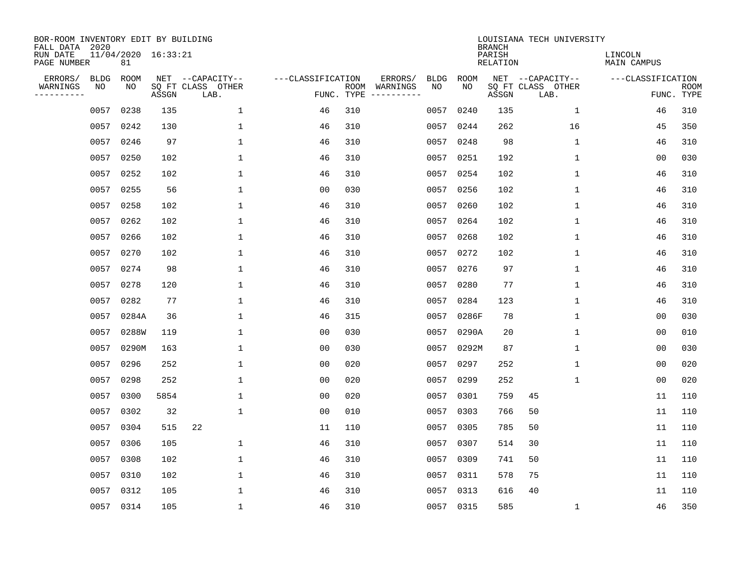BOR-ROOM INVENTORY EDIT BY BUILDING
FALL DATA 2020
RUN DATE 11/04/2020 16:33:21
PAGE NUMBER 81

LOUISIANA TECH UNIVERSITY
BRANCH
PARISH LINCOLN
RELATION MAIN CAMPUS

| ERRORS/ WARNINGS | BLDG NO | ROOM NO | NET SQ FT ASSGN | CAPACITY CLASS LAB. | CAPACITY OTHER | CLASSIFICATION FUNC. | ROOM TYPE | ERRORS/ WARNINGS | BLDG NO | ROOM NO | NET SQ FT ASSGN | CAPACITY CLASS LAB. | CAPACITY OTHER | CLASSIFICATION FUNC. | ROOM TYPE |
|---|---|---|---|---|---|---|---|---|---|---|---|---|---|---|---|
| | 0057 | 0238 | 135 | | 1 | 46 | 310 | | 0057 | 0240 | 135 | | 1 | 46 | 310 |
| | 0057 | 0242 | 130 | | 1 | 46 | 310 | | 0057 | 0244 | 262 | | 16 | 45 | 350 |
| | 0057 | 0246 | 97 | | 1 | 46 | 310 | | 0057 | 0248 | 98 | | 1 | 46 | 310 |
| | 0057 | 0250 | 102 | | 1 | 46 | 310 | | 0057 | 0251 | 192 | | 1 | 00 | 030 |
| | 0057 | 0252 | 102 | | 1 | 46 | 310 | | 0057 | 0254 | 102 | | 1 | 46 | 310 |
| | 0057 | 0255 | 56 | | 1 | 00 | 030 | | 0057 | 0256 | 102 | | 1 | 46 | 310 |
| | 0057 | 0258 | 102 | | 1 | 46 | 310 | | 0057 | 0260 | 102 | | 1 | 46 | 310 |
| | 0057 | 0262 | 102 | | 1 | 46 | 310 | | 0057 | 0264 | 102 | | 1 | 46 | 310 |
| | 0057 | 0266 | 102 | | 1 | 46 | 310 | | 0057 | 0268 | 102 | | 1 | 46 | 310 |
| | 0057 | 0270 | 102 | | 1 | 46 | 310 | | 0057 | 0272 | 102 | | 1 | 46 | 310 |
| | 0057 | 0274 | 98 | | 1 | 46 | 310 | | 0057 | 0276 | 97 | | 1 | 46 | 310 |
| | 0057 | 0278 | 120 | | 1 | 46 | 310 | | 0057 | 0280 | 77 | | 1 | 46 | 310 |
| | 0057 | 0282 | 77 | | 1 | 46 | 310 | | 0057 | 0284 | 123 | | 1 | 46 | 310 |
| | 0057 | 0284A | 36 | | 1 | 46 | 315 | | 0057 | 0286F | 78 | | 1 | 00 | 030 |
| | 0057 | 0288W | 119 | | 1 | 00 | 030 | | 0057 | 0290A | 20 | | 1 | 00 | 010 |
| | 0057 | 0290M | 163 | | 1 | 00 | 030 | | 0057 | 0292M | 87 | | 1 | 00 | 030 |
| | 0057 | 0296 | 252 | | 1 | 00 | 020 | | 0057 | 0297 | 252 | | 1 | 00 | 020 |
| | 0057 | 0298 | 252 | | 1 | 00 | 020 | | 0057 | 0299 | 252 | | 1 | 00 | 020 |
| | 0057 | 0300 | 5854 | | 1 | 00 | 020 | | 0057 | 0301 | 759 | 45 | | 11 | 110 |
| | 0057 | 0302 | 32 | | 1 | 00 | 010 | | 0057 | 0303 | 766 | 50 | | 11 | 110 |
| | 0057 | 0304 | 515 | 22 | | 11 | 110 | | 0057 | 0305 | 785 | 50 | | 11 | 110 |
| | 0057 | 0306 | 105 | | 1 | 46 | 310 | | 0057 | 0307 | 514 | 30 | | 11 | 110 |
| | 0057 | 0308 | 102 | | 1 | 46 | 310 | | 0057 | 0309 | 741 | 50 | | 11 | 110 |
| | 0057 | 0310 | 102 | | 1 | 46 | 310 | | 0057 | 0311 | 578 | 75 | | 11 | 110 |
| | 0057 | 0312 | 105 | | 1 | 46 | 310 | | 0057 | 0313 | 616 | 40 | | 11 | 110 |
| | 0057 | 0314 | 105 | | 1 | 46 | 310 | | 0057 | 0315 | 585 | | 1 | 46 | 350 |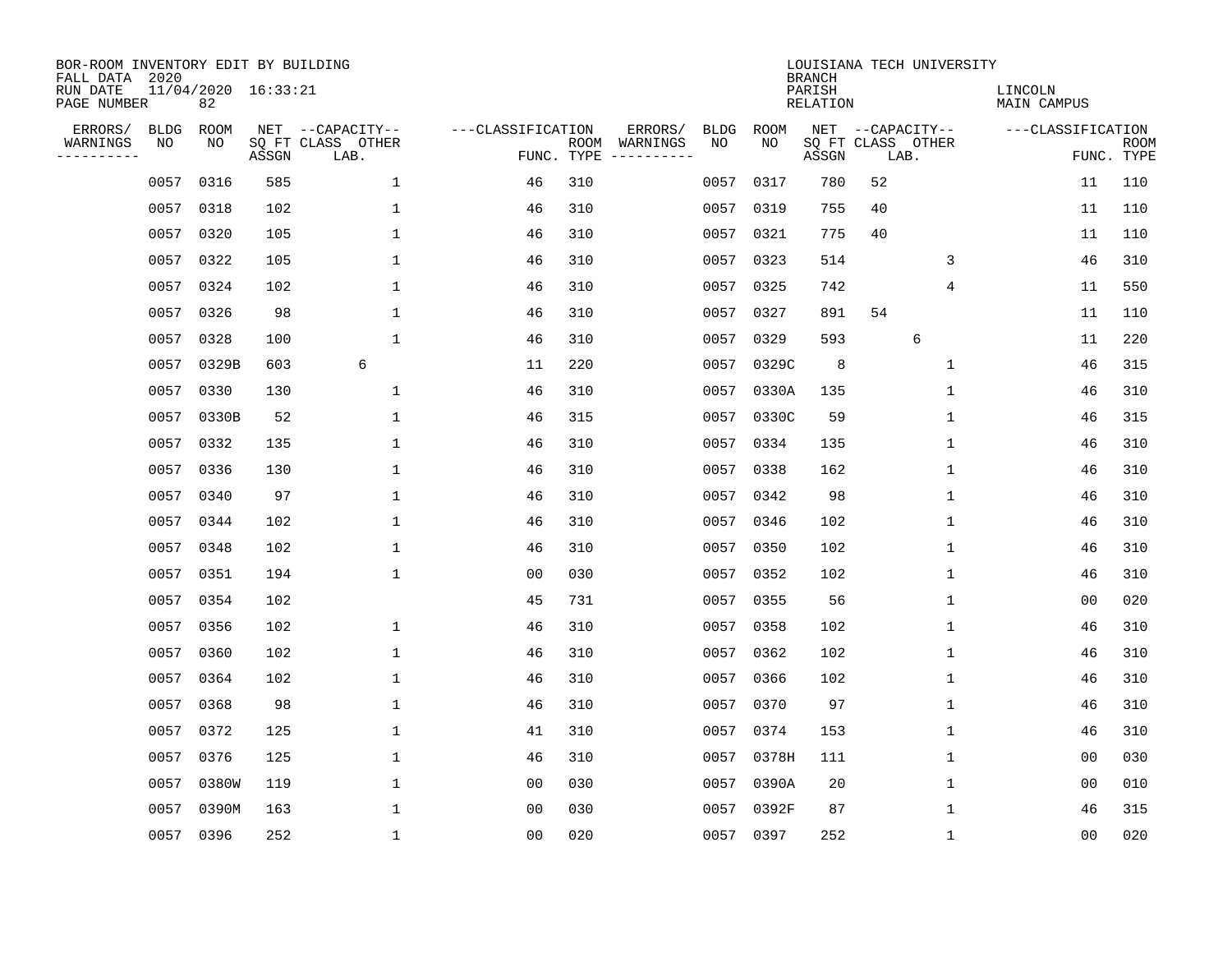BOR-ROOM INVENTORY EDIT BY BUILDING
FALL DATA 2020
RUN DATE 11/04/2020 16:33:21
PAGE NUMBER 82

LOUISIANA TECH UNIVERSITY
BRANCH
PARISH LINCOLN
RELATION MAIN CAMPUS

| ERRORS/ WARNINGS | BLDG NO | ROOM NO | NET SQ FT ASSGN | CAPACITY CLASS LAB. | CAPACITY OTHER | CLASSIFICATION FUNC. | ROOM TYPE | ERRORS/ WARNINGS | BLDG NO | ROOM NO | NET SQ FT ASSGN | CAPACITY CLASS LAB. | CAPACITY OTHER | CLASSIFICATION FUNC. | ROOM TYPE |
|---|---|---|---|---|---|---|---|---|---|---|---|---|---|---|---|
| | 0057 | 0316 | 585 | | 1 | 46 | 310 | | 0057 | 0317 | 780 | 52 | | 11 | 110 |
| | 0057 | 0318 | 102 | | 1 | 46 | 310 | | 0057 | 0319 | 755 | 40 | | 11 | 110 |
| | 0057 | 0320 | 105 | | 1 | 46 | 310 | | 0057 | 0321 | 775 | 40 | | 11 | 110 |
| | 0057 | 0322 | 105 | | 1 | 46 | 310 | | 0057 | 0323 | 514 | | 3 | 46 | 310 |
| | 0057 | 0324 | 102 | | 1 | 46 | 310 | | 0057 | 0325 | 742 | | 4 | 11 | 550 |
| | 0057 | 0326 | 98 | | 1 | 46 | 310 | | 0057 | 0327 | 891 | 54 | | 11 | 110 |
| | 0057 | 0328 | 100 | | 1 | 46 | 310 | | 0057 | 0329 | 593 | 6 | | 11 | 220 |
| | 0057 | 0329B | 603 | 6 | | 11 | 220 | | 0057 | 0329C | 8 | | 1 | 46 | 315 |
| | 0057 | 0330 | 130 | | 1 | 46 | 310 | | 0057 | 0330A | 135 | | 1 | 46 | 310 |
| | 0057 | 0330B | 52 | | 1 | 46 | 315 | | 0057 | 0330C | 59 | | 1 | 46 | 315 |
| | 0057 | 0332 | 135 | | 1 | 46 | 310 | | 0057 | 0334 | 135 | | 1 | 46 | 310 |
| | 0057 | 0336 | 130 | | 1 | 46 | 310 | | 0057 | 0338 | 162 | | 1 | 46 | 310 |
| | 0057 | 0340 | 97 | | 1 | 46 | 310 | | 0057 | 0342 | 98 | | 1 | 46 | 310 |
| | 0057 | 0344 | 102 | | 1 | 46 | 310 | | 0057 | 0346 | 102 | | 1 | 46 | 310 |
| | 0057 | 0348 | 102 | | 1 | 46 | 310 | | 0057 | 0350 | 102 | | 1 | 46 | 310 |
| | 0057 | 0351 | 194 | | 1 | 00 | 030 | | 0057 | 0352 | 102 | | 1 | 46 | 310 |
| | 0057 | 0354 | 102 | | | 45 | 731 | | 0057 | 0355 | 56 | | 1 | 00 | 020 |
| | 0057 | 0356 | 102 | | 1 | 46 | 310 | | 0057 | 0358 | 102 | | 1 | 46 | 310 |
| | 0057 | 0360 | 102 | | 1 | 46 | 310 | | 0057 | 0362 | 102 | | 1 | 46 | 310 |
| | 0057 | 0364 | 102 | | 1 | 46 | 310 | | 0057 | 0366 | 102 | | 1 | 46 | 310 |
| | 0057 | 0368 | 98 | | 1 | 46 | 310 | | 0057 | 0370 | 97 | | 1 | 46 | 310 |
| | 0057 | 0372 | 125 | | 1 | 41 | 310 | | 0057 | 0374 | 153 | | 1 | 46 | 310 |
| | 0057 | 0376 | 125 | | 1 | 46 | 310 | | 0057 | 0378H | 111 | | 1 | 00 | 030 |
| | 0057 | 0380W | 119 | | 1 | 00 | 030 | | 0057 | 0390A | 20 | | 1 | 00 | 010 |
| | 0057 | 0390M | 163 | | 1 | 00 | 030 | | 0057 | 0392F | 87 | | 1 | 46 | 315 |
| | 0057 | 0396 | 252 | | 1 | 00 | 020 | | 0057 | 0397 | 252 | | 1 | 00 | 020 |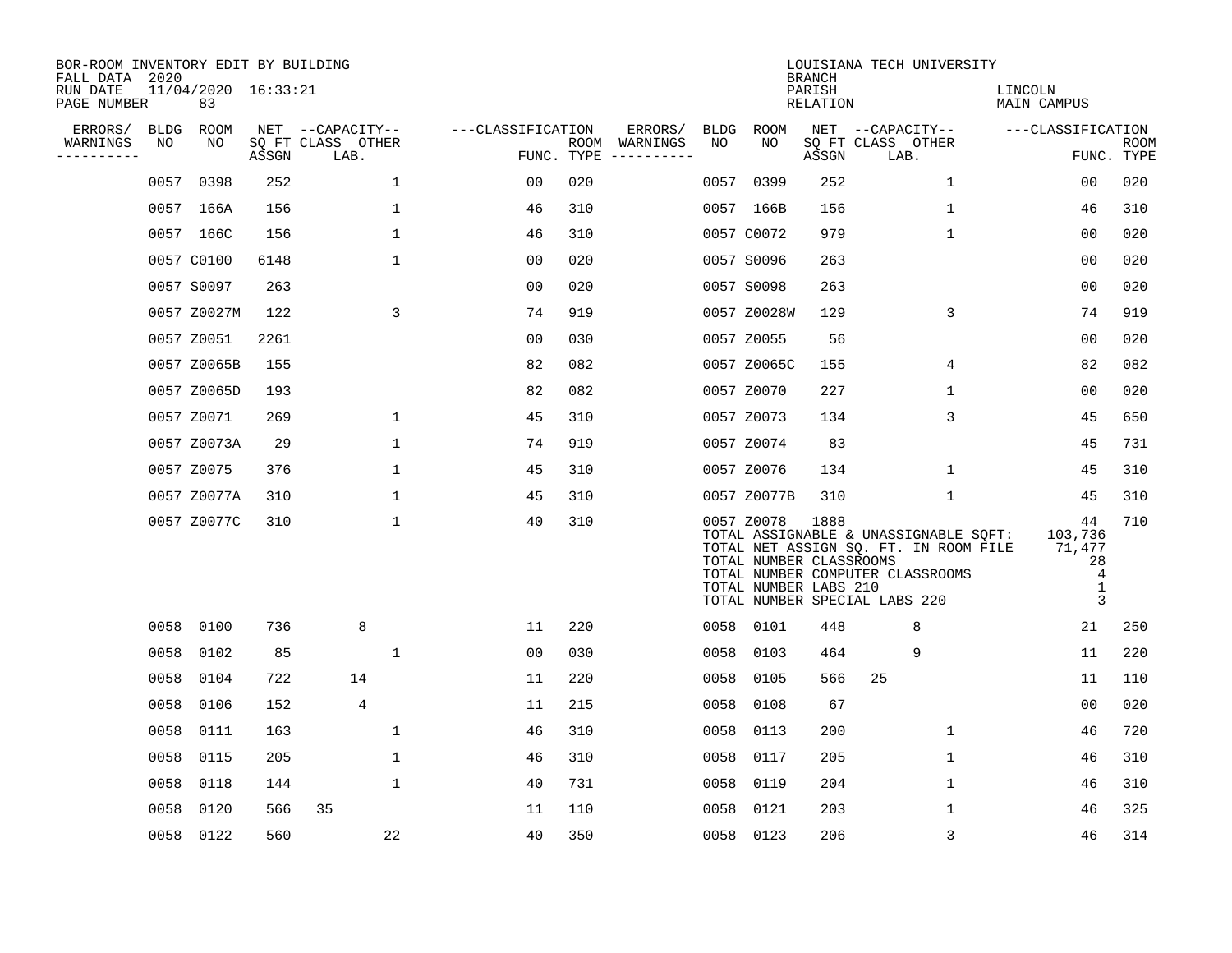BOR-ROOM INVENTORY EDIT BY BUILDING
FALL DATA 2020
RUN DATE 11/04/2020 16:33:21
PAGE NUMBER 83

LOUISIANA TECH UNIVERSITY
BRANCH
PARISH LINCOLN
RELATION MAIN CAMPUS

| ERRORS/ WARNINGS | BLDG NO | ROOM NO | NET SQ FT ASSGN | CAPACITY CLASS LAB. | CAPACITY OTHER | CLASSIFICATION FUNC. | ROOM TYPE | ERRORS/ WARNINGS | BLDG NO | ROOM NO | NET SQ FT ASSGN | CAPACITY CLASS LAB. | CAPACITY OTHER | CLASSIFICATION FUNC. | ROOM TYPE |
|---|---|---|---|---|---|---|---|---|---|---|---|---|---|---|---|
| | 0057 | 0398 | 252 | | 1 | 00 | 020 | | 0057 | 0399 | 252 | | 1 | 00 | 020 |
| | 0057 | 166A | 156 | | 1 | 46 | 310 | | 0057 | 166B | 156 | | 1 | 46 | 310 |
| | 0057 | 166C | 156 | | 1 | 46 | 310 | | 0057 | C0072 | 979 | | 1 | 00 | 020 |
| | 0057 | C0100 | 6148 | | 1 | 00 | 020 | | 0057 | S0096 | 263 | | | 00 | 020 |
| | 0057 | S0097 | 263 | | | 00 | 020 | | 0057 | S0098 | 263 | | | 00 | 020 |
| | 0057 | Z0027M | 122 | | 3 | 74 | 919 | | 0057 | Z0028W | 129 | | 3 | 74 | 919 |
| | 0057 | Z0051 | 2261 | | | 00 | 030 | | 0057 | Z0055 | 56 | | | 00 | 020 |
| | 0057 | Z0065B | 155 | | | 82 | 082 | | 0057 | Z0065C | 155 | | 4 | 82 | 082 |
| | 0057 | Z0065D | 193 | | | 82 | 082 | | 0057 | Z0070 | 227 | | 1 | 00 | 020 |
| | 0057 | Z0071 | 269 | | 1 | 45 | 310 | | 0057 | Z0073 | 134 | | 3 | 45 | 650 |
| | 0057 | Z0073A | 29 | | 1 | 74 | 919 | | 0057 | Z0074 | 83 | | | 45 | 731 |
| | 0057 | Z0075 | 376 | | 1 | 45 | 310 | | 0057 | Z0076 | 134 | | 1 | 45 | 310 |
| | 0057 | Z0077A | 310 | | 1 | 45 | 310 | | 0057 | Z0077B | 310 | | 1 | 45 | 310 |
| | 0057 | Z0077C | 310 | | 1 | 40 | 310 | | 0057 | Z0078 | 1888 | | | 44 | 710 |

TOTAL ASSIGNABLE & UNASSIGNABLE SQFT: 103,736
TOTAL NET ASSIGN SQ. FT. IN ROOM FILE 71,477
TOTAL NUMBER CLASSROOMS 28
TOTAL NUMBER COMPUTER CLASSROOMS 4
TOTAL NUMBER LABS 210 1
TOTAL NUMBER SPECIAL LABS 220 3

| ERRORS/ WARNINGS | BLDG NO | ROOM NO | NET SQ FT ASSGN | CAPACITY CLASS LAB. | CAPACITY OTHER | CLASSIFICATION FUNC. | ROOM TYPE | ERRORS/ WARNINGS | BLDG NO | ROOM NO | NET SQ FT ASSGN | CAPACITY CLASS LAB. | CAPACITY OTHER | CLASSIFICATION FUNC. | ROOM TYPE |
|---|---|---|---|---|---|---|---|---|---|---|---|---|---|---|---|
| | 0058 | 0100 | 736 | 8 | | 11 | 220 | | 0058 | 0101 | 448 | 8 | | 21 | 250 |
| | 0058 | 0102 | 85 | | 1 | 00 | 030 | | 0058 | 0103 | 464 | 9 | | 11 | 220 |
| | 0058 | 0104 | 722 | 14 | | 11 | 220 | | 0058 | 0105 | 566 | 25 | | 11 | 110 |
| | 0058 | 0106 | 152 | 4 | | 11 | 215 | | 0058 | 0108 | 67 | | | 00 | 020 |
| | 0058 | 0111 | 163 | | 1 | 46 | 310 | | 0058 | 0113 | 200 | | 1 | 46 | 720 |
| | 0058 | 0115 | 205 | | 1 | 46 | 310 | | 0058 | 0117 | 205 | | 1 | 46 | 310 |
| | 0058 | 0118 | 144 | | 1 | 40 | 731 | | 0058 | 0119 | 204 | | 1 | 46 | 310 |
| | 0058 | 0120 | 566 | 35 | | 11 | 110 | | 0058 | 0121 | 203 | | 1 | 46 | 325 |
| | 0058 | 0122 | 560 | | 22 | 40 | 350 | | 0058 | 0123 | 206 | | 3 | 46 | 314 |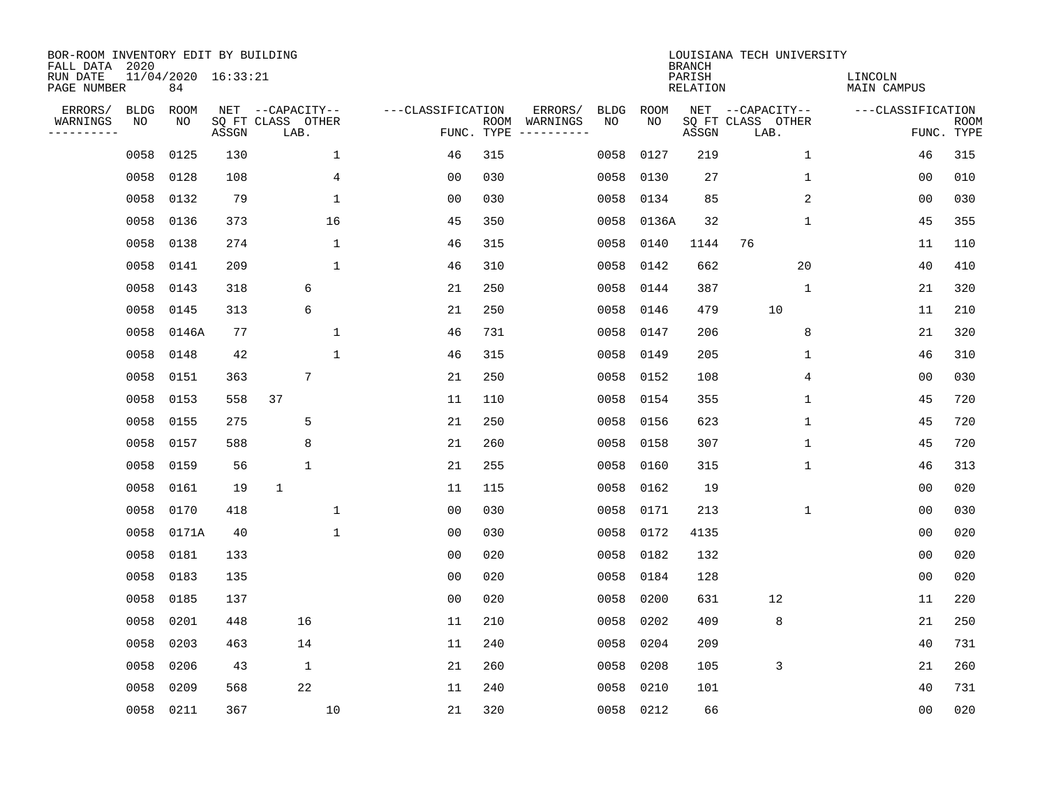BOR-ROOM INVENTORY EDIT BY BUILDING
FALL DATA 2020
RUN DATE 11/04/2020 16:33:21
PAGE NUMBER 84

LOUISIANA TECH UNIVERSITY
BRANCH
PARISH LINCOLN
RELATION MAIN CAMPUS

| ERRORS/ WARNINGS | BLDG NO | ROOM NO | NET SQ FT ASSGN | CAPACITY CLASS LAB. | CAPACITY OTHER | CLASSIFICATION FUNC. | ROOM TYPE | ERRORS/ WARNINGS | BLDG NO | ROOM NO | NET SQ FT ASSGN | CAPACITY CLASS LAB. | CAPACITY OTHER | CLASSIFICATION FUNC. | ROOM TYPE |
|---|---|---|---|---|---|---|---|---|---|---|---|---|---|---|---|
| | 0058 | 0125 | 130 | | 1 | 46 | 315 | | 0058 | 0127 | 219 | | 1 | 46 | 315 |
| | 0058 | 0128 | 108 | | 4 | 00 | 030 | | 0058 | 0130 | 27 | | 1 | 00 | 010 |
| | 0058 | 0132 | 79 | | 1 | 00 | 030 | | 0058 | 0134 | 85 | | 2 | 00 | 030 |
| | 0058 | 0136 | 373 | | 16 | 45 | 350 | | 0058 | 0136A | 32 | | 1 | 45 | 355 |
| | 0058 | 0138 | 274 | | 1 | 46 | 315 | | 0058 | 0140 | 1144 | 76 | | 11 | 110 |
| | 0058 | 0141 | 209 | | 1 | 46 | 310 | | 0058 | 0142 | 662 | | 20 | 40 | 410 |
| | 0058 | 0143 | 318 | 6 | | 21 | 250 | | 0058 | 0144 | 387 | | 1 | 21 | 320 |
| | 0058 | 0145 | 313 | 6 | | 21 | 250 | | 0058 | 0146 | 479 | 10 | | 11 | 210 |
| | 0058 | 0146A | 77 | | 1 | 46 | 731 | | 0058 | 0147 | 206 | | 8 | 21 | 320 |
| | 0058 | 0148 | 42 | | 1 | 46 | 315 | | 0058 | 0149 | 205 | | 1 | 46 | 310 |
| | 0058 | 0151 | 363 | 7 | | 21 | 250 | | 0058 | 0152 | 108 | | 4 | 00 | 030 |
| | 0058 | 0153 | 558 | 37 | | 11 | 110 | | 0058 | 0154 | 355 | | 1 | 45 | 720 |
| | 0058 | 0155 | 275 | 5 | | 21 | 250 | | 0058 | 0156 | 623 | | 1 | 45 | 720 |
| | 0058 | 0157 | 588 | 8 | | 21 | 260 | | 0058 | 0158 | 307 | | 1 | 45 | 720 |
| | 0058 | 0159 | 56 | 1 | | 21 | 255 | | 0058 | 0160 | 315 | | 1 | 46 | 313 |
| | 0058 | 0161 | 19 | 1 | | 11 | 115 | | 0058 | 0162 | 19 | | | 00 | 020 |
| | 0058 | 0170 | 418 | | 1 | 00 | 030 | | 0058 | 0171 | 213 | | 1 | 00 | 030 |
| | 0058 | 0171A | 40 | | 1 | 00 | 030 | | 0058 | 0172 | 4135 | | | 00 | 020 |
| | 0058 | 0181 | 133 | | | 00 | 020 | | 0058 | 0182 | 132 | | | 00 | 020 |
| | 0058 | 0183 | 135 | | | 00 | 020 | | 0058 | 0184 | 128 | | | 00 | 020 |
| | 0058 | 0185 | 137 | | | 00 | 020 | | 0058 | 0200 | 631 | 12 | | 11 | 220 |
| | 0058 | 0201 | 448 | 16 | | 11 | 210 | | 0058 | 0202 | 409 | 8 | | 21 | 250 |
| | 0058 | 0203 | 463 | 14 | | 11 | 240 | | 0058 | 0204 | 209 | | | 40 | 731 |
| | 0058 | 0206 | 43 | 1 | | 21 | 260 | | 0058 | 0208 | 105 | 3 | | 21 | 260 |
| | 0058 | 0209 | 568 | 22 | | 11 | 240 | | 0058 | 0210 | 101 | | | 40 | 731 |
| | 0058 | 0211 | 367 | | 10 | 21 | 320 | | 0058 | 0212 | 66 | | | 00 | 020 |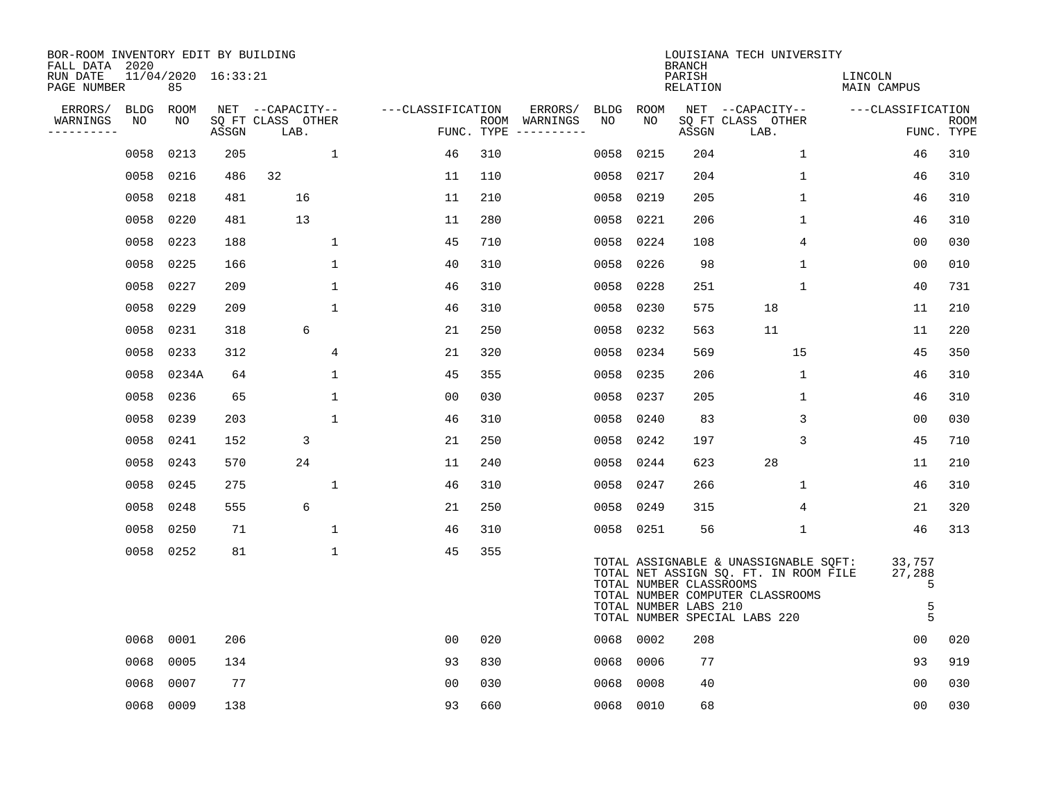BOR-ROOM INVENTORY EDIT BY BUILDING
FALL DATA 2020
RUN DATE 11/04/2020 16:33:21

LOUISIANA TECH UNIVERSITY
BRANCH
PARISH LINCOLN
RELATION MAIN CAMPUS

| ERRORS/ WARNINGS | BLDG NO | ROOM NO | NET SQ FT ASSGN | CAPACITY CLASS LAB. | CAPACITY OTHER | CLASSIFICATION FUNC. | ROOM TYPE | ERRORS/ WARNINGS | BLDG NO | ROOM NO | NET SQ FT ASSGN | CAPACITY CLASS LAB. | CAPACITY OTHER | CLASSIFICATION FUNC. | ROOM TYPE |
|---|---|---|---|---|---|---|---|---|---|---|---|---|---|---|---|
| | 0058 | 0213 | 205 | | 1 | 46 | 310 | | 0058 | 0215 | 204 | | 1 | 46 | 310 |
| | 0058 | 0216 | 486 | 32 | | 11 | 110 | | 0058 | 0217 | 204 | | 1 | 46 | 310 |
| | 0058 | 0218 | 481 | 16 | | 11 | 210 | | 0058 | 0219 | 205 | | 1 | 46 | 310 |
| | 0058 | 0220 | 481 | 13 | | 11 | 280 | | 0058 | 0221 | 206 | | 1 | 46 | 310 |
| | 0058 | 0223 | 188 | | 1 | 45 | 710 | | 0058 | 0224 | 108 | | 4 | 00 | 030 |
| | 0058 | 0225 | 166 | | 1 | 40 | 310 | | 0058 | 0226 | 98 | | 1 | 00 | 010 |
| | 0058 | 0227 | 209 | | 1 | 46 | 310 | | 0058 | 0228 | 251 | | 1 | 40 | 731 |
| | 0058 | 0229 | 209 | | 1 | 46 | 310 | | 0058 | 0230 | 575 | 18 | | 11 | 210 |
| | 0058 | 0231 | 318 | 6 | | 21 | 250 | | 0058 | 0232 | 563 | 11 | | 11 | 220 |
| | 0058 | 0233 | 312 | | 4 | 21 | 320 | | 0058 | 0234 | 569 | | 15 | 45 | 350 |
| | 0058 | 0234A | 64 | | 1 | 45 | 355 | | 0058 | 0235 | 206 | | 1 | 46 | 310 |
| | 0058 | 0236 | 65 | | 1 | 00 | 030 | | 0058 | 0237 | 205 | | 1 | 46 | 310 |
| | 0058 | 0239 | 203 | | 1 | 46 | 310 | | 0058 | 0240 | 83 | | 3 | 00 | 030 |
| | 0058 | 0241 | 152 | 3 | | 21 | 250 | | 0058 | 0242 | 197 | | 3 | 45 | 710 |
| | 0058 | 0243 | 570 | 24 | | 11 | 240 | | 0058 | 0244 | 623 | 28 | | 11 | 210 |
| | 0058 | 0245 | 275 | | 1 | 46 | 310 | | 0058 | 0247 | 266 | | 1 | 46 | 310 |
| | 0058 | 0248 | 555 | 6 | | 21 | 250 | | 0058 | 0249 | 315 | | 4 | 21 | 320 |
| | 0058 | 0250 | 71 | | 1 | 46 | 310 | | 0058 | 0251 | 56 | | 1 | 46 | 313 |
| | 0058 | 0252 | 81 | | 1 | 45 | 355 | | | | | | | | |

TOTAL ASSIGNABLE & UNASSIGNABLE SQFT: 33,757
TOTAL NET ASSIGN SQ. FT. IN ROOM FILE 27,288
TOTAL NUMBER CLASSROOMS 5
TOTAL NUMBER COMPUTER CLASSROOMS
TOTAL NUMBER LABS 210 5
TOTAL NUMBER SPECIAL LABS 220 5

| ERRORS/ WARNINGS | BLDG NO | ROOM NO | NET SQ FT ASSGN | CAPACITY CLASS LAB. | CAPACITY OTHER | CLASSIFICATION FUNC. | ROOM TYPE | ERRORS/ WARNINGS | BLDG NO | ROOM NO | NET SQ FT ASSGN | CAPACITY CLASS LAB. | CAPACITY OTHER | CLASSIFICATION FUNC. | ROOM TYPE |
|---|---|---|---|---|---|---|---|---|---|---|---|---|---|---|---|
| | 0068 | 0001 | 206 | | | 00 | 020 | | 0068 | 0002 | 208 | | | 00 | 020 |
| | 0068 | 0005 | 134 | | | 93 | 830 | | 0068 | 0006 | 77 | | | 93 | 919 |
| | 0068 | 0007 | 77 | | | 00 | 030 | | 0068 | 0008 | 40 | | | 00 | 030 |
| | 0068 | 0009 | 138 | | | 93 | 660 | | 0068 | 0010 | 68 | | | 00 | 030 |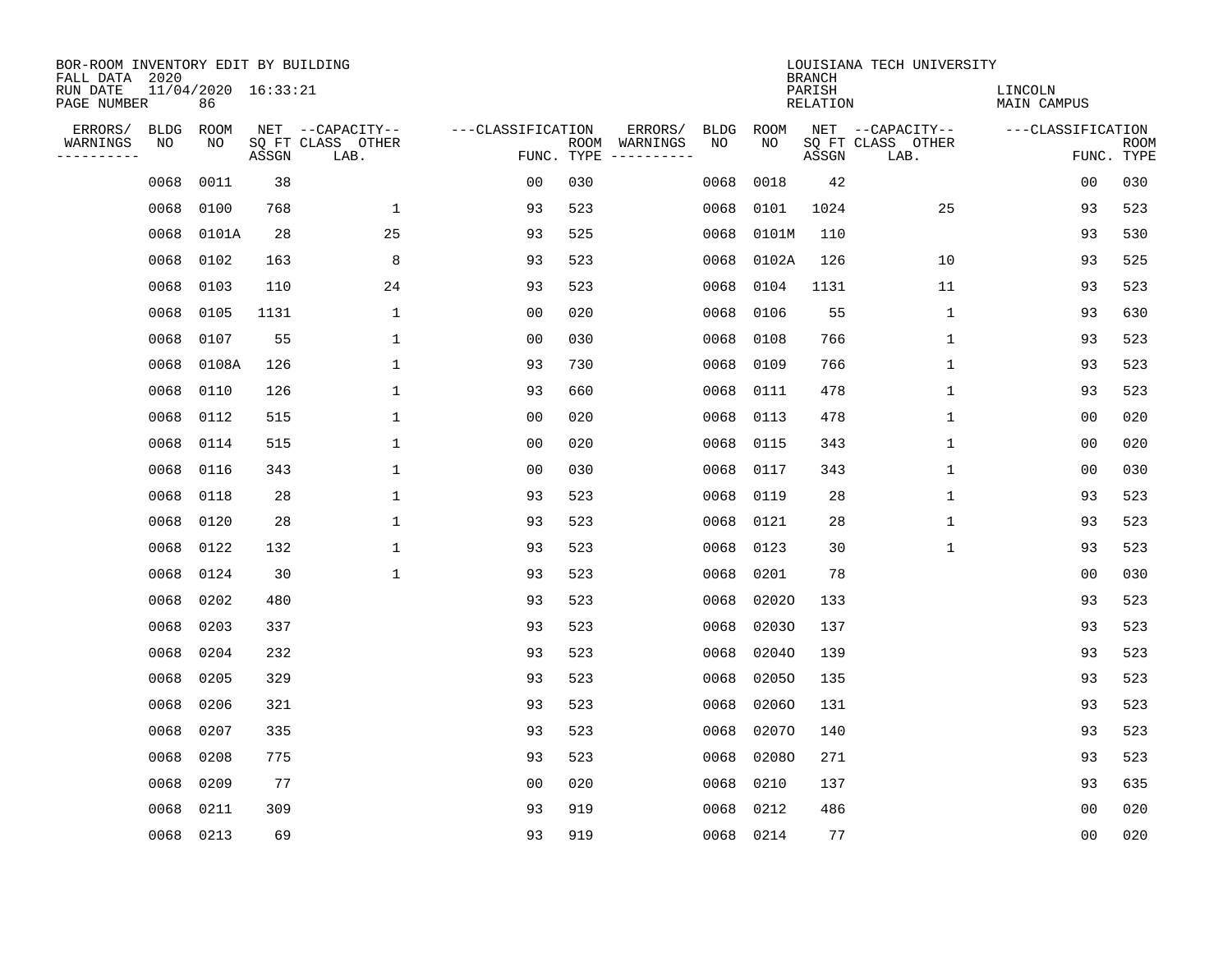BOR-ROOM INVENTORY EDIT BY BUILDING
FALL DATA 2020
RUN DATE 11/04/2020 16:33:21
PAGE NUMBER 86

LOUISIANA TECH UNIVERSITY
BRANCH
PARISH LINCOLN
RELATION MAIN CAMPUS

| ERRORS/ WARNINGS | BLDG NO | ROOM NO | NET SQ FT ASSGN | CAPACITY CLASS LAB. | CAPACITY OTHER | CLASSIFICATION FUNC. | ROOM TYPE | ERRORS/ WARNINGS | BLDG NO | ROOM NO | NET SQ FT ASSGN | CAPACITY CLASS LAB. | CAPACITY OTHER | CLASSIFICATION FUNC. | ROOM TYPE |
|---|---|---|---|---|---|---|---|---|---|---|---|---|---|---|---|
| | 0068 | 0011 | 38 | | | 00 | 030 | | 0068 | 0018 | 42 | | | 00 | 030 |
| | 0068 | 0100 | 768 | | 1 | 93 | 523 | | 0068 | 0101 | 1024 | | 25 | 93 | 523 |
| | 0068 | 0101A | 28 | | 25 | 93 | 525 | | 0068 | 0101M | 110 | | | 93 | 530 |
| | 0068 | 0102 | 163 | | 8 | 93 | 523 | | 0068 | 0102A | 126 | | 10 | 93 | 525 |
| | 0068 | 0103 | 110 | | 24 | 93 | 523 | | 0068 | 0104 | 1131 | | 11 | 93 | 523 |
| | 0068 | 0105 | 1131 | | 1 | 00 | 020 | | 0068 | 0106 | 55 | | 1 | 93 | 630 |
| | 0068 | 0107 | 55 | | 1 | 00 | 030 | | 0068 | 0108 | 766 | | 1 | 93 | 523 |
| | 0068 | 0108A | 126 | | 1 | 93 | 730 | | 0068 | 0109 | 766 | | 1 | 93 | 523 |
| | 0068 | 0110 | 126 | | 1 | 93 | 660 | | 0068 | 0111 | 478 | | 1 | 93 | 523 |
| | 0068 | 0112 | 515 | | 1 | 00 | 020 | | 0068 | 0113 | 478 | | 1 | 00 | 020 |
| | 0068 | 0114 | 515 | | 1 | 00 | 020 | | 0068 | 0115 | 343 | | 1 | 00 | 020 |
| | 0068 | 0116 | 343 | | 1 | 00 | 030 | | 0068 | 0117 | 343 | | 1 | 00 | 030 |
| | 0068 | 0118 | 28 | | 1 | 93 | 523 | | 0068 | 0119 | 28 | | 1 | 93 | 523 |
| | 0068 | 0120 | 28 | | 1 | 93 | 523 | | 0068 | 0121 | 28 | | 1 | 93 | 523 |
| | 0068 | 0122 | 132 | | 1 | 93 | 523 | | 0068 | 0123 | 30 | | 1 | 93 | 523 |
| | 0068 | 0124 | 30 | | 1 | 93 | 523 | | 0068 | 0201 | 78 | | | 00 | 030 |
| | 0068 | 0202 | 480 | | | 93 | 523 | | 0068 | 0202O | 133 | | | 93 | 523 |
| | 0068 | 0203 | 337 | | | 93 | 523 | | 0068 | 0203O | 137 | | | 93 | 523 |
| | 0068 | 0204 | 232 | | | 93 | 523 | | 0068 | 0204O | 139 | | | 93 | 523 |
| | 0068 | 0205 | 329 | | | 93 | 523 | | 0068 | 0205O | 135 | | | 93 | 523 |
| | 0068 | 0206 | 321 | | | 93 | 523 | | 0068 | 0206O | 131 | | | 93 | 523 |
| | 0068 | 0207 | 335 | | | 93 | 523 | | 0068 | 0207O | 140 | | | 93 | 523 |
| | 0068 | 0208 | 775 | | | 93 | 523 | | 0068 | 0208O | 271 | | | 93 | 523 |
| | 0068 | 0209 | 77 | | | 00 | 020 | | 0068 | 0210 | 137 | | | 93 | 635 |
| | 0068 | 0211 | 309 | | | 93 | 919 | | 0068 | 0212 | 486 | | | 00 | 020 |
| | 0068 | 0213 | 69 | | | 93 | 919 | | 0068 | 0214 | 77 | | | 00 | 020 |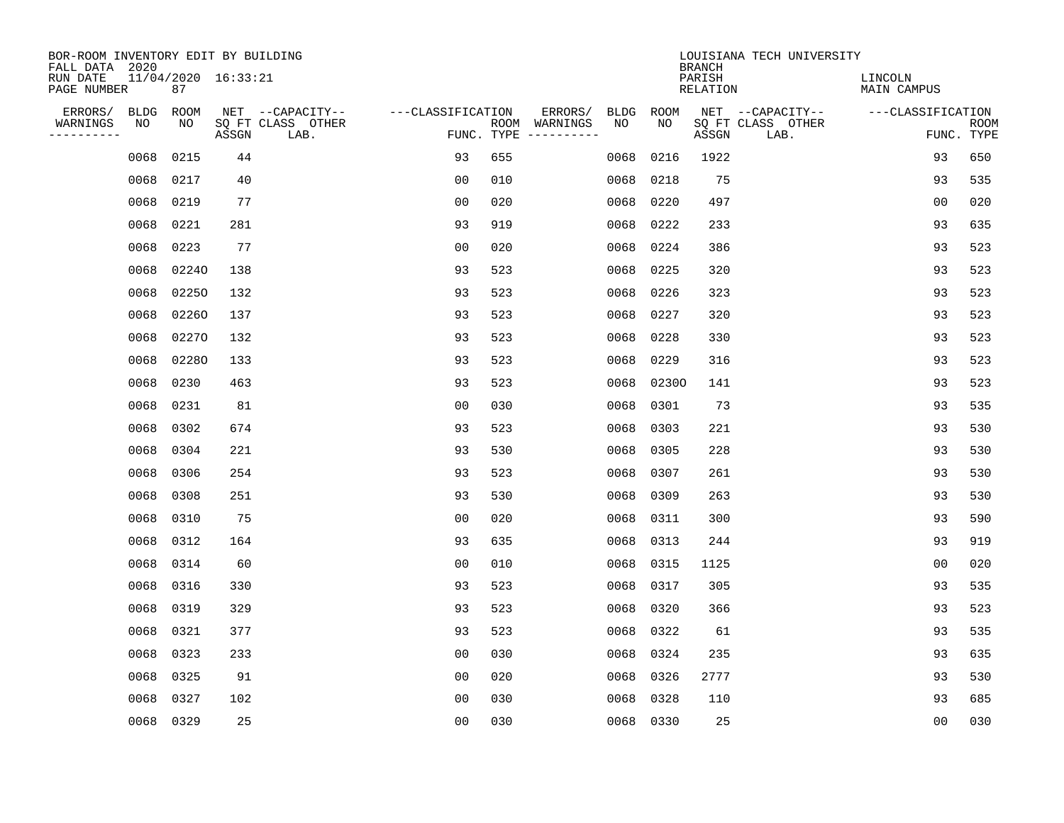BOR-ROOM INVENTORY EDIT BY BUILDING
FALL DATA 2020
RUN DATE 11/04/2020 16:33:21
PAGE NUMBER 87

LOUISIANA TECH UNIVERSITY
BRANCH
PARISH LINCOLN
RELATION MAIN CAMPUS

| ERRORS/ WARNINGS | BLDG NO | ROOM NO | NET SQ FT ASSGN | CAPACITY CLASS LAB. | CAPACITY OTHER | CLASSIFICATION FUNC. | ROOM TYPE | ERRORS/ WARNINGS | BLDG NO | ROOM NO | NET SQ FT ASSGN | CAPACITY CLASS LAB. | CAPACITY OTHER | CLASSIFICATION FUNC. | ROOM TYPE |
|---|---|---|---|---|---|---|---|---|---|---|---|---|---|---|---|
| | 0068 | 0215 | 44 | | | 93 | 655 | | 0068 | 0216 | 1922 | | | 93 | 650 |
| | 0068 | 0217 | 40 | | | 00 | 010 | | 0068 | 0218 | 75 | | | 93 | 535 |
| | 0068 | 0219 | 77 | | | 00 | 020 | | 0068 | 0220 | 497 | | | 00 | 020 |
| | 0068 | 0221 | 281 | | | 93 | 919 | | 0068 | 0222 | 233 | | | 93 | 635 |
| | 0068 | 0223 | 77 | | | 00 | 020 | | 0068 | 0224 | 386 | | | 93 | 523 |
| | 0068 | 0224O | 138 | | | 93 | 523 | | 0068 | 0225 | 320 | | | 93 | 523 |
| | 0068 | 0225O | 132 | | | 93 | 523 | | 0068 | 0226 | 323 | | | 93 | 523 |
| | 0068 | 0226O | 137 | | | 93 | 523 | | 0068 | 0227 | 320 | | | 93 | 523 |
| | 0068 | 0227O | 132 | | | 93 | 523 | | 0068 | 0228 | 330 | | | 93 | 523 |
| | 0068 | 0228O | 133 | | | 93 | 523 | | 0068 | 0229 | 316 | | | 93 | 523 |
| | 0068 | 0230 | 463 | | | 93 | 523 | | 0068 | 0230O | 141 | | | 93 | 523 |
| | 0068 | 0231 | 81 | | | 00 | 030 | | 0068 | 0301 | 73 | | | 93 | 535 |
| | 0068 | 0302 | 674 | | | 93 | 523 | | 0068 | 0303 | 221 | | | 93 | 530 |
| | 0068 | 0304 | 221 | | | 93 | 530 | | 0068 | 0305 | 228 | | | 93 | 530 |
| | 0068 | 0306 | 254 | | | 93 | 523 | | 0068 | 0307 | 261 | | | 93 | 530 |
| | 0068 | 0308 | 251 | | | 93 | 530 | | 0068 | 0309 | 263 | | | 93 | 530 |
| | 0068 | 0310 | 75 | | | 00 | 020 | | 0068 | 0311 | 300 | | | 93 | 590 |
| | 0068 | 0312 | 164 | | | 93 | 635 | | 0068 | 0313 | 244 | | | 93 | 919 |
| | 0068 | 0314 | 60 | | | 00 | 010 | | 0068 | 0315 | 1125 | | | 00 | 020 |
| | 0068 | 0316 | 330 | | | 93 | 523 | | 0068 | 0317 | 305 | | | 93 | 535 |
| | 0068 | 0319 | 329 | | | 93 | 523 | | 0068 | 0320 | 366 | | | 93 | 523 |
| | 0068 | 0321 | 377 | | | 93 | 523 | | 0068 | 0322 | 61 | | | 93 | 535 |
| | 0068 | 0323 | 233 | | | 00 | 030 | | 0068 | 0324 | 235 | | | 93 | 635 |
| | 0068 | 0325 | 91 | | | 00 | 020 | | 0068 | 0326 | 2777 | | | 93 | 530 |
| | 0068 | 0327 | 102 | | | 00 | 030 | | 0068 | 0328 | 110 | | | 93 | 685 |
| | 0068 | 0329 | 25 | | | 00 | 030 | | 0068 | 0330 | 25 | | | 00 | 030 |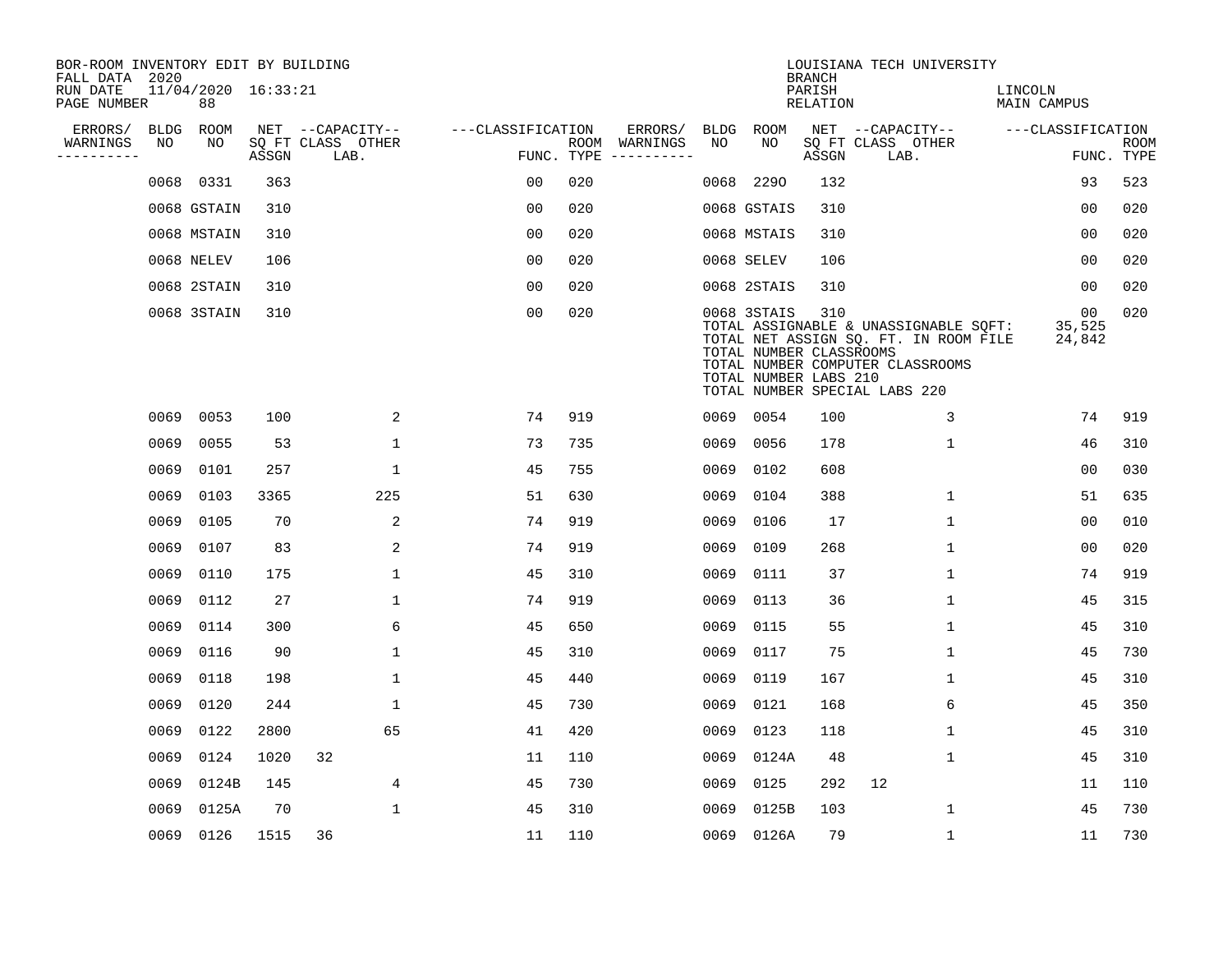BOR-ROOM INVENTORY EDIT BY BUILDING
FALL DATA 2020
RUN DATE 11/04/2020 16:33:21
PAGE NUMBER 88

LOUISIANA TECH UNIVERSITY
BRANCH
PARISH LINCOLN
RELATION MAIN CAMPUS

| ERRORS/ WARNINGS | BLDG NO | ROOM NO | NET SQ FT ASSGN | CAPACITY CLASS | CAPACITY LAB. | OTHER | FUNC. | ROOM TYPE | ERRORS/ WARNINGS | BLDG NO | ROOM NO | NET SQ FT ASSGN | CAPACITY CLASS | CAPACITY LAB. | OTHER | FUNC. | ROOM TYPE |
|---|---|---|---|---|---|---|---|---|---|---|---|---|---|---|---|---|---|
| | 0068 | 0331 | 363 | | | | 00 | 020 | | 0068 | 229O | 132 | | | | 93 | 523 |
| | 0068 | GSTAIN | 310 | | | | 00 | 020 | | 0068 | GSTAIS | 310 | | | | 00 | 020 |
| | 0068 | MSTAIN | 310 | | | | 00 | 020 | | 0068 | MSTAIS | 310 | | | | 00 | 020 |
| | 0068 | NELEV | 106 | | | | 00 | 020 | | 0068 | SELEV | 106 | | | | 00 | 020 |
| | 0068 | 2STAIN | 310 | | | | 00 | 020 | | 0068 | 2STAIS | 310 | | | | 00 | 020 |
| | 0068 | 3STAIN | 310 | | | | 00 | 020 | | 0068 | 3STAIS | 310 | | | | 00 | 020 |

TOTAL ASSIGNABLE & UNASSIGNABLE SQFT: 35,525
TOTAL NET ASSIGN SQ. FT. IN ROOM FILE 24,842
TOTAL NUMBER CLASSROOMS
TOTAL NUMBER COMPUTER CLASSROOMS
TOTAL NUMBER LABS 210
TOTAL NUMBER SPECIAL LABS 220

| ERRORS/ WARNINGS | BLDG NO | ROOM NO | NET SQ FT ASSGN | CAPACITY CLASS | CAPACITY LAB. | OTHER | FUNC. | ROOM TYPE | ERRORS/ WARNINGS | BLDG NO | ROOM NO | NET SQ FT ASSGN | CAPACITY CLASS | CAPACITY LAB. | OTHER | FUNC. | ROOM TYPE |
|---|---|---|---|---|---|---|---|---|---|---|---|---|---|---|---|---|---|
| | 0069 | 0053 | 100 | | | 2 | 74 | 919 | | 0069 | 0054 | 100 | | | 3 | 74 | 919 |
| | 0069 | 0055 | 53 | | | 1 | 73 | 735 | | 0069 | 0056 | 178 | | | 1 | 46 | 310 |
| | 0069 | 0101 | 257 | | | 1 | 45 | 755 | | 0069 | 0102 | 608 | | | | 00 | 030 |
| | 0069 | 0103 | 3365 | | | 225 | 51 | 630 | | 0069 | 0104 | 388 | | | 1 | 51 | 635 |
| | 0069 | 0105 | 70 | | | 2 | 74 | 919 | | 0069 | 0106 | 17 | | | 1 | 00 | 010 |
| | 0069 | 0107 | 83 | | | 2 | 74 | 919 | | 0069 | 0109 | 268 | | | 1 | 00 | 020 |
| | 0069 | 0110 | 175 | | | 1 | 45 | 310 | | 0069 | 0111 | 37 | | | 1 | 74 | 919 |
| | 0069 | 0112 | 27 | | | 1 | 74 | 919 | | 0069 | 0113 | 36 | | | 1 | 45 | 315 |
| | 0069 | 0114 | 300 | | | 6 | 45 | 650 | | 0069 | 0115 | 55 | | | 1 | 45 | 310 |
| | 0069 | 0116 | 90 | | | 1 | 45 | 310 | | 0069 | 0117 | 75 | | | 1 | 45 | 730 |
| | 0069 | 0118 | 198 | | | 1 | 45 | 440 | | 0069 | 0119 | 167 | | | 1 | 45 | 310 |
| | 0069 | 0120 | 244 | | | 1 | 45 | 730 | | 0069 | 0121 | 168 | | | 6 | 45 | 350 |
| | 0069 | 0122 | 2800 | | | 65 | 41 | 420 | | 0069 | 0123 | 118 | | | 1 | 45 | 310 |
| | 0069 | 0124 | 1020 | 32 | | | 11 | 110 | | 0069 | 0124A | 48 | | | 1 | 45 | 310 |
| | 0069 | 0124B | 145 | | | 4 | 45 | 730 | | 0069 | 0125 | 292 | 12 | | | 11 | 110 |
| | 0069 | 0125A | 70 | | | 1 | 45 | 310 | | 0069 | 0125B | 103 | | | 1 | 45 | 730 |
| | 0069 | 0126 | 1515 | 36 | | | 11 | 110 | | 0069 | 0126A | 79 | | | 1 | 11 | 730 |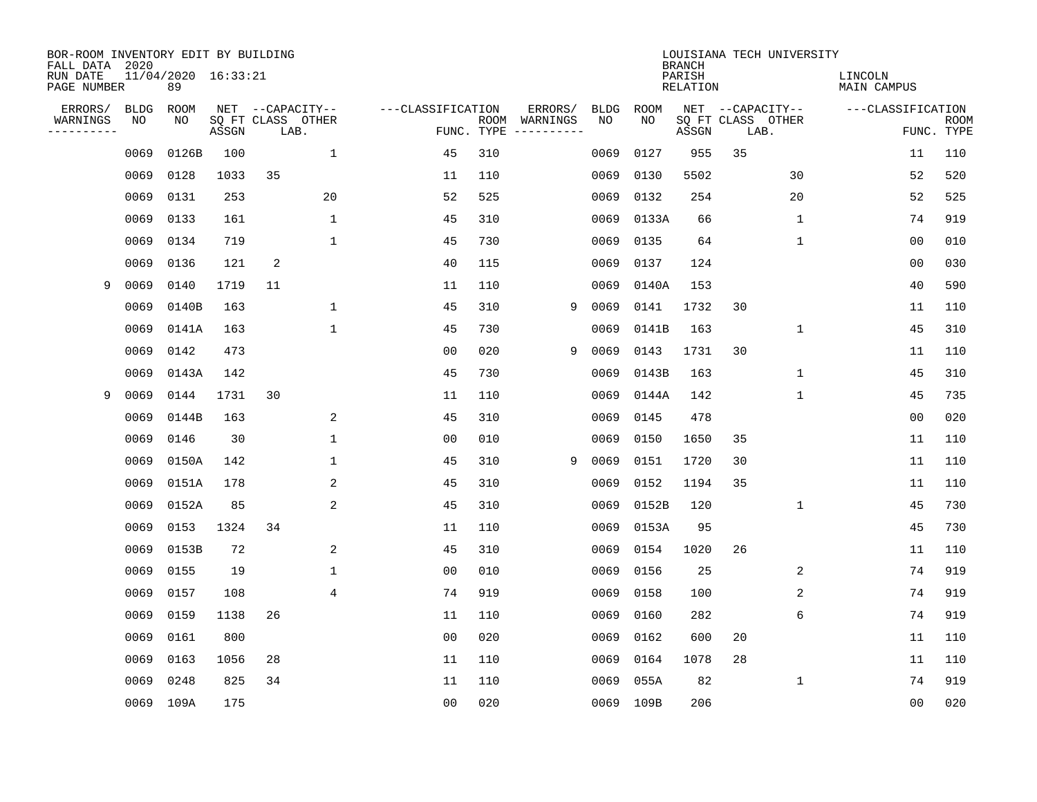BOR-ROOM INVENTORY EDIT BY BUILDING
FALL DATA 2020
RUN DATE 11/04/2020 16:33:21
PAGE NUMBER 89

LOUISIANA TECH UNIVERSITY
BRANCH
PARISH LINCOLN
RELATION MAIN CAMPUS

| ERRORS/ WARNINGS | BLDG NO | ROOM NO | NET SQ FT ASSGN | CAPACITY CLASS | CAPACITY OTHER LAB. | CLASSIFICATION FUNC. | ROOM TYPE | ERRORS/ WARNINGS | BLDG NO | ROOM NO | NET SQ FT ASSGN | CAPACITY CLASS | CAPACITY OTHER LAB. | CLASSIFICATION FUNC. | ROOM TYPE |
|---|---|---|---|---|---|---|---|---|---|---|---|---|---|---|---|
| | 0069 | 0126B | 100 | | 1 | 45 | 310 | | 0069 | 0127 | 955 | 35 | | 11 | 110 |
| | 0069 | 0128 | 1033 | 35 | | 11 | 110 | | 0069 | 0130 | 5502 | | 30 | 52 | 520 |
| | 0069 | 0131 | 253 | | 20 | 52 | 525 | | 0069 | 0132 | 254 | | 20 | 52 | 525 |
| | 0069 | 0133 | 161 | | 1 | 45 | 310 | | 0069 | 0133A | 66 | | 1 | 74 | 919 |
| | 0069 | 0134 | 719 | | 1 | 45 | 730 | | 0069 | 0135 | 64 | | 1 | 00 | 010 |
| | 0069 | 0136 | 121 | 2 | | 40 | 115 | | 0069 | 0137 | 124 | | | 00 | 030 |
| 9 | 0069 | 0140 | 1719 | 11 | | 11 | 110 | | 0069 | 0140A | 153 | | | 40 | 590 |
| | 0069 | 0140B | 163 | | 1 | 45 | 310 | 9 | 0069 | 0141 | 1732 | 30 | | 11 | 110 |
| | 0069 | 0141A | 163 | | 1 | 45 | 730 | | 0069 | 0141B | 163 | | 1 | 45 | 310 |
| | 0069 | 0142 | 473 | | | 00 | 020 | 9 | 0069 | 0143 | 1731 | 30 | | 11 | 110 |
| | 0069 | 0143A | 142 | | | 45 | 730 | | 0069 | 0143B | 163 | | 1 | 45 | 310 |
| 9 | 0069 | 0144 | 1731 | 30 | | 11 | 110 | | 0069 | 0144A | 142 | | 1 | 45 | 735 |
| | 0069 | 0144B | 163 | | 2 | 45 | 310 | | 0069 | 0145 | 478 | | | 00 | 020 |
| | 0069 | 0146 | 30 | | 1 | 00 | 010 | | 0069 | 0150 | 1650 | 35 | | 11 | 110 |
| | 0069 | 0150A | 142 | | 1 | 45 | 310 | 9 | 0069 | 0151 | 1720 | 30 | | 11 | 110 |
| | 0069 | 0151A | 178 | | 2 | 45 | 310 | | 0069 | 0152 | 1194 | 35 | | 11 | 110 |
| | 0069 | 0152A | 85 | | 2 | 45 | 310 | | 0069 | 0152B | 120 | | 1 | 45 | 730 |
| | 0069 | 0153 | 1324 | 34 | | 11 | 110 | | 0069 | 0153A | 95 | | | 45 | 730 |
| | 0069 | 0153B | 72 | | 2 | 45 | 310 | | 0069 | 0154 | 1020 | 26 | | 11 | 110 |
| | 0069 | 0155 | 19 | | 1 | 00 | 010 | | 0069 | 0156 | 25 | | 2 | 74 | 919 |
| | 0069 | 0157 | 108 | | 4 | 74 | 919 | | 0069 | 0158 | 100 | | 2 | 74 | 919 |
| | 0069 | 0159 | 1138 | 26 | | 11 | 110 | | 0069 | 0160 | 282 | | 6 | 74 | 919 |
| | 0069 | 0161 | 800 | | | 00 | 020 | | 0069 | 0162 | 600 | 20 | | 11 | 110 |
| | 0069 | 0163 | 1056 | 28 | | 11 | 110 | | 0069 | 0164 | 1078 | 28 | | 11 | 110 |
| | 0069 | 0248 | 825 | 34 | | 11 | 110 | | 0069 | 055A | 82 | | 1 | 74 | 919 |
| | 0069 | 109A | 175 | | | 00 | 020 | | 0069 | 109B | 206 | | | 00 | 020 |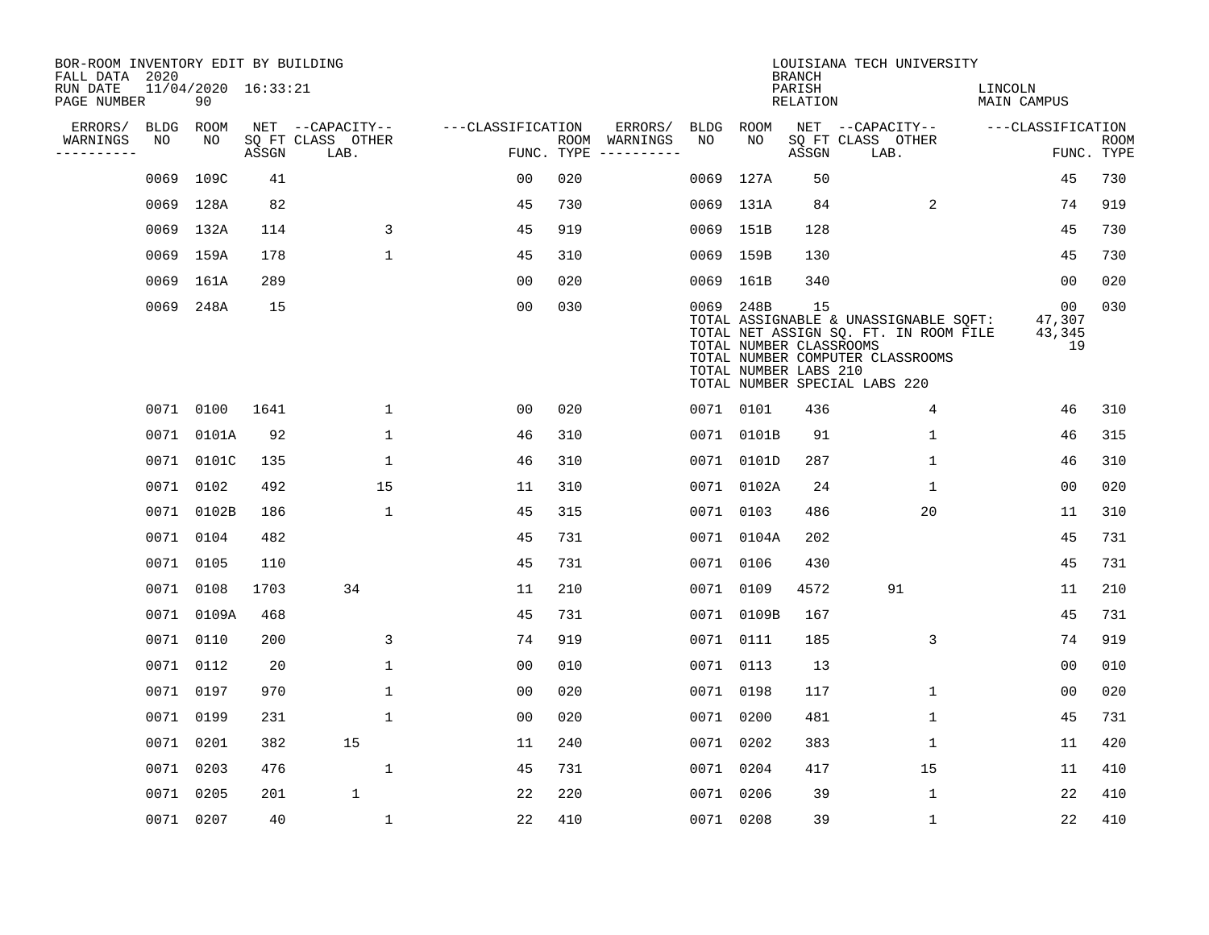BOR-ROOM INVENTORY EDIT BY BUILDING
FALL DATA 2020
RUN DATE 11/04/2020 16:33:21
PAGE NUMBER 90

LOUISIANA TECH UNIVERSITY
BRANCH
PARISH LINCOLN
RELATION MAIN CAMPUS

| ERRORS/ WARNINGS | BLDG NO | ROOM NO | NET SQ FT ASSGN | CAPACITY CLASS LAB. | CAPACITY OTHER | CLASSIFICATION FUNC. | ROOM TYPE | ERRORS/ WARNINGS | BLDG NO | ROOM NO | NET SQ FT ASSGN | CAPACITY CLASS LAB. | CAPACITY OTHER | CLASSIFICATION FUNC. | ROOM TYPE |
|---|---|---|---|---|---|---|---|---|---|---|---|---|---|---|---|
| | 0069 | 109C | 41 | | | 00 | 020 | | 0069 | 127A | 50 | | | 45 | 730 |
| | 0069 | 128A | 82 | | | 45 | 730 | | 0069 | 131A | 84 | | 2 | 74 | 919 |
| | 0069 | 132A | 114 | | 3 | 45 | 919 | | 0069 | 151B | 128 | | | 45 | 730 |
| | 0069 | 159A | 178 | | 1 | 45 | 310 | | 0069 | 159B | 130 | | | 45 | 730 |
| | 0069 | 161A | 289 | | | 00 | 020 | | 0069 | 161B | 340 | | | 00 | 020 |
| | 0069 | 248A | 15 | | | 00 | 030 | | 0069 | 248B | 15 | | | 00 | 030 |

TOTAL ASSIGNABLE & UNASSIGNABLE SQFT: 47,307
TOTAL NET ASSIGN SQ. FT. IN ROOM FILE 43,345
TOTAL NUMBER CLASSROOMS 19
TOTAL NUMBER COMPUTER CLASSROOMS
TOTAL NUMBER LABS 210
TOTAL NUMBER SPECIAL LABS 220

| ERRORS/ WARNINGS | BLDG NO | ROOM NO | NET SQ FT ASSGN | CAPACITY CLASS LAB. | CAPACITY OTHER | CLASSIFICATION FUNC. | ROOM TYPE | ERRORS/ WARNINGS | BLDG NO | ROOM NO | NET SQ FT ASSGN | CAPACITY CLASS LAB. | CAPACITY OTHER | CLASSIFICATION FUNC. | ROOM TYPE |
|---|---|---|---|---|---|---|---|---|---|---|---|---|---|---|---|
| | 0071 | 0100 | 1641 | | 1 | 00 | 020 | | 0071 | 0101 | 436 | | 4 | 46 | 310 |
| | 0071 | 0101A | 92 | | 1 | 46 | 310 | | 0071 | 0101B | 91 | | 1 | 46 | 315 |
| | 0071 | 0101C | 135 | | 1 | 46 | 310 | | 0071 | 0101D | 287 | | 1 | 46 | 310 |
| | 0071 | 0102 | 492 | | 15 | 11 | 310 | | 0071 | 0102A | 24 | | 1 | 00 | 020 |
| | 0071 | 0102B | 186 | | 1 | 45 | 315 | | 0071 | 0103 | 486 | | 20 | 11 | 310 |
| | 0071 | 0104 | 482 | | | 45 | 731 | | 0071 | 0104A | 202 | | | 45 | 731 |
| | 0071 | 0105 | 110 | | | 45 | 731 | | 0071 | 0106 | 430 | | | 45 | 731 |
| | 0071 | 0108 | 1703 | 34 | | 11 | 210 | | 0071 | 0109 | 4572 | 91 | | 11 | 210 |
| | 0071 | 0109A | 468 | | | 45 | 731 | | 0071 | 0109B | 167 | | | 45 | 731 |
| | 0071 | 0110 | 200 | | 3 | 74 | 919 | | 0071 | 0111 | 185 | | 3 | 74 | 919 |
| | 0071 | 0112 | 20 | | 1 | 00 | 010 | | 0071 | 0113 | 13 | | | 00 | 010 |
| | 0071 | 0197 | 970 | | 1 | 00 | 020 | | 0071 | 0198 | 117 | | 1 | 00 | 020 |
| | 0071 | 0199 | 231 | | 1 | 00 | 020 | | 0071 | 0200 | 481 | | 1 | 45 | 731 |
| | 0071 | 0201 | 382 | 15 | | 11 | 240 | | 0071 | 0202 | 383 | | 1 | 11 | 420 |
| | 0071 | 0203 | 476 | | 1 | 45 | 731 | | 0071 | 0204 | 417 | | 15 | 11 | 410 |
| | 0071 | 0205 | 201 | 1 | | 22 | 220 | | 0071 | 0206 | 39 | | 1 | 22 | 410 |
| | 0071 | 0207 | 40 | | 1 | 22 | 410 | | 0071 | 0208 | 39 | | 1 | 22 | 410 |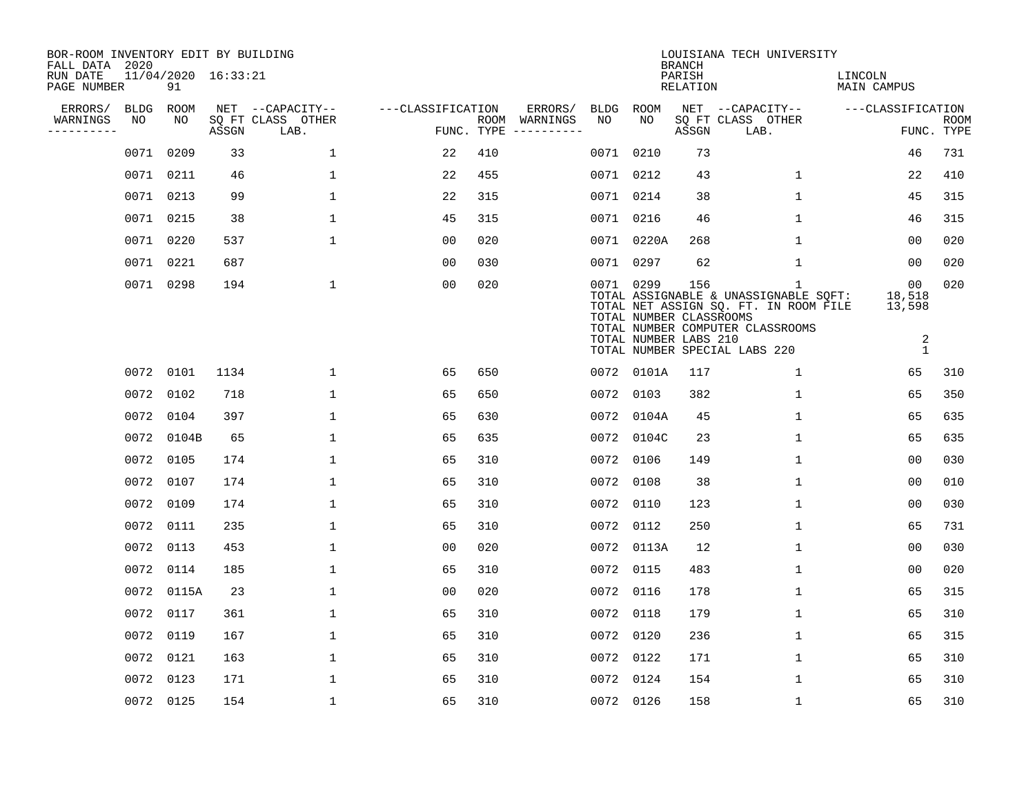BOR-ROOM INVENTORY EDIT BY BUILDING
FALL DATA 2020
RUN DATE 11/04/2020 16:33:21
PAGE NUMBER 91

LOUISIANA TECH UNIVERSITY
BRANCH
PARISH LINCOLN
RELATION MAIN CAMPUS

| ERRORS/ WARNINGS | BLDG NO | ROOM NO | NET SQ FT ASSGN | CAPACITY CLASS LAB. | CAPACITY OTHER | CLASSIFICATION FUNC. | ROOM TYPE | ERRORS/ WARNINGS | BLDG NO | ROOM NO | NET SQ FT ASSGN | CAPACITY CLASS LAB. | CAPACITY OTHER | CLASSIFICATION FUNC. | ROOM TYPE |
|---|---|---|---|---|---|---|---|---|---|---|---|---|---|---|---|
| | 0071 | 0209 | 33 | | 1 | 22 | 410 | | 0071 | 0210 | 73 | | | 46 | 731 |
| | 0071 | 0211 | 46 | | 1 | 22 | 455 | | 0071 | 0212 | 43 | | 1 | 22 | 410 |
| | 0071 | 0213 | 99 | | 1 | 22 | 315 | | 0071 | 0214 | 38 | | 1 | 45 | 315 |
| | 0071 | 0215 | 38 | | 1 | 45 | 315 | | 0071 | 0216 | 46 | | 1 | 46 | 315 |
| | 0071 | 0220 | 537 | | 1 | 00 | 020 | | 0071 | 0220A | 268 | | 1 | 00 | 020 |
| | 0071 | 0221 | 687 | | | 00 | 030 | | 0071 | 0297 | 62 | | 1 | 00 | 020 |
| | 0071 | 0298 | 194 | | 1 | 00 | 020 | | 0071 | 0299 | 156 | | 1 | 00 | 020 |

TOTAL ASSIGNABLE & UNASSIGNABLE SQFT: 18,518
TOTAL NET ASSIGN SQ. FT. IN ROOM FILE 13,598
TOTAL NUMBER CLASSROOMS
TOTAL NUMBER COMPUTER CLASSROOMS
TOTAL NUMBER LABS 210 2
TOTAL NUMBER SPECIAL LABS 220 1

| ERRORS/ WARNINGS | BLDG NO | ROOM NO | NET SQ FT ASSGN | CAPACITY CLASS LAB. | CAPACITY OTHER | CLASSIFICATION FUNC. | ROOM TYPE | ERRORS/ WARNINGS | BLDG NO | ROOM NO | NET SQ FT ASSGN | CAPACITY CLASS LAB. | CAPACITY OTHER | CLASSIFICATION FUNC. | ROOM TYPE |
|---|---|---|---|---|---|---|---|---|---|---|---|---|---|---|---|
| | 0072 | 0101 | 1134 | | 1 | 65 | 650 | | 0072 | 0101A | 117 | | 1 | 65 | 310 |
| | 0072 | 0102 | 718 | | 1 | 65 | 650 | | 0072 | 0103 | 382 | | 1 | 65 | 350 |
| | 0072 | 0104 | 397 | | 1 | 65 | 630 | | 0072 | 0104A | 45 | | 1 | 65 | 635 |
| | 0072 | 0104B | 65 | | 1 | 65 | 635 | | 0072 | 0104C | 23 | | 1 | 65 | 635 |
| | 0072 | 0105 | 174 | | 1 | 65 | 310 | | 0072 | 0106 | 149 | | 1 | 00 | 030 |
| | 0072 | 0107 | 174 | | 1 | 65 | 310 | | 0072 | 0108 | 38 | | 1 | 00 | 010 |
| | 0072 | 0109 | 174 | | 1 | 65 | 310 | | 0072 | 0110 | 123 | | 1 | 00 | 030 |
| | 0072 | 0111 | 235 | | 1 | 65 | 310 | | 0072 | 0112 | 250 | | 1 | 65 | 731 |
| | 0072 | 0113 | 453 | | 1 | 00 | 020 | | 0072 | 0113A | 12 | | 1 | 00 | 030 |
| | 0072 | 0114 | 185 | | 1 | 65 | 310 | | 0072 | 0115 | 483 | | 1 | 00 | 020 |
| | 0072 | 0115A | 23 | | 1 | 00 | 020 | | 0072 | 0116 | 178 | | 1 | 65 | 315 |
| | 0072 | 0117 | 361 | | 1 | 65 | 310 | | 0072 | 0118 | 179 | | 1 | 65 | 310 |
| | 0072 | 0119 | 167 | | 1 | 65 | 310 | | 0072 | 0120 | 236 | | 1 | 65 | 315 |
| | 0072 | 0121 | 163 | | 1 | 65 | 310 | | 0072 | 0122 | 171 | | 1 | 65 | 310 |
| | 0072 | 0123 | 171 | | 1 | 65 | 310 | | 0072 | 0124 | 154 | | 1 | 65 | 310 |
| | 0072 | 0125 | 154 | | 1 | 65 | 310 | | 0072 | 0126 | 158 | | 1 | 65 | 310 |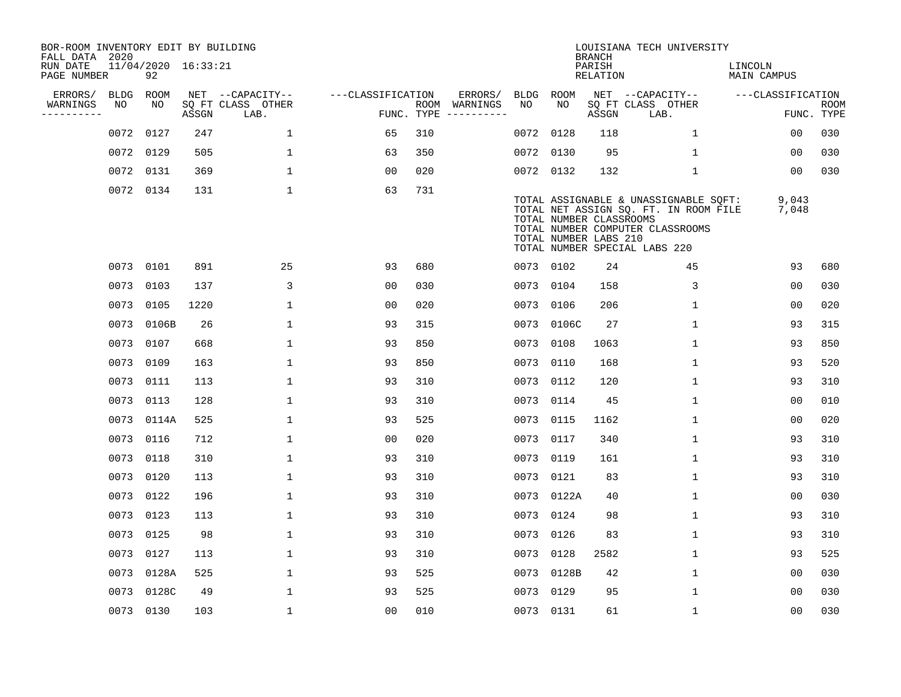BOR-ROOM INVENTORY EDIT BY BUILDING
FALL DATA 2020
RUN DATE 11/04/2020 16:33:21
PAGE NUMBER 92

LOUISIANA TECH UNIVERSITY
BRANCH
PARISH LINCOLN
RELATION MAIN CAMPUS

| ERRORS/ WARNINGS | BLDG NO | ROOM NO | NET SQ FT ASSGN | CAPACITY-- CLASS LAB. | OTHER | CLASSIFICATION FUNC. | ROOM TYPE | ERRORS/ WARNINGS | BLDG NO | ROOM NO | NET SQ FT ASSGN | CAPACITY-- CLASS LAB. | OTHER | CLASSIFICATION FUNC. | ROOM TYPE |
|---|---|---|---|---|---|---|---|---|---|---|---|---|---|---|---|
| | 0072 | 0127 | 247 | | 1 | 65 | 310 | | 0072 | 0128 | 118 | | 1 | 00 | 030 |
| | 0072 | 0129 | 505 | | 1 | 63 | 350 | | 0072 | 0130 | 95 | | 1 | 00 | 030 |
| | 0072 | 0131 | 369 | | 1 | 00 | 020 | | 0072 | 0132 | 132 | | 1 | 00 | 030 |
| | 0072 | 0134 | 131 | | 1 | 63 | 731 | | | | | | | | |

TOTAL ASSIGNABLE & UNASSIGNABLE SQFT: 9,043
TOTAL NET ASSIGN SQ. FT. IN ROOM FILE 7,048
TOTAL NUMBER CLASSROOMS
TOTAL NUMBER COMPUTER CLASSROOMS
TOTAL NUMBER LABS 210
TOTAL NUMBER SPECIAL LABS 220

| ERRORS/ WARNINGS | BLDG NO | ROOM NO | NET SQ FT ASSGN | CAPACITY-- CLASS LAB. | OTHER | CLASSIFICATION FUNC. | ROOM TYPE | ERRORS/ WARNINGS | BLDG NO | ROOM NO | NET SQ FT ASSGN | CAPACITY-- CLASS LAB. | OTHER | CLASSIFICATION FUNC. | ROOM TYPE |
|---|---|---|---|---|---|---|---|---|---|---|---|---|---|---|---|
| | 0073 | 0101 | 891 | | 25 | 93 | 680 | | 0073 | 0102 | 24 | | 45 | 93 | 680 |
| | 0073 | 0103 | 137 | | 3 | 00 | 030 | | 0073 | 0104 | 158 | | 3 | 00 | 030 |
| | 0073 | 0105 | 1220 | | 1 | 00 | 020 | | 0073 | 0106 | 206 | | 1 | 00 | 020 |
| | 0073 | 0106B | 26 | | 1 | 93 | 315 | | 0073 | 0106C | 27 | | 1 | 93 | 315 |
| | 0073 | 0107 | 668 | | 1 | 93 | 850 | | 0073 | 0108 | 1063 | | 1 | 93 | 850 |
| | 0073 | 0109 | 163 | | 1 | 93 | 850 | | 0073 | 0110 | 168 | | 1 | 93 | 520 |
| | 0073 | 0111 | 113 | | 1 | 93 | 310 | | 0073 | 0112 | 120 | | 1 | 93 | 310 |
| | 0073 | 0113 | 128 | | 1 | 93 | 310 | | 0073 | 0114 | 45 | | 1 | 00 | 010 |
| | 0073 | 0114A | 525 | | 1 | 93 | 525 | | 0073 | 0115 | 1162 | | 1 | 00 | 020 |
| | 0073 | 0116 | 712 | | 1 | 00 | 020 | | 0073 | 0117 | 340 | | 1 | 93 | 310 |
| | 0073 | 0118 | 310 | | 1 | 93 | 310 | | 0073 | 0119 | 161 | | 1 | 93 | 310 |
| | 0073 | 0120 | 113 | | 1 | 93 | 310 | | 0073 | 0121 | 83 | | 1 | 93 | 310 |
| | 0073 | 0122 | 196 | | 1 | 93 | 310 | | 0073 | 0122A | 40 | | 1 | 00 | 030 |
| | 0073 | 0123 | 113 | | 1 | 93 | 310 | | 0073 | 0124 | 98 | | 1 | 93 | 310 |
| | 0073 | 0125 | 98 | | 1 | 93 | 310 | | 0073 | 0126 | 83 | | 1 | 93 | 310 |
| | 0073 | 0127 | 113 | | 1 | 93 | 310 | | 0073 | 0128 | 2582 | | 1 | 93 | 525 |
| | 0073 | 0128A | 525 | | 1 | 93 | 525 | | 0073 | 0128B | 42 | | 1 | 00 | 030 |
| | 0073 | 0128C | 49 | | 1 | 93 | 525 | | 0073 | 0129 | 95 | | 1 | 00 | 030 |
| | 0073 | 0130 | 103 | | 1 | 00 | 010 | | 0073 | 0131 | 61 | | 1 | 00 | 030 |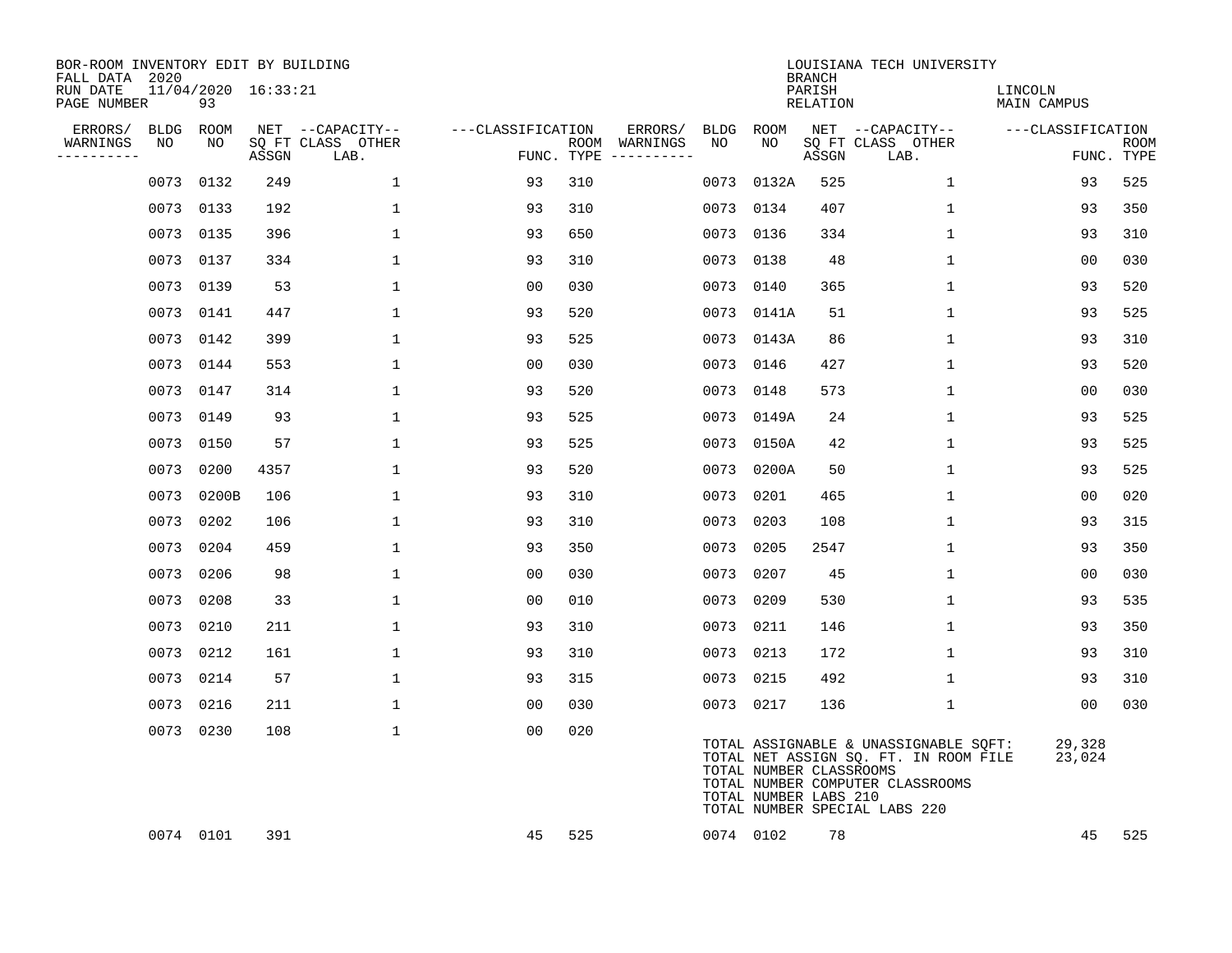BOR-ROOM INVENTORY EDIT BY BUILDING
FALL DATA 2020
RUN DATE 11/04/2020 16:33:21
PAGE NUMBER 93

LOUISIANA TECH UNIVERSITY
BRANCH
PARISH LINCOLN
RELATION MAIN CAMPUS

| ERRORS/ WARNINGS | BLDG NO | ROOM NO | NET ASSGN SQ FT | CAPACITY CLASS LAB. | CAPACITY OTHER | CLASSIFICATION FUNC. | ROOM TYPE | ERRORS/ WARNINGS | BLDG NO | ROOM NO | NET ASSGN SQ FT | CAPACITY CLASS LAB. | CAPACITY OTHER | CLASSIFICATION FUNC. | ROOM TYPE |
|---|---|---|---|---|---|---|---|---|---|---|---|---|---|---|---|
| | 0073 | 0132 | 249 | | 1 | 93 | 310 | | 0073 | 0132A | 525 | | 1 | 93 | 525 |
| | 0073 | 0133 | 192 | | 1 | 93 | 310 | | 0073 | 0134 | 407 | | 1 | 93 | 350 |
| | 0073 | 0135 | 396 | | 1 | 93 | 650 | | 0073 | 0136 | 334 | | 1 | 93 | 310 |
| | 0073 | 0137 | 334 | | 1 | 93 | 310 | | 0073 | 0138 | 48 | | 1 | 00 | 030 |
| | 0073 | 0139 | 53 | | 1 | 00 | 030 | | 0073 | 0140 | 365 | | 1 | 93 | 520 |
| | 0073 | 0141 | 447 | | 1 | 93 | 520 | | 0073 | 0141A | 51 | | 1 | 93 | 525 |
| | 0073 | 0142 | 399 | | 1 | 93 | 525 | | 0073 | 0143A | 86 | | 1 | 93 | 310 |
| | 0073 | 0144 | 553 | | 1 | 00 | 030 | | 0073 | 0146 | 427 | | 1 | 93 | 520 |
| | 0073 | 0147 | 314 | | 1 | 93 | 520 | | 0073 | 0148 | 573 | | 1 | 00 | 030 |
| | 0073 | 0149 | 93 | | 1 | 93 | 525 | | 0073 | 0149A | 24 | | 1 | 93 | 525 |
| | 0073 | 0150 | 57 | | 1 | 93 | 525 | | 0073 | 0150A | 42 | | 1 | 93 | 525 |
| | 0073 | 0200 | 4357 | | 1 | 93 | 520 | | 0073 | 0200A | 50 | | 1 | 93 | 525 |
| | 0073 | 0200B | 106 | | 1 | 93 | 310 | | 0073 | 0201 | 465 | | 1 | 00 | 020 |
| | 0073 | 0202 | 106 | | 1 | 93 | 310 | | 0073 | 0203 | 108 | | 1 | 93 | 315 |
| | 0073 | 0204 | 459 | | 1 | 93 | 350 | | 0073 | 0205 | 2547 | | 1 | 93 | 350 |
| | 0073 | 0206 | 98 | | 1 | 00 | 030 | | 0073 | 0207 | 45 | | 1 | 00 | 030 |
| | 0073 | 0208 | 33 | | 1 | 00 | 010 | | 0073 | 0209 | 530 | | 1 | 93 | 535 |
| | 0073 | 0210 | 211 | | 1 | 93 | 310 | | 0073 | 0211 | 146 | | 1 | 93 | 350 |
| | 0073 | 0212 | 161 | | 1 | 93 | 310 | | 0073 | 0213 | 172 | | 1 | 93 | 310 |
| | 0073 | 0214 | 57 | | 1 | 93 | 315 | | 0073 | 0215 | 492 | | 1 | 93 | 310 |
| | 0073 | 0216 | 211 | | 1 | 00 | 030 | | 0073 | 0217 | 136 | | 1 | 00 | 030 |
| | 0073 | 0230 | 108 | | 1 | 00 | 020 | | | | | | | | |
| | 0074 | 0101 | 391 | | | 45 | 525 | | 0074 | 0102 | 78 | | | 45 | 525 |

TOTAL ASSIGNABLE & UNASSIGNABLE SQFT: 29,328
TOTAL NET ASSIGN SQ. FT. IN ROOM FILE 23,024
TOTAL NUMBER CLASSROOMS
TOTAL NUMBER COMPUTER CLASSROOMS
TOTAL NUMBER LABS 210
TOTAL NUMBER SPECIAL LABS 220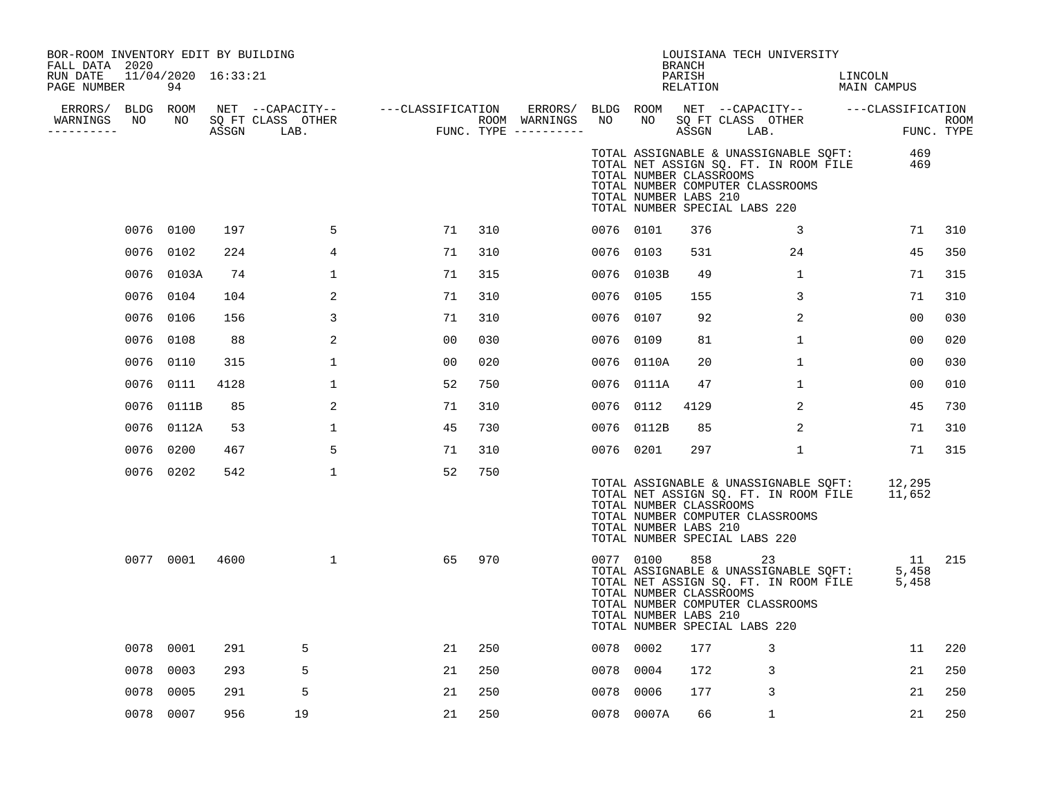BOR-ROOM INVENTORY EDIT BY BUILDING
FALL DATA 2020
RUN DATE 11/04/2020 16:33:21
PAGE NUMBER 94

LOUISIANA TECH UNIVERSITY
BRANCH
PARISH LINCOLN
RELATION MAIN CAMPUS

| ERRORS/ WARNINGS | BLDG NO | ROOM NO | NET SQ FT ASSGN | CAPACITY CLASS LAB. | CAPACITY OTHER | CLASSIFICATION FUNC. | ROOM TYPE | ERRORS/ WARNINGS | BLDG NO | ROOM NO | NET SQ FT ASSGN | CAPACITY CLASS LAB. | CAPACITY OTHER | CLASSIFICATION FUNC. | ROOM TYPE |
|---|---|---|---|---|---|---|---|---|---|---|---|---|---|---|---|
| | | | | | | | | | TOTAL ASSIGNABLE & UNASSIGNABLE SQFT: | | | | | 469 | |
| | | | | | | | | | TOTAL NET ASSIGN SQ. FT. IN ROOM FILE | | | | | 469 | |
| | | | | | | | | | TOTAL NUMBER CLASSROOMS | | | | | | |
| | | | | | | | | | TOTAL NUMBER COMPUTER CLASSROOMS | | | | | | |
| | | | | | | | | | TOTAL NUMBER LABS 210 | | | | | | |
| | | | | | | | | | TOTAL NUMBER SPECIAL LABS 220 | | | | | | |
| | 0076 | 0100 | 197 | | 5 | 71 | 310 | | 0076 | 0101 | 376 | | 3 | 71 | 310 |
| | 0076 | 0102 | 224 | | 4 | 71 | 310 | | 0076 | 0103 | 531 | | 24 | 45 | 350 |
| | 0076 | 0103A | 74 | | 1 | 71 | 315 | | 0076 | 0103B | 49 | | 1 | 71 | 315 |
| | 0076 | 0104 | 104 | | 2 | 71 | 310 | | 0076 | 0105 | 155 | | 3 | 71 | 310 |
| | 0076 | 0106 | 156 | | 3 | 71 | 310 | | 0076 | 0107 | 92 | | 2 | 00 | 030 |
| | 0076 | 0108 | 88 | | 2 | 00 | 030 | | 0076 | 0109 | 81 | | 1 | 00 | 020 |
| | 0076 | 0110 | 315 | | 1 | 00 | 020 | | 0076 | 0110A | 20 | | 1 | 00 | 030 |
| | 0076 | 0111 | 4128 | | 1 | 52 | 750 | | 0076 | 0111A | 47 | | 1 | 00 | 010 |
| | 0076 | 0111B | 85 | | 2 | 71 | 310 | | 0076 | 0112 | 4129 | | 2 | 45 | 730 |
| | 0076 | 0112A | 53 | | 1 | 45 | 730 | | 0076 | 0112B | 85 | | 2 | 71 | 310 |
| | 0076 | 0200 | 467 | | 5 | 71 | 310 | | 0076 | 0201 | 297 | | 1 | 71 | 315 |
| | 0076 | 0202 | 542 | | 1 | 52 | 750 | | | | | | | | |
| | | | | | | | | | TOTAL ASSIGNABLE & UNASSIGNABLE SQFT: | | | | | 12,295 | |
| | | | | | | | | | TOTAL NET ASSIGN SQ. FT. IN ROOM FILE | | | | | 11,652 | |
| | | | | | | | | | TOTAL NUMBER CLASSROOMS | | | | | | |
| | | | | | | | | | TOTAL NUMBER COMPUTER CLASSROOMS | | | | | | |
| | | | | | | | | | TOTAL NUMBER LABS 210 | | | | | | |
| | | | | | | | | | TOTAL NUMBER SPECIAL LABS 220 | | | | | | |
| | 0077 | 0001 | 4600 | | 1 | 65 | 970 | | 0077 | 0100 | 858 | 23 | | 11 | 215 |
| | | | | | | | | | TOTAL ASSIGNABLE & UNASSIGNABLE SQFT: | | | | | 5,458 | |
| | | | | | | | | | TOTAL NET ASSIGN SQ. FT. IN ROOM FILE | | | | | 5,458 | |
| | | | | | | | | | TOTAL NUMBER CLASSROOMS | | | | | | |
| | | | | | | | | | TOTAL NUMBER COMPUTER CLASSROOMS | | | | | | |
| | | | | | | | | | TOTAL NUMBER LABS 210 | | | | | | |
| | | | | | | | | | TOTAL NUMBER SPECIAL LABS 220 | | | | | | |
| | 0078 | 0001 | 291 | 5 | | 21 | 250 | | 0078 | 0002 | 177 | 3 | | 11 | 220 |
| | 0078 | 0003 | 293 | 5 | | 21 | 250 | | 0078 | 0004 | 172 | 3 | | 21 | 250 |
| | 0078 | 0005 | 291 | 5 | | 21 | 250 | | 0078 | 0006 | 177 | 3 | | 21 | 250 |
| | 0078 | 0007 | 956 | 19 | | 21 | 250 | | 0078 | 0007A | 66 | 1 | | 21 | 250 |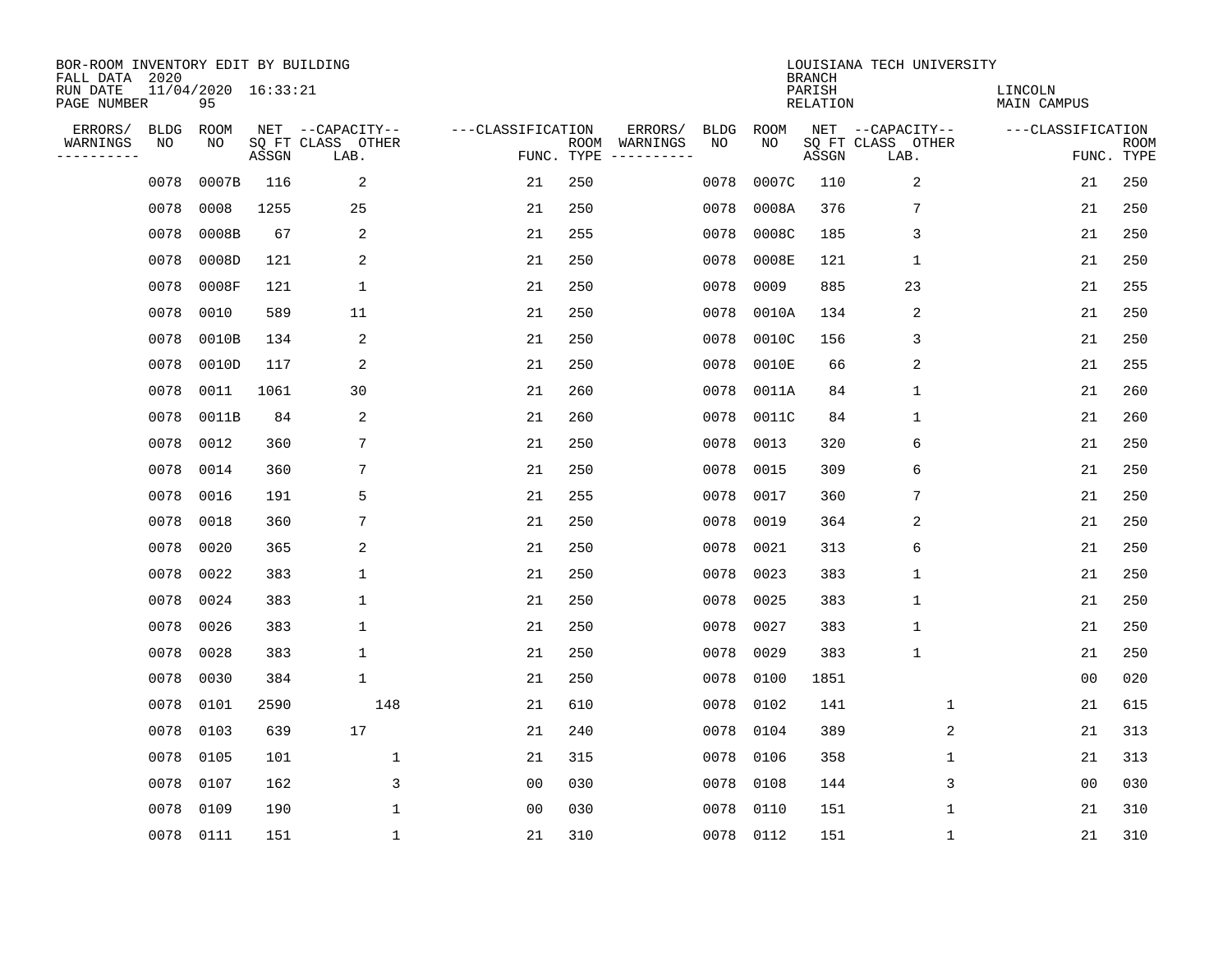BOR-ROOM INVENTORY EDIT BY BUILDING
FALL DATA 2020
RUN DATE 11/04/2020 16:33:21
PAGE NUMBER 95

LOUISIANA TECH UNIVERSITY
BRANCH
PARISH LINCOLN
RELATION MAIN CAMPUS

| ERRORS/ WARNINGS | BLDG NO | ROOM NO | NET SQ FT ASSGN | CAPACITY CLASS LAB. | CAPACITY OTHER | CLASSIFICATION FUNC. | ROOM TYPE | ERRORS/ WARNINGS | BLDG NO | ROOM NO | NET SQ FT ASSGN | CAPACITY CLASS LAB. | CAPACITY OTHER | CLASSIFICATION FUNC. | ROOM TYPE |
|---|---|---|---|---|---|---|---|---|---|---|---|---|---|---|---|
| | 0078 | 0007B | 116 | 2 | | 21 | 250 | | 0078 | 0007C | 110 | 2 | | 21 | 250 |
| | 0078 | 0008 | 1255 | 25 | | 21 | 250 | | 0078 | 0008A | 376 | 7 | | 21 | 250 |
| | 0078 | 0008B | 67 | 2 | | 21 | 255 | | 0078 | 0008C | 185 | 3 | | 21 | 250 |
| | 0078 | 0008D | 121 | 2 | | 21 | 250 | | 0078 | 0008E | 121 | 1 | | 21 | 250 |
| | 0078 | 0008F | 121 | 1 | | 21 | 250 | | 0078 | 0009 | 885 | 23 | | 21 | 255 |
| | 0078 | 0010 | 589 | 11 | | 21 | 250 | | 0078 | 0010A | 134 | 2 | | 21 | 250 |
| | 0078 | 0010B | 134 | 2 | | 21 | 250 | | 0078 | 0010C | 156 | 3 | | 21 | 250 |
| | 0078 | 0010D | 117 | 2 | | 21 | 250 | | 0078 | 0010E | 66 | 2 | | 21 | 255 |
| | 0078 | 0011 | 1061 | 30 | | 21 | 260 | | 0078 | 0011A | 84 | 1 | | 21 | 260 |
| | 0078 | 0011B | 84 | 2 | | 21 | 260 | | 0078 | 0011C | 84 | 1 | | 21 | 260 |
| | 0078 | 0012 | 360 | 7 | | 21 | 250 | | 0078 | 0013 | 320 | 6 | | 21 | 250 |
| | 0078 | 0014 | 360 | 7 | | 21 | 250 | | 0078 | 0015 | 309 | 6 | | 21 | 250 |
| | 0078 | 0016 | 191 | 5 | | 21 | 255 | | 0078 | 0017 | 360 | 7 | | 21 | 250 |
| | 0078 | 0018 | 360 | 7 | | 21 | 250 | | 0078 | 0019 | 364 | 2 | | 21 | 250 |
| | 0078 | 0020 | 365 | 2 | | 21 | 250 | | 0078 | 0021 | 313 | 6 | | 21 | 250 |
| | 0078 | 0022 | 383 | 1 | | 21 | 250 | | 0078 | 0023 | 383 | 1 | | 21 | 250 |
| | 0078 | 0024 | 383 | 1 | | 21 | 250 | | 0078 | 0025 | 383 | 1 | | 21 | 250 |
| | 0078 | 0026 | 383 | 1 | | 21 | 250 | | 0078 | 0027 | 383 | 1 | | 21 | 250 |
| | 0078 | 0028 | 383 | 1 | | 21 | 250 | | 0078 | 0029 | 383 | 1 | | 21 | 250 |
| | 0078 | 0030 | 384 | 1 | | 21 | 250 | | 0078 | 0100 | 1851 | | | 00 | 020 |
| | 0078 | 0101 | 2590 | | 148 | 21 | 610 | | 0078 | 0102 | 141 | | 1 | 21 | 615 |
| | 0078 | 0103 | 639 | 17 | | 21 | 240 | | 0078 | 0104 | 389 | | 2 | 21 | 313 |
| | 0078 | 0105 | 101 | | 1 | 21 | 315 | | 0078 | 0106 | 358 | | 1 | 21 | 313 |
| | 0078 | 0107 | 162 | | 3 | 00 | 030 | | 0078 | 0108 | 144 | | 3 | 00 | 030 |
| | 0078 | 0109 | 190 | | 1 | 00 | 030 | | 0078 | 0110 | 151 | | 1 | 21 | 310 |
| | 0078 | 0111 | 151 | | 1 | 21 | 310 | | 0078 | 0112 | 151 | | 1 | 21 | 310 |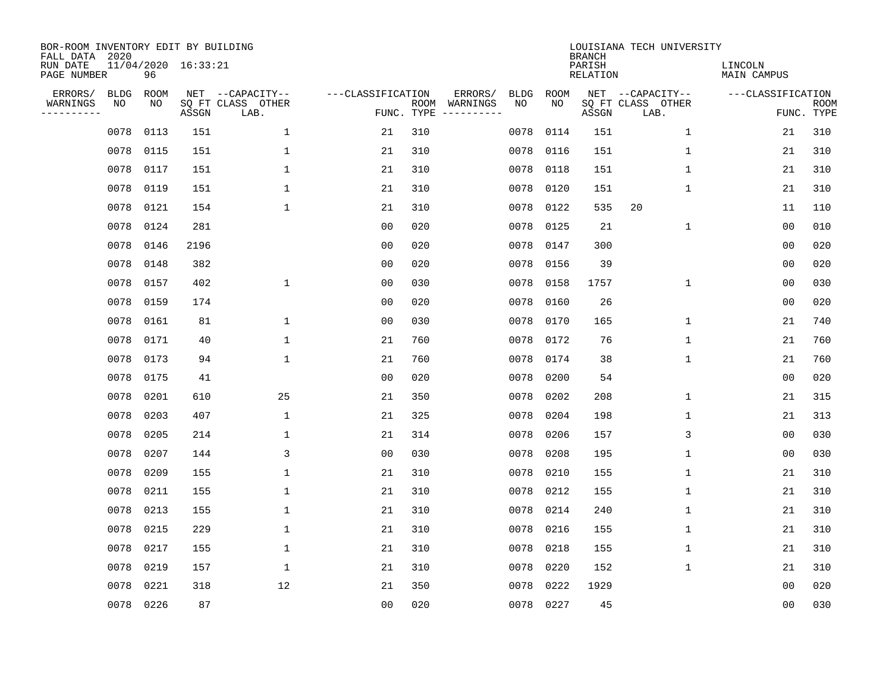BOR-ROOM INVENTORY EDIT BY BUILDING
FALL DATA 2020
RUN DATE 11/04/2020 16:33:21
PAGE NUMBER 96

LOUISIANA TECH UNIVERSITY
BRANCH
PARISH LINCOLN
RELATION MAIN CAMPUS

| ERRORS/ WARNINGS | BLDG NO | ROOM NO | NET SQ FT ASSGN | CAPACITY CLASS LAB. | CAPACITY OTHER | CLASSIFICATION FUNC. | ROOM TYPE | ERRORS/ WARNINGS | BLDG NO | ROOM NO | NET SQ FT ASSGN | CAPACITY CLASS LAB. | CAPACITY OTHER | CLASSIFICATION FUNC. | ROOM TYPE |
|---|---|---|---|---|---|---|---|---|---|---|---|---|---|---|---|
| | 0078 | 0113 | 151 | | 1 | 21 | 310 | | 0078 | 0114 | 151 | | 1 | 21 | 310 |
| | 0078 | 0115 | 151 | | 1 | 21 | 310 | | 0078 | 0116 | 151 | | 1 | 21 | 310 |
| | 0078 | 0117 | 151 | | 1 | 21 | 310 | | 0078 | 0118 | 151 | | 1 | 21 | 310 |
| | 0078 | 0119 | 151 | | 1 | 21 | 310 | | 0078 | 0120 | 151 | | 1 | 21 | 310 |
| | 0078 | 0121 | 154 | | 1 | 21 | 310 | | 0078 | 0122 | 535 | 20 | | 11 | 110 |
| | 0078 | 0124 | 281 | | | 00 | 020 | | 0078 | 0125 | 21 | | 1 | 00 | 010 |
| | 0078 | 0146 | 2196 | | | 00 | 020 | | 0078 | 0147 | 300 | | | 00 | 020 |
| | 0078 | 0148 | 382 | | | 00 | 020 | | 0078 | 0156 | 39 | | | 00 | 020 |
| | 0078 | 0157 | 402 | | 1 | 00 | 030 | | 0078 | 0158 | 1757 | | 1 | 00 | 030 |
| | 0078 | 0159 | 174 | | | 00 | 020 | | 0078 | 0160 | 26 | | | 00 | 020 |
| | 0078 | 0161 | 81 | | 1 | 00 | 030 | | 0078 | 0170 | 165 | | 1 | 21 | 740 |
| | 0078 | 0171 | 40 | | 1 | 21 | 760 | | 0078 | 0172 | 76 | | 1 | 21 | 760 |
| | 0078 | 0173 | 94 | | 1 | 21 | 760 | | 0078 | 0174 | 38 | | 1 | 21 | 760 |
| | 0078 | 0175 | 41 | | | 00 | 020 | | 0078 | 0200 | 54 | | | 00 | 020 |
| | 0078 | 0201 | 610 | | 25 | 21 | 350 | | 0078 | 0202 | 208 | | 1 | 21 | 315 |
| | 0078 | 0203 | 407 | | 1 | 21 | 325 | | 0078 | 0204 | 198 | | 1 | 21 | 313 |
| | 0078 | 0205 | 214 | | 1 | 21 | 314 | | 0078 | 0206 | 157 | | 3 | 00 | 030 |
| | 0078 | 0207 | 144 | | 3 | 00 | 030 | | 0078 | 0208 | 195 | | 1 | 00 | 030 |
| | 0078 | 0209 | 155 | | 1 | 21 | 310 | | 0078 | 0210 | 155 | | 1 | 21 | 310 |
| | 0078 | 0211 | 155 | | 1 | 21 | 310 | | 0078 | 0212 | 155 | | 1 | 21 | 310 |
| | 0078 | 0213 | 155 | | 1 | 21 | 310 | | 0078 | 0214 | 240 | | 1 | 21 | 310 |
| | 0078 | 0215 | 229 | | 1 | 21 | 310 | | 0078 | 0216 | 155 | | 1 | 21 | 310 |
| | 0078 | 0217 | 155 | | 1 | 21 | 310 | | 0078 | 0218 | 155 | | 1 | 21 | 310 |
| | 0078 | 0219 | 157 | | 1 | 21 | 310 | | 0078 | 0220 | 152 | | 1 | 21 | 310 |
| | 0078 | 0221 | 318 | | 12 | 21 | 350 | | 0078 | 0222 | 1929 | | | 00 | 020 |
| | 0078 | 0226 | 87 | | | 00 | 020 | | 0078 | 0227 | 45 | | | 00 | 030 |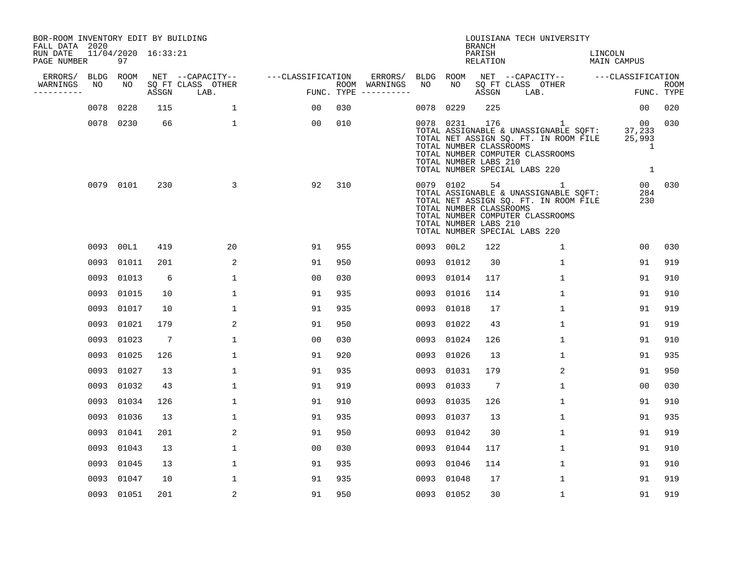BOR-ROOM INVENTORY EDIT BY BUILDING
FALL DATA 2020
RUN DATE 11/04/2020 16:33:21
PAGE NUMBER 97

LOUISIANA TECH UNIVERSITY
BRANCH
PARISH LINCOLN
RELATION MAIN CAMPUS

| ERRORS/ WARNINGS | BLDG NO | ROOM NO | NET SQ FT ASSGN | CAPACITY CLASS LAB. | CAPACITY OTHER | CLASSIFICATION FUNC. | ROOM TYPE | ERRORS/ WARNINGS | BLDG NO | ROOM NO | NET SQ FT ASSGN | CAPACITY CLASS LAB. | CAPACITY OTHER | CLASSIFICATION FUNC. | ROOM TYPE |
|---|---|---|---|---|---|---|---|---|---|---|---|---|---|---|---|
| | 0078 | 0228 | 115 | | 1 | 00 | 030 | | 0078 | 0229 | 225 | | | 00 | 020 |
| | 0078 | 0230 | 66 | | 1 | 00 | 010 | | 0078 | 0231 | 176 | | 1 | 00 | 030 |
| | | | | | | | | | TOTAL ASSIGNABLE & UNASSIGNABLE SQFT: | | | | | 37,233 | |
| | | | | | | | | | TOTAL NET ASSIGN SQ. FT. IN ROOM FILE | | | | | 25,993 | |
| | | | | | | | | | TOTAL NUMBER CLASSROOMS | | | | | 1 | |
| | | | | | | | | | TOTAL NUMBER COMPUTER CLASSROOMS | | | | | | |
| | | | | | | | | | TOTAL NUMBER LABS 210 | | | | | | |
| | | | | | | | | | TOTAL NUMBER SPECIAL LABS 220 | | | | | 1 | |
| | 0079 | 0101 | 230 | | 3 | 92 | 310 | | 0079 | 0102 | 54 | | 1 | 00 | 030 |
| | | | | | | | | | TOTAL ASSIGNABLE & UNASSIGNABLE SQFT: | | | | | 284 | |
| | | | | | | | | | TOTAL NET ASSIGN SQ. FT. IN ROOM FILE | | | | | 230 | |
| | | | | | | | | | TOTAL NUMBER CLASSROOMS | | | | | | |
| | | | | | | | | | TOTAL NUMBER COMPUTER CLASSROOMS | | | | | | |
| | | | | | | | | | TOTAL NUMBER LABS 210 | | | | | | |
| | | | | | | | | | TOTAL NUMBER SPECIAL LABS 220 | | | | | | |
| | 0093 | 00L1 | 419 | | 20 | 91 | 955 | | 0093 | 00L2 | 122 | | 1 | 00 | 030 |
| | 0093 | 01011 | 201 | | 2 | 91 | 950 | | 0093 | 01012 | 30 | | 1 | 91 | 919 |
| | 0093 | 01013 | 6 | | 1 | 00 | 030 | | 0093 | 01014 | 117 | | 1 | 91 | 910 |
| | 0093 | 01015 | 10 | | 1 | 91 | 935 | | 0093 | 01016 | 114 | | 1 | 91 | 910 |
| | 0093 | 01017 | 10 | | 1 | 91 | 935 | | 0093 | 01018 | 17 | | 1 | 91 | 919 |
| | 0093 | 01021 | 179 | | 2 | 91 | 950 | | 0093 | 01022 | 43 | | 1 | 91 | 919 |
| | 0093 | 01023 | 7 | | 1 | 00 | 030 | | 0093 | 01024 | 126 | | 1 | 91 | 910 |
| | 0093 | 01025 | 126 | | 1 | 91 | 920 | | 0093 | 01026 | 13 | | 1 | 91 | 935 |
| | 0093 | 01027 | 13 | | 1 | 91 | 935 | | 0093 | 01031 | 179 | | 2 | 91 | 950 |
| | 0093 | 01032 | 43 | | 1 | 91 | 919 | | 0093 | 01033 | 7 | | 1 | 00 | 030 |
| | 0093 | 01034 | 126 | | 1 | 91 | 910 | | 0093 | 01035 | 126 | | 1 | 91 | 910 |
| | 0093 | 01036 | 13 | | 1 | 91 | 935 | | 0093 | 01037 | 13 | | 1 | 91 | 935 |
| | 0093 | 01041 | 201 | | 2 | 91 | 950 | | 0093 | 01042 | 30 | | 1 | 91 | 919 |
| | 0093 | 01043 | 13 | | 1 | 00 | 030 | | 0093 | 01044 | 117 | | 1 | 91 | 910 |
| | 0093 | 01045 | 13 | | 1 | 91 | 935 | | 0093 | 01046 | 114 | | 1 | 91 | 910 |
| | 0093 | 01047 | 10 | | 1 | 91 | 935 | | 0093 | 01048 | 17 | | 1 | 91 | 919 |
| | 0093 | 01051 | 201 | | 2 | 91 | 950 | | 0093 | 01052 | 30 | | 1 | 91 | 919 |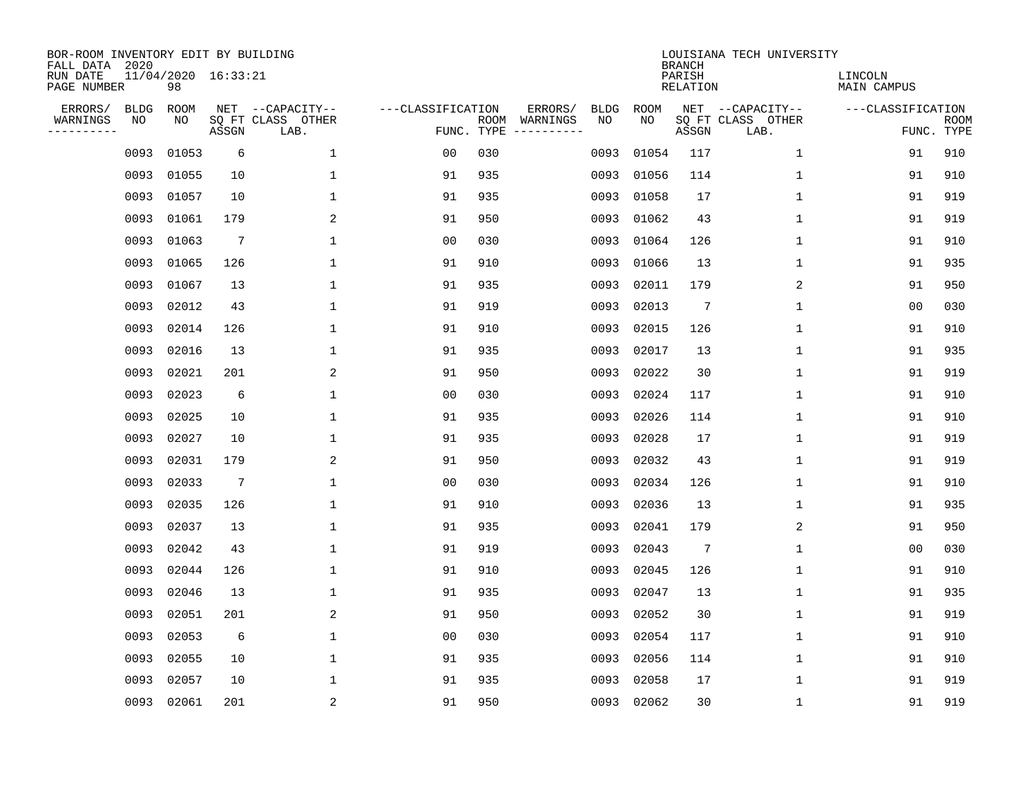BOR-ROOM INVENTORY EDIT BY BUILDING
FALL DATA 2020
RUN DATE 11/04/2020 16:33:21
PAGE NUMBER 98

LOUISIANA TECH UNIVERSITY
BRANCH
PARISH LINCOLN
RELATION MAIN CAMPUS

| ERRORS/ WARNINGS | BLDG NO | ROOM NO | NET SQ FT ASSGN | CAPACITY CLASS LAB. | CAPACITY OTHER | CLASSIFICATION FUNC. | ROOM TYPE | ERRORS/ WARNINGS | BLDG NO | ROOM NO | NET SQ FT ASSGN | CAPACITY CLASS LAB. | CAPACITY OTHER | CLASSIFICATION FUNC. | ROOM TYPE |
|---|---|---|---|---|---|---|---|---|---|---|---|---|---|---|---|
| | 0093 | 01053 | 6 | | 1 | 00 | 030 | | 0093 | 01054 | 117 | | 1 | 91 | 910 |
| | 0093 | 01055 | 10 | | 1 | 91 | 935 | | 0093 | 01056 | 114 | | 1 | 91 | 910 |
| | 0093 | 01057 | 10 | | 1 | 91 | 935 | | 0093 | 01058 | 17 | | 1 | 91 | 919 |
| | 0093 | 01061 | 179 | | 2 | 91 | 950 | | 0093 | 01062 | 43 | | 1 | 91 | 919 |
| | 0093 | 01063 | 7 | | 1 | 00 | 030 | | 0093 | 01064 | 126 | | 1 | 91 | 910 |
| | 0093 | 01065 | 126 | | 1 | 91 | 910 | | 0093 | 01066 | 13 | | 1 | 91 | 935 |
| | 0093 | 01067 | 13 | | 1 | 91 | 935 | | 0093 | 02011 | 179 | | 2 | 91 | 950 |
| | 0093 | 02012 | 43 | | 1 | 91 | 919 | | 0093 | 02013 | 7 | | 1 | 00 | 030 |
| | 0093 | 02014 | 126 | | 1 | 91 | 910 | | 0093 | 02015 | 126 | | 1 | 91 | 910 |
| | 0093 | 02016 | 13 | | 1 | 91 | 935 | | 0093 | 02017 | 13 | | 1 | 91 | 935 |
| | 0093 | 02021 | 201 | | 2 | 91 | 950 | | 0093 | 02022 | 30 | | 1 | 91 | 919 |
| | 0093 | 02023 | 6 | | 1 | 00 | 030 | | 0093 | 02024 | 117 | | 1 | 91 | 910 |
| | 0093 | 02025 | 10 | | 1 | 91 | 935 | | 0093 | 02026 | 114 | | 1 | 91 | 910 |
| | 0093 | 02027 | 10 | | 1 | 91 | 935 | | 0093 | 02028 | 17 | | 1 | 91 | 919 |
| | 0093 | 02031 | 179 | | 2 | 91 | 950 | | 0093 | 02032 | 43 | | 1 | 91 | 919 |
| | 0093 | 02033 | 7 | | 1 | 00 | 030 | | 0093 | 02034 | 126 | | 1 | 91 | 910 |
| | 0093 | 02035 | 126 | | 1 | 91 | 910 | | 0093 | 02036 | 13 | | 1 | 91 | 935 |
| | 0093 | 02037 | 13 | | 1 | 91 | 935 | | 0093 | 02041 | 179 | | 2 | 91 | 950 |
| | 0093 | 02042 | 43 | | 1 | 91 | 919 | | 0093 | 02043 | 7 | | 1 | 00 | 030 |
| | 0093 | 02044 | 126 | | 1 | 91 | 910 | | 0093 | 02045 | 126 | | 1 | 91 | 910 |
| | 0093 | 02046 | 13 | | 1 | 91 | 935 | | 0093 | 02047 | 13 | | 1 | 91 | 935 |
| | 0093 | 02051 | 201 | | 2 | 91 | 950 | | 0093 | 02052 | 30 | | 1 | 91 | 919 |
| | 0093 | 02053 | 6 | | 1 | 00 | 030 | | 0093 | 02054 | 117 | | 1 | 91 | 910 |
| | 0093 | 02055 | 10 | | 1 | 91 | 935 | | 0093 | 02056 | 114 | | 1 | 91 | 910 |
| | 0093 | 02057 | 10 | | 1 | 91 | 935 | | 0093 | 02058 | 17 | | 1 | 91 | 919 |
| | 0093 | 02061 | 201 | | 2 | 91 | 950 | | 0093 | 02062 | 30 | | 1 | 91 | 919 |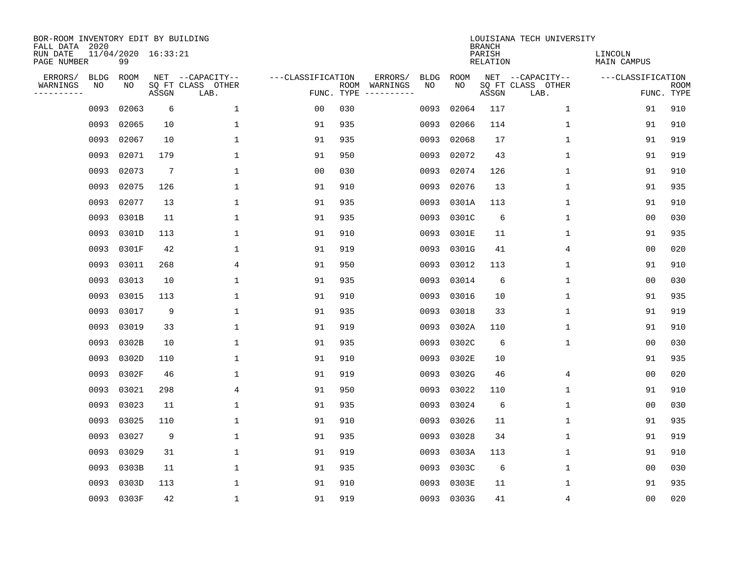BOR-ROOM INVENTORY EDIT BY BUILDING
FALL DATA 2020
RUN DATE 11/04/2020 16:33:21
PAGE NUMBER 99

LOUISIANA TECH UNIVERSITY
BRANCH
PARISH LINCOLN
RELATION MAIN CAMPUS

| ERRORS/ WARNINGS | BLDG NO | ROOM NO | NET SQ FT ASSGN | CAPACITY CLASS LAB. | CAPACITY OTHER | CLASSIFICATION FUNC. | ROOM TYPE | ERRORS/ WARNINGS | BLDG NO | ROOM NO | NET SQ FT ASSGN | CAPACITY CLASS LAB. | CAPACITY OTHER | CLASSIFICATION FUNC. | ROOM TYPE |
|---|---|---|---|---|---|---|---|---|---|---|---|---|---|---|---|
| | 0093 | 02063 | 6 | | 1 | 00 | 030 | | 0093 | 02064 | 117 | | 1 | 91 | 910 |
| | 0093 | 02065 | 10 | | 1 | 91 | 935 | | 0093 | 02066 | 114 | | 1 | 91 | 910 |
| | 0093 | 02067 | 10 | | 1 | 91 | 935 | | 0093 | 02068 | 17 | | 1 | 91 | 919 |
| | 0093 | 02071 | 179 | | 1 | 91 | 950 | | 0093 | 02072 | 43 | | 1 | 91 | 919 |
| | 0093 | 02073 | 7 | | 1 | 00 | 030 | | 0093 | 02074 | 126 | | 1 | 91 | 910 |
| | 0093 | 02075 | 126 | | 1 | 91 | 910 | | 0093 | 02076 | 13 | | 1 | 91 | 935 |
| | 0093 | 02077 | 13 | | 1 | 91 | 935 | | 0093 | 0301A | 113 | | 1 | 91 | 910 |
| | 0093 | 0301B | 11 | | 1 | 91 | 935 | | 0093 | 0301C | 6 | | 1 | 00 | 030 |
| | 0093 | 0301D | 113 | | 1 | 91 | 910 | | 0093 | 0301E | 11 | | 1 | 91 | 935 |
| | 0093 | 0301F | 42 | | 1 | 91 | 919 | | 0093 | 0301G | 41 | | 4 | 00 | 020 |
| | 0093 | 03011 | 268 | | 4 | 91 | 950 | | 0093 | 03012 | 113 | | 1 | 91 | 910 |
| | 0093 | 03013 | 10 | | 1 | 91 | 935 | | 0093 | 03014 | 6 | | 1 | 00 | 030 |
| | 0093 | 03015 | 113 | | 1 | 91 | 910 | | 0093 | 03016 | 10 | | 1 | 91 | 935 |
| | 0093 | 03017 | 9 | | 1 | 91 | 935 | | 0093 | 03018 | 33 | | 1 | 91 | 919 |
| | 0093 | 03019 | 33 | | 1 | 91 | 919 | | 0093 | 0302A | 110 | | 1 | 91 | 910 |
| | 0093 | 0302B | 10 | | 1 | 91 | 935 | | 0093 | 0302C | 6 | | 1 | 00 | 030 |
| | 0093 | 0302D | 110 | | 1 | 91 | 910 | | 0093 | 0302E | 10 | | | 91 | 935 |
| | 0093 | 0302F | 46 | | 1 | 91 | 919 | | 0093 | 0302G | 46 | | 4 | 00 | 020 |
| | 0093 | 03021 | 298 | | 4 | 91 | 950 | | 0093 | 03022 | 110 | | 1 | 91 | 910 |
| | 0093 | 03023 | 11 | | 1 | 91 | 935 | | 0093 | 03024 | 6 | | 1 | 00 | 030 |
| | 0093 | 03025 | 110 | | 1 | 91 | 910 | | 0093 | 03026 | 11 | | 1 | 91 | 935 |
| | 0093 | 03027 | 9 | | 1 | 91 | 935 | | 0093 | 03028 | 34 | | 1 | 91 | 919 |
| | 0093 | 03029 | 31 | | 1 | 91 | 919 | | 0093 | 0303A | 113 | | 1 | 91 | 910 |
| | 0093 | 0303B | 11 | | 1 | 91 | 935 | | 0093 | 0303C | 6 | | 1 | 00 | 030 |
| | 0093 | 0303D | 113 | | 1 | 91 | 910 | | 0093 | 0303E | 11 | | 1 | 91 | 935 |
| | 0093 | 0303F | 42 | | 1 | 91 | 919 | | 0093 | 0303G | 41 | | 4 | 00 | 020 |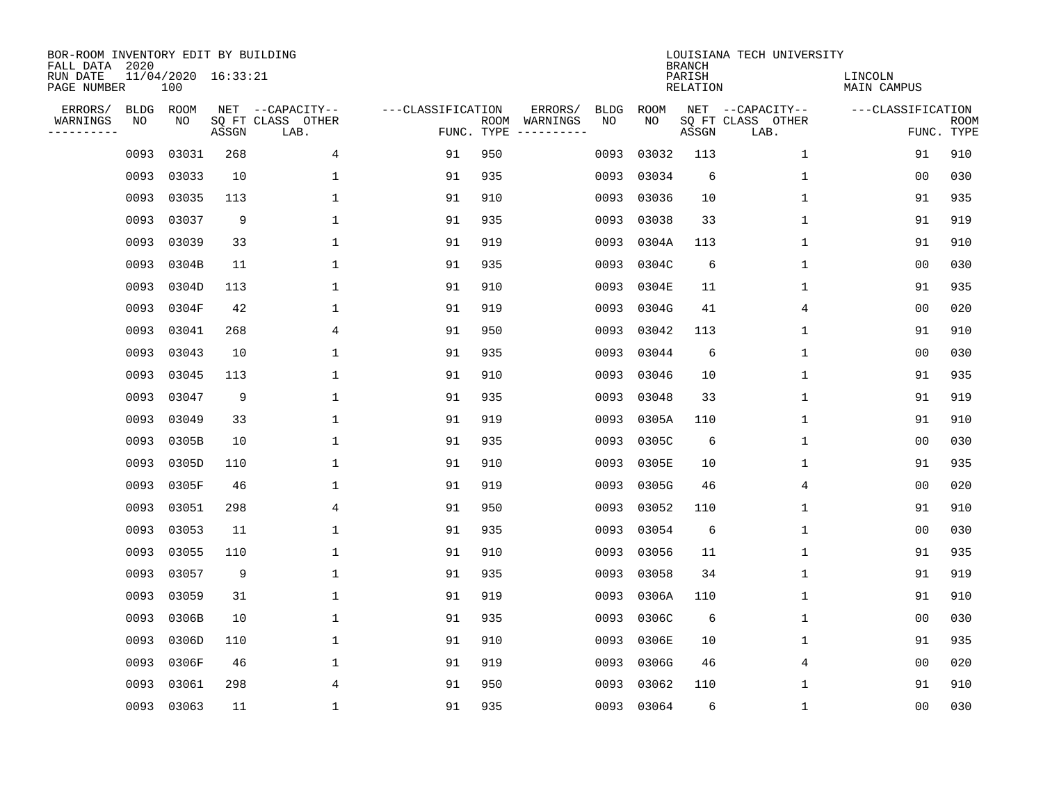BOR-ROOM INVENTORY EDIT BY BUILDING
FALL DATA 2020
RUN DATE 11/04/2020 16:33:21
PAGE NUMBER 100

LOUISIANA TECH UNIVERSITY
BRANCH
PARISH LINCOLN
RELATION MAIN CAMPUS

| ERRORS/ WARNINGS | BLDG NO | ROOM NO | NET SQ FT ASSGN | CAPACITY CLASS LAB. | CAPACITY OTHER | CLASSIFICATION FUNC. | ROOM TYPE | ERRORS/ WARNINGS | BLDG NO | ROOM NO | NET SQ FT ASSGN | CAPACITY CLASS LAB. | CAPACITY OTHER | CLASSIFICATION FUNC. | ROOM TYPE |
|---|---|---|---|---|---|---|---|---|---|---|---|---|---|---|---|
| | 0093 | 03031 | 268 | | 4 | 91 | 950 | | 0093 | 03032 | 113 | | 1 | 91 | 910 |
| | 0093 | 03033 | 10 | | 1 | 91 | 935 | | 0093 | 03034 | 6 | | 1 | 00 | 030 |
| | 0093 | 03035 | 113 | | 1 | 91 | 910 | | 0093 | 03036 | 10 | | 1 | 91 | 935 |
| | 0093 | 03037 | 9 | | 1 | 91 | 935 | | 0093 | 03038 | 33 | | 1 | 91 | 919 |
| | 0093 | 03039 | 33 | | 1 | 91 | 919 | | 0093 | 0304A | 113 | | 1 | 91 | 910 |
| | 0093 | 0304B | 11 | | 1 | 91 | 935 | | 0093 | 0304C | 6 | | 1 | 00 | 030 |
| | 0093 | 0304D | 113 | | 1 | 91 | 910 | | 0093 | 0304E | 11 | | 1 | 91 | 935 |
| | 0093 | 0304F | 42 | | 1 | 91 | 919 | | 0093 | 0304G | 41 | | 4 | 00 | 020 |
| | 0093 | 03041 | 268 | | 4 | 91 | 950 | | 0093 | 03042 | 113 | | 1 | 91 | 910 |
| | 0093 | 03043 | 10 | | 1 | 91 | 935 | | 0093 | 03044 | 6 | | 1 | 00 | 030 |
| | 0093 | 03045 | 113 | | 1 | 91 | 910 | | 0093 | 03046 | 10 | | 1 | 91 | 935 |
| | 0093 | 03047 | 9 | | 1 | 91 | 935 | | 0093 | 03048 | 33 | | 1 | 91 | 919 |
| | 0093 | 03049 | 33 | | 1 | 91 | 919 | | 0093 | 0305A | 110 | | 1 | 91 | 910 |
| | 0093 | 0305B | 10 | | 1 | 91 | 935 | | 0093 | 0305C | 6 | | 1 | 00 | 030 |
| | 0093 | 0305D | 110 | | 1 | 91 | 910 | | 0093 | 0305E | 10 | | 1 | 91 | 935 |
| | 0093 | 0305F | 46 | | 1 | 91 | 919 | | 0093 | 0305G | 46 | | 4 | 00 | 020 |
| | 0093 | 03051 | 298 | | 4 | 91 | 950 | | 0093 | 03052 | 110 | | 1 | 91 | 910 |
| | 0093 | 03053 | 11 | | 1 | 91 | 935 | | 0093 | 03054 | 6 | | 1 | 00 | 030 |
| | 0093 | 03055 | 110 | | 1 | 91 | 910 | | 0093 | 03056 | 11 | | 1 | 91 | 935 |
| | 0093 | 03057 | 9 | | 1 | 91 | 935 | | 0093 | 03058 | 34 | | 1 | 91 | 919 |
| | 0093 | 03059 | 31 | | 1 | 91 | 919 | | 0093 | 0306A | 110 | | 1 | 91 | 910 |
| | 0093 | 0306B | 10 | | 1 | 91 | 935 | | 0093 | 0306C | 6 | | 1 | 00 | 030 |
| | 0093 | 0306D | 110 | | 1 | 91 | 910 | | 0093 | 0306E | 10 | | 1 | 91 | 935 |
| | 0093 | 0306F | 46 | | 1 | 91 | 919 | | 0093 | 0306G | 46 | | 4 | 00 | 020 |
| | 0093 | 03061 | 298 | | 4 | 91 | 950 | | 0093 | 03062 | 110 | | 1 | 91 | 910 |
| | 0093 | 03063 | 11 | | 1 | 91 | 935 | | 0093 | 03064 | 6 | | 1 | 00 | 030 |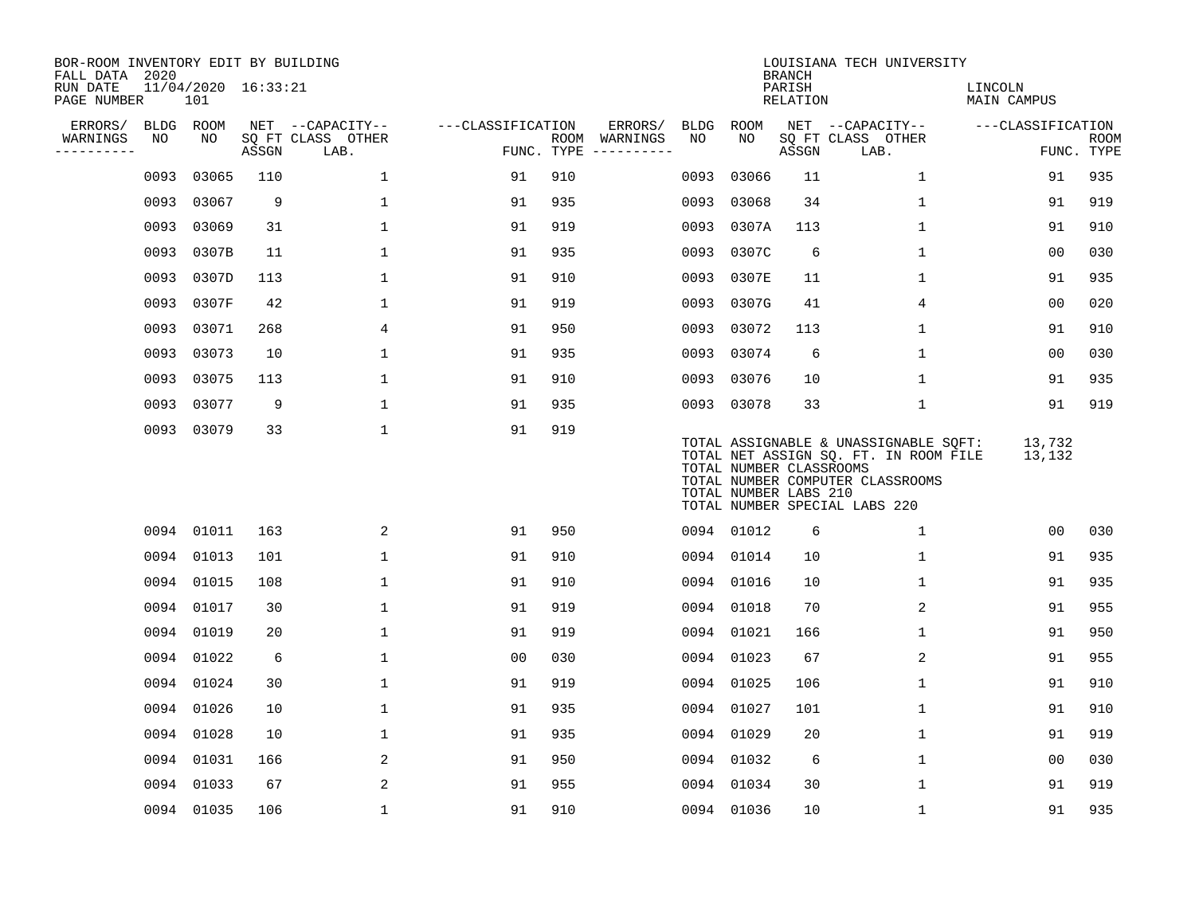BOR-ROOM INVENTORY EDIT BY BUILDING
FALL DATA 2020
RUN DATE 11/04/2020 16:33:21
PAGE NUMBER 101

LOUISIANA TECH UNIVERSITY
BRANCH
PARISH LINCOLN
RELATION MAIN CAMPUS

| ERRORS/ WARNINGS | BLDG NO | ROOM NO | NET SQ FT ASSGN | CAPACITY CLASS LAB. | CAPACITY OTHER | CLASSIFICATION FUNC. | ROOM TYPE | ERRORS/ WARNINGS | BLDG NO | ROOM NO | NET SQ FT ASSGN | CAPACITY CLASS LAB. | CAPACITY OTHER | CLASSIFICATION FUNC. | ROOM TYPE |
|---|---|---|---|---|---|---|---|---|---|---|---|---|---|---|---|
| | 0093 | 03065 | 110 | | 1 | 91 | 910 | | 0093 | 03066 | 11 | | 1 | 91 | 935 |
| | 0093 | 03067 | 9 | | 1 | 91 | 935 | | 0093 | 03068 | 34 | | 1 | 91 | 919 |
| | 0093 | 03069 | 31 | | 1 | 91 | 919 | | 0093 | 0307A | 113 | | 1 | 91 | 910 |
| | 0093 | 0307B | 11 | | 1 | 91 | 935 | | 0093 | 0307C | 6 | | 1 | 00 | 030 |
| | 0093 | 0307D | 113 | | 1 | 91 | 910 | | 0093 | 0307E | 11 | | 1 | 91 | 935 |
| | 0093 | 0307F | 42 | | 1 | 91 | 919 | | 0093 | 0307G | 41 | | 4 | 00 | 020 |
| | 0093 | 03071 | 268 | | 4 | 91 | 950 | | 0093 | 03072 | 113 | | 1 | 91 | 910 |
| | 0093 | 03073 | 10 | | 1 | 91 | 935 | | 0093 | 03074 | 6 | | 1 | 00 | 030 |
| | 0093 | 03075 | 113 | | 1 | 91 | 910 | | 0093 | 03076 | 10 | | 1 | 91 | 935 |
| | 0093 | 03077 | 9 | | 1 | 91 | 935 | | 0093 | 03078 | 33 | | 1 | 91 | 919 |
| | 0093 | 03079 | 33 | | 1 | 91 | 919 | | | | | | | | |

TOTAL ASSIGNABLE & UNASSIGNABLE SQFT: 13,732
TOTAL NET ASSIGN SQ. FT. IN ROOM FILE 13,132
TOTAL NUMBER CLASSROOMS
TOTAL NUMBER COMPUTER CLASSROOMS
TOTAL NUMBER LABS 210
TOTAL NUMBER SPECIAL LABS 220

| ERRORS/ WARNINGS | BLDG NO | ROOM NO | NET SQ FT ASSGN | CAPACITY CLASS LAB. | CAPACITY OTHER | CLASSIFICATION FUNC. | ROOM TYPE | ERRORS/ WARNINGS | BLDG NO | ROOM NO | NET SQ FT ASSGN | CAPACITY CLASS LAB. | CAPACITY OTHER | CLASSIFICATION FUNC. | ROOM TYPE |
|---|---|---|---|---|---|---|---|---|---|---|---|---|---|---|---|
| | 0094 | 01011 | 163 | | 2 | 91 | 950 | | 0094 | 01012 | 6 | | 1 | 00 | 030 |
| | 0094 | 01013 | 101 | | 1 | 91 | 910 | | 0094 | 01014 | 10 | | 1 | 91 | 935 |
| | 0094 | 01015 | 108 | | 1 | 91 | 910 | | 0094 | 01016 | 10 | | 1 | 91 | 935 |
| | 0094 | 01017 | 30 | | 1 | 91 | 919 | | 0094 | 01018 | 70 | | 2 | 91 | 955 |
| | 0094 | 01019 | 20 | | 1 | 91 | 919 | | 0094 | 01021 | 166 | | 1 | 91 | 950 |
| | 0094 | 01022 | 6 | | 1 | 00 | 030 | | 0094 | 01023 | 67 | | 2 | 91 | 955 |
| | 0094 | 01024 | 30 | | 1 | 91 | 919 | | 0094 | 01025 | 106 | | 1 | 91 | 910 |
| | 0094 | 01026 | 10 | | 1 | 91 | 935 | | 0094 | 01027 | 101 | | 1 | 91 | 910 |
| | 0094 | 01028 | 10 | | 1 | 91 | 935 | | 0094 | 01029 | 20 | | 1 | 91 | 919 |
| | 0094 | 01031 | 166 | | 2 | 91 | 950 | | 0094 | 01032 | 6 | | 1 | 00 | 030 |
| | 0094 | 01033 | 67 | | 2 | 91 | 955 | | 0094 | 01034 | 30 | | 1 | 91 | 919 |
| | 0094 | 01035 | 106 | | 1 | 91 | 910 | | 0094 | 01036 | 10 | | 1 | 91 | 935 |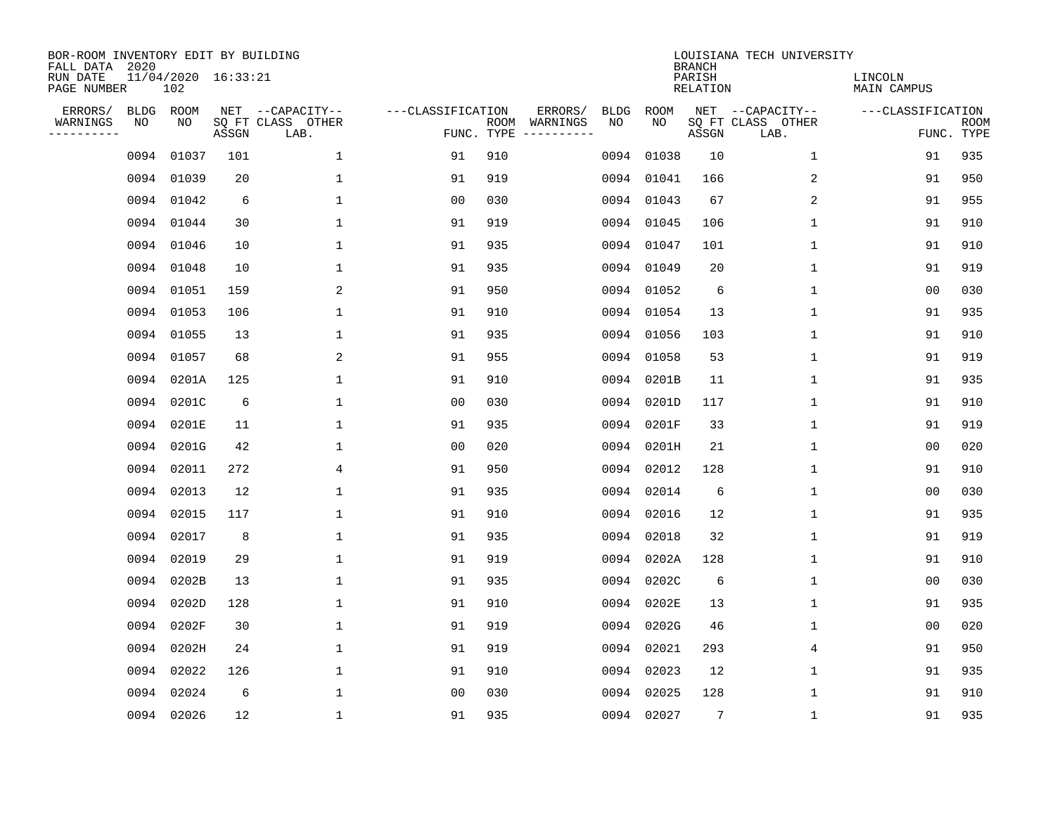BOR-ROOM INVENTORY EDIT BY BUILDING
FALL DATA 2020
RUN DATE 11/04/2020 16:33:21
PAGE NUMBER 102

LOUISIANA TECH UNIVERSITY
BRANCH
PARISH LINCOLN
RELATION MAIN CAMPUS

| ERRORS/ WARNINGS | BLDG NO | ROOM NO | NET SQ FT ASSGN | CAPACITY CLASS LAB. | CAPACITY OTHER | CLASSIFICATION FUNC. | ROOM TYPE | ERRORS/ WARNINGS | BLDG NO | ROOM NO | NET SQ FT ASSGN | CAPACITY CLASS LAB. | CAPACITY OTHER | CLASSIFICATION FUNC. | ROOM TYPE |
|---|---|---|---|---|---|---|---|---|---|---|---|---|---|---|---|
| | 0094 | 01037 | 101 | | 1 | 91 | 910 | | 0094 | 01038 | 10 | | 1 | 91 | 935 |
| | 0094 | 01039 | 20 | | 1 | 91 | 919 | | 0094 | 01041 | 166 | | 2 | 91 | 950 |
| | 0094 | 01042 | 6 | | 1 | 00 | 030 | | 0094 | 01043 | 67 | | 2 | 91 | 955 |
| | 0094 | 01044 | 30 | | 1 | 91 | 919 | | 0094 | 01045 | 106 | | 1 | 91 | 910 |
| | 0094 | 01046 | 10 | | 1 | 91 | 935 | | 0094 | 01047 | 101 | | 1 | 91 | 910 |
| | 0094 | 01048 | 10 | | 1 | 91 | 935 | | 0094 | 01049 | 20 | | 1 | 91 | 919 |
| | 0094 | 01051 | 159 | | 2 | 91 | 950 | | 0094 | 01052 | 6 | | 1 | 00 | 030 |
| | 0094 | 01053 | 106 | | 1 | 91 | 910 | | 0094 | 01054 | 13 | | 1 | 91 | 935 |
| | 0094 | 01055 | 13 | | 1 | 91 | 935 | | 0094 | 01056 | 103 | | 1 | 91 | 910 |
| | 0094 | 01057 | 68 | | 2 | 91 | 955 | | 0094 | 01058 | 53 | | 1 | 91 | 919 |
| | 0094 | 0201A | 125 | | 1 | 91 | 910 | | 0094 | 0201B | 11 | | 1 | 91 | 935 |
| | 0094 | 0201C | 6 | | 1 | 00 | 030 | | 0094 | 0201D | 117 | | 1 | 91 | 910 |
| | 0094 | 0201E | 11 | | 1 | 91 | 935 | | 0094 | 0201F | 33 | | 1 | 91 | 919 |
| | 0094 | 0201G | 42 | | 1 | 00 | 020 | | 0094 | 0201H | 21 | | 1 | 00 | 020 |
| | 0094 | 02011 | 272 | | 4 | 91 | 950 | | 0094 | 02012 | 128 | | 1 | 91 | 910 |
| | 0094 | 02013 | 12 | | 1 | 91 | 935 | | 0094 | 02014 | 6 | | 1 | 00 | 030 |
| | 0094 | 02015 | 117 | | 1 | 91 | 910 | | 0094 | 02016 | 12 | | 1 | 91 | 935 |
| | 0094 | 02017 | 8 | | 1 | 91 | 935 | | 0094 | 02018 | 32 | | 1 | 91 | 919 |
| | 0094 | 02019 | 29 | | 1 | 91 | 919 | | 0094 | 0202A | 128 | | 1 | 91 | 910 |
| | 0094 | 0202B | 13 | | 1 | 91 | 935 | | 0094 | 0202C | 6 | | 1 | 00 | 030 |
| | 0094 | 0202D | 128 | | 1 | 91 | 910 | | 0094 | 0202E | 13 | | 1 | 91 | 935 |
| | 0094 | 0202F | 30 | | 1 | 91 | 919 | | 0094 | 0202G | 46 | | 1 | 00 | 020 |
| | 0094 | 0202H | 24 | | 1 | 91 | 919 | | 0094 | 02021 | 293 | | 4 | 91 | 950 |
| | 0094 | 02022 | 126 | | 1 | 91 | 910 | | 0094 | 02023 | 12 | | 1 | 91 | 935 |
| | 0094 | 02024 | 6 | | 1 | 00 | 030 | | 0094 | 02025 | 128 | | 1 | 91 | 910 |
| | 0094 | 02026 | 12 | | 1 | 91 | 935 | | 0094 | 02027 | 7 | | 1 | 91 | 935 |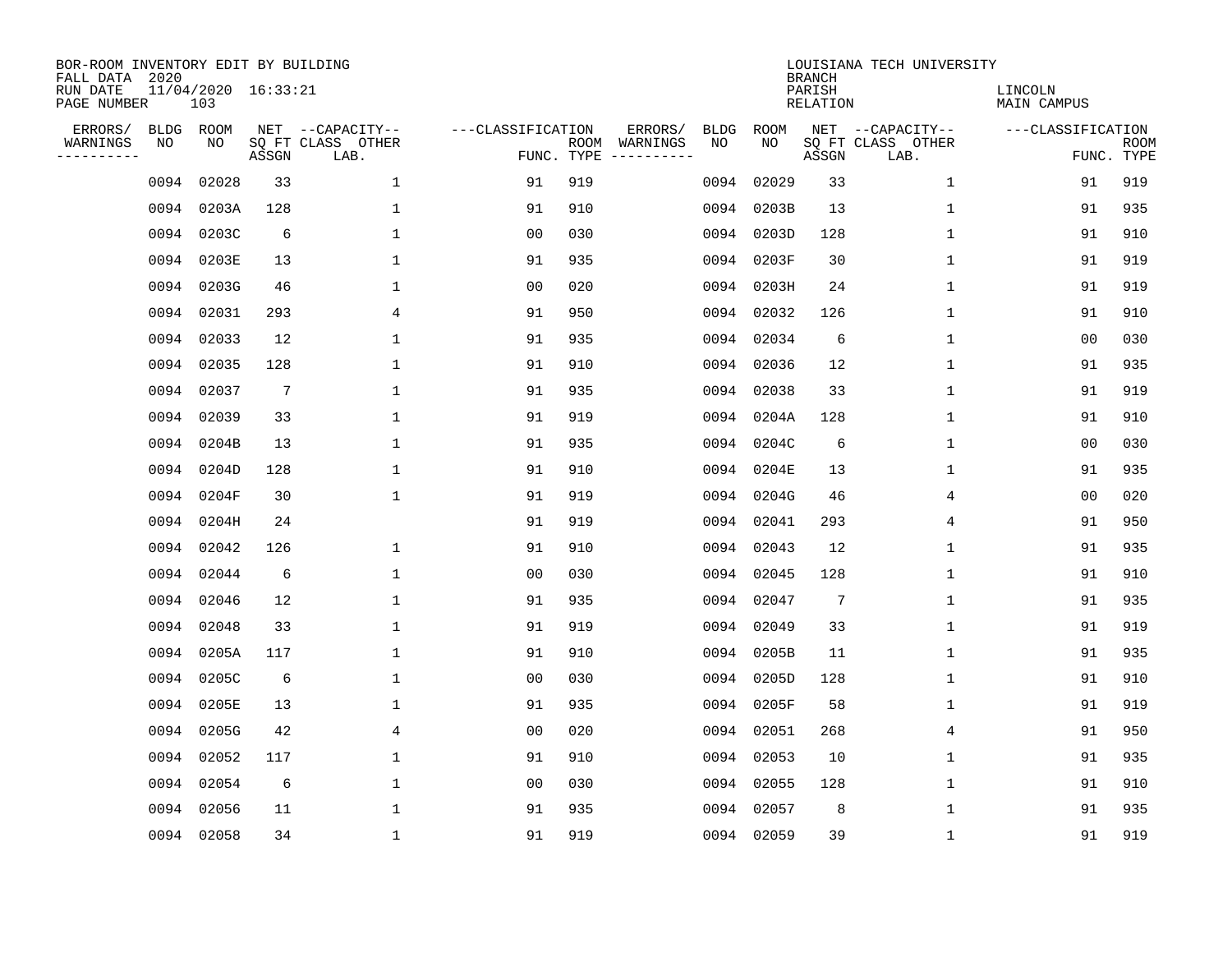BOR-ROOM INVENTORY EDIT BY BUILDING
FALL DATA 2020
RUN DATE 11/04/2020 16:33:21
PAGE NUMBER 103

LOUISIANA TECH UNIVERSITY
BRANCH
PARISH LINCOLN
RELATION MAIN CAMPUS

| ERRORS/ WARNINGS | BLDG NO | ROOM NO | NET SQ FT ASSGN | CAPACITY CLASS LAB. | CAPACITY OTHER | CLASSIFICATION FUNC. | ROOM TYPE | ERRORS/ WARNINGS | BLDG NO | ROOM NO | NET SQ FT ASSGN | CAPACITY CLASS LAB. | CAPACITY OTHER | CLASSIFICATION FUNC. | ROOM TYPE |
|---|---|---|---|---|---|---|---|---|---|---|---|---|---|---|---|
| | 0094 | 02028 | 33 | | 1 | 91 | 919 | | 0094 | 02029 | 33 | | 1 | 91 | 919 |
| | 0094 | 0203A | 128 | | 1 | 91 | 910 | | 0094 | 0203B | 13 | | 1 | 91 | 935 |
| | 0094 | 0203C | 6 | | 1 | 00 | 030 | | 0094 | 0203D | 128 | | 1 | 91 | 910 |
| | 0094 | 0203E | 13 | | 1 | 91 | 935 | | 0094 | 0203F | 30 | | 1 | 91 | 919 |
| | 0094 | 0203G | 46 | | 1 | 00 | 020 | | 0094 | 0203H | 24 | | 1 | 91 | 919 |
| | 0094 | 02031 | 293 | | 4 | 91 | 950 | | 0094 | 02032 | 126 | | 1 | 91 | 910 |
| | 0094 | 02033 | 12 | | 1 | 91 | 935 | | 0094 | 02034 | 6 | | 1 | 00 | 030 |
| | 0094 | 02035 | 128 | | 1 | 91 | 910 | | 0094 | 02036 | 12 | | 1 | 91 | 935 |
| | 0094 | 02037 | 7 | | 1 | 91 | 935 | | 0094 | 02038 | 33 | | 1 | 91 | 919 |
| | 0094 | 02039 | 33 | | 1 | 91 | 919 | | 0094 | 0204A | 128 | | 1 | 91 | 910 |
| | 0094 | 0204B | 13 | | 1 | 91 | 935 | | 0094 | 0204C | 6 | | 1 | 00 | 030 |
| | 0094 | 0204D | 128 | | 1 | 91 | 910 | | 0094 | 0204E | 13 | | 1 | 91 | 935 |
| | 0094 | 0204F | 30 | | 1 | 91 | 919 | | 0094 | 0204G | 46 | | 4 | 00 | 020 |
| | 0094 | 0204H | 24 | | | 91 | 919 | | 0094 | 02041 | 293 | | 4 | 91 | 950 |
| | 0094 | 02042 | 126 | | 1 | 91 | 910 | | 0094 | 02043 | 12 | | 1 | 91 | 935 |
| | 0094 | 02044 | 6 | | 1 | 00 | 030 | | 0094 | 02045 | 128 | | 1 | 91 | 910 |
| | 0094 | 02046 | 12 | | 1 | 91 | 935 | | 0094 | 02047 | 7 | | 1 | 91 | 935 |
| | 0094 | 02048 | 33 | | 1 | 91 | 919 | | 0094 | 02049 | 33 | | 1 | 91 | 919 |
| | 0094 | 0205A | 117 | | 1 | 91 | 910 | | 0094 | 0205B | 11 | | 1 | 91 | 935 |
| | 0094 | 0205C | 6 | | 1 | 00 | 030 | | 0094 | 0205D | 128 | | 1 | 91 | 910 |
| | 0094 | 0205E | 13 | | 1 | 91 | 935 | | 0094 | 0205F | 58 | | 1 | 91 | 919 |
| | 0094 | 0205G | 42 | | 4 | 00 | 020 | | 0094 | 02051 | 268 | | 4 | 91 | 950 |
| | 0094 | 02052 | 117 | | 1 | 91 | 910 | | 0094 | 02053 | 10 | | 1 | 91 | 935 |
| | 0094 | 02054 | 6 | | 1 | 00 | 030 | | 0094 | 02055 | 128 | | 1 | 91 | 910 |
| | 0094 | 02056 | 11 | | 1 | 91 | 935 | | 0094 | 02057 | 8 | | 1 | 91 | 935 |
| | 0094 | 02058 | 34 | | 1 | 91 | 919 | | 0094 | 02059 | 39 | | 1 | 91 | 919 |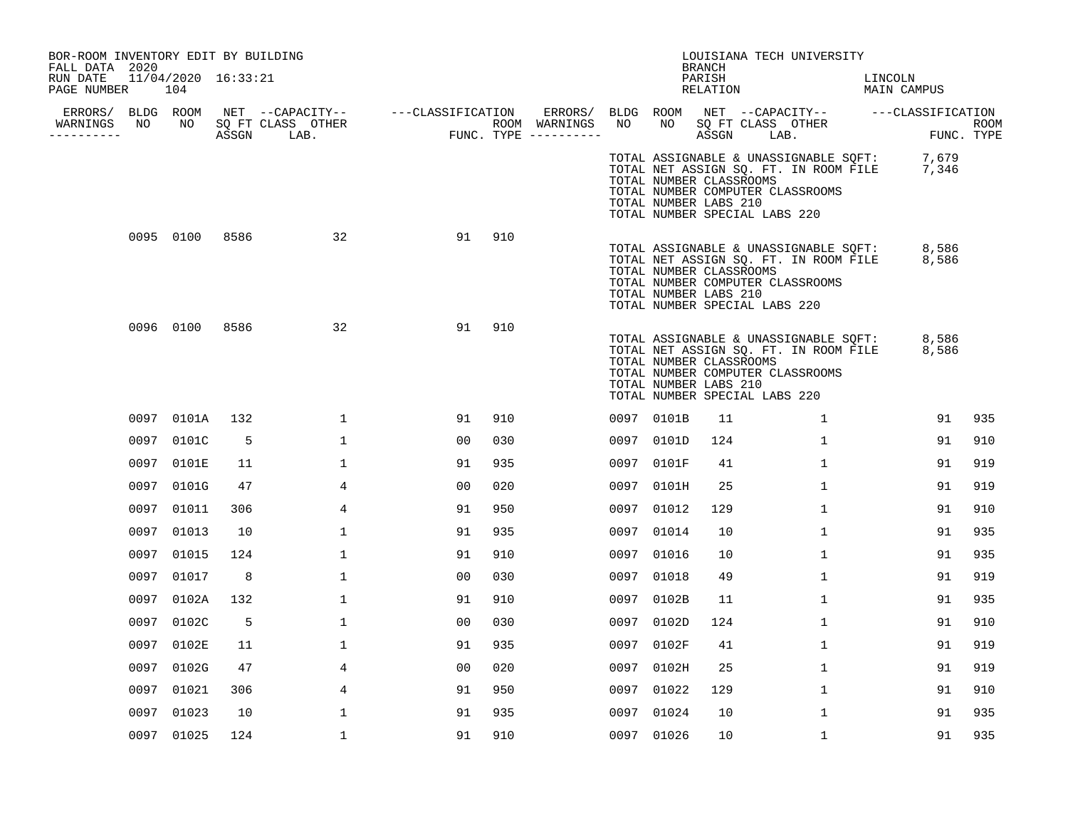BOR-ROOM INVENTORY EDIT BY BUILDING
FALL DATA 2020
RUN DATE 11/04/2020 16:33:21
PAGE NUMBER 104

LOUISIANA TECH UNIVERSITY
BRANCH
PARISH LINCOLN
RELATION MAIN CAMPUS

| ERRORS/ WARNINGS | BLDG NO | ROOM NO | NET SQ FT ASSGN | CAPACITY CLASS LAB. | CAPACITY OTHER | CLASSIFICATION FUNC. | ROOM TYPE | ERRORS/ WARNINGS | BLDG NO | ROOM NO | NET SQ FT ASSGN | CAPACITY CLASS LAB. | CAPACITY OTHER | CLASSIFICATION FUNC. | ROOM TYPE |
|---|---|---|---|---|---|---|---|---|---|---|---|---|---|---|---|
| | | | | | | | | | TOTAL ASSIGNABLE & UNASSIGNABLE SQFT: | | 7,679 | | | | |
| | | | | | | | | | TOTAL NET ASSIGN SQ. FT. IN ROOM FILE | | 7,346 | | | | |
| | | | | | | | | | TOTAL NUMBER CLASSROOMS | | | | | | |
| | | | | | | | | | TOTAL NUMBER COMPUTER CLASSROOMS | | | | | | |
| | | | | | | | | | TOTAL NUMBER LABS 210 | | | | | | |
| | | | | | | | | | TOTAL NUMBER SPECIAL LABS 220 | | | | | | |
| | 0095 | 0100 | 8586 | | 32 | 91 | 910 | | | | | | | | |
| | | | | | | | | | TOTAL ASSIGNABLE & UNASSIGNABLE SQFT: | | 8,586 | | | | |
| | | | | | | | | | TOTAL NET ASSIGN SQ. FT. IN ROOM FILE | | 8,586 | | | | |
| | | | | | | | | | TOTAL NUMBER CLASSROOMS | | | | | | |
| | | | | | | | | | TOTAL NUMBER COMPUTER CLASSROOMS | | | | | | |
| | | | | | | | | | TOTAL NUMBER LABS 210 | | | | | | |
| | | | | | | | | | TOTAL NUMBER SPECIAL LABS 220 | | | | | | |
| | 0096 | 0100 | 8586 | | 32 | 91 | 910 | | | | | | | | |
| | | | | | | | | | TOTAL ASSIGNABLE & UNASSIGNABLE SQFT: | | 8,586 | | | | |
| | | | | | | | | | TOTAL NET ASSIGN SQ. FT. IN ROOM FILE | | 8,586 | | | | |
| | | | | | | | | | TOTAL NUMBER CLASSROOMS | | | | | | |
| | | | | | | | | | TOTAL NUMBER COMPUTER CLASSROOMS | | | | | | |
| | | | | | | | | | TOTAL NUMBER LABS 210 | | | | | | |
| | | | | | | | | | TOTAL NUMBER SPECIAL LABS 220 | | | | | | |
| | 0097 | 0101A | 132 | | 1 | 91 | 910 | | 0097 | 0101B | 11 | | 1 | 91 | 935 |
| | 0097 | 0101C | 5 | | 1 | 00 | 030 | | 0097 | 0101D | 124 | | 1 | 91 | 910 |
| | 0097 | 0101E | 11 | | 1 | 91 | 935 | | 0097 | 0101F | 41 | | 1 | 91 | 919 |
| | 0097 | 0101G | 47 | | 4 | 00 | 020 | | 0097 | 0101H | 25 | | 1 | 91 | 919 |
| | 0097 | 01011 | 306 | | 4 | 91 | 950 | | 0097 | 01012 | 129 | | 1 | 91 | 910 |
| | 0097 | 01013 | 10 | | 1 | 91 | 935 | | 0097 | 01014 | 10 | | 1 | 91 | 935 |
| | 0097 | 01015 | 124 | | 1 | 91 | 910 | | 0097 | 01016 | 10 | | 1 | 91 | 935 |
| | 0097 | 01017 | 8 | | 1 | 00 | 030 | | 0097 | 01018 | 49 | | 1 | 91 | 919 |
| | 0097 | 0102A | 132 | | 1 | 91 | 910 | | 0097 | 0102B | 11 | | 1 | 91 | 935 |
| | 0097 | 0102C | 5 | | 1 | 00 | 030 | | 0097 | 0102D | 124 | | 1 | 91 | 910 |
| | 0097 | 0102E | 11 | | 1 | 91 | 935 | | 0097 | 0102F | 41 | | 1 | 91 | 919 |
| | 0097 | 0102G | 47 | | 4 | 00 | 020 | | 0097 | 0102H | 25 | | 1 | 91 | 919 |
| | 0097 | 01021 | 306 | | 4 | 91 | 950 | | 0097 | 01022 | 129 | | 1 | 91 | 910 |
| | 0097 | 01023 | 10 | | 1 | 91 | 935 | | 0097 | 01024 | 10 | | 1 | 91 | 935 |
| | 0097 | 01025 | 124 | | 1 | 91 | 910 | | 0097 | 01026 | 10 | | 1 | 91 | 935 |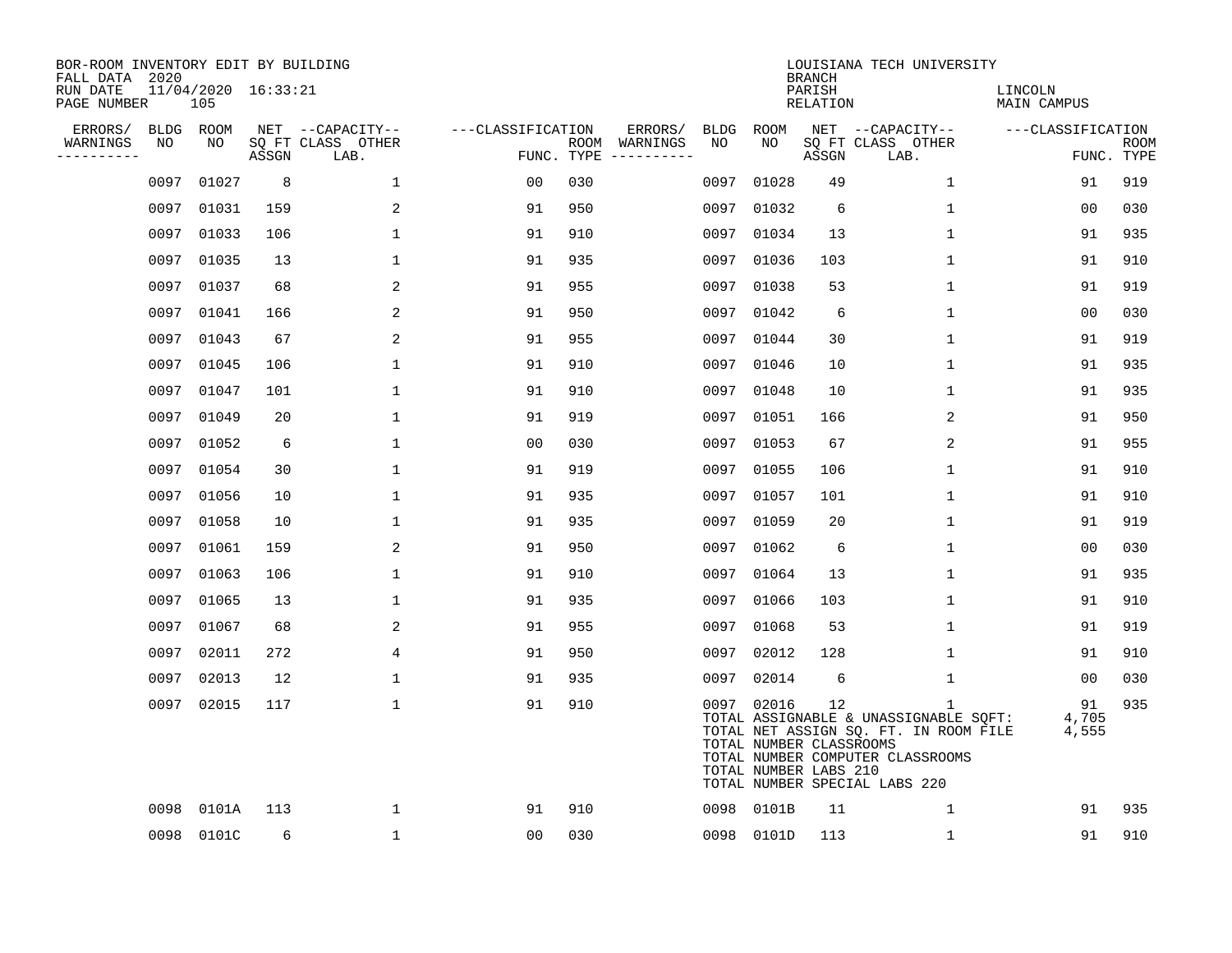BOR-ROOM INVENTORY EDIT BY BUILDING
FALL DATA 2020
RUN DATE 11/04/2020 16:33:21
PAGE NUMBER 105

LOUISIANA TECH UNIVERSITY
BRANCH
PARISH LINCOLN
RELATION MAIN CAMPUS

| ERRORS/ WARNINGS | BLDG NO | ROOM NO | NET SQ FT ASSGN | CAPACITY CLASS LAB. | OTHER | CLASSIFICATION FUNC. | ROOM TYPE | ERRORS/ WARNINGS | BLDG NO | ROOM NO | NET SQ FT ASSGN | CAPACITY CLASS LAB. | OTHER | CLASSIFICATION FUNC. | ROOM TYPE |
|---|---|---|---|---|---|---|---|---|---|---|---|---|---|---|---|
| | 0097 | 01027 | 8 | | 1 | 00 | 030 | | 0097 | 01028 | 49 | | 1 | 91 | 919 |
| | 0097 | 01031 | 159 | | 2 | 91 | 950 | | 0097 | 01032 | 6 | | 1 | 00 | 030 |
| | 0097 | 01033 | 106 | | 1 | 91 | 910 | | 0097 | 01034 | 13 | | 1 | 91 | 935 |
| | 0097 | 01035 | 13 | | 1 | 91 | 935 | | 0097 | 01036 | 103 | | 1 | 91 | 910 |
| | 0097 | 01037 | 68 | | 2 | 91 | 955 | | 0097 | 01038 | 53 | | 1 | 91 | 919 |
| | 0097 | 01041 | 166 | | 2 | 91 | 950 | | 0097 | 01042 | 6 | | 1 | 00 | 030 |
| | 0097 | 01043 | 67 | | 2 | 91 | 955 | | 0097 | 01044 | 30 | | 1 | 91 | 919 |
| | 0097 | 01045 | 106 | | 1 | 91 | 910 | | 0097 | 01046 | 10 | | 1 | 91 | 935 |
| | 0097 | 01047 | 101 | | 1 | 91 | 910 | | 0097 | 01048 | 10 | | 1 | 91 | 935 |
| | 0097 | 01049 | 20 | | 1 | 91 | 919 | | 0097 | 01051 | 166 | | 2 | 91 | 950 |
| | 0097 | 01052 | 6 | | 1 | 00 | 030 | | 0097 | 01053 | 67 | | 2 | 91 | 955 |
| | 0097 | 01054 | 30 | | 1 | 91 | 919 | | 0097 | 01055 | 106 | | 1 | 91 | 910 |
| | 0097 | 01056 | 10 | | 1 | 91 | 935 | | 0097 | 01057 | 101 | | 1 | 91 | 910 |
| | 0097 | 01058 | 10 | | 1 | 91 | 935 | | 0097 | 01059 | 20 | | 1 | 91 | 919 |
| | 0097 | 01061 | 159 | | 2 | 91 | 950 | | 0097 | 01062 | 6 | | 1 | 00 | 030 |
| | 0097 | 01063 | 106 | | 1 | 91 | 910 | | 0097 | 01064 | 13 | | 1 | 91 | 935 |
| | 0097 | 01065 | 13 | | 1 | 91 | 935 | | 0097 | 01066 | 103 | | 1 | 91 | 910 |
| | 0097 | 01067 | 68 | | 2 | 91 | 955 | | 0097 | 01068 | 53 | | 1 | 91 | 919 |
| | 0097 | 02011 | 272 | | 4 | 91 | 950 | | 0097 | 02012 | 128 | | 1 | 91 | 910 |
| | 0097 | 02013 | 12 | | 1 | 91 | 935 | | 0097 | 02014 | 6 | | 1 | 00 | 030 |
| | 0097 | 02015 | 117 | | 1 | 91 | 910 | | 0097 | 02016 | 12 | | 1 | 91 | 935 |

TOTAL ASSIGNABLE & UNASSIGNABLE SQFT: 4,705
TOTAL NET ASSIGN SQ. FT. IN ROOM FILE 4,555
TOTAL NUMBER CLASSROOMS
TOTAL NUMBER COMPUTER CLASSROOMS
TOTAL NUMBER LABS 210
TOTAL NUMBER SPECIAL LABS 220

| ERRORS/ WARNINGS | BLDG NO | ROOM NO | NET SQ FT ASSGN | CAPACITY CLASS LAB. | OTHER | CLASSIFICATION FUNC. | ROOM TYPE | ERRORS/ WARNINGS | BLDG NO | ROOM NO | NET SQ FT ASSGN | CAPACITY CLASS LAB. | OTHER | CLASSIFICATION FUNC. | ROOM TYPE |
|---|---|---|---|---|---|---|---|---|---|---|---|---|---|---|---|
| | 0098 | 0101A | 113 | | 1 | 91 | 910 | | 0098 | 0101B | 11 | | 1 | 91 | 935 |
| | 0098 | 0101C | 6 | | 1 | 00 | 030 | | 0098 | 0101D | 113 | | 1 | 91 | 910 |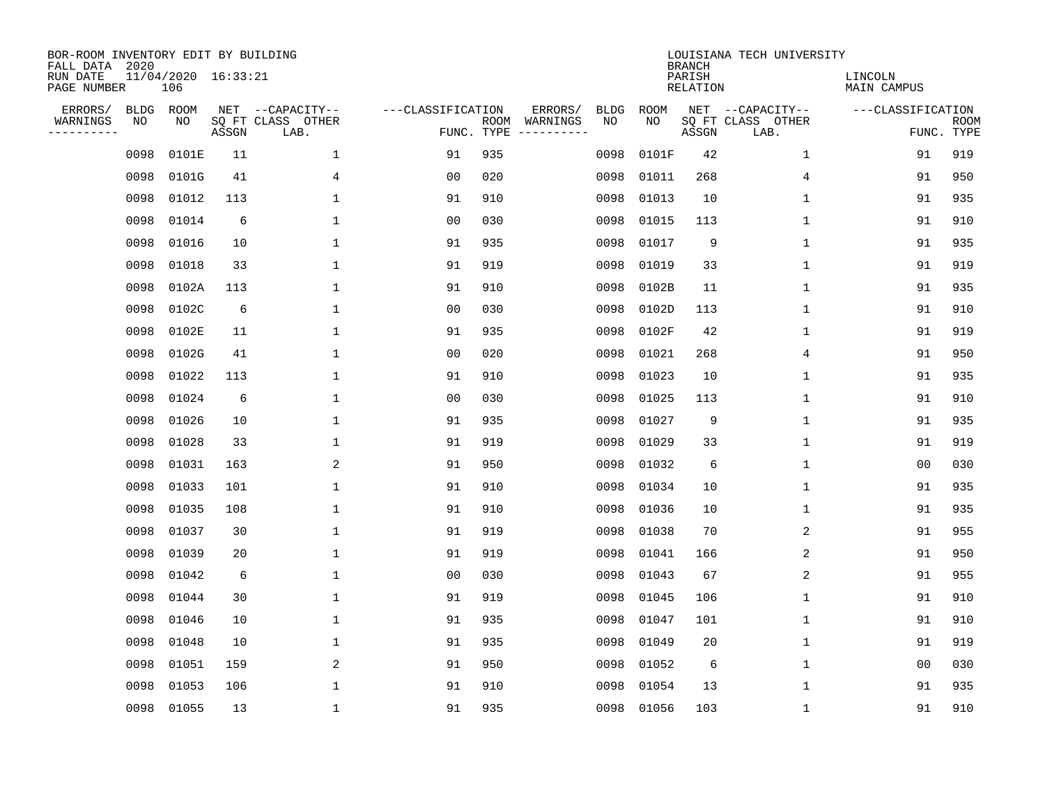BOR-ROOM INVENTORY EDIT BY BUILDING
FALL DATA 2020
RUN DATE 11/04/2020 16:33:21
PAGE NUMBER 106

LOUISIANA TECH UNIVERSITY
BRANCH
PARISH LINCOLN
RELATION MAIN CAMPUS

| ERRORS/ WARNINGS | BLDG NO | ROOM NO | NET SQ FT ASSGN | CAPACITY CLASS LAB. | CAPACITY OTHER | CLASSIFICATION FUNC. | ROOM TYPE | ERRORS/ WARNINGS | BLDG NO | ROOM NO | NET SQ FT ASSGN | CAPACITY CLASS LAB. | CAPACITY OTHER | CLASSIFICATION FUNC. | ROOM TYPE |
|---|---|---|---|---|---|---|---|---|---|---|---|---|---|---|---|
| | 0098 | 0101E | 11 | | 1 | 91 | 935 | | 0098 | 0101F | 42 | | 1 | 91 | 919 |
| | 0098 | 0101G | 41 | | 4 | 00 | 020 | | 0098 | 01011 | 268 | | 4 | 91 | 950 |
| | 0098 | 01012 | 113 | | 1 | 91 | 910 | | 0098 | 01013 | 10 | | 1 | 91 | 935 |
| | 0098 | 01014 | 6 | | 1 | 00 | 030 | | 0098 | 01015 | 113 | | 1 | 91 | 910 |
| | 0098 | 01016 | 10 | | 1 | 91 | 935 | | 0098 | 01017 | 9 | | 1 | 91 | 935 |
| | 0098 | 01018 | 33 | | 1 | 91 | 919 | | 0098 | 01019 | 33 | | 1 | 91 | 919 |
| | 0098 | 0102A | 113 | | 1 | 91 | 910 | | 0098 | 0102B | 11 | | 1 | 91 | 935 |
| | 0098 | 0102C | 6 | | 1 | 00 | 030 | | 0098 | 0102D | 113 | | 1 | 91 | 910 |
| | 0098 | 0102E | 11 | | 1 | 91 | 935 | | 0098 | 0102F | 42 | | 1 | 91 | 919 |
| | 0098 | 0102G | 41 | | 1 | 00 | 020 | | 0098 | 01021 | 268 | | 4 | 91 | 950 |
| | 0098 | 01022 | 113 | | 1 | 91 | 910 | | 0098 | 01023 | 10 | | 1 | 91 | 935 |
| | 0098 | 01024 | 6 | | 1 | 00 | 030 | | 0098 | 01025 | 113 | | 1 | 91 | 910 |
| | 0098 | 01026 | 10 | | 1 | 91 | 935 | | 0098 | 01027 | 9 | | 1 | 91 | 935 |
| | 0098 | 01028 | 33 | | 1 | 91 | 919 | | 0098 | 01029 | 33 | | 1 | 91 | 919 |
| | 0098 | 01031 | 163 | | 2 | 91 | 950 | | 0098 | 01032 | 6 | | 1 | 00 | 030 |
| | 0098 | 01033 | 101 | | 1 | 91 | 910 | | 0098 | 01034 | 10 | | 1 | 91 | 935 |
| | 0098 | 01035 | 108 | | 1 | 91 | 910 | | 0098 | 01036 | 10 | | 1 | 91 | 935 |
| | 0098 | 01037 | 30 | | 1 | 91 | 919 | | 0098 | 01038 | 70 | | 2 | 91 | 955 |
| | 0098 | 01039 | 20 | | 1 | 91 | 919 | | 0098 | 01041 | 166 | | 2 | 91 | 950 |
| | 0098 | 01042 | 6 | | 1 | 00 | 030 | | 0098 | 01043 | 67 | | 2 | 91 | 955 |
| | 0098 | 01044 | 30 | | 1 | 91 | 919 | | 0098 | 01045 | 106 | | 1 | 91 | 910 |
| | 0098 | 01046 | 10 | | 1 | 91 | 935 | | 0098 | 01047 | 101 | | 1 | 91 | 910 |
| | 0098 | 01048 | 10 | | 1 | 91 | 935 | | 0098 | 01049 | 20 | | 1 | 91 | 919 |
| | 0098 | 01051 | 159 | | 2 | 91 | 950 | | 0098 | 01052 | 6 | | 1 | 00 | 030 |
| | 0098 | 01053 | 106 | | 1 | 91 | 910 | | 0098 | 01054 | 13 | | 1 | 91 | 935 |
| | 0098 | 01055 | 13 | | 1 | 91 | 935 | | 0098 | 01056 | 103 | | 1 | 91 | 910 |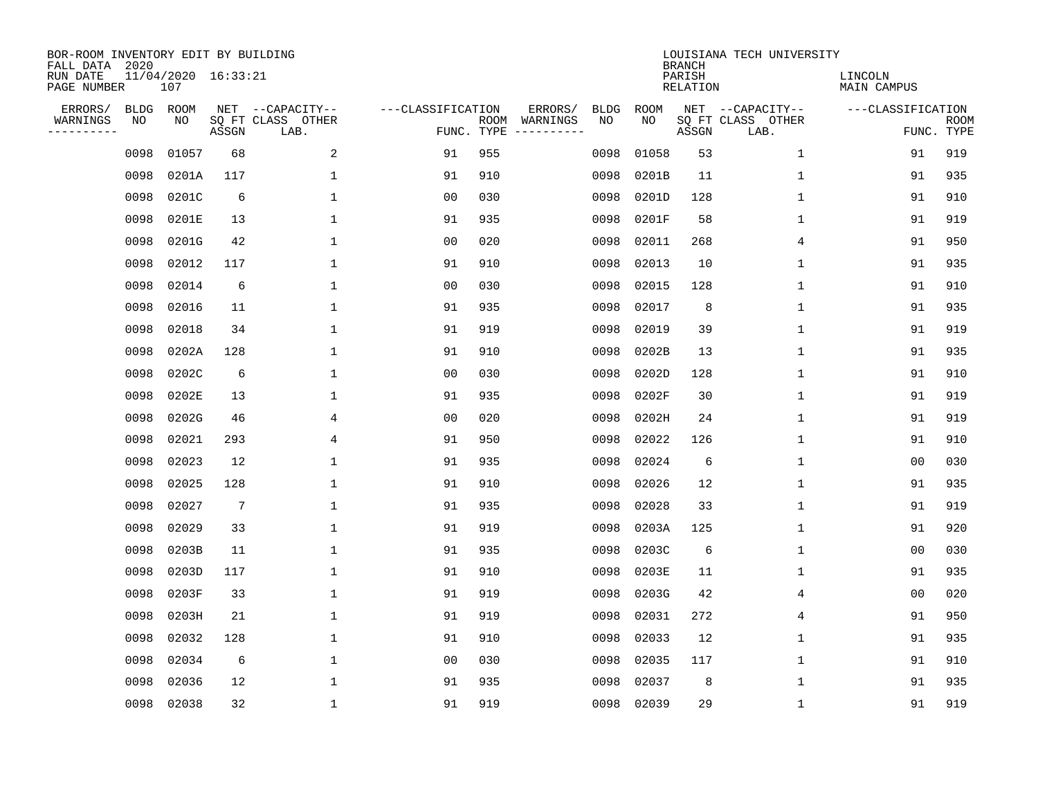BOR-ROOM INVENTORY EDIT BY BUILDING
FALL DATA 2020
RUN DATE 11/04/2020 16:33:21
PAGE NUMBER 107

LOUISIANA TECH UNIVERSITY
BRANCH
PARISH LINCOLN
RELATION MAIN CAMPUS

| ERRORS/ WARNINGS | BLDG NO | ROOM NO | NET SQ FT ASSGN | CAPACITY CLASS LAB. | CAPACITY OTHER | CLASSIFICATION FUNC. | ROOM TYPE | ERRORS/ WARNINGS | BLDG NO | ROOM NO | NET SQ FT ASSGN | CAPACITY CLASS LAB. | CAPACITY OTHER | CLASSIFICATION FUNC. | ROOM TYPE |
|---|---|---|---|---|---|---|---|---|---|---|---|---|---|---|---|
| | 0098 | 01057 | 68 | | 2 | 91 | 955 | | 0098 | 01058 | 53 | | 1 | 91 | 919 |
| | 0098 | 0201A | 117 | | 1 | 91 | 910 | | 0098 | 0201B | 11 | | 1 | 91 | 935 |
| | 0098 | 0201C | 6 | | 1 | 00 | 030 | | 0098 | 0201D | 128 | | 1 | 91 | 910 |
| | 0098 | 0201E | 13 | | 1 | 91 | 935 | | 0098 | 0201F | 58 | | 1 | 91 | 919 |
| | 0098 | 0201G | 42 | | 1 | 00 | 020 | | 0098 | 02011 | 268 | | 4 | 91 | 950 |
| | 0098 | 02012 | 117 | | 1 | 91 | 910 | | 0098 | 02013 | 10 | | 1 | 91 | 935 |
| | 0098 | 02014 | 6 | | 1 | 00 | 030 | | 0098 | 02015 | 128 | | 1 | 91 | 910 |
| | 0098 | 02016 | 11 | | 1 | 91 | 935 | | 0098 | 02017 | 8 | | 1 | 91 | 935 |
| | 0098 | 02018 | 34 | | 1 | 91 | 919 | | 0098 | 02019 | 39 | | 1 | 91 | 919 |
| | 0098 | 0202A | 128 | | 1 | 91 | 910 | | 0098 | 0202B | 13 | | 1 | 91 | 935 |
| | 0098 | 0202C | 6 | | 1 | 00 | 030 | | 0098 | 0202D | 128 | | 1 | 91 | 910 |
| | 0098 | 0202E | 13 | | 1 | 91 | 935 | | 0098 | 0202F | 30 | | 1 | 91 | 919 |
| | 0098 | 0202G | 46 | | 4 | 00 | 020 | | 0098 | 0202H | 24 | | 1 | 91 | 919 |
| | 0098 | 02021 | 293 | | 4 | 91 | 950 | | 0098 | 02022 | 126 | | 1 | 91 | 910 |
| | 0098 | 02023 | 12 | | 1 | 91 | 935 | | 0098 | 02024 | 6 | | 1 | 00 | 030 |
| | 0098 | 02025 | 128 | | 1 | 91 | 910 | | 0098 | 02026 | 12 | | 1 | 91 | 935 |
| | 0098 | 02027 | 7 | | 1 | 91 | 935 | | 0098 | 02028 | 33 | | 1 | 91 | 919 |
| | 0098 | 02029 | 33 | | 1 | 91 | 919 | | 0098 | 0203A | 125 | | 1 | 91 | 920 |
| | 0098 | 0203B | 11 | | 1 | 91 | 935 | | 0098 | 0203C | 6 | | 1 | 00 | 030 |
| | 0098 | 0203D | 117 | | 1 | 91 | 910 | | 0098 | 0203E | 11 | | 1 | 91 | 935 |
| | 0098 | 0203F | 33 | | 1 | 91 | 919 | | 0098 | 0203G | 42 | | 4 | 00 | 020 |
| | 0098 | 0203H | 21 | | 1 | 91 | 919 | | 0098 | 02031 | 272 | | 4 | 91 | 950 |
| | 0098 | 02032 | 128 | | 1 | 91 | 910 | | 0098 | 02033 | 12 | | 1 | 91 | 935 |
| | 0098 | 02034 | 6 | | 1 | 00 | 030 | | 0098 | 02035 | 117 | | 1 | 91 | 910 |
| | 0098 | 02036 | 12 | | 1 | 91 | 935 | | 0098 | 02037 | 8 | | 1 | 91 | 935 |
| | 0098 | 02038 | 32 | | 1 | 91 | 919 | | 0098 | 02039 | 29 | | 1 | 91 | 919 |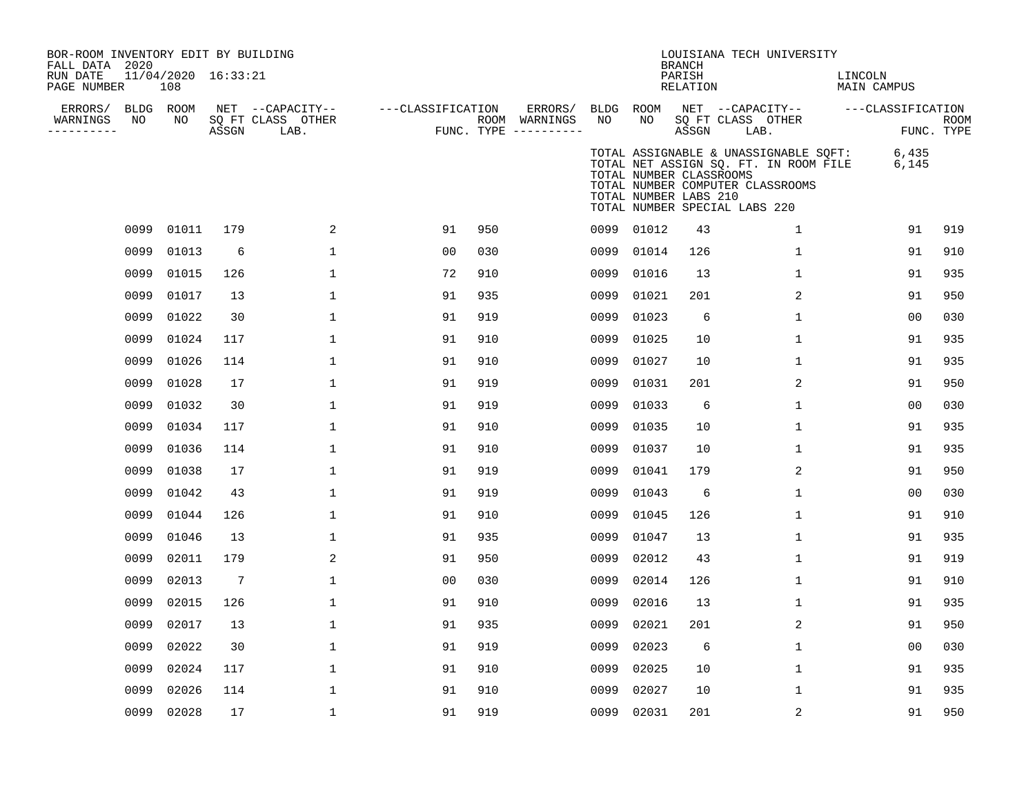BOR-ROOM INVENTORY EDIT BY BUILDING
FALL DATA 2020
RUN DATE 11/04/2020 16:33:21

LOUISIANA TECH UNIVERSITY
BRANCH
PARISH LINCOLN
RELATION MAIN CAMPUS

TOTAL ASSIGNABLE & UNASSIGNABLE SQFT: 6,435
TOTAL NET ASSIGN SQ. FT. IN ROOM FILE 6,145
TOTAL NUMBER CLASSROOMS
TOTAL NUMBER COMPUTER CLASSROOMS
TOTAL NUMBER LABS 210
TOTAL NUMBER SPECIAL LABS 220

| ERRORS/ WARNINGS | BLDG NO | ROOM NO | NET SQ FT ASSGN | CAPACITY CLASS LAB. | CAPACITY OTHER | CLASSIFICATION FUNC. | ROOM TYPE | ERRORS/ WARNINGS | BLDG NO | ROOM NO | NET SQ FT ASSGN | CAPACITY CLASS LAB. | CAPACITY OTHER | CLASSIFICATION FUNC. | ROOM TYPE |
|---|---|---|---|---|---|---|---|---|---|---|---|---|---|---|---|
| | 0099 | 01011 | 179 | | 2 | 91 | 950 | | 0099 | 01012 | 43 | | 1 | 91 | 919 |
| | 0099 | 01013 | 6 | | 1 | 00 | 030 | | 0099 | 01014 | 126 | | 1 | 91 | 910 |
| | 0099 | 01015 | 126 | | 1 | 72 | 910 | | 0099 | 01016 | 13 | | 1 | 91 | 935 |
| | 0099 | 01017 | 13 | | 1 | 91 | 935 | | 0099 | 01021 | 201 | | 2 | 91 | 950 |
| | 0099 | 01022 | 30 | | 1 | 91 | 919 | | 0099 | 01023 | 6 | | 1 | 00 | 030 |
| | 0099 | 01024 | 117 | | 1 | 91 | 910 | | 0099 | 01025 | 10 | | 1 | 91 | 935 |
| | 0099 | 01026 | 114 | | 1 | 91 | 910 | | 0099 | 01027 | 10 | | 1 | 91 | 935 |
| | 0099 | 01028 | 17 | | 1 | 91 | 919 | | 0099 | 01031 | 201 | | 2 | 91 | 950 |
| | 0099 | 01032 | 30 | | 1 | 91 | 919 | | 0099 | 01033 | 6 | | 1 | 00 | 030 |
| | 0099 | 01034 | 117 | | 1 | 91 | 910 | | 0099 | 01035 | 10 | | 1 | 91 | 935 |
| | 0099 | 01036 | 114 | | 1 | 91 | 910 | | 0099 | 01037 | 10 | | 1 | 91 | 935 |
| | 0099 | 01038 | 17 | | 1 | 91 | 919 | | 0099 | 01041 | 179 | | 2 | 91 | 950 |
| | 0099 | 01042 | 43 | | 1 | 91 | 919 | | 0099 | 01043 | 6 | | 1 | 00 | 030 |
| | 0099 | 01044 | 126 | | 1 | 91 | 910 | | 0099 | 01045 | 126 | | 1 | 91 | 910 |
| | 0099 | 01046 | 13 | | 1 | 91 | 935 | | 0099 | 01047 | 13 | | 1 | 91 | 935 |
| | 0099 | 02011 | 179 | | 2 | 91 | 950 | | 0099 | 02012 | 43 | | 1 | 91 | 919 |
| | 0099 | 02013 | 7 | | 1 | 00 | 030 | | 0099 | 02014 | 126 | | 1 | 91 | 910 |
| | 0099 | 02015 | 126 | | 1 | 91 | 910 | | 0099 | 02016 | 13 | | 1 | 91 | 935 |
| | 0099 | 02017 | 13 | | 1 | 91 | 935 | | 0099 | 02021 | 201 | | 2 | 91 | 950 |
| | 0099 | 02022 | 30 | | 1 | 91 | 919 | | 0099 | 02023 | 6 | | 1 | 00 | 030 |
| | 0099 | 02024 | 117 | | 1 | 91 | 910 | | 0099 | 02025 | 10 | | 1 | 91 | 935 |
| | 0099 | 02026 | 114 | | 1 | 91 | 910 | | 0099 | 02027 | 10 | | 1 | 91 | 935 |
| | 0099 | 02028 | 17 | | 1 | 91 | 919 | | 0099 | 02031 | 201 | | 2 | 91 | 950 |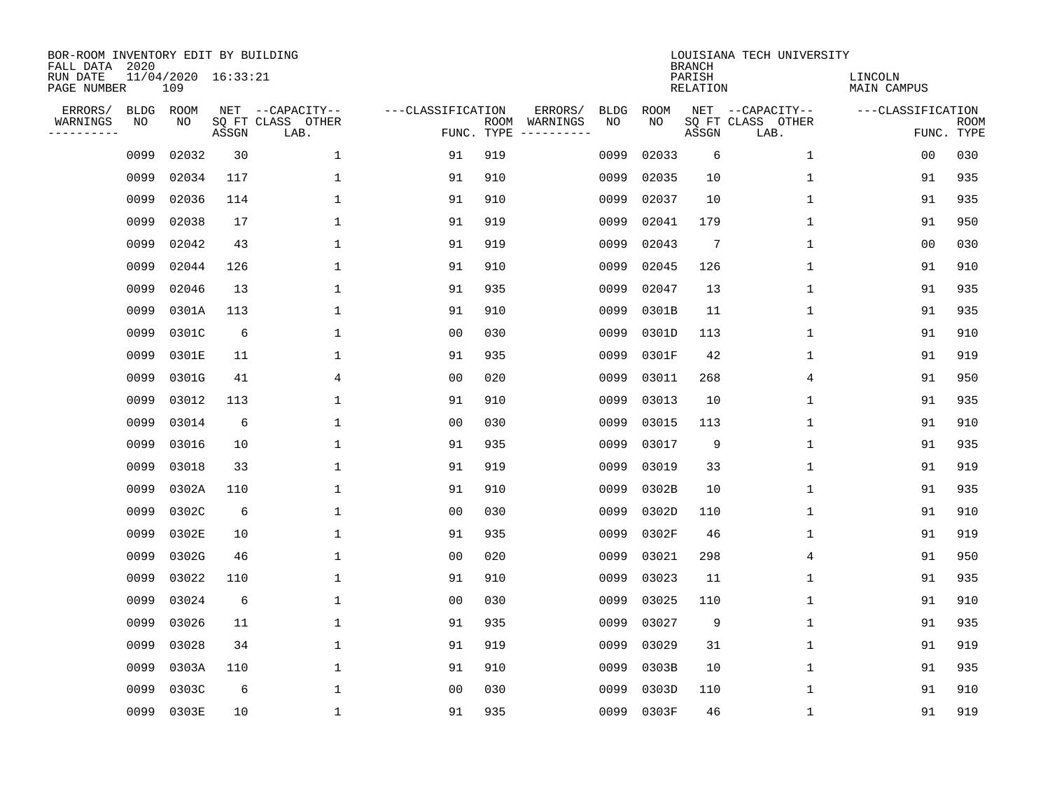BOR-ROOM INVENTORY EDIT BY BUILDING
FALL DATA 2020
RUN DATE 11/04/2020 16:33:21
PAGE NUMBER 109

LOUISIANA TECH UNIVERSITY
BRANCH
PARISH LINCOLN
RELATION MAIN CAMPUS

| ERRORS/ WARNINGS | BLDG NO | ROOM NO | NET SQ FT ASSGN | CAPACITY CLASS LAB. | CAPACITY OTHER | CLASSIFICATION FUNC. | ROOM TYPE | ERRORS/ WARNINGS | BLDG NO | ROOM NO | NET SQ FT ASSGN | CAPACITY CLASS LAB. | CAPACITY OTHER | CLASSIFICATION FUNC. | ROOM TYPE |
|---|---|---|---|---|---|---|---|---|---|---|---|---|---|---|---|
| | 0099 | 02032 | 30 | | 1 | 91 | 919 | | 0099 | 02033 | 6 | | 1 | 00 | 030 |
| | 0099 | 02034 | 117 | | 1 | 91 | 910 | | 0099 | 02035 | 10 | | 1 | 91 | 935 |
| | 0099 | 02036 | 114 | | 1 | 91 | 910 | | 0099 | 02037 | 10 | | 1 | 91 | 935 |
| | 0099 | 02038 | 17 | | 1 | 91 | 919 | | 0099 | 02041 | 179 | | 1 | 91 | 950 |
| | 0099 | 02042 | 43 | | 1 | 91 | 919 | | 0099 | 02043 | 7 | | 1 | 00 | 030 |
| | 0099 | 02044 | 126 | | 1 | 91 | 910 | | 0099 | 02045 | 126 | | 1 | 91 | 910 |
| | 0099 | 02046 | 13 | | 1 | 91 | 935 | | 0099 | 02047 | 13 | | 1 | 91 | 935 |
| | 0099 | 0301A | 113 | | 1 | 91 | 910 | | 0099 | 0301B | 11 | | 1 | 91 | 935 |
| | 0099 | 0301C | 6 | | 1 | 00 | 030 | | 0099 | 0301D | 113 | | 1 | 91 | 910 |
| | 0099 | 0301E | 11 | | 1 | 91 | 935 | | 0099 | 0301F | 42 | | 1 | 91 | 919 |
| | 0099 | 0301G | 41 | | 4 | 00 | 020 | | 0099 | 03011 | 268 | | 4 | 91 | 950 |
| | 0099 | 03012 | 113 | | 1 | 91 | 910 | | 0099 | 03013 | 10 | | 1 | 91 | 935 |
| | 0099 | 03014 | 6 | | 1 | 00 | 030 | | 0099 | 03015 | 113 | | 1 | 91 | 910 |
| | 0099 | 03016 | 10 | | 1 | 91 | 935 | | 0099 | 03017 | 9 | | 1 | 91 | 935 |
| | 0099 | 03018 | 33 | | 1 | 91 | 919 | | 0099 | 03019 | 33 | | 1 | 91 | 919 |
| | 0099 | 0302A | 110 | | 1 | 91 | 910 | | 0099 | 0302B | 10 | | 1 | 91 | 935 |
| | 0099 | 0302C | 6 | | 1 | 00 | 030 | | 0099 | 0302D | 110 | | 1 | 91 | 910 |
| | 0099 | 0302E | 10 | | 1 | 91 | 935 | | 0099 | 0302F | 46 | | 1 | 91 | 919 |
| | 0099 | 0302G | 46 | | 1 | 00 | 020 | | 0099 | 03021 | 298 | | 4 | 91 | 950 |
| | 0099 | 03022 | 110 | | 1 | 91 | 910 | | 0099 | 03023 | 11 | | 1 | 91 | 935 |
| | 0099 | 03024 | 6 | | 1 | 00 | 030 | | 0099 | 03025 | 110 | | 1 | 91 | 910 |
| | 0099 | 03026 | 11 | | 1 | 91 | 935 | | 0099 | 03027 | 9 | | 1 | 91 | 935 |
| | 0099 | 03028 | 34 | | 1 | 91 | 919 | | 0099 | 03029 | 31 | | 1 | 91 | 919 |
| | 0099 | 0303A | 110 | | 1 | 91 | 910 | | 0099 | 0303B | 10 | | 1 | 91 | 935 |
| | 0099 | 0303C | 6 | | 1 | 00 | 030 | | 0099 | 0303D | 110 | | 1 | 91 | 910 |
| | 0099 | 0303E | 10 | | 1 | 91 | 935 | | 0099 | 0303F | 46 | | 1 | 91 | 919 |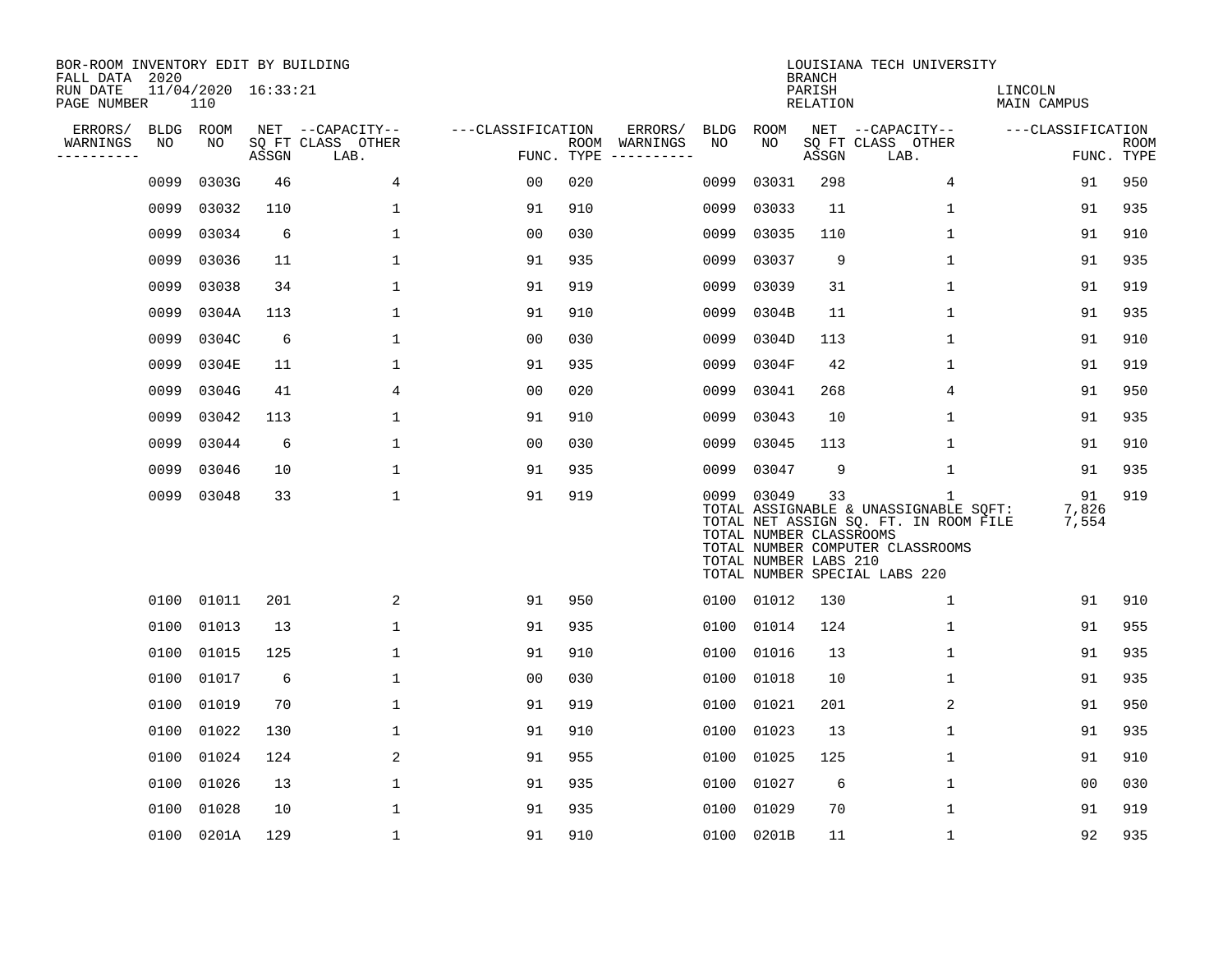BOR-ROOM INVENTORY EDIT BY BUILDING
FALL DATA 2020
RUN DATE 11/04/2020 16:33:21
PAGE NUMBER 110

LOUISIANA TECH UNIVERSITY
BRANCH
PARISH LINCOLN
RELATION MAIN CAMPUS

| ERRORS/ WARNINGS | BLDG NO | ROOM NO | NET SQ FT ASSGN | CAPACITY CLASS LAB. | CAPACITY OTHER | CLASSIFICATION FUNC. | ROOM TYPE | ERRORS/ WARNINGS | BLDG NO | ROOM NO | NET SQ FT ASSGN | CAPACITY CLASS LAB. | CAPACITY OTHER | CLASSIFICATION FUNC. | ROOM TYPE |
|---|---|---|---|---|---|---|---|---|---|---|---|---|---|---|---|
| | 0099 | 0303G | 46 | | 4 | 00 | 020 | | 0099 | 03031 | 298 | | 4 | 91 | 950 |
| | 0099 | 03032 | 110 | | 1 | 91 | 910 | | 0099 | 03033 | 11 | | 1 | 91 | 935 |
| | 0099 | 03034 | 6 | | 1 | 00 | 030 | | 0099 | 03035 | 110 | | 1 | 91 | 910 |
| | 0099 | 03036 | 11 | | 1 | 91 | 935 | | 0099 | 03037 | 9 | | 1 | 91 | 935 |
| | 0099 | 03038 | 34 | | 1 | 91 | 919 | | 0099 | 03039 | 31 | | 1 | 91 | 919 |
| | 0099 | 0304A | 113 | | 1 | 91 | 910 | | 0099 | 0304B | 11 | | 1 | 91 | 935 |
| | 0099 | 0304C | 6 | | 1 | 00 | 030 | | 0099 | 0304D | 113 | | 1 | 91 | 910 |
| | 0099 | 0304E | 11 | | 1 | 91 | 935 | | 0099 | 0304F | 42 | | 1 | 91 | 919 |
| | 0099 | 0304G | 41 | | 4 | 00 | 020 | | 0099 | 03041 | 268 | | 4 | 91 | 950 |
| | 0099 | 03042 | 113 | | 1 | 91 | 910 | | 0099 | 03043 | 10 | | 1 | 91 | 935 |
| | 0099 | 03044 | 6 | | 1 | 00 | 030 | | 0099 | 03045 | 113 | | 1 | 91 | 910 |
| | 0099 | 03046 | 10 | | 1 | 91 | 935 | | 0099 | 03047 | 9 | | 1 | 91 | 935 |
| | 0099 | 03048 | 33 | | 1 | 91 | 919 | | 0099 | 03049 | 33 | | 1 | 91 | 919 |

TOTAL ASSIGNABLE & UNASSIGNABLE SQFT: 7,826
TOTAL NET ASSIGN SQ. FT. IN ROOM FILE 7,554
TOTAL NUMBER CLASSROOMS
TOTAL NUMBER COMPUTER CLASSROOMS
TOTAL NUMBER LABS 210
TOTAL NUMBER SPECIAL LABS 220

| ERRORS/ WARNINGS | BLDG NO | ROOM NO | NET SQ FT ASSGN | CAPACITY CLASS LAB. | CAPACITY OTHER | CLASSIFICATION FUNC. | ROOM TYPE | ERRORS/ WARNINGS | BLDG NO | ROOM NO | NET SQ FT ASSGN | CAPACITY CLASS LAB. | CAPACITY OTHER | CLASSIFICATION FUNC. | ROOM TYPE |
|---|---|---|---|---|---|---|---|---|---|---|---|---|---|---|---|
| | 0100 | 01011 | 201 | | 2 | 91 | 950 | | 0100 | 01012 | 130 | | 1 | 91 | 910 |
| | 0100 | 01013 | 13 | | 1 | 91 | 935 | | 0100 | 01014 | 124 | | 1 | 91 | 955 |
| | 0100 | 01015 | 125 | | 1 | 91 | 910 | | 0100 | 01016 | 13 | | 1 | 91 | 935 |
| | 0100 | 01017 | 6 | | 1 | 00 | 030 | | 0100 | 01018 | 10 | | 1 | 91 | 935 |
| | 0100 | 01019 | 70 | | 1 | 91 | 919 | | 0100 | 01021 | 201 | | 2 | 91 | 950 |
| | 0100 | 01022 | 130 | | 1 | 91 | 910 | | 0100 | 01023 | 13 | | 1 | 91 | 935 |
| | 0100 | 01024 | 124 | | 2 | 91 | 955 | | 0100 | 01025 | 125 | | 1 | 91 | 910 |
| | 0100 | 01026 | 13 | | 1 | 91 | 935 | | 0100 | 01027 | 6 | | 1 | 00 | 030 |
| | 0100 | 01028 | 10 | | 1 | 91 | 935 | | 0100 | 01029 | 70 | | 1 | 91 | 919 |
| | 0100 | 0201A | 129 | | 1 | 91 | 910 | | 0100 | 0201B | 11 | | 1 | 92 | 935 |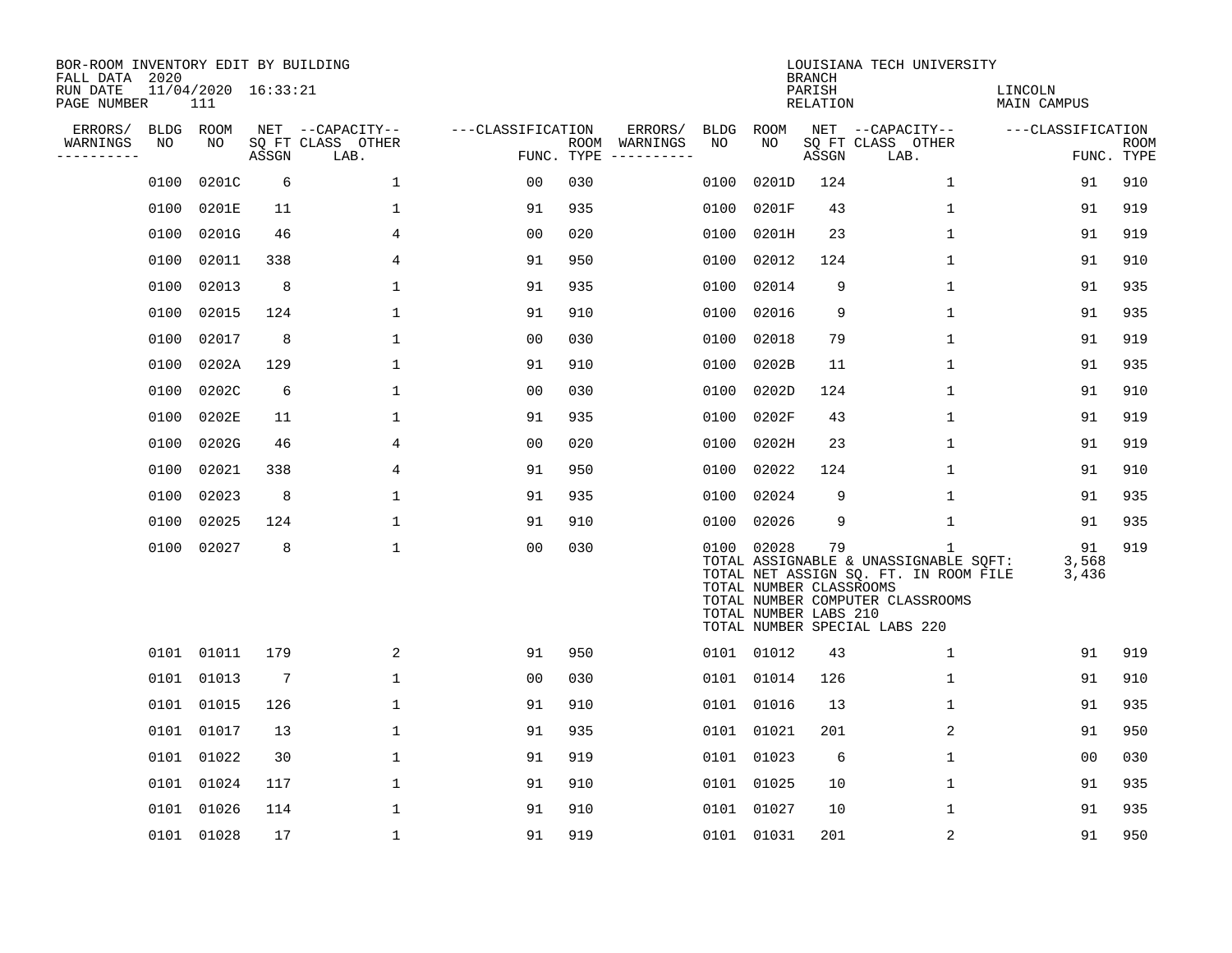BOR-ROOM INVENTORY EDIT BY BUILDING
FALL DATA 2020
RUN DATE 11/04/2020 16:33:21
PAGE NUMBER 111

LOUISIANA TECH UNIVERSITY
BRANCH
PARISH LINCOLN
RELATION MAIN CAMPUS

| ERRORS/ WARNINGS | BLDG NO | ROOM NO | NET SQ FT ASSGN | CAPACITY CLASS LAB. | CAPACITY OTHER | CLASSIFICATION FUNC. | ROOM TYPE | ERRORS/ WARNINGS | BLDG NO | ROOM NO | NET SQ FT ASSGN | CAPACITY CLASS LAB. | CAPACITY OTHER | CLASSIFICATION FUNC. | ROOM TYPE |
|---|---|---|---|---|---|---|---|---|---|---|---|---|---|---|---|
| | 0100 | 0201C | 6 | | 1 | 00 | 030 | | 0100 | 0201D | 124 | | 1 | 91 | 910 |
| | 0100 | 0201E | 11 | | 1 | 91 | 935 | | 0100 | 0201F | 43 | | 1 | 91 | 919 |
| | 0100 | 0201G | 46 | | 4 | 00 | 020 | | 0100 | 0201H | 23 | | 1 | 91 | 919 |
| | 0100 | 02011 | 338 | | 4 | 91 | 950 | | 0100 | 02012 | 124 | | 1 | 91 | 910 |
| | 0100 | 02013 | 8 | | 1 | 91 | 935 | | 0100 | 02014 | 9 | | 1 | 91 | 935 |
| | 0100 | 02015 | 124 | | 1 | 91 | 910 | | 0100 | 02016 | 9 | | 1 | 91 | 935 |
| | 0100 | 02017 | 8 | | 1 | 00 | 030 | | 0100 | 02018 | 79 | | 1 | 91 | 919 |
| | 0100 | 0202A | 129 | | 1 | 91 | 910 | | 0100 | 0202B | 11 | | 1 | 91 | 935 |
| | 0100 | 0202C | 6 | | 1 | 00 | 030 | | 0100 | 0202D | 124 | | 1 | 91 | 910 |
| | 0100 | 0202E | 11 | | 1 | 91 | 935 | | 0100 | 0202F | 43 | | 1 | 91 | 919 |
| | 0100 | 0202G | 46 | | 4 | 00 | 020 | | 0100 | 0202H | 23 | | 1 | 91 | 919 |
| | 0100 | 02021 | 338 | | 4 | 91 | 950 | | 0100 | 02022 | 124 | | 1 | 91 | 910 |
| | 0100 | 02023 | 8 | | 1 | 91 | 935 | | 0100 | 02024 | 9 | | 1 | 91 | 935 |
| | 0100 | 02025 | 124 | | 1 | 91 | 910 | | 0100 | 02026 | 9 | | 1 | 91 | 935 |
| | 0100 | 02027 | 8 | | 1 | 00 | 030 | | 0100 | 02028 | 79 | | 1 | 91 | 919 |

TOTAL ASSIGNABLE & UNASSIGNABLE SQFT: 3,568
TOTAL NET ASSIGN SQ. FT. IN ROOM FILE 3,436
TOTAL NUMBER CLASSROOMS
TOTAL NUMBER COMPUTER CLASSROOMS
TOTAL NUMBER LABS 210
TOTAL NUMBER SPECIAL LABS 220

| ERRORS/ WARNINGS | BLDG NO | ROOM NO | NET SQ FT ASSGN | CAPACITY CLASS LAB. | CAPACITY OTHER | CLASSIFICATION FUNC. | ROOM TYPE | ERRORS/ WARNINGS | BLDG NO | ROOM NO | NET SQ FT ASSGN | CAPACITY CLASS LAB. | CAPACITY OTHER | CLASSIFICATION FUNC. | ROOM TYPE |
|---|---|---|---|---|---|---|---|---|---|---|---|---|---|---|---|
| | 0101 | 01011 | 179 | | 2 | 91 | 950 | | 0101 | 01012 | 43 | | 1 | 91 | 919 |
| | 0101 | 01013 | 7 | | 1 | 00 | 030 | | 0101 | 01014 | 126 | | 1 | 91 | 910 |
| | 0101 | 01015 | 126 | | 1 | 91 | 910 | | 0101 | 01016 | 13 | | 1 | 91 | 935 |
| | 0101 | 01017 | 13 | | 1 | 91 | 935 | | 0101 | 01021 | 201 | | 2 | 91 | 950 |
| | 0101 | 01022 | 30 | | 1 | 91 | 919 | | 0101 | 01023 | 6 | | 1 | 00 | 030 |
| | 0101 | 01024 | 117 | | 1 | 91 | 910 | | 0101 | 01025 | 10 | | 1 | 91 | 935 |
| | 0101 | 01026 | 114 | | 1 | 91 | 910 | | 0101 | 01027 | 10 | | 1 | 91 | 935 |
| | 0101 | 01028 | 17 | | 1 | 91 | 919 | | 0101 | 01031 | 201 | | 2 | 91 | 950 |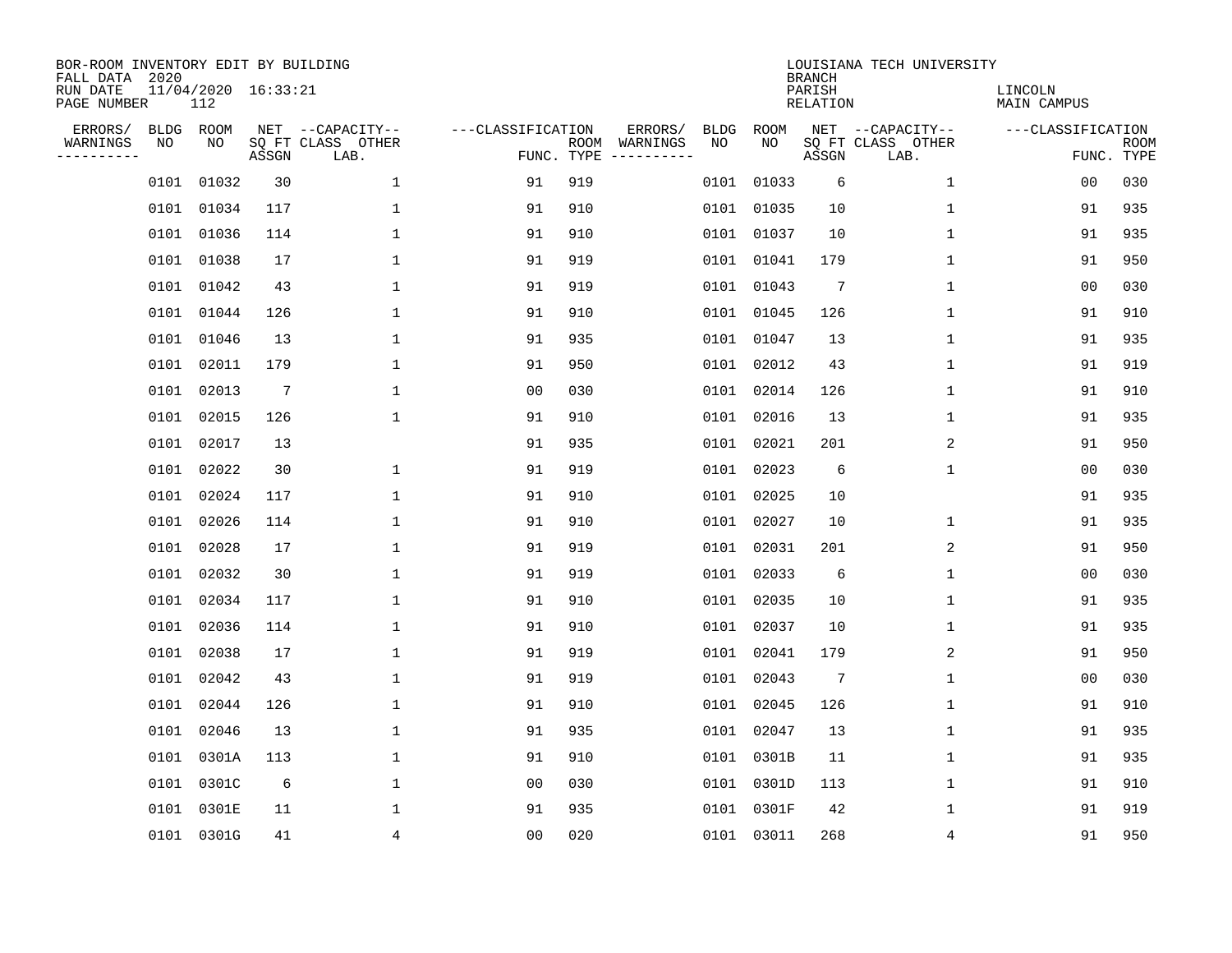BOR-ROOM INVENTORY EDIT BY BUILDING
FALL DATA 2020
RUN DATE 11/04/2020 16:33:21
PAGE NUMBER 112

LOUISIANA TECH UNIVERSITY
BRANCH
PARISH LINCOLN
RELATION MAIN CAMPUS

| ERRORS/ WARNINGS | BLDG NO | ROOM NO | NET SQ FT ASSGN | CAPACITY CLASS LAB. | CAPACITY OTHER | CLASSIFICATION FUNC. | ROOM TYPE | ERRORS/ WARNINGS | BLDG NO | ROOM NO | NET SQ FT ASSGN | CAPACITY CLASS LAB. | CAPACITY OTHER | CLASSIFICATION FUNC. | ROOM TYPE |
|---|---|---|---|---|---|---|---|---|---|---|---|---|---|---|---|
| | 0101 | 01032 | 30 | | 1 | 91 | 919 | | 0101 | 01033 | 6 | | 1 | 00 | 030 |
| | 0101 | 01034 | 117 | | 1 | 91 | 910 | | 0101 | 01035 | 10 | | 1 | 91 | 935 |
| | 0101 | 01036 | 114 | | 1 | 91 | 910 | | 0101 | 01037 | 10 | | 1 | 91 | 935 |
| | 0101 | 01038 | 17 | | 1 | 91 | 919 | | 0101 | 01041 | 179 | | 1 | 91 | 950 |
| | 0101 | 01042 | 43 | | 1 | 91 | 919 | | 0101 | 01043 | 7 | | 1 | 00 | 030 |
| | 0101 | 01044 | 126 | | 1 | 91 | 910 | | 0101 | 01045 | 126 | | 1 | 91 | 910 |
| | 0101 | 01046 | 13 | | 1 | 91 | 935 | | 0101 | 01047 | 13 | | 1 | 91 | 935 |
| | 0101 | 02011 | 179 | | 1 | 91 | 950 | | 0101 | 02012 | 43 | | 1 | 91 | 919 |
| | 0101 | 02013 | 7 | | 1 | 00 | 030 | | 0101 | 02014 | 126 | | 1 | 91 | 910 |
| | 0101 | 02015 | 126 | | 1 | 91 | 910 | | 0101 | 02016 | 13 | | 1 | 91 | 935 |
| | 0101 | 02017 | 13 | | | 91 | 935 | | 0101 | 02021 | 201 | | 2 | 91 | 950 |
| | 0101 | 02022 | 30 | | 1 | 91 | 919 | | 0101 | 02023 | 6 | | 1 | 00 | 030 |
| | 0101 | 02024 | 117 | | 1 | 91 | 910 | | 0101 | 02025 | 10 | | | 91 | 935 |
| | 0101 | 02026 | 114 | | 1 | 91 | 910 | | 0101 | 02027 | 10 | | 1 | 91 | 935 |
| | 0101 | 02028 | 17 | | 1 | 91 | 919 | | 0101 | 02031 | 201 | | 2 | 91 | 950 |
| | 0101 | 02032 | 30 | | 1 | 91 | 919 | | 0101 | 02033 | 6 | | 1 | 00 | 030 |
| | 0101 | 02034 | 117 | | 1 | 91 | 910 | | 0101 | 02035 | 10 | | 1 | 91 | 935 |
| | 0101 | 02036 | 114 | | 1 | 91 | 910 | | 0101 | 02037 | 10 | | 1 | 91 | 935 |
| | 0101 | 02038 | 17 | | 1 | 91 | 919 | | 0101 | 02041 | 179 | | 2 | 91 | 950 |
| | 0101 | 02042 | 43 | | 1 | 91 | 919 | | 0101 | 02043 | 7 | | 1 | 00 | 030 |
| | 0101 | 02044 | 126 | | 1 | 91 | 910 | | 0101 | 02045 | 126 | | 1 | 91 | 910 |
| | 0101 | 02046 | 13 | | 1 | 91 | 935 | | 0101 | 02047 | 13 | | 1 | 91 | 935 |
| | 0101 | 0301A | 113 | | 1 | 91 | 910 | | 0101 | 0301B | 11 | | 1 | 91 | 935 |
| | 0101 | 0301C | 6 | | 1 | 00 | 030 | | 0101 | 0301D | 113 | | 1 | 91 | 910 |
| | 0101 | 0301E | 11 | | 1 | 91 | 935 | | 0101 | 0301F | 42 | | 1 | 91 | 919 |
| | 0101 | 0301G | 41 | | 4 | 00 | 020 | | 0101 | 03011 | 268 | | 4 | 91 | 950 |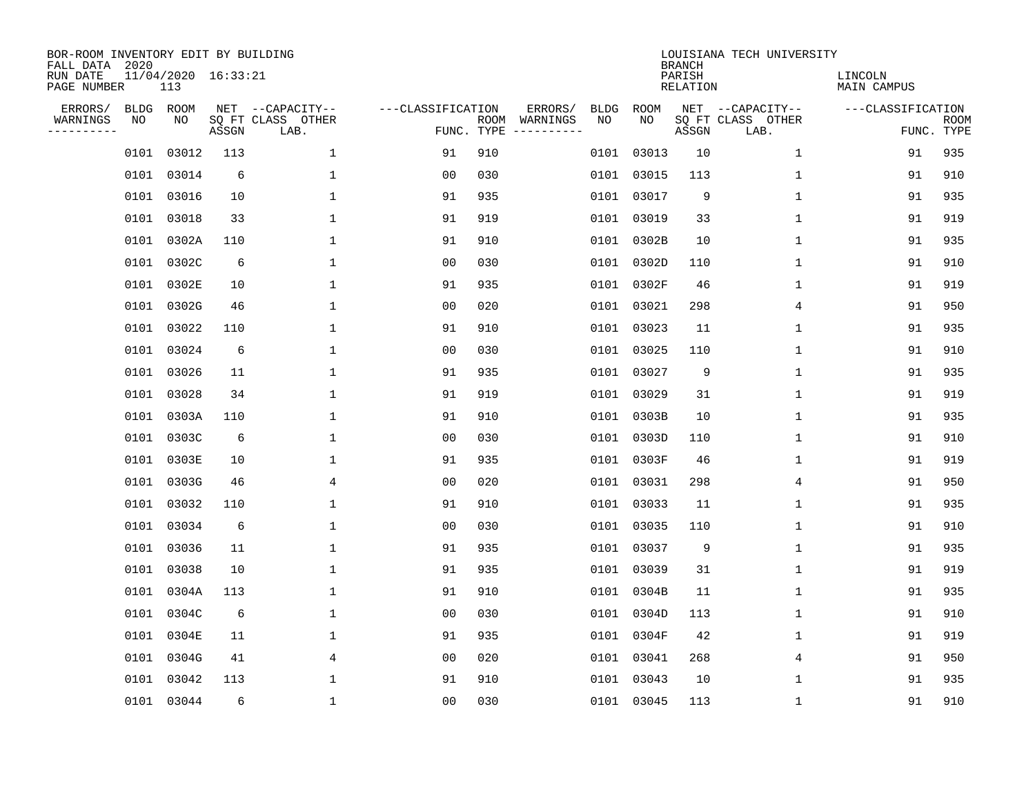BOR-ROOM INVENTORY EDIT BY BUILDING
FALL DATA 2020
RUN DATE 11/04/2020 16:33:21
PAGE NUMBER 113

LOUISIANA TECH UNIVERSITY
BRANCH
PARISH LINCOLN
RELATION MAIN CAMPUS

| ERRORS/ WARNINGS | BLDG NO | ROOM NO | NET SQ FT ASSGN | CAPACITY CLASS LAB. | CAPACITY OTHER | CLASSIFICATION FUNC. | ROOM TYPE | ERRORS/ WARNINGS | BLDG NO | ROOM NO | NET SQ FT ASSGN | CAPACITY CLASS LAB. | CAPACITY OTHER | CLASSIFICATION FUNC. | ROOM TYPE |
|---|---|---|---|---|---|---|---|---|---|---|---|---|---|---|---|
| | 0101 | 03012 | 113 | | 1 | 91 | 910 | | 0101 | 03013 | 10 | | 1 | 91 | 935 |
| | 0101 | 03014 | 6 | | 1 | 00 | 030 | | 0101 | 03015 | 113 | | 1 | 91 | 910 |
| | 0101 | 03016 | 10 | | 1 | 91 | 935 | | 0101 | 03017 | 9 | | 1 | 91 | 935 |
| | 0101 | 03018 | 33 | | 1 | 91 | 919 | | 0101 | 03019 | 33 | | 1 | 91 | 919 |
| | 0101 | 0302A | 110 | | 1 | 91 | 910 | | 0101 | 0302B | 10 | | 1 | 91 | 935 |
| | 0101 | 0302C | 6 | | 1 | 00 | 030 | | 0101 | 0302D | 110 | | 1 | 91 | 910 |
| | 0101 | 0302E | 10 | | 1 | 91 | 935 | | 0101 | 0302F | 46 | | 1 | 91 | 919 |
| | 0101 | 0302G | 46 | | 1 | 00 | 020 | | 0101 | 03021 | 298 | | 4 | 91 | 950 |
| | 0101 | 03022 | 110 | | 1 | 91 | 910 | | 0101 | 03023 | 11 | | 1 | 91 | 935 |
| | 0101 | 03024 | 6 | | 1 | 00 | 030 | | 0101 | 03025 | 110 | | 1 | 91 | 910 |
| | 0101 | 03026 | 11 | | 1 | 91 | 935 | | 0101 | 03027 | 9 | | 1 | 91 | 935 |
| | 0101 | 03028 | 34 | | 1 | 91 | 919 | | 0101 | 03029 | 31 | | 1 | 91 | 919 |
| | 0101 | 0303A | 110 | | 1 | 91 | 910 | | 0101 | 0303B | 10 | | 1 | 91 | 935 |
| | 0101 | 0303C | 6 | | 1 | 00 | 030 | | 0101 | 0303D | 110 | | 1 | 91 | 910 |
| | 0101 | 0303E | 10 | | 1 | 91 | 935 | | 0101 | 0303F | 46 | | 1 | 91 | 919 |
| | 0101 | 0303G | 46 | | 4 | 00 | 020 | | 0101 | 03031 | 298 | | 4 | 91 | 950 |
| | 0101 | 03032 | 110 | | 1 | 91 | 910 | | 0101 | 03033 | 11 | | 1 | 91 | 935 |
| | 0101 | 03034 | 6 | | 1 | 00 | 030 | | 0101 | 03035 | 110 | | 1 | 91 | 910 |
| | 0101 | 03036 | 11 | | 1 | 91 | 935 | | 0101 | 03037 | 9 | | 1 | 91 | 935 |
| | 0101 | 03038 | 10 | | 1 | 91 | 935 | | 0101 | 03039 | 31 | | 1 | 91 | 919 |
| | 0101 | 0304A | 113 | | 1 | 91 | 910 | | 0101 | 0304B | 11 | | 1 | 91 | 935 |
| | 0101 | 0304C | 6 | | 1 | 00 | 030 | | 0101 | 0304D | 113 | | 1 | 91 | 910 |
| | 0101 | 0304E | 11 | | 1 | 91 | 935 | | 0101 | 0304F | 42 | | 1 | 91 | 919 |
| | 0101 | 0304G | 41 | | 4 | 00 | 020 | | 0101 | 03041 | 268 | | 4 | 91 | 950 |
| | 0101 | 03042 | 113 | | 1 | 91 | 910 | | 0101 | 03043 | 10 | | 1 | 91 | 935 |
| | 0101 | 03044 | 6 | | 1 | 00 | 030 | | 0101 | 03045 | 113 | | 1 | 91 | 910 |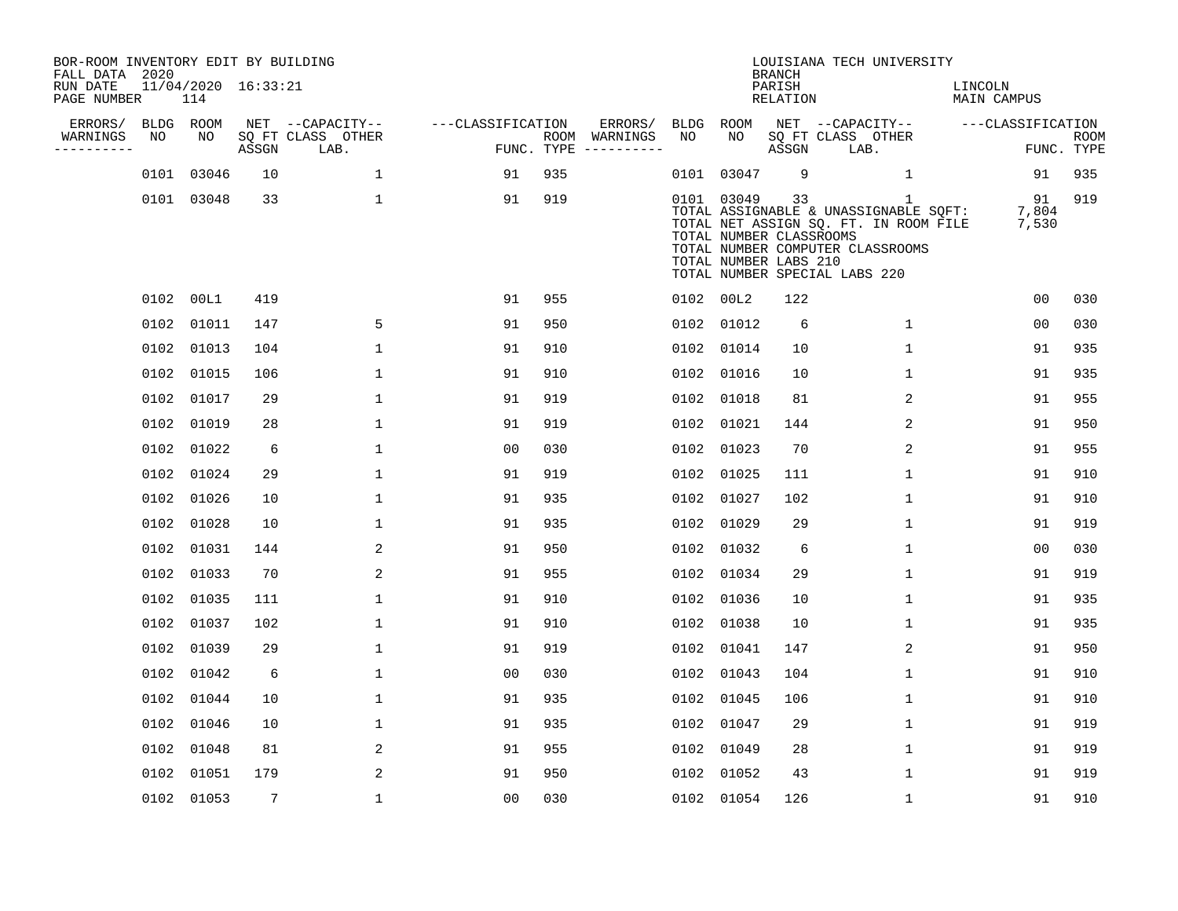BOR-ROOM INVENTORY EDIT BY BUILDING
FALL DATA 2020
RUN DATE 11/04/2020 16:33:21
PAGE NUMBER 114

LOUISIANA TECH UNIVERSITY
BRANCH
PARISH LINCOLN
RELATION MAIN CAMPUS

| ERRORS/ WARNINGS | BLDG NO | ROOM NO | NET SQ FT ASSGN | CAPACITY CLASS LAB. | CAPACITY OTHER | CLASSIFICATION FUNC. | ROOM TYPE | ERRORS/ WARNINGS | BLDG NO | ROOM NO | NET SQ FT ASSGN | CAPACITY CLASS LAB. | CAPACITY OTHER | CLASSIFICATION FUNC. | ROOM TYPE |
|---|---|---|---|---|---|---|---|---|---|---|---|---|---|---|---|
| | 0101 | 03046 | 10 | | 1 | 91 | 935 | | 0101 | 03047 | 9 | | 1 | 91 | 935 |
| | 0101 | 03048 | 33 | | 1 | 91 | 919 | | 0101 | 03049 | 33 | | 1 | 91 | 919 |
| | | | | | | | | | TOTAL ASSIGNABLE & UNASSIGNABLE SQFT: | | | | | 7,804 | |
| | | | | | | | | | TOTAL NET ASSIGN SQ. FT. IN ROOM FILE | | | | | 7,530 | |
| | | | | | | | | | TOTAL NUMBER CLASSROOMS | | | | | | |
| | | | | | | | | | TOTAL NUMBER COMPUTER CLASSROOMS | | | | | | |
| | | | | | | | | | TOTAL NUMBER LABS 210 | | | | | | |
| | | | | | | | | | TOTAL NUMBER SPECIAL LABS 220 | | | | | | |
| | 0102 | 00L1 | 419 | | | 91 | 955 | | 0102 | 00L2 | 122 | | | 00 | 030 |
| | 0102 | 01011 | 147 | | 5 | 91 | 950 | | 0102 | 01012 | 6 | | 1 | 00 | 030 |
| | 0102 | 01013 | 104 | | 1 | 91 | 910 | | 0102 | 01014 | 10 | | 1 | 91 | 935 |
| | 0102 | 01015 | 106 | | 1 | 91 | 910 | | 0102 | 01016 | 10 | | 1 | 91 | 935 |
| | 0102 | 01017 | 29 | | 1 | 91 | 919 | | 0102 | 01018 | 81 | | 2 | 91 | 955 |
| | 0102 | 01019 | 28 | | 1 | 91 | 919 | | 0102 | 01021 | 144 | | 2 | 91 | 950 |
| | 0102 | 01022 | 6 | | 1 | 00 | 030 | | 0102 | 01023 | 70 | | 2 | 91 | 955 |
| | 0102 | 01024 | 29 | | 1 | 91 | 919 | | 0102 | 01025 | 111 | | 1 | 91 | 910 |
| | 0102 | 01026 | 10 | | 1 | 91 | 935 | | 0102 | 01027 | 102 | | 1 | 91 | 910 |
| | 0102 | 01028 | 10 | | 1 | 91 | 935 | | 0102 | 01029 | 29 | | 1 | 91 | 919 |
| | 0102 | 01031 | 144 | | 2 | 91 | 950 | | 0102 | 01032 | 6 | | 1 | 00 | 030 |
| | 0102 | 01033 | 70 | | 2 | 91 | 955 | | 0102 | 01034 | 29 | | 1 | 91 | 919 |
| | 0102 | 01035 | 111 | | 1 | 91 | 910 | | 0102 | 01036 | 10 | | 1 | 91 | 935 |
| | 0102 | 01037 | 102 | | 1 | 91 | 910 | | 0102 | 01038 | 10 | | 1 | 91 | 935 |
| | 0102 | 01039 | 29 | | 1 | 91 | 919 | | 0102 | 01041 | 147 | | 2 | 91 | 950 |
| | 0102 | 01042 | 6 | | 1 | 00 | 030 | | 0102 | 01043 | 104 | | 1 | 91 | 910 |
| | 0102 | 01044 | 10 | | 1 | 91 | 935 | | 0102 | 01045 | 106 | | 1 | 91 | 910 |
| | 0102 | 01046 | 10 | | 1 | 91 | 935 | | 0102 | 01047 | 29 | | 1 | 91 | 919 |
| | 0102 | 01048 | 81 | | 2 | 91 | 955 | | 0102 | 01049 | 28 | | 1 | 91 | 919 |
| | 0102 | 01051 | 179 | | 2 | 91 | 950 | | 0102 | 01052 | 43 | | 1 | 91 | 919 |
| | 0102 | 01053 | 7 | | 1 | 00 | 030 | | 0102 | 01054 | 126 | | 1 | 91 | 910 |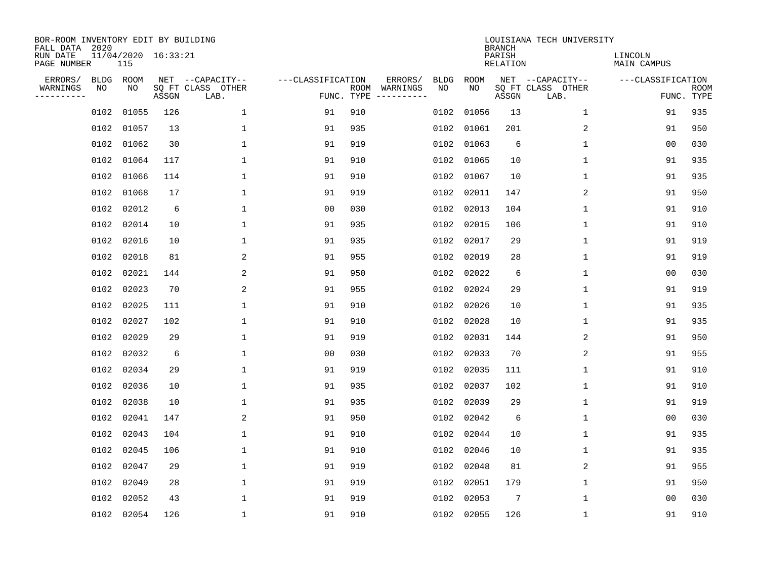BOR-ROOM INVENTORY EDIT BY BUILDING
FALL DATA 2020
RUN DATE 11/04/2020 16:33:21
PAGE NUMBER 115

LOUISIANA TECH UNIVERSITY
BRANCH
PARISH LINCOLN
RELATION MAIN CAMPUS

| ERRORS/ WARNINGS | BLDG NO | ROOM NO | NET SQ FT ASSGN | CAPACITY CLASS LAB. | CAPACITY OTHER | CLASSIFICATION FUNC. | ROOM TYPE | ERRORS/ WARNINGS | BLDG NO | ROOM NO | NET SQ FT ASSGN | CAPACITY CLASS LAB. | CAPACITY OTHER | CLASSIFICATION FUNC. | ROOM TYPE |
|---|---|---|---|---|---|---|---|---|---|---|---|---|---|---|---|
| | 0102 | 01055 | 126 | | 1 | 91 | 910 | | 0102 | 01056 | 13 | | 1 | 91 | 935 |
| | 0102 | 01057 | 13 | | 1 | 91 | 935 | | 0102 | 01061 | 201 | | 2 | 91 | 950 |
| | 0102 | 01062 | 30 | | 1 | 91 | 919 | | 0102 | 01063 | 6 | | 1 | 00 | 030 |
| | 0102 | 01064 | 117 | | 1 | 91 | 910 | | 0102 | 01065 | 10 | | 1 | 91 | 935 |
| | 0102 | 01066 | 114 | | 1 | 91 | 910 | | 0102 | 01067 | 10 | | 1 | 91 | 935 |
| | 0102 | 01068 | 17 | | 1 | 91 | 919 | | 0102 | 02011 | 147 | | 2 | 91 | 950 |
| | 0102 | 02012 | 6 | | 1 | 00 | 030 | | 0102 | 02013 | 104 | | 1 | 91 | 910 |
| | 0102 | 02014 | 10 | | 1 | 91 | 935 | | 0102 | 02015 | 106 | | 1 | 91 | 910 |
| | 0102 | 02016 | 10 | | 1 | 91 | 935 | | 0102 | 02017 | 29 | | 1 | 91 | 919 |
| | 0102 | 02018 | 81 | | 2 | 91 | 955 | | 0102 | 02019 | 28 | | 1 | 91 | 919 |
| | 0102 | 02021 | 144 | | 2 | 91 | 950 | | 0102 | 02022 | 6 | | 1 | 00 | 030 |
| | 0102 | 02023 | 70 | | 2 | 91 | 955 | | 0102 | 02024 | 29 | | 1 | 91 | 919 |
| | 0102 | 02025 | 111 | | 1 | 91 | 910 | | 0102 | 02026 | 10 | | 1 | 91 | 935 |
| | 0102 | 02027 | 102 | | 1 | 91 | 910 | | 0102 | 02028 | 10 | | 1 | 91 | 935 |
| | 0102 | 02029 | 29 | | 1 | 91 | 919 | | 0102 | 02031 | 144 | | 2 | 91 | 950 |
| | 0102 | 02032 | 6 | | 1 | 00 | 030 | | 0102 | 02033 | 70 | | 2 | 91 | 955 |
| | 0102 | 02034 | 29 | | 1 | 91 | 919 | | 0102 | 02035 | 111 | | 1 | 91 | 910 |
| | 0102 | 02036 | 10 | | 1 | 91 | 935 | | 0102 | 02037 | 102 | | 1 | 91 | 910 |
| | 0102 | 02038 | 10 | | 1 | 91 | 935 | | 0102 | 02039 | 29 | | 1 | 91 | 919 |
| | 0102 | 02041 | 147 | | 2 | 91 | 950 | | 0102 | 02042 | 6 | | 1 | 00 | 030 |
| | 0102 | 02043 | 104 | | 1 | 91 | 910 | | 0102 | 02044 | 10 | | 1 | 91 | 935 |
| | 0102 | 02045 | 106 | | 1 | 91 | 910 | | 0102 | 02046 | 10 | | 1 | 91 | 935 |
| | 0102 | 02047 | 29 | | 1 | 91 | 919 | | 0102 | 02048 | 81 | | 2 | 91 | 955 |
| | 0102 | 02049 | 28 | | 1 | 91 | 919 | | 0102 | 02051 | 179 | | 1 | 91 | 950 |
| | 0102 | 02052 | 43 | | 1 | 91 | 919 | | 0102 | 02053 | 7 | | 1 | 00 | 030 |
| | 0102 | 02054 | 126 | | 1 | 91 | 910 | | 0102 | 02055 | 126 | | 1 | 91 | 910 |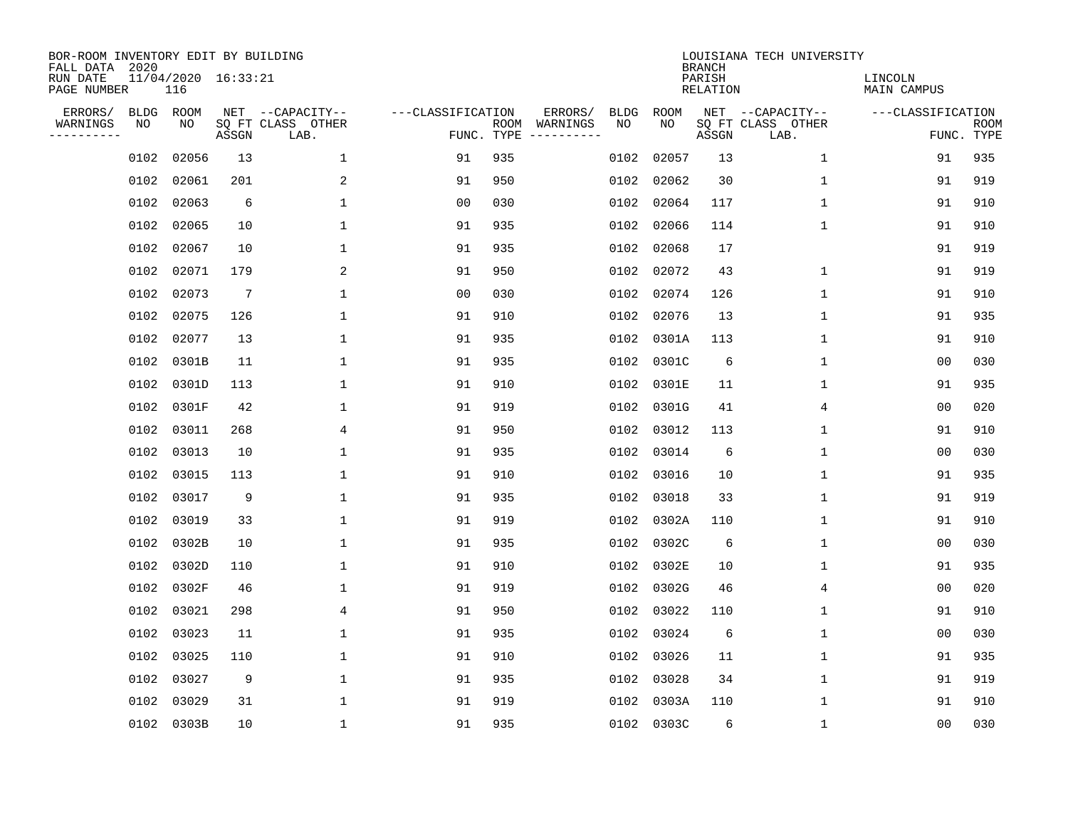BOR-ROOM INVENTORY EDIT BY BUILDING
FALL DATA 2020
RUN DATE 11/04/2020 16:33:21
PAGE NUMBER 116

LOUISIANA TECH UNIVERSITY
BRANCH
PARISH LINCOLN
RELATION MAIN CAMPUS

| ERRORS/ WARNINGS | BLDG NO | ROOM NO | NET SQ FT ASSGN | CAPACITY CLASS LAB. | CAPACITY OTHER | CLASSIFICATION FUNC. | ROOM TYPE | ERRORS/ WARNINGS | BLDG NO | ROOM NO | NET SQ FT ASSGN | CAPACITY CLASS LAB. | CAPACITY OTHER | CLASSIFICATION FUNC. | ROOM TYPE |
|---|---|---|---|---|---|---|---|---|---|---|---|---|---|---|---|
| | 0102 | 02056 | 13 | | 1 | 91 | 935 | | 0102 | 02057 | 13 | | 1 | 91 | 935 |
| | 0102 | 02061 | 201 | | 2 | 91 | 950 | | 0102 | 02062 | 30 | | 1 | 91 | 919 |
| | 0102 | 02063 | 6 | | 1 | 00 | 030 | | 0102 | 02064 | 117 | | 1 | 91 | 910 |
| | 0102 | 02065 | 10 | | 1 | 91 | 935 | | 0102 | 02066 | 114 | | 1 | 91 | 910 |
| | 0102 | 02067 | 10 | | 1 | 91 | 935 | | 0102 | 02068 | 17 | | | 91 | 919 |
| | 0102 | 02071 | 179 | | 2 | 91 | 950 | | 0102 | 02072 | 43 | | 1 | 91 | 919 |
| | 0102 | 02073 | 7 | | 1 | 00 | 030 | | 0102 | 02074 | 126 | | 1 | 91 | 910 |
| | 0102 | 02075 | 126 | | 1 | 91 | 910 | | 0102 | 02076 | 13 | | 1 | 91 | 935 |
| | 0102 | 02077 | 13 | | 1 | 91 | 935 | | 0102 | 0301A | 113 | | 1 | 91 | 910 |
| | 0102 | 0301B | 11 | | 1 | 91 | 935 | | 0102 | 0301C | 6 | | 1 | 00 | 030 |
| | 0102 | 0301D | 113 | | 1 | 91 | 910 | | 0102 | 0301E | 11 | | 1 | 91 | 935 |
| | 0102 | 0301F | 42 | | 1 | 91 | 919 | | 0102 | 0301G | 41 | | 4 | 00 | 020 |
| | 0102 | 03011 | 268 | | 4 | 91 | 950 | | 0102 | 03012 | 113 | | 1 | 91 | 910 |
| | 0102 | 03013 | 10 | | 1 | 91 | 935 | | 0102 | 03014 | 6 | | 1 | 00 | 030 |
| | 0102 | 03015 | 113 | | 1 | 91 | 910 | | 0102 | 03016 | 10 | | 1 | 91 | 935 |
| | 0102 | 03017 | 9 | | 1 | 91 | 935 | | 0102 | 03018 | 33 | | 1 | 91 | 919 |
| | 0102 | 03019 | 33 | | 1 | 91 | 919 | | 0102 | 0302A | 110 | | 1 | 91 | 910 |
| | 0102 | 0302B | 10 | | 1 | 91 | 935 | | 0102 | 0302C | 6 | | 1 | 00 | 030 |
| | 0102 | 0302D | 110 | | 1 | 91 | 910 | | 0102 | 0302E | 10 | | 1 | 91 | 935 |
| | 0102 | 0302F | 46 | | 1 | 91 | 919 | | 0102 | 0302G | 46 | | 4 | 00 | 020 |
| | 0102 | 03021 | 298 | | 4 | 91 | 950 | | 0102 | 03022 | 110 | | 1 | 91 | 910 |
| | 0102 | 03023 | 11 | | 1 | 91 | 935 | | 0102 | 03024 | 6 | | 1 | 00 | 030 |
| | 0102 | 03025 | 110 | | 1 | 91 | 910 | | 0102 | 03026 | 11 | | 1 | 91 | 935 |
| | 0102 | 03027 | 9 | | 1 | 91 | 935 | | 0102 | 03028 | 34 | | 1 | 91 | 919 |
| | 0102 | 03029 | 31 | | 1 | 91 | 919 | | 0102 | 0303A | 110 | | 1 | 91 | 910 |
| | 0102 | 0303B | 10 | | 1 | 91 | 935 | | 0102 | 0303C | 6 | | 1 | 00 | 030 |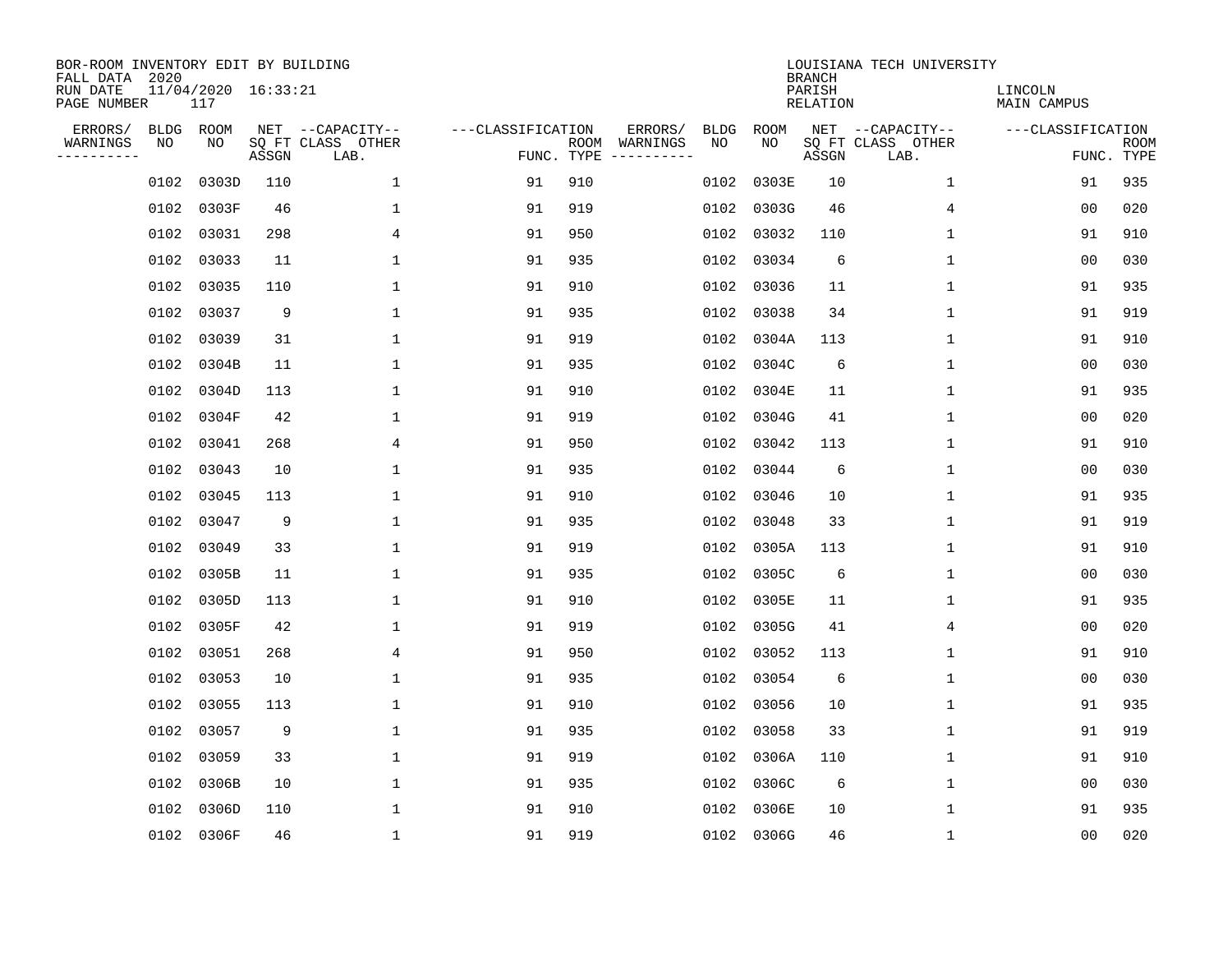BOR-ROOM INVENTORY EDIT BY BUILDING
FALL DATA 2020
RUN DATE 11/04/2020 16:33:21
PAGE NUMBER 117

LOUISIANA TECH UNIVERSITY
BRANCH
PARISH LINCOLN
RELATION MAIN CAMPUS

| ERRORS/ WARNINGS | BLDG NO | ROOM NO | NET SQ FT ASSGN | CAPACITY CLASS | CAPACITY OTHER LAB. | CLASSIFICATION FUNC. | ROOM TYPE | ERRORS/ WARNINGS | BLDG NO | ROOM NO | NET SQ FT ASSGN | CAPACITY CLASS | CAPACITY OTHER LAB. | CLASSIFICATION FUNC. | ROOM TYPE |
|---|---|---|---|---|---|---|---|---|---|---|---|---|---|---|---|
| | 0102 | 0303D | 110 | | 1 | 91 | 910 | | 0102 | 0303E | 10 | | 1 | 91 | 935 |
| | 0102 | 0303F | 46 | | 1 | 91 | 919 | | 0102 | 0303G | 46 | | 4 | 00 | 020 |
| | 0102 | 03031 | 298 | | 4 | 91 | 950 | | 0102 | 03032 | 110 | | 1 | 91 | 910 |
| | 0102 | 03033 | 11 | | 1 | 91 | 935 | | 0102 | 03034 | 6 | | 1 | 00 | 030 |
| | 0102 | 03035 | 110 | | 1 | 91 | 910 | | 0102 | 03036 | 11 | | 1 | 91 | 935 |
| | 0102 | 03037 | 9 | | 1 | 91 | 935 | | 0102 | 03038 | 34 | | 1 | 91 | 919 |
| | 0102 | 03039 | 31 | | 1 | 91 | 919 | | 0102 | 0304A | 113 | | 1 | 91 | 910 |
| | 0102 | 0304B | 11 | | 1 | 91 | 935 | | 0102 | 0304C | 6 | | 1 | 00 | 030 |
| | 0102 | 0304D | 113 | | 1 | 91 | 910 | | 0102 | 0304E | 11 | | 1 | 91 | 935 |
| | 0102 | 0304F | 42 | | 1 | 91 | 919 | | 0102 | 0304G | 41 | | 1 | 00 | 020 |
| | 0102 | 03041 | 268 | | 4 | 91 | 950 | | 0102 | 03042 | 113 | | 1 | 91 | 910 |
| | 0102 | 03043 | 10 | | 1 | 91 | 935 | | 0102 | 03044 | 6 | | 1 | 00 | 030 |
| | 0102 | 03045 | 113 | | 1 | 91 | 910 | | 0102 | 03046 | 10 | | 1 | 91 | 935 |
| | 0102 | 03047 | 9 | | 1 | 91 | 935 | | 0102 | 03048 | 33 | | 1 | 91 | 919 |
| | 0102 | 03049 | 33 | | 1 | 91 | 919 | | 0102 | 0305A | 113 | | 1 | 91 | 910 |
| | 0102 | 0305B | 11 | | 1 | 91 | 935 | | 0102 | 0305C | 6 | | 1 | 00 | 030 |
| | 0102 | 0305D | 113 | | 1 | 91 | 910 | | 0102 | 0305E | 11 | | 1 | 91 | 935 |
| | 0102 | 0305F | 42 | | 1 | 91 | 919 | | 0102 | 0305G | 41 | | 4 | 00 | 020 |
| | 0102 | 03051 | 268 | | 4 | 91 | 950 | | 0102 | 03052 | 113 | | 1 | 91 | 910 |
| | 0102 | 03053 | 10 | | 1 | 91 | 935 | | 0102 | 03054 | 6 | | 1 | 00 | 030 |
| | 0102 | 03055 | 113 | | 1 | 91 | 910 | | 0102 | 03056 | 10 | | 1 | 91 | 935 |
| | 0102 | 03057 | 9 | | 1 | 91 | 935 | | 0102 | 03058 | 33 | | 1 | 91 | 919 |
| | 0102 | 03059 | 33 | | 1 | 91 | 919 | | 0102 | 0306A | 110 | | 1 | 91 | 910 |
| | 0102 | 0306B | 10 | | 1 | 91 | 935 | | 0102 | 0306C | 6 | | 1 | 00 | 030 |
| | 0102 | 0306D | 110 | | 1 | 91 | 910 | | 0102 | 0306E | 10 | | 1 | 91 | 935 |
| | 0102 | 0306F | 46 | | 1 | 91 | 919 | | 0102 | 0306G | 46 | | 1 | 00 | 020 |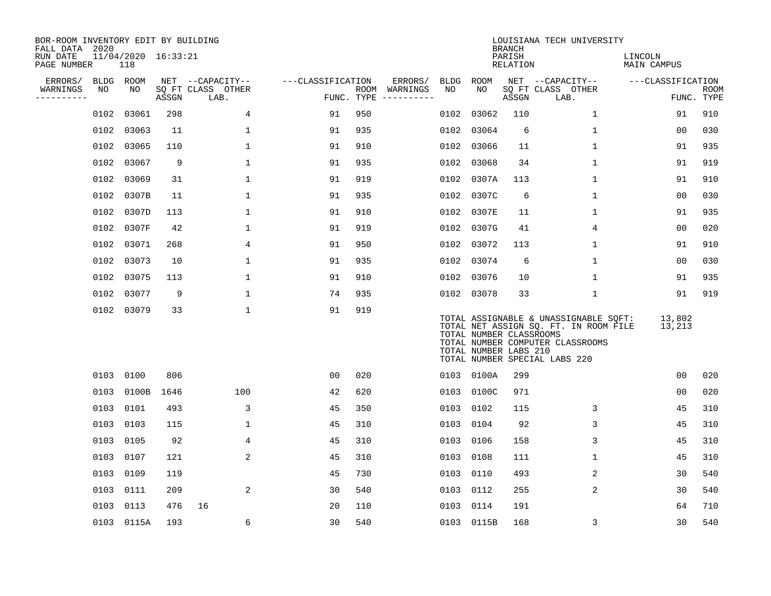BOR-ROOM INVENTORY EDIT BY BUILDING
FALL DATA 2020
RUN DATE 11/04/2020 16:33:21
PAGE NUMBER 118

LOUISIANA TECH UNIVERSITY
BRANCH
PARISH LINCOLN
RELATION MAIN CAMPUS

| ERRORS/ WARNINGS | BLDG NO | ROOM NO | NET SQ FT ASSGN | CAPACITY CLASS LAB. | CAPACITY OTHER | FUNC. | ROOM TYPE | ERRORS/ WARNINGS | BLDG NO | ROOM NO | NET SQ FT ASSGN | CAPACITY CLASS LAB. | CAPACITY OTHER | FUNC. | ROOM TYPE |
|---|---|---|---|---|---|---|---|---|---|---|---|---|---|---|---|
| | 0102 | 03061 | 298 | | 4 | 91 | 950 | | 0102 | 03062 | 110 | | 1 | 91 | 910 |
| | 0102 | 03063 | 11 | | 1 | 91 | 935 | | 0102 | 03064 | 6 | | 1 | 00 | 030 |
| | 0102 | 03065 | 110 | | 1 | 91 | 910 | | 0102 | 03066 | 11 | | 1 | 91 | 935 |
| | 0102 | 03067 | 9 | | 1 | 91 | 935 | | 0102 | 03068 | 34 | | 1 | 91 | 919 |
| | 0102 | 03069 | 31 | | 1 | 91 | 919 | | 0102 | 0307A | 113 | | 1 | 91 | 910 |
| | 0102 | 0307B | 11 | | 1 | 91 | 935 | | 0102 | 0307C | 6 | | 1 | 00 | 030 |
| | 0102 | 0307D | 113 | | 1 | 91 | 910 | | 0102 | 0307E | 11 | | 1 | 91 | 935 |
| | 0102 | 0307F | 42 | | 1 | 91 | 919 | | 0102 | 0307G | 41 | | 4 | 00 | 020 |
| | 0102 | 03071 | 268 | | 4 | 91 | 950 | | 0102 | 03072 | 113 | | 1 | 91 | 910 |
| | 0102 | 03073 | 10 | | 1 | 91 | 935 | | 0102 | 03074 | 6 | | 1 | 00 | 030 |
| | 0102 | 03075 | 113 | | 1 | 91 | 910 | | 0102 | 03076 | 10 | | 1 | 91 | 935 |
| | 0102 | 03077 | 9 | | 1 | 74 | 935 | | 0102 | 03078 | 33 | | 1 | 91 | 919 |
| | 0102 | 03079 | 33 | | 1 | 91 | 919 | | | | | | | | |

TOTAL ASSIGNABLE & UNASSIGNABLE SQFT: 13,802
TOTAL NET ASSIGN SQ. FT. IN ROOM FILE 13,213
TOTAL NUMBER CLASSROOMS
TOTAL NUMBER COMPUTER CLASSROOMS
TOTAL NUMBER LABS 210
TOTAL NUMBER SPECIAL LABS 220

| ERRORS/ WARNINGS | BLDG NO | ROOM NO | NET SQ FT ASSGN | CAPACITY CLASS LAB. | CAPACITY OTHER | FUNC. | ROOM TYPE | ERRORS/ WARNINGS | BLDG NO | ROOM NO | NET SQ FT ASSGN | CAPACITY CLASS LAB. | CAPACITY OTHER | FUNC. | ROOM TYPE |
|---|---|---|---|---|---|---|---|---|---|---|---|---|---|---|---|
| | 0103 | 0100 | 806 | | | 00 | 020 | | 0103 | 0100A | 299 | | | 00 | 020 |
| | 0103 | 0100B | 1646 | | 100 | 42 | 620 | | 0103 | 0100C | 971 | | | 00 | 020 |
| | 0103 | 0101 | 493 | | 3 | 45 | 350 | | 0103 | 0102 | 115 | | 3 | 45 | 310 |
| | 0103 | 0103 | 115 | | 1 | 45 | 310 | | 0103 | 0104 | 92 | | 3 | 45 | 310 |
| | 0103 | 0105 | 92 | | 4 | 45 | 310 | | 0103 | 0106 | 158 | | 3 | 45 | 310 |
| | 0103 | 0107 | 121 | | 2 | 45 | 310 | | 0103 | 0108 | 111 | | 1 | 45 | 310 |
| | 0103 | 0109 | 119 | | | 45 | 730 | | 0103 | 0110 | 493 | | 2 | 30 | 540 |
| | 0103 | 0111 | 209 | | 2 | 30 | 540 | | 0103 | 0112 | 255 | | 2 | 30 | 540 |
| | 0103 | 0113 | 476 | 16 | | 20 | 110 | | 0103 | 0114 | 191 | | | 64 | 710 |
| | 0103 | 0115A | 193 | | 6 | 30 | 540 | | 0103 | 0115B | 168 | | 3 | 30 | 540 |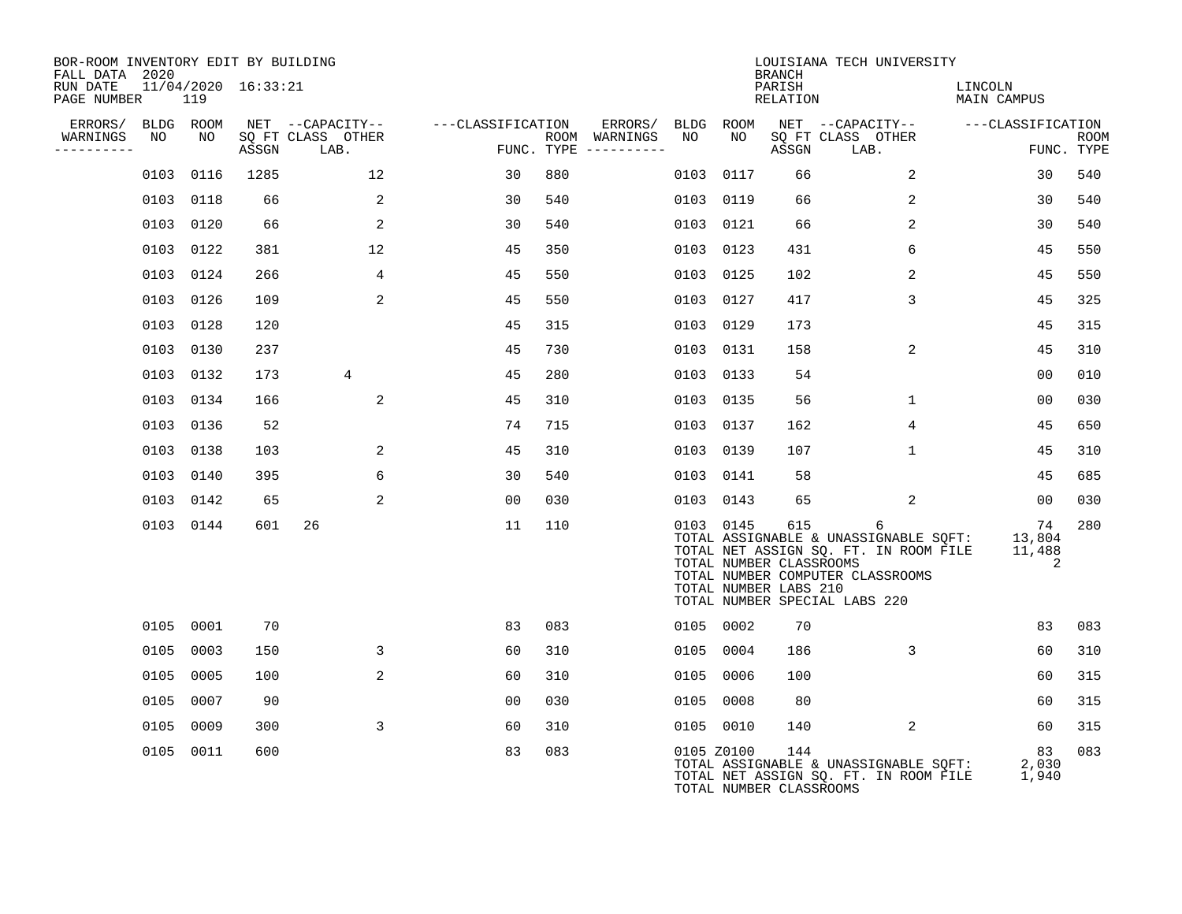BOR-ROOM INVENTORY EDIT BY BUILDING
FALL DATA 2020
RUN DATE 11/04/2020 16:33:21
PAGE NUMBER 119

LOUISIANA TECH UNIVERSITY
BRANCH
PARISH LINCOLN
RELATION MAIN CAMPUS

| ERRORS/ WARNINGS | BLDG NO | ROOM NO | NET SQ FT ASSGN | CAPACITY CLASS LAB. | CAPACITY OTHER | CLASSIFICATION FUNC. | ROOM TYPE | ERRORS/ WARNINGS | BLDG NO | ROOM NO | NET SQ FT ASSGN | CAPACITY CLASS LAB. | CAPACITY OTHER | CLASSIFICATION FUNC. | ROOM TYPE |
|---|---|---|---|---|---|---|---|---|---|---|---|---|---|---|---|
| | 0103 | 0116 | 1285 | | 12 | 30 | 880 | | 0103 | 0117 | 66 | | 2 | 30 | 540 |
| | 0103 | 0118 | 66 | | 2 | 30 | 540 | | 0103 | 0119 | 66 | | 2 | 30 | 540 |
| | 0103 | 0120 | 66 | | 2 | 30 | 540 | | 0103 | 0121 | 66 | | 2 | 30 | 540 |
| | 0103 | 0122 | 381 | | 12 | 45 | 350 | | 0103 | 0123 | 431 | | 6 | 45 | 550 |
| | 0103 | 0124 | 266 | | 4 | 45 | 550 | | 0103 | 0125 | 102 | | 2 | 45 | 550 |
| | 0103 | 0126 | 109 | | 2 | 45 | 550 | | 0103 | 0127 | 417 | | 3 | 45 | 325 |
| | 0103 | 0128 | 120 | | | 45 | 315 | | 0103 | 0129 | 173 | | | 45 | 315 |
| | 0103 | 0130 | 237 | | | 45 | 730 | | 0103 | 0131 | 158 | | 2 | 45 | 310 |
| | 0103 | 0132 | 173 | 4 | | 45 | 280 | | 0103 | 0133 | 54 | | | 00 | 010 |
| | 0103 | 0134 | 166 | | 2 | 45 | 310 | | 0103 | 0135 | 56 | | 1 | 00 | 030 |
| | 0103 | 0136 | 52 | | | 74 | 715 | | 0103 | 0137 | 162 | | 4 | 45 | 650 |
| | 0103 | 0138 | 103 | | 2 | 45 | 310 | | 0103 | 0139 | 107 | | 1 | 45 | 310 |
| | 0103 | 0140 | 395 | | 6 | 30 | 540 | | 0103 | 0141 | 58 | | | 45 | 685 |
| | 0103 | 0142 | 65 | | 2 | 00 | 030 | | 0103 | 0143 | 65 | | 2 | 00 | 030 |
| | 0103 | 0144 | 601 | 26 | | 11 | 110 | | 0103 | 0145 | 615 | 6 | | 74 | 280 |

TOTAL ASSIGNABLE & UNASSIGNABLE SQFT: 13,804
TOTAL NET ASSIGN SQ. FT. IN ROOM FILE 11,488
TOTAL NUMBER CLASSROOMS 2
TOTAL NUMBER COMPUTER CLASSROOMS
TOTAL NUMBER LABS 210
TOTAL NUMBER SPECIAL LABS 220

| ERRORS/ WARNINGS | BLDG NO | ROOM NO | NET SQ FT ASSGN | CAPACITY CLASS LAB. | CAPACITY OTHER | CLASSIFICATION FUNC. | ROOM TYPE | ERRORS/ WARNINGS | BLDG NO | ROOM NO | NET SQ FT ASSGN | CAPACITY CLASS LAB. | CAPACITY OTHER | CLASSIFICATION FUNC. | ROOM TYPE |
|---|---|---|---|---|---|---|---|---|---|---|---|---|---|---|---|
| | 0105 | 0001 | 70 | | | 83 | 083 | | 0105 | 0002 | 70 | | | 83 | 083 |
| | 0105 | 0003 | 150 | | 3 | 60 | 310 | | 0105 | 0004 | 186 | | 3 | 60 | 310 |
| | 0105 | 0005 | 100 | | 2 | 60 | 310 | | 0105 | 0006 | 100 | | | 60 | 315 |
| | 0105 | 0007 | 90 | | | 00 | 030 | | 0105 | 0008 | 80 | | | 60 | 315 |
| | 0105 | 0009 | 300 | | 3 | 60 | 310 | | 0105 | 0010 | 140 | | 2 | 60 | 315 |
| | 0105 | 0011 | 600 | | | 83 | 083 | | 0105 | Z0100 | 144 | | | 83 | 083 |

TOTAL ASSIGNABLE & UNASSIGNABLE SQFT: 2,030
TOTAL NET ASSIGN SQ. FT. IN ROOM FILE 1,940
TOTAL NUMBER CLASSROOMS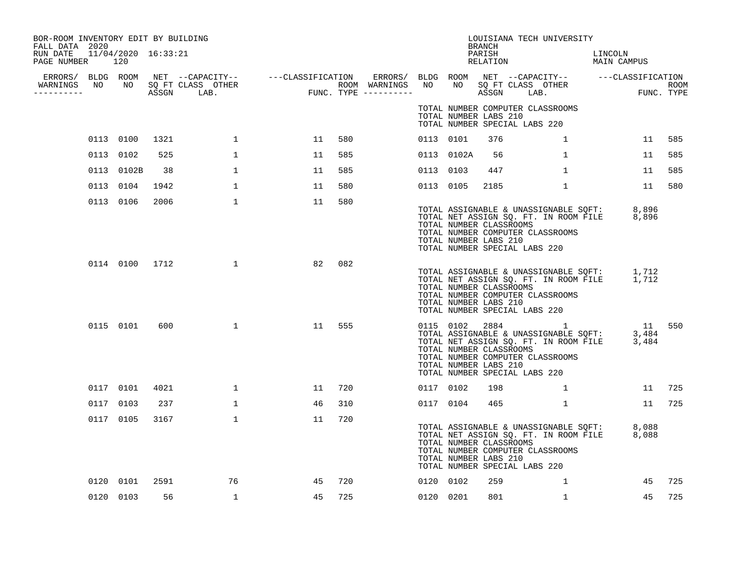BOR-ROOM INVENTORY EDIT BY BUILDING
FALL DATA 2020
RUN DATE 11/04/2020 16:33:21
PAGE NUMBER 120

LOUISIANA TECH UNIVERSITY
BRANCH
PARISH LINCOLN
RELATION MAIN CAMPUS

| ERRORS/ WARNINGS | BLDG NO | ROOM NO | NET SQ FT ASSGN | CAPACITY CLASS LAB. | CAPACITY OTHER | CLASSIFICATION FUNC. | ROOM TYPE | ERRORS/ WARNINGS | BLDG NO | ROOM NO | NET SQ FT ASSGN | CAPACITY CLASS LAB. | CAPACITY OTHER | CLASSIFICATION FUNC. | ROOM TYPE |
|---|---|---|---|---|---|---|---|---|---|---|---|---|---|---|---|
| | | | | | | | | | TOTAL NUMBER COMPUTER CLASSROOMS | | | | | | |
| | | | | | | | | | TOTAL NUMBER LABS 210 | | | | | | |
| | | | | | | | | | TOTAL NUMBER SPECIAL LABS 220 | | | | | | |
| | 0113 | 0100 | 1321 | | 1 | 11 | 580 | | 0113 | 0101 | 376 | | 1 | 11 | 585 |
| | 0113 | 0102 | 525 | | 1 | 11 | 585 | | 0113 | 0102A | 56 | | 1 | 11 | 585 |
| | 0113 | 0102B | 38 | | 1 | 11 | 585 | | 0113 | 0103 | 447 | | 1 | 11 | 585 |
| | 0113 | 0104 | 1942 | | 1 | 11 | 580 | | 0113 | 0105 | 2185 | | 1 | 11 | 580 |
| | 0113 | 0106 | 2006 | | 1 | 11 | 580 | | | | | | | | |
| | | | | | | | | | TOTAL ASSIGNABLE & UNASSIGNABLE SQFT: | | | | | 8,896 | |
| | | | | | | | | | TOTAL NET ASSIGN SQ. FT. IN ROOM FILE | | | | | 8,896 | |
| | | | | | | | | | TOTAL NUMBER CLASSROOMS | | | | | | |
| | | | | | | | | | TOTAL NUMBER COMPUTER CLASSROOMS | | | | | | |
| | | | | | | | | | TOTAL NUMBER LABS 210 | | | | | | |
| | | | | | | | | | TOTAL NUMBER SPECIAL LABS 220 | | | | | | |
| | 0114 | 0100 | 1712 | | 1 | 82 | 082 | | | | | | | | |
| | | | | | | | | | TOTAL ASSIGNABLE & UNASSIGNABLE SQFT: | | | | | 1,712 | |
| | | | | | | | | | TOTAL NET ASSIGN SQ. FT. IN ROOM FILE | | | | | 1,712 | |
| | | | | | | | | | TOTAL NUMBER CLASSROOMS | | | | | | |
| | | | | | | | | | TOTAL NUMBER COMPUTER CLASSROOMS | | | | | | |
| | | | | | | | | | TOTAL NUMBER LABS 210 | | | | | | |
| | | | | | | | | | TOTAL NUMBER SPECIAL LABS 220 | | | | | | |
| | 0115 | 0101 | 600 | | 1 | 11 | 555 | | 0115 | 0102 | 2884 | | 1 | 11 | 550 |
| | | | | | | | | | TOTAL ASSIGNABLE & UNASSIGNABLE SQFT: | | | | | 3,484 | |
| | | | | | | | | | TOTAL NET ASSIGN SQ. FT. IN ROOM FILE | | | | | 3,484 | |
| | | | | | | | | | TOTAL NUMBER CLASSROOMS | | | | | | |
| | | | | | | | | | TOTAL NUMBER COMPUTER CLASSROOMS | | | | | | |
| | | | | | | | | | TOTAL NUMBER LABS 210 | | | | | | |
| | | | | | | | | | TOTAL NUMBER SPECIAL LABS 220 | | | | | | |
| | 0117 | 0101 | 4021 | | 1 | 11 | 720 | | 0117 | 0102 | 198 | | 1 | 11 | 725 |
| | 0117 | 0103 | 237 | | 1 | 46 | 310 | | 0117 | 0104 | 465 | | 1 | 11 | 725 |
| | 0117 | 0105 | 3167 | | 1 | 11 | 720 | | | | | | | | |
| | | | | | | | | | TOTAL ASSIGNABLE & UNASSIGNABLE SQFT: | | | | | 8,088 | |
| | | | | | | | | | TOTAL NET ASSIGN SQ. FT. IN ROOM FILE | | | | | 8,088 | |
| | | | | | | | | | TOTAL NUMBER CLASSROOMS | | | | | | |
| | | | | | | | | | TOTAL NUMBER COMPUTER CLASSROOMS | | | | | | |
| | | | | | | | | | TOTAL NUMBER LABS 210 | | | | | | |
| | | | | | | | | | TOTAL NUMBER SPECIAL LABS 220 | | | | | | |
| | 0120 | 0101 | 2591 | | 76 | 45 | 720 | | 0120 | 0102 | 259 | | 1 | 45 | 725 |
| | 0120 | 0103 | 56 | | 1 | 45 | 725 | | 0120 | 0201 | 801 | | 1 | 45 | 725 |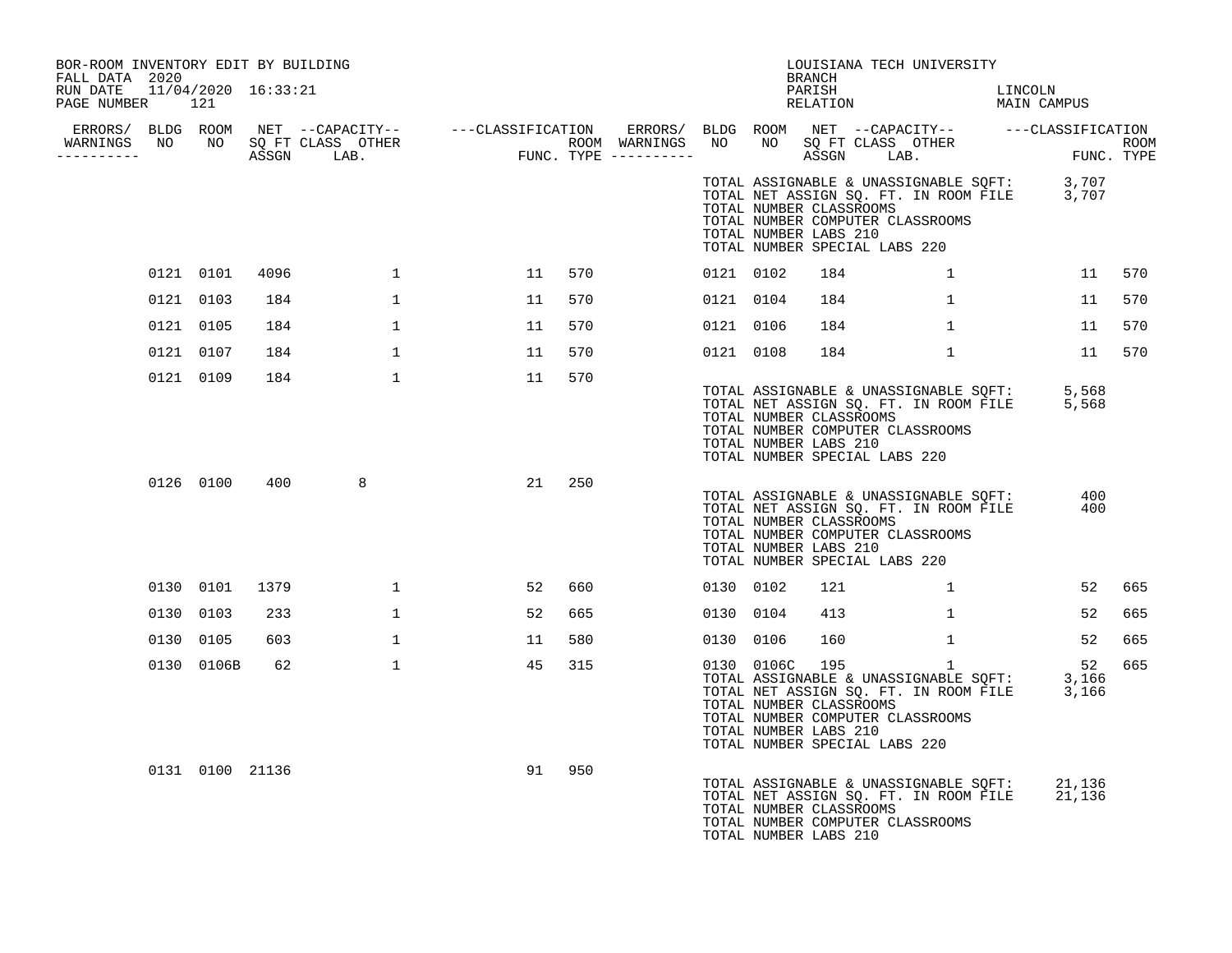BOR-ROOM INVENTORY EDIT BY BUILDING
FALL DATA 2020
RUN DATE 11/04/2020 16:33:21
PAGE NUMBER 121

LOUISIANA TECH UNIVERSITY
BRANCH
PARISH LINCOLN
RELATION MAIN CAMPUS

| ERRORS/ WARNINGS | BLDG NO | ROOM NO | NET SQ FT ASSGN | CAPACITY CLASS LAB. | CAPACITY OTHER | CLASSIFICATION FUNC. | ROOM TYPE | ERRORS/ WARNINGS | BLDG NO | ROOM NO | NET SQ FT ASSGN | CAPACITY CLASS LAB. | CAPACITY OTHER | CLASSIFICATION FUNC. | ROOM TYPE |
|---|---|---|---|---|---|---|---|---|---|---|---|---|---|---|---|

TOTAL ASSIGNABLE & UNASSIGNABLE SQFT: 3,707
TOTAL NET ASSIGN SQ. FT. IN ROOM FILE 3,707
TOTAL NUMBER CLASSROOMS
TOTAL NUMBER COMPUTER CLASSROOMS
TOTAL NUMBER LABS 210
TOTAL NUMBER SPECIAL LABS 220

| ERRORS/ WARNINGS | BLDG NO | ROOM NO | NET SQ FT ASSGN | CAPACITY CLASS LAB. | CAPACITY OTHER | CLASSIFICATION FUNC. | ROOM TYPE | ERRORS/ WARNINGS | BLDG NO | ROOM NO | NET SQ FT ASSGN | CAPACITY CLASS LAB. | CAPACITY OTHER | CLASSIFICATION FUNC. | ROOM TYPE |
|---|---|---|---|---|---|---|---|---|---|---|---|---|---|---|---|
| | 0121 | 0101 | 4096 | | 1 | 11 | 570 | | 0121 | 0102 | 184 | | 1 | 11 | 570 |
| | 0121 | 0103 | 184 | | 1 | 11 | 570 | | 0121 | 0104 | 184 | | 1 | 11 | 570 |
| | 0121 | 0105 | 184 | | 1 | 11 | 570 | | 0121 | 0106 | 184 | | 1 | 11 | 570 |
| | 0121 | 0107 | 184 | | 1 | 11 | 570 | | 0121 | 0108 | 184 | | 1 | 11 | 570 |
| | 0121 | 0109 | 184 | | 1 | 11 | 570 | | | | | | | | |

TOTAL ASSIGNABLE & UNASSIGNABLE SQFT: 5,568
TOTAL NET ASSIGN SQ. FT. IN ROOM FILE 5,568
TOTAL NUMBER CLASSROOMS
TOTAL NUMBER COMPUTER CLASSROOMS
TOTAL NUMBER LABS 210
TOTAL NUMBER SPECIAL LABS 220

| ERRORS/ WARNINGS | BLDG NO | ROOM NO | NET SQ FT ASSGN | CAPACITY CLASS LAB. | CAPACITY OTHER | CLASSIFICATION FUNC. | ROOM TYPE |
|---|---|---|---|---|---|---|---|
| | 0126 | 0100 | 400 | 8 | | 21 | 250 |

TOTAL ASSIGNABLE & UNASSIGNABLE SQFT: 400
TOTAL NET ASSIGN SQ. FT. IN ROOM FILE 400
TOTAL NUMBER CLASSROOMS
TOTAL NUMBER COMPUTER CLASSROOMS
TOTAL NUMBER LABS 210
TOTAL NUMBER SPECIAL LABS 220

| ERRORS/ WARNINGS | BLDG NO | ROOM NO | NET SQ FT ASSGN | CAPACITY CLASS LAB. | CAPACITY OTHER | CLASSIFICATION FUNC. | ROOM TYPE | ERRORS/ WARNINGS | BLDG NO | ROOM NO | NET SQ FT ASSGN | CAPACITY CLASS LAB. | CAPACITY OTHER | CLASSIFICATION FUNC. | ROOM TYPE |
|---|---|---|---|---|---|---|---|---|---|---|---|---|---|---|---|
| | 0130 | 0101 | 1379 | | 1 | 52 | 660 | | 0130 | 0102 | 121 | | 1 | 52 | 665 |
| | 0130 | 0103 | 233 | | 1 | 52 | 665 | | 0130 | 0104 | 413 | | 1 | 52 | 665 |
| | 0130 | 0105 | 603 | | 1 | 11 | 580 | | 0130 | 0106 | 160 | | 1 | 52 | 665 |
| | 0130 | 0106B | 62 | | 1 | 45 | 315 | | 0130 | 0106C | 195 | | 1 | 52 | 665 |

TOTAL ASSIGNABLE & UNASSIGNABLE SQFT: 3,166
TOTAL NET ASSIGN SQ. FT. IN ROOM FILE 3,166
TOTAL NUMBER CLASSROOMS
TOTAL NUMBER COMPUTER CLASSROOMS
TOTAL NUMBER LABS 210
TOTAL NUMBER SPECIAL LABS 220

| ERRORS/ WARNINGS | BLDG NO | ROOM NO | NET SQ FT ASSGN | CAPACITY CLASS LAB. | CAPACITY OTHER | CLASSIFICATION FUNC. | ROOM TYPE |
|---|---|---|---|---|---|---|---|
| | 0131 | 0100 | 21136 | | | 91 | 950 |

TOTAL ASSIGNABLE & UNASSIGNABLE SQFT: 21,136
TOTAL NET ASSIGN SQ. FT. IN ROOM FILE 21,136
TOTAL NUMBER CLASSROOMS
TOTAL NUMBER COMPUTER CLASSROOMS
TOTAL NUMBER LABS 210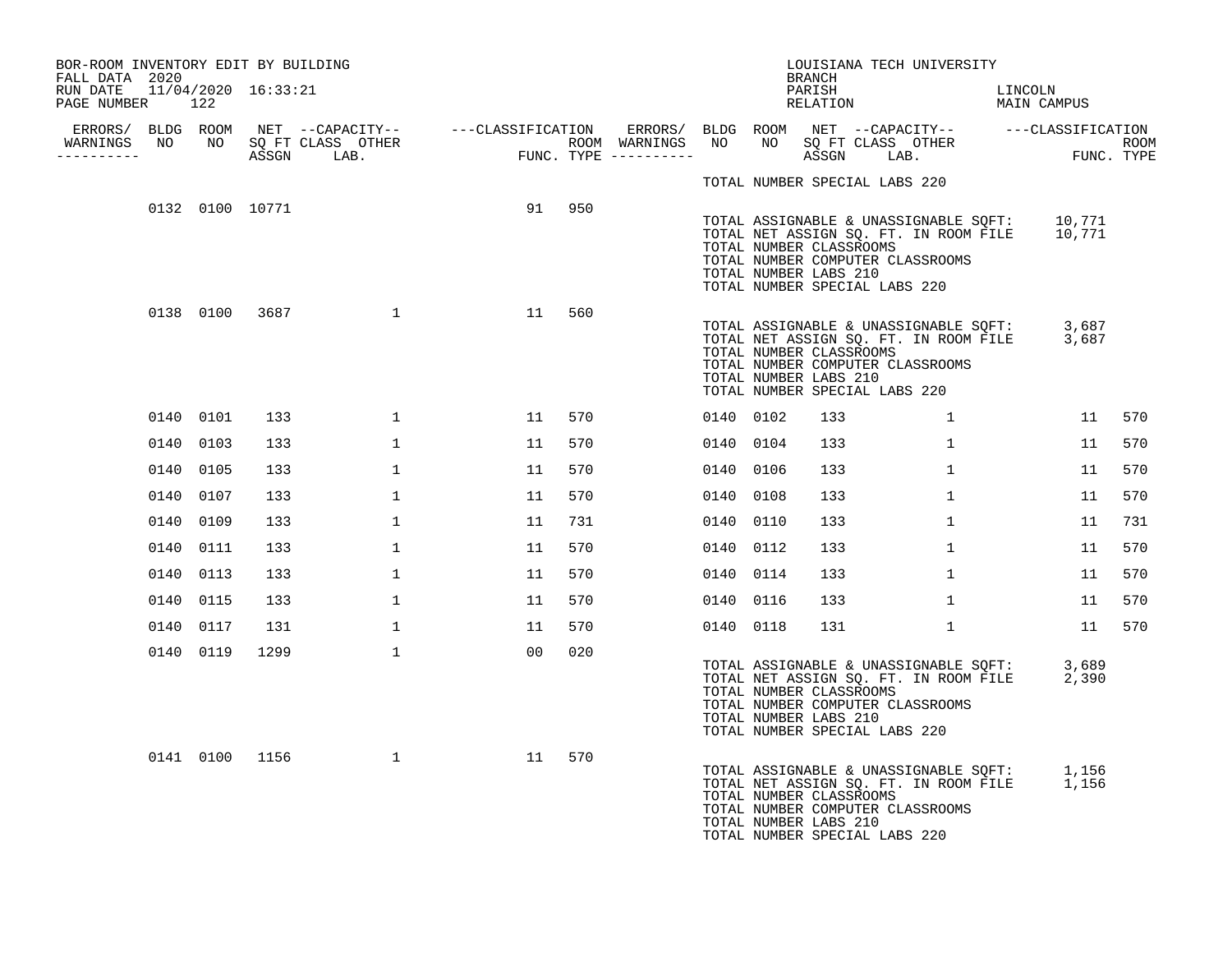BOR-ROOM INVENTORY EDIT BY BUILDING
FALL DATA 2020
RUN DATE 11/04/2020 16:33:21
PAGE NUMBER 122

LOUISIANA TECH UNIVERSITY
BRANCH
PARISH LINCOLN
RELATION MAIN CAMPUS

| ERRORS/ WARNINGS | BLDG NO | ROOM NO | NET SQ FT ASSGN | CAPACITY CLASS | CAPACITY LAB. | CAPACITY OTHER | CLASSIFICATION FUNC. | ROOM TYPE | ERRORS/ WARNINGS | BLDG NO | ROOM NO | NET SQ FT ASSGN | CAPACITY CLASS | CAPACITY LAB. | CAPACITY OTHER | CLASSIFICATION FUNC. | ROOM TYPE |
|---|---|---|---|---|---|---|---|---|---|---|---|---|---|---|---|---|---|
| | | | | | | | | | | | | | | | | | |

TOTAL NUMBER SPECIAL LABS 220

| | 0132 | 0100 | 10771 | | | | 91 | 950 | | | | | | | | | |
|---|---|---|---|---|---|---|---|---|---|---|---|---|---|---|---|---|---|

TOTAL ASSIGNABLE & UNASSIGNABLE SQFT: 10,771
TOTAL NET ASSIGN SQ. FT. IN ROOM FILE 10,771
TOTAL NUMBER CLASSROOMS
TOTAL NUMBER COMPUTER CLASSROOMS
TOTAL NUMBER LABS 210
TOTAL NUMBER SPECIAL LABS 220

| | 0138 | 0100 | 3687 | | | 1 | 11 | 560 | | | | | | | | | |
|---|---|---|---|---|---|---|---|---|---|---|---|---|---|---|---|---|---|

TOTAL ASSIGNABLE & UNASSIGNABLE SQFT: 3,687
TOTAL NET ASSIGN SQ. FT. IN ROOM FILE 3,687
TOTAL NUMBER CLASSROOMS
TOTAL NUMBER COMPUTER CLASSROOMS
TOTAL NUMBER LABS 210
TOTAL NUMBER SPECIAL LABS 220

| | | | | | | | | | | | | | | | | | |
|---|---|---|---|---|---|---|---|---|---|---|---|---|---|---|---|---|---|
| | 0140 | 0101 | 133 | | | 1 | 11 | 570 | | 0140 | 0102 | 133 | | | 1 | 11 | 570 |
| | 0140 | 0103 | 133 | | | 1 | 11 | 570 | | 0140 | 0104 | 133 | | | 1 | 11 | 570 |
| | 0140 | 0105 | 133 | | | 1 | 11 | 570 | | 0140 | 0106 | 133 | | | 1 | 11 | 570 |
| | 0140 | 0107 | 133 | | | 1 | 11 | 570 | | 0140 | 0108 | 133 | | | 1 | 11 | 570 |
| | 0140 | 0109 | 133 | | | 1 | 11 | 731 | | 0140 | 0110 | 133 | | | 1 | 11 | 731 |
| | 0140 | 0111 | 133 | | | 1 | 11 | 570 | | 0140 | 0112 | 133 | | | 1 | 11 | 570 |
| | 0140 | 0113 | 133 | | | 1 | 11 | 570 | | 0140 | 0114 | 133 | | | 1 | 11 | 570 |
| | 0140 | 0115 | 133 | | | 1 | 11 | 570 | | 0140 | 0116 | 133 | | | 1 | 11 | 570 |
| | 0140 | 0117 | 131 | | | 1 | 11 | 570 | | 0140 | 0118 | 131 | | | 1 | 11 | 570 |
| | 0140 | 0119 | 1299 | | | 1 | 00 | 020 | | | | | | | | | |

TOTAL ASSIGNABLE & UNASSIGNABLE SQFT: 3,689
TOTAL NET ASSIGN SQ. FT. IN ROOM FILE 2,390
TOTAL NUMBER CLASSROOMS
TOTAL NUMBER COMPUTER CLASSROOMS
TOTAL NUMBER LABS 210
TOTAL NUMBER SPECIAL LABS 220

| | 0141 | 0100 | 1156 | | | 1 | 11 | 570 | | | | | | | | | |
|---|---|---|---|---|---|---|---|---|---|---|---|---|---|---|---|---|---|

TOTAL ASSIGNABLE & UNASSIGNABLE SQFT: 1,156
TOTAL NET ASSIGN SQ. FT. IN ROOM FILE 1,156
TOTAL NUMBER CLASSROOMS
TOTAL NUMBER COMPUTER CLASSROOMS
TOTAL NUMBER LABS 210
TOTAL NUMBER SPECIAL LABS 220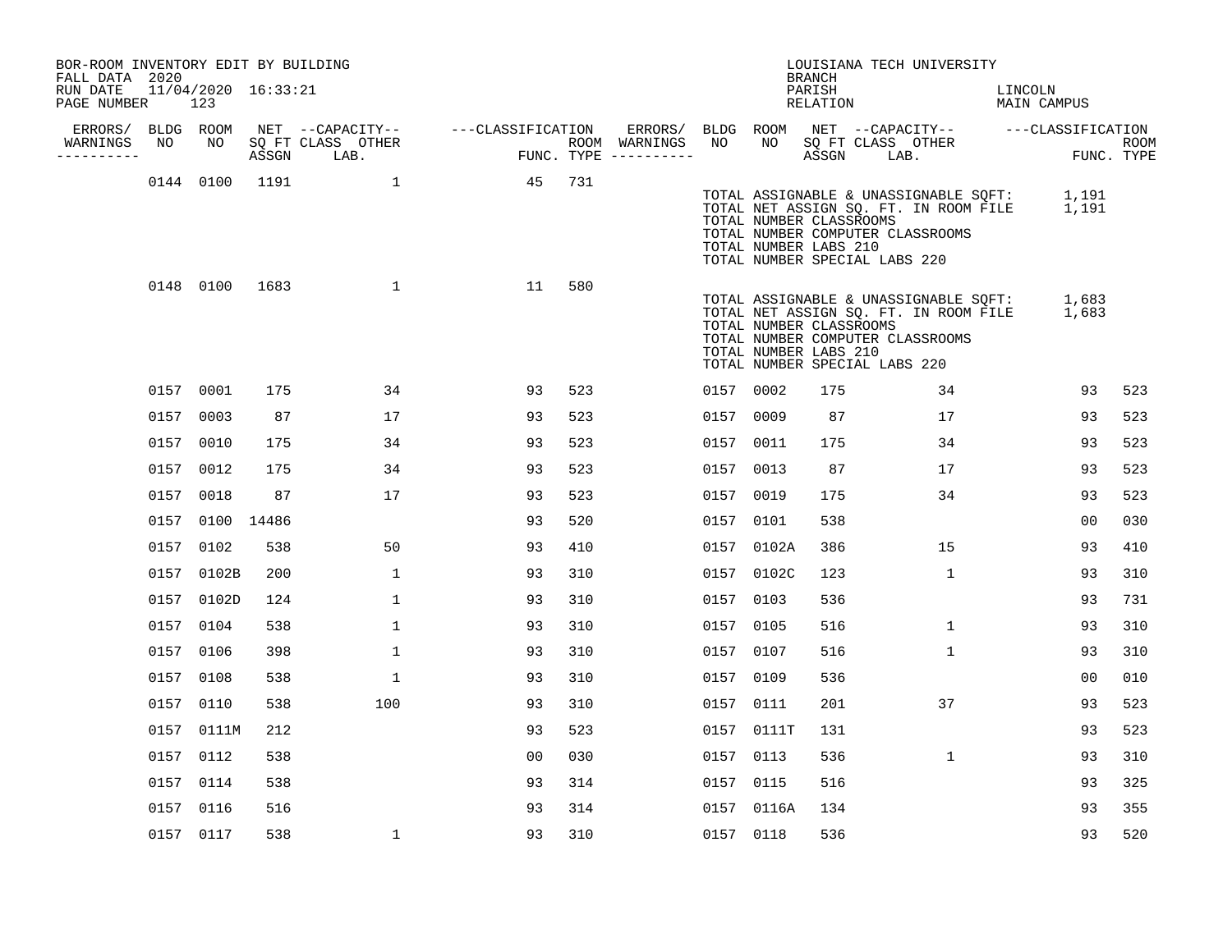BOR-ROOM INVENTORY EDIT BY BUILDING
FALL DATA 2020
RUN DATE 11/04/2020 16:33:21
PAGE NUMBER 123

LOUISIANA TECH UNIVERSITY
BRANCH
PARISH LINCOLN
RELATION MAIN CAMPUS

| ERRORS/ WARNINGS | BLDG NO | ROOM NO | NET SQ FT ASSGN | CAPACITY CLASS | CAPACITY OTHER LAB. | CLASSIFICATION FUNC. | ROOM TYPE | ERRORS/ WARNINGS | BLDG NO | ROOM NO | NET SQ FT ASSGN | CAPACITY CLASS | CAPACITY OTHER LAB. | CLASSIFICATION FUNC. | ROOM TYPE |
|---|---|---|---|---|---|---|---|---|---|---|---|---|---|---|---|
| | 0144 | 0100 | 1191 | | 1 | 45 | 731 | | | | | | | | |

TOTAL ASSIGNABLE & UNASSIGNABLE SQFT: 1,191
TOTAL NET ASSIGN SQ. FT. IN ROOM FILE 1,191
TOTAL NUMBER CLASSROOMS
TOTAL NUMBER COMPUTER CLASSROOMS
TOTAL NUMBER LABS 210
TOTAL NUMBER SPECIAL LABS 220

| ERRORS/ WARNINGS | BLDG NO | ROOM NO | NET SQ FT ASSGN | CAPACITY CLASS | CAPACITY OTHER LAB. | CLASSIFICATION FUNC. | ROOM TYPE | ERRORS/ WARNINGS | BLDG NO | ROOM NO | NET SQ FT ASSGN | CAPACITY CLASS | CAPACITY OTHER LAB. | CLASSIFICATION FUNC. | ROOM TYPE |
|---|---|---|---|---|---|---|---|---|---|---|---|---|---|---|---|
| | 0148 | 0100 | 1683 | | 1 | 11 | 580 | | | | | | | | |

TOTAL ASSIGNABLE & UNASSIGNABLE SQFT: 1,683
TOTAL NET ASSIGN SQ. FT. IN ROOM FILE 1,683
TOTAL NUMBER CLASSROOMS
TOTAL NUMBER COMPUTER CLASSROOMS
TOTAL NUMBER LABS 210
TOTAL NUMBER SPECIAL LABS 220

| ERRORS/ WARNINGS | BLDG NO | ROOM NO | NET SQ FT ASSGN | CAPACITY CLASS | CAPACITY OTHER LAB. | CLASSIFICATION FUNC. | ROOM TYPE | ERRORS/ WARNINGS | BLDG NO | ROOM NO | NET SQ FT ASSGN | CAPACITY CLASS | CAPACITY OTHER LAB. | CLASSIFICATION FUNC. | ROOM TYPE |
|---|---|---|---|---|---|---|---|---|---|---|---|---|---|---|---|
| | 0157 | 0001 | 175 | | 34 | 93 | 523 | | 0157 | 0002 | 175 | | 34 | 93 | 523 |
| | 0157 | 0003 | 87 | | 17 | 93 | 523 | | 0157 | 0009 | 87 | | 17 | 93 | 523 |
| | 0157 | 0010 | 175 | | 34 | 93 | 523 | | 0157 | 0011 | 175 | | 34 | 93 | 523 |
| | 0157 | 0012 | 175 | | 34 | 93 | 523 | | 0157 | 0013 | 87 | | 17 | 93 | 523 |
| | 0157 | 0018 | 87 | | 17 | 93 | 523 | | 0157 | 0019 | 175 | | 34 | 93 | 523 |
| | 0157 | 0100 | 14486 | | | 93 | 520 | | 0157 | 0101 | 538 | | | 00 | 030 |
| | 0157 | 0102 | 538 | | 50 | 93 | 410 | | 0157 | 0102A | 386 | | 15 | 93 | 410 |
| | 0157 | 0102B | 200 | | 1 | 93 | 310 | | 0157 | 0102C | 123 | | 1 | 93 | 310 |
| | 0157 | 0102D | 124 | | 1 | 93 | 310 | | 0157 | 0103 | 536 | | | 93 | 731 |
| | 0157 | 0104 | 538 | | 1 | 93 | 310 | | 0157 | 0105 | 516 | | 1 | 93 | 310 |
| | 0157 | 0106 | 398 | | 1 | 93 | 310 | | 0157 | 0107 | 516 | | 1 | 93 | 310 |
| | 0157 | 0108 | 538 | | 1 | 93 | 310 | | 0157 | 0109 | 536 | | | 00 | 010 |
| | 0157 | 0110 | 538 | | 100 | 93 | 310 | | 0157 | 0111 | 201 | | 37 | 93 | 523 |
| | 0157 | 0111M | 212 | | | 93 | 523 | | 0157 | 0111T | 131 | | | 93 | 523 |
| | 0157 | 0112 | 538 | | | 00 | 030 | | 0157 | 0113 | 536 | | 1 | 93 | 310 |
| | 0157 | 0114 | 538 | | | 93 | 314 | | 0157 | 0115 | 516 | | | 93 | 325 |
| | 0157 | 0116 | 516 | | | 93 | 314 | | 0157 | 0116A | 134 | | | 93 | 355 |
| | 0157 | 0117 | 538 | | 1 | 93 | 310 | | 0157 | 0118 | 536 | | | 93 | 520 |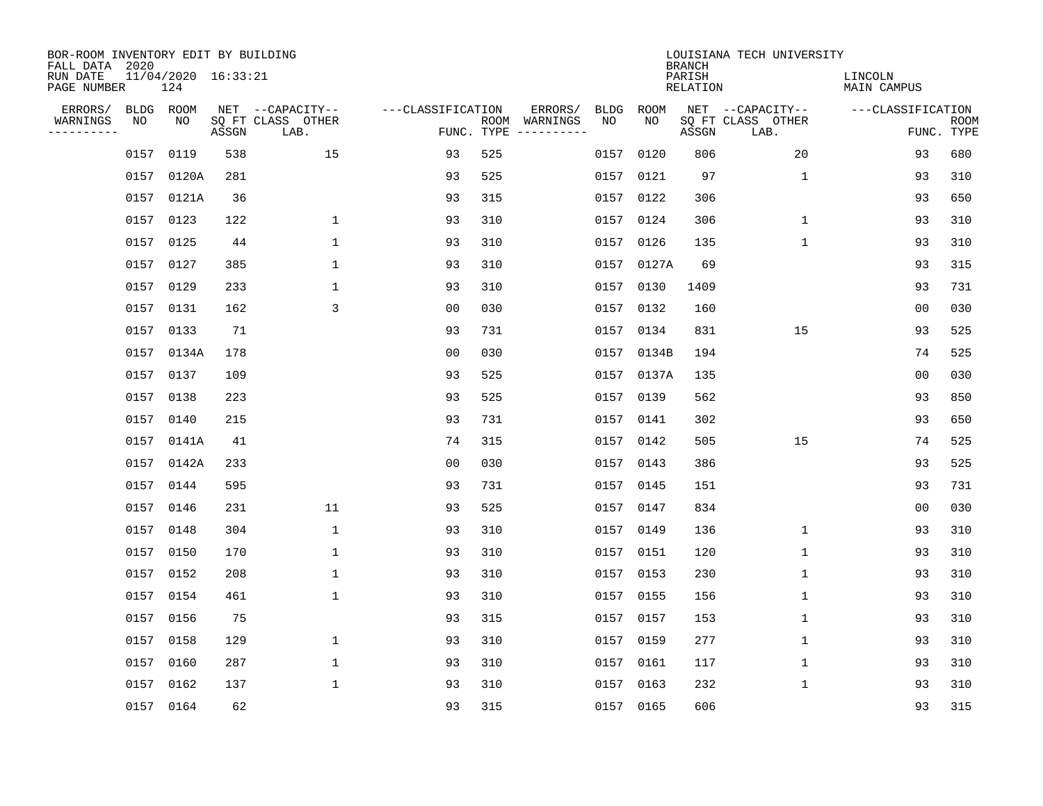BOR-ROOM INVENTORY EDIT BY BUILDING
FALL DATA 2020
RUN DATE 11/04/2020 16:33:21
PAGE NUMBER 124

LOUISIANA TECH UNIVERSITY
BRANCH
PARISH LINCOLN
RELATION MAIN CAMPUS

| ERRORS/ WARNINGS | BLDG NO | ROOM NO | NET SQ FT ASSGN | CAPACITY CLASS LAB. | CAPACITY OTHER | CLASSIFICATION FUNC. | ROOM TYPE | ERRORS/ WARNINGS | BLDG NO | ROOM NO | NET SQ FT ASSGN | CAPACITY CLASS LAB. | CAPACITY OTHER | CLASSIFICATION FUNC. | ROOM TYPE |
|---|---|---|---|---|---|---|---|---|---|---|---|---|---|---|---|
| | 0157 | 0119 | 538 | | 15 | 93 | 525 | | 0157 | 0120 | 806 | | 20 | 93 | 680 |
| | 0157 | 0120A | 281 | | | 93 | 525 | | 0157 | 0121 | 97 | | 1 | 93 | 310 |
| | 0157 | 0121A | 36 | | | 93 | 315 | | 0157 | 0122 | 306 | | | 93 | 650 |
| | 0157 | 0123 | 122 | | 1 | 93 | 310 | | 0157 | 0124 | 306 | | 1 | 93 | 310 |
| | 0157 | 0125 | 44 | | 1 | 93 | 310 | | 0157 | 0126 | 135 | | 1 | 93 | 310 |
| | 0157 | 0127 | 385 | | 1 | 93 | 310 | | 0157 | 0127A | 69 | | | 93 | 315 |
| | 0157 | 0129 | 233 | | 1 | 93 | 310 | | 0157 | 0130 | 1409 | | | 93 | 731 |
| | 0157 | 0131 | 162 | | 3 | 00 | 030 | | 0157 | 0132 | 160 | | | 00 | 030 |
| | 0157 | 0133 | 71 | | | 93 | 731 | | 0157 | 0134 | 831 | | 15 | 93 | 525 |
| | 0157 | 0134A | 178 | | | 00 | 030 | | 0157 | 0134B | 194 | | | 74 | 525 |
| | 0157 | 0137 | 109 | | | 93 | 525 | | 0157 | 0137A | 135 | | | 00 | 030 |
| | 0157 | 0138 | 223 | | | 93 | 525 | | 0157 | 0139 | 562 | | | 93 | 850 |
| | 0157 | 0140 | 215 | | | 93 | 731 | | 0157 | 0141 | 302 | | | 93 | 650 |
| | 0157 | 0141A | 41 | | | 74 | 315 | | 0157 | 0142 | 505 | | 15 | 74 | 525 |
| | 0157 | 0142A | 233 | | | 00 | 030 | | 0157 | 0143 | 386 | | | 93 | 525 |
| | 0157 | 0144 | 595 | | | 93 | 731 | | 0157 | 0145 | 151 | | | 93 | 731 |
| | 0157 | 0146 | 231 | | 11 | 93 | 525 | | 0157 | 0147 | 834 | | | 00 | 030 |
| | 0157 | 0148 | 304 | | 1 | 93 | 310 | | 0157 | 0149 | 136 | | 1 | 93 | 310 |
| | 0157 | 0150 | 170 | | 1 | 93 | 310 | | 0157 | 0151 | 120 | | 1 | 93 | 310 |
| | 0157 | 0152 | 208 | | 1 | 93 | 310 | | 0157 | 0153 | 230 | | 1 | 93 | 310 |
| | 0157 | 0154 | 461 | | 1 | 93 | 310 | | 0157 | 0155 | 156 | | 1 | 93 | 310 |
| | 0157 | 0156 | 75 | | | 93 | 315 | | 0157 | 0157 | 153 | | 1 | 93 | 310 |
| | 0157 | 0158 | 129 | | 1 | 93 | 310 | | 0157 | 0159 | 277 | | 1 | 93 | 310 |
| | 0157 | 0160 | 287 | | 1 | 93 | 310 | | 0157 | 0161 | 117 | | 1 | 93 | 310 |
| | 0157 | 0162 | 137 | | 1 | 93 | 310 | | 0157 | 0163 | 232 | | 1 | 93 | 310 |
| | 0157 | 0164 | 62 | | | 93 | 315 | | 0157 | 0165 | 606 | | | 93 | 315 |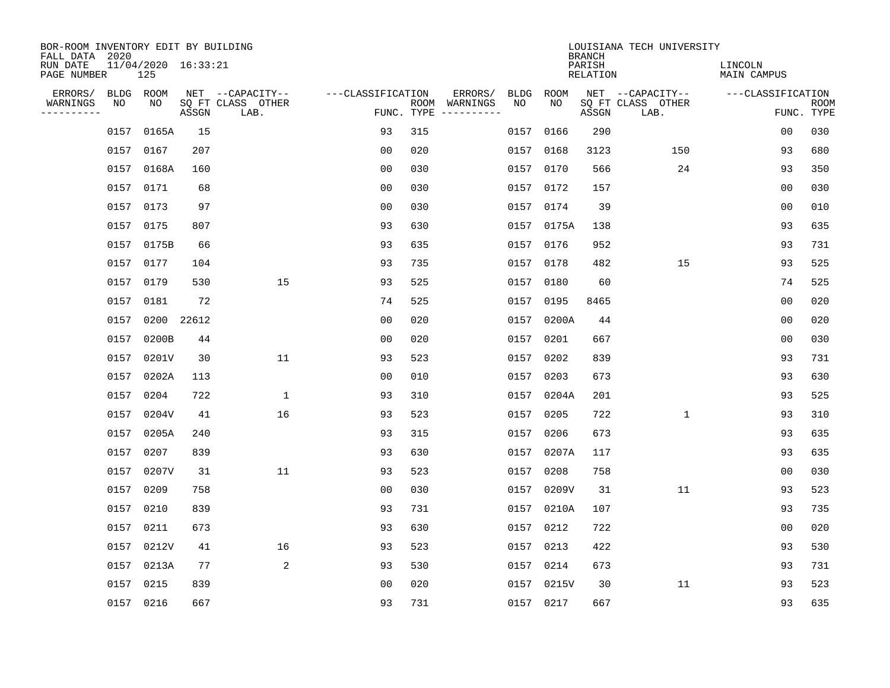BOR-ROOM INVENTORY EDIT BY BUILDING
FALL DATA 2020
RUN DATE 11/04/2020 16:33:21
PAGE NUMBER 125

LOUISIANA TECH UNIVERSITY
BRANCH
PARISH LINCOLN
RELATION MAIN CAMPUS

| ERRORS/ WARNINGS | BLDG NO | ROOM NO | NET SQ FT ASSGN | CAPACITY CLASS LAB. | CAPACITY OTHER | CLASSIFICATION FUNC. | ROOM TYPE | ERRORS/ WARNINGS | BLDG NO | ROOM NO | NET SQ FT ASSGN | CAPACITY CLASS LAB. | CAPACITY OTHER | CLASSIFICATION FUNC. | ROOM TYPE |
|---|---|---|---|---|---|---|---|---|---|---|---|---|---|---|---|
| | 0157 | 0165A | 15 | | | 93 | 315 | | 0157 | 0166 | 290 | | | 00 | 030 |
| | 0157 | 0167 | 207 | | | 00 | 020 | | 0157 | 0168 | 3123 | | 150 | 93 | 680 |
| | 0157 | 0168A | 160 | | | 00 | 030 | | 0157 | 0170 | 566 | | 24 | 93 | 350 |
| | 0157 | 0171 | 68 | | | 00 | 030 | | 0157 | 0172 | 157 | | | 00 | 030 |
| | 0157 | 0173 | 97 | | | 00 | 030 | | 0157 | 0174 | 39 | | | 00 | 010 |
| | 0157 | 0175 | 807 | | | 93 | 630 | | 0157 | 0175A | 138 | | | 93 | 635 |
| | 0157 | 0175B | 66 | | | 93 | 635 | | 0157 | 0176 | 952 | | | 93 | 731 |
| | 0157 | 0177 | 104 | | | 93 | 735 | | 0157 | 0178 | 482 | | 15 | 93 | 525 |
| | 0157 | 0179 | 530 | | 15 | 93 | 525 | | 0157 | 0180 | 60 | | | 74 | 525 |
| | 0157 | 0181 | 72 | | | 74 | 525 | | 0157 | 0195 | 8465 | | | 00 | 020 |
| | 0157 | 0200 | 22612 | | | 00 | 020 | | 0157 | 0200A | 44 | | | 00 | 020 |
| | 0157 | 0200B | 44 | | | 00 | 020 | | 0157 | 0201 | 667 | | | 00 | 030 |
| | 0157 | 0201V | 30 | | 11 | 93 | 523 | | 0157 | 0202 | 839 | | | 93 | 731 |
| | 0157 | 0202A | 113 | | | 00 | 010 | | 0157 | 0203 | 673 | | | 93 | 630 |
| | 0157 | 0204 | 722 | | 1 | 93 | 310 | | 0157 | 0204A | 201 | | | 93 | 525 |
| | 0157 | 0204V | 41 | | 16 | 93 | 523 | | 0157 | 0205 | 722 | | 1 | 93 | 310 |
| | 0157 | 0205A | 240 | | | 93 | 315 | | 0157 | 0206 | 673 | | | 93 | 635 |
| | 0157 | 0207 | 839 | | | 93 | 630 | | 0157 | 0207A | 117 | | | 93 | 635 |
| | 0157 | 0207V | 31 | | 11 | 93 | 523 | | 0157 | 0208 | 758 | | | 00 | 030 |
| | 0157 | 0209 | 758 | | | 00 | 030 | | 0157 | 0209V | 31 | | 11 | 93 | 523 |
| | 0157 | 0210 | 839 | | | 93 | 731 | | 0157 | 0210A | 107 | | | 93 | 735 |
| | 0157 | 0211 | 673 | | | 93 | 630 | | 0157 | 0212 | 722 | | | 00 | 020 |
| | 0157 | 0212V | 41 | | 16 | 93 | 523 | | 0157 | 0213 | 422 | | | 93 | 530 |
| | 0157 | 0213A | 77 | | 2 | 93 | 530 | | 0157 | 0214 | 673 | | | 93 | 731 |
| | 0157 | 0215 | 839 | | | 00 | 020 | | 0157 | 0215V | 30 | | 11 | 93 | 523 |
| | 0157 | 0216 | 667 | | | 93 | 731 | | 0157 | 0217 | 667 | | | 93 | 635 |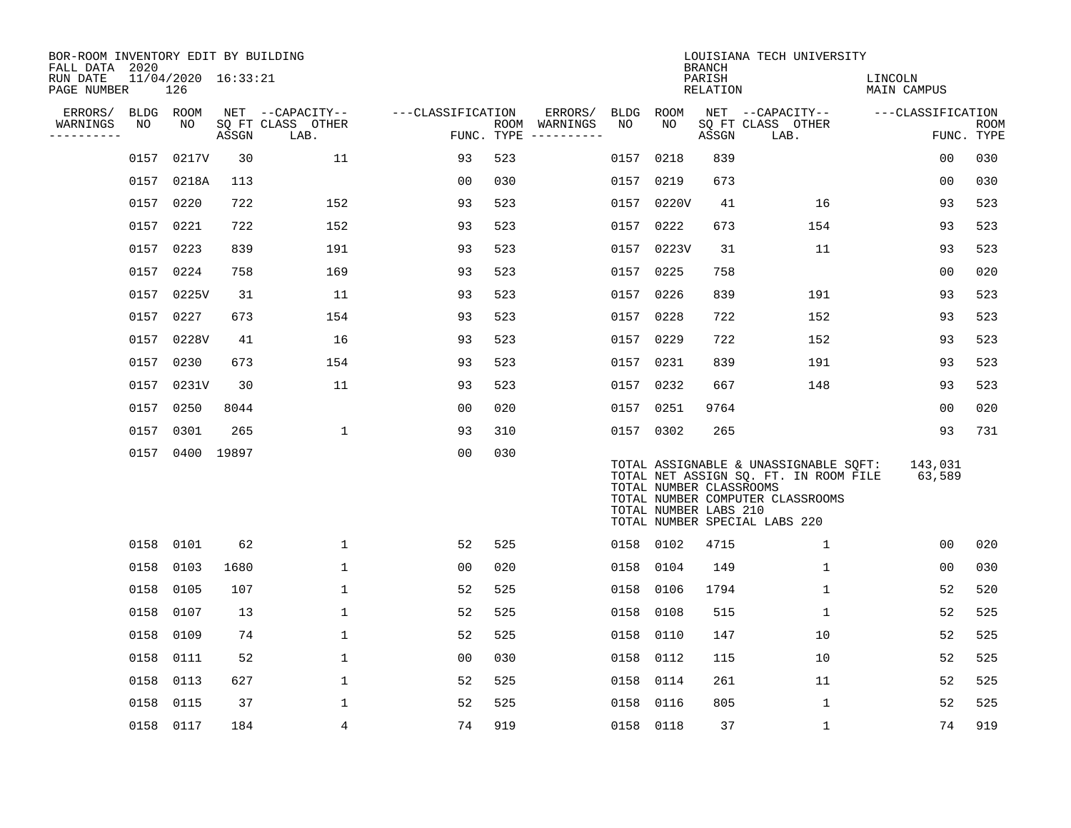BOR-ROOM INVENTORY EDIT BY BUILDING
FALL DATA 2020
RUN DATE 11/04/2020 16:33:21
PAGE NUMBER 126

LOUISIANA TECH UNIVERSITY
BRANCH
PARISH LINCOLN
RELATION MAIN CAMPUS

| ERRORS/ WARNINGS | BLDG NO | ROOM NO | NET SQ FT ASSGN | CAPACITY CLASS LAB. | CAPACITY OTHER | CLASSIFICATION FUNC. | ROOM TYPE | ERRORS/ WARNINGS | BLDG NO | ROOM NO | NET SQ FT ASSGN | CAPACITY CLASS LAB. | CAPACITY OTHER | CLASSIFICATION FUNC. | ROOM TYPE |
|---|---|---|---|---|---|---|---|---|---|---|---|---|---|---|---|
| | 0157 | 0217V | 30 | | 11 | 93 | 523 | | 0157 | 0218 | 839 | | | 00 | 030 |
| | 0157 | 0218A | 113 | | | 00 | 030 | | 0157 | 0219 | 673 | | | 00 | 030 |
| | 0157 | 0220 | 722 | | 152 | 93 | 523 | | 0157 | 0220V | 41 | | 16 | 93 | 523 |
| | 0157 | 0221 | 722 | | 152 | 93 | 523 | | 0157 | 0222 | 673 | | 154 | 93 | 523 |
| | 0157 | 0223 | 839 | | 191 | 93 | 523 | | 0157 | 0223V | 31 | | 11 | 93 | 523 |
| | 0157 | 0224 | 758 | | 169 | 93 | 523 | | 0157 | 0225 | 758 | | | 00 | 020 |
| | 0157 | 0225V | 31 | | 11 | 93 | 523 | | 0157 | 0226 | 839 | | 191 | 93 | 523 |
| | 0157 | 0227 | 673 | | 154 | 93 | 523 | | 0157 | 0228 | 722 | | 152 | 93 | 523 |
| | 0157 | 0228V | 41 | | 16 | 93 | 523 | | 0157 | 0229 | 722 | | 152 | 93 | 523 |
| | 0157 | 0230 | 673 | | 154 | 93 | 523 | | 0157 | 0231 | 839 | | 191 | 93 | 523 |
| | 0157 | 0231V | 30 | | 11 | 93 | 523 | | 0157 | 0232 | 667 | | 148 | 93 | 523 |
| | 0157 | 0250 | 8044 | | | 00 | 020 | | 0157 | 0251 | 9764 | | | 00 | 020 |
| | 0157 | 0301 | 265 | | 1 | 93 | 310 | | 0157 | 0302 | 265 | | | 93 | 731 |
| | 0157 | 0400 | 19897 | | | 00 | 030 | | | | | | | | |

TOTAL ASSIGNABLE & UNASSIGNABLE SQFT: 143,031
TOTAL NET ASSIGN SQ. FT. IN ROOM FILE 63,589
TOTAL NUMBER CLASSROOMS
TOTAL NUMBER COMPUTER CLASSROOMS
TOTAL NUMBER LABS 210
TOTAL NUMBER SPECIAL LABS 220

| ERRORS/ WARNINGS | BLDG NO | ROOM NO | NET SQ FT ASSGN | CAPACITY CLASS LAB. | CAPACITY OTHER | CLASSIFICATION FUNC. | ROOM TYPE | ERRORS/ WARNINGS | BLDG NO | ROOM NO | NET SQ FT ASSGN | CAPACITY CLASS LAB. | CAPACITY OTHER | CLASSIFICATION FUNC. | ROOM TYPE |
|---|---|---|---|---|---|---|---|---|---|---|---|---|---|---|---|
| | 0158 | 0101 | 62 | | 1 | 52 | 525 | | 0158 | 0102 | 4715 | | 1 | 00 | 020 |
| | 0158 | 0103 | 1680 | | 1 | 00 | 020 | | 0158 | 0104 | 149 | | 1 | 00 | 030 |
| | 0158 | 0105 | 107 | | 1 | 52 | 525 | | 0158 | 0106 | 1794 | | 1 | 52 | 520 |
| | 0158 | 0107 | 13 | | 1 | 52 | 525 | | 0158 | 0108 | 515 | | 1 | 52 | 525 |
| | 0158 | 0109 | 74 | | 1 | 52 | 525 | | 0158 | 0110 | 147 | | 10 | 52 | 525 |
| | 0158 | 0111 | 52 | | 1 | 00 | 030 | | 0158 | 0112 | 115 | | 10 | 52 | 525 |
| | 0158 | 0113 | 627 | | 1 | 52 | 525 | | 0158 | 0114 | 261 | | 11 | 52 | 525 |
| | 0158 | 0115 | 37 | | 1 | 52 | 525 | | 0158 | 0116 | 805 | | 1 | 52 | 525 |
| | 0158 | 0117 | 184 | | 4 | 74 | 919 | | 0158 | 0118 | 37 | | 1 | 74 | 919 |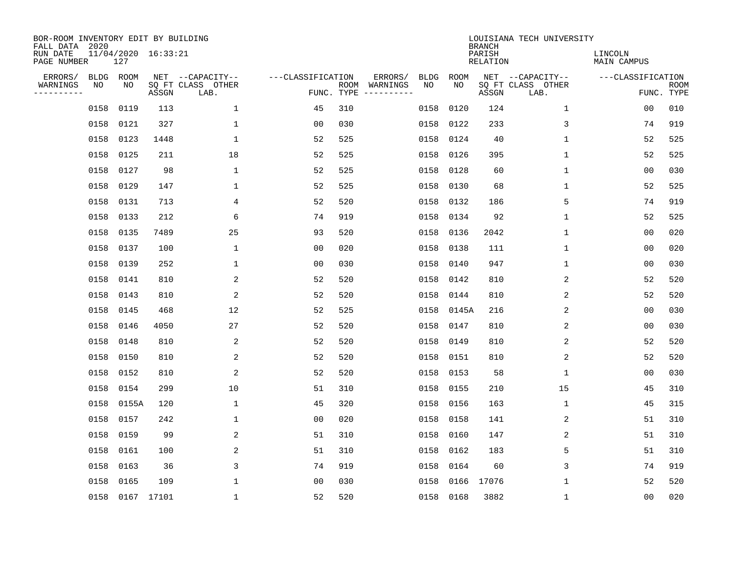BOR-ROOM INVENTORY EDIT BY BUILDING
FALL DATA 2020
RUN DATE 11/04/2020 16:33:21
PAGE NUMBER 127

LOUISIANA TECH UNIVERSITY
BRANCH
PARISH LINCOLN
RELATION MAIN CAMPUS

| ERRORS/ WARNINGS | BLDG NO | ROOM NO | NET SQ FT ASSGN | CAPACITY CLASS LAB. | CAPACITY OTHER | CLASSIFICATION FUNC. | ROOM TYPE | ERRORS/ WARNINGS | BLDG NO | ROOM NO | NET SQ FT ASSGN | CAPACITY CLASS LAB. | CAPACITY OTHER | CLASSIFICATION FUNC. | ROOM TYPE |
|---|---|---|---|---|---|---|---|---|---|---|---|---|---|---|---|
| | 0158 | 0119 | 113 | | 1 | 45 | 310 | | 0158 | 0120 | 124 | | 1 | 00 | 010 |
| | 0158 | 0121 | 327 | | 1 | 00 | 030 | | 0158 | 0122 | 233 | | 3 | 74 | 919 |
| | 0158 | 0123 | 1448 | | 1 | 52 | 525 | | 0158 | 0124 | 40 | | 1 | 52 | 525 |
| | 0158 | 0125 | 211 | | 18 | 52 | 525 | | 0158 | 0126 | 395 | | 1 | 52 | 525 |
| | 0158 | 0127 | 98 | | 1 | 52 | 525 | | 0158 | 0128 | 60 | | 1 | 00 | 030 |
| | 0158 | 0129 | 147 | | 1 | 52 | 525 | | 0158 | 0130 | 68 | | 1 | 52 | 525 |
| | 0158 | 0131 | 713 | | 4 | 52 | 520 | | 0158 | 0132 | 186 | | 5 | 74 | 919 |
| | 0158 | 0133 | 212 | | 6 | 74 | 919 | | 0158 | 0134 | 92 | | 1 | 52 | 525 |
| | 0158 | 0135 | 7489 | | 25 | 93 | 520 | | 0158 | 0136 | 2042 | | 1 | 00 | 020 |
| | 0158 | 0137 | 100 | | 1 | 00 | 020 | | 0158 | 0138 | 111 | | 1 | 00 | 020 |
| | 0158 | 0139 | 252 | | 1 | 00 | 030 | | 0158 | 0140 | 947 | | 1 | 00 | 030 |
| | 0158 | 0141 | 810 | | 2 | 52 | 520 | | 0158 | 0142 | 810 | | 2 | 52 | 520 |
| | 0158 | 0143 | 810 | | 2 | 52 | 520 | | 0158 | 0144 | 810 | | 2 | 52 | 520 |
| | 0158 | 0145 | 468 | | 12 | 52 | 525 | | 0158 | 0145A | 216 | | 2 | 00 | 030 |
| | 0158 | 0146 | 4050 | | 27 | 52 | 520 | | 0158 | 0147 | 810 | | 2 | 00 | 030 |
| | 0158 | 0148 | 810 | | 2 | 52 | 520 | | 0158 | 0149 | 810 | | 2 | 52 | 520 |
| | 0158 | 0150 | 810 | | 2 | 52 | 520 | | 0158 | 0151 | 810 | | 2 | 52 | 520 |
| | 0158 | 0152 | 810 | | 2 | 52 | 520 | | 0158 | 0153 | 58 | | 1 | 00 | 030 |
| | 0158 | 0154 | 299 | | 10 | 51 | 310 | | 0158 | 0155 | 210 | | 15 | 45 | 310 |
| | 0158 | 0155A | 120 | | 1 | 45 | 320 | | 0158 | 0156 | 163 | | 1 | 45 | 315 |
| | 0158 | 0157 | 242 | | 1 | 00 | 020 | | 0158 | 0158 | 141 | | 2 | 51 | 310 |
| | 0158 | 0159 | 99 | | 2 | 51 | 310 | | 0158 | 0160 | 147 | | 2 | 51 | 310 |
| | 0158 | 0161 | 100 | | 2 | 51 | 310 | | 0158 | 0162 | 183 | | 5 | 51 | 310 |
| | 0158 | 0163 | 36 | | 3 | 74 | 919 | | 0158 | 0164 | 60 | | 3 | 74 | 919 |
| | 0158 | 0165 | 109 | | 1 | 00 | 030 | | 0158 | 0166 | 17076 | | 1 | 52 | 520 |
| | 0158 | 0167 | 17101 | | 1 | 52 | 520 | | 0158 | 0168 | 3882 | | 1 | 00 | 020 |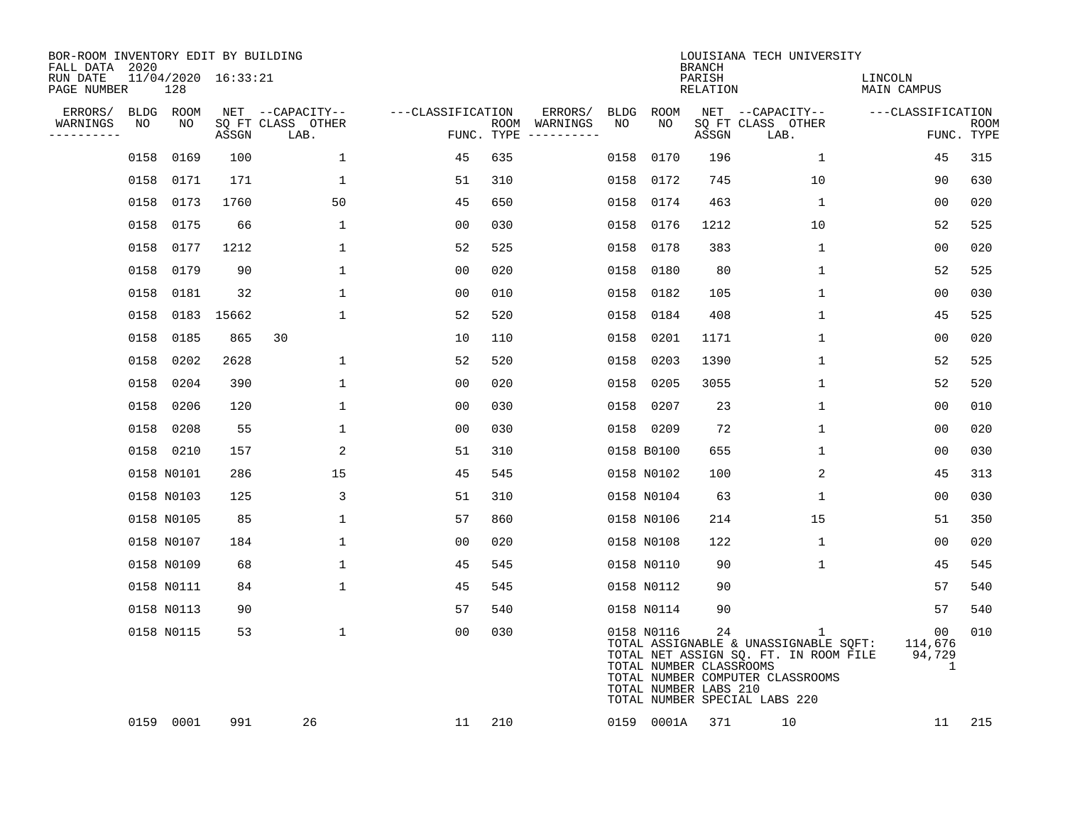BOR-ROOM INVENTORY EDIT BY BUILDING
FALL DATA 2020
RUN DATE 11/04/2020 16:33:21
PAGE NUMBER 128

LOUISIANA TECH UNIVERSITY
BRANCH
PARISH LINCOLN
RELATION MAIN CAMPUS

| ERRORS/ WARNINGS | BLDG NO | ROOM NO | NET SQ FT ASSGN | CAPACITY CLASS LAB. | CAPACITY OTHER | CLASSIFICATION FUNC. | ROOM TYPE | ERRORS/ WARNINGS | BLDG NO | ROOM NO | NET SQ FT ASSGN | CAPACITY CLASS LAB. | CAPACITY OTHER | CLASSIFICATION FUNC. | ROOM TYPE |
|---|---|---|---|---|---|---|---|---|---|---|---|---|---|---|---|
| | 0158 | 0169 | 100 | | 1 | 45 | 635 | | 0158 | 0170 | 196 | | 1 | 45 | 315 |
| | 0158 | 0171 | 171 | | 1 | 51 | 310 | | 0158 | 0172 | 745 | | 10 | 90 | 630 |
| | 0158 | 0173 | 1760 | | 50 | 45 | 650 | | 0158 | 0174 | 463 | | 1 | 00 | 020 |
| | 0158 | 0175 | 66 | | 1 | 00 | 030 | | 0158 | 0176 | 1212 | | 10 | 52 | 525 |
| | 0158 | 0177 | 1212 | | 1 | 52 | 525 | | 0158 | 0178 | 383 | | 1 | 00 | 020 |
| | 0158 | 0179 | 90 | | 1 | 00 | 020 | | 0158 | 0180 | 80 | | 1 | 52 | 525 |
| | 0158 | 0181 | 32 | | 1 | 00 | 010 | | 0158 | 0182 | 105 | | 1 | 00 | 030 |
| | 0158 | 0183 | 15662 | | 1 | 52 | 520 | | 0158 | 0184 | 408 | | 1 | 45 | 525 |
| | 0158 | 0185 | 865 | 30 | | 10 | 110 | | 0158 | 0201 | 1171 | | 1 | 00 | 020 |
| | 0158 | 0202 | 2628 | | 1 | 52 | 520 | | 0158 | 0203 | 1390 | | 1 | 52 | 525 |
| | 0158 | 0204 | 390 | | 1 | 00 | 020 | | 0158 | 0205 | 3055 | | 1 | 52 | 520 |
| | 0158 | 0206 | 120 | | 1 | 00 | 030 | | 0158 | 0207 | 23 | | 1 | 00 | 010 |
| | 0158 | 0208 | 55 | | 1 | 00 | 030 | | 0158 | 0209 | 72 | | 1 | 00 | 020 |
| | 0158 | 0210 | 157 | | 2 | 51 | 310 | | 0158 | B0100 | 655 | | 1 | 00 | 030 |
| | 0158 | N0101 | 286 | | 15 | 45 | 545 | | 0158 | N0102 | 100 | | 2 | 45 | 313 |
| | 0158 | N0103 | 125 | | 3 | 51 | 310 | | 0158 | N0104 | 63 | | 1 | 00 | 030 |
| | 0158 | N0105 | 85 | | 1 | 57 | 860 | | 0158 | N0106 | 214 | | 15 | 51 | 350 |
| | 0158 | N0107 | 184 | | 1 | 00 | 020 | | 0158 | N0108 | 122 | | 1 | 00 | 020 |
| | 0158 | N0109 | 68 | | 1 | 45 | 545 | | 0158 | N0110 | 90 | | 1 | 45 | 545 |
| | 0158 | N0111 | 84 | | 1 | 45 | 545 | | 0158 | N0112 | 90 | | | 57 | 540 |
| | 0158 | N0113 | 90 | | | 57 | 540 | | 0158 | N0114 | 90 | | | 57 | 540 |
| | 0158 | N0115 | 53 | | 1 | 00 | 030 | | 0158 | N0116 | 24 | | 1 | 00 | 010 |

TOTAL ASSIGNABLE & UNASSIGNABLE SQFT: 114,676
TOTAL NET ASSIGN SQ. FT. IN ROOM FILE 94,729
TOTAL NUMBER CLASSROOMS 1
TOTAL NUMBER COMPUTER CLASSROOMS
TOTAL NUMBER LABS 210
TOTAL NUMBER SPECIAL LABS 220

| ERRORS/ WARNINGS | BLDG NO | ROOM NO | NET SQ FT ASSGN | CAPACITY CLASS LAB. | CAPACITY OTHER | CLASSIFICATION FUNC. | ROOM TYPE | ERRORS/ WARNINGS | BLDG NO | ROOM NO | NET SQ FT ASSGN | CAPACITY CLASS LAB. | CAPACITY OTHER | CLASSIFICATION FUNC. | ROOM TYPE |
|---|---|---|---|---|---|---|---|---|---|---|---|---|---|---|---|
| | 0159 | 0001 | 991 | 26 | | 11 | 210 | | 0159 | 0001A | 371 | 10 | | 11 | 215 |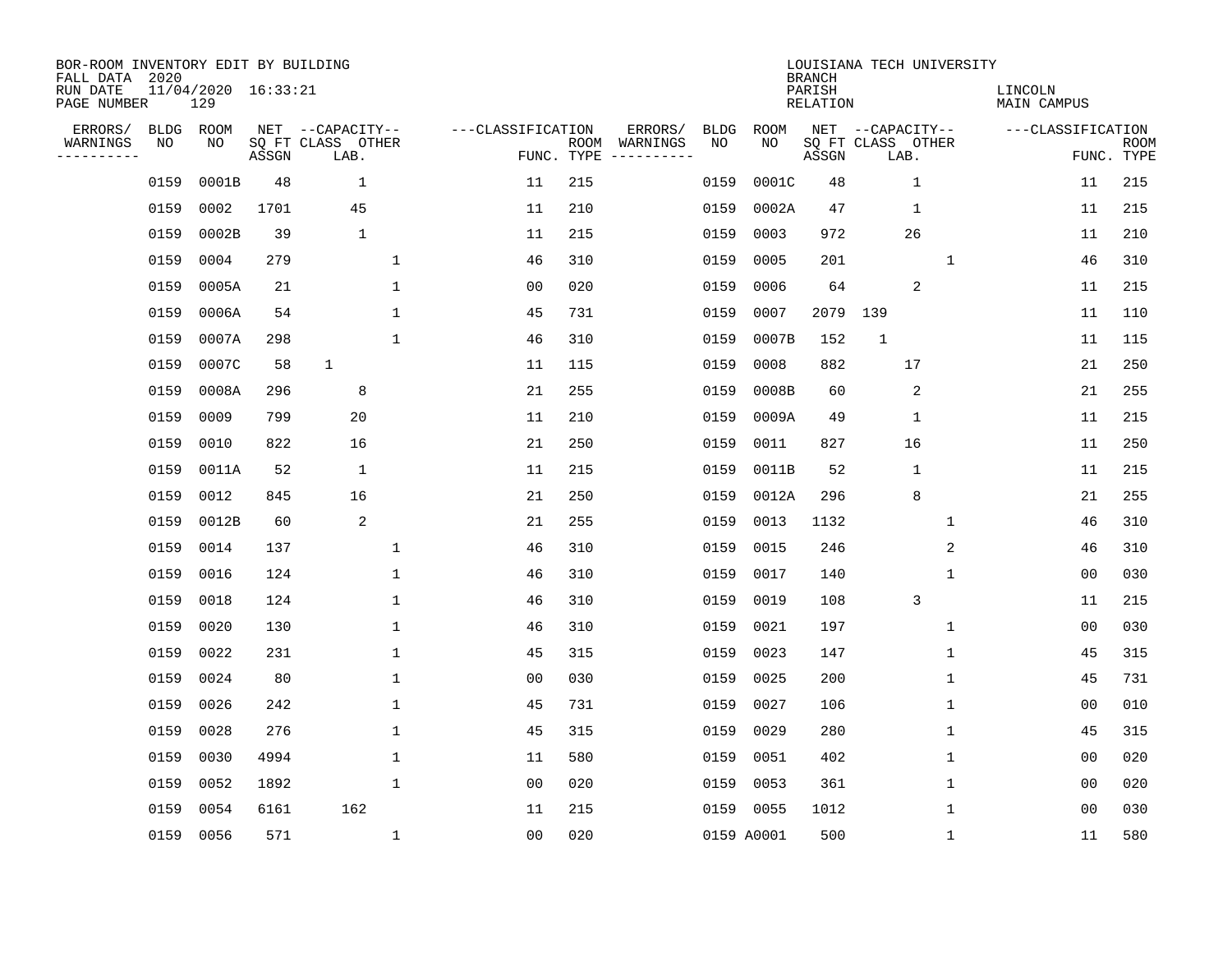BOR-ROOM INVENTORY EDIT BY BUILDING
FALL DATA 2020
RUN DATE 11/04/2020 16:33:21
PAGE NUMBER 129

LOUISIANA TECH UNIVERSITY
BRANCH
PARISH LINCOLN
RELATION MAIN CAMPUS

| ERRORS/ WARNINGS | BLDG NO | ROOM NO | NET SQ FT ASSGN | CAPACITY CLASS LAB. | CAPACITY OTHER | CLASSIFICATION FUNC. | ROOM TYPE | ERRORS/ WARNINGS | BLDG NO | ROOM NO | NET SQ FT ASSGN | CAPACITY CLASS LAB. | CAPACITY OTHER | CLASSIFICATION FUNC. | ROOM TYPE |
|---|---|---|---|---|---|---|---|---|---|---|---|---|---|---|---|
| | 0159 | 0001B | 48 | 1 | | 11 | 215 | | 0159 | 0001C | 48 | 1 | | 11 | 215 |
| | 0159 | 0002 | 1701 | 45 | | 11 | 210 | | 0159 | 0002A | 47 | 1 | | 11 | 215 |
| | 0159 | 0002B | 39 | 1 | | 11 | 215 | | 0159 | 0003 | 972 | 26 | | 11 | 210 |
| | 0159 | 0004 | 279 | | 1 | 46 | 310 | | 0159 | 0005 | 201 | | 1 | 46 | 310 |
| | 0159 | 0005A | 21 | | 1 | 00 | 020 | | 0159 | 0006 | 64 | 2 | | 11 | 215 |
| | 0159 | 0006A | 54 | | 1 | 45 | 731 | | 0159 | 0007 | 2079 | 139 | | 11 | 110 |
| | 0159 | 0007A | 298 | | 1 | 46 | 310 | | 0159 | 0007B | 152 | 1 | | 11 | 115 |
| | 0159 | 0007C | 58 | 1 | | 11 | 115 | | 0159 | 0008 | 882 | 17 | | 21 | 250 |
| | 0159 | 0008A | 296 | 8 | | 21 | 255 | | 0159 | 0008B | 60 | 2 | | 21 | 255 |
| | 0159 | 0009 | 799 | 20 | | 11 | 210 | | 0159 | 0009A | 49 | 1 | | 11 | 215 |
| | 0159 | 0010 | 822 | 16 | | 21 | 250 | | 0159 | 0011 | 827 | 16 | | 11 | 250 |
| | 0159 | 0011A | 52 | 1 | | 11 | 215 | | 0159 | 0011B | 52 | 1 | | 11 | 215 |
| | 0159 | 0012 | 845 | 16 | | 21 | 250 | | 0159 | 0012A | 296 | 8 | | 21 | 255 |
| | 0159 | 0012B | 60 | 2 | | 21 | 255 | | 0159 | 0013 | 1132 | | 1 | 46 | 310 |
| | 0159 | 0014 | 137 | | 1 | 46 | 310 | | 0159 | 0015 | 246 | | 2 | 46 | 310 |
| | 0159 | 0016 | 124 | | 1 | 46 | 310 | | 0159 | 0017 | 140 | | 1 | 00 | 030 |
| | 0159 | 0018 | 124 | | 1 | 46 | 310 | | 0159 | 0019 | 108 | 3 | | 11 | 215 |
| | 0159 | 0020 | 130 | | 1 | 46 | 310 | | 0159 | 0021 | 197 | | 1 | 00 | 030 |
| | 0159 | 0022 | 231 | | 1 | 45 | 315 | | 0159 | 0023 | 147 | | 1 | 45 | 315 |
| | 0159 | 0024 | 80 | | 1 | 00 | 030 | | 0159 | 0025 | 200 | | 1 | 45 | 731 |
| | 0159 | 0026 | 242 | | 1 | 45 | 731 | | 0159 | 0027 | 106 | | 1 | 00 | 010 |
| | 0159 | 0028 | 276 | | 1 | 45 | 315 | | 0159 | 0029 | 280 | | 1 | 45 | 315 |
| | 0159 | 0030 | 4994 | | 1 | 11 | 580 | | 0159 | 0051 | 402 | | 1 | 00 | 020 |
| | 0159 | 0052 | 1892 | | 1 | 00 | 020 | | 0159 | 0053 | 361 | | 1 | 00 | 020 |
| | 0159 | 0054 | 6161 | 162 | | 11 | 215 | | 0159 | 0055 | 1012 | | 1 | 00 | 030 |
| | 0159 | 0056 | 571 | | 1 | 00 | 020 | | 0159 | A0001 | 500 | | 1 | 11 | 580 |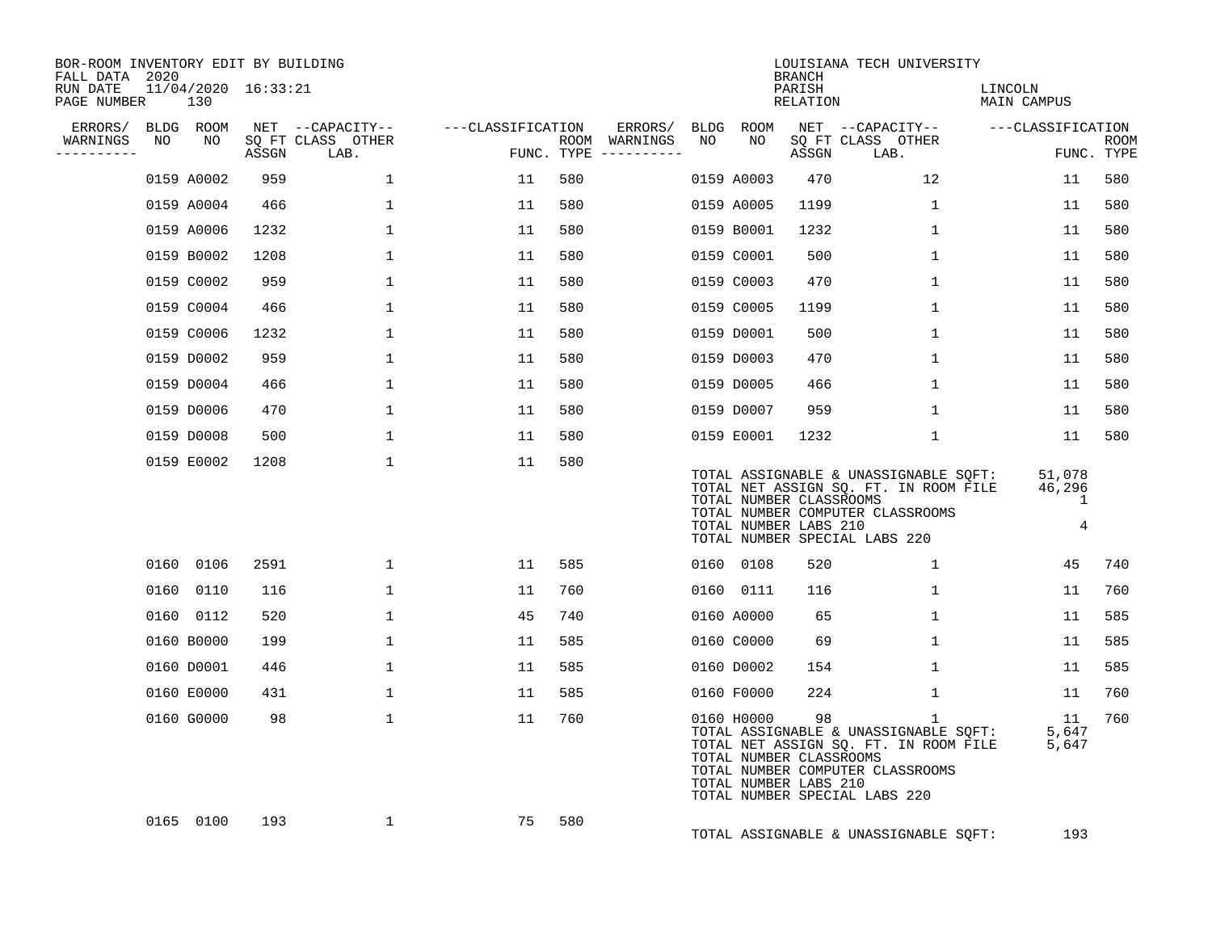BOR-ROOM INVENTORY EDIT BY BUILDING
FALL DATA 2020
RUN DATE 11/04/2020 16:33:21
PAGE NUMBER 130

LOUISIANA TECH UNIVERSITY
BRANCH
PARISH LINCOLN
RELATION MAIN CAMPUS

| ERRORS/ WARNINGS | BLDG NO | ROOM NO | NET SQ FT ASSGN | CAPACITY CLASS LAB. | OTHER | CLASSIFICATION FUNC. | ROOM TYPE | ERRORS/ WARNINGS | BLDG NO | ROOM NO | NET SQ FT ASSGN | CAPACITY CLASS LAB. | OTHER | CLASSIFICATION FUNC. | ROOM TYPE |
|---|---|---|---|---|---|---|---|---|---|---|---|---|---|---|---|
| | 0159 | A0002 | 959 | | 1 | 11 | 580 | | 0159 | A0003 | 470 | | 12 | 11 | 580 |
| | 0159 | A0004 | 466 | | 1 | 11 | 580 | | 0159 | A0005 | 1199 | | 1 | 11 | 580 |
| | 0159 | A0006 | 1232 | | 1 | 11 | 580 | | 0159 | B0001 | 1232 | | 1 | 11 | 580 |
| | 0159 | B0002 | 1208 | | 1 | 11 | 580 | | 0159 | C0001 | 500 | | 1 | 11 | 580 |
| | 0159 | C0002 | 959 | | 1 | 11 | 580 | | 0159 | C0003 | 470 | | 1 | 11 | 580 |
| | 0159 | C0004 | 466 | | 1 | 11 | 580 | | 0159 | C0005 | 1199 | | 1 | 11 | 580 |
| | 0159 | C0006 | 1232 | | 1 | 11 | 580 | | 0159 | D0001 | 500 | | 1 | 11 | 580 |
| | 0159 | D0002 | 959 | | 1 | 11 | 580 | | 0159 | D0003 | 470 | | 1 | 11 | 580 |
| | 0159 | D0004 | 466 | | 1 | 11 | 580 | | 0159 | D0005 | 466 | | 1 | 11 | 580 |
| | 0159 | D0006 | 470 | | 1 | 11 | 580 | | 0159 | D0007 | 959 | | 1 | 11 | 580 |
| | 0159 | D0008 | 500 | | 1 | 11 | 580 | | 0159 | E0001 | 1232 | | 1 | 11 | 580 |
| | 0159 | E0002 | 1208 | | 1 | 11 | 580 | | | | | | | | |

TOTAL ASSIGNABLE & UNASSIGNABLE SQFT: 51,078
TOTAL NET ASSIGN SQ. FT. IN ROOM FILE 46,296
TOTAL NUMBER CLASSROOMS 1
TOTAL NUMBER COMPUTER CLASSROOMS
TOTAL NUMBER LABS 210 4
TOTAL NUMBER SPECIAL LABS 220

| ERRORS/ WARNINGS | BLDG NO | ROOM NO | NET SQ FT ASSGN | CAPACITY CLASS LAB. | OTHER | CLASSIFICATION FUNC. | ROOM TYPE | ERRORS/ WARNINGS | BLDG NO | ROOM NO | NET SQ FT ASSGN | CAPACITY CLASS LAB. | OTHER | CLASSIFICATION FUNC. | ROOM TYPE |
|---|---|---|---|---|---|---|---|---|---|---|---|---|---|---|---|
| | 0160 | 0106 | 2591 | | 1 | 11 | 585 | | 0160 | 0108 | 520 | | 1 | 45 | 740 |
| | 0160 | 0110 | 116 | | 1 | 11 | 760 | | 0160 | 0111 | 116 | | 1 | 11 | 760 |
| | 0160 | 0112 | 520 | | 1 | 45 | 740 | | 0160 | A0000 | 65 | | 1 | 11 | 585 |
| | 0160 | B0000 | 199 | | 1 | 11 | 585 | | 0160 | C0000 | 69 | | 1 | 11 | 585 |
| | 0160 | D0001 | 446 | | 1 | 11 | 585 | | 0160 | D0002 | 154 | | 1 | 11 | 585 |
| | 0160 | E0000 | 431 | | 1 | 11 | 585 | | 0160 | F0000 | 224 | | 1 | 11 | 760 |
| | 0160 | G0000 | 98 | | 1 | 11 | 760 | | 0160 | H0000 | 98 | | 1 | 11 | 760 |

TOTAL ASSIGNABLE & UNASSIGNABLE SQFT: 5,647
TOTAL NET ASSIGN SQ. FT. IN ROOM FILE 5,647
TOTAL NUMBER CLASSROOMS
TOTAL NUMBER COMPUTER CLASSROOMS
TOTAL NUMBER LABS 210
TOTAL NUMBER SPECIAL LABS 220

| ERRORS/ WARNINGS | BLDG NO | ROOM NO | NET SQ FT ASSGN | CAPACITY CLASS LAB. | OTHER | CLASSIFICATION FUNC. | ROOM TYPE |
|---|---|---|---|---|---|---|---|
| | 0165 | 0100 | 193 | | 1 | 75 | 580 |

TOTAL ASSIGNABLE & UNASSIGNABLE SQFT: 193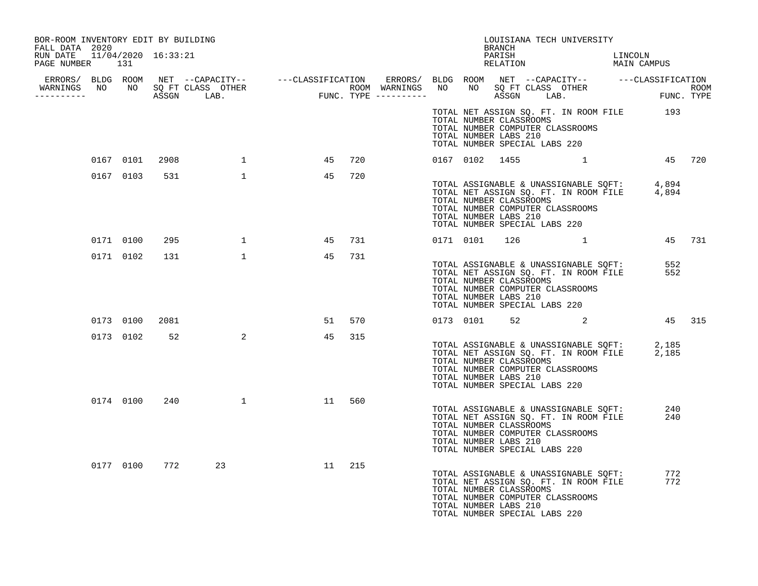BOR-ROOM INVENTORY EDIT BY BUILDING
FALL DATA 2020
RUN DATE 11/04/2020 16:33:21
PAGE NUMBER 131

LOUISIANA TECH UNIVERSITY
BRANCH
PARISH LINCOLN
RELATION MAIN CAMPUS

| ERRORS/ WARNINGS | BLDG NO | ROOM NO | NET SQ FT ASSGN | CAPACITY CLASS LAB. | CAPACITY OTHER | CLASSIFICATION FUNC. | ROOM TYPE | ERRORS/ WARNINGS | BLDG NO | ROOM NO | NET SQ FT ASSGN | CAPACITY CLASS LAB. | CAPACITY OTHER | CLASSIFICATION FUNC. | ROOM TYPE |
|---|---|---|---|---|---|---|---|---|---|---|---|---|---|---|---|
| | | | | | | | | | TOTAL NET ASSIGN SQ. FT. IN ROOM FILE | | 193 | | | | |
| | | | | | | | | | TOTAL NUMBER CLASSROOMS | | | | | | |
| | | | | | | | | | TOTAL NUMBER COMPUTER CLASSROOMS | | | | | | |
| | | | | | | | | | TOTAL NUMBER LABS 210 | | | | | | |
| | | | | | | | | | TOTAL NUMBER SPECIAL LABS 220 | | | | | | |
| | 0167 | 0101 | 2908 | | 1 | 45 | 720 | | 0167 | 0102 | 1455 | | 1 | 45 | 720 |
| | 0167 | 0103 | 531 | | 1 | 45 | 720 | | | | | | | | |
| | | | | | | | | | TOTAL ASSIGNABLE & UNASSIGNABLE SQFT: | | 4,894 | | | | |
| | | | | | | | | | TOTAL NET ASSIGN SQ. FT. IN ROOM FILE | | 4,894 | | | | |
| | | | | | | | | | TOTAL NUMBER CLASSROOMS | | | | | | |
| | | | | | | | | | TOTAL NUMBER COMPUTER CLASSROOMS | | | | | | |
| | | | | | | | | | TOTAL NUMBER LABS 210 | | | | | | |
| | | | | | | | | | TOTAL NUMBER SPECIAL LABS 220 | | | | | | |
| | 0171 | 0100 | 295 | | 1 | 45 | 731 | | 0171 | 0101 | 126 | | 1 | 45 | 731 |
| | 0171 | 0102 | 131 | | 1 | 45 | 731 | | | | | | | | |
| | | | | | | | | | TOTAL ASSIGNABLE & UNASSIGNABLE SQFT: | | 552 | | | | |
| | | | | | | | | | TOTAL NET ASSIGN SQ. FT. IN ROOM FILE | | 552 | | | | |
| | | | | | | | | | TOTAL NUMBER CLASSROOMS | | | | | | |
| | | | | | | | | | TOTAL NUMBER COMPUTER CLASSROOMS | | | | | | |
| | | | | | | | | | TOTAL NUMBER LABS 210 | | | | | | |
| | | | | | | | | | TOTAL NUMBER SPECIAL LABS 220 | | | | | | |
| | 0173 | 0100 | 2081 | | | 51 | 570 | | 0173 | 0101 | 52 | | 2 | 45 | 315 |
| | 0173 | 0102 | 52 | | 2 | 45 | 315 | | | | | | | | |
| | | | | | | | | | TOTAL ASSIGNABLE & UNASSIGNABLE SQFT: | | 2,185 | | | | |
| | | | | | | | | | TOTAL NET ASSIGN SQ. FT. IN ROOM FILE | | 2,185 | | | | |
| | | | | | | | | | TOTAL NUMBER CLASSROOMS | | | | | | |
| | | | | | | | | | TOTAL NUMBER COMPUTER CLASSROOMS | | | | | | |
| | | | | | | | | | TOTAL NUMBER LABS 210 | | | | | | |
| | | | | | | | | | TOTAL NUMBER SPECIAL LABS 220 | | | | | | |
| | 0174 | 0100 | 240 | | 1 | 11 | 560 | | | | | | | | |
| | | | | | | | | | TOTAL ASSIGNABLE & UNASSIGNABLE SQFT: | | 240 | | | | |
| | | | | | | | | | TOTAL NET ASSIGN SQ. FT. IN ROOM FILE | | 240 | | | | |
| | | | | | | | | | TOTAL NUMBER CLASSROOMS | | | | | | |
| | | | | | | | | | TOTAL NUMBER COMPUTER CLASSROOMS | | | | | | |
| | | | | | | | | | TOTAL NUMBER LABS 210 | | | | | | |
| | | | | | | | | | TOTAL NUMBER SPECIAL LABS 220 | | | | | | |
| | 0177 | 0100 | 772 | 23 | | 11 | 215 | | | | | | | | |
| | | | | | | | | | TOTAL ASSIGNABLE & UNASSIGNABLE SQFT: | | 772 | | | | |
| | | | | | | | | | TOTAL NET ASSIGN SQ. FT. IN ROOM FILE | | 772 | | | | |
| | | | | | | | | | TOTAL NUMBER CLASSROOMS | | | | | | |
| | | | | | | | | | TOTAL NUMBER COMPUTER CLASSROOMS | | | | | | |
| | | | | | | | | | TOTAL NUMBER LABS 210 | | | | | | |
| | | | | | | | | | TOTAL NUMBER SPECIAL LABS 220 | | | | | | |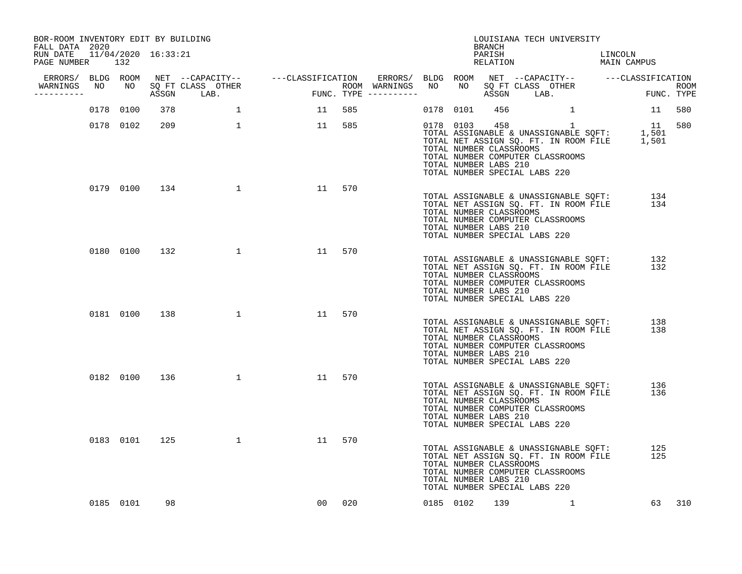BOR-ROOM INVENTORY EDIT BY BUILDING
FALL DATA 2020
RUN DATE 11/04/2020 16:33:21
PAGE NUMBER 132

LOUISIANA TECH UNIVERSITY
BRANCH
PARISH LINCOLN
RELATION MAIN CAMPUS

| ERRORS/ WARNINGS | BLDG NO | ROOM NO | NET SQ FT ASSGN | CAPACITY CLASS LAB. | CAPACITY OTHER | CLASSIFICATION FUNC. | ROOM TYPE | ERRORS/ WARNINGS | BLDG NO | ROOM NO | NET SQ FT ASSGN | CAPACITY CLASS LAB. | CAPACITY OTHER | CLASSIFICATION FUNC. | ROOM TYPE |
|---|---|---|---|---|---|---|---|---|---|---|---|---|---|---|---|
| | 0178 | 0100 | 378 | | 1 | 11 | 585 | | 0178 | 0101 | 456 | | 1 | 11 | 580 |
| | 0178 | 0102 | 209 | | 1 | 11 | 585 | | 0178 | 0103 | 458 | | 1 | 11 | 580 |
| | 0179 | 0100 | 134 | | 1 | 11 | 570 | | | | | | | | |
| | 0180 | 0100 | 132 | | 1 | 11 | 570 | | | | | | | | |
| | 0181 | 0100 | 138 | | 1 | 11 | 570 | | | | | | | | |
| | 0182 | 0100 | 136 | | 1 | 11 | 570 | | | | | | | | |
| | 0183 | 0101 | 125 | | 1 | 11 | 570 | | | | | | | | |
| | 0185 | 0101 | 98 | | | 00 | 020 | | 0185 | 0102 | 139 | | 1 | 63 | 310 |

Building 0178:
TOTAL ASSIGNABLE & UNASSIGNABLE SQFT: 1,501
TOTAL NET ASSIGN SQ. FT. IN ROOM FILE 1,501
TOTAL NUMBER CLASSROOMS
TOTAL NUMBER COMPUTER CLASSROOMS
TOTAL NUMBER LABS 210
TOTAL NUMBER SPECIAL LABS 220

Building 0179:
TOTAL ASSIGNABLE & UNASSIGNABLE SQFT: 134
TOTAL NET ASSIGN SQ. FT. IN ROOM FILE 134
TOTAL NUMBER CLASSROOMS
TOTAL NUMBER COMPUTER CLASSROOMS
TOTAL NUMBER LABS 210
TOTAL NUMBER SPECIAL LABS 220

Building 0180:
TOTAL ASSIGNABLE & UNASSIGNABLE SQFT: 132
TOTAL NET ASSIGN SQ. FT. IN ROOM FILE 132
TOTAL NUMBER CLASSROOMS
TOTAL NUMBER COMPUTER CLASSROOMS
TOTAL NUMBER LABS 210
TOTAL NUMBER SPECIAL LABS 220

Building 0181:
TOTAL ASSIGNABLE & UNASSIGNABLE SQFT: 138
TOTAL NET ASSIGN SQ. FT. IN ROOM FILE 138
TOTAL NUMBER CLASSROOMS
TOTAL NUMBER COMPUTER CLASSROOMS
TOTAL NUMBER LABS 210
TOTAL NUMBER SPECIAL LABS 220

Building 0182:
TOTAL ASSIGNABLE & UNASSIGNABLE SQFT: 136
TOTAL NET ASSIGN SQ. FT. IN ROOM FILE 136
TOTAL NUMBER CLASSROOMS
TOTAL NUMBER COMPUTER CLASSROOMS
TOTAL NUMBER LABS 210
TOTAL NUMBER SPECIAL LABS 220

Building 0183:
TOTAL ASSIGNABLE & UNASSIGNABLE SQFT: 125
TOTAL NET ASSIGN SQ. FT. IN ROOM FILE 125
TOTAL NUMBER CLASSROOMS
TOTAL NUMBER COMPUTER CLASSROOMS
TOTAL NUMBER LABS 210
TOTAL NUMBER SPECIAL LABS 220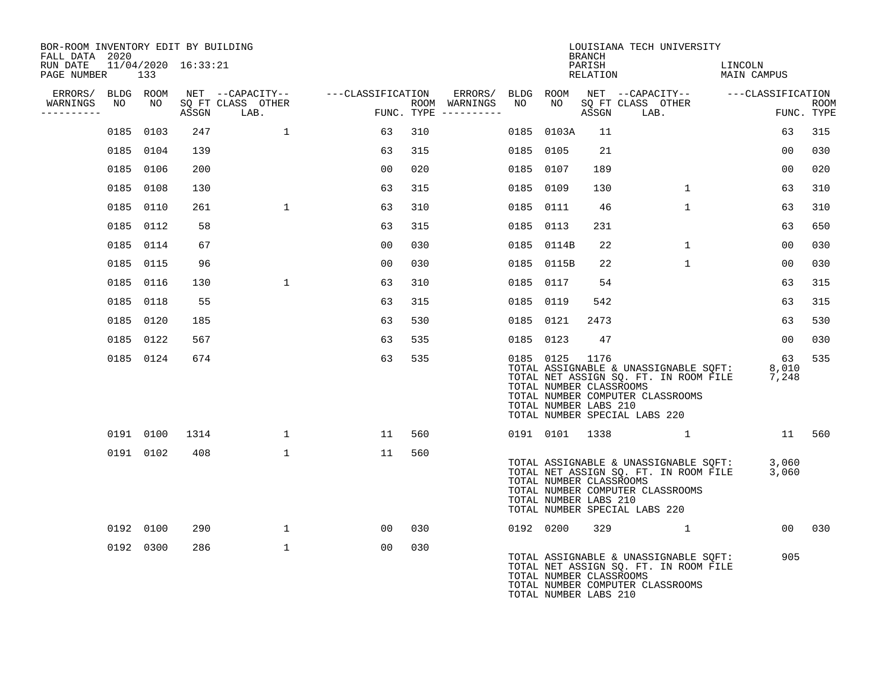BOR-ROOM INVENTORY EDIT BY BUILDING
FALL DATA 2020
RUN DATE 11/04/2020 16:33:21
PAGE NUMBER 133

LOUISIANA TECH UNIVERSITY
BRANCH
PARISH LINCOLN
RELATION MAIN CAMPUS

| ERRORS/ WARNINGS | BLDG NO | ROOM NO | NET SQ FT ASSGN | CAPACITY CLASS | CAPACITY OTHER LAB. | CLASSIFICATION FUNC. | ROOM TYPE | ERRORS/ WARNINGS | BLDG NO | ROOM NO | NET SQ FT ASSGN | CAPACITY CLASS | CAPACITY OTHER LAB. | CLASSIFICATION FUNC. | ROOM TYPE |
|---|---|---|---|---|---|---|---|---|---|---|---|---|---|---|---|
| | 0185 | 0103 | 247 | | 1 | 63 | 310 | | 0185 | 0103A | 11 | | | 63 | 315 |
| | 0185 | 0104 | 139 | | | 63 | 315 | | 0185 | 0105 | 21 | | | 00 | 030 |
| | 0185 | 0106 | 200 | | | 00 | 020 | | 0185 | 0107 | 189 | | | 00 | 020 |
| | 0185 | 0108 | 130 | | | 63 | 315 | | 0185 | 0109 | 130 | | 1 | 63 | 310 |
| | 0185 | 0110 | 261 | | 1 | 63 | 310 | | 0185 | 0111 | 46 | | 1 | 63 | 310 |
| | 0185 | 0112 | 58 | | | 63 | 315 | | 0185 | 0113 | 231 | | | 63 | 650 |
| | 0185 | 0114 | 67 | | | 00 | 030 | | 0185 | 0114B | 22 | | 1 | 00 | 030 |
| | 0185 | 0115 | 96 | | | 00 | 030 | | 0185 | 0115B | 22 | | 1 | 00 | 030 |
| | 0185 | 0116 | 130 | | 1 | 63 | 310 | | 0185 | 0117 | 54 | | | 63 | 315 |
| | 0185 | 0118 | 55 | | | 63 | 315 | | 0185 | 0119 | 542 | | | 63 | 315 |
| | 0185 | 0120 | 185 | | | 63 | 530 | | 0185 | 0121 | 2473 | | | 63 | 530 |
| | 0185 | 0122 | 567 | | | 63 | 535 | | 0185 | 0123 | 47 | | | 00 | 030 |
| | 0185 | 0124 | 674 | | | 63 | 535 | | 0185 | 0125 | 1176 | | | 63 | 535 |

TOTAL ASSIGNABLE & UNASSIGNABLE SQFT: 8,010
TOTAL NET ASSIGN SQ. FT. IN ROOM FILE 7,248
TOTAL NUMBER CLASSROOMS
TOTAL NUMBER COMPUTER CLASSROOMS
TOTAL NUMBER LABS 210
TOTAL NUMBER SPECIAL LABS 220

| ERRORS/ WARNINGS | BLDG NO | ROOM NO | NET SQ FT ASSGN | CAPACITY CLASS | CAPACITY OTHER LAB. | CLASSIFICATION FUNC. | ROOM TYPE | ERRORS/ WARNINGS | BLDG NO | ROOM NO | NET SQ FT ASSGN | CAPACITY CLASS | CAPACITY OTHER LAB. | CLASSIFICATION FUNC. | ROOM TYPE |
|---|---|---|---|---|---|---|---|---|---|---|---|---|---|---|---|
| | 0191 | 0100 | 1314 | | 1 | 11 | 560 | | 0191 | 0101 | 1338 | | 1 | 11 | 560 |
| | 0191 | 0102 | 408 | | 1 | 11 | 560 | | | | | | | | |

TOTAL ASSIGNABLE & UNASSIGNABLE SQFT: 3,060
TOTAL NET ASSIGN SQ. FT. IN ROOM FILE 3,060
TOTAL NUMBER CLASSROOMS
TOTAL NUMBER COMPUTER CLASSROOMS
TOTAL NUMBER LABS 210
TOTAL NUMBER SPECIAL LABS 220

| ERRORS/ WARNINGS | BLDG NO | ROOM NO | NET SQ FT ASSGN | CAPACITY CLASS | CAPACITY OTHER LAB. | CLASSIFICATION FUNC. | ROOM TYPE | ERRORS/ WARNINGS | BLDG NO | ROOM NO | NET SQ FT ASSGN | CAPACITY CLASS | CAPACITY OTHER LAB. | CLASSIFICATION FUNC. | ROOM TYPE |
|---|---|---|---|---|---|---|---|---|---|---|---|---|---|---|---|
| | 0192 | 0100 | 290 | | 1 | 00 | 030 | | 0192 | 0200 | 329 | | 1 | 00 | 030 |
| | 0192 | 0300 | 286 | | 1 | 00 | 030 | | | | | | | | |

TOTAL ASSIGNABLE & UNASSIGNABLE SQFT: 905
TOTAL NET ASSIGN SQ. FT. IN ROOM FILE
TOTAL NUMBER CLASSROOMS
TOTAL NUMBER COMPUTER CLASSROOMS
TOTAL NUMBER LABS 210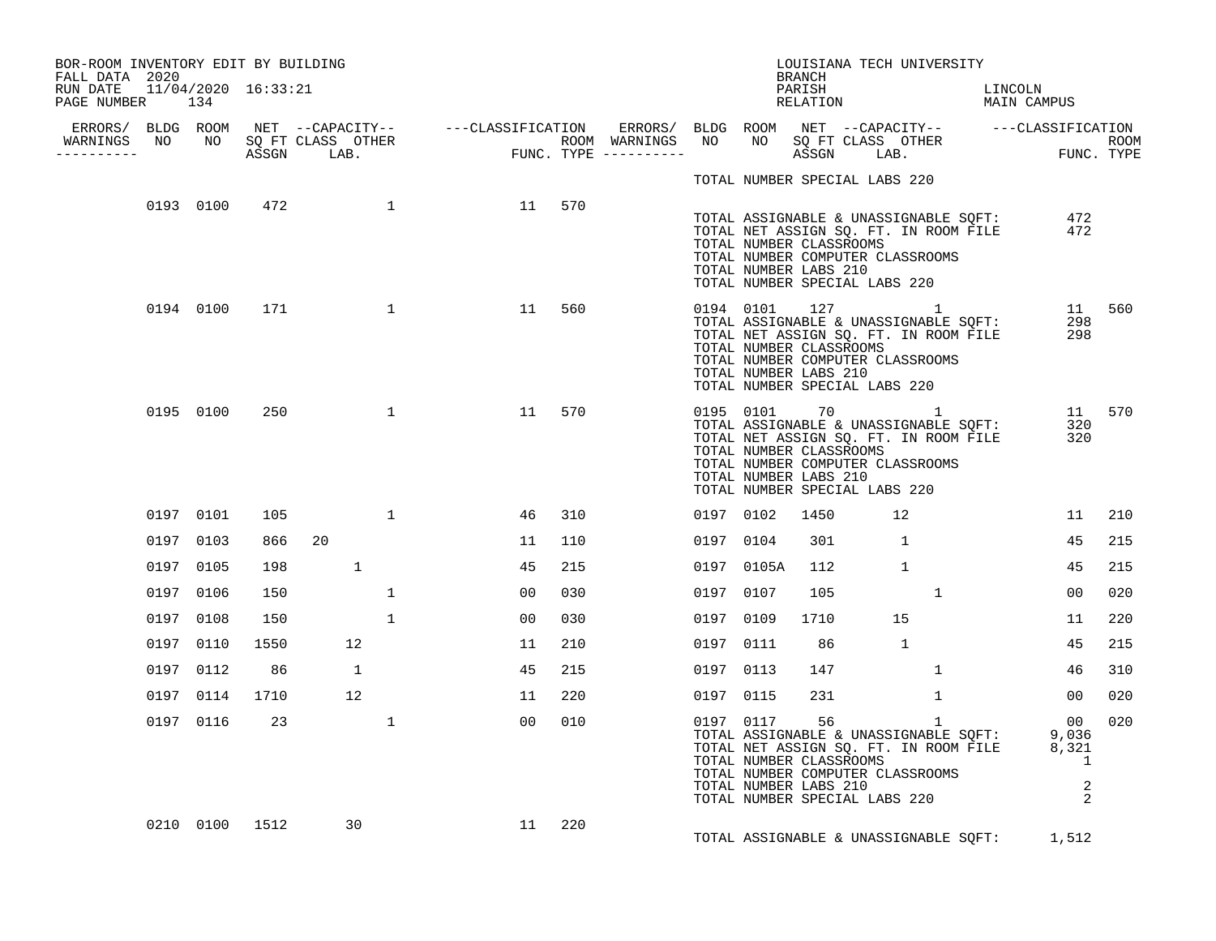BOR-ROOM INVENTORY EDIT BY BUILDING
FALL DATA 2020
RUN DATE 11/04/2020 16:33:21
PAGE NUMBER 134

LOUISIANA TECH UNIVERSITY
BRANCH
PARISH LINCOLN
RELATION MAIN CAMPUS

| ERRORS/ WARNINGS | BLDG NO | ROOM NO | NET SQ FT ASSGN | CAPACITY CLASS | CAPACITY LAB. | CAPACITY OTHER | CLASSIFICATION FUNC. | ROOM TYPE | ERRORS/ WARNINGS | BLDG NO | ROOM NO | NET SQ FT ASSGN | CAPACITY CLASS | CAPACITY LAB. | CAPACITY OTHER | CLASSIFICATION FUNC. | ROOM TYPE |
|---|---|---|---|---|---|---|---|---|---|---|---|---|---|---|---|---|---|
| | | | | | | | | | | TOTAL NUMBER SPECIAL LABS 220 | | | | | | | |
| | 0193 | 0100 | 472 | | | 1 | 11 | 570 | | | | | | | | | |
| | | | | | | | | | | TOTAL ASSIGNABLE & UNASSIGNABLE SQFT: | | | | | | 472 | |
| | | | | | | | | | | TOTAL NET ASSIGN SQ. FT. IN ROOM FILE | | | | | | 472 | |
| | | | | | | | | | | TOTAL NUMBER CLASSROOMS | | | | | | | |
| | | | | | | | | | | TOTAL NUMBER COMPUTER CLASSROOMS | | | | | | | |
| | | | | | | | | | | TOTAL NUMBER LABS 210 | | | | | | | |
| | | | | | | | | | | TOTAL NUMBER SPECIAL LABS 220 | | | | | | | |
| | 0194 | 0100 | 171 | | | 1 | 11 | 560 | | 0194 | 0101 | 127 | | | 1 | 11 | 560 |
| | | | | | | | | | | TOTAL ASSIGNABLE & UNASSIGNABLE SQFT: | | | | | | 298 | |
| | | | | | | | | | | TOTAL NET ASSIGN SQ. FT. IN ROOM FILE | | | | | | 298 | |
| | | | | | | | | | | TOTAL NUMBER CLASSROOMS | | | | | | | |
| | | | | | | | | | | TOTAL NUMBER COMPUTER CLASSROOMS | | | | | | | |
| | | | | | | | | | | TOTAL NUMBER LABS 210 | | | | | | | |
| | | | | | | | | | | TOTAL NUMBER SPECIAL LABS 220 | | | | | | | |
| | 0195 | 0100 | 250 | | | 1 | 11 | 570 | | 0195 | 0101 | 70 | | | 1 | 11 | 570 |
| | | | | | | | | | | TOTAL ASSIGNABLE & UNASSIGNABLE SQFT: | | | | | | 320 | |
| | | | | | | | | | | TOTAL NET ASSIGN SQ. FT. IN ROOM FILE | | | | | | 320 | |
| | | | | | | | | | | TOTAL NUMBER CLASSROOMS | | | | | | | |
| | | | | | | | | | | TOTAL NUMBER COMPUTER CLASSROOMS | | | | | | | |
| | | | | | | | | | | TOTAL NUMBER LABS 210 | | | | | | | |
| | | | | | | | | | | TOTAL NUMBER SPECIAL LABS 220 | | | | | | | |
| | 0197 | 0101 | 105 | | | 1 | 46 | 310 | | 0197 | 0102 | 1450 | | 12 | | 11 | 210 |
| | 0197 | 0103 | 866 | 20 | | | 11 | 110 | | 0197 | 0104 | 301 | | 1 | | 45 | 215 |
| | 0197 | 0105 | 198 | | 1 | | 45 | 215 | | 0197 | 0105A | 112 | | 1 | | 45 | 215 |
| | 0197 | 0106 | 150 | | | 1 | 00 | 030 | | 0197 | 0107 | 105 | | | 1 | 00 | 020 |
| | 0197 | 0108 | 150 | | | 1 | 00 | 030 | | 0197 | 0109 | 1710 | | 15 | | 11 | 220 |
| | 0197 | 0110 | 1550 | | 12 | | 11 | 210 | | 0197 | 0111 | 86 | | 1 | | 45 | 215 |
| | 0197 | 0112 | 86 | | 1 | | 45 | 215 | | 0197 | 0113 | 147 | | | 1 | 46 | 310 |
| | 0197 | 0114 | 1710 | | 12 | | 11 | 220 | | 0197 | 0115 | 231 | | | 1 | 00 | 020 |
| | 0197 | 0116 | 23 | | | 1 | 00 | 010 | | 0197 | 0117 | 56 | | | 1 | 00 | 020 |
| | | | | | | | | | | TOTAL ASSIGNABLE & UNASSIGNABLE SQFT: | | | | | | 9,036 | |
| | | | | | | | | | | TOTAL NET ASSIGN SQ. FT. IN ROOM FILE | | | | | | 8,321 | |
| | | | | | | | | | | TOTAL NUMBER CLASSROOMS | | | | | | 1 | |
| | | | | | | | | | | TOTAL NUMBER COMPUTER CLASSROOMS | | | | | | | |
| | | | | | | | | | | TOTAL NUMBER LABS 210 | | | | | | 2 | |
| | | | | | | | | | | TOTAL NUMBER SPECIAL LABS 220 | | | | | | 2 | |
| | 0210 | 0100 | 1512 | | 30 | | 11 | 220 | | | | | | | | | |
| | | | | | | | | | | TOTAL ASSIGNABLE & UNASSIGNABLE SQFT: | | | | | | 1,512 | |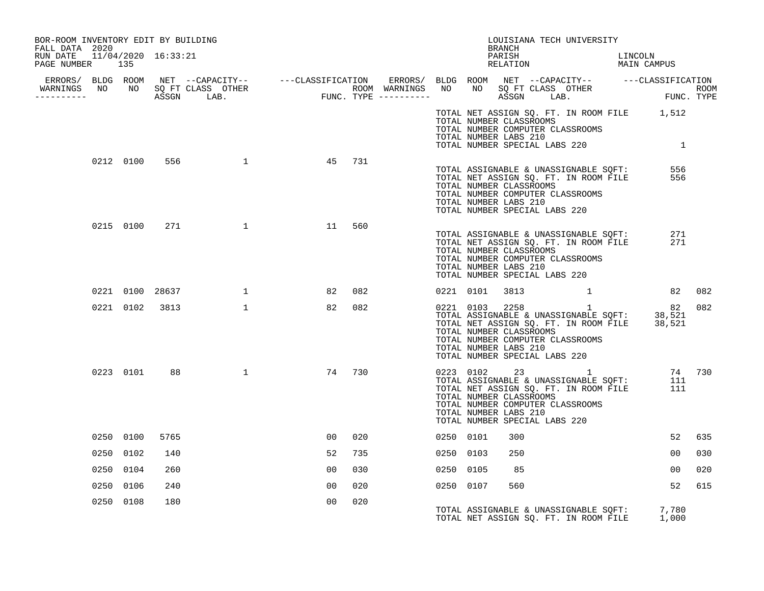BOR-ROOM INVENTORY EDIT BY BUILDING
FALL DATA 2020
RUN DATE 11/04/2020 16:33:21
PAGE NUMBER 135

LOUISIANA TECH UNIVERSITY
BRANCH
PARISH LINCOLN
RELATION MAIN CAMPUS

| ERRORS/ WARNINGS | BLDG NO | ROOM NO | NET SQ FT ASSGN | CAPACITY CLASS LAB. | CAPACITY OTHER | CLASSIFICATION FUNC. | ROOM TYPE | ERRORS/ WARNINGS | BLDG NO | ROOM NO | NET SQ FT ASSGN | CAPACITY CLASS LAB. | CAPACITY OTHER | CLASSIFICATION FUNC. | ROOM TYPE |
|---|---|---|---|---|---|---|---|---|---|---|---|---|---|---|---|
| | | | | | | | | | TOTAL NET ASSIGN SQ. FT. IN ROOM FILE | | | | | 1,512 | |
| | | | | | | | | | TOTAL NUMBER CLASSROOMS | | | | | | |
| | | | | | | | | | TOTAL NUMBER COMPUTER CLASSROOMS | | | | | | |
| | | | | | | | | | TOTAL NUMBER LABS 210 | | | | | | |
| | | | | | | | | | TOTAL NUMBER SPECIAL LABS 220 | | | | | 1 | |
| | 0212 | 0100 | 556 | | 1 | 45 | 731 | | | | | | | | |
| | | | | | | | | | TOTAL ASSIGNABLE & UNASSIGNABLE SQFT: | | | | | 556 | |
| | | | | | | | | | TOTAL NET ASSIGN SQ. FT. IN ROOM FILE | | | | | 556 | |
| | | | | | | | | | TOTAL NUMBER CLASSROOMS | | | | | | |
| | | | | | | | | | TOTAL NUMBER COMPUTER CLASSROOMS | | | | | | |
| | | | | | | | | | TOTAL NUMBER LABS 210 | | | | | | |
| | | | | | | | | | TOTAL NUMBER SPECIAL LABS 220 | | | | | | |
| | 0215 | 0100 | 271 | | 1 | 11 | 560 | | | | | | | | |
| | | | | | | | | | TOTAL ASSIGNABLE & UNASSIGNABLE SQFT: | | | | | 271 | |
| | | | | | | | | | TOTAL NET ASSIGN SQ. FT. IN ROOM FILE | | | | | 271 | |
| | | | | | | | | | TOTAL NUMBER CLASSROOMS | | | | | | |
| | | | | | | | | | TOTAL NUMBER COMPUTER CLASSROOMS | | | | | | |
| | | | | | | | | | TOTAL NUMBER LABS 210 | | | | | | |
| | | | | | | | | | TOTAL NUMBER SPECIAL LABS 220 | | | | | | |
| | 0221 | 0100 | 28637 | | 1 | 82 | 082 | | 0221 | 0101 | 3813 | | 1 | 82 | 082 |
| | 0221 | 0102 | 3813 | | 1 | 82 | 082 | | 0221 | 0103 | 2258 | | 1 | 82 | 082 |
| | | | | | | | | | TOTAL ASSIGNABLE & UNASSIGNABLE SQFT: | | | | | 38,521 | |
| | | | | | | | | | TOTAL NET ASSIGN SQ. FT. IN ROOM FILE | | | | | 38,521 | |
| | | | | | | | | | TOTAL NUMBER CLASSROOMS | | | | | | |
| | | | | | | | | | TOTAL NUMBER COMPUTER CLASSROOMS | | | | | | |
| | | | | | | | | | TOTAL NUMBER LABS 210 | | | | | | |
| | | | | | | | | | TOTAL NUMBER SPECIAL LABS 220 | | | | | | |
| | 0223 | 0101 | 88 | | 1 | 74 | 730 | | 0223 | 0102 | 23 | | 1 | 74 | 730 |
| | | | | | | | | | TOTAL ASSIGNABLE & UNASSIGNABLE SQFT: | | | | | 111 | |
| | | | | | | | | | TOTAL NET ASSIGN SQ. FT. IN ROOM FILE | | | | | 111 | |
| | | | | | | | | | TOTAL NUMBER CLASSROOMS | | | | | | |
| | | | | | | | | | TOTAL NUMBER COMPUTER CLASSROOMS | | | | | | |
| | | | | | | | | | TOTAL NUMBER LABS 210 | | | | | | |
| | | | | | | | | | TOTAL NUMBER SPECIAL LABS 220 | | | | | | |
| | 0250 | 0100 | 5765 | | | 00 | 020 | | 0250 | 0101 | 300 | | | 52 | 635 |
| | 0250 | 0102 | 140 | | | 52 | 735 | | 0250 | 0103 | 250 | | | 00 | 030 |
| | 0250 | 0104 | 260 | | | 00 | 030 | | 0250 | 0105 | 85 | | | 00 | 020 |
| | 0250 | 0106 | 240 | | | 00 | 020 | | 0250 | 0107 | 560 | | | 52 | 615 |
| | 0250 | 0108 | 180 | | | 00 | 020 | | | | | | | | |
| | | | | | | | | | TOTAL ASSIGNABLE & UNASSIGNABLE SQFT: | | | | | 7,780 | |
| | | | | | | | | | TOTAL NET ASSIGN SQ. FT. IN ROOM FILE | | | | | 1,000 | |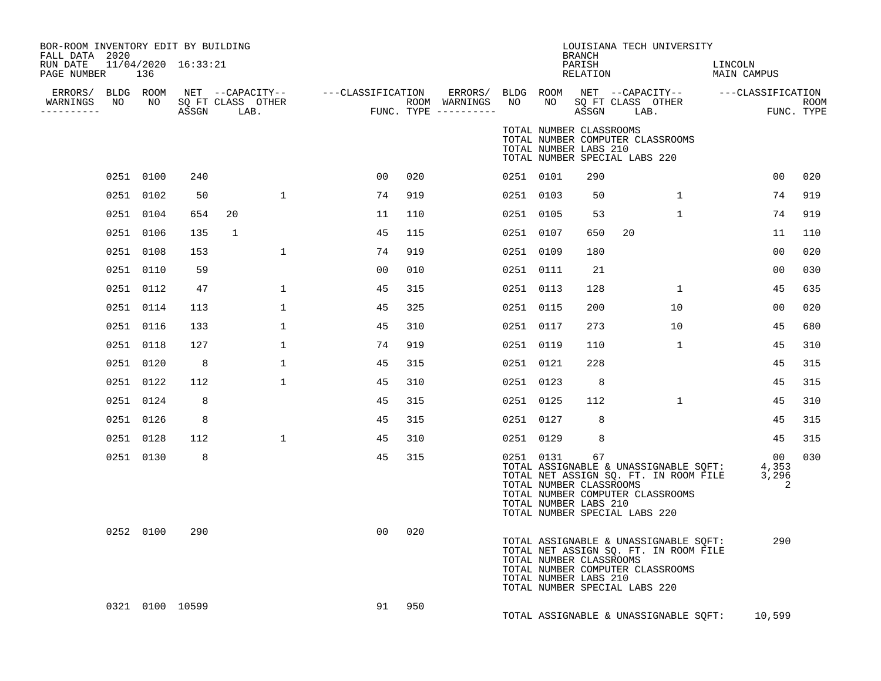BOR-ROOM INVENTORY EDIT BY BUILDING
FALL DATA 2020
RUN DATE 11/04/2020 16:33:21
PAGE NUMBER 136

LOUISIANA TECH UNIVERSITY
BRANCH
PARISH LINCOLN
RELATION MAIN CAMPUS

| ERRORS/ WARNINGS | BLDG NO | ROOM NO | NET SQ FT ASSGN | CAPACITY CLASS LAB. | CAPACITY OTHER | CLASSIFICATION FUNC. | ROOM TYPE | ERRORS/ WARNINGS | BLDG NO | ROOM NO | NET SQ FT ASSGN | CAPACITY CLASS LAB. | CAPACITY OTHER | CLASSIFICATION FUNC. | ROOM TYPE |
|---|---|---|---|---|---|---|---|---|---|---|---|---|---|---|---|
| | | | | | | | | | TOTAL NUMBER CLASSROOMS<br>TOTAL NUMBER COMPUTER CLASSROOMS<br>TOTAL NUMBER LABS 210<br>TOTAL NUMBER SPECIAL LABS 220 | | | | | | |
| | 0251 | 0100 | 240 | | | 00 | 020 | | 0251 | 0101 | 290 | | | 00 | 020 |
| | 0251 | 0102 | 50 | | 1 | 74 | 919 | | 0251 | 0103 | 50 | | 1 | 74 | 919 |
| | 0251 | 0104 | 654 | 20 | | 11 | 110 | | 0251 | 0105 | 53 | | 1 | 74 | 919 |
| | 0251 | 0106 | 135 | 1 | | 45 | 115 | | 0251 | 0107 | 650 | 20 | | 11 | 110 |
| | 0251 | 0108 | 153 | | 1 | 74 | 919 | | 0251 | 0109 | 180 | | | 00 | 020 |
| | 0251 | 0110 | 59 | | | 00 | 010 | | 0251 | 0111 | 21 | | | 00 | 030 |
| | 0251 | 0112 | 47 | | 1 | 45 | 315 | | 0251 | 0113 | 128 | | 1 | 45 | 635 |
| | 0251 | 0114 | 113 | | 1 | 45 | 325 | | 0251 | 0115 | 200 | | 10 | 00 | 020 |
| | 0251 | 0116 | 133 | | 1 | 45 | 310 | | 0251 | 0117 | 273 | | 10 | 45 | 680 |
| | 0251 | 0118 | 127 | | 1 | 74 | 919 | | 0251 | 0119 | 110 | | 1 | 45 | 310 |
| | 0251 | 0120 | 8 | | 1 | 45 | 315 | | 0251 | 0121 | 228 | | | 45 | 315 |
| | 0251 | 0122 | 112 | | 1 | 45 | 310 | | 0251 | 0123 | 8 | | | 45 | 315 |
| | 0251 | 0124 | 8 | | | 45 | 315 | | 0251 | 0125 | 112 | | 1 | 45 | 310 |
| | 0251 | 0126 | 8 | | | 45 | 315 | | 0251 | 0127 | 8 | | | 45 | 315 |
| | 0251 | 0128 | 112 | | 1 | 45 | 310 | | 0251 | 0129 | 8 | | | 45 | 315 |
| | 0251 | 0130 | 8 | | | 45 | 315 | | 0251 | 0131 | 67 | | | 00 | 030 |
| | | | | | | | | | TOTAL ASSIGNABLE & UNASSIGNABLE SQFT:<br>TOTAL NET ASSIGN SQ. FT. IN ROOM FILE<br>TOTAL NUMBER CLASSROOMS<br>TOTAL NUMBER COMPUTER CLASSROOMS<br>TOTAL NUMBER LABS 210<br>TOTAL NUMBER SPECIAL LABS 220 | | | | | 4,353<br>3,296<br>2 | |
| | 0252 | 0100 | 290 | | | 00 | 020 | | | | | | | | |
| | | | | | | | | | TOTAL ASSIGNABLE & UNASSIGNABLE SQFT:<br>TOTAL NET ASSIGN SQ. FT. IN ROOM FILE<br>TOTAL NUMBER CLASSROOMS<br>TOTAL NUMBER COMPUTER CLASSROOMS<br>TOTAL NUMBER LABS 210<br>TOTAL NUMBER SPECIAL LABS 220 | | | | | 290 | |
| | 0321 | 0100 | 10599 | | | 91 | 950 | | | | | | | | |
| | | | | | | | | | TOTAL ASSIGNABLE & UNASSIGNABLE SQFT: | | | | | 10,599 | |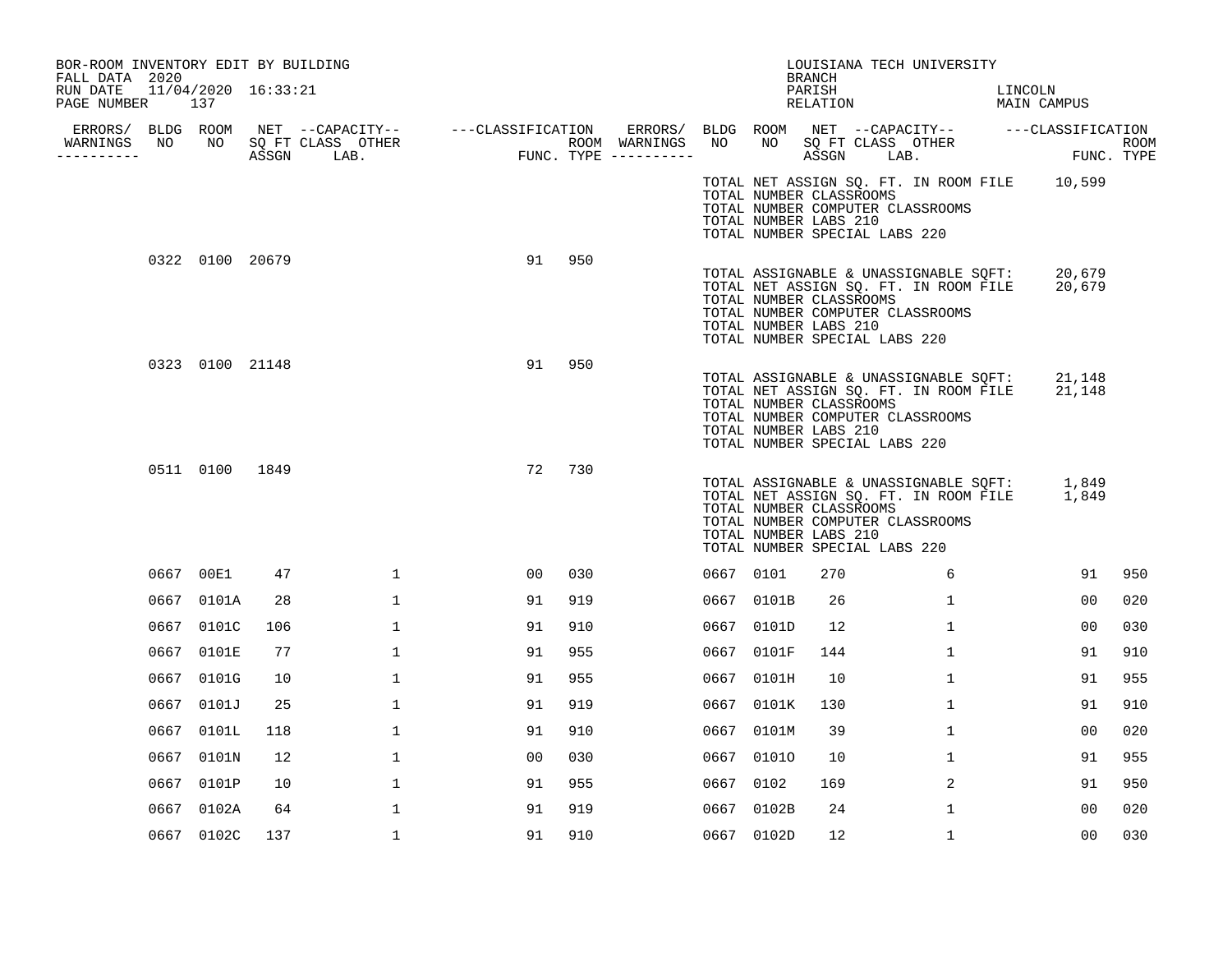BOR-ROOM INVENTORY EDIT BY BUILDING
FALL DATA 2020
RUN DATE 11/04/2020 16:33:21
PAGE NUMBER 137

LOUISIANA TECH UNIVERSITY
BRANCH
PARISH LINCOLN
RELATION MAIN CAMPUS

| ERRORS/ WARNINGS | BLDG NO | ROOM NO | NET SQ FT ASSGN | CAPACITY CLASS LAB. | CAPACITY OTHER | CLASSIFICATION FUNC. | ROOM TYPE | ERRORS/ WARNINGS | BLDG NO | ROOM NO | NET SQ FT ASSGN | CAPACITY CLASS LAB. | CAPACITY OTHER | CLASSIFICATION FUNC. | ROOM TYPE |
|---|---|---|---|---|---|---|---|---|---|---|---|---|---|---|---|
| | | | | | | | | | TOTAL NET ASSIGN SQ. FT. IN ROOM FILE | | 10,599 | | | | |
| | | | | | | | | | TOTAL NUMBER CLASSROOMS | | | | | | |
| | | | | | | | | | TOTAL NUMBER COMPUTER CLASSROOMS | | | | | | |
| | | | | | | | | | TOTAL NUMBER LABS 210 | | | | | | |
| | | | | | | | | | TOTAL NUMBER SPECIAL LABS 220 | | | | | | |
| | 0322 | 0100 | 20679 | | | 91 | 950 | | | | | | | | |
| | | | | | | | | | TOTAL ASSIGNABLE & UNASSIGNABLE SQFT: | | 20,679 | | | | |
| | | | | | | | | | TOTAL NET ASSIGN SQ. FT. IN ROOM FILE | | 20,679 | | | | |
| | | | | | | | | | TOTAL NUMBER CLASSROOMS | | | | | | |
| | | | | | | | | | TOTAL NUMBER COMPUTER CLASSROOMS | | | | | | |
| | | | | | | | | | TOTAL NUMBER LABS 210 | | | | | | |
| | | | | | | | | | TOTAL NUMBER SPECIAL LABS 220 | | | | | | |
| | 0323 | 0100 | 21148 | | | 91 | 950 | | | | | | | | |
| | | | | | | | | | TOTAL ASSIGNABLE & UNASSIGNABLE SQFT: | | 21,148 | | | | |
| | | | | | | | | | TOTAL NET ASSIGN SQ. FT. IN ROOM FILE | | 21,148 | | | | |
| | | | | | | | | | TOTAL NUMBER CLASSROOMS | | | | | | |
| | | | | | | | | | TOTAL NUMBER COMPUTER CLASSROOMS | | | | | | |
| | | | | | | | | | TOTAL NUMBER LABS 210 | | | | | | |
| | | | | | | | | | TOTAL NUMBER SPECIAL LABS 220 | | | | | | |
| | 0511 | 0100 | 1849 | | | 72 | 730 | | | | | | | | |
| | | | | | | | | | TOTAL ASSIGNABLE & UNASSIGNABLE SQFT: | | 1,849 | | | | |
| | | | | | | | | | TOTAL NET ASSIGN SQ. FT. IN ROOM FILE | | 1,849 | | | | |
| | | | | | | | | | TOTAL NUMBER CLASSROOMS | | | | | | |
| | | | | | | | | | TOTAL NUMBER COMPUTER CLASSROOMS | | | | | | |
| | | | | | | | | | TOTAL NUMBER LABS 210 | | | | | | |
| | | | | | | | | | TOTAL NUMBER SPECIAL LABS 220 | | | | | | |
| | 0667 | 00E1 | 47 | | 1 | 00 | 030 | | 0667 | 0101 | 270 | | 6 | 91 | 950 |
| | 0667 | 0101A | 28 | | 1 | 91 | 919 | | 0667 | 0101B | 26 | | 1 | 00 | 020 |
| | 0667 | 0101C | 106 | | 1 | 91 | 910 | | 0667 | 0101D | 12 | | 1 | 00 | 030 |
| | 0667 | 0101E | 77 | | 1 | 91 | 955 | | 0667 | 0101F | 144 | | 1 | 91 | 910 |
| | 0667 | 0101G | 10 | | 1 | 91 | 955 | | 0667 | 0101H | 10 | | 1 | 91 | 955 |
| | 0667 | 0101J | 25 | | 1 | 91 | 919 | | 0667 | 0101K | 130 | | 1 | 91 | 910 |
| | 0667 | 0101L | 118 | | 1 | 91 | 910 | | 0667 | 0101M | 39 | | 1 | 00 | 020 |
| | 0667 | 0101N | 12 | | 1 | 00 | 030 | | 0667 | 0101O | 10 | | 1 | 91 | 955 |
| | 0667 | 0101P | 10 | | 1 | 91 | 955 | | 0667 | 0102 | 169 | | 2 | 91 | 950 |
| | 0667 | 0102A | 64 | | 1 | 91 | 919 | | 0667 | 0102B | 24 | | 1 | 00 | 020 |
| | 0667 | 0102C | 137 | | 1 | 91 | 910 | | 0667 | 0102D | 12 | | 1 | 00 | 030 |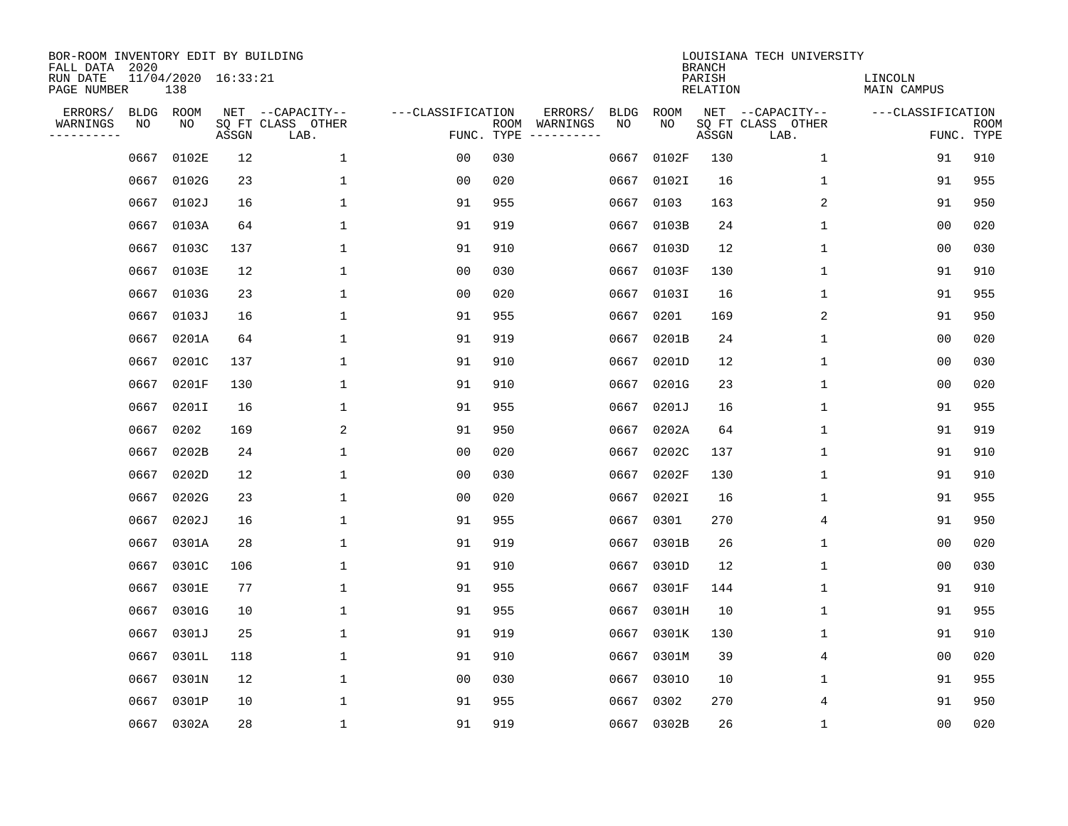BOR-ROOM INVENTORY EDIT BY BUILDING
FALL DATA 2020
RUN DATE 11/04/2020 16:33:21
PAGE NUMBER 138

LOUISIANA TECH UNIVERSITY
BRANCH
PARISH LINCOLN
RELATION MAIN CAMPUS

| ERRORS/ WARNINGS | BLDG NO | ROOM NO | NET SQ FT ASSGN | CAPACITY CLASS LAB. | CAPACITY OTHER | CLASSIFICATION FUNC. | ROOM TYPE | ERRORS/ WARNINGS | BLDG NO | ROOM NO | NET SQ FT ASSGN | CAPACITY CLASS LAB. | CAPACITY OTHER | CLASSIFICATION FUNC. | ROOM TYPE |
|---|---|---|---|---|---|---|---|---|---|---|---|---|---|---|---|
| | 0667 | 0102E | 12 | | 1 | 00 | 030 | | 0667 | 0102F | 130 | | 1 | 91 | 910 |
| | 0667 | 0102G | 23 | | 1 | 00 | 020 | | 0667 | 0102I | 16 | | 1 | 91 | 955 |
| | 0667 | 0102J | 16 | | 1 | 91 | 955 | | 0667 | 0103 | 163 | | 2 | 91 | 950 |
| | 0667 | 0103A | 64 | | 1 | 91 | 919 | | 0667 | 0103B | 24 | | 1 | 00 | 020 |
| | 0667 | 0103C | 137 | | 1 | 91 | 910 | | 0667 | 0103D | 12 | | 1 | 00 | 030 |
| | 0667 | 0103E | 12 | | 1 | 00 | 030 | | 0667 | 0103F | 130 | | 1 | 91 | 910 |
| | 0667 | 0103G | 23 | | 1 | 00 | 020 | | 0667 | 0103I | 16 | | 1 | 91 | 955 |
| | 0667 | 0103J | 16 | | 1 | 91 | 955 | | 0667 | 0201 | 169 | | 2 | 91 | 950 |
| | 0667 | 0201A | 64 | | 1 | 91 | 919 | | 0667 | 0201B | 24 | | 1 | 00 | 020 |
| | 0667 | 0201C | 137 | | 1 | 91 | 910 | | 0667 | 0201D | 12 | | 1 | 00 | 030 |
| | 0667 | 0201F | 130 | | 1 | 91 | 910 | | 0667 | 0201G | 23 | | 1 | 00 | 020 |
| | 0667 | 0201I | 16 | | 1 | 91 | 955 | | 0667 | 0201J | 16 | | 1 | 91 | 955 |
| | 0667 | 0202 | 169 | | 2 | 91 | 950 | | 0667 | 0202A | 64 | | 1 | 91 | 919 |
| | 0667 | 0202B | 24 | | 1 | 00 | 020 | | 0667 | 0202C | 137 | | 1 | 91 | 910 |
| | 0667 | 0202D | 12 | | 1 | 00 | 030 | | 0667 | 0202F | 130 | | 1 | 91 | 910 |
| | 0667 | 0202G | 23 | | 1 | 00 | 020 | | 0667 | 0202I | 16 | | 1 | 91 | 955 |
| | 0667 | 0202J | 16 | | 1 | 91 | 955 | | 0667 | 0301 | 270 | | 4 | 91 | 950 |
| | 0667 | 0301A | 28 | | 1 | 91 | 919 | | 0667 | 0301B | 26 | | 1 | 00 | 020 |
| | 0667 | 0301C | 106 | | 1 | 91 | 910 | | 0667 | 0301D | 12 | | 1 | 00 | 030 |
| | 0667 | 0301E | 77 | | 1 | 91 | 955 | | 0667 | 0301F | 144 | | 1 | 91 | 910 |
| | 0667 | 0301G | 10 | | 1 | 91 | 955 | | 0667 | 0301H | 10 | | 1 | 91 | 955 |
| | 0667 | 0301J | 25 | | 1 | 91 | 919 | | 0667 | 0301K | 130 | | 1 | 91 | 910 |
| | 0667 | 0301L | 118 | | 1 | 91 | 910 | | 0667 | 0301M | 39 | | 4 | 00 | 020 |
| | 0667 | 0301N | 12 | | 1 | 00 | 030 | | 0667 | 0301O | 10 | | 1 | 91 | 955 |
| | 0667 | 0301P | 10 | | 1 | 91 | 955 | | 0667 | 0302 | 270 | | 4 | 91 | 950 |
| | 0667 | 0302A | 28 | | 1 | 91 | 919 | | 0667 | 0302B | 26 | | 1 | 00 | 020 |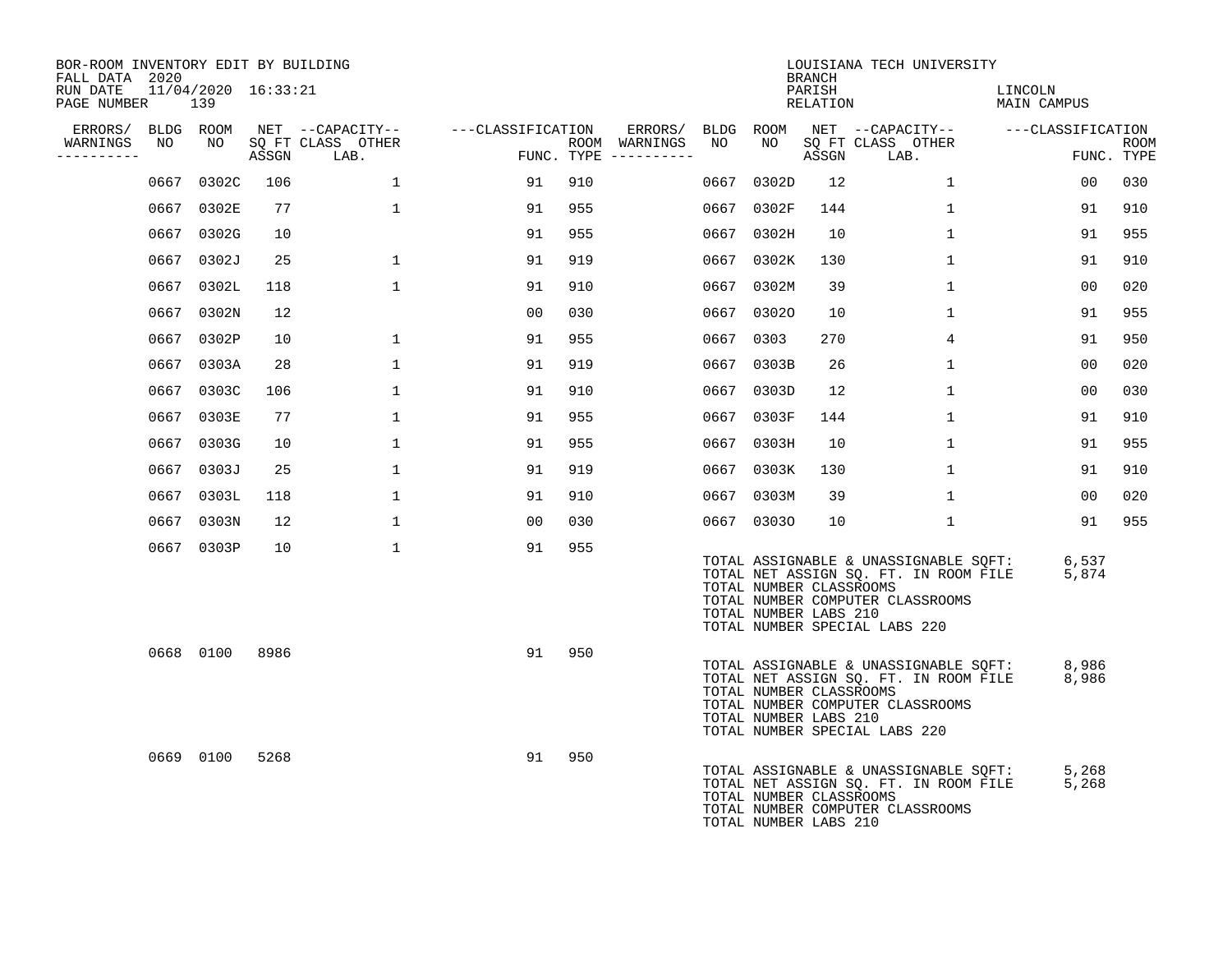BOR-ROOM INVENTORY EDIT BY BUILDING
FALL DATA 2020
RUN DATE 11/04/2020 16:33:21
PAGE NUMBER 139

LOUISIANA TECH UNIVERSITY
BRANCH
PARISH LINCOLN
RELATION MAIN CAMPUS

| ERRORS/ WARNINGS | BLDG NO | ROOM NO | NET SQ FT ASSGN | CAPACITY CLASS LAB. | CAPACITY OTHER | CLASSIFICATION FUNC. | ROOM TYPE | ERRORS/ WARNINGS | BLDG NO | ROOM NO | NET SQ FT ASSGN | CAPACITY CLASS LAB. | CAPACITY OTHER | CLASSIFICATION FUNC. | ROOM TYPE |
|---|---|---|---|---|---|---|---|---|---|---|---|---|---|---|---|
| | 0667 | 0302C | 106 | | 1 | 91 | 910 | | 0667 | 0302D | 12 | | 1 | 00 | 030 |
| | 0667 | 0302E | 77 | | 1 | 91 | 955 | | 0667 | 0302F | 144 | | 1 | 91 | 910 |
| | 0667 | 0302G | 10 | | | 91 | 955 | | 0667 | 0302H | 10 | | 1 | 91 | 955 |
| | 0667 | 0302J | 25 | | 1 | 91 | 919 | | 0667 | 0302K | 130 | | 1 | 91 | 910 |
| | 0667 | 0302L | 118 | | 1 | 91 | 910 | | 0667 | 0302M | 39 | | 1 | 00 | 020 |
| | 0667 | 0302N | 12 | | | 00 | 030 | | 0667 | 0302O | 10 | | 1 | 91 | 955 |
| | 0667 | 0302P | 10 | | 1 | 91 | 955 | | 0667 | 0303 | 270 | | 4 | 91 | 950 |
| | 0667 | 0303A | 28 | | 1 | 91 | 919 | | 0667 | 0303B | 26 | | 1 | 00 | 020 |
| | 0667 | 0303C | 106 | | 1 | 91 | 910 | | 0667 | 0303D | 12 | | 1 | 00 | 030 |
| | 0667 | 0303E | 77 | | 1 | 91 | 955 | | 0667 | 0303F | 144 | | 1 | 91 | 910 |
| | 0667 | 0303G | 10 | | 1 | 91 | 955 | | 0667 | 0303H | 10 | | 1 | 91 | 955 |
| | 0667 | 0303J | 25 | | 1 | 91 | 919 | | 0667 | 0303K | 130 | | 1 | 91 | 910 |
| | 0667 | 0303L | 118 | | 1 | 91 | 910 | | 0667 | 0303M | 39 | | 1 | 00 | 020 |
| | 0667 | 0303N | 12 | | 1 | 00 | 030 | | 0667 | 0303O | 10 | | 1 | 91 | 955 |
| | 0667 | 0303P | 10 | | 1 | 91 | 955 | | | | | | | | |

TOTAL ASSIGNABLE & UNASSIGNABLE SQFT: 6,537
TOTAL NET ASSIGN SQ. FT. IN ROOM FILE 5,874
TOTAL NUMBER CLASSROOMS
TOTAL NUMBER COMPUTER CLASSROOMS
TOTAL NUMBER LABS 210
TOTAL NUMBER SPECIAL LABS 220

| ERRORS/ WARNINGS | BLDG NO | ROOM NO | NET SQ FT ASSGN | CAPACITY CLASS LAB. | CAPACITY OTHER | CLASSIFICATION FUNC. | ROOM TYPE |
|---|---|---|---|---|---|---|---|
| | 0668 | 0100 | 8986 | | | 91 | 950 |

TOTAL ASSIGNABLE & UNASSIGNABLE SQFT: 8,986
TOTAL NET ASSIGN SQ. FT. IN ROOM FILE 8,986
TOTAL NUMBER CLASSROOMS
TOTAL NUMBER COMPUTER CLASSROOMS
TOTAL NUMBER LABS 210
TOTAL NUMBER SPECIAL LABS 220

| ERRORS/ WARNINGS | BLDG NO | ROOM NO | NET SQ FT ASSGN | CAPACITY CLASS LAB. | CAPACITY OTHER | CLASSIFICATION FUNC. | ROOM TYPE |
|---|---|---|---|---|---|---|---|
| | 0669 | 0100 | 5268 | | | 91 | 950 |

TOTAL ASSIGNABLE & UNASSIGNABLE SQFT: 5,268
TOTAL NET ASSIGN SQ. FT. IN ROOM FILE 5,268
TOTAL NUMBER CLASSROOMS
TOTAL NUMBER COMPUTER CLASSROOMS
TOTAL NUMBER LABS 210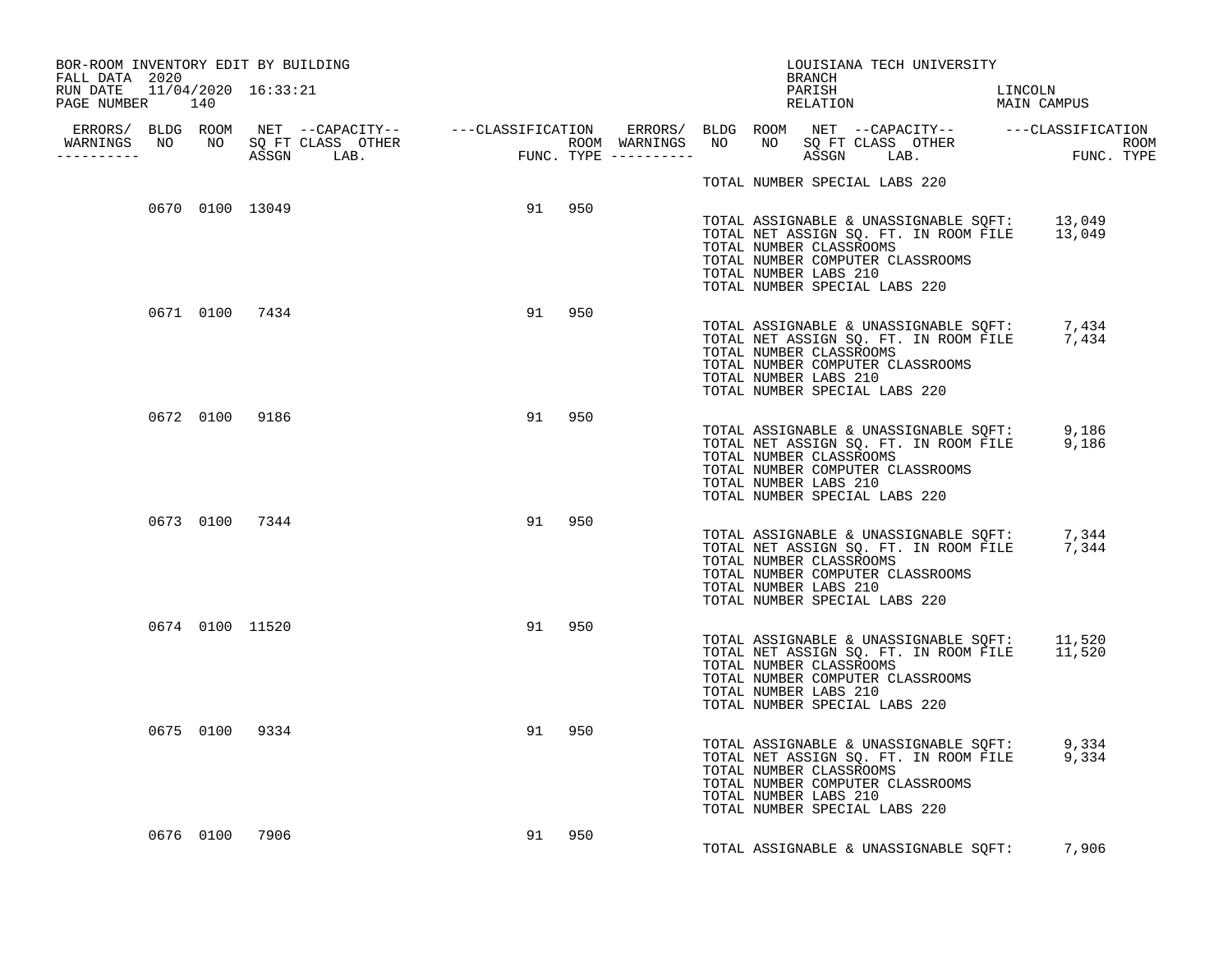BOR-ROOM INVENTORY EDIT BY BUILDING
FALL DATA 2020
RUN DATE 11/04/2020 16:33:21
PAGE NUMBER 140

LOUISIANA TECH UNIVERSITY
BRANCH
PARISH LINCOLN
RELATION MAIN CAMPUS

| ERRORS/ WARNINGS | BLDG NO | ROOM NO | NET SQ FT ASSGN | CAPACITY CLASS LAB. | CAPACITY OTHER | CLASSIFICATION FUNC. | ROOM TYPE |
|---|---|---|---|---|---|---|---|
| | 0670 | 0100 | 13049 | | | 91 | 950 |
| | 0671 | 0100 | 7434 | | | 91 | 950 |
| | 0672 | 0100 | 9186 | | | 91 | 950 |
| | 0673 | 0100 | 7344 | | | 91 | 950 |
| | 0674 | 0100 | 11520 | | | 91 | 950 |
| | 0675 | 0100 | 9334 | | | 91 | 950 |
| | 0676 | 0100 | 7906 | | | 91 | 950 |

TOTAL NUMBER SPECIAL LABS 220

**Building 0670**

TOTAL ASSIGNABLE & UNASSIGNABLE SQFT: 13,049
TOTAL NET ASSIGN SQ. FT. IN ROOM FILE 13,049
TOTAL NUMBER CLASSROOMS
TOTAL NUMBER COMPUTER CLASSROOMS
TOTAL NUMBER LABS 210
TOTAL NUMBER SPECIAL LABS 220

**Building 0671**

TOTAL ASSIGNABLE & UNASSIGNABLE SQFT: 7,434
TOTAL NET ASSIGN SQ. FT. IN ROOM FILE 7,434
TOTAL NUMBER CLASSROOMS
TOTAL NUMBER COMPUTER CLASSROOMS
TOTAL NUMBER LABS 210
TOTAL NUMBER SPECIAL LABS 220

**Building 0672**

TOTAL ASSIGNABLE & UNASSIGNABLE SQFT: 9,186
TOTAL NET ASSIGN SQ. FT. IN ROOM FILE 9,186
TOTAL NUMBER CLASSROOMS
TOTAL NUMBER COMPUTER CLASSROOMS
TOTAL NUMBER LABS 210
TOTAL NUMBER SPECIAL LABS 220

**Building 0673**

TOTAL ASSIGNABLE & UNASSIGNABLE SQFT: 7,344
TOTAL NET ASSIGN SQ. FT. IN ROOM FILE 7,344
TOTAL NUMBER CLASSROOMS
TOTAL NUMBER COMPUTER CLASSROOMS
TOTAL NUMBER LABS 210
TOTAL NUMBER SPECIAL LABS 220

**Building 0674**

TOTAL ASSIGNABLE & UNASSIGNABLE SQFT: 11,520
TOTAL NET ASSIGN SQ. FT. IN ROOM FILE 11,520
TOTAL NUMBER CLASSROOMS
TOTAL NUMBER COMPUTER CLASSROOMS
TOTAL NUMBER LABS 210
TOTAL NUMBER SPECIAL LABS 220

**Building 0675**

TOTAL ASSIGNABLE & UNASSIGNABLE SQFT: 9,334
TOTAL NET ASSIGN SQ. FT. IN ROOM FILE 9,334
TOTAL NUMBER CLASSROOMS
TOTAL NUMBER COMPUTER CLASSROOMS
TOTAL NUMBER LABS 210
TOTAL NUMBER SPECIAL LABS 220

**Building 0676**

TOTAL ASSIGNABLE & UNASSIGNABLE SQFT: 7,906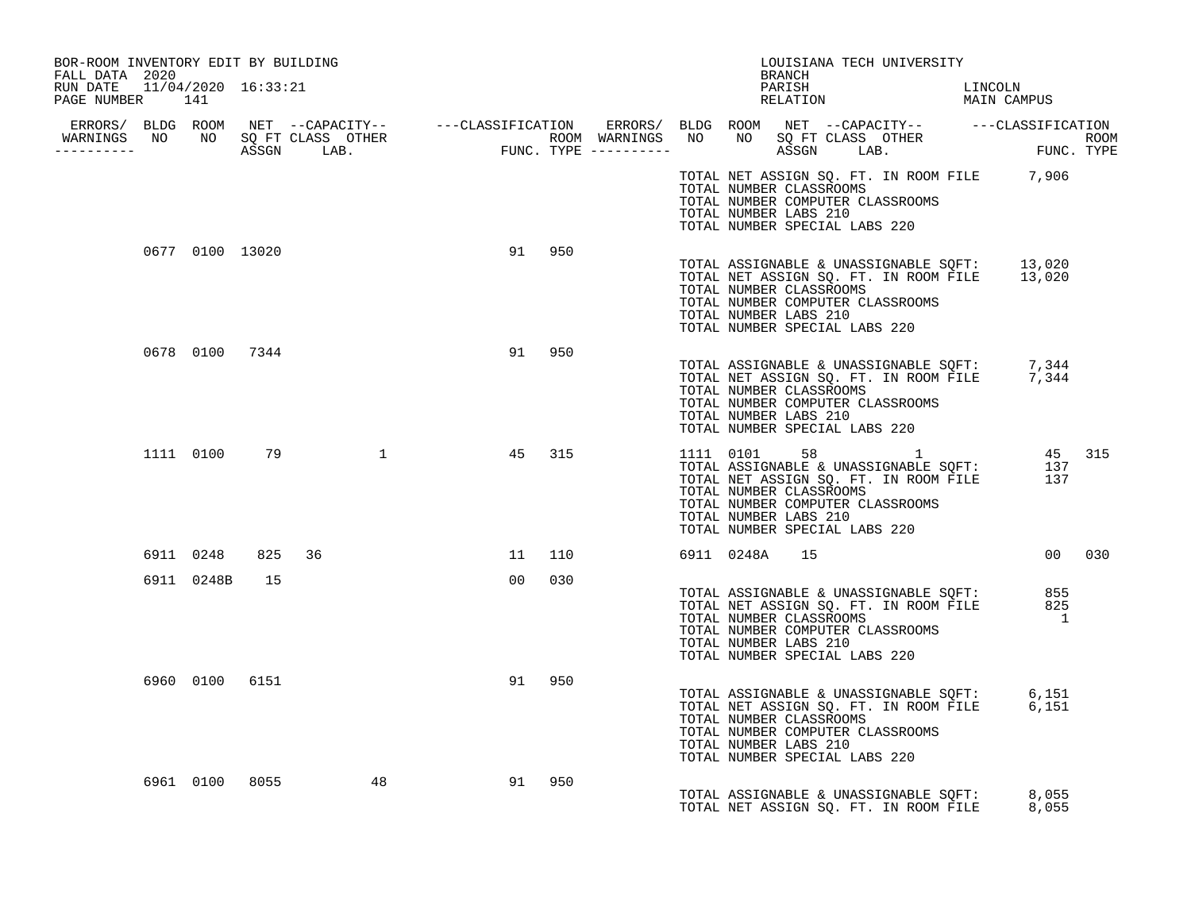BOR-ROOM INVENTORY EDIT BY BUILDING
FALL DATA 2020
RUN DATE 11/04/2020 16:33:21
PAGE NUMBER 141

LOUISIANA TECH UNIVERSITY
BRANCH
PARISH LINCOLN
RELATION MAIN CAMPUS

| ERRORS/ WARNINGS | BLDG NO | ROOM NO | NET SQ FT ASSGN | CAPACITY CLASS LAB. | CAPACITY OTHER | CLASSIFICATION FUNC. | ROOM TYPE | ERRORS/ WARNINGS | BLDG NO | ROOM NO | NET SQ FT ASSGN | CAPACITY CLASS LAB. | CAPACITY OTHER | CLASSIFICATION FUNC. | ROOM TYPE |
|---|---|---|---|---|---|---|---|---|---|---|---|---|---|---|---|
| | | | | | | | | | | | | | | | |

TOTAL NET ASSIGN SQ. FT. IN ROOM FILE 7,906
TOTAL NUMBER CLASSROOMS
TOTAL NUMBER COMPUTER CLASSROOMS
TOTAL NUMBER LABS 210
TOTAL NUMBER SPECIAL LABS 220

| ERRORS/ WARNINGS | BLDG NO | ROOM NO | NET SQ FT ASSGN | CAPACITY CLASS LAB. | CAPACITY OTHER | FUNC. | ROOM TYPE |
|---|---|---|---|---|---|---|---|
| | 0677 | 0100 | 13020 | | | 91 | 950 |

TOTAL ASSIGNABLE & UNASSIGNABLE SQFT: 13,020
TOTAL NET ASSIGN SQ. FT. IN ROOM FILE 13,020
TOTAL NUMBER CLASSROOMS
TOTAL NUMBER COMPUTER CLASSROOMS
TOTAL NUMBER LABS 210
TOTAL NUMBER SPECIAL LABS 220

| ERRORS/ WARNINGS | BLDG NO | ROOM NO | NET SQ FT ASSGN | CAPACITY CLASS LAB. | CAPACITY OTHER | FUNC. | ROOM TYPE |
|---|---|---|---|---|---|---|---|
| | 0678 | 0100 | 7344 | | | 91 | 950 |

TOTAL ASSIGNABLE & UNASSIGNABLE SQFT: 7,344
TOTAL NET ASSIGN SQ. FT. IN ROOM FILE 7,344
TOTAL NUMBER CLASSROOMS
TOTAL NUMBER COMPUTER CLASSROOMS
TOTAL NUMBER LABS 210
TOTAL NUMBER SPECIAL LABS 220

| ERRORS/ WARNINGS | BLDG NO | ROOM NO | NET SQ FT ASSGN | CAPACITY CLASS LAB. | CAPACITY OTHER | FUNC. | ROOM TYPE |
|---|---|---|---|---|---|---|---|
| | 1111 | 0100 | 79 | | 1 | 45 | 315 |
| | 1111 | 0101 | 58 | | 1 | 45 | 315 |

TOTAL ASSIGNABLE & UNASSIGNABLE SQFT: 137
TOTAL NET ASSIGN SQ. FT. IN ROOM FILE 137
TOTAL NUMBER CLASSROOMS
TOTAL NUMBER COMPUTER CLASSROOMS
TOTAL NUMBER LABS 210
TOTAL NUMBER SPECIAL LABS 220

| ERRORS/ WARNINGS | BLDG NO | ROOM NO | NET SQ FT ASSGN | CAPACITY CLASS LAB. | CAPACITY OTHER | FUNC. | ROOM TYPE |
|---|---|---|---|---|---|---|---|
| | 6911 | 0248 | 825 | 36 | | 11 | 110 |
| | 6911 | 0248A | 15 | | | 00 | 030 |
| | 6911 | 0248B | 15 | | | 00 | 030 |

TOTAL ASSIGNABLE & UNASSIGNABLE SQFT: 855
TOTAL NET ASSIGN SQ. FT. IN ROOM FILE 825
TOTAL NUMBER CLASSROOMS 1
TOTAL NUMBER COMPUTER CLASSROOMS
TOTAL NUMBER LABS 210
TOTAL NUMBER SPECIAL LABS 220

| ERRORS/ WARNINGS | BLDG NO | ROOM NO | NET SQ FT ASSGN | CAPACITY CLASS LAB. | CAPACITY OTHER | FUNC. | ROOM TYPE |
|---|---|---|---|---|---|---|---|
| | 6960 | 0100 | 6151 | | | 91 | 950 |

TOTAL ASSIGNABLE & UNASSIGNABLE SQFT: 6,151
TOTAL NET ASSIGN SQ. FT. IN ROOM FILE 6,151
TOTAL NUMBER CLASSROOMS
TOTAL NUMBER COMPUTER CLASSROOMS
TOTAL NUMBER LABS 210
TOTAL NUMBER SPECIAL LABS 220

| ERRORS/ WARNINGS | BLDG NO | ROOM NO | NET SQ FT ASSGN | CAPACITY CLASS LAB. | CAPACITY OTHER | FUNC. | ROOM TYPE |
|---|---|---|---|---|---|---|---|
| | 6961 | 0100 | 8055 | | 48 | 91 | 950 |

TOTAL ASSIGNABLE & UNASSIGNABLE SQFT: 8,055
TOTAL NET ASSIGN SQ. FT. IN ROOM FILE 8,055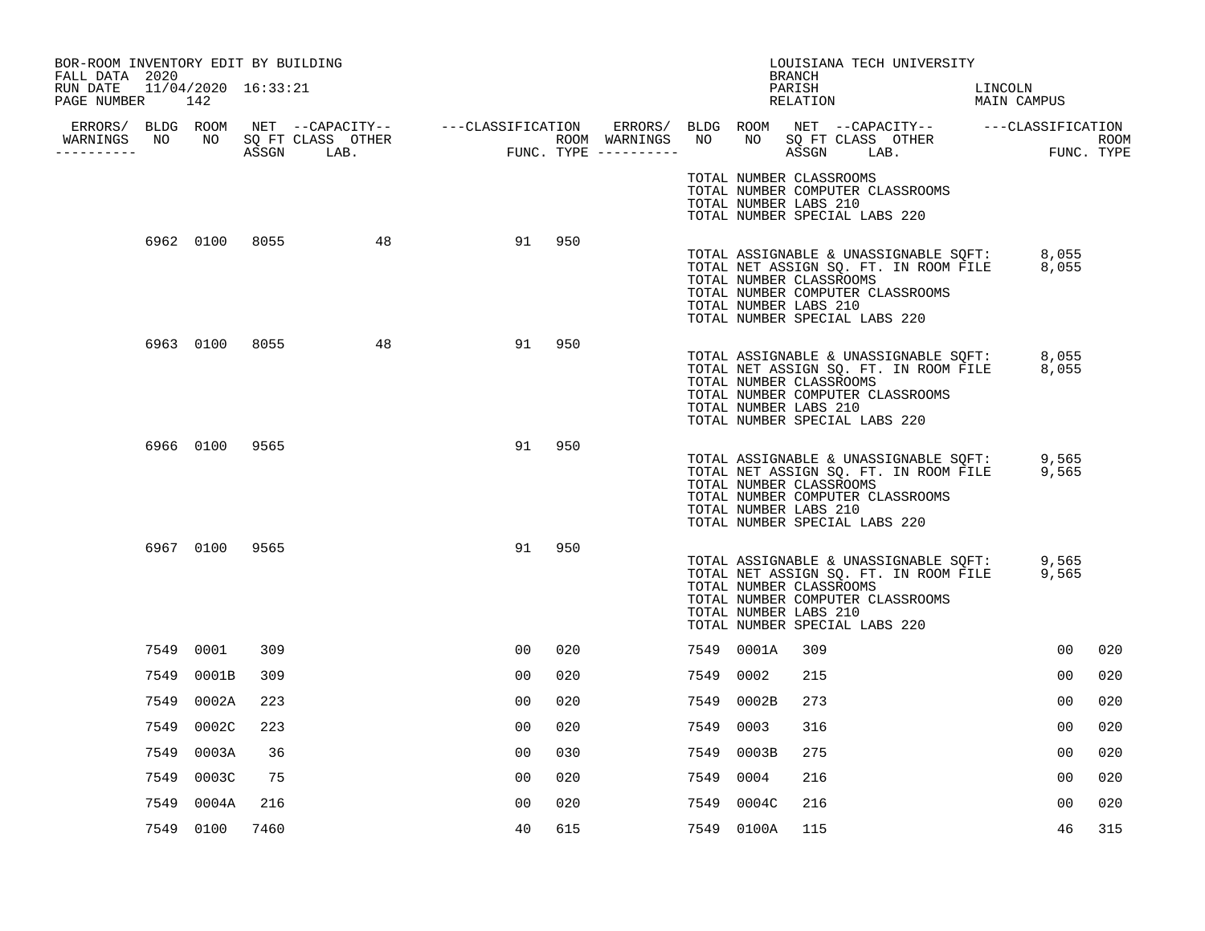BOR-ROOM INVENTORY EDIT BY BUILDING
FALL DATA 2020
RUN DATE 11/04/2020 16:33:21
PAGE NUMBER 142

LOUISIANA TECH UNIVERSITY
BRANCH
PARISH LINCOLN
RELATION MAIN CAMPUS

| ERRORS/ WARNINGS | BLDG NO | ROOM NO | NET SQ FT ASSGN | --CAPACITY-- CLASS LAB. | OTHER | ---CLASSIFICATION FUNC. | ROOM TYPE | ERRORS/ WARNINGS | BLDG NO | ROOM NO | NET SQ FT ASSGN | --CAPACITY-- CLASS LAB. | OTHER | ---CLASSIFICATION FUNC. | ROOM TYPE |
|---|---|---|---|---|---|---|---|---|---|---|---|---|---|---|---|
| | | | | | | | | | TOTAL NUMBER CLASSROOMS<br>TOTAL NUMBER COMPUTER CLASSROOMS<br>TOTAL NUMBER LABS 210<br>TOTAL NUMBER SPECIAL LABS 220 | | | | | | |
| | 6962 | 0100 | 8055 | | 48 | 91 | 950 | | TOTAL ASSIGNABLE & UNASSIGNABLE SQFT: 8,055<br>TOTAL NET ASSIGN SQ. FT. IN ROOM FILE 8,055<br>TOTAL NUMBER CLASSROOMS<br>TOTAL NUMBER COMPUTER CLASSROOMS<br>TOTAL NUMBER LABS 210<br>TOTAL NUMBER SPECIAL LABS 220 | | | | | | |
| | 6963 | 0100 | 8055 | | 48 | 91 | 950 | | TOTAL ASSIGNABLE & UNASSIGNABLE SQFT: 8,055<br>TOTAL NET ASSIGN SQ. FT. IN ROOM FILE 8,055<br>TOTAL NUMBER CLASSROOMS<br>TOTAL NUMBER COMPUTER CLASSROOMS<br>TOTAL NUMBER LABS 210<br>TOTAL NUMBER SPECIAL LABS 220 | | | | | | |
| | 6966 | 0100 | 9565 | | | 91 | 950 | | TOTAL ASSIGNABLE & UNASSIGNABLE SQFT: 9,565<br>TOTAL NET ASSIGN SQ. FT. IN ROOM FILE 9,565<br>TOTAL NUMBER CLASSROOMS<br>TOTAL NUMBER COMPUTER CLASSROOMS<br>TOTAL NUMBER LABS 210<br>TOTAL NUMBER SPECIAL LABS 220 | | | | | | |
| | 6967 | 0100 | 9565 | | | 91 | 950 | | TOTAL ASSIGNABLE & UNASSIGNABLE SQFT: 9,565<br>TOTAL NET ASSIGN SQ. FT. IN ROOM FILE 9,565<br>TOTAL NUMBER CLASSROOMS<br>TOTAL NUMBER COMPUTER CLASSROOMS<br>TOTAL NUMBER LABS 210<br>TOTAL NUMBER SPECIAL LABS 220 | | | | | | |
| | 7549 | 0001 | 309 | | | 00 | 020 | | 7549 | 0001A | 309 | | | 00 | 020 |
| | 7549 | 0001B | 309 | | | 00 | 020 | | 7549 | 0002 | 215 | | | 00 | 020 |
| | 7549 | 0002A | 223 | | | 00 | 020 | | 7549 | 0002B | 273 | | | 00 | 020 |
| | 7549 | 0002C | 223 | | | 00 | 020 | | 7549 | 0003 | 316 | | | 00 | 020 |
| | 7549 | 0003A | 36 | | | 00 | 030 | | 7549 | 0003B | 275 | | | 00 | 020 |
| | 7549 | 0003C | 75 | | | 00 | 020 | | 7549 | 0004 | 216 | | | 00 | 020 |
| | 7549 | 0004A | 216 | | | 00 | 020 | | 7549 | 0004C | 216 | | | 00 | 020 |
| | 7549 | 0100 | 7460 | | | 40 | 615 | | 7549 | 0100A | 115 | | | 46 | 315 |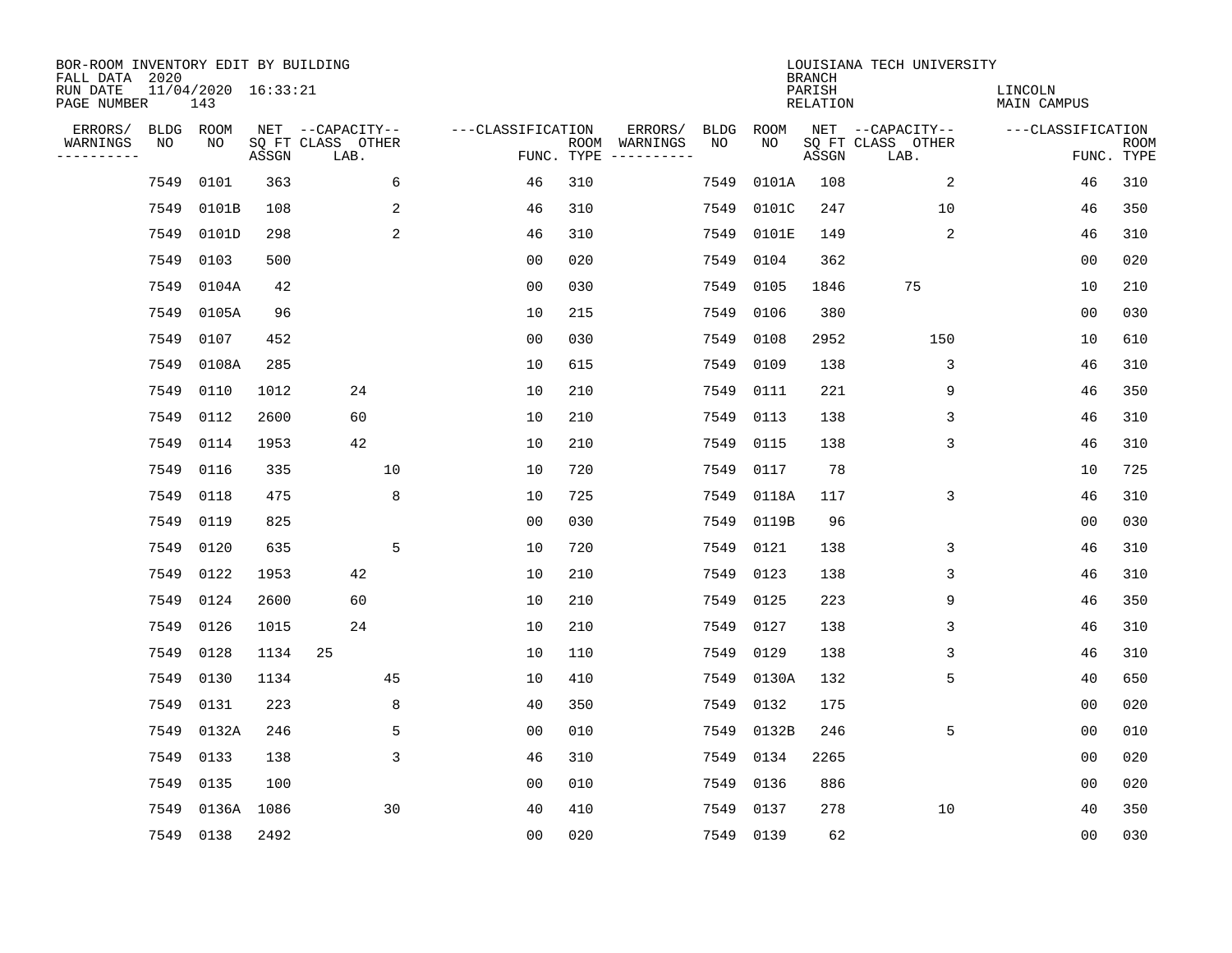BOR-ROOM INVENTORY EDIT BY BUILDING
FALL DATA 2020
RUN DATE 11/04/2020 16:33:21
PAGE NUMBER 143

LOUISIANA TECH UNIVERSITY
BRANCH
PARISH LINCOLN
RELATION MAIN CAMPUS

| ERRORS/ WARNINGS | BLDG NO | ROOM NO | NET SQ FT ASSGN | CAPACITY CLASS | CAPACITY LAB. | CAPACITY OTHER | CLASSIFICATION FUNC. | ROOM TYPE | ERRORS/ WARNINGS | BLDG NO | ROOM NO | NET SQ FT ASSGN | CAPACITY CLASS | CAPACITY LAB. | CAPACITY OTHER | CLASSIFICATION FUNC. | ROOM TYPE |
|---|---|---|---|---|---|---|---|---|---|---|---|---|---|---|---|---|---|
| | 7549 | 0101 | 363 | | | 6 | 46 | 310 | | 7549 | 0101A | 108 | | | 2 | 46 | 310 |
| | 7549 | 0101B | 108 | | | 2 | 46 | 310 | | 7549 | 0101C | 247 | | | 10 | 46 | 350 |
| | 7549 | 0101D | 298 | | | 2 | 46 | 310 | | 7549 | 0101E | 149 | | | 2 | 46 | 310 |
| | 7549 | 0103 | 500 | | | | 00 | 020 | | 7549 | 0104 | 362 | | | | 00 | 020 |
| | 7549 | 0104A | 42 | | | | 00 | 030 | | 7549 | 0105 | 1846 | | 75 | | 10 | 210 |
| | 7549 | 0105A | 96 | | | | 10 | 215 | | 7549 | 0106 | 380 | | | | 00 | 030 |
| | 7549 | 0107 | 452 | | | | 00 | 030 | | 7549 | 0108 | 2952 | | | 150 | 10 | 610 |
| | 7549 | 0108A | 285 | | | | 10 | 615 | | 7549 | 0109 | 138 | | | 3 | 46 | 310 |
| | 7549 | 0110 | 1012 | | 24 | | 10 | 210 | | 7549 | 0111 | 221 | | | 9 | 46 | 350 |
| | 7549 | 0112 | 2600 | | 60 | | 10 | 210 | | 7549 | 0113 | 138 | | | 3 | 46 | 310 |
| | 7549 | 0114 | 1953 | | 42 | | 10 | 210 | | 7549 | 0115 | 138 | | | 3 | 46 | 310 |
| | 7549 | 0116 | 335 | | | 10 | 10 | 720 | | 7549 | 0117 | 78 | | | | 10 | 725 |
| | 7549 | 0118 | 475 | | | 8 | 10 | 725 | | 7549 | 0118A | 117 | | | 3 | 46 | 310 |
| | 7549 | 0119 | 825 | | | | 00 | 030 | | 7549 | 0119B | 96 | | | | 00 | 030 |
| | 7549 | 0120 | 635 | | | 5 | 10 | 720 | | 7549 | 0121 | 138 | | | 3 | 46 | 310 |
| | 7549 | 0122 | 1953 | | 42 | | 10 | 210 | | 7549 | 0123 | 138 | | | 3 | 46 | 310 |
| | 7549 | 0124 | 2600 | | 60 | | 10 | 210 | | 7549 | 0125 | 223 | | | 9 | 46 | 350 |
| | 7549 | 0126 | 1015 | | 24 | | 10 | 210 | | 7549 | 0127 | 138 | | | 3 | 46 | 310 |
| | 7549 | 0128 | 1134 | 25 | | | 10 | 110 | | 7549 | 0129 | 138 | | | 3 | 46 | 310 |
| | 7549 | 0130 | 1134 | | | 45 | 10 | 410 | | 7549 | 0130A | 132 | | | 5 | 40 | 650 |
| | 7549 | 0131 | 223 | | | 8 | 40 | 350 | | 7549 | 0132 | 175 | | | | 00 | 020 |
| | 7549 | 0132A | 246 | | | 5 | 00 | 010 | | 7549 | 0132B | 246 | | | 5 | 00 | 010 |
| | 7549 | 0133 | 138 | | | 3 | 46 | 310 | | 7549 | 0134 | 2265 | | | | 00 | 020 |
| | 7549 | 0135 | 100 | | | | 00 | 010 | | 7549 | 0136 | 886 | | | | 00 | 020 |
| | 7549 | 0136A | 1086 | | | 30 | 40 | 410 | | 7549 | 0137 | 278 | | | 10 | 40 | 350 |
| | 7549 | 0138 | 2492 | | | | 00 | 020 | | 7549 | 0139 | 62 | | | | 00 | 030 |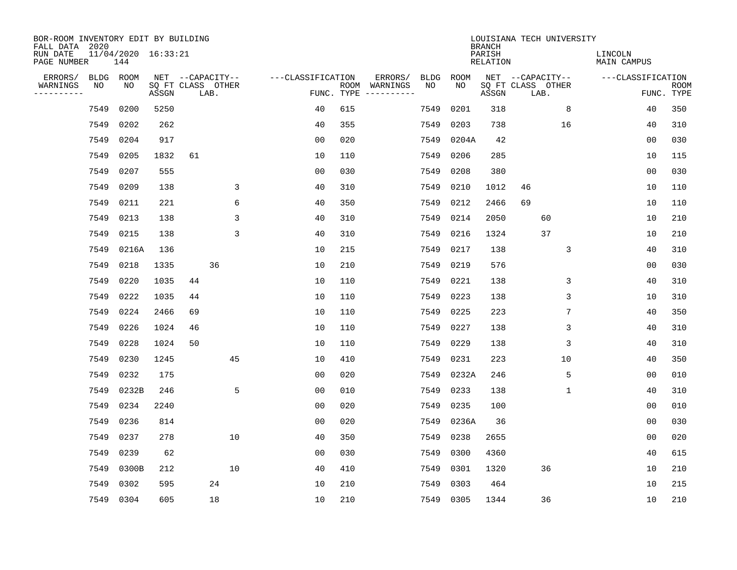BOR-ROOM INVENTORY EDIT BY BUILDING
FALL DATA 2020
RUN DATE 11/04/2020 16:33:21
PAGE NUMBER 144

LOUISIANA TECH UNIVERSITY
BRANCH
PARISH LINCOLN
RELATION MAIN CAMPUS

| ERRORS/ WARNINGS | BLDG NO | ROOM NO | NET SQ FT ASSGN | CAPACITY CLASS | CAPACITY LAB. | CAPACITY OTHER | FUNC. | ROOM TYPE | ERRORS/ WARNINGS | BLDG NO | ROOM NO | NET SQ FT ASSGN | CAPACITY CLASS | CAPACITY LAB. | CAPACITY OTHER | FUNC. | ROOM TYPE |
|---|---|---|---|---|---|---|---|---|---|---|---|---|---|---|---|---|---|
| | 7549 | 0200 | 5250 | | | | 40 | 615 | | 7549 | 0201 | 318 | | | 8 | 40 | 350 |
| | 7549 | 0202 | 262 | | | | 40 | 355 | | 7549 | 0203 | 738 | | | 16 | 40 | 310 |
| | 7549 | 0204 | 917 | | | | 00 | 020 | | 7549 | 0204A | 42 | | | | 00 | 030 |
| | 7549 | 0205 | 1832 | 61 | | | 10 | 110 | | 7549 | 0206 | 285 | | | | 10 | 115 |
| | 7549 | 0207 | 555 | | | | 00 | 030 | | 7549 | 0208 | 380 | | | | 00 | 030 |
| | 7549 | 0209 | 138 | | | 3 | 40 | 310 | | 7549 | 0210 | 1012 | 46 | | | 10 | 110 |
| | 7549 | 0211 | 221 | | | 6 | 40 | 350 | | 7549 | 0212 | 2466 | 69 | | | 10 | 110 |
| | 7549 | 0213 | 138 | | | 3 | 40 | 310 | | 7549 | 0214 | 2050 | | 60 | | 10 | 210 |
| | 7549 | 0215 | 138 | | | 3 | 40 | 310 | | 7549 | 0216 | 1324 | | 37 | | 10 | 210 |
| | 7549 | 0216A | 136 | | | | 10 | 215 | | 7549 | 0217 | 138 | | | 3 | 40 | 310 |
| | 7549 | 0218 | 1335 | | 36 | | 10 | 210 | | 7549 | 0219 | 576 | | | | 00 | 030 |
| | 7549 | 0220 | 1035 | 44 | | | 10 | 110 | | 7549 | 0221 | 138 | | | 3 | 40 | 310 |
| | 7549 | 0222 | 1035 | 44 | | | 10 | 110 | | 7549 | 0223 | 138 | | | 3 | 10 | 310 |
| | 7549 | 0224 | 2466 | 69 | | | 10 | 110 | | 7549 | 0225 | 223 | | | 7 | 40 | 350 |
| | 7549 | 0226 | 1024 | 46 | | | 10 | 110 | | 7549 | 0227 | 138 | | | 3 | 40 | 310 |
| | 7549 | 0228 | 1024 | 50 | | | 10 | 110 | | 7549 | 0229 | 138 | | | 3 | 40 | 310 |
| | 7549 | 0230 | 1245 | | | 45 | 10 | 410 | | 7549 | 0231 | 223 | | | 10 | 40 | 350 |
| | 7549 | 0232 | 175 | | | | 00 | 020 | | 7549 | 0232A | 246 | | | 5 | 00 | 010 |
| | 7549 | 0232B | 246 | | | 5 | 00 | 010 | | 7549 | 0233 | 138 | | | 1 | 40 | 310 |
| | 7549 | 0234 | 2240 | | | | 00 | 020 | | 7549 | 0235 | 100 | | | | 00 | 010 |
| | 7549 | 0236 | 814 | | | | 00 | 020 | | 7549 | 0236A | 36 | | | | 00 | 030 |
| | 7549 | 0237 | 278 | | | 10 | 40 | 350 | | 7549 | 0238 | 2655 | | | | 00 | 020 |
| | 7549 | 0239 | 62 | | | | 00 | 030 | | 7549 | 0300 | 4360 | | | | 40 | 615 |
| | 7549 | 0300B | 212 | | | 10 | 40 | 410 | | 7549 | 0301 | 1320 | | 36 | | 10 | 210 |
| | 7549 | 0302 | 595 | | 24 | | 10 | 210 | | 7549 | 0303 | 464 | | | | 10 | 215 |
| | 7549 | 0304 | 605 | | 18 | | 10 | 210 | | 7549 | 0305 | 1344 | | 36 | | 10 | 210 |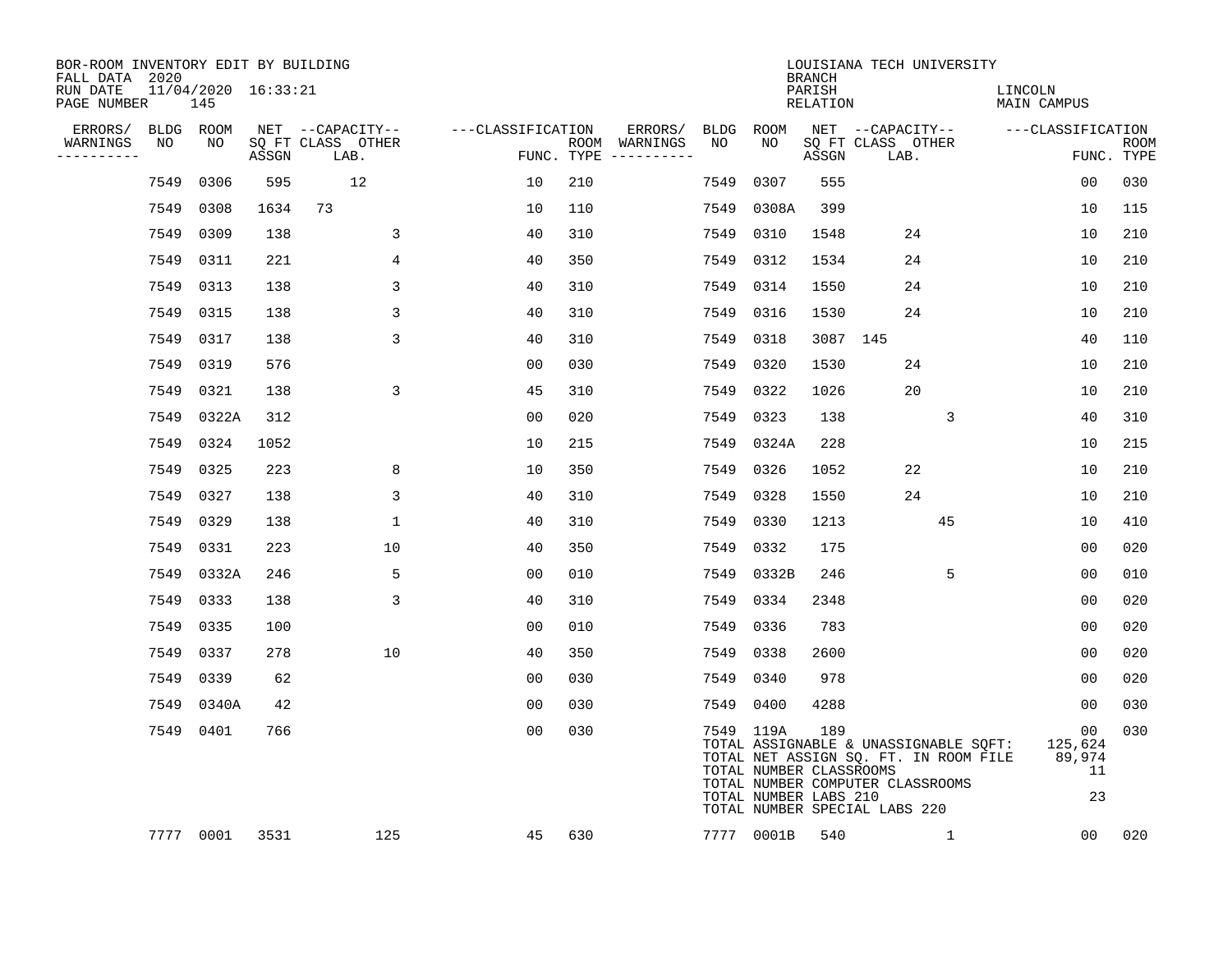BOR-ROOM INVENTORY EDIT BY BUILDING
FALL DATA 2020
RUN DATE 11/04/2020 16:33:21
PAGE NUMBER 145

LOUISIANA TECH UNIVERSITY
BRANCH
PARISH LINCOLN
RELATION MAIN CAMPUS

| ERRORS/ WARNINGS | BLDG NO | ROOM NO | NET SQ FT ASSGN | CAPACITY CLASS LAB. | CAPACITY OTHER | FUNC. | ROOM TYPE | ERRORS/ WARNINGS | BLDG NO | ROOM NO | NET SQ FT ASSGN | CAPACITY CLASS LAB. | CAPACITY OTHER | FUNC. | ROOM TYPE |
|---|---|---|---|---|---|---|---|---|---|---|---|---|---|---|---|
| | 7549 | 0306 | 595 | 12 | | 10 | 210 | | 7549 | 0307 | 555 | | | 00 | 030 |
| | 7549 | 0308 | 1634 | 73 | | 10 | 110 | | 7549 | 0308A | 399 | | | 10 | 115 |
| | 7549 | 0309 | 138 | | 3 | 40 | 310 | | 7549 | 0310 | 1548 | 24 | | 10 | 210 |
| | 7549 | 0311 | 221 | | 4 | 40 | 350 | | 7549 | 0312 | 1534 | 24 | | 10 | 210 |
| | 7549 | 0313 | 138 | | 3 | 40 | 310 | | 7549 | 0314 | 1550 | 24 | | 10 | 210 |
| | 7549 | 0315 | 138 | | 3 | 40 | 310 | | 7549 | 0316 | 1530 | 24 | | 10 | 210 |
| | 7549 | 0317 | 138 | | 3 | 40 | 310 | | 7549 | 0318 | 3087 | 145 | | 40 | 110 |
| | 7549 | 0319 | 576 | | | 00 | 030 | | 7549 | 0320 | 1530 | 24 | | 10 | 210 |
| | 7549 | 0321 | 138 | | 3 | 45 | 310 | | 7549 | 0322 | 1026 | 20 | | 10 | 210 |
| | 7549 | 0322A | 312 | | | 00 | 020 | | 7549 | 0323 | 138 | | 3 | 40 | 310 |
| | 7549 | 0324 | 1052 | | | 10 | 215 | | 7549 | 0324A | 228 | | | 10 | 215 |
| | 7549 | 0325 | 223 | | 8 | 10 | 350 | | 7549 | 0326 | 1052 | 22 | | 10 | 210 |
| | 7549 | 0327 | 138 | | 3 | 40 | 310 | | 7549 | 0328 | 1550 | 24 | | 10 | 210 |
| | 7549 | 0329 | 138 | | 1 | 40 | 310 | | 7549 | 0330 | 1213 | | 45 | 10 | 410 |
| | 7549 | 0331 | 223 | | 10 | 40 | 350 | | 7549 | 0332 | 175 | | | 00 | 020 |
| | 7549 | 0332A | 246 | | 5 | 00 | 010 | | 7549 | 0332B | 246 | | 5 | 00 | 010 |
| | 7549 | 0333 | 138 | | 3 | 40 | 310 | | 7549 | 0334 | 2348 | | | 00 | 020 |
| | 7549 | 0335 | 100 | | | 00 | 010 | | 7549 | 0336 | 783 | | | 00 | 020 |
| | 7549 | 0337 | 278 | | 10 | 40 | 350 | | 7549 | 0338 | 2600 | | | 00 | 020 |
| | 7549 | 0339 | 62 | | | 00 | 030 | | 7549 | 0340 | 978 | | | 00 | 020 |
| | 7549 | 0340A | 42 | | | 00 | 030 | | 7549 | 0400 | 4288 | | | 00 | 030 |
| | 7549 | 0401 | 766 | | | 00 | 030 | | 7549 | 119A | 189 | | | 00 | 030 |
| | 7777 | 0001 | 3531 | | 125 | 45 | 630 | | 7777 | 0001B | 540 | | 1 | 00 | 020 |

TOTAL ASSIGNABLE & UNASSIGNABLE SQFT: 125,624
TOTAL NET ASSIGN SQ. FT. IN ROOM FILE 89,974
TOTAL NUMBER CLASSROOMS 11
TOTAL NUMBER COMPUTER CLASSROOMS
TOTAL NUMBER LABS 210 23
TOTAL NUMBER SPECIAL LABS 220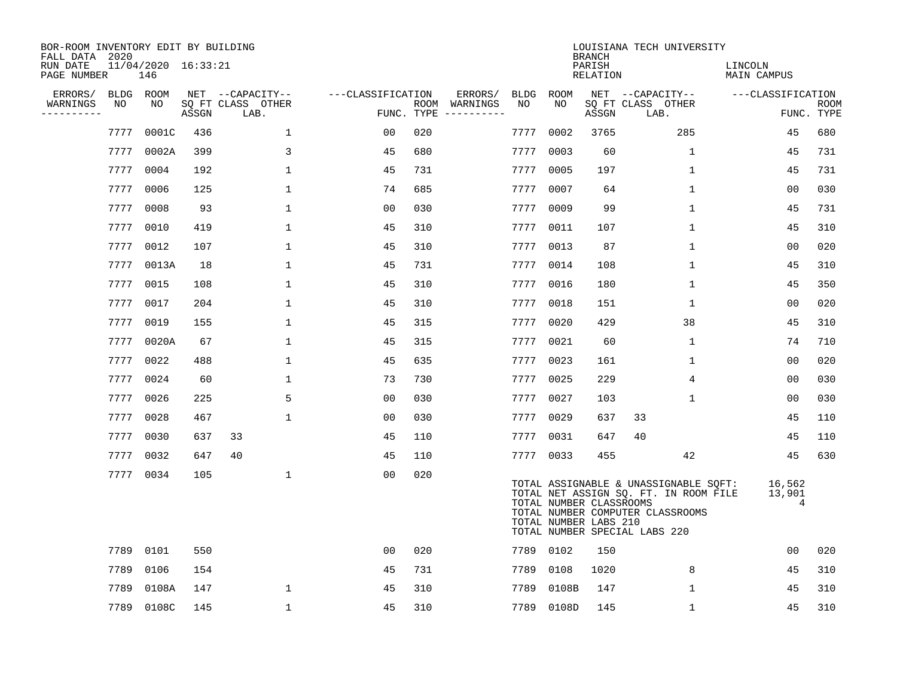BOR-ROOM INVENTORY EDIT BY BUILDING
FALL DATA 2020
RUN DATE 11/04/2020 16:33:21
PAGE NUMBER 146

LOUISIANA TECH UNIVERSITY
BRANCH
PARISH LINCOLN
RELATION MAIN CAMPUS

| ERRORS/ WARNINGS | BLDG NO | ROOM NO | NET SQ FT ASSGN | CAPACITY CLASS | CAPACITY OTHER LAB. | FUNC. | ROOM TYPE | ERRORS/ WARNINGS | BLDG NO | ROOM NO | NET SQ FT ASSGN | CAPACITY CLASS | CAPACITY OTHER LAB. | FUNC. | ROOM TYPE |
|---|---|---|---|---|---|---|---|---|---|---|---|---|---|---|---|
| | 7777 | 0001C | 436 | | 1 | 00 | 020 | | 7777 | 0002 | 3765 | | 285 | 45 | 680 |
| | 7777 | 0002A | 399 | | 3 | 45 | 680 | | 7777 | 0003 | 60 | | 1 | 45 | 731 |
| | 7777 | 0004 | 192 | | 1 | 45 | 731 | | 7777 | 0005 | 197 | | 1 | 45 | 731 |
| | 7777 | 0006 | 125 | | 1 | 74 | 685 | | 7777 | 0007 | 64 | | 1 | 00 | 030 |
| | 7777 | 0008 | 93 | | 1 | 00 | 030 | | 7777 | 0009 | 99 | | 1 | 45 | 731 |
| | 7777 | 0010 | 419 | | 1 | 45 | 310 | | 7777 | 0011 | 107 | | 1 | 45 | 310 |
| | 7777 | 0012 | 107 | | 1 | 45 | 310 | | 7777 | 0013 | 87 | | 1 | 00 | 020 |
| | 7777 | 0013A | 18 | | 1 | 45 | 731 | | 7777 | 0014 | 108 | | 1 | 45 | 310 |
| | 7777 | 0015 | 108 | | 1 | 45 | 310 | | 7777 | 0016 | 180 | | 1 | 45 | 350 |
| | 7777 | 0017 | 204 | | 1 | 45 | 310 | | 7777 | 0018 | 151 | | 1 | 00 | 020 |
| | 7777 | 0019 | 155 | | 1 | 45 | 315 | | 7777 | 0020 | 429 | | 38 | 45 | 310 |
| | 7777 | 0020A | 67 | | 1 | 45 | 315 | | 7777 | 0021 | 60 | | 1 | 74 | 710 |
| | 7777 | 0022 | 488 | | 1 | 45 | 635 | | 7777 | 0023 | 161 | | 1 | 00 | 020 |
| | 7777 | 0024 | 60 | | 1 | 73 | 730 | | 7777 | 0025 | 229 | | 4 | 00 | 030 |
| | 7777 | 0026 | 225 | | 5 | 00 | 030 | | 7777 | 0027 | 103 | | 1 | 00 | 030 |
| | 7777 | 0028 | 467 | | 1 | 00 | 030 | | 7777 | 0029 | 637 | 33 | | 45 | 110 |
| | 7777 | 0030 | 637 | 33 | | 45 | 110 | | 7777 | 0031 | 647 | 40 | | 45 | 110 |
| | 7777 | 0032 | 647 | 40 | | 45 | 110 | | 7777 | 0033 | 455 | | 42 | 45 | 630 |
| | 7777 | 0034 | 105 | | 1 | 00 | 020 | | | | | | | | |

TOTAL ASSIGNABLE & UNASSIGNABLE SQFT: 16,562
TOTAL NET ASSIGN SQ. FT. IN ROOM FILE 13,901
TOTAL NUMBER CLASSROOMS 4
TOTAL NUMBER COMPUTER CLASSROOMS
TOTAL NUMBER LABS 210
TOTAL NUMBER SPECIAL LABS 220

| ERRORS/ WARNINGS | BLDG NO | ROOM NO | NET SQ FT ASSGN | CAPACITY CLASS | CAPACITY OTHER LAB. | FUNC. | ROOM TYPE | ERRORS/ WARNINGS | BLDG NO | ROOM NO | NET SQ FT ASSGN | CAPACITY CLASS | CAPACITY OTHER LAB. | FUNC. | ROOM TYPE |
|---|---|---|---|---|---|---|---|---|---|---|---|---|---|---|---|
| | 7789 | 0101 | 550 | | | 00 | 020 | | 7789 | 0102 | 150 | | | 00 | 020 |
| | 7789 | 0106 | 154 | | | 45 | 731 | | 7789 | 0108 | 1020 | | 8 | 45 | 310 |
| | 7789 | 0108A | 147 | | 1 | 45 | 310 | | 7789 | 0108B | 147 | | 1 | 45 | 310 |
| | 7789 | 0108C | 145 | | 1 | 45 | 310 | | 7789 | 0108D | 145 | | 1 | 45 | 310 |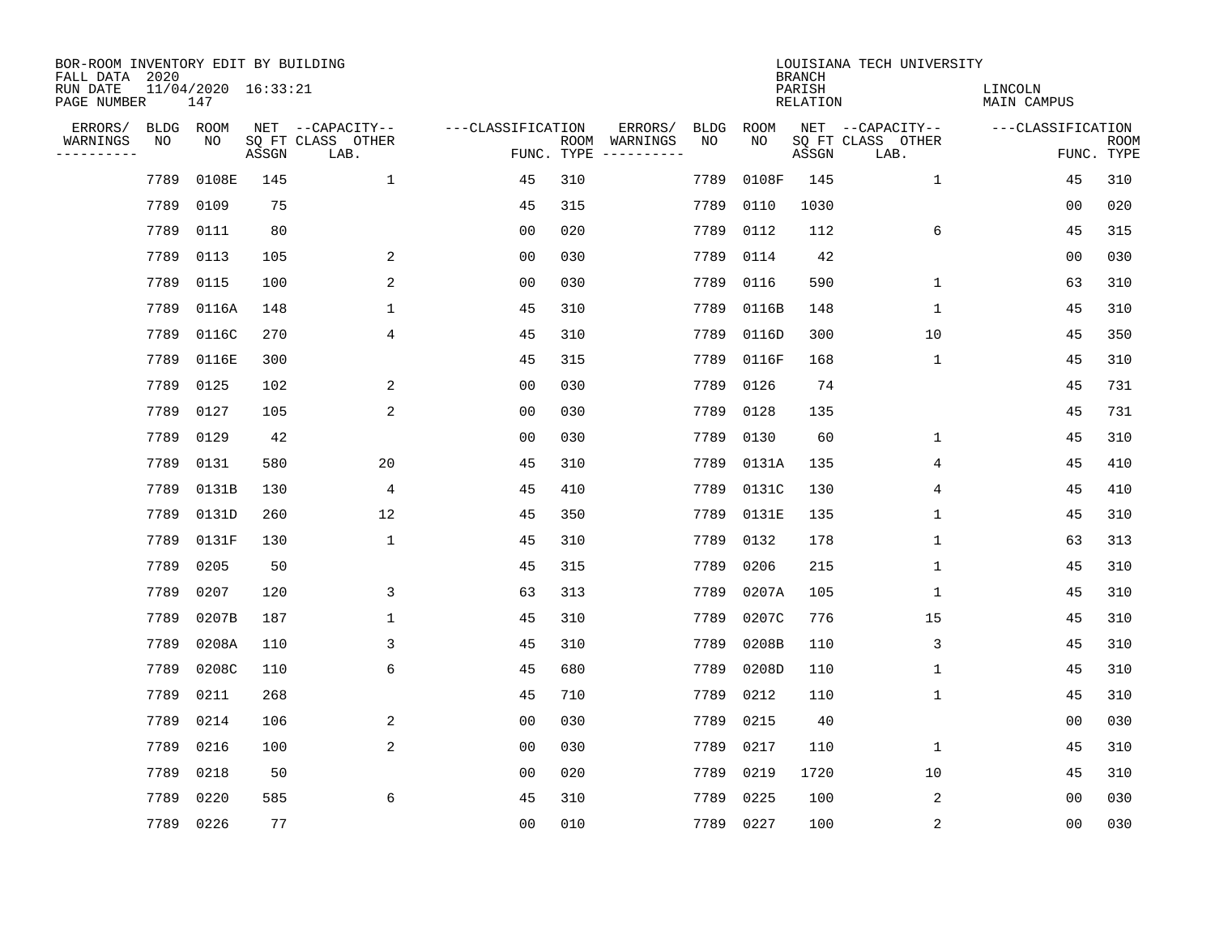BOR-ROOM INVENTORY EDIT BY BUILDING
FALL DATA 2020
RUN DATE 11/04/2020 16:33:21
PAGE NUMBER 147

LOUISIANA TECH UNIVERSITY
BRANCH
PARISH LINCOLN
RELATION MAIN CAMPUS

| ERRORS/ WARNINGS | BLDG NO | ROOM NO | NET SQ FT ASSGN | CAPACITY CLASS LAB. | CAPACITY OTHER | CLASSIFICATION FUNC. | ROOM TYPE | ERRORS/ WARNINGS | BLDG NO | ROOM NO | NET SQ FT ASSGN | CAPACITY CLASS LAB. | CAPACITY OTHER | CLASSIFICATION FUNC. | ROOM TYPE |
|---|---|---|---|---|---|---|---|---|---|---|---|---|---|---|---|
| | 7789 | 0108E | 145 | | 1 | 45 | 310 | | 7789 | 0108F | 145 | | 1 | 45 | 310 |
| | 7789 | 0109 | 75 | | | 45 | 315 | | 7789 | 0110 | 1030 | | | 00 | 020 |
| | 7789 | 0111 | 80 | | | 00 | 020 | | 7789 | 0112 | 112 | | 6 | 45 | 315 |
| | 7789 | 0113 | 105 | | 2 | 00 | 030 | | 7789 | 0114 | 42 | | | 00 | 030 |
| | 7789 | 0115 | 100 | | 2 | 00 | 030 | | 7789 | 0116 | 590 | | 1 | 63 | 310 |
| | 7789 | 0116A | 148 | | 1 | 45 | 310 | | 7789 | 0116B | 148 | | 1 | 45 | 310 |
| | 7789 | 0116C | 270 | | 4 | 45 | 310 | | 7789 | 0116D | 300 | | 10 | 45 | 350 |
| | 7789 | 0116E | 300 | | | 45 | 315 | | 7789 | 0116F | 168 | | 1 | 45 | 310 |
| | 7789 | 0125 | 102 | | 2 | 00 | 030 | | 7789 | 0126 | 74 | | | 45 | 731 |
| | 7789 | 0127 | 105 | | 2 | 00 | 030 | | 7789 | 0128 | 135 | | | 45 | 731 |
| | 7789 | 0129 | 42 | | | 00 | 030 | | 7789 | 0130 | 60 | | 1 | 45 | 310 |
| | 7789 | 0131 | 580 | | 20 | 45 | 310 | | 7789 | 0131A | 135 | | 4 | 45 | 410 |
| | 7789 | 0131B | 130 | | 4 | 45 | 410 | | 7789 | 0131C | 130 | | 4 | 45 | 410 |
| | 7789 | 0131D | 260 | | 12 | 45 | 350 | | 7789 | 0131E | 135 | | 1 | 45 | 310 |
| | 7789 | 0131F | 130 | | 1 | 45 | 310 | | 7789 | 0132 | 178 | | 1 | 63 | 313 |
| | 7789 | 0205 | 50 | | | 45 | 315 | | 7789 | 0206 | 215 | | 1 | 45 | 310 |
| | 7789 | 0207 | 120 | | 3 | 63 | 313 | | 7789 | 0207A | 105 | | 1 | 45 | 310 |
| | 7789 | 0207B | 187 | | 1 | 45 | 310 | | 7789 | 0207C | 776 | | 15 | 45 | 310 |
| | 7789 | 0208A | 110 | | 3 | 45 | 310 | | 7789 | 0208B | 110 | | 3 | 45 | 310 |
| | 7789 | 0208C | 110 | | 6 | 45 | 680 | | 7789 | 0208D | 110 | | 1 | 45 | 310 |
| | 7789 | 0211 | 268 | | | 45 | 710 | | 7789 | 0212 | 110 | | 1 | 45 | 310 |
| | 7789 | 0214 | 106 | | 2 | 00 | 030 | | 7789 | 0215 | 40 | | | 00 | 030 |
| | 7789 | 0216 | 100 | | 2 | 00 | 030 | | 7789 | 0217 | 110 | | 1 | 45 | 310 |
| | 7789 | 0218 | 50 | | | 00 | 020 | | 7789 | 0219 | 1720 | | 10 | 45 | 310 |
| | 7789 | 0220 | 585 | | 6 | 45 | 310 | | 7789 | 0225 | 100 | | 2 | 00 | 030 |
| | 7789 | 0226 | 77 | | | 00 | 010 | | 7789 | 0227 | 100 | | 2 | 00 | 030 |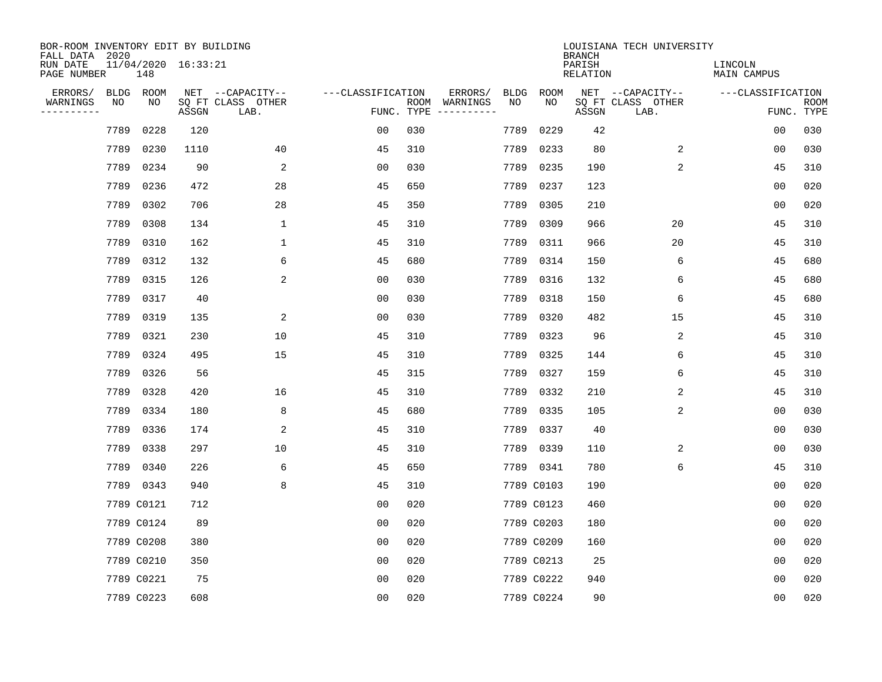BOR-ROOM INVENTORY EDIT BY BUILDING
FALL DATA 2020
RUN DATE 11/04/2020 16:33:21
PAGE NUMBER 148

LOUISIANA TECH UNIVERSITY
BRANCH
PARISH LINCOLN
RELATION MAIN CAMPUS

| ERRORS/ WARNINGS | BLDG NO | ROOM NO | NET SQ FT ASSGN | CAPACITY CLASS LAB. | CAPACITY OTHER | CLASSIFICATION FUNC. | ROOM TYPE | ERRORS/ WARNINGS | BLDG NO | ROOM NO | NET SQ FT ASSGN | CAPACITY CLASS LAB. | CAPACITY OTHER | CLASSIFICATION FUNC. | ROOM TYPE |
|---|---|---|---|---|---|---|---|---|---|---|---|---|---|---|---|
| | 7789 | 0228 | 120 | | | 00 | 030 | | 7789 | 0229 | 42 | | | 00 | 030 |
| | 7789 | 0230 | 1110 | | 40 | 45 | 310 | | 7789 | 0233 | 80 | | 2 | 00 | 030 |
| | 7789 | 0234 | 90 | | 2 | 00 | 030 | | 7789 | 0235 | 190 | | 2 | 45 | 310 |
| | 7789 | 0236 | 472 | | 28 | 45 | 650 | | 7789 | 0237 | 123 | | | 00 | 020 |
| | 7789 | 0302 | 706 | | 28 | 45 | 350 | | 7789 | 0305 | 210 | | | 00 | 020 |
| | 7789 | 0308 | 134 | | 1 | 45 | 310 | | 7789 | 0309 | 966 | | 20 | 45 | 310 |
| | 7789 | 0310 | 162 | | 1 | 45 | 310 | | 7789 | 0311 | 966 | | 20 | 45 | 310 |
| | 7789 | 0312 | 132 | | 6 | 45 | 680 | | 7789 | 0314 | 150 | | 6 | 45 | 680 |
| | 7789 | 0315 | 126 | | 2 | 00 | 030 | | 7789 | 0316 | 132 | | 6 | 45 | 680 |
| | 7789 | 0317 | 40 | | | 00 | 030 | | 7789 | 0318 | 150 | | 6 | 45 | 680 |
| | 7789 | 0319 | 135 | | 2 | 00 | 030 | | 7789 | 0320 | 482 | | 15 | 45 | 310 |
| | 7789 | 0321 | 230 | | 10 | 45 | 310 | | 7789 | 0323 | 96 | | 2 | 45 | 310 |
| | 7789 | 0324 | 495 | | 15 | 45 | 310 | | 7789 | 0325 | 144 | | 6 | 45 | 310 |
| | 7789 | 0326 | 56 | | | 45 | 315 | | 7789 | 0327 | 159 | | 6 | 45 | 310 |
| | 7789 | 0328 | 420 | | 16 | 45 | 310 | | 7789 | 0332 | 210 | | 2 | 45 | 310 |
| | 7789 | 0334 | 180 | | 8 | 45 | 680 | | 7789 | 0335 | 105 | | 2 | 00 | 030 |
| | 7789 | 0336 | 174 | | 2 | 45 | 310 | | 7789 | 0337 | 40 | | | 00 | 030 |
| | 7789 | 0338 | 297 | | 10 | 45 | 310 | | 7789 | 0339 | 110 | | 2 | 00 | 030 |
| | 7789 | 0340 | 226 | | 6 | 45 | 650 | | 7789 | 0341 | 780 | | 6 | 45 | 310 |
| | 7789 | 0343 | 940 | | 8 | 45 | 310 | | 7789 | C0103 | 190 | | | 00 | 020 |
| | 7789 | C0121 | 712 | | | 00 | 020 | | 7789 | C0123 | 460 | | | 00 | 020 |
| | 7789 | C0124 | 89 | | | 00 | 020 | | 7789 | C0203 | 180 | | | 00 | 020 |
| | 7789 | C0208 | 380 | | | 00 | 020 | | 7789 | C0209 | 160 | | | 00 | 020 |
| | 7789 | C0210 | 350 | | | 00 | 020 | | 7789 | C0213 | 25 | | | 00 | 020 |
| | 7789 | C0221 | 75 | | | 00 | 020 | | 7789 | C0222 | 940 | | | 00 | 020 |
| | 7789 | C0223 | 608 | | | 00 | 020 | | 7789 | C0224 | 90 | | | 00 | 020 |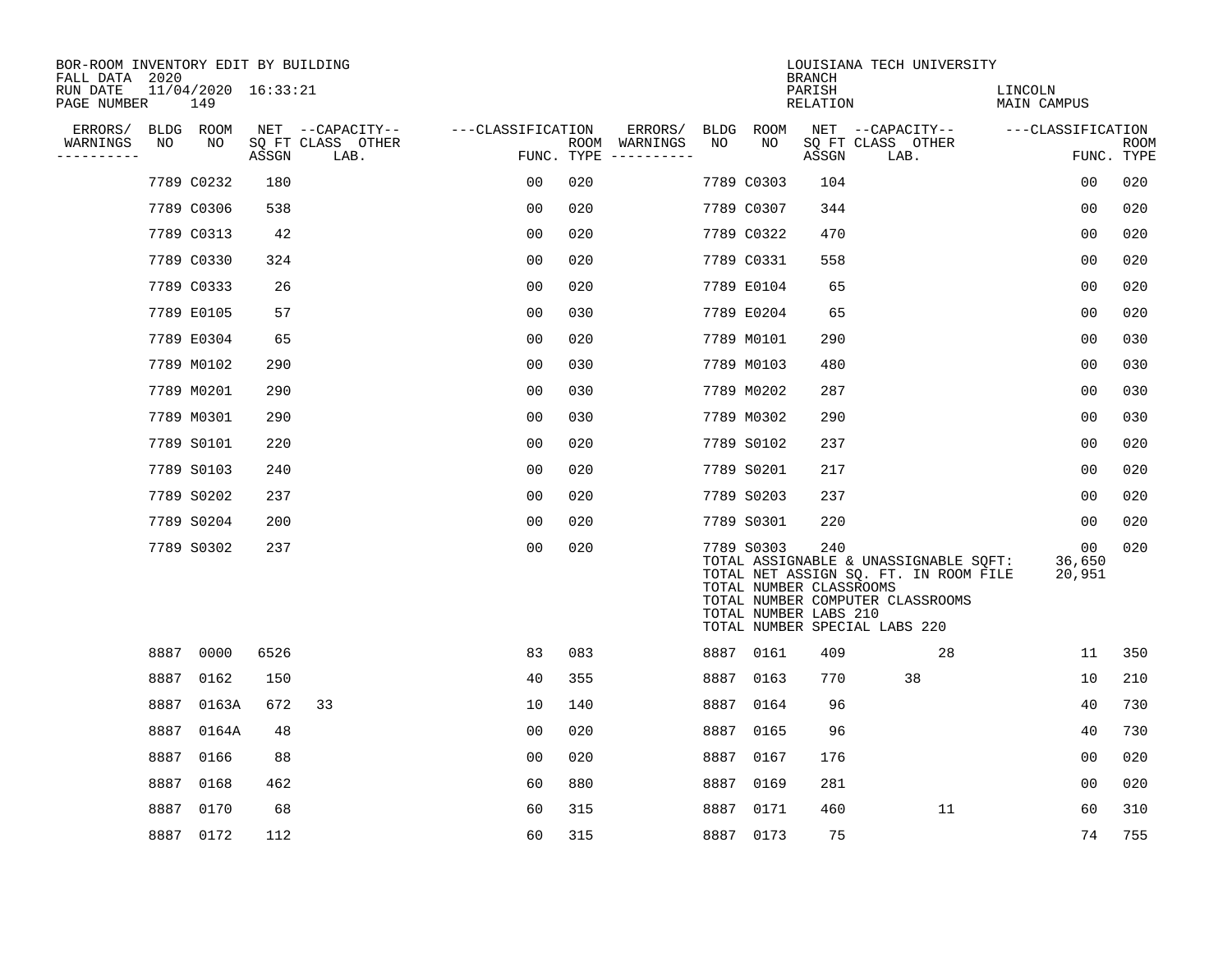BOR-ROOM INVENTORY EDIT BY BUILDING
FALL DATA 2020
RUN DATE 11/04/2020 16:33:21
PAGE NUMBER 149

LOUISIANA TECH UNIVERSITY
BRANCH
PARISH LINCOLN
RELATION MAIN CAMPUS

| ERRORS/ WARNINGS | BLDG NO | ROOM NO | NET SQ FT ASSGN | CAPACITY CLASS LAB. | CAPACITY OTHER | CLASSIFICATION FUNC. | ROOM TYPE | ERRORS/ WARNINGS | BLDG NO | ROOM NO | NET SQ FT ASSGN | CAPACITY CLASS LAB. | CAPACITY OTHER | CLASSIFICATION FUNC. | ROOM TYPE |
|---|---|---|---|---|---|---|---|---|---|---|---|---|---|---|---|
| | 7789 | C0232 | 180 | | | 00 | 020 | | 7789 | C0303 | 104 | | | 00 | 020 |
| | 7789 | C0306 | 538 | | | 00 | 020 | | 7789 | C0307 | 344 | | | 00 | 020 |
| | 7789 | C0313 | 42 | | | 00 | 020 | | 7789 | C0322 | 470 | | | 00 | 020 |
| | 7789 | C0330 | 324 | | | 00 | 020 | | 7789 | C0331 | 558 | | | 00 | 020 |
| | 7789 | C0333 | 26 | | | 00 | 020 | | 7789 | E0104 | 65 | | | 00 | 020 |
| | 7789 | E0105 | 57 | | | 00 | 030 | | 7789 | E0204 | 65 | | | 00 | 020 |
| | 7789 | E0304 | 65 | | | 00 | 020 | | 7789 | M0101 | 290 | | | 00 | 030 |
| | 7789 | M0102 | 290 | | | 00 | 030 | | 7789 | M0103 | 480 | | | 00 | 030 |
| | 7789 | M0201 | 290 | | | 00 | 030 | | 7789 | M0202 | 287 | | | 00 | 030 |
| | 7789 | M0301 | 290 | | | 00 | 030 | | 7789 | M0302 | 290 | | | 00 | 030 |
| | 7789 | S0101 | 220 | | | 00 | 020 | | 7789 | S0102 | 237 | | | 00 | 020 |
| | 7789 | S0103 | 240 | | | 00 | 020 | | 7789 | S0201 | 217 | | | 00 | 020 |
| | 7789 | S0202 | 237 | | | 00 | 020 | | 7789 | S0203 | 237 | | | 00 | 020 |
| | 7789 | S0204 | 200 | | | 00 | 020 | | 7789 | S0301 | 220 | | | 00 | 020 |
| | 7789 | S0302 | 237 | | | 00 | 020 | | 7789 | S0303 | 240 | | | 00 | 020 |

TOTAL ASSIGNABLE & UNASSIGNABLE SQFT: 36,650
TOTAL NET ASSIGN SQ. FT. IN ROOM FILE 20,951
TOTAL NUMBER CLASSROOMS
TOTAL NUMBER COMPUTER CLASSROOMS
TOTAL NUMBER LABS 210
TOTAL NUMBER SPECIAL LABS 220

| ERRORS/ WARNINGS | BLDG NO | ROOM NO | NET SQ FT ASSGN | CAPACITY CLASS LAB. | CAPACITY OTHER | CLASSIFICATION FUNC. | ROOM TYPE | ERRORS/ WARNINGS | BLDG NO | ROOM NO | NET SQ FT ASSGN | CAPACITY CLASS LAB. | CAPACITY OTHER | CLASSIFICATION FUNC. | ROOM TYPE |
|---|---|---|---|---|---|---|---|---|---|---|---|---|---|---|---|
| | 8887 | 0000 | 6526 | | | 83 | 083 | | 8887 | 0161 | 409 | | 28 | 11 | 350 |
| | 8887 | 0162 | 150 | | | 40 | 355 | | 8887 | 0163 | 770 | 38 | | 10 | 210 |
| | 8887 | 0163A | 672 | 33 | | 10 | 140 | | 8887 | 0164 | 96 | | | 40 | 730 |
| | 8887 | 0164A | 48 | | | 00 | 020 | | 8887 | 0165 | 96 | | | 40 | 730 |
| | 8887 | 0166 | 88 | | | 00 | 020 | | 8887 | 0167 | 176 | | | 00 | 020 |
| | 8887 | 0168 | 462 | | | 60 | 880 | | 8887 | 0169 | 281 | | | 00 | 020 |
| | 8887 | 0170 | 68 | | | 60 | 315 | | 8887 | 0171 | 460 | | 11 | 60 | 310 |
| | 8887 | 0172 | 112 | | | 60 | 315 | | 8887 | 0173 | 75 | | | 74 | 755 |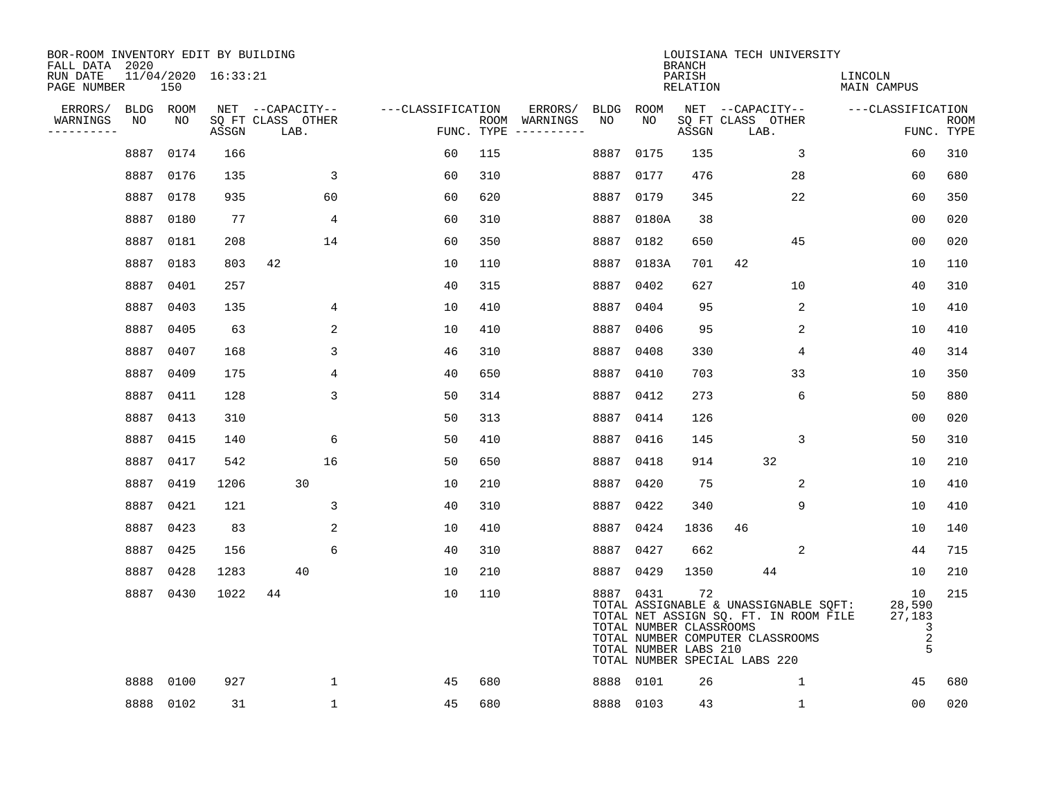BOR-ROOM INVENTORY EDIT BY BUILDING
FALL DATA 2020
RUN DATE 11/04/2020 16:33:21
PAGE NUMBER 150

LOUISIANA TECH UNIVERSITY
BRANCH
PARISH LINCOLN
RELATION MAIN CAMPUS

| ERRORS/ WARNINGS | BLDG NO | ROOM NO | NET SQ FT ASSGN | CAPACITY CLASS LAB. | CAPACITY OTHER | FUNC. | ROOM TYPE | ERRORS/ WARNINGS | BLDG NO | ROOM NO | NET SQ FT ASSGN | CAPACITY CLASS LAB. | CAPACITY OTHER | FUNC. | ROOM TYPE |
|---|---|---|---|---|---|---|---|---|---|---|---|---|---|---|---|
| | 8887 | 0174 | 166 | | | 60 | 115 | | 8887 | 0175 | 135 | | 3 | 60 | 310 |
| | 8887 | 0176 | 135 | | 3 | 60 | 310 | | 8887 | 0177 | 476 | | 28 | 60 | 680 |
| | 8887 | 0178 | 935 | | 60 | 60 | 620 | | 8887 | 0179 | 345 | | 22 | 60 | 350 |
| | 8887 | 0180 | 77 | | 4 | 60 | 310 | | 8887 | 0180A | 38 | | | 00 | 020 |
| | 8887 | 0181 | 208 | | 14 | 60 | 350 | | 8887 | 0182 | 650 | | 45 | 00 | 020 |
| | 8887 | 0183 | 803 | 42 | | 10 | 110 | | 8887 | 0183A | 701 | 42 | | 10 | 110 |
| | 8887 | 0401 | 257 | | | 40 | 315 | | 8887 | 0402 | 627 | | 10 | 40 | 310 |
| | 8887 | 0403 | 135 | | 4 | 10 | 410 | | 8887 | 0404 | 95 | | 2 | 10 | 410 |
| | 8887 | 0405 | 63 | | 2 | 10 | 410 | | 8887 | 0406 | 95 | | 2 | 10 | 410 |
| | 8887 | 0407 | 168 | | 3 | 46 | 310 | | 8887 | 0408 | 330 | | 4 | 40 | 314 |
| | 8887 | 0409 | 175 | | 4 | 40 | 650 | | 8887 | 0410 | 703 | | 33 | 10 | 350 |
| | 8887 | 0411 | 128 | | 3 | 50 | 314 | | 8887 | 0412 | 273 | | 6 | 50 | 880 |
| | 8887 | 0413 | 310 | | | 50 | 313 | | 8887 | 0414 | 126 | | | 00 | 020 |
| | 8887 | 0415 | 140 | | 6 | 50 | 410 | | 8887 | 0416 | 145 | | 3 | 50 | 310 |
| | 8887 | 0417 | 542 | | 16 | 50 | 650 | | 8887 | 0418 | 914 | 32 | | 10 | 210 |
| | 8887 | 0419 | 1206 | 30 | | 10 | 210 | | 8887 | 0420 | 75 | | 2 | 10 | 410 |
| | 8887 | 0421 | 121 | | 3 | 40 | 310 | | 8887 | 0422 | 340 | | 9 | 10 | 410 |
| | 8887 | 0423 | 83 | | 2 | 10 | 410 | | 8887 | 0424 | 1836 | 46 | | 10 | 140 |
| | 8887 | 0425 | 156 | | 6 | 40 | 310 | | 8887 | 0427 | 662 | | 2 | 44 | 715 |
| | 8887 | 0428 | 1283 | 40 | | 10 | 210 | | 8887 | 0429 | 1350 | 44 | | 10 | 210 |
| | 8887 | 0430 | 1022 | 44 | | 10 | 110 | | 8887 | 0431 | 72 | | | 10 | 215 |

TOTAL ASSIGNABLE & UNASSIGNABLE SQFT: 28,590
TOTAL NET ASSIGN SQ. FT. IN ROOM FILE 27,183
TOTAL NUMBER CLASSROOMS 3
TOTAL NUMBER COMPUTER CLASSROOMS 2
TOTAL NUMBER LABS 210 5
TOTAL NUMBER SPECIAL LABS 220

| ERRORS/ WARNINGS | BLDG NO | ROOM NO | NET SQ FT ASSGN | CAPACITY CLASS LAB. | CAPACITY OTHER | FUNC. | ROOM TYPE | ERRORS/ WARNINGS | BLDG NO | ROOM NO | NET SQ FT ASSGN | CAPACITY CLASS LAB. | CAPACITY OTHER | FUNC. | ROOM TYPE |
|---|---|---|---|---|---|---|---|---|---|---|---|---|---|---|---|
| | 8888 | 0100 | 927 | | 1 | 45 | 680 | | 8888 | 0101 | 26 | | 1 | 45 | 680 |
| | 8888 | 0102 | 31 | | 1 | 45 | 680 | | 8888 | 0103 | 43 | | 1 | 00 | 020 |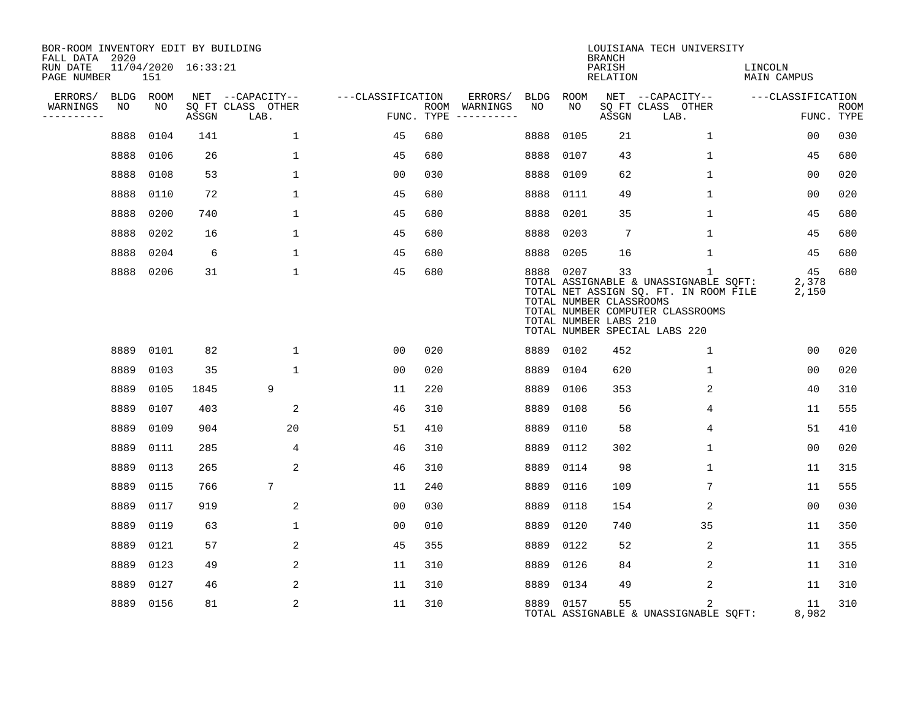BOR-ROOM INVENTORY EDIT BY BUILDING
FALL DATA 2020
RUN DATE 11/04/2020 16:33:21
PAGE NUMBER 151

LOUISIANA TECH UNIVERSITY
BRANCH
PARISH LINCOLN
RELATION MAIN CAMPUS

| ERRORS/ WARNINGS | BLDG NO | ROOM NO | NET ASSGN SQ FT | CAPACITY CLASS LAB. | CAPACITY OTHER | CLASSIFICATION FUNC. | ROOM TYPE | ERRORS/ WARNINGS | BLDG NO | ROOM NO | NET ASSGN SQ FT | CAPACITY CLASS LAB. | CAPACITY OTHER | CLASSIFICATION FUNC. | ROOM TYPE |
|---|---|---|---|---|---|---|---|---|---|---|---|---|---|---|---|
| | 8888 | 0104 | 141 | | 1 | 45 | 680 | | 8888 | 0105 | 21 | | 1 | 00 | 030 |
| | 8888 | 0106 | 26 | | 1 | 45 | 680 | | 8888 | 0107 | 43 | | 1 | 45 | 680 |
| | 8888 | 0108 | 53 | | 1 | 00 | 030 | | 8888 | 0109 | 62 | | 1 | 00 | 020 |
| | 8888 | 0110 | 72 | | 1 | 45 | 680 | | 8888 | 0111 | 49 | | 1 | 00 | 020 |
| | 8888 | 0200 | 740 | | 1 | 45 | 680 | | 8888 | 0201 | 35 | | 1 | 45 | 680 |
| | 8888 | 0202 | 16 | | 1 | 45 | 680 | | 8888 | 0203 | 7 | | 1 | 45 | 680 |
| | 8888 | 0204 | 6 | | 1 | 45 | 680 | | 8888 | 0205 | 16 | | 1 | 45 | 680 |
| | 8888 | 0206 | 31 | | 1 | 45 | 680 | | 8888 | 0207 | 33 | | 1 | 45 | 680 |

TOTAL ASSIGNABLE & UNASSIGNABLE SQFT: 2,378
TOTAL NET ASSIGN SQ. FT. IN ROOM FILE 2,150
TOTAL NUMBER CLASSROOMS
TOTAL NUMBER COMPUTER CLASSROOMS
TOTAL NUMBER LABS 210
TOTAL NUMBER SPECIAL LABS 220

| ERRORS/ WARNINGS | BLDG NO | ROOM NO | NET ASSGN SQ FT | CAPACITY CLASS LAB. | CAPACITY OTHER | CLASSIFICATION FUNC. | ROOM TYPE | ERRORS/ WARNINGS | BLDG NO | ROOM NO | NET ASSGN SQ FT | CAPACITY CLASS LAB. | CAPACITY OTHER | CLASSIFICATION FUNC. | ROOM TYPE |
|---|---|---|---|---|---|---|---|---|---|---|---|---|---|---|---|
| | 8889 | 0101 | 82 | | 1 | 00 | 020 | | 8889 | 0102 | 452 | | 1 | 00 | 020 |
| | 8889 | 0103 | 35 | | 1 | 00 | 020 | | 8889 | 0104 | 620 | | 1 | 00 | 020 |
| | 8889 | 0105 | 1845 | 9 | | 11 | 220 | | 8889 | 0106 | 353 | | 2 | 40 | 310 |
| | 8889 | 0107 | 403 | | 2 | 46 | 310 | | 8889 | 0108 | 56 | | 4 | 11 | 555 |
| | 8889 | 0109 | 904 | | 20 | 51 | 410 | | 8889 | 0110 | 58 | | 4 | 51 | 410 |
| | 8889 | 0111 | 285 | | 4 | 46 | 310 | | 8889 | 0112 | 302 | | 1 | 00 | 020 |
| | 8889 | 0113 | 265 | | 2 | 46 | 310 | | 8889 | 0114 | 98 | | 1 | 11 | 315 |
| | 8889 | 0115 | 766 | 7 | | 11 | 240 | | 8889 | 0116 | 109 | | 7 | 11 | 555 |
| | 8889 | 0117 | 919 | | 2 | 00 | 030 | | 8889 | 0118 | 154 | | 2 | 00 | 030 |
| | 8889 | 0119 | 63 | | 1 | 00 | 010 | | 8889 | 0120 | 740 | | 35 | 11 | 350 |
| | 8889 | 0121 | 57 | | 2 | 45 | 355 | | 8889 | 0122 | 52 | | 2 | 11 | 355 |
| | 8889 | 0123 | 49 | | 2 | 11 | 310 | | 8889 | 0126 | 84 | | 2 | 11 | 310 |
| | 8889 | 0127 | 46 | | 2 | 11 | 310 | | 8889 | 0134 | 49 | | 2 | 11 | 310 |
| | 8889 | 0156 | 81 | | 2 | 11 | 310 | | 8889 | 0157 | 55 | | 2 | 11 | 310 |

TOTAL ASSIGNABLE & UNASSIGNABLE SQFT: 8,982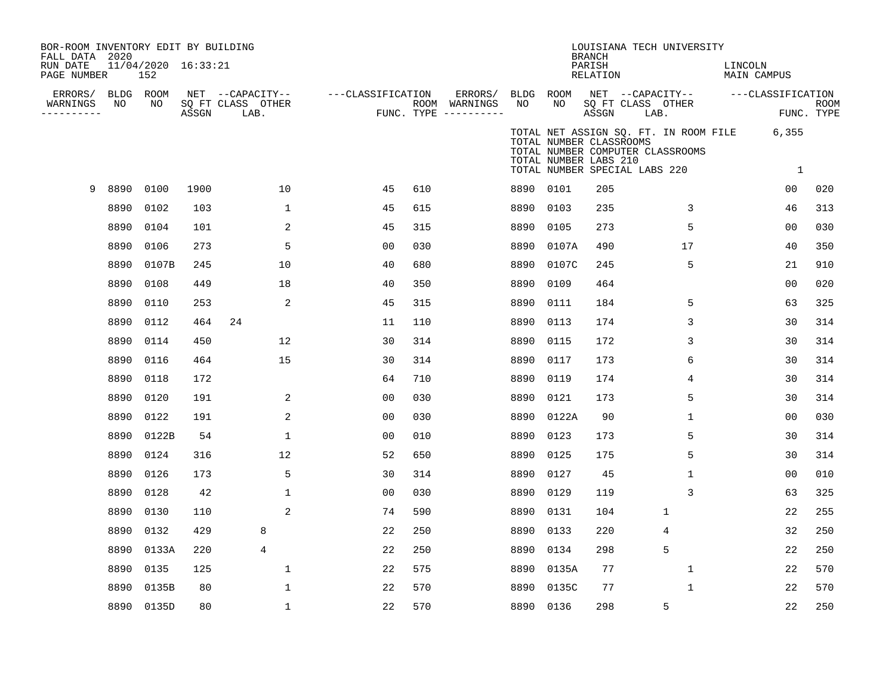BOR-ROOM INVENTORY EDIT BY BUILDING
FALL DATA 2020
RUN DATE 11/04/2020 16:33:21
PAGE NUMBER 152

LOUISIANA TECH UNIVERSITY
BRANCH
PARISH LINCOLN
RELATION MAIN CAMPUS

TOTAL NET ASSIGN SQ. FT. IN ROOM FILE 6,355
TOTAL NUMBER CLASSROOMS
TOTAL NUMBER COMPUTER CLASSROOMS
TOTAL NUMBER LABS 210
TOTAL NUMBER SPECIAL LABS 220 1

| ERRORS/ WARNINGS | BLDG NO | ROOM NO | NET SQ FT ASSGN | CAPACITY CLASS | CAPACITY LAB. | CAPACITY OTHER | CLASSIFICATION FUNC. | ROOM TYPE | ERRORS/ WARNINGS | BLDG NO | ROOM NO | NET SQ FT ASSGN | CAPACITY CLASS | CAPACITY LAB. | CAPACITY OTHER | CLASSIFICATION FUNC. | ROOM TYPE |
|---|---|---|---|---|---|---|---|---|---|---|---|---|---|---|---|---|---|
| 9 | 8890 | 0100 | 1900 | | | 10 | 45 | 610 | | 8890 | 0101 | 205 | | | | 00 | 020 |
| | 8890 | 0102 | 103 | | | 1 | 45 | 615 | | 8890 | 0103 | 235 | | | 3 | 46 | 313 |
| | 8890 | 0104 | 101 | | | 2 | 45 | 315 | | 8890 | 0105 | 273 | | | 5 | 00 | 030 |
| | 8890 | 0106 | 273 | | | 5 | 00 | 030 | | 8890 | 0107A | 490 | | | 17 | 40 | 350 |
| | 8890 | 0107B | 245 | | | 10 | 40 | 680 | | 8890 | 0107C | 245 | | | 5 | 21 | 910 |
| | 8890 | 0108 | 449 | | | 18 | 40 | 350 | | 8890 | 0109 | 464 | | | | 00 | 020 |
| | 8890 | 0110 | 253 | | | 2 | 45 | 315 | | 8890 | 0111 | 184 | | | 5 | 63 | 325 |
| | 8890 | 0112 | 464 | 24 | | | 11 | 110 | | 8890 | 0113 | 174 | | | 3 | 30 | 314 |
| | 8890 | 0114 | 450 | | | 12 | 30 | 314 | | 8890 | 0115 | 172 | | | 3 | 30 | 314 |
| | 8890 | 0116 | 464 | | | 15 | 30 | 314 | | 8890 | 0117 | 173 | | | 6 | 30 | 314 |
| | 8890 | 0118 | 172 | | | | 64 | 710 | | 8890 | 0119 | 174 | | | 4 | 30 | 314 |
| | 8890 | 0120 | 191 | | | 2 | 00 | 030 | | 8890 | 0121 | 173 | | | 5 | 30 | 314 |
| | 8890 | 0122 | 191 | | | 2 | 00 | 030 | | 8890 | 0122A | 90 | | | 1 | 00 | 030 |
| | 8890 | 0122B | 54 | | | 1 | 00 | 010 | | 8890 | 0123 | 173 | | | 5 | 30 | 314 |
| | 8890 | 0124 | 316 | | | 12 | 52 | 650 | | 8890 | 0125 | 175 | | | 5 | 30 | 314 |
| | 8890 | 0126 | 173 | | | 5 | 30 | 314 | | 8890 | 0127 | 45 | | | 1 | 00 | 010 |
| | 8890 | 0128 | 42 | | | 1 | 00 | 030 | | 8890 | 0129 | 119 | | | 3 | 63 | 325 |
| | 8890 | 0130 | 110 | | | 2 | 74 | 590 | | 8890 | 0131 | 104 | | 1 | | 22 | 255 |
| | 8890 | 0132 | 429 | | 8 | | 22 | 250 | | 8890 | 0133 | 220 | | 4 | | 32 | 250 |
| | 8890 | 0133A | 220 | | 4 | | 22 | 250 | | 8890 | 0134 | 298 | | 5 | | 22 | 250 |
| | 8890 | 0135 | 125 | | | 1 | 22 | 575 | | 8890 | 0135A | 77 | | | 1 | 22 | 570 |
| | 8890 | 0135B | 80 | | | 1 | 22 | 570 | | 8890 | 0135C | 77 | | | 1 | 22 | 570 |
| | 8890 | 0135D | 80 | | | 1 | 22 | 570 | | 8890 | 0136 | 298 | | 5 | | 22 | 250 |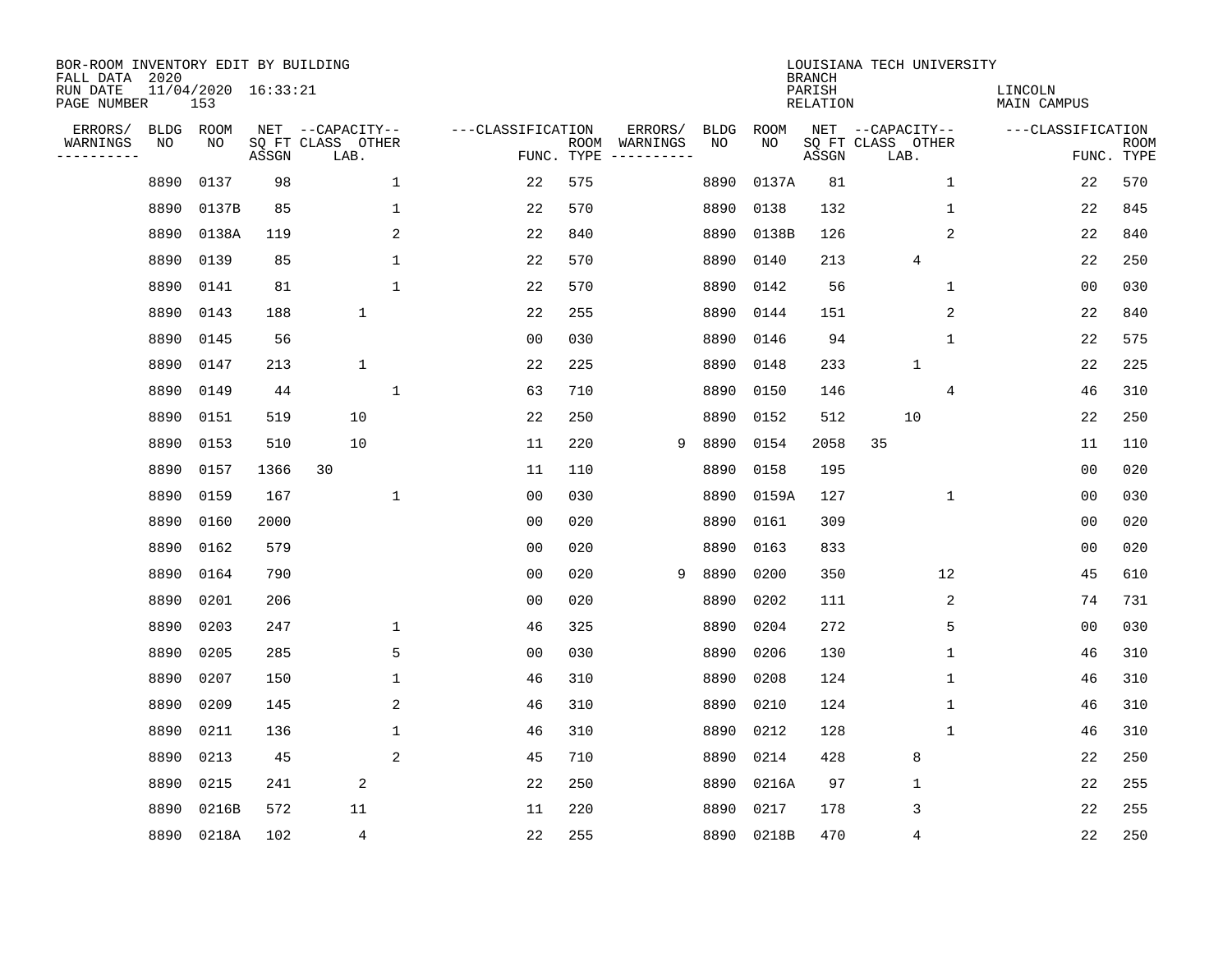BOR-ROOM INVENTORY EDIT BY BUILDING
FALL DATA 2020
RUN DATE 11/04/2020 16:33:21
PAGE NUMBER 153

LOUISIANA TECH UNIVERSITY
BRANCH
PARISH LINCOLN
RELATION MAIN CAMPUS

| ERRORS/ WARNINGS | BLDG NO | ROOM NO | NET SQ FT ASSGN | CAPACITY CLASS LAB. | CAPACITY OTHER | CLASSIFICATION FUNC. | ROOM TYPE | ERRORS/ WARNINGS | BLDG NO | ROOM NO | NET SQ FT ASSGN | CAPACITY CLASS LAB. | CAPACITY OTHER | CLASSIFICATION FUNC. | ROOM TYPE |
|---|---|---|---|---|---|---|---|---|---|---|---|---|---|---|---|
| | 8890 | 0137 | 98 | | 1 | 22 | 575 | | 8890 | 0137A | 81 | | 1 | 22 | 570 |
| | 8890 | 0137B | 85 | | 1 | 22 | 570 | | 8890 | 0138 | 132 | | 1 | 22 | 845 |
| | 8890 | 0138A | 119 | | 2 | 22 | 840 | | 8890 | 0138B | 126 | | 2 | 22 | 840 |
| | 8890 | 0139 | 85 | | 1 | 22 | 570 | | 8890 | 0140 | 213 | 4 | | 22 | 250 |
| | 8890 | 0141 | 81 | | 1 | 22 | 570 | | 8890 | 0142 | 56 | | 1 | 00 | 030 |
| | 8890 | 0143 | 188 | 1 | | 22 | 255 | | 8890 | 0144 | 151 | | 2 | 22 | 840 |
| | 8890 | 0145 | 56 | | | 00 | 030 | | 8890 | 0146 | 94 | | 1 | 22 | 575 |
| | 8890 | 0147 | 213 | 1 | | 22 | 225 | | 8890 | 0148 | 233 | 1 | | 22 | 225 |
| | 8890 | 0149 | 44 | | 1 | 63 | 710 | | 8890 | 0150 | 146 | | 4 | 46 | 310 |
| | 8890 | 0151 | 519 | 10 | | 22 | 250 | | 8890 | 0152 | 512 | 10 | | 22 | 250 |
| | 8890 | 0153 | 510 | 10 | | 11 | 220 | 9 | 8890 | 0154 | 2058 | 35 | | 11 | 110 |
| | 8890 | 0157 | 1366 | 30 | | 11 | 110 | | 8890 | 0158 | 195 | | | 00 | 020 |
| | 8890 | 0159 | 167 | | 1 | 00 | 030 | | 8890 | 0159A | 127 | | 1 | 00 | 030 |
| | 8890 | 0160 | 2000 | | | 00 | 020 | | 8890 | 0161 | 309 | | | 00 | 020 |
| | 8890 | 0162 | 579 | | | 00 | 020 | | 8890 | 0163 | 833 | | | 00 | 020 |
| | 8890 | 0164 | 790 | | | 00 | 020 | 9 | 8890 | 0200 | 350 | | 12 | 45 | 610 |
| | 8890 | 0201 | 206 | | | 00 | 020 | | 8890 | 0202 | 111 | | 2 | 74 | 731 |
| | 8890 | 0203 | 247 | | 1 | 46 | 325 | | 8890 | 0204 | 272 | | 5 | 00 | 030 |
| | 8890 | 0205 | 285 | | 5 | 00 | 030 | | 8890 | 0206 | 130 | | 1 | 46 | 310 |
| | 8890 | 0207 | 150 | | 1 | 46 | 310 | | 8890 | 0208 | 124 | | 1 | 46 | 310 |
| | 8890 | 0209 | 145 | | 2 | 46 | 310 | | 8890 | 0210 | 124 | | 1 | 46 | 310 |
| | 8890 | 0211 | 136 | | 1 | 46 | 310 | | 8890 | 0212 | 128 | | 1 | 46 | 310 |
| | 8890 | 0213 | 45 | | 2 | 45 | 710 | | 8890 | 0214 | 428 | 8 | | 22 | 250 |
| | 8890 | 0215 | 241 | 2 | | 22 | 250 | | 8890 | 0216A | 97 | 1 | | 22 | 255 |
| | 8890 | 0216B | 572 | 11 | | 11 | 220 | | 8890 | 0217 | 178 | 3 | | 22 | 255 |
| | 8890 | 0218A | 102 | 4 | | 22 | 255 | | 8890 | 0218B | 470 | 4 | | 22 | 250 |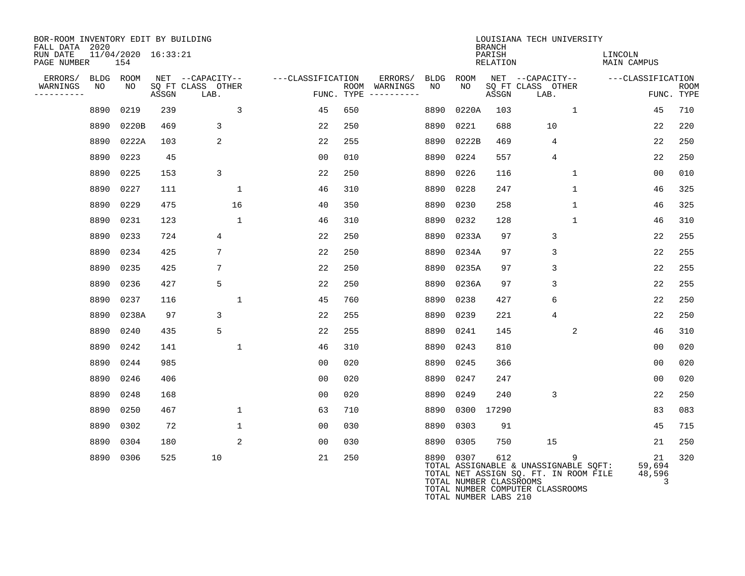BOR-ROOM INVENTORY EDIT BY BUILDING
FALL DATA 2020
RUN DATE 11/04/2020 16:33:21
PAGE NUMBER 154

LOUISIANA TECH UNIVERSITY
BRANCH
PARISH LINCOLN
RELATION MAIN CAMPUS

| ERRORS/ WARNINGS | BLDG NO | ROOM NO | NET SQ FT ASSGN | CAPACITY CLASS | CAPACITY OTHER LAB. | CLASSIFICATION FUNC. | ROOM TYPE | ERRORS/ WARNINGS | BLDG NO | ROOM NO | NET SQ FT ASSGN | CAPACITY CLASS | CAPACITY OTHER LAB. | CLASSIFICATION FUNC. | ROOM TYPE |
|---|---|---|---|---|---|---|---|---|---|---|---|---|---|---|---|
| | 8890 | 0219 | 239 | | 3 | 45 | 650 | | 8890 | 0220A | 103 | | 1 | 45 | 710 |
| | 8890 | 0220B | 469 | 3 | | 22 | 250 | | 8890 | 0221 | 688 | 10 | | 22 | 220 |
| | 8890 | 0222A | 103 | 2 | | 22 | 255 | | 8890 | 0222B | 469 | 4 | | 22 | 250 |
| | 8890 | 0223 | 45 | | | 00 | 010 | | 8890 | 0224 | 557 | 4 | | 22 | 250 |
| | 8890 | 0225 | 153 | 3 | | 22 | 250 | | 8890 | 0226 | 116 | | 1 | 00 | 010 |
| | 8890 | 0227 | 111 | | 1 | 46 | 310 | | 8890 | 0228 | 247 | | 1 | 46 | 325 |
| | 8890 | 0229 | 475 | | 16 | 40 | 350 | | 8890 | 0230 | 258 | | 1 | 46 | 325 |
| | 8890 | 0231 | 123 | | 1 | 46 | 310 | | 8890 | 0232 | 128 | | 1 | 46 | 310 |
| | 8890 | 0233 | 724 | 4 | | 22 | 250 | | 8890 | 0233A | 97 | 3 | | 22 | 255 |
| | 8890 | 0234 | 425 | 7 | | 22 | 250 | | 8890 | 0234A | 97 | 3 | | 22 | 255 |
| | 8890 | 0235 | 425 | 7 | | 22 | 250 | | 8890 | 0235A | 97 | 3 | | 22 | 255 |
| | 8890 | 0236 | 427 | 5 | | 22 | 250 | | 8890 | 0236A | 97 | 3 | | 22 | 255 |
| | 8890 | 0237 | 116 | | 1 | 45 | 760 | | 8890 | 0238 | 427 | 6 | | 22 | 250 |
| | 8890 | 0238A | 97 | 3 | | 22 | 255 | | 8890 | 0239 | 221 | 4 | | 22 | 250 |
| | 8890 | 0240 | 435 | 5 | | 22 | 255 | | 8890 | 0241 | 145 | | 2 | 46 | 310 |
| | 8890 | 0242 | 141 | | 1 | 46 | 310 | | 8890 | 0243 | 810 | | | 00 | 020 |
| | 8890 | 0244 | 985 | | | 00 | 020 | | 8890 | 0245 | 366 | | | 00 | 020 |
| | 8890 | 0246 | 406 | | | 00 | 020 | | 8890 | 0247 | 247 | | | 00 | 020 |
| | 8890 | 0248 | 168 | | | 00 | 020 | | 8890 | 0249 | 240 | 3 | | 22 | 250 |
| | 8890 | 0250 | 467 | | 1 | 63 | 710 | | 8890 | 0300 | 17290 | | | 83 | 083 |
| | 8890 | 0302 | 72 | | 1 | 00 | 030 | | 8890 | 0303 | 91 | | | 45 | 715 |
| | 8890 | 0304 | 180 | | 2 | 00 | 030 | | 8890 | 0305 | 750 | 15 | | 21 | 250 |
| | 8890 | 0306 | 525 | 10 | | 21 | 250 | | 8890 | 0307 | 612 | | 9 | 21 | 320 |

TOTAL ASSIGNABLE & UNASSIGNABLE SQFT: 59,694
TOTAL NET ASSIGN SQ. FT. IN ROOM FILE 48,596
TOTAL NUMBER CLASSROOMS 3
TOTAL NUMBER COMPUTER CLASSROOMS
TOTAL NUMBER LABS 210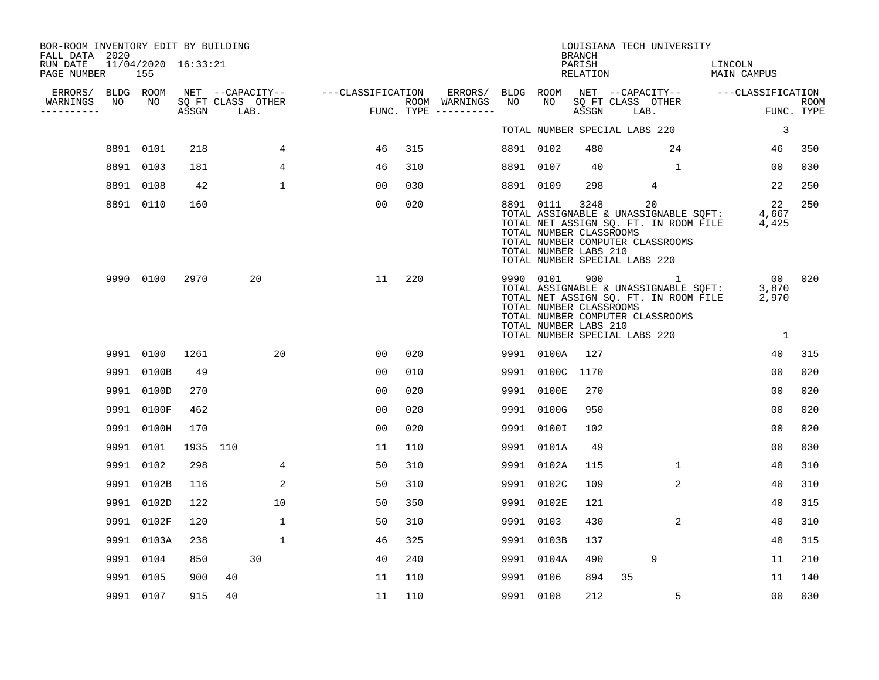BOR-ROOM INVENTORY EDIT BY BUILDING
FALL DATA 2020
RUN DATE 11/04/2020 16:33:21
PAGE NUMBER 155

LOUISIANA TECH UNIVERSITY
BRANCH
PARISH LINCOLN
RELATION MAIN CAMPUS

| ERRORS/ WARNINGS | BLDG NO | ROOM NO | NET SQ FT ASSGN | CAPACITY CLASS | CAPACITY LAB. | CAPACITY OTHER | CLASSIFICATION FUNC. | ROOM TYPE | ERRORS/ WARNINGS | BLDG NO | ROOM NO | NET SQ FT ASSGN | CAPACITY CLASS | CAPACITY LAB. | CAPACITY OTHER | CLASSIFICATION FUNC. | ROOM TYPE |
|---|---|---|---|---|---|---|---|---|---|---|---|---|---|---|---|---|---|
| | | | | | | | | | | TOTAL NUMBER SPECIAL LABS 220 | | | | | | 3 | |
| | 8891 | 0101 | 218 | | | 4 | 46 | 315 | | 8891 | 0102 | 480 | | | 24 | 46 | 350 |
| | 8891 | 0103 | 181 | | | 4 | 46 | 310 | | 8891 | 0107 | 40 | | | 1 | 00 | 030 |
| | 8891 | 0108 | 42 | | | 1 | 00 | 030 | | 8891 | 0109 | 298 | | 4 | | 22 | 250 |
| | 8891 | 0110 | 160 | | | | 00 | 020 | | 8891 | 0111 | 3248 | | 20 | | 22 | 250 |
| | | | | | | | | | | TOTAL ASSIGNABLE & UNASSIGNABLE SQFT: | | | | | | 4,667 | |
| | | | | | | | | | | TOTAL NET ASSIGN SQ. FT. IN ROOM FILE | | | | | | 4,425 | |
| | | | | | | | | | | TOTAL NUMBER CLASSROOMS | | | | | | | |
| | | | | | | | | | | TOTAL NUMBER COMPUTER CLASSROOMS | | | | | | | |
| | | | | | | | | | | TOTAL NUMBER LABS 210 | | | | | | | |
| | | | | | | | | | | TOTAL NUMBER SPECIAL LABS 220 | | | | | | | |
| | 9990 | 0100 | 2970 | | 20 | | 11 | 220 | | 9990 | 0101 | 900 | | | 1 | 00 | 020 |
| | | | | | | | | | | TOTAL ASSIGNABLE & UNASSIGNABLE SQFT: | | | | | | 3,870 | |
| | | | | | | | | | | TOTAL NET ASSIGN SQ. FT. IN ROOM FILE | | | | | | 2,970 | |
| | | | | | | | | | | TOTAL NUMBER CLASSROOMS | | | | | | | |
| | | | | | | | | | | TOTAL NUMBER COMPUTER CLASSROOMS | | | | | | | |
| | | | | | | | | | | TOTAL NUMBER LABS 210 | | | | | | | |
| | | | | | | | | | | TOTAL NUMBER SPECIAL LABS 220 | | | | | | 1 | |
| | 9991 | 0100 | 1261 | | | 20 | 00 | 020 | | 9991 | 0100A | 127 | | | | 40 | 315 |
| | 9991 | 0100B | 49 | | | | 00 | 010 | | 9991 | 0100C | 1170 | | | | 00 | 020 |
| | 9991 | 0100D | 270 | | | | 00 | 020 | | 9991 | 0100E | 270 | | | | 00 | 020 |
| | 9991 | 0100F | 462 | | | | 00 | 020 | | 9991 | 0100G | 950 | | | | 00 | 020 |
| | 9991 | 0100H | 170 | | | | 00 | 020 | | 9991 | 0100I | 102 | | | | 00 | 020 |
| | 9991 | 0101 | 1935 | 110 | | | 11 | 110 | | 9991 | 0101A | 49 | | | | 00 | 030 |
| | 9991 | 0102 | 298 | | | 4 | 50 | 310 | | 9991 | 0102A | 115 | | | 1 | 40 | 310 |
| | 9991 | 0102B | 116 | | | 2 | 50 | 310 | | 9991 | 0102C | 109 | | | 2 | 40 | 310 |
| | 9991 | 0102D | 122 | | | 10 | 50 | 350 | | 9991 | 0102E | 121 | | | | 40 | 315 |
| | 9991 | 0102F | 120 | | | 1 | 50 | 310 | | 9991 | 0103 | 430 | | | 2 | 40 | 310 |
| | 9991 | 0103A | 238 | | | 1 | 46 | 325 | | 9991 | 0103B | 137 | | | | 40 | 315 |
| | 9991 | 0104 | 850 | | 30 | | 40 | 240 | | 9991 | 0104A | 490 | | 9 | | 11 | 210 |
| | 9991 | 0105 | 900 | 40 | | | 11 | 110 | | 9991 | 0106 | 894 | 35 | | | 11 | 140 |
| | 9991 | 0107 | 915 | 40 | | | 11 | 110 | | 9991 | 0108 | 212 | | | 5 | 00 | 030 |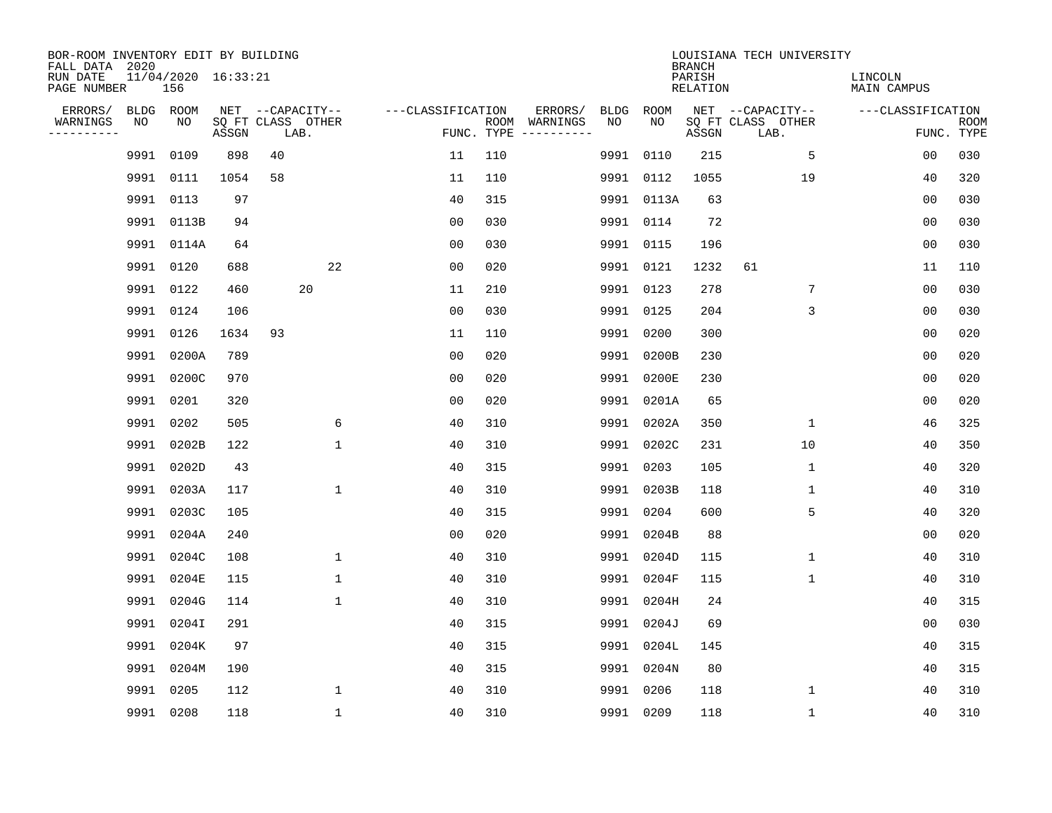BOR-ROOM INVENTORY EDIT BY BUILDING
FALL DATA 2020
RUN DATE 11/04/2020 16:33:21
PAGE NUMBER 156

LOUISIANA TECH UNIVERSITY
BRANCH
PARISH LINCOLN
RELATION MAIN CAMPUS

| ERRORS/ WARNINGS | BLDG NO | ROOM NO | NET SQ FT ASSGN | CAPACITY CLASS LAB. | CAPACITY OTHER | FUNC. | ROOM TYPE | ERRORS/ WARNINGS | BLDG NO | ROOM NO | NET SQ FT ASSGN | CAPACITY CLASS LAB. | CAPACITY OTHER | FUNC. | ROOM TYPE |
|---|---|---|---|---|---|---|---|---|---|---|---|---|---|---|---|
| | 9991 | 0109 | 898 | 40 | | 11 | 110 | | 9991 | 0110 | 215 | | 5 | 00 | 030 |
| | 9991 | 0111 | 1054 | 58 | | 11 | 110 | | 9991 | 0112 | 1055 | | 19 | 40 | 320 |
| | 9991 | 0113 | 97 | | | 40 | 315 | | 9991 | 0113A | 63 | | | 00 | 030 |
| | 9991 | 0113B | 94 | | | 00 | 030 | | 9991 | 0114 | 72 | | | 00 | 030 |
| | 9991 | 0114A | 64 | | | 00 | 030 | | 9991 | 0115 | 196 | | | 00 | 030 |
| | 9991 | 0120 | 688 | | 22 | 00 | 020 | | 9991 | 0121 | 1232 | 61 | | 11 | 110 |
| | 9991 | 0122 | 460 | 20 | | 11 | 210 | | 9991 | 0123 | 278 | | 7 | 00 | 030 |
| | 9991 | 0124 | 106 | | | 00 | 030 | | 9991 | 0125 | 204 | | 3 | 00 | 030 |
| | 9991 | 0126 | 1634 | 93 | | 11 | 110 | | 9991 | 0200 | 300 | | | 00 | 020 |
| | 9991 | 0200A | 789 | | | 00 | 020 | | 9991 | 0200B | 230 | | | 00 | 020 |
| | 9991 | 0200C | 970 | | | 00 | 020 | | 9991 | 0200E | 230 | | | 00 | 020 |
| | 9991 | 0201 | 320 | | | 00 | 020 | | 9991 | 0201A | 65 | | | 00 | 020 |
| | 9991 | 0202 | 505 | | 6 | 40 | 310 | | 9991 | 0202A | 350 | | 1 | 46 | 325 |
| | 9991 | 0202B | 122 | | 1 | 40 | 310 | | 9991 | 0202C | 231 | | 10 | 40 | 350 |
| | 9991 | 0202D | 43 | | | 40 | 315 | | 9991 | 0203 | 105 | | 1 | 40 | 320 |
| | 9991 | 0203A | 117 | | 1 | 40 | 310 | | 9991 | 0203B | 118 | | 1 | 40 | 310 |
| | 9991 | 0203C | 105 | | | 40 | 315 | | 9991 | 0204 | 600 | | 5 | 40 | 320 |
| | 9991 | 0204A | 240 | | | 00 | 020 | | 9991 | 0204B | 88 | | | 00 | 020 |
| | 9991 | 0204C | 108 | | 1 | 40 | 310 | | 9991 | 0204D | 115 | | 1 | 40 | 310 |
| | 9991 | 0204E | 115 | | 1 | 40 | 310 | | 9991 | 0204F | 115 | | 1 | 40 | 310 |
| | 9991 | 0204G | 114 | | 1 | 40 | 310 | | 9991 | 0204H | 24 | | | 40 | 315 |
| | 9991 | 0204I | 291 | | | 40 | 315 | | 9991 | 0204J | 69 | | | 00 | 030 |
| | 9991 | 0204K | 97 | | | 40 | 315 | | 9991 | 0204L | 145 | | | 40 | 315 |
| | 9991 | 0204M | 190 | | | 40 | 315 | | 9991 | 0204N | 80 | | | 40 | 315 |
| | 9991 | 0205 | 112 | | 1 | 40 | 310 | | 9991 | 0206 | 118 | | 1 | 40 | 310 |
| | 9991 | 0208 | 118 | | 1 | 40 | 310 | | 9991 | 0209 | 118 | | 1 | 40 | 310 |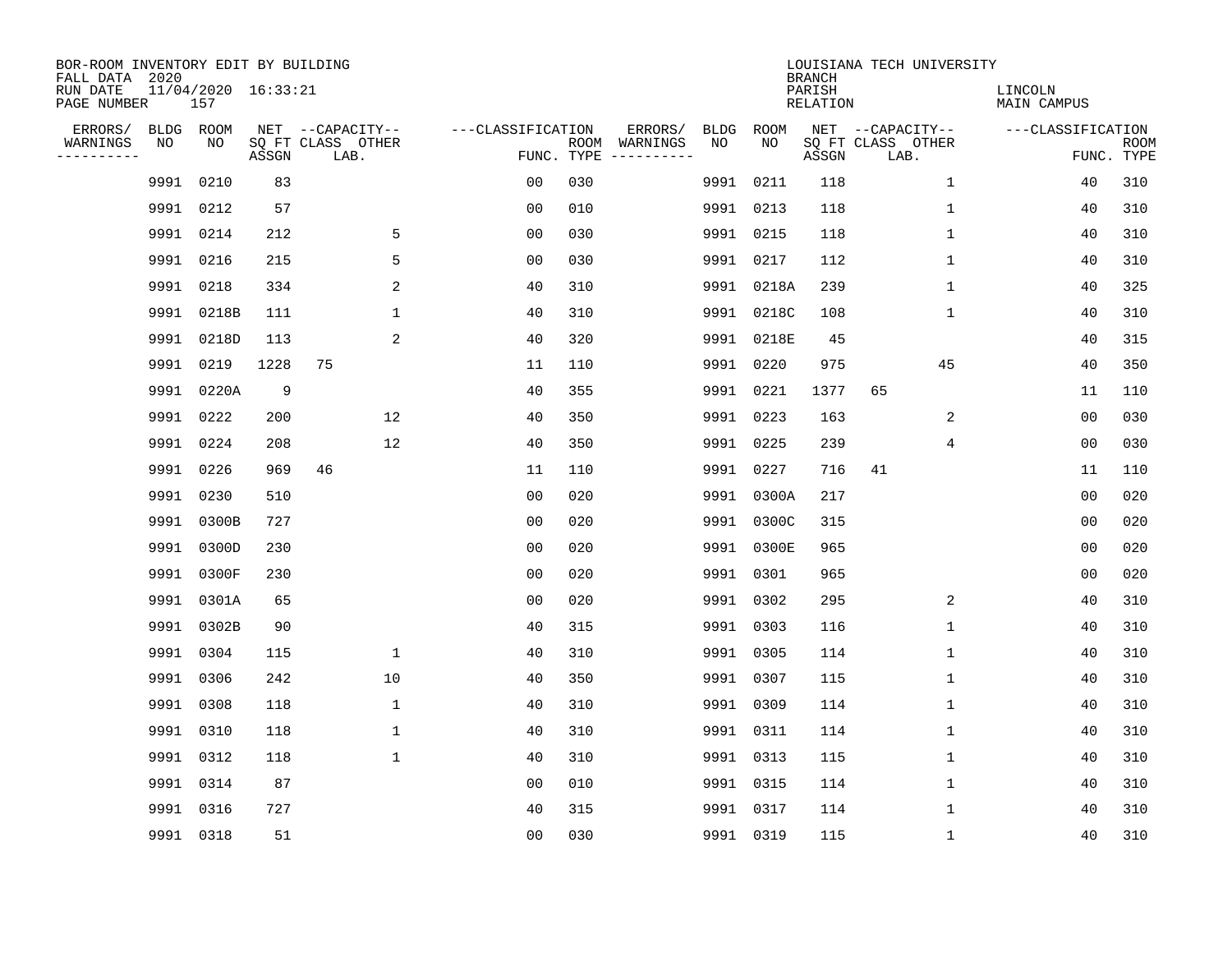BOR-ROOM INVENTORY EDIT BY BUILDING
FALL DATA 2020
RUN DATE 11/04/2020 16:33:21
PAGE NUMBER 157

LOUISIANA TECH UNIVERSITY
BRANCH
PARISH LINCOLN
RELATION MAIN CAMPUS

| ERRORS/ WARNINGS | BLDG NO | ROOM NO | NET SQ FT ASSGN | CAPACITY CLASS | CAPACITY OTHER LAB. | CLASSIFICATION FUNC. | ROOM TYPE | ERRORS/ WARNINGS | BLDG NO | ROOM NO | NET SQ FT ASSGN | CAPACITY CLASS | CAPACITY OTHER LAB. | CLASSIFICATION FUNC. | ROOM TYPE |
|---|---|---|---|---|---|---|---|---|---|---|---|---|---|---|---|
| | 9991 | 0210 | 83 | | | 00 | 030 | | 9991 | 0211 | 118 | | 1 | 40 | 310 |
| | 9991 | 0212 | 57 | | | 00 | 010 | | 9991 | 0213 | 118 | | 1 | 40 | 310 |
| | 9991 | 0214 | 212 | | 5 | 00 | 030 | | 9991 | 0215 | 118 | | 1 | 40 | 310 |
| | 9991 | 0216 | 215 | | 5 | 00 | 030 | | 9991 | 0217 | 112 | | 1 | 40 | 310 |
| | 9991 | 0218 | 334 | | 2 | 40 | 310 | | 9991 | 0218A | 239 | | 1 | 40 | 325 |
| | 9991 | 0218B | 111 | | 1 | 40 | 310 | | 9991 | 0218C | 108 | | 1 | 40 | 310 |
| | 9991 | 0218D | 113 | | 2 | 40 | 320 | | 9991 | 0218E | 45 | | | 40 | 315 |
| | 9991 | 0219 | 1228 | 75 | | 11 | 110 | | 9991 | 0220 | 975 | | 45 | 40 | 350 |
| | 9991 | 0220A | 9 | | | 40 | 355 | | 9991 | 0221 | 1377 | 65 | | 11 | 110 |
| | 9991 | 0222 | 200 | | 12 | 40 | 350 | | 9991 | 0223 | 163 | | 2 | 00 | 030 |
| | 9991 | 0224 | 208 | | 12 | 40 | 350 | | 9991 | 0225 | 239 | | 4 | 00 | 030 |
| | 9991 | 0226 | 969 | 46 | | 11 | 110 | | 9991 | 0227 | 716 | 41 | | 11 | 110 |
| | 9991 | 0230 | 510 | | | 00 | 020 | | 9991 | 0300A | 217 | | | 00 | 020 |
| | 9991 | 0300B | 727 | | | 00 | 020 | | 9991 | 0300C | 315 | | | 00 | 020 |
| | 9991 | 0300D | 230 | | | 00 | 020 | | 9991 | 0300E | 965 | | | 00 | 020 |
| | 9991 | 0300F | 230 | | | 00 | 020 | | 9991 | 0301 | 965 | | | 00 | 020 |
| | 9991 | 0301A | 65 | | | 00 | 020 | | 9991 | 0302 | 295 | | 2 | 40 | 310 |
| | 9991 | 0302B | 90 | | | 40 | 315 | | 9991 | 0303 | 116 | | 1 | 40 | 310 |
| | 9991 | 0304 | 115 | | 1 | 40 | 310 | | 9991 | 0305 | 114 | | 1 | 40 | 310 |
| | 9991 | 0306 | 242 | | 10 | 40 | 350 | | 9991 | 0307 | 115 | | 1 | 40 | 310 |
| | 9991 | 0308 | 118 | | 1 | 40 | 310 | | 9991 | 0309 | 114 | | 1 | 40 | 310 |
| | 9991 | 0310 | 118 | | 1 | 40 | 310 | | 9991 | 0311 | 114 | | 1 | 40 | 310 |
| | 9991 | 0312 | 118 | | 1 | 40 | 310 | | 9991 | 0313 | 115 | | 1 | 40 | 310 |
| | 9991 | 0314 | 87 | | | 00 | 010 | | 9991 | 0315 | 114 | | 1 | 40 | 310 |
| | 9991 | 0316 | 727 | | | 40 | 315 | | 9991 | 0317 | 114 | | 1 | 40 | 310 |
| | 9991 | 0318 | 51 | | | 00 | 030 | | 9991 | 0319 | 115 | | 1 | 40 | 310 |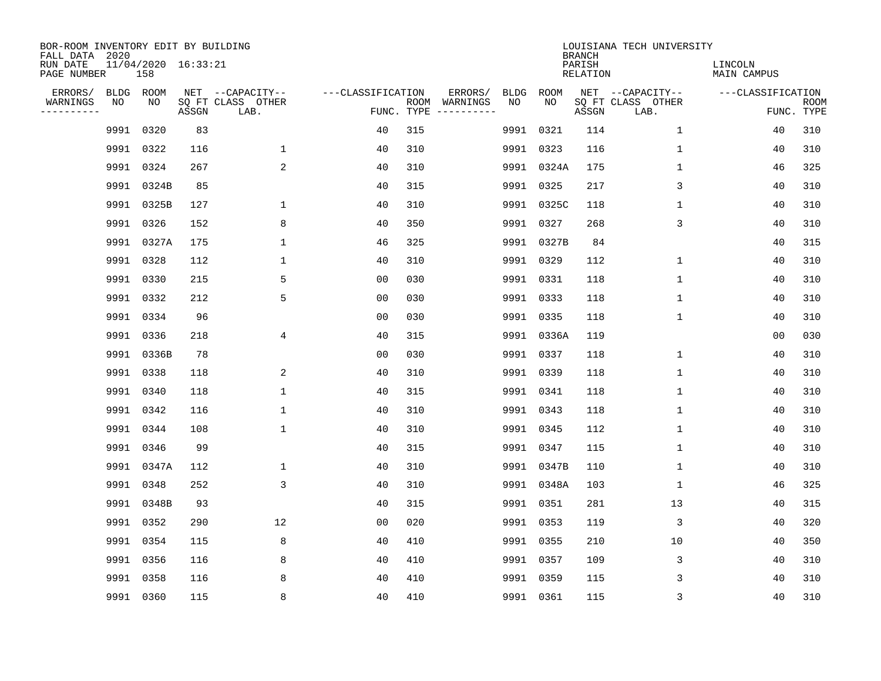BOR-ROOM INVENTORY EDIT BY BUILDING
FALL DATA 2020
RUN DATE 11/04/2020 16:33:21
PAGE NUMBER 158

LOUISIANA TECH UNIVERSITY
BRANCH
PARISH LINCOLN
RELATION MAIN CAMPUS

| ERRORS/ WARNINGS | BLDG NO | ROOM NO | NET SQ FT ASSGN | CAPACITY CLASS LAB. | CAPACITY OTHER | CLASSIFICATION FUNC. | ROOM TYPE | ERRORS/ WARNINGS | BLDG NO | ROOM NO | NET SQ FT ASSGN | CAPACITY CLASS LAB. | CAPACITY OTHER | CLASSIFICATION FUNC. | ROOM TYPE |
|---|---|---|---|---|---|---|---|---|---|---|---|---|---|---|---|
| | 9991 | 0320 | 83 | | | 40 | 315 | | 9991 | 0321 | 114 | | 1 | 40 | 310 |
| | 9991 | 0322 | 116 | | 1 | 40 | 310 | | 9991 | 0323 | 116 | | 1 | 40 | 310 |
| | 9991 | 0324 | 267 | | 2 | 40 | 310 | | 9991 | 0324A | 175 | | 1 | 46 | 325 |
| | 9991 | 0324B | 85 | | | 40 | 315 | | 9991 | 0325 | 217 | | 3 | 40 | 310 |
| | 9991 | 0325B | 127 | | 1 | 40 | 310 | | 9991 | 0325C | 118 | | 1 | 40 | 310 |
| | 9991 | 0326 | 152 | | 8 | 40 | 350 | | 9991 | 0327 | 268 | | 3 | 40 | 310 |
| | 9991 | 0327A | 175 | | 1 | 46 | 325 | | 9991 | 0327B | 84 | | | 40 | 315 |
| | 9991 | 0328 | 112 | | 1 | 40 | 310 | | 9991 | 0329 | 112 | | 1 | 40 | 310 |
| | 9991 | 0330 | 215 | | 5 | 00 | 030 | | 9991 | 0331 | 118 | | 1 | 40 | 310 |
| | 9991 | 0332 | 212 | | 5 | 00 | 030 | | 9991 | 0333 | 118 | | 1 | 40 | 310 |
| | 9991 | 0334 | 96 | | | 00 | 030 | | 9991 | 0335 | 118 | | 1 | 40 | 310 |
| | 9991 | 0336 | 218 | | 4 | 40 | 315 | | 9991 | 0336A | 119 | | | 00 | 030 |
| | 9991 | 0336B | 78 | | | 00 | 030 | | 9991 | 0337 | 118 | | 1 | 40 | 310 |
| | 9991 | 0338 | 118 | | 2 | 40 | 310 | | 9991 | 0339 | 118 | | 1 | 40 | 310 |
| | 9991 | 0340 | 118 | | 1 | 40 | 315 | | 9991 | 0341 | 118 | | 1 | 40 | 310 |
| | 9991 | 0342 | 116 | | 1 | 40 | 310 | | 9991 | 0343 | 118 | | 1 | 40 | 310 |
| | 9991 | 0344 | 108 | | 1 | 40 | 310 | | 9991 | 0345 | 112 | | 1 | 40 | 310 |
| | 9991 | 0346 | 99 | | | 40 | 315 | | 9991 | 0347 | 115 | | 1 | 40 | 310 |
| | 9991 | 0347A | 112 | | 1 | 40 | 310 | | 9991 | 0347B | 110 | | 1 | 40 | 310 |
| | 9991 | 0348 | 252 | | 3 | 40 | 310 | | 9991 | 0348A | 103 | | 1 | 46 | 325 |
| | 9991 | 0348B | 93 | | | 40 | 315 | | 9991 | 0351 | 281 | | 13 | 40 | 315 |
| | 9991 | 0352 | 290 | | 12 | 00 | 020 | | 9991 | 0353 | 119 | | 3 | 40 | 320 |
| | 9991 | 0354 | 115 | | 8 | 40 | 410 | | 9991 | 0355 | 210 | | 10 | 40 | 350 |
| | 9991 | 0356 | 116 | | 8 | 40 | 410 | | 9991 | 0357 | 109 | | 3 | 40 | 310 |
| | 9991 | 0358 | 116 | | 8 | 40 | 410 | | 9991 | 0359 | 115 | | 3 | 40 | 310 |
| | 9991 | 0360 | 115 | | 8 | 40 | 410 | | 9991 | 0361 | 115 | | 3 | 40 | 310 |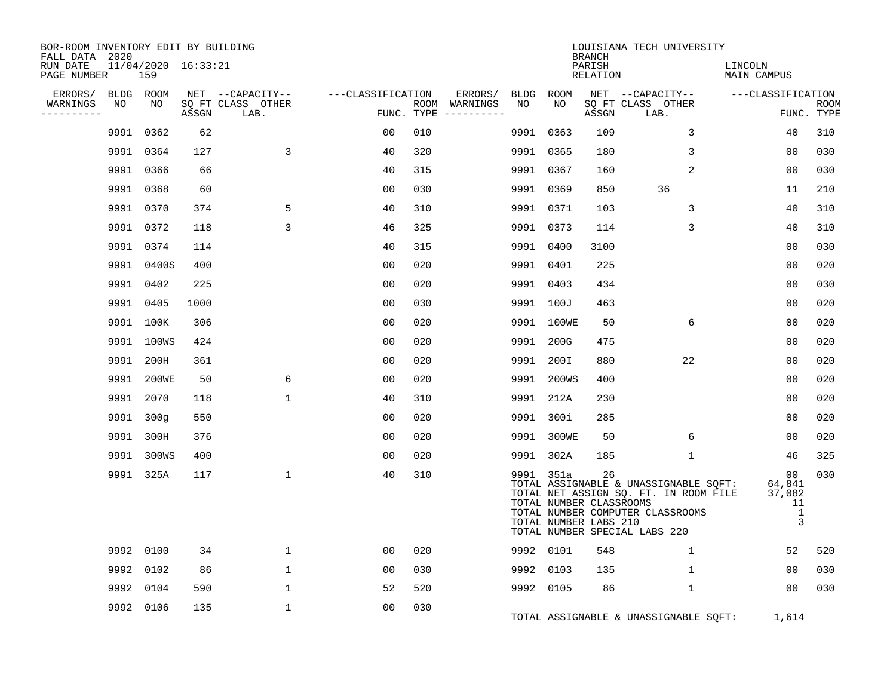BOR-ROOM INVENTORY EDIT BY BUILDING
FALL DATA 2020
RUN DATE 11/04/2020 16:33:21
PAGE NUMBER 159

LOUISIANA TECH UNIVERSITY
BRANCH
PARISH LINCOLN
RELATION MAIN CAMPUS

| ERRORS/ WARNINGS | BLDG NO | ROOM NO | NET SQ FT ASSGN | CAPACITY CLASS LAB. | CAPACITY OTHER | CLASSIFICATION FUNC. | ROOM TYPE | ERRORS/ WARNINGS | BLDG NO | ROOM NO | NET SQ FT ASSGN | CAPACITY CLASS LAB. | CAPACITY OTHER | CLASSIFICATION FUNC. | ROOM TYPE |
|---|---|---|---|---|---|---|---|---|---|---|---|---|---|---|---|
| | 9991 | 0362 | 62 | | | 00 | 010 | | 9991 | 0363 | 109 | | 3 | 40 | 310 |
| | 9991 | 0364 | 127 | | 3 | 40 | 320 | | 9991 | 0365 | 180 | | 3 | 00 | 030 |
| | 9991 | 0366 | 66 | | | 40 | 315 | | 9991 | 0367 | 160 | | 2 | 00 | 030 |
| | 9991 | 0368 | 60 | | | 00 | 030 | | 9991 | 0369 | 850 | 36 | | 11 | 210 |
| | 9991 | 0370 | 374 | | 5 | 40 | 310 | | 9991 | 0371 | 103 | | 3 | 40 | 310 |
| | 9991 | 0372 | 118 | | 3 | 46 | 325 | | 9991 | 0373 | 114 | | 3 | 40 | 310 |
| | 9991 | 0374 | 114 | | | 40 | 315 | | 9991 | 0400 | 3100 | | | 00 | 030 |
| | 9991 | 0400S | 400 | | | 00 | 020 | | 9991 | 0401 | 225 | | | 00 | 020 |
| | 9991 | 0402 | 225 | | | 00 | 020 | | 9991 | 0403 | 434 | | | 00 | 030 |
| | 9991 | 0405 | 1000 | | | 00 | 030 | | 9991 | 100J | 463 | | | 00 | 020 |
| | 9991 | 100K | 306 | | | 00 | 020 | | 9991 | 100WE | 50 | | 6 | 00 | 020 |
| | 9991 | 100WS | 424 | | | 00 | 020 | | 9991 | 200G | 475 | | | 00 | 020 |
| | 9991 | 200H | 361 | | | 00 | 020 | | 9991 | 200I | 880 | | 22 | 00 | 020 |
| | 9991 | 200WE | 50 | | 6 | 00 | 020 | | 9991 | 200WS | 400 | | | 00 | 020 |
| | 9991 | 2070 | 118 | | 1 | 40 | 310 | | 9991 | 212A | 230 | | | 00 | 020 |
| | 9991 | 300g | 550 | | | 00 | 020 | | 9991 | 300i | 285 | | | 00 | 020 |
| | 9991 | 300H | 376 | | | 00 | 020 | | 9991 | 300WE | 50 | | 6 | 00 | 020 |
| | 9991 | 300WS | 400 | | | 00 | 020 | | 9991 | 302A | 185 | | 1 | 46 | 325 |
| | 9991 | 325A | 117 | | 1 | 40 | 310 | | 9991 | 351a | 26 | | | 00 | 030 |

TOTAL ASSIGNABLE & UNASSIGNABLE SQFT: 64,841
TOTAL NET ASSIGN SQ. FT. IN ROOM FILE 37,082
TOTAL NUMBER CLASSROOMS 11
TOTAL NUMBER COMPUTER CLASSROOMS 1
TOTAL NUMBER LABS 210 3
TOTAL NUMBER SPECIAL LABS 220

| ERRORS/ WARNINGS | BLDG NO | ROOM NO | NET SQ FT ASSGN | CAPACITY CLASS LAB. | CAPACITY OTHER | CLASSIFICATION FUNC. | ROOM TYPE | ERRORS/ WARNINGS | BLDG NO | ROOM NO | NET SQ FT ASSGN | CAPACITY CLASS LAB. | CAPACITY OTHER | CLASSIFICATION FUNC. | ROOM TYPE |
|---|---|---|---|---|---|---|---|---|---|---|---|---|---|---|---|
| | 9992 | 0100 | 34 | | 1 | 00 | 020 | | 9992 | 0101 | 548 | | 1 | 52 | 520 |
| | 9992 | 0102 | 86 | | 1 | 00 | 030 | | 9992 | 0103 | 135 | | 1 | 00 | 030 |
| | 9992 | 0104 | 590 | | 1 | 52 | 520 | | 9992 | 0105 | 86 | | 1 | 00 | 030 |
| | 9992 | 0106 | 135 | | 1 | 00 | 030 | | | | | | | | |

TOTAL ASSIGNABLE & UNASSIGNABLE SQFT: 1,614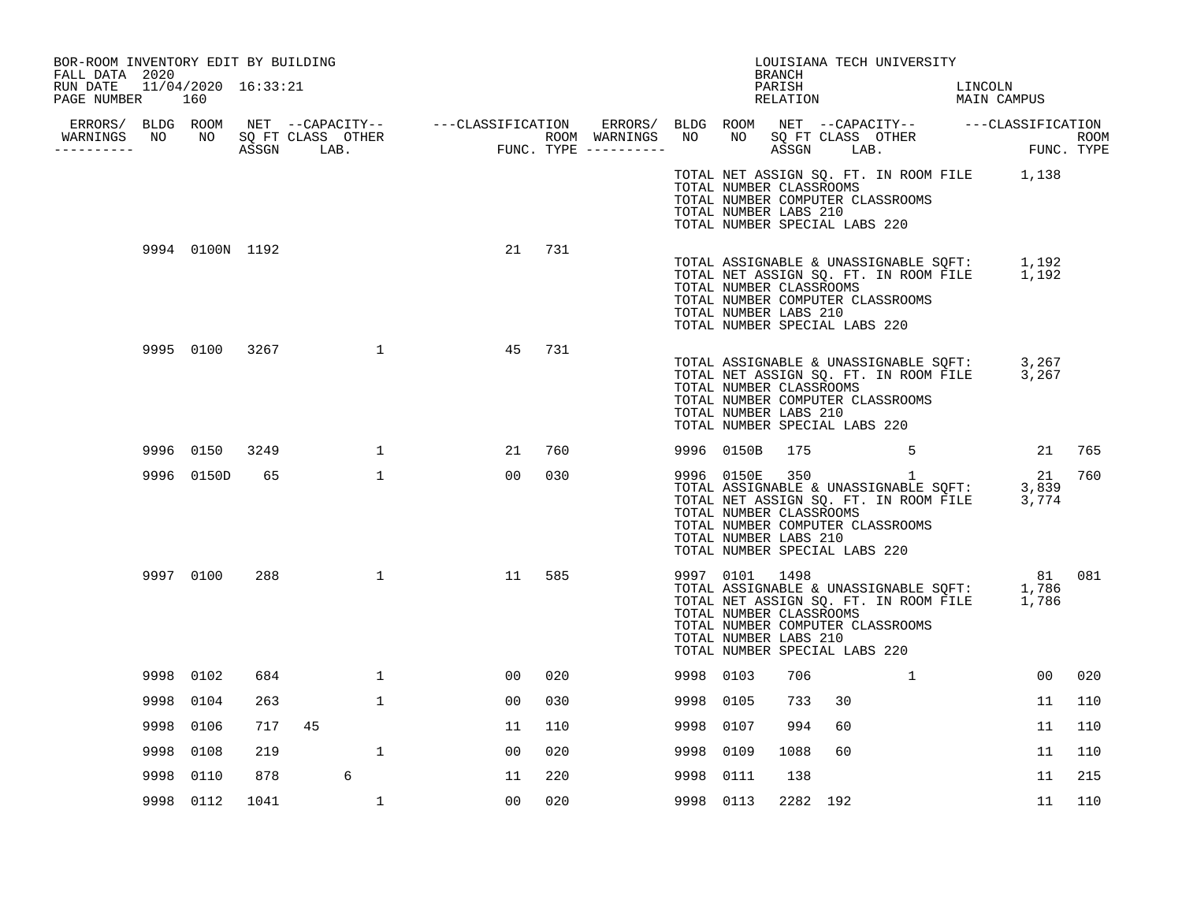BOR-ROOM INVENTORY EDIT BY BUILDING
FALL DATA 2020
RUN DATE 11/04/2020 16:33:21

LOUISIANA TECH UNIVERSITY
BRANCH
PARISH LINCOLN
RELATION MAIN CAMPUS

| ERRORS/ WARNINGS | BLDG NO | ROOM NO | NET SQ FT ASSGN | CAPACITY CLASS | CAPACITY LAB. | CAPACITY OTHER | CLASSIFICATION FUNC. | ROOM TYPE | ERRORS/ WARNINGS | BLDG NO | ROOM NO | NET SQ FT ASSGN | CAPACITY CLASS | CAPACITY LAB. | CAPACITY OTHER | CLASSIFICATION FUNC. | ROOM TYPE |
|---|---|---|---|---|---|---|---|---|---|---|---|---|---|---|---|---|---|
| | | | | | | | | | | TOTAL NET ASSIGN SQ. FT. IN ROOM FILE | | 1,138 | | | | | |
| | | | | | | | | | | TOTAL NUMBER CLASSROOMS | | | | | | | |
| | | | | | | | | | | TOTAL NUMBER COMPUTER CLASSROOMS | | | | | | | |
| | | | | | | | | | | TOTAL NUMBER LABS 210 | | | | | | | |
| | | | | | | | | | | TOTAL NUMBER SPECIAL LABS 220 | | | | | | | |
| | 9994 | 0100N | 1192 | | | | 21 | 731 | | | | | | | | | |
| | | | | | | | | | | TOTAL ASSIGNABLE & UNASSIGNABLE SQFT: | | 1,192 | | | | | |
| | | | | | | | | | | TOTAL NET ASSIGN SQ. FT. IN ROOM FILE | | 1,192 | | | | | |
| | | | | | | | | | | TOTAL NUMBER CLASSROOMS | | | | | | | |
| | | | | | | | | | | TOTAL NUMBER COMPUTER CLASSROOMS | | | | | | | |
| | | | | | | | | | | TOTAL NUMBER LABS 210 | | | | | | | |
| | | | | | | | | | | TOTAL NUMBER SPECIAL LABS 220 | | | | | | | |
| | 9995 | 0100 | 3267 | | | 1 | 45 | 731 | | | | | | | | | |
| | | | | | | | | | | TOTAL ASSIGNABLE & UNASSIGNABLE SQFT: | | 3,267 | | | | | |
| | | | | | | | | | | TOTAL NET ASSIGN SQ. FT. IN ROOM FILE | | 3,267 | | | | | |
| | | | | | | | | | | TOTAL NUMBER CLASSROOMS | | | | | | | |
| | | | | | | | | | | TOTAL NUMBER COMPUTER CLASSROOMS | | | | | | | |
| | | | | | | | | | | TOTAL NUMBER LABS 210 | | | | | | | |
| | | | | | | | | | | TOTAL NUMBER SPECIAL LABS 220 | | | | | | | |
| | 9996 | 0150 | 3249 | | | 1 | 21 | 760 | | 9996 | 0150B | 175 | | | 5 | 21 | 765 |
| | 9996 | 0150D | 65 | | | 1 | 00 | 030 | | 9996 | 0150E | 350 | | | 1 | 21 | 760 |
| | | | | | | | | | | TOTAL ASSIGNABLE & UNASSIGNABLE SQFT: | | 3,839 | | | | | |
| | | | | | | | | | | TOTAL NET ASSIGN SQ. FT. IN ROOM FILE | | 3,774 | | | | | |
| | | | | | | | | | | TOTAL NUMBER CLASSROOMS | | | | | | | |
| | | | | | | | | | | TOTAL NUMBER COMPUTER CLASSROOMS | | | | | | | |
| | | | | | | | | | | TOTAL NUMBER LABS 210 | | | | | | | |
| | | | | | | | | | | TOTAL NUMBER SPECIAL LABS 220 | | | | | | | |
| | 9997 | 0100 | 288 | | | 1 | 11 | 585 | | 9997 | 0101 | 1498 | | | | 81 | 081 |
| | | | | | | | | | | TOTAL ASSIGNABLE & UNASSIGNABLE SQFT: | | 1,786 | | | | | |
| | | | | | | | | | | TOTAL NET ASSIGN SQ. FT. IN ROOM FILE | | 1,786 | | | | | |
| | | | | | | | | | | TOTAL NUMBER CLASSROOMS | | | | | | | |
| | | | | | | | | | | TOTAL NUMBER COMPUTER CLASSROOMS | | | | | | | |
| | | | | | | | | | | TOTAL NUMBER LABS 210 | | | | | | | |
| | | | | | | | | | | TOTAL NUMBER SPECIAL LABS 220 | | | | | | | |
| | 9998 | 0102 | 684 | | | 1 | 00 | 020 | | 9998 | 0103 | 706 | | | 1 | 00 | 020 |
| | 9998 | 0104 | 263 | | | 1 | 00 | 030 | | 9998 | 0105 | 733 | 30 | | | 11 | 110 |
| | 9998 | 0106 | 717 | 45 | | | 11 | 110 | | 9998 | 0107 | 994 | 60 | | | 11 | 110 |
| | 9998 | 0108 | 219 | | | 1 | 00 | 020 | | 9998 | 0109 | 1088 | 60 | | | 11 | 110 |
| | 9998 | 0110 | 878 | | 6 | | 11 | 220 | | 9998 | 0111 | 138 | | | | 11 | 215 |
| | 9998 | 0112 | 1041 | | | 1 | 00 | 020 | | 9998 | 0113 | 2282 | 192 | | | 11 | 110 |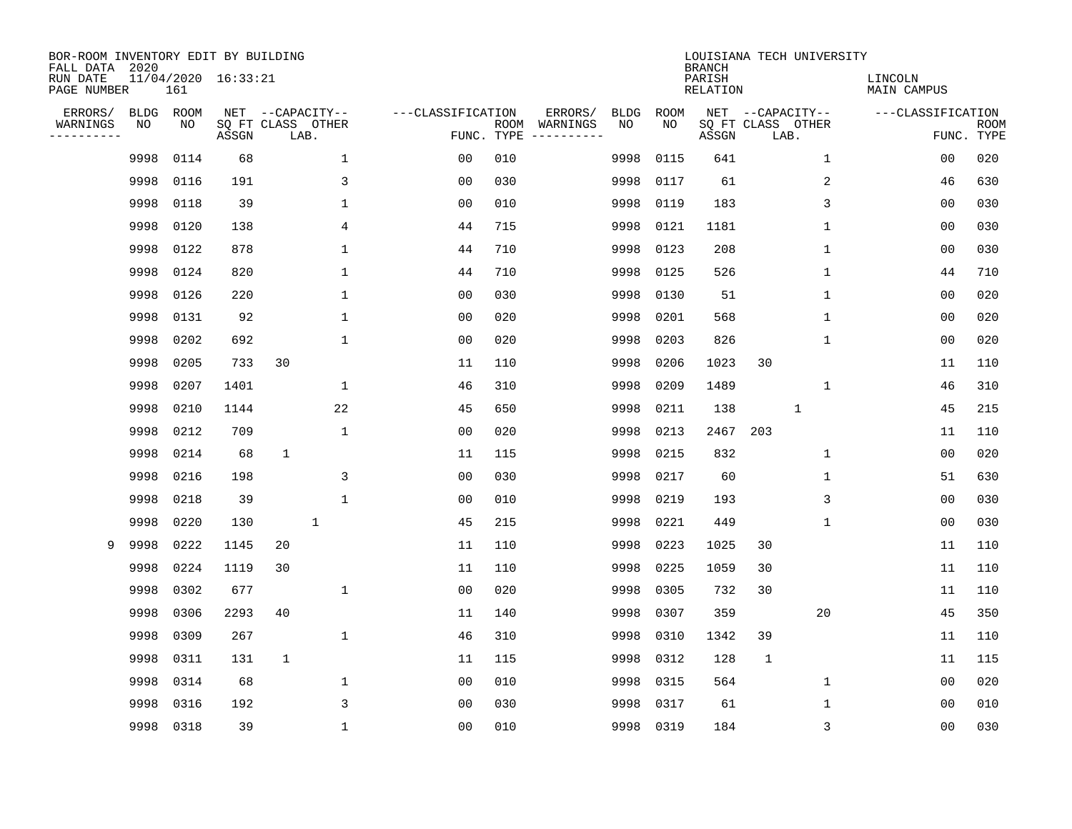BOR-ROOM INVENTORY EDIT BY BUILDING
FALL DATA 2020
RUN DATE 11/04/2020 16:33:21
PAGE NUMBER 161

LOUISIANA TECH UNIVERSITY
BRANCH
PARISH LINCOLN
RELATION MAIN CAMPUS

| ERRORS/ WARNINGS | BLDG NO | ROOM NO | NET SQ FT ASSGN | CAPACITY CLASS LAB. | CAPACITY OTHER | CLASSIFICATION FUNC. | ROOM TYPE | ERRORS/ WARNINGS | BLDG NO | ROOM NO | NET SQ FT ASSGN | CAPACITY CLASS LAB. | CAPACITY OTHER | CLASSIFICATION FUNC. | ROOM TYPE |
|---|---|---|---|---|---|---|---|---|---|---|---|---|---|---|---|
| | 9998 | 0114 | 68 | | 1 | 00 | 010 | | 9998 | 0115 | 641 | | 1 | 00 | 020 |
| | 9998 | 0116 | 191 | | 3 | 00 | 030 | | 9998 | 0117 | 61 | | 2 | 46 | 630 |
| | 9998 | 0118 | 39 | | 1 | 00 | 010 | | 9998 | 0119 | 183 | | 3 | 00 | 030 |
| | 9998 | 0120 | 138 | | 4 | 44 | 715 | | 9998 | 0121 | 1181 | | 1 | 00 | 030 |
| | 9998 | 0122 | 878 | | 1 | 44 | 710 | | 9998 | 0123 | 208 | | 1 | 00 | 030 |
| | 9998 | 0124 | 820 | | 1 | 44 | 710 | | 9998 | 0125 | 526 | | 1 | 44 | 710 |
| | 9998 | 0126 | 220 | | 1 | 00 | 030 | | 9998 | 0130 | 51 | | 1 | 00 | 020 |
| | 9998 | 0131 | 92 | | 1 | 00 | 020 | | 9998 | 0201 | 568 | | 1 | 00 | 020 |
| | 9998 | 0202 | 692 | | 1 | 00 | 020 | | 9998 | 0203 | 826 | | 1 | 00 | 020 |
| | 9998 | 0205 | 733 | 30 | | 11 | 110 | | 9998 | 0206 | 1023 | 30 | | 11 | 110 |
| | 9998 | 0207 | 1401 | | 1 | 46 | 310 | | 9998 | 0209 | 1489 | | 1 | 46 | 310 |
| | 9998 | 0210 | 1144 | | 22 | 45 | 650 | | 9998 | 0211 | 138 | 1 | | 45 | 215 |
| | 9998 | 0212 | 709 | | 1 | 00 | 020 | | 9998 | 0213 | 2467 | 203 | | 11 | 110 |
| | 9998 | 0214 | 68 | 1 | | 11 | 115 | | 9998 | 0215 | 832 | | 1 | 00 | 020 |
| | 9998 | 0216 | 198 | | 3 | 00 | 030 | | 9998 | 0217 | 60 | | 1 | 51 | 630 |
| | 9998 | 0218 | 39 | | 1 | 00 | 010 | | 9998 | 0219 | 193 | | 3 | 00 | 030 |
| | 9998 | 0220 | 130 | 1 | | 45 | 215 | | 9998 | 0221 | 449 | | 1 | 00 | 030 |
| 9 | 9998 | 0222 | 1145 | 20 | | 11 | 110 | | 9998 | 0223 | 1025 | 30 | | 11 | 110 |
| | 9998 | 0224 | 1119 | 30 | | 11 | 110 | | 9998 | 0225 | 1059 | 30 | | 11 | 110 |
| | 9998 | 0302 | 677 | | 1 | 00 | 020 | | 9998 | 0305 | 732 | 30 | | 11 | 110 |
| | 9998 | 0306 | 2293 | 40 | | 11 | 140 | | 9998 | 0307 | 359 | | 20 | 45 | 350 |
| | 9998 | 0309 | 267 | | 1 | 46 | 310 | | 9998 | 0310 | 1342 | 39 | | 11 | 110 |
| | 9998 | 0311 | 131 | 1 | | 11 | 115 | | 9998 | 0312 | 128 | 1 | | 11 | 115 |
| | 9998 | 0314 | 68 | | 1 | 00 | 010 | | 9998 | 0315 | 564 | | 1 | 00 | 020 |
| | 9998 | 0316 | 192 | | 3 | 00 | 030 | | 9998 | 0317 | 61 | | 1 | 00 | 010 |
| | 9998 | 0318 | 39 | | 1 | 00 | 010 | | 9998 | 0319 | 184 | | 3 | 00 | 030 |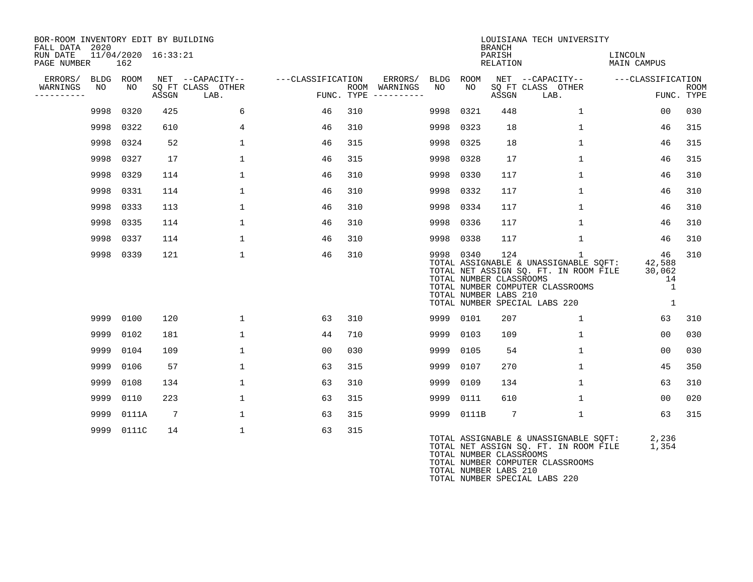BOR-ROOM INVENTORY EDIT BY BUILDING
FALL DATA 2020
RUN DATE 11/04/2020 16:33:21

LOUISIANA TECH UNIVERSITY
BRANCH
PARISH LINCOLN
RELATION MAIN CAMPUS

| ERRORS/ WARNINGS | BLDG NO | ROOM NO | NET SQ FT ASSGN | CAPACITY CLASS LAB. | CAPACITY OTHER | CLASSIFICATION FUNC. | ROOM TYPE | ERRORS/ WARNINGS | BLDG NO | ROOM NO | NET SQ FT ASSGN | CAPACITY CLASS LAB. | CAPACITY OTHER | CLASSIFICATION FUNC. | ROOM TYPE |
|---|---|---|---|---|---|---|---|---|---|---|---|---|---|---|---|
| | 9998 | 0320 | 425 | | 6 | 46 | 310 | | 9998 | 0321 | 448 | | 1 | 00 | 030 |
| | 9998 | 0322 | 610 | | 4 | 46 | 310 | | 9998 | 0323 | 18 | | 1 | 46 | 315 |
| | 9998 | 0324 | 52 | | 1 | 46 | 315 | | 9998 | 0325 | 18 | | 1 | 46 | 315 |
| | 9998 | 0327 | 17 | | 1 | 46 | 315 | | 9998 | 0328 | 17 | | 1 | 46 | 315 |
| | 9998 | 0329 | 114 | | 1 | 46 | 310 | | 9998 | 0330 | 117 | | 1 | 46 | 310 |
| | 9998 | 0331 | 114 | | 1 | 46 | 310 | | 9998 | 0332 | 117 | | 1 | 46 | 310 |
| | 9998 | 0333 | 113 | | 1 | 46 | 310 | | 9998 | 0334 | 117 | | 1 | 46 | 310 |
| | 9998 | 0335 | 114 | | 1 | 46 | 310 | | 9998 | 0336 | 117 | | 1 | 46 | 310 |
| | 9998 | 0337 | 114 | | 1 | 46 | 310 | | 9998 | 0338 | 117 | | 1 | 46 | 310 |
| | 9998 | 0339 | 121 | | 1 | 46 | 310 | | 9998 | 0340 | 124 | | 1 | 46 | 310 |

TOTAL ASSIGNABLE & UNASSIGNABLE SQFT: 42,588
TOTAL NET ASSIGN SQ. FT. IN ROOM FILE 30,062
TOTAL NUMBER CLASSROOMS 14
TOTAL NUMBER COMPUTER CLASSROOMS 1
TOTAL NUMBER LABS 210
TOTAL NUMBER SPECIAL LABS 220 1

| ERRORS/ WARNINGS | BLDG NO | ROOM NO | NET SQ FT ASSGN | CAPACITY CLASS LAB. | CAPACITY OTHER | CLASSIFICATION FUNC. | ROOM TYPE | ERRORS/ WARNINGS | BLDG NO | ROOM NO | NET SQ FT ASSGN | CAPACITY CLASS LAB. | CAPACITY OTHER | CLASSIFICATION FUNC. | ROOM TYPE |
|---|---|---|---|---|---|---|---|---|---|---|---|---|---|---|---|
| | 9999 | 0100 | 120 | | 1 | 63 | 310 | | 9999 | 0101 | 207 | | 1 | 63 | 310 |
| | 9999 | 0102 | 181 | | 1 | 44 | 710 | | 9999 | 0103 | 109 | | 1 | 00 | 030 |
| | 9999 | 0104 | 109 | | 1 | 00 | 030 | | 9999 | 0105 | 54 | | 1 | 00 | 030 |
| | 9999 | 0106 | 57 | | 1 | 63 | 315 | | 9999 | 0107 | 270 | | 1 | 45 | 350 |
| | 9999 | 0108 | 134 | | 1 | 63 | 310 | | 9999 | 0109 | 134 | | 1 | 63 | 310 |
| | 9999 | 0110 | 223 | | 1 | 63 | 315 | | 9999 | 0111 | 610 | | 1 | 00 | 020 |
| | 9999 | 0111A | 7 | | 1 | 63 | 315 | | 9999 | 0111B | 7 | | 1 | 63 | 315 |
| | 9999 | 0111C | 14 | | 1 | 63 | 315 | | | | | | | | |

TOTAL ASSIGNABLE & UNASSIGNABLE SQFT: 2,236
TOTAL NET ASSIGN SQ. FT. IN ROOM FILE 1,354
TOTAL NUMBER CLASSROOMS
TOTAL NUMBER COMPUTER CLASSROOMS
TOTAL NUMBER LABS 210
TOTAL NUMBER SPECIAL LABS 220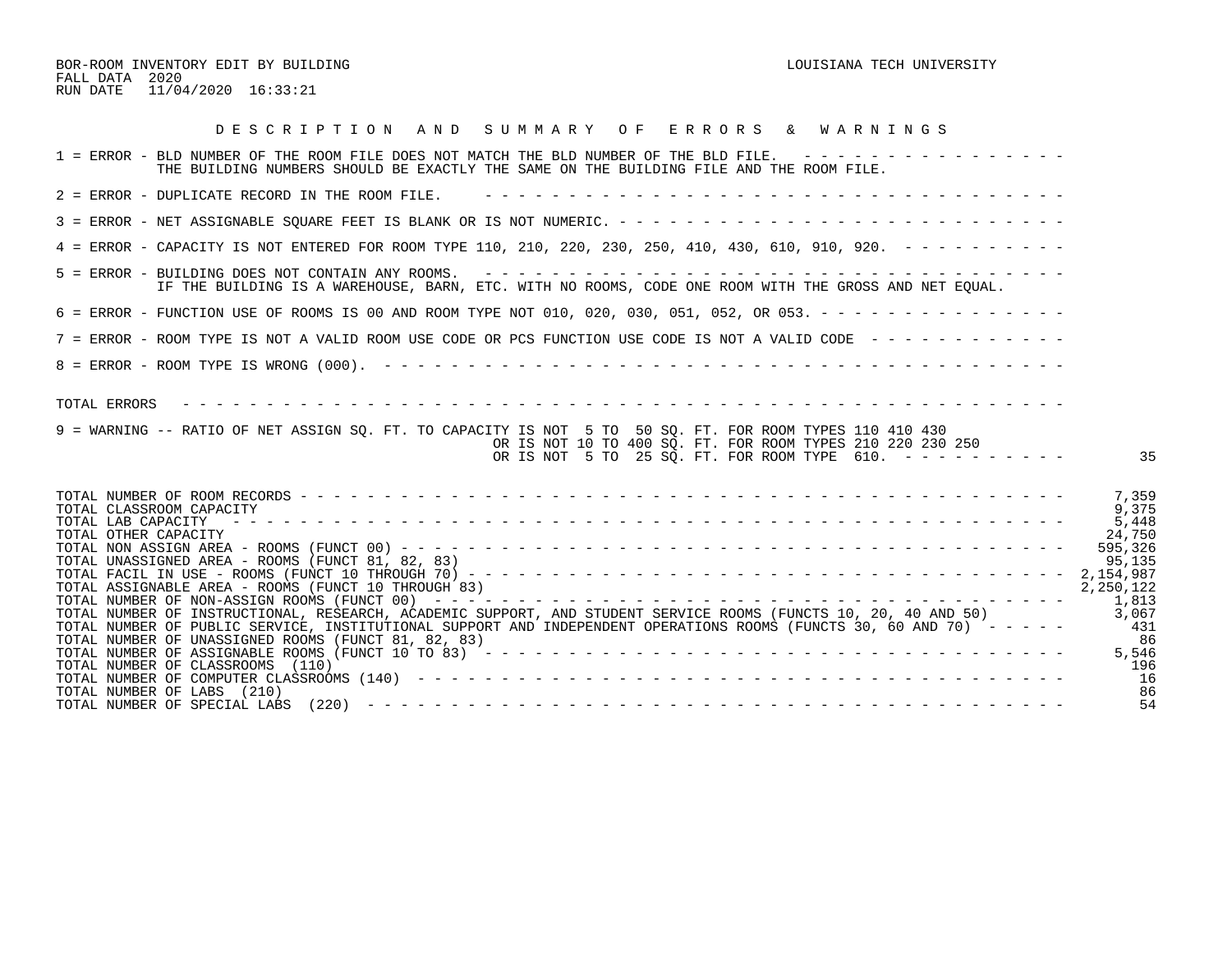BOR-ROOM INVENTORY EDIT BY BUILDING
FALL DATA 2020
RUN DATE 11/04/2020 16:33:21

LOUISIANA TECH UNIVERSITY

## D E S C R I P T I O N   A N D   S U M M A R Y   O F   E R R O R S   &   W A R N I N G S

| | |
|---|---|
| 1 = ERROR - BLD NUMBER OF THE ROOM FILE DOES NOT MATCH THE BLD NUMBER OF THE BLD FILE. THE BUILDING NUMBERS SHOULD BE EXACTLY THE SAME ON THE BUILDING FILE AND THE ROOM FILE. | |
| 2 = ERROR - DUPLICATE RECORD IN THE ROOM FILE. | |
| 3 = ERROR - NET ASSIGNABLE SQUARE FEET IS BLANK OR IS NOT NUMERIC. | |
| 4 = ERROR - CAPACITY IS NOT ENTERED FOR ROOM TYPE 110, 210, 220, 230, 250, 410, 430, 610, 910, 920. | |
| 5 = ERROR - BUILDING DOES NOT CONTAIN ANY ROOMS. IF THE BUILDING IS A WAREHOUSE, BARN, ETC. WITH NO ROOMS, CODE ONE ROOM WITH THE GROSS AND NET EQUAL. | |
| 6 = ERROR - FUNCTION USE OF ROOMS IS 00 AND ROOM TYPE NOT 010, 020, 030, 051, 052, OR 053. | |
| 7 = ERROR - ROOM TYPE IS NOT A VALID ROOM USE CODE OR PCS FUNCTION USE CODE IS NOT A VALID CODE | |
| 8 = ERROR - ROOM TYPE IS WRONG (000). | |
| TOTAL ERRORS | |
| 9 = WARNING -- RATIO OF NET ASSIGN SQ. FT. TO CAPACITY IS NOT 5 TO 50 SQ. FT. FOR ROOM TYPES 110 410 430 OR IS NOT 10 TO 400 SQ. FT. FOR ROOM TYPES 210 220 230 250 OR IS NOT 5 TO 25 SQ. FT. FOR ROOM TYPE 610. | 35 |

| | |
|---|---|
| TOTAL NUMBER OF ROOM RECORDS | 7,359 |
| TOTAL CLASSROOM CAPACITY | 9,375 |
| TOTAL LAB CAPACITY | 5,448 |
| TOTAL OTHER CAPACITY | 24,750 |
| TOTAL NON ASSIGN AREA - ROOMS (FUNCT 00) | 595,326 |
| TOTAL UNASSIGNED AREA - ROOMS (FUNCT 81, 82, 83) | 95,135 |
| TOTAL FACIL IN USE - ROOMS (FUNCT 10 THROUGH 70) | 2,154,987 |
| TOTAL ASSIGNABLE AREA - ROOMS (FUNCT 10 THROUGH 83) | 2,250,122 |
| TOTAL NUMBER OF NON-ASSIGN ROOMS (FUNCT 00) | 1,813 |
| TOTAL NUMBER OF INSTRUCTIONAL, RESEARCH, ACADEMIC SUPPORT, AND STUDENT SERVICE ROOMS (FUNCTS 10, 20, 40 AND 50) | 3,067 |
| TOTAL NUMBER OF PUBLIC SERVICE, INSTITUTIONAL SUPPORT AND INDEPENDENT OPERATIONS ROOMS (FUNCTS 30, 60 AND 70) | 431 |
| TOTAL NUMBER OF UNASSIGNED ROOMS (FUNCT 81, 82, 83) | 86 |
| TOTAL NUMBER OF ASSIGNABLE ROOMS (FUNCT 10 TO 83) | 5,546 |
| TOTAL NUMBER OF CLASSROOMS (110) | 196 |
| TOTAL NUMBER OF COMPUTER CLASSROOMS (140) | 16 |
| TOTAL NUMBER OF LABS (210) | 86 |
| TOTAL NUMBER OF SPECIAL LABS (220) | 54 |